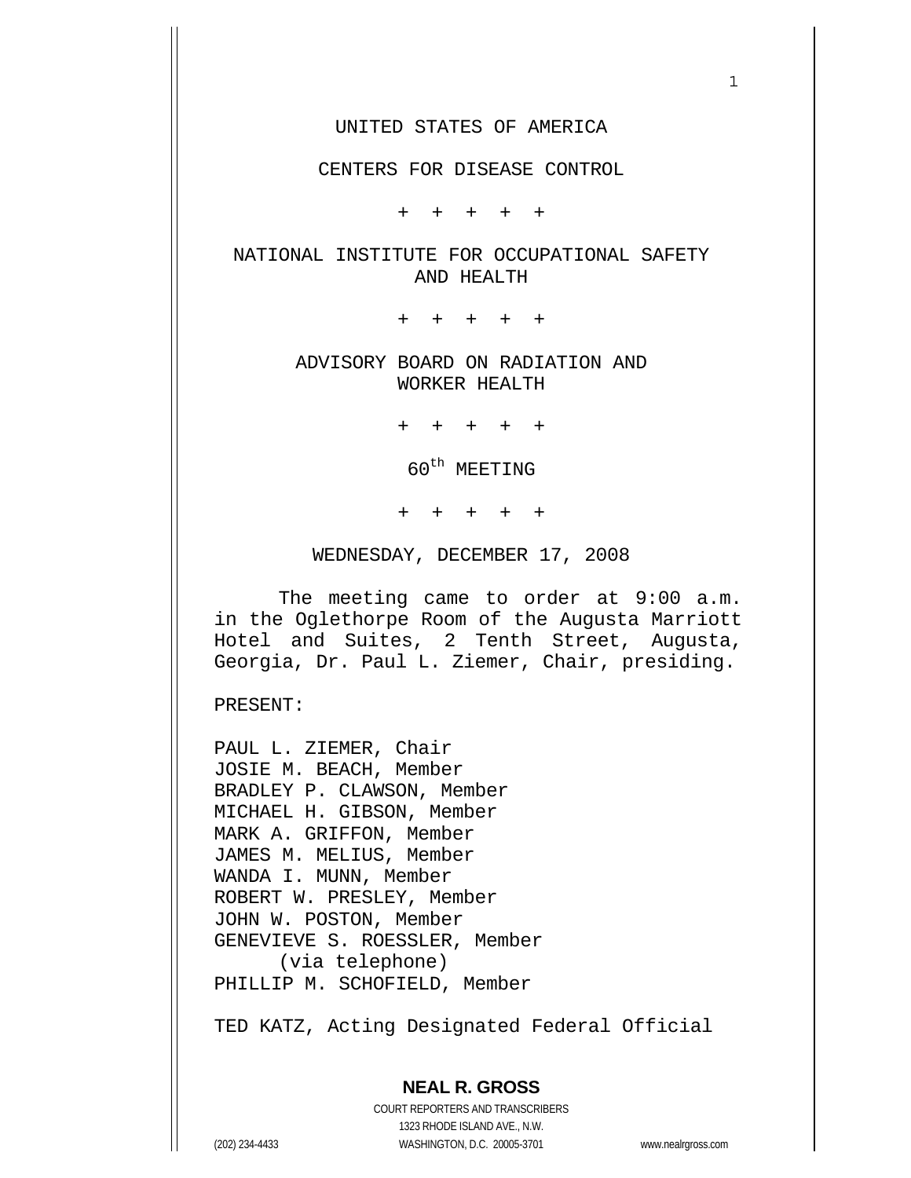UNITED STATES OF AMERICA

CENTERS FOR DISEASE CONTROL

\+ + + + +

NATIONAL INSTITUTE FOR OCCUPATIONAL SAFETY AND HEALTH

\+ + + + +

ADVISORY BOARD ON RADIATION AND WORKER HEALTH

\+ + + + +

60th MEETING

\+ + + + +

WEDNESDAY, DECEMBER 17, 2008

The meeting came to order at 9:00 a.m. in the Oglethorpe Room of the Augusta Marriott Hotel and Suites, 2 Tenth Street, Augusta, Georgia, Dr. Paul L. Ziemer, Chair, presiding.

PRESENT:

PAUL L. ZIEMER, Chair
JOSIE M. BEACH, Member
BRADLEY P. CLAWSON, Member
MICHAEL H. GIBSON, Member
MARK A. GRIFFON, Member
JAMES M. MELIUS, Member
WANDA I. MUNN, Member
ROBERT W. PRESLEY, Member
JOHN W. POSTON, Member
GENEVIEVE S. ROESSLER, Member
(via telephone)
PHILLIP M. SCHOFIELD, Member

TED KATZ, Acting Designated Federal Official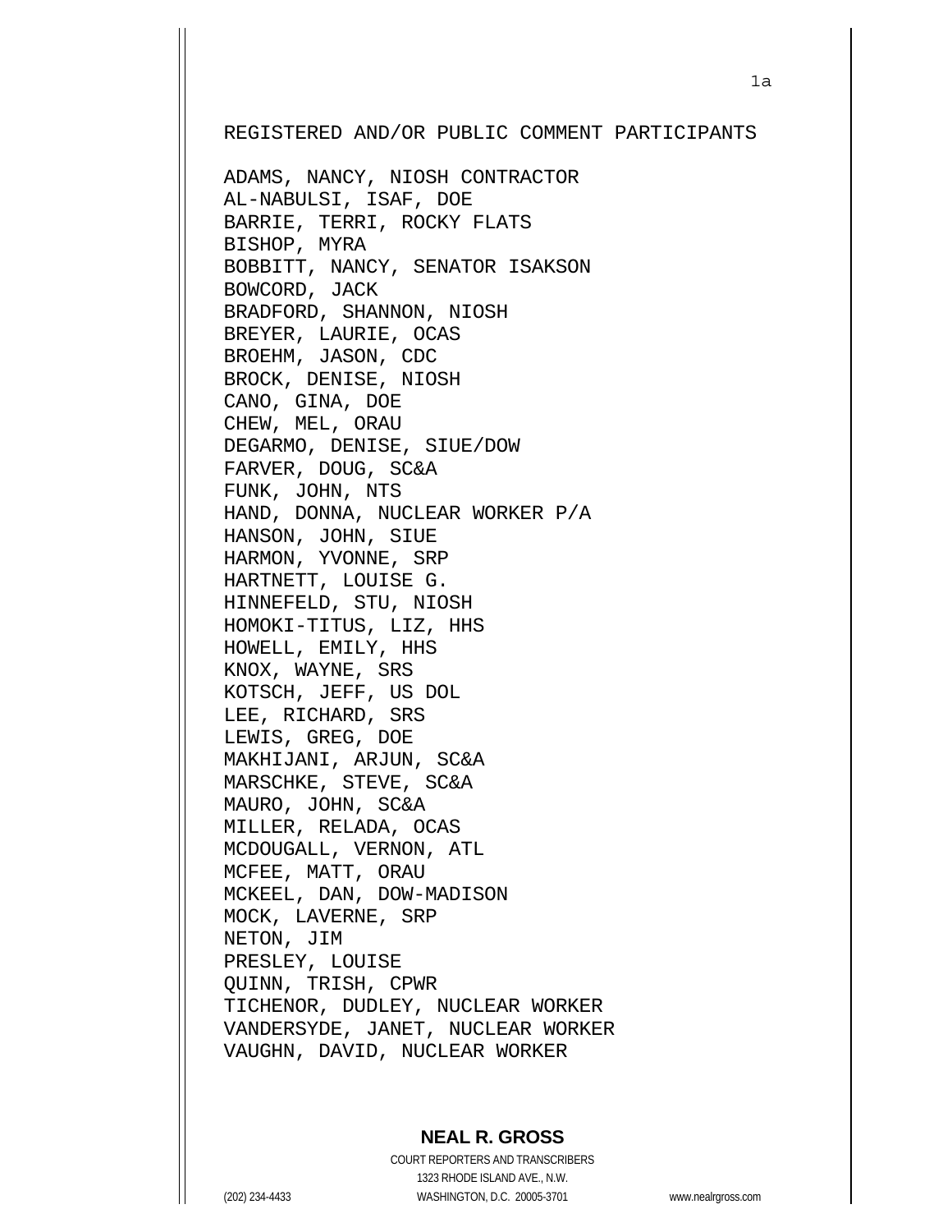REGISTERED AND/OR PUBLIC COMMENT PARTICIPANTS

ADAMS, NANCY, NIOSH CONTRACTOR
AL-NABULSI, ISAF, DOE
BARRIE, TERRI, ROCKY FLATS
BISHOP, MYRA
BOBBITT, NANCY, SENATOR ISAKSON
BOWCORD, JACK
BRADFORD, SHANNON, NIOSH
BREYER, LAURIE, OCAS
BROEHM, JASON, CDC
BROCK, DENISE, NIOSH
CANO, GINA, DOE
CHEW, MEL, ORAU
DEGARMO, DENISE, SIUE/DOW
FARVER, DOUG, SC&A
FUNK, JOHN, NTS
HAND, DONNA, NUCLEAR WORKER P/A
HANSON, JOHN, SIUE
HARMON, YVONNE, SRP
HARTNETT, LOUISE G.
HINNEFELD, STU, NIOSH
HOMOKI-TITUS, LIZ, HHS
HOWELL, EMILY, HHS
KNOX, WAYNE, SRS
KOTSCH, JEFF, US DOL
LEE, RICHARD, SRS
LEWIS, GREG, DOE
MAKHIJANI, ARJUN, SC&A
MARSCHKE, STEVE, SC&A
MAURO, JOHN, SC&A
MILLER, RELADA, OCAS
MCDOUGALL, VERNON, ATL
MCFEE, MATT, ORAU
MCKEEL, DAN, DOW-MADISON
MOCK, LAVERNE, SRP
NETON, JIM
PRESLEY, LOUISE
QUINN, TRISH, CPWR
TICHENOR, DUDLEY, NUCLEAR WORKER
VANDERSYDE, JANET, NUCLEAR WORKER
VAUGHN, DAVID, NUCLEAR WORKER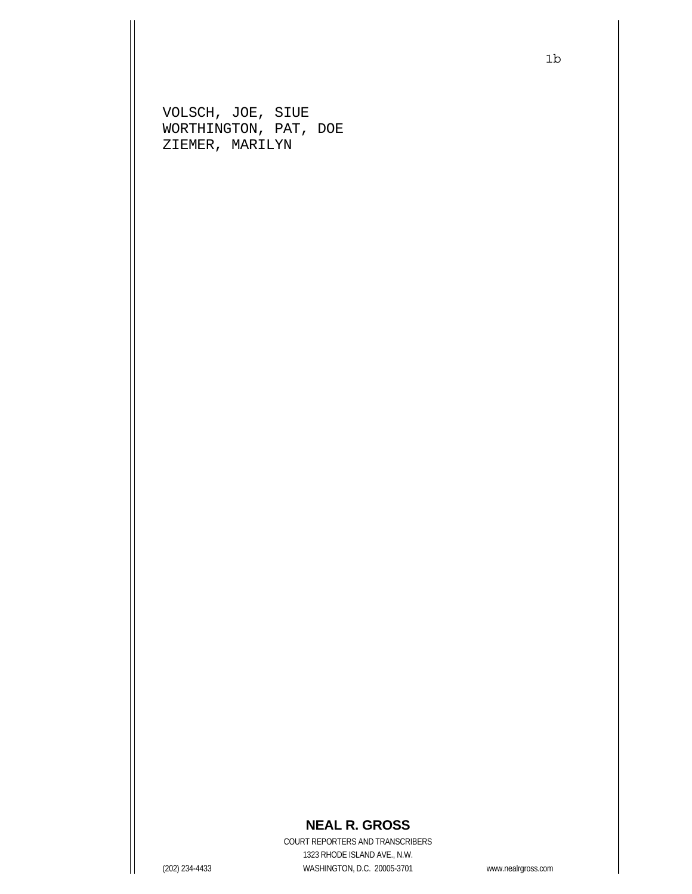VOLSCH, JOE, SIUE
WORTHINGTON, PAT, DOE
ZIEMER, MARILYN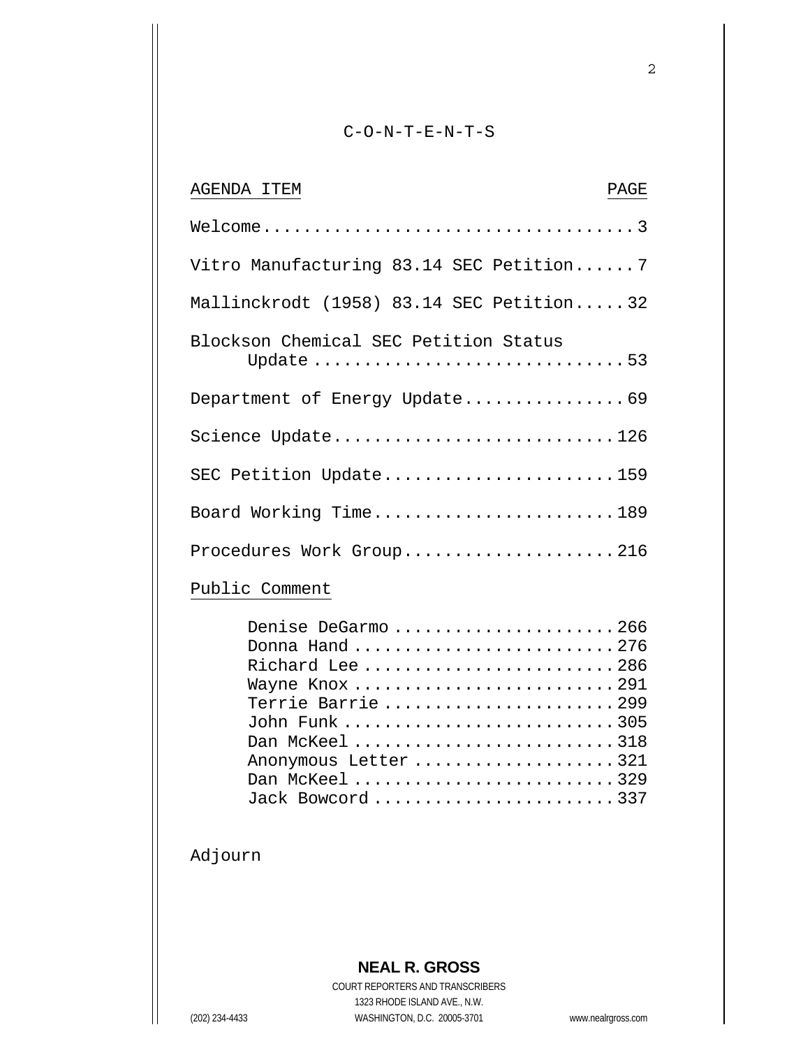# C-O-N-T-E-N-T-S

| AGENDA ITEM | PAGE |
|---|---|
| Welcome | 3 |
| Vitro Manufacturing 83.14 SEC Petition | 7 |
| Mallinckrodt (1958) 83.14 SEC Petition | 32 |
| Blockson Chemical SEC Petition Status Update | 53 |
| Department of Energy Update | 69 |
| Science Update | 126 |
| SEC Petition Update | 159 |
| Board Working Time | 189 |
| Procedures Work Group | 216 |

**Public Comment**

| | |
|---|---|
| Denise DeGarmo | 266 |
| Donna Hand | 276 |
| Richard Lee | 286 |
| Wayne Knox | 291 |
| Terrie Barrie | 299 |
| John Funk | 305 |
| Dan McKeel | 318 |
| Anonymous Letter | 321 |
| Dan McKeel | 329 |
| Jack Bowcord | 337 |

Adjourn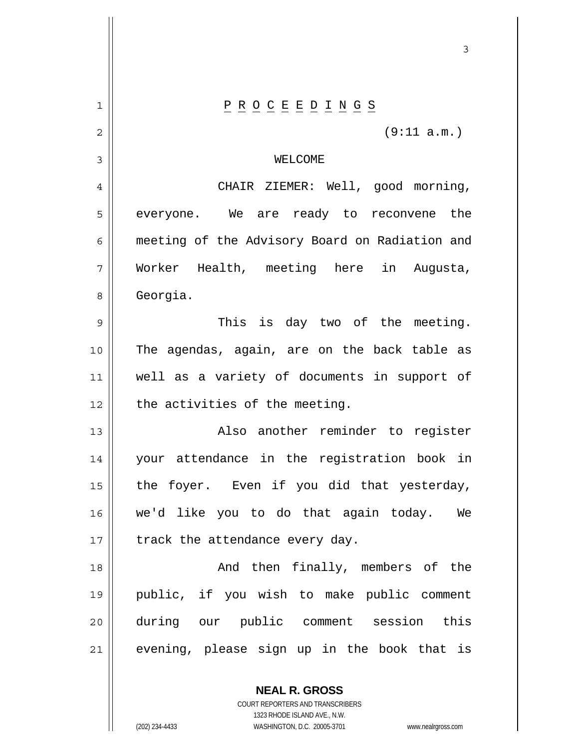P R O C E E D I N G S

(9:11 a.m.)

WELCOME

CHAIR ZIEMER: Well, good morning, everyone. We are ready to reconvene the meeting of the Advisory Board on Radiation and Worker Health, meeting here in Augusta, Georgia.

This is day two of the meeting. The agendas, again, are on the back table as well as a variety of documents in support of the activities of the meeting.

Also another reminder to register your attendance in the registration book in the foyer. Even if you did that yesterday, we'd like you to do that again today. We track the attendance every day.

And then finally, members of the public, if you wish to make public comment during our public comment session this evening, please sign up in the book that is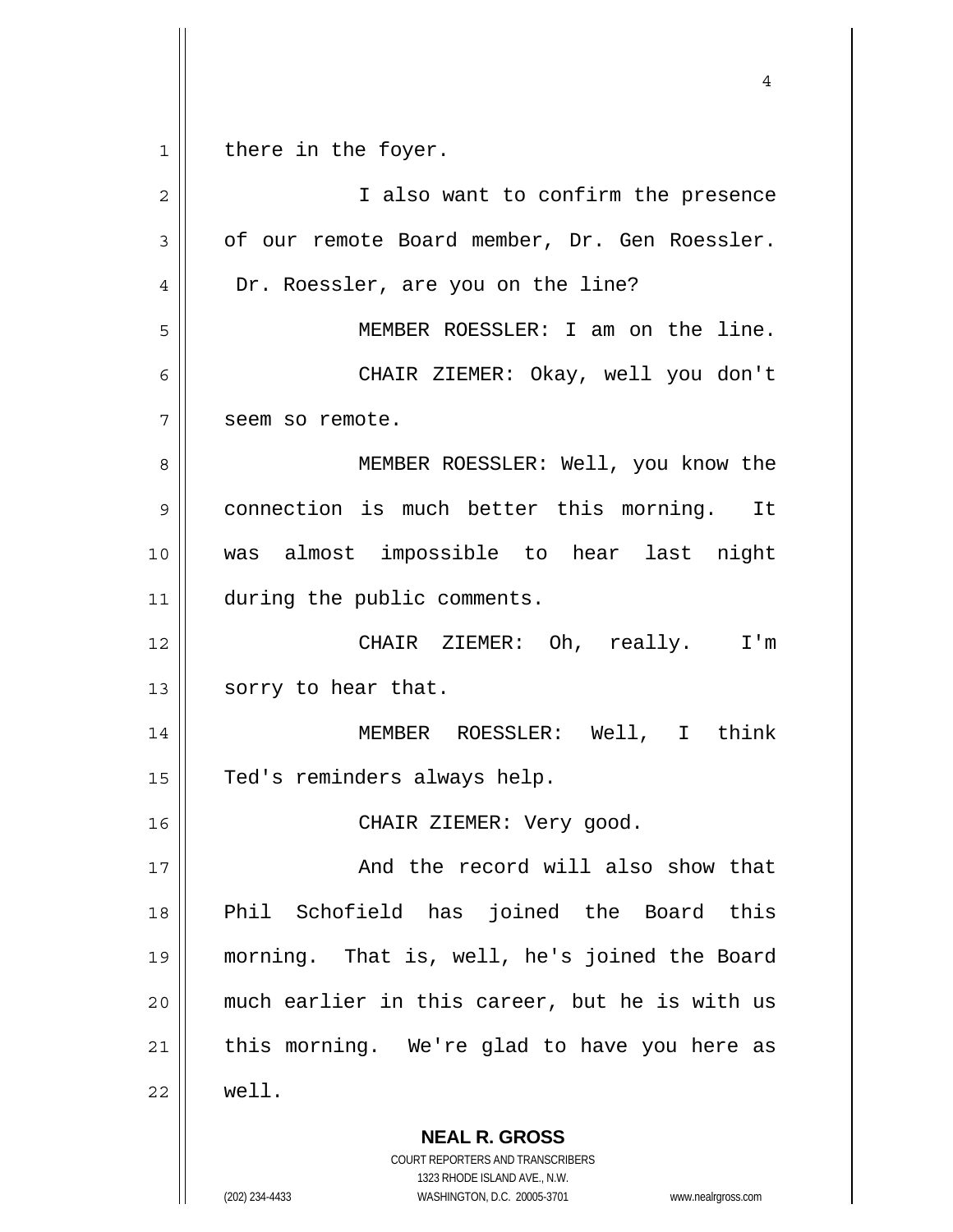there in the foyer.

I also want to confirm the presence of our remote Board member, Dr. Gen Roessler. Dr. Roessler, are you on the line?

MEMBER ROESSLER: I am on the line.

CHAIR ZIEMER: Okay, well you don't seem so remote.

MEMBER ROESSLER: Well, you know the connection is much better this morning. It was almost impossible to hear last night during the public comments.

CHAIR ZIEMER: Oh, really. I'm sorry to hear that.

MEMBER ROESSLER: Well, I think Ted's reminders always help.

CHAIR ZIEMER: Very good.

And the record will also show that Phil Schofield has joined the Board this morning. That is, well, he's joined the Board much earlier in this career, but he is with us this morning. We're glad to have you here as well.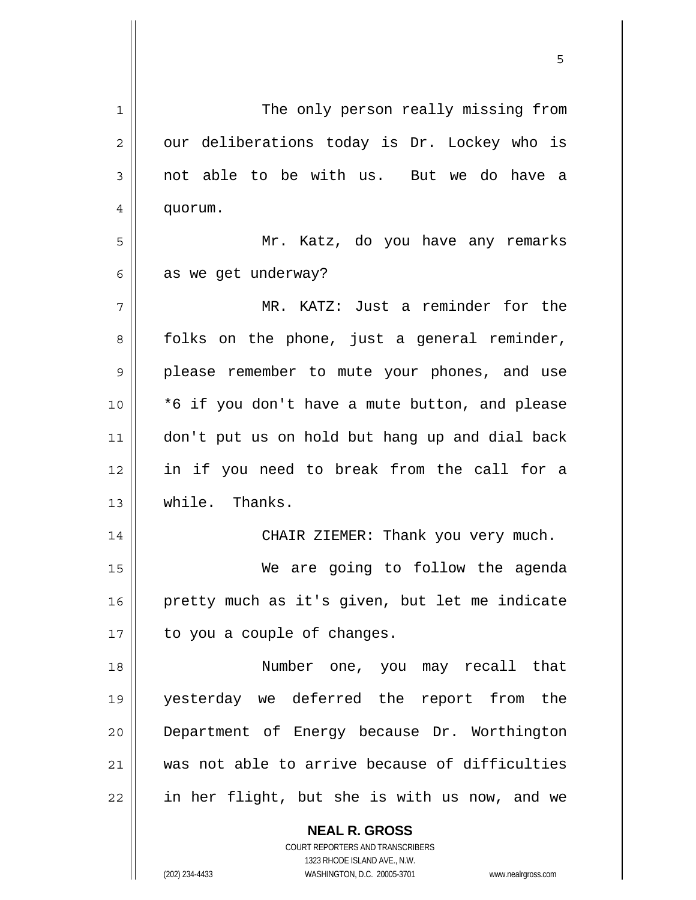The only person really missing from our deliberations today is Dr. Lockey who is not able to be with us. But we do have a quorum.

Mr. Katz, do you have any remarks as we get underway?

MR. KATZ: Just a reminder for the folks on the phone, just a general reminder, please remember to mute your phones, and use *6 if you don't have a mute button, and please don't put us on hold but hang up and dial back in if you need to break from the call for a while. Thanks.

CHAIR ZIEMER: Thank you very much.

We are going to follow the agenda pretty much as it's given, but let me indicate to you a couple of changes.

Number one, you may recall that yesterday we deferred the report from the Department of Energy because Dr. Worthington was not able to arrive because of difficulties in her flight, but she is with us now, and we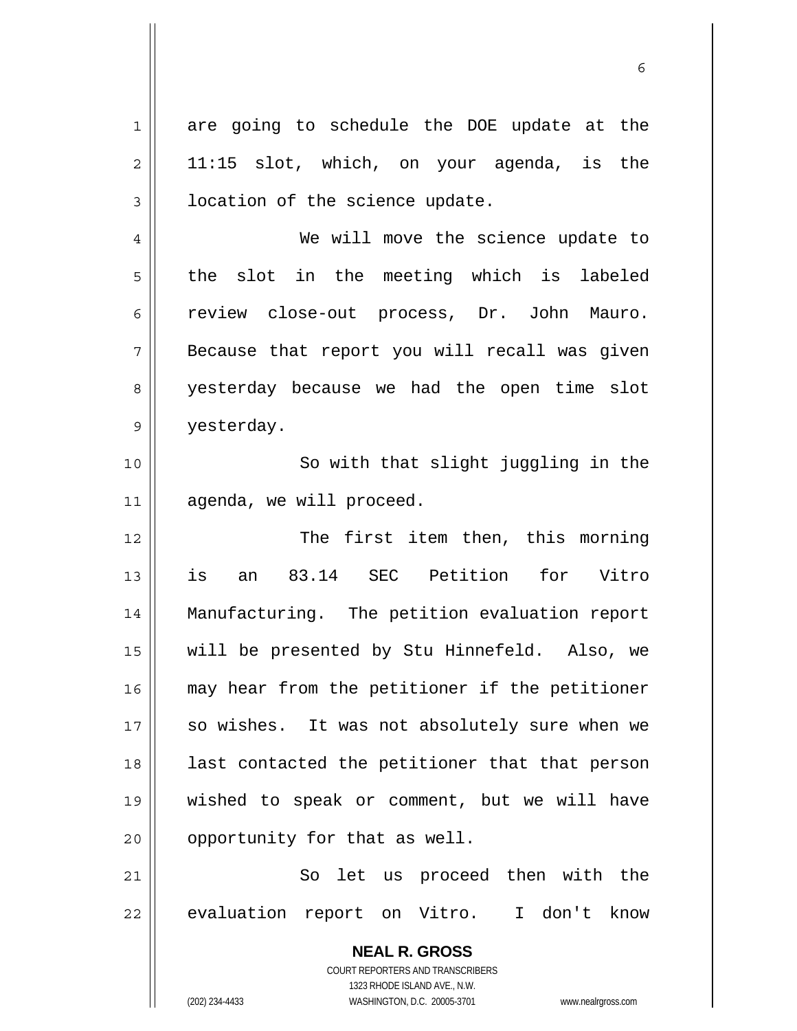are going to schedule the DOE update at the 11:15 slot, which, on your agenda, is the location of the science update.

We will move the science update to the slot in the meeting which is labeled review close-out process, Dr. John Mauro. Because that report you will recall was given yesterday because we had the open time slot yesterday.

So with that slight juggling in the agenda, we will proceed.

The first item then, this morning is an 83.14 SEC Petition for Vitro Manufacturing. The petition evaluation report will be presented by Stu Hinnefeld. Also, we may hear from the petitioner if the petitioner so wishes. It was not absolutely sure when we last contacted the petitioner that that person wished to speak or comment, but we will have opportunity for that as well.

So let us proceed then with the evaluation report on Vitro. I don't know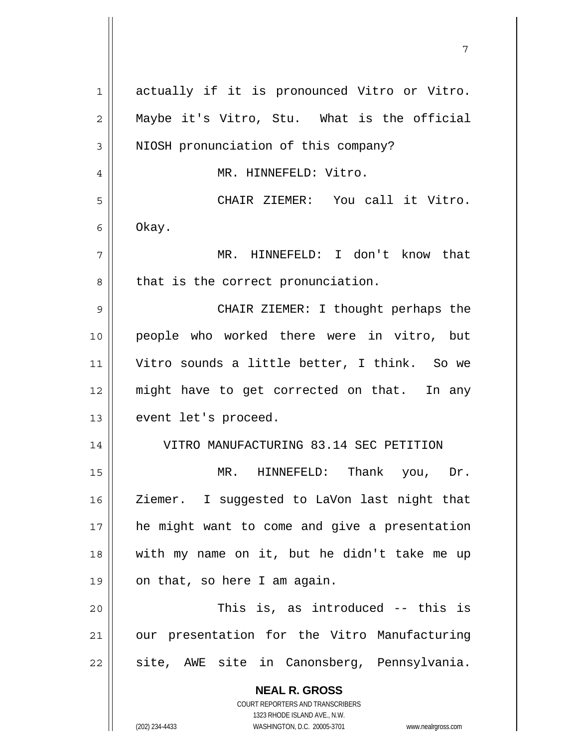actually if it is pronounced Vitro or Vitro. Maybe it's Vitro, Stu. What is the official NIOSH pronunciation of this company?

MR. HINNEFELD: Vitro.

CHAIR ZIEMER: You call it Vitro. Okay.

MR. HINNEFELD: I don't know that that is the correct pronunciation.

CHAIR ZIEMER: I thought perhaps the people who worked there were in vitro, but Vitro sounds a little better, I think. So we might have to get corrected on that. In any event let's proceed.

## VITRO MANUFACTURING 83.14 SEC PETITION

MR. HINNEFELD: Thank you, Dr. Ziemer. I suggested to LaVon last night that he might want to come and give a presentation with my name on it, but he didn't take me up on that, so here I am again.

This is, as introduced -- this is our presentation for the Vitro Manufacturing site, AWE site in Canonsberg, Pennsylvania.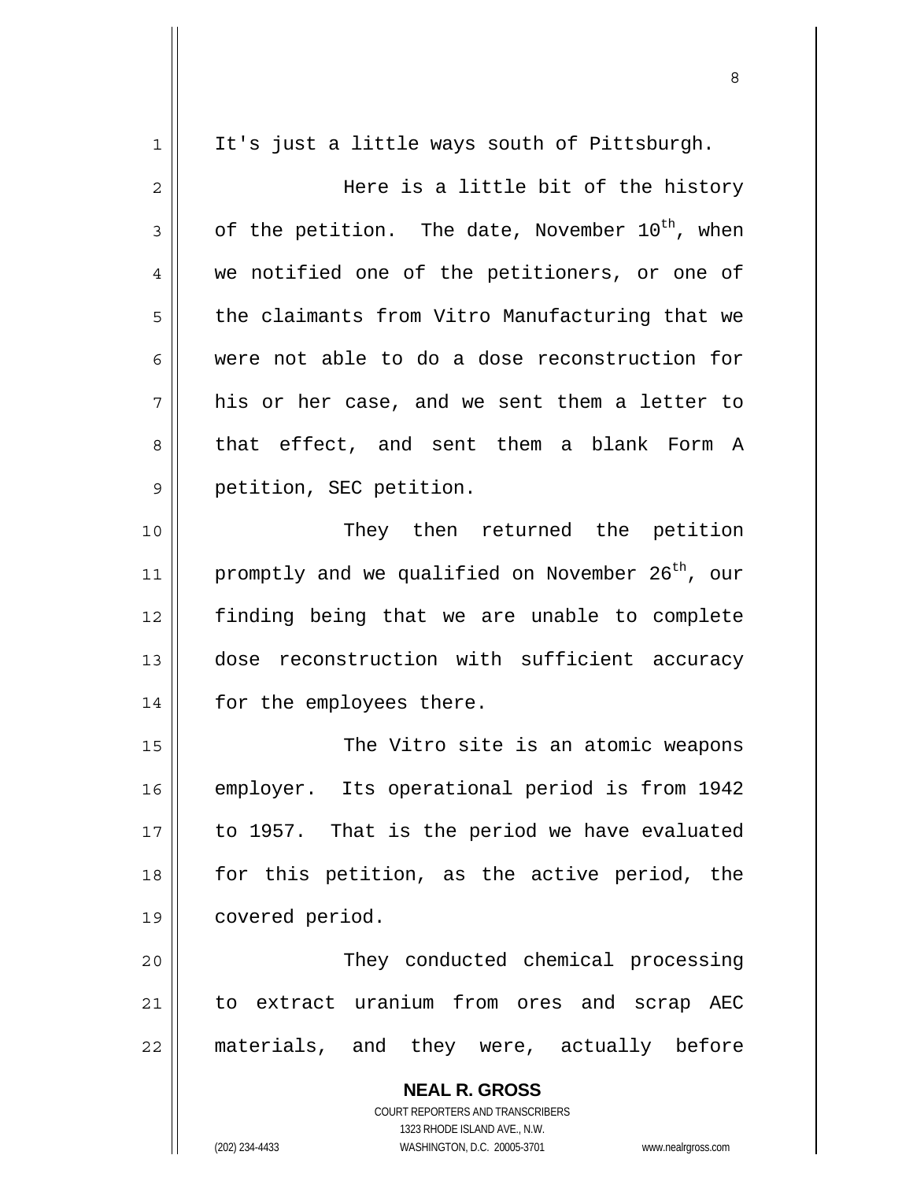It's just a little ways south of Pittsburgh.

Here is a little bit of the history of the petition. The date, November 10th, when we notified one of the petitioners, or one of the claimants from Vitro Manufacturing that we were not able to do a dose reconstruction for his or her case, and we sent them a letter to that effect, and sent them a blank Form A petition, SEC petition.

They then returned the petition promptly and we qualified on November 26th, our finding being that we are unable to complete dose reconstruction with sufficient accuracy for the employees there.

The Vitro site is an atomic weapons employer. Its operational period is from 1942 to 1957. That is the period we have evaluated for this petition, as the active period, the covered period.

They conducted chemical processing to extract uranium from ores and scrap AEC materials, and they were, actually before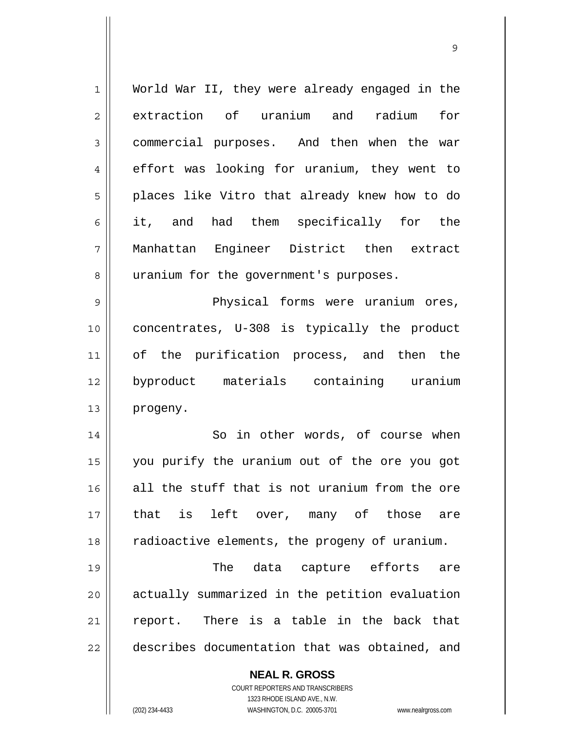World War II, they were already engaged in the extraction of uranium and radium for commercial purposes. And then when the war effort was looking for uranium, they went to places like Vitro that already knew how to do it, and had them specifically for the Manhattan Engineer District then extract uranium for the government's purposes.

Physical forms were uranium ores, concentrates, U-308 is typically the product of the purification process, and then the byproduct materials containing uranium progeny.

So in other words, of course when you purify the uranium out of the ore you got all the stuff that is not uranium from the ore that is left over, many of those are radioactive elements, the progeny of uranium.

The data capture efforts are actually summarized in the petition evaluation report. There is a table in the back that describes documentation that was obtained, and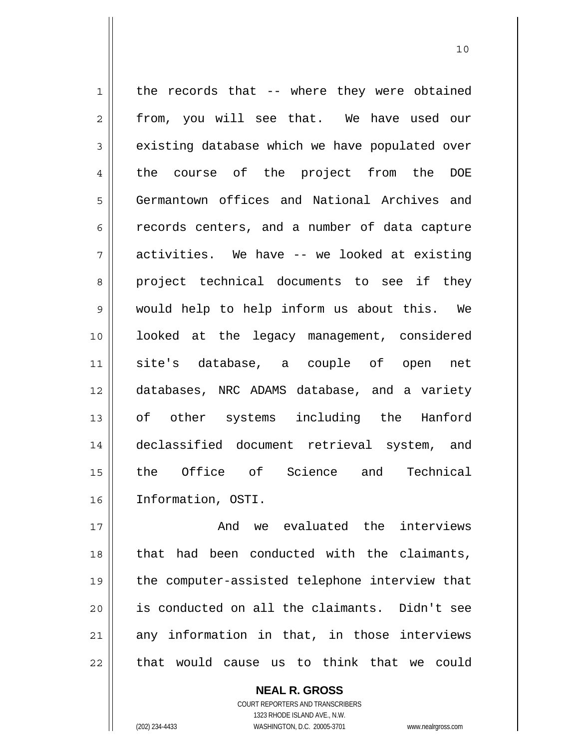the records that -- where they were obtained from, you will see that. We have used our existing database which we have populated over the course of the project from the DOE Germantown offices and National Archives and records centers, and a number of data capture activities. We have -- we looked at existing project technical documents to see if they would help to help inform us about this. We looked at the legacy management, considered site's database, a couple of open net databases, NRC ADAMS database, and a variety of other systems including the Hanford declassified document retrieval system, and the Office of Science and Technical Information, OSTI.

And we evaluated the interviews that had been conducted with the claimants, the computer-assisted telephone interview that is conducted on all the claimants. Didn't see any information in that, in those interviews that would cause us to think that we could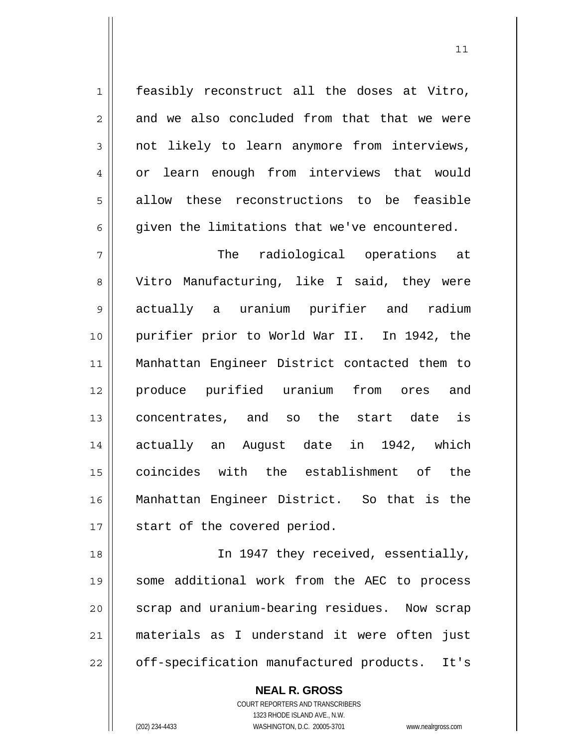feasibly reconstruct all the doses at Vitro, and we also concluded from that that we were not likely to learn anymore from interviews, or learn enough from interviews that would allow these reconstructions to be feasible given the limitations that we've encountered.

The radiological operations at Vitro Manufacturing, like I said, they were actually a uranium purifier and radium purifier prior to World War II. In 1942, the Manhattan Engineer District contacted them to produce purified uranium from ores and concentrates, and so the start date is actually an August date in 1942, which coincides with the establishment of the Manhattan Engineer District. So that is the start of the covered period.

In 1947 they received, essentially, some additional work from the AEC to process scrap and uranium-bearing residues. Now scrap materials as I understand it were often just off-specification manufactured products. It's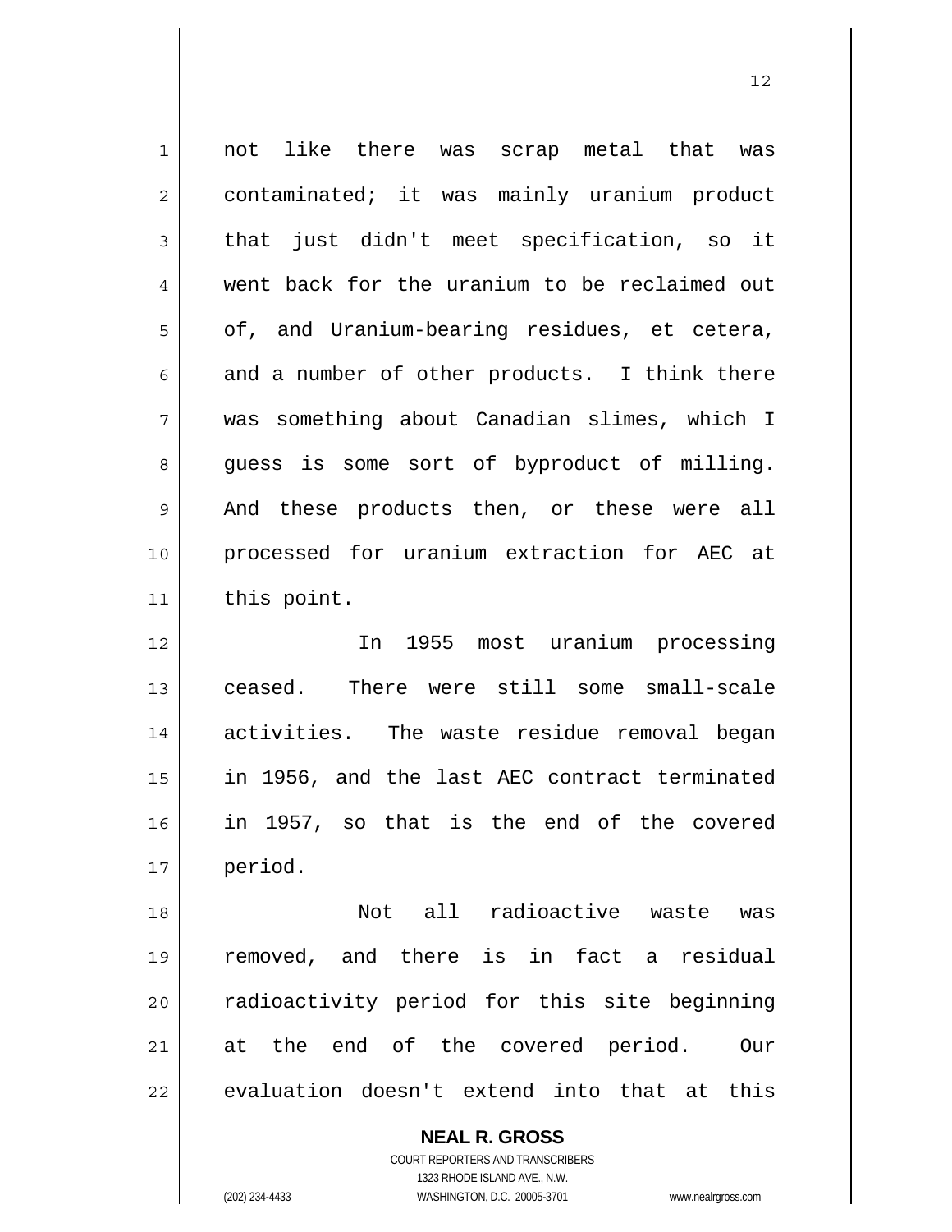not like there was scrap metal that was contaminated; it was mainly uranium product that just didn't meet specification, so it went back for the uranium to be reclaimed out of, and Uranium-bearing residues, et cetera, and a number of other products. I think there was something about Canadian slimes, which I guess is some sort of byproduct of milling. And these products then, or these were all processed for uranium extraction for AEC at this point.

In 1955 most uranium processing ceased. There were still some small-scale activities. The waste residue removal began in 1956, and the last AEC contract terminated in 1957, so that is the end of the covered period.

Not all radioactive waste was removed, and there is in fact a residual radioactivity period for this site beginning at the end of the covered period. Our evaluation doesn't extend into that at this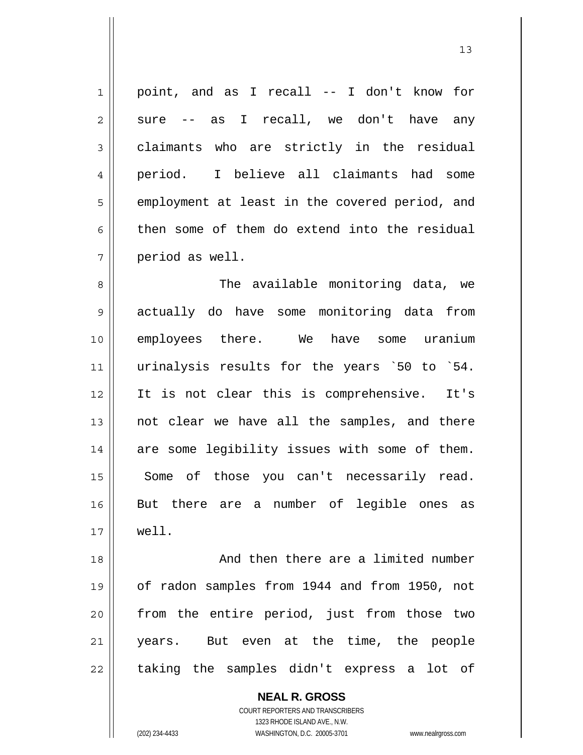point, and as I recall -- I don't know for sure -- as I recall, we don't have any claimants who are strictly in the residual period. I believe all claimants had some employment at least in the covered period, and then some of them do extend into the residual period as well.

The available monitoring data, we actually do have some monitoring data from employees there. We have some uranium urinalysis results for the years `50 to `54. It is not clear this is comprehensive. It's not clear we have all the samples, and there are some legibility issues with some of them. Some of those you can't necessarily read. But there are a number of legible ones as well.

And then there are a limited number of radon samples from 1944 and from 1950, not from the entire period, just from those two years. But even at the time, the people taking the samples didn't express a lot of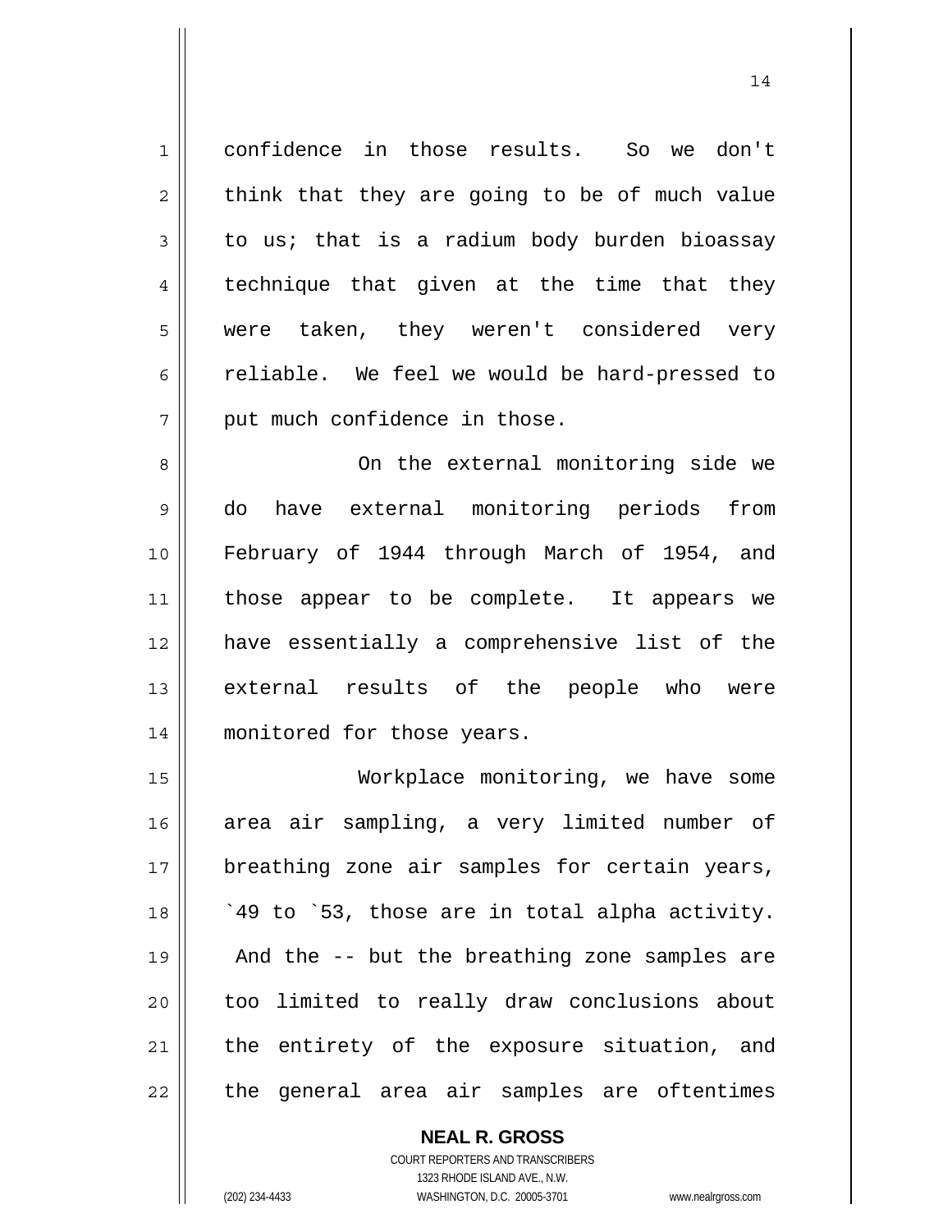confidence in those results. So we don't think that they are going to be of much value to us; that is a radium body burden bioassay technique that given at the time that they were taken, they weren't considered very reliable. We feel we would be hard-pressed to put much confidence in those.

On the external monitoring side we do have external monitoring periods from February of 1944 through March of 1954, and those appear to be complete. It appears we have essentially a comprehensive list of the external results of the people who were monitored for those years.

Workplace monitoring, we have some area air sampling, a very limited number of breathing zone air samples for certain years, `49 to `53, those are in total alpha activity. And the -- but the breathing zone samples are too limited to really draw conclusions about the entirety of the exposure situation, and the general area air samples are oftentimes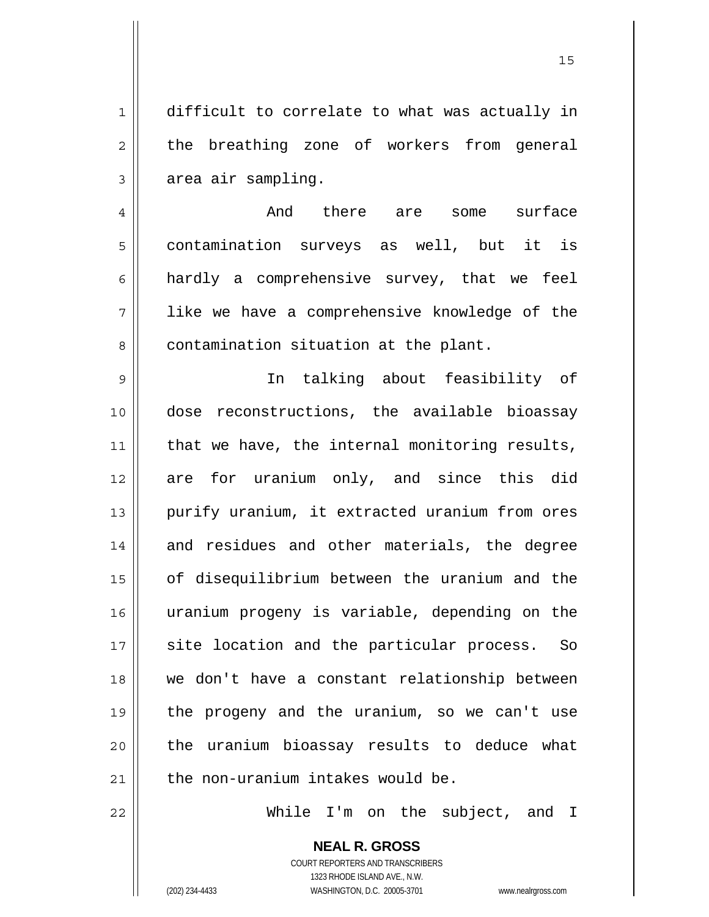difficult to correlate to what was actually in the breathing zone of workers from general area air sampling.

And there are some surface contamination surveys as well, but it is hardly a comprehensive survey, that we feel like we have a comprehensive knowledge of the contamination situation at the plant.

In talking about feasibility of dose reconstructions, the available bioassay that we have, the internal monitoring results, are for uranium only, and since this did purify uranium, it extracted uranium from ores and residues and other materials, the degree of disequilibrium between the uranium and the uranium progeny is variable, depending on the site location and the particular process. So we don't have a constant relationship between the progeny and the uranium, so we can't use the uranium bioassay results to deduce what the non-uranium intakes would be.

While I'm on the subject, and I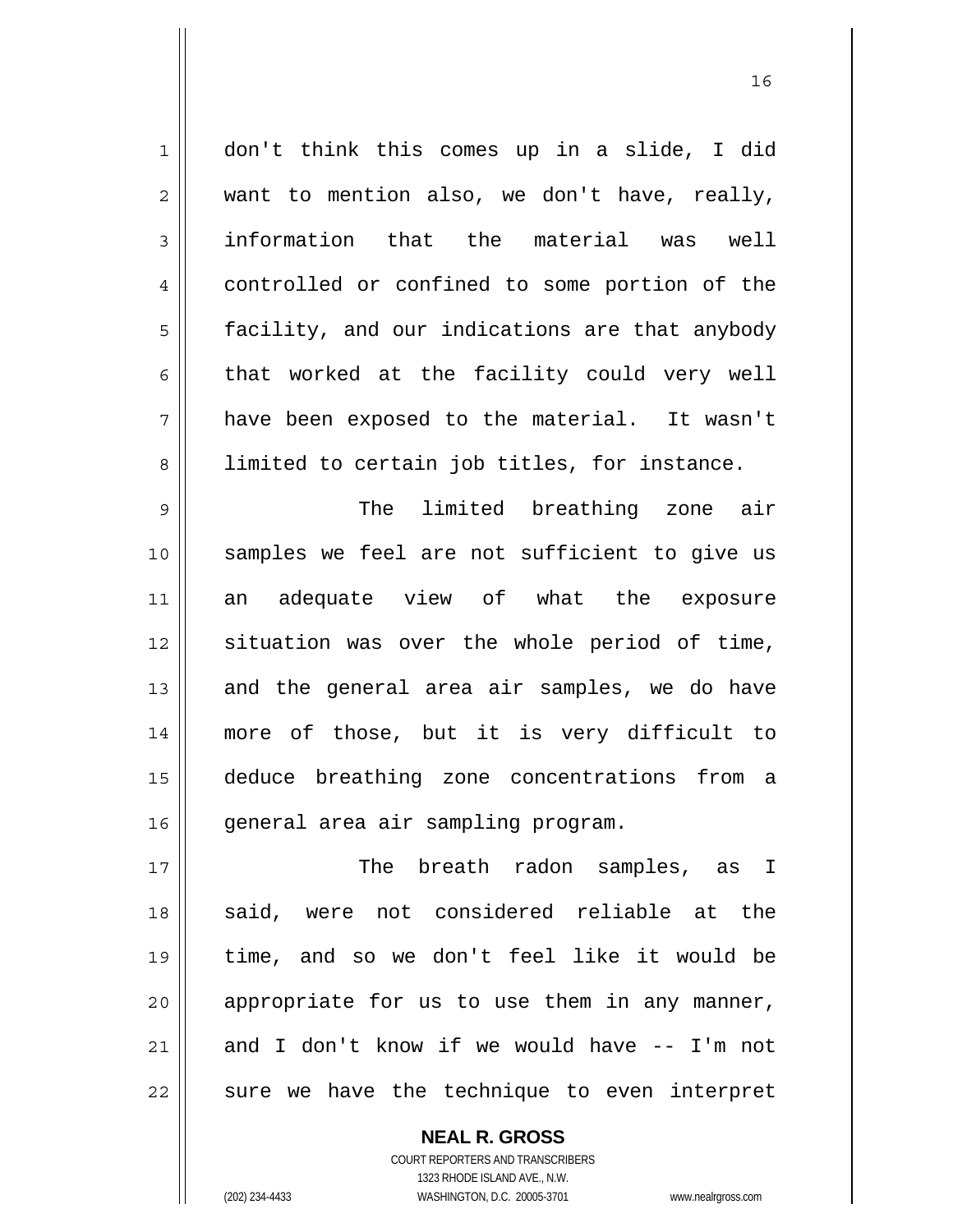don't think this comes up in a slide, I did want to mention also, we don't have, really, information that the material was well controlled or confined to some portion of the facility, and our indications are that anybody that worked at the facility could very well have been exposed to the material. It wasn't limited to certain job titles, for instance.

The limited breathing zone air samples we feel are not sufficient to give us an adequate view of what the exposure situation was over the whole period of time, and the general area air samples, we do have more of those, but it is very difficult to deduce breathing zone concentrations from a general area air sampling program.

The breath radon samples, as I said, were not considered reliable at the time, and so we don't feel like it would be appropriate for us to use them in any manner, and I don't know if we would have -- I'm not sure we have the technique to even interpret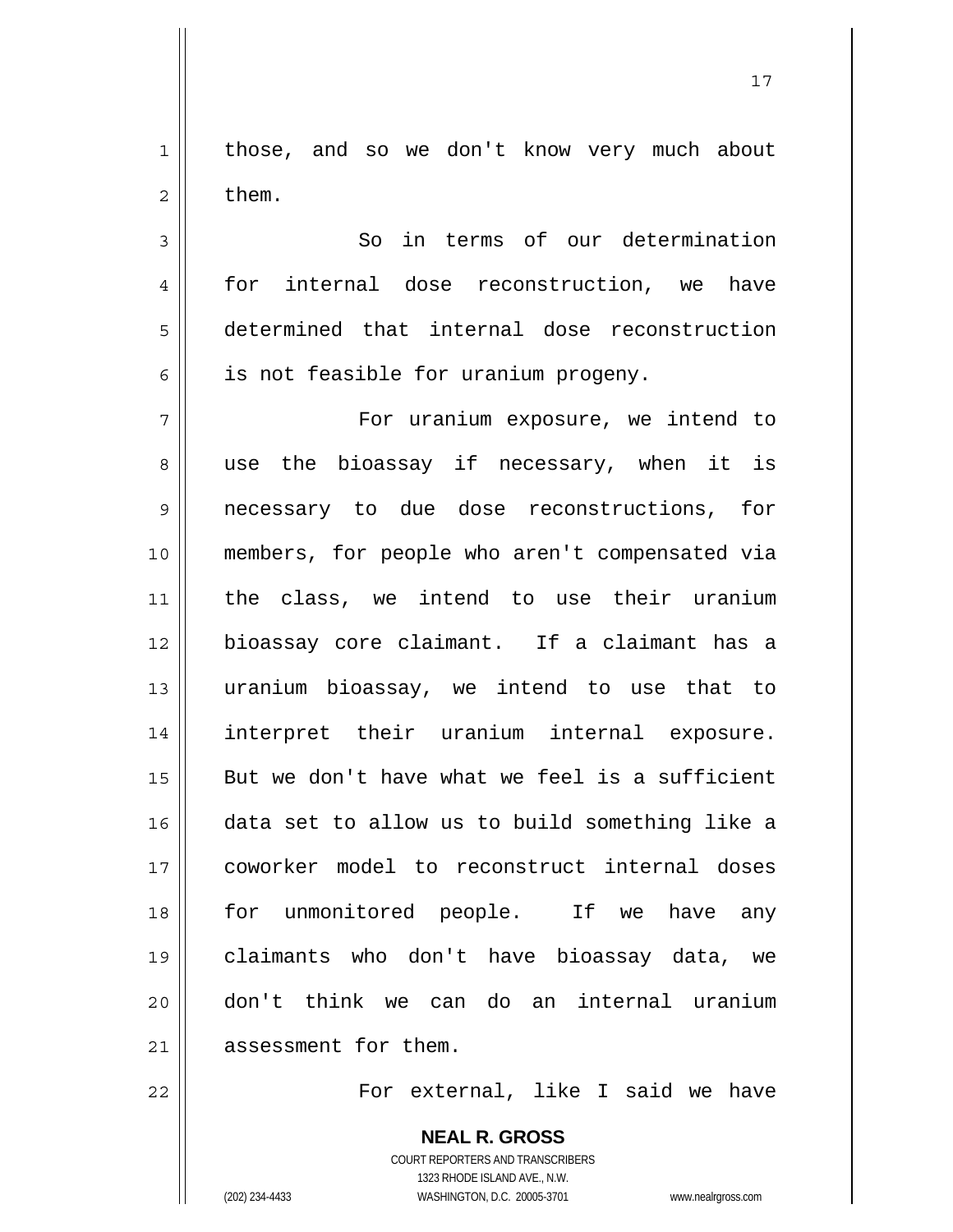those, and so we don't know very much about them.

So in terms of our determination for internal dose reconstruction, we have determined that internal dose reconstruction is not feasible for uranium progeny.

For uranium exposure, we intend to use the bioassay if necessary, when it is necessary to due dose reconstructions, for members, for people who aren't compensated via the class, we intend to use their uranium bioassay core claimant. If a claimant has a uranium bioassay, we intend to use that to interpret their uranium internal exposure. But we don't have what we feel is a sufficient data set to allow us to build something like a coworker model to reconstruct internal doses for unmonitored people. If we have any claimants who don't have bioassay data, we don't think we can do an internal uranium assessment for them.

For external, like I said we have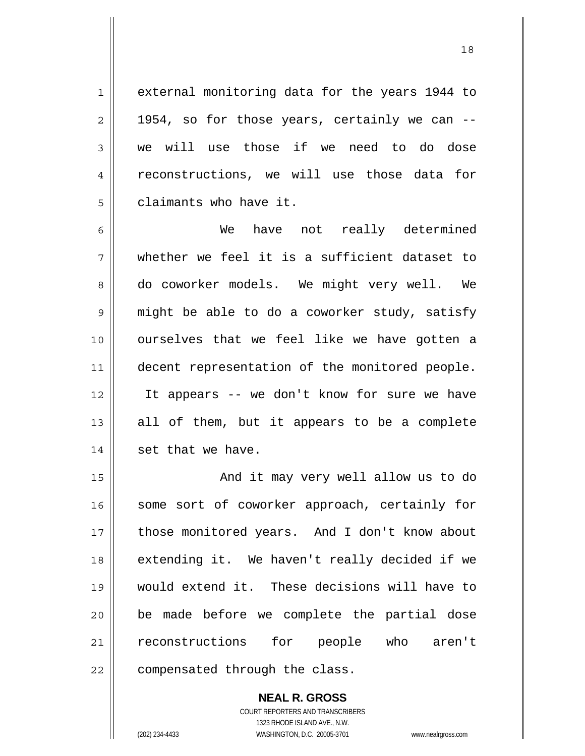external monitoring data for the years 1944 to 1954, so for those years, certainly we can -- we will use those if we need to do dose reconstructions, we will use those data for claimants who have it.

We have not really determined whether we feel it is a sufficient dataset to do coworker models. We might very well. We might be able to do a coworker study, satisfy ourselves that we feel like we have gotten a decent representation of the monitored people. It appears -- we don't know for sure we have all of them, but it appears to be a complete set that we have.

And it may very well allow us to do some sort of coworker approach, certainly for those monitored years. And I don't know about extending it. We haven't really decided if we would extend it. These decisions will have to be made before we complete the partial dose reconstructions for people who aren't compensated through the class.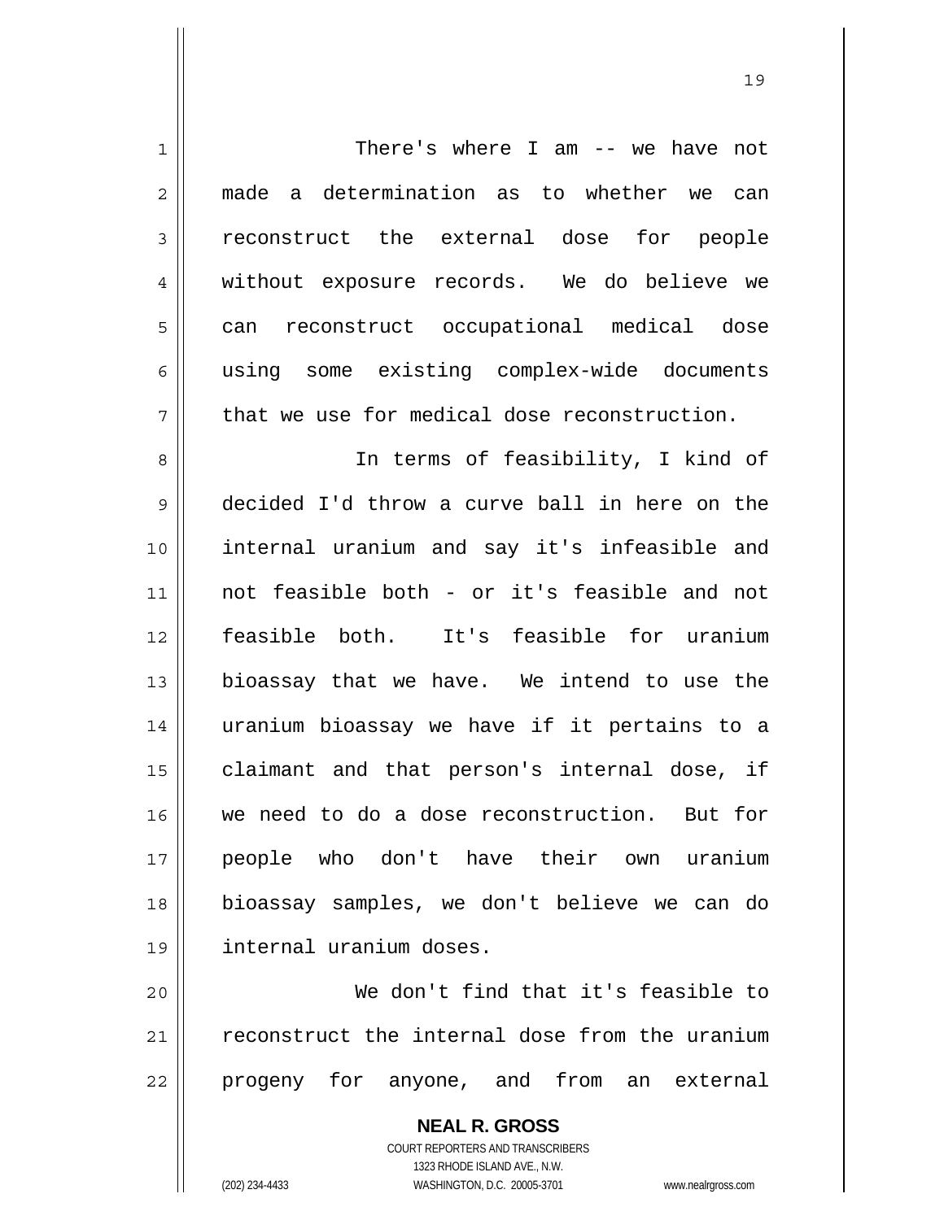There's where I am -- we have not made a determination as to whether we can reconstruct the external dose for people without exposure records. We do believe we can reconstruct occupational medical dose using some existing complex-wide documents that we use for medical dose reconstruction.

In terms of feasibility, I kind of decided I'd throw a curve ball in here on the internal uranium and say it's infeasible and not feasible both - or it's feasible and not feasible both. It's feasible for uranium bioassay that we have. We intend to use the uranium bioassay we have if it pertains to a claimant and that person's internal dose, if we need to do a dose reconstruction. But for people who don't have their own uranium bioassay samples, we don't believe we can do internal uranium doses.

We don't find that it's feasible to reconstruct the internal dose from the uranium progeny for anyone, and from an external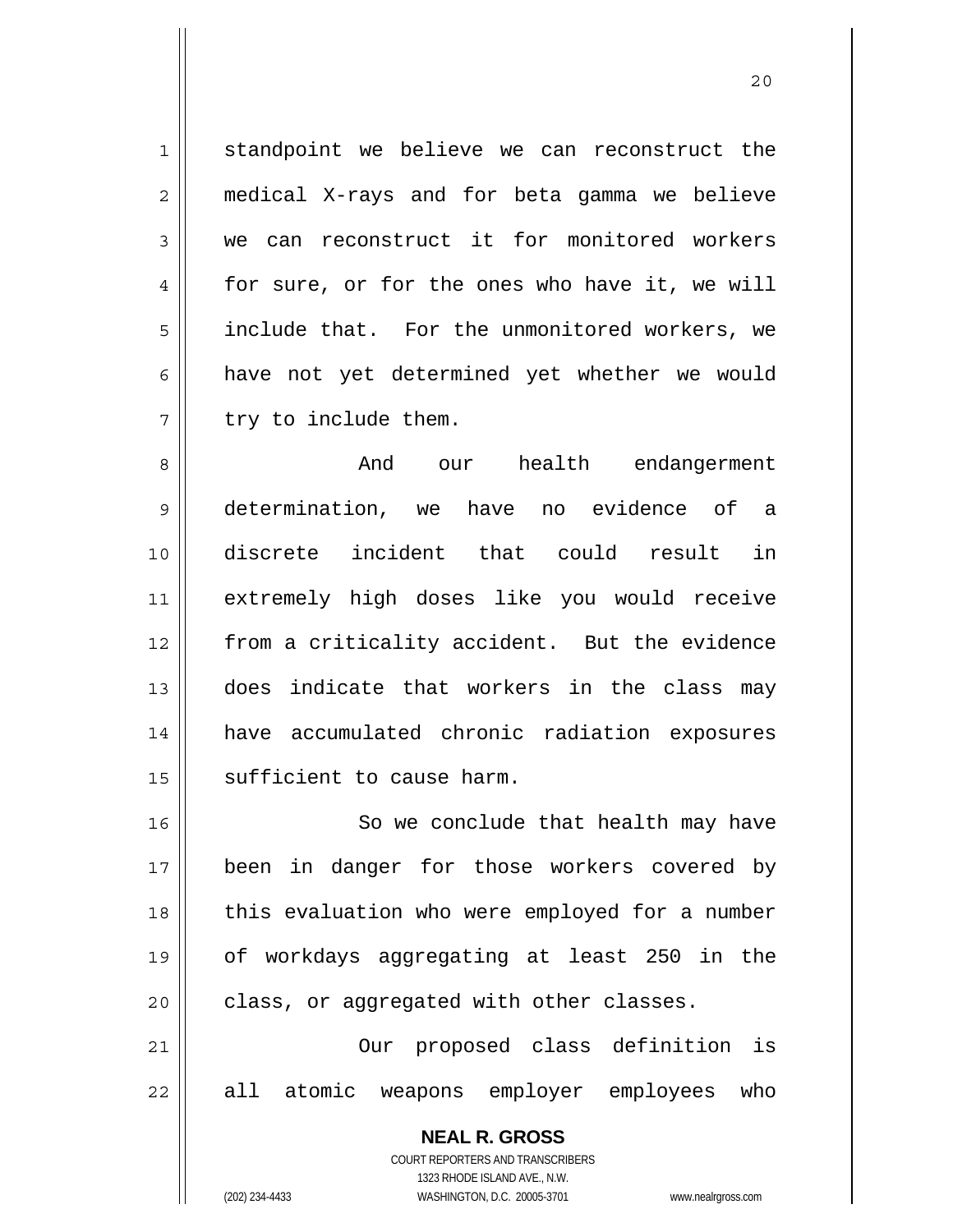standpoint we believe we can reconstruct the medical X-rays and for beta gamma we believe we can reconstruct it for monitored workers for sure, or for the ones who have it, we will include that. For the unmonitored workers, we have not yet determined yet whether we would try to include them.

And our health endangerment determination, we have no evidence of a discrete incident that could result in extremely high doses like you would receive from a criticality accident. But the evidence does indicate that workers in the class may have accumulated chronic radiation exposures sufficient to cause harm.

So we conclude that health may have been in danger for those workers covered by this evaluation who were employed for a number of workdays aggregating at least 250 in the class, or aggregated with other classes.

Our proposed class definition is all atomic weapons employer employees who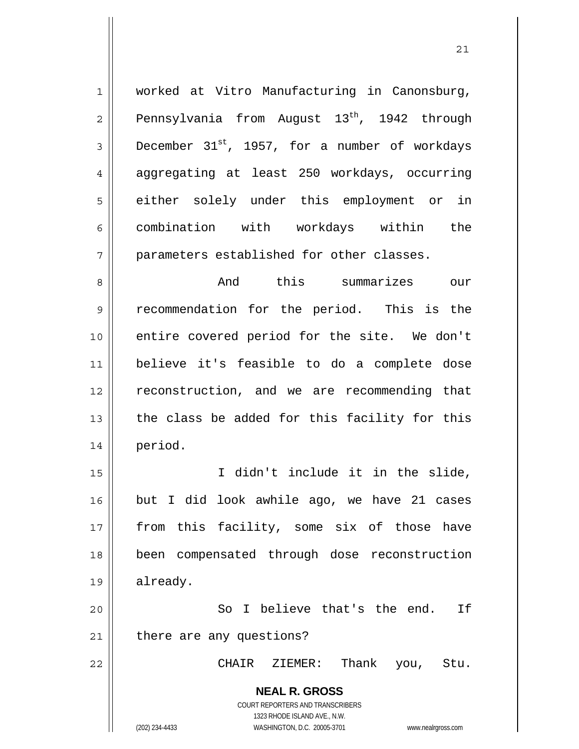worked at Vitro Manufacturing in Canonsburg, Pennsylvania from August 13th, 1942 through December 31st, 1957, for a number of workdays aggregating at least 250 workdays, occurring either solely under this employment or in combination with workdays within the parameters established for other classes.

And this summarizes our recommendation for the period. This is the entire covered period for the site. We don't believe it's feasible to do a complete dose reconstruction, and we are recommending that the class be added for this facility for this period.

I didn't include it in the slide, but I did look awhile ago, we have 21 cases from this facility, some six of those have been compensated through dose reconstruction already.

So I believe that's the end. If there are any questions?

CHAIR ZIEMER: Thank you, Stu.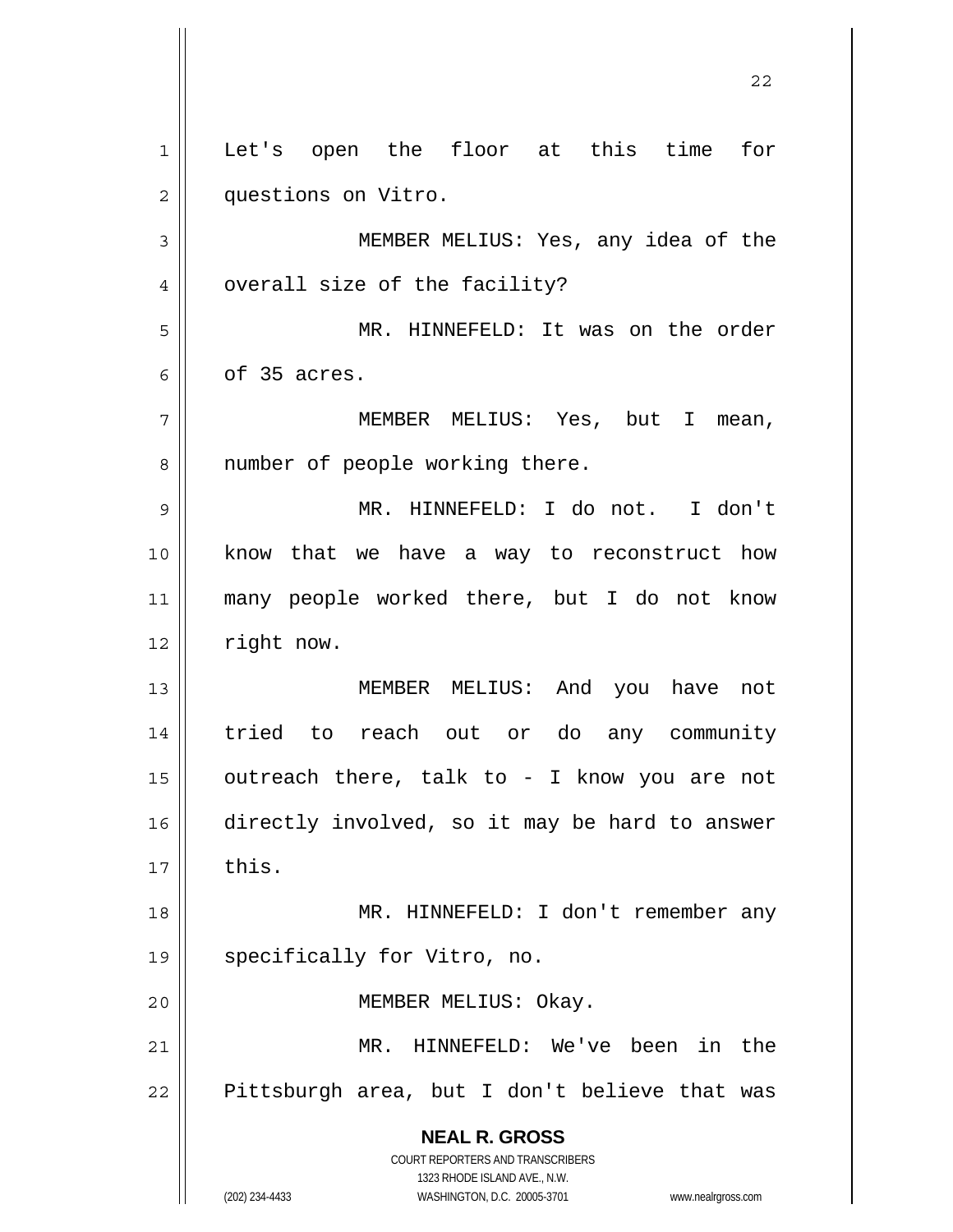Let's open the floor at this time for questions on Vitro.

MEMBER MELIUS: Yes, any idea of the overall size of the facility?

MR. HINNEFELD: It was on the order of 35 acres.

MEMBER MELIUS: Yes, but I mean, number of people working there.

MR. HINNEFELD: I do not. I don't know that we have a way to reconstruct how many people worked there, but I do not know right now.

MEMBER MELIUS: And you have not tried to reach out or do any community outreach there, talk to - I know you are not directly involved, so it may be hard to answer this.

MR. HINNEFELD: I don't remember any specifically for Vitro, no.

MEMBER MELIUS: Okay.

MR. HINNEFELD: We've been in the Pittsburgh area, but I don't believe that was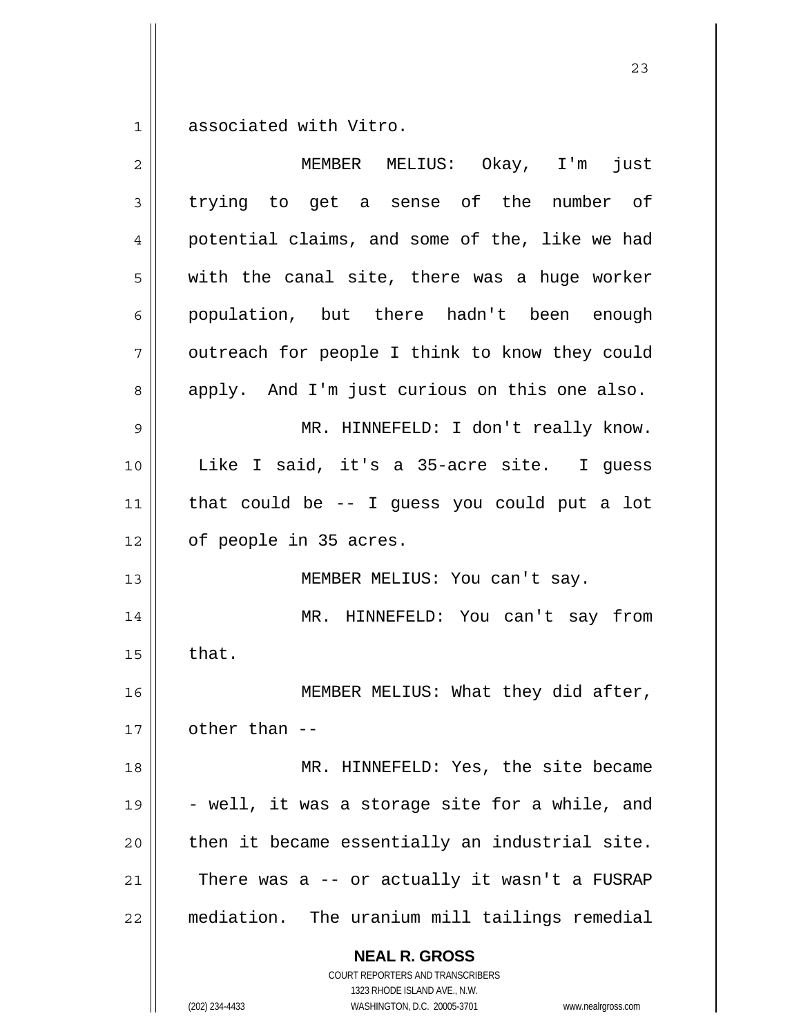associated with Vitro.

MEMBER MELIUS: Okay, I'm just trying to get a sense of the number of potential claims, and some of the, like we had with the canal site, there was a huge worker population, but there hadn't been enough outreach for people I think to know they could apply. And I'm just curious on this one also.

MR. HINNEFELD: I don't really know. Like I said, it's a 35-acre site. I guess that could be -- I guess you could put a lot of people in 35 acres.

MEMBER MELIUS: You can't say.

MR. HINNEFELD: You can't say from that.

MEMBER MELIUS: What they did after, other than --

MR. HINNEFELD: Yes, the site became - well, it was a storage site for a while, and then it became essentially an industrial site. There was a -- or actually it wasn't a FUSRAP mediation. The uranium mill tailings remedial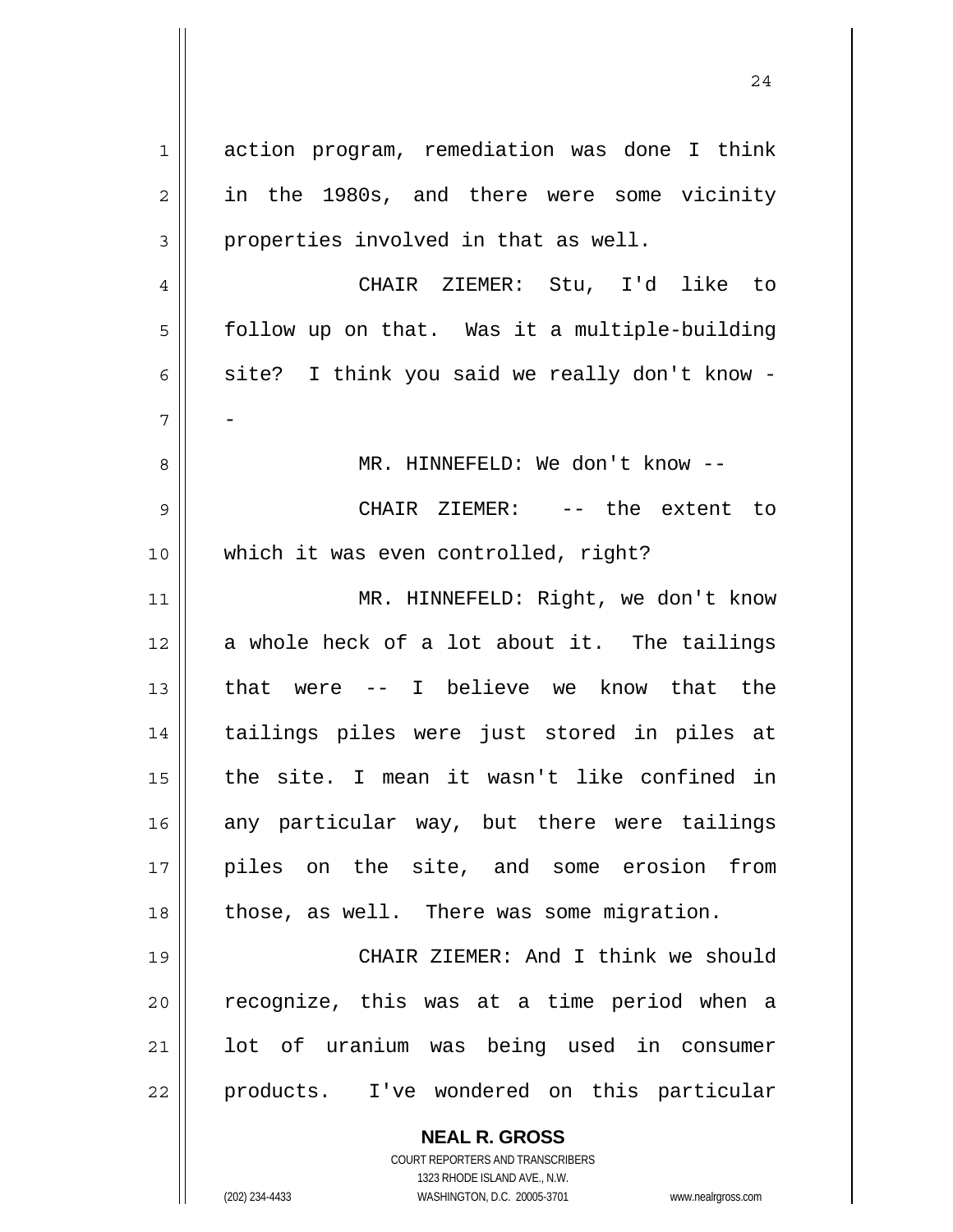action program, remediation was done I think in the 1980s, and there were some vicinity properties involved in that as well.

CHAIR ZIEMER: Stu, I'd like to follow up on that. Was it a multiple-building site? I think you said we really don't know --

MR. HINNEFELD: We don't know --

CHAIR ZIEMER: -- the extent to which it was even controlled, right?

MR. HINNEFELD: Right, we don't know a whole heck of a lot about it. The tailings that were -- I believe we know that the tailings piles were just stored in piles at the site. I mean it wasn't like confined in any particular way, but there were tailings piles on the site, and some erosion from those, as well. There was some migration.

CHAIR ZIEMER: And I think we should recognize, this was at a time period when a lot of uranium was being used in consumer products. I've wondered on this particular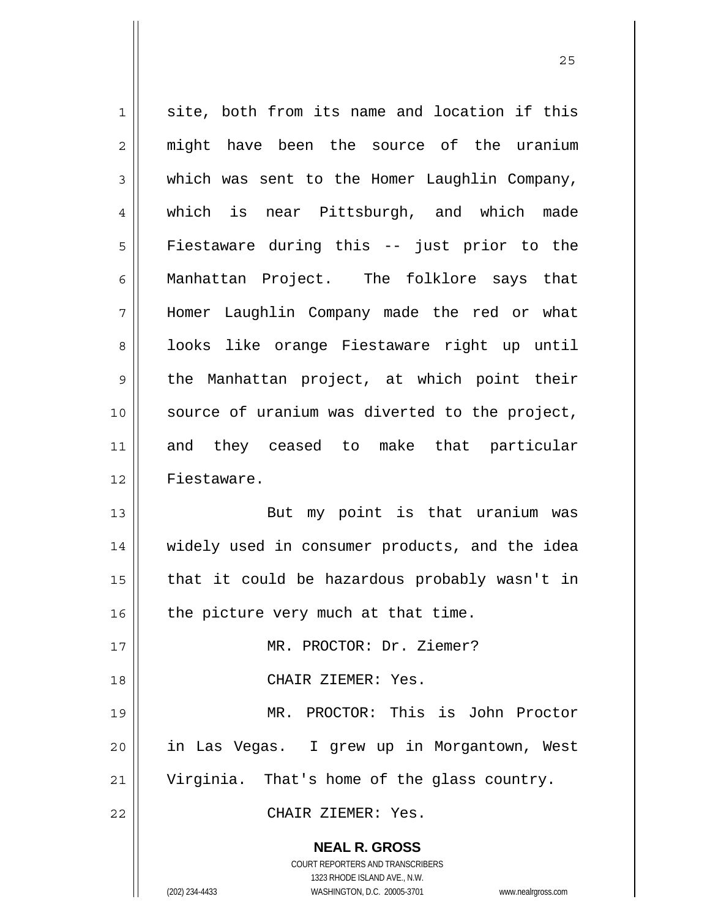site, both from its name and location if this might have been the source of the uranium which was sent to the Homer Laughlin Company, which is near Pittsburgh, and which made Fiestaware during this -- just prior to the Manhattan Project. The folklore says that Homer Laughlin Company made the red or what looks like orange Fiestaware right up until the Manhattan project, at which point their source of uranium was diverted to the project, and they ceased to make that particular Fiestaware.

But my point is that uranium was widely used in consumer products, and the idea that it could be hazardous probably wasn't in the picture very much at that time.

MR. PROCTOR: Dr. Ziemer?

CHAIR ZIEMER: Yes.

MR. PROCTOR: This is John Proctor in Las Vegas. I grew up in Morgantown, West Virginia. That's home of the glass country.

CHAIR ZIEMER: Yes.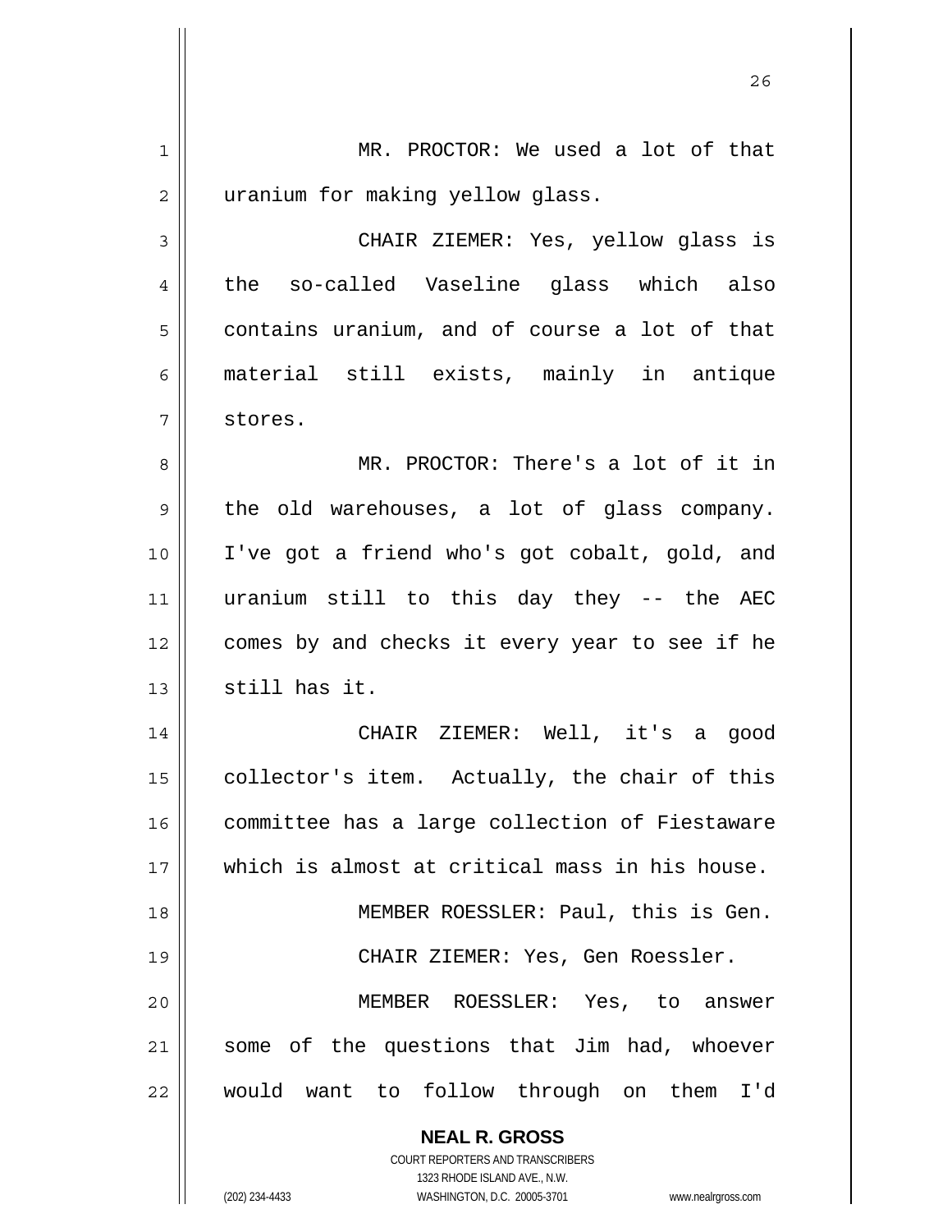MR. PROCTOR: We used a lot of that uranium for making yellow glass.

CHAIR ZIEMER: Yes, yellow glass is the so-called Vaseline glass which also contains uranium, and of course a lot of that material still exists, mainly in antique stores.

MR. PROCTOR: There's a lot of it in the old warehouses, a lot of glass company. I've got a friend who's got cobalt, gold, and uranium still to this day they -- the AEC comes by and checks it every year to see if he still has it.

CHAIR ZIEMER: Well, it's a good collector's item. Actually, the chair of this committee has a large collection of Fiestaware which is almost at critical mass in his house.

MEMBER ROESSLER: Paul, this is Gen.

CHAIR ZIEMER: Yes, Gen Roessler.

MEMBER ROESSLER: Yes, to answer some of the questions that Jim had, whoever would want to follow through on them I'd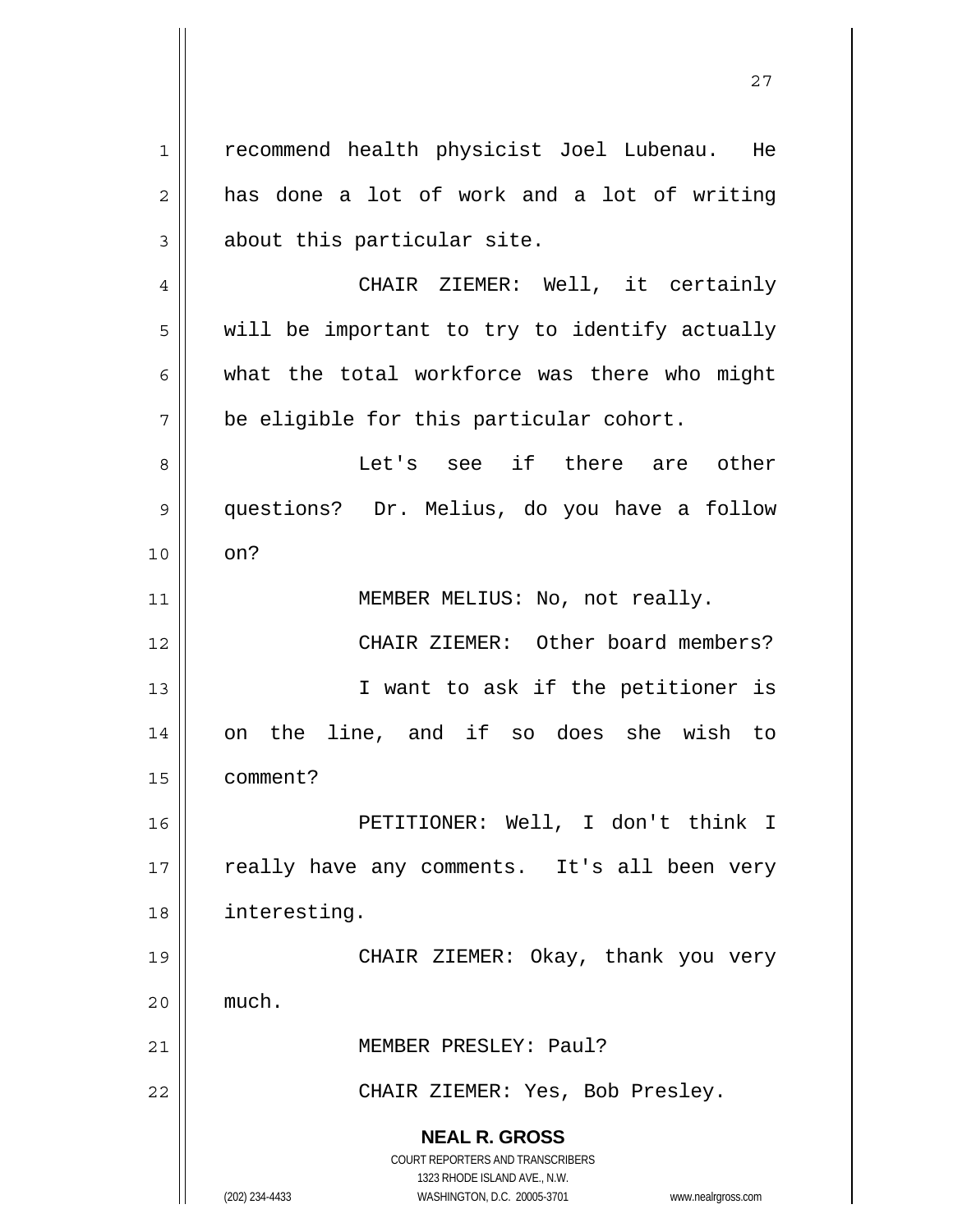recommend health physicist Joel Lubenau. He has done a lot of work and a lot of writing about this particular site.

CHAIR ZIEMER: Well, it certainly will be important to try to identify actually what the total workforce was there who might be eligible for this particular cohort.

Let's see if there are other questions? Dr. Melius, do you have a follow on?

MEMBER MELIUS: No, not really.

CHAIR ZIEMER: Other board members?

I want to ask if the petitioner is on the line, and if so does she wish to comment?

PETITIONER: Well, I don't think I really have any comments. It's all been very interesting.

CHAIR ZIEMER: Okay, thank you very much.

MEMBER PRESLEY: Paul?

CHAIR ZIEMER: Yes, Bob Presley.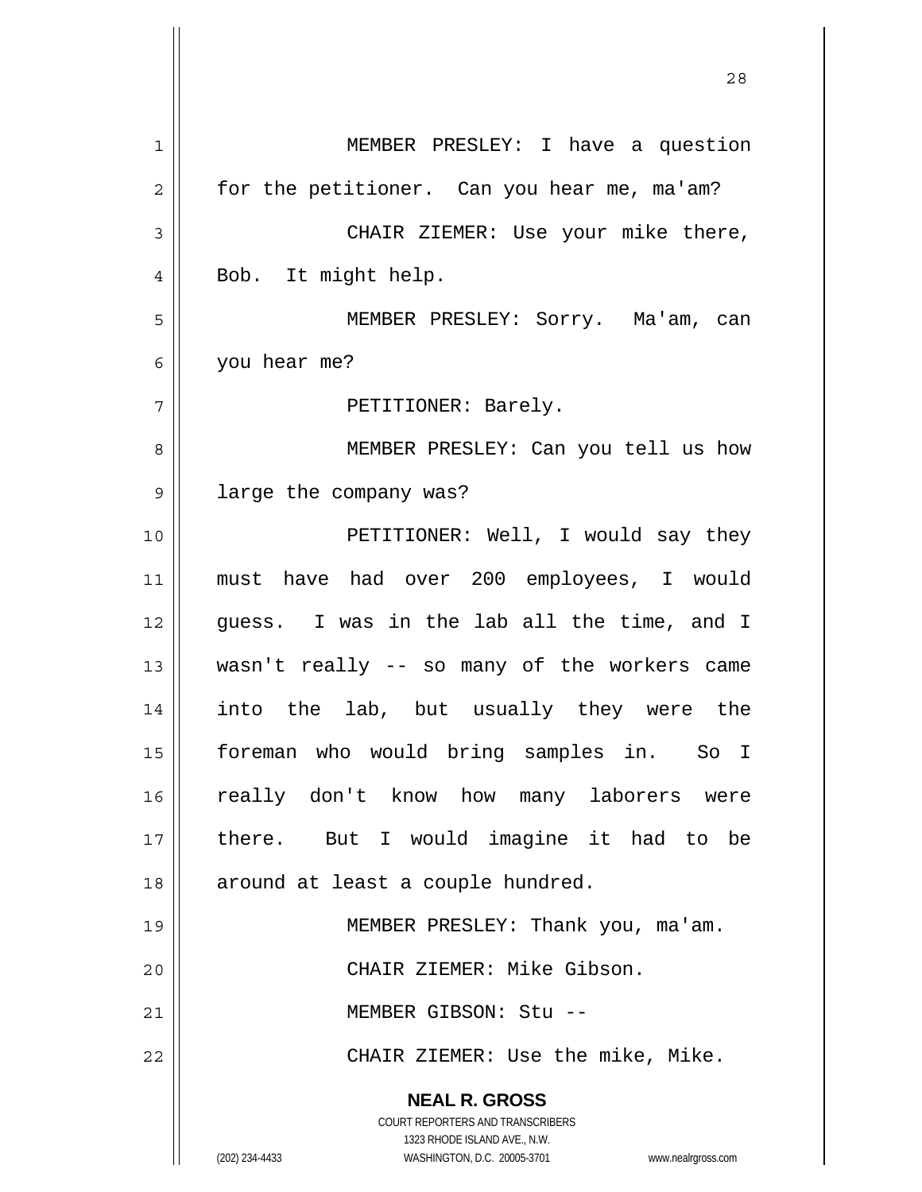MEMBER PRESLEY: I have a question for the petitioner. Can you hear me, ma'am?

CHAIR ZIEMER: Use your mike there, Bob. It might help.

MEMBER PRESLEY: Sorry. Ma'am, can you hear me?

PETITIONER: Barely.

MEMBER PRESLEY: Can you tell us how large the company was?

PETITIONER: Well, I would say they must have had over 200 employees, I would guess. I was in the lab all the time, and I wasn't really -- so many of the workers came into the lab, but usually they were the foreman who would bring samples in. So I really don't know how many laborers were there. But I would imagine it had to be around at least a couple hundred.

MEMBER PRESLEY: Thank you, ma'am.

CHAIR ZIEMER: Mike Gibson.

MEMBER GIBSON: Stu --

CHAIR ZIEMER: Use the mike, Mike.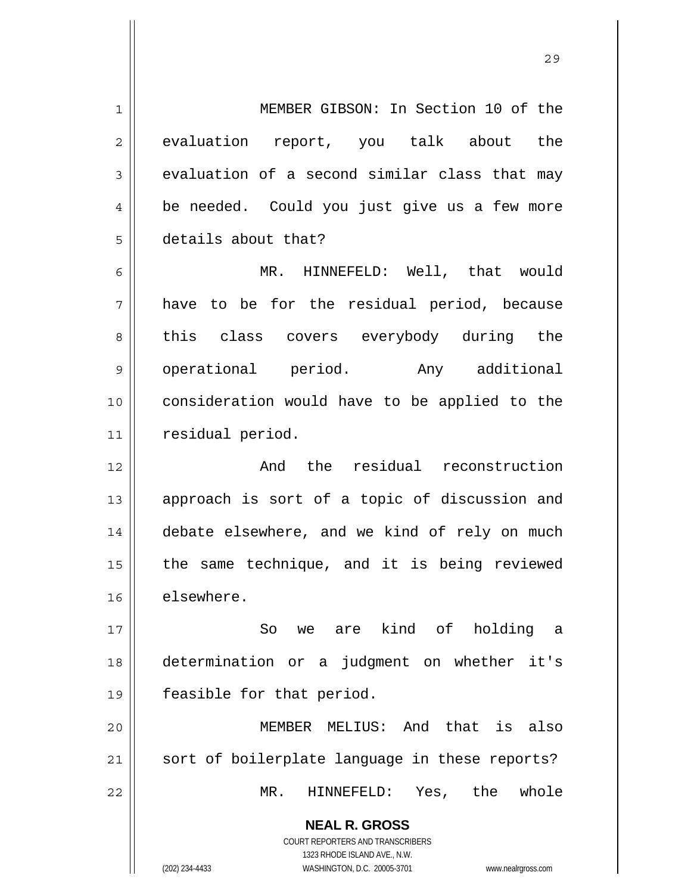MEMBER GIBSON: In Section 10 of the evaluation report, you talk about the evaluation of a second similar class that may be needed. Could you just give us a few more details about that?

MR. HINNEFELD: Well, that would have to be for the residual period, because this class covers everybody during the operational period. Any additional consideration would have to be applied to the residual period.

And the residual reconstruction approach is sort of a topic of discussion and debate elsewhere, and we kind of rely on much the same technique, and it is being reviewed elsewhere.

So we are kind of holding a determination or a judgment on whether it's feasible for that period.

MEMBER MELIUS: And that is also sort of boilerplate language in these reports?

MR. HINNEFELD: Yes, the whole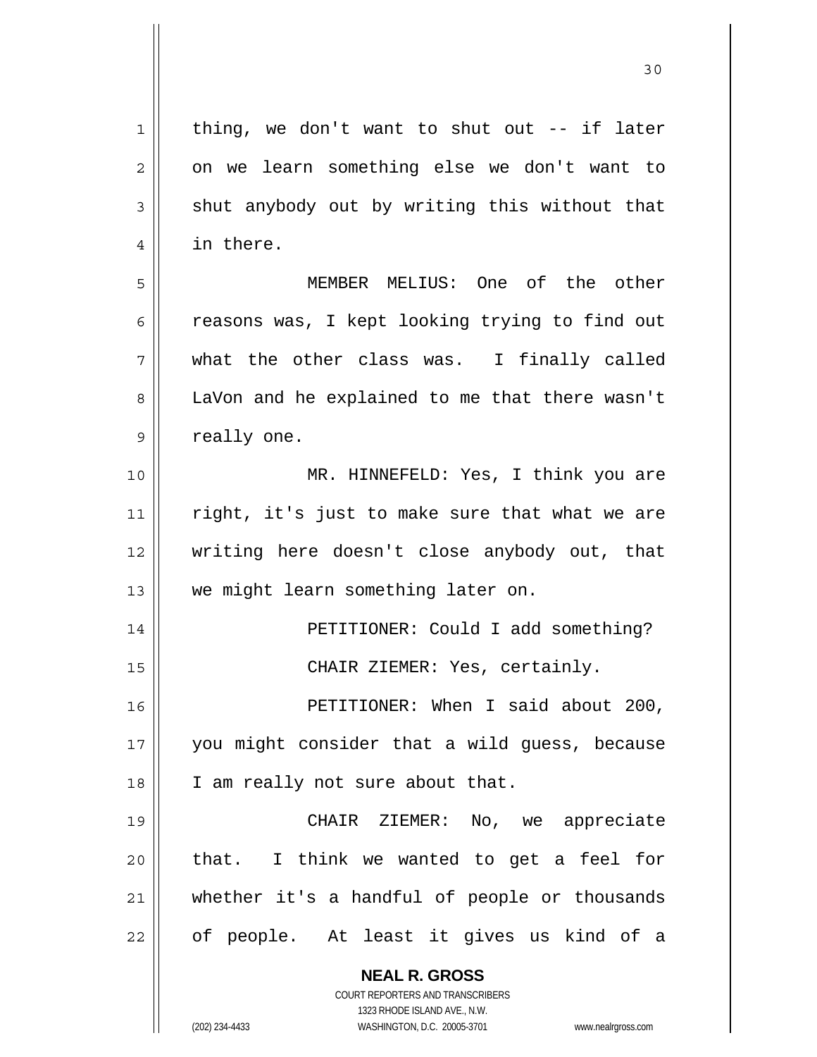thing, we don't want to shut out -- if later on we learn something else we don't want to shut anybody out by writing this without that in there.

MEMBER MELIUS: One of the other reasons was, I kept looking trying to find out what the other class was. I finally called LaVon and he explained to me that there wasn't really one.

MR. HINNEFELD: Yes, I think you are right, it's just to make sure that what we are writing here doesn't close anybody out, that we might learn something later on.

PETITIONER: Could I add something?

CHAIR ZIEMER: Yes, certainly.

PETITIONER: When I said about 200, you might consider that a wild guess, because I am really not sure about that.

CHAIR ZIEMER: No, we appreciate that. I think we wanted to get a feel for whether it's a handful of people or thousands of people. At least it gives us kind of a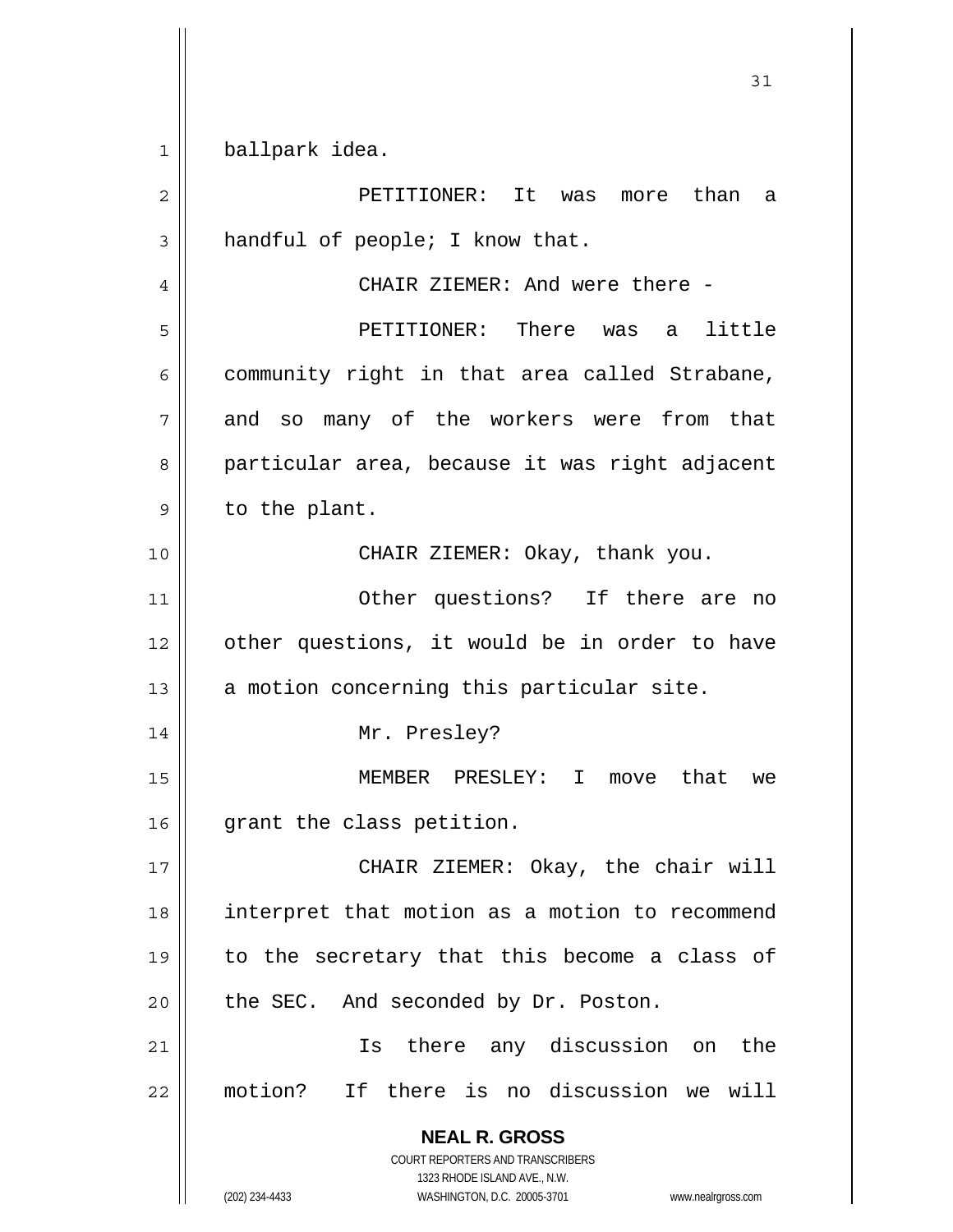ballpark idea.

PETITIONER: It was more than a handful of people; I know that.

CHAIR ZIEMER: And were there -

PETITIONER: There was a little community right in that area called Strabane, and so many of the workers were from that particular area, because it was right adjacent to the plant.

CHAIR ZIEMER: Okay, thank you.

Other questions? If there are no other questions, it would be in order to have a motion concerning this particular site.

Mr. Presley?

MEMBER PRESLEY: I move that we grant the class petition.

CHAIR ZIEMER: Okay, the chair will interpret that motion as a motion to recommend to the secretary that this become a class of the SEC. And seconded by Dr. Poston.

Is there any discussion on the motion? If there is no discussion we will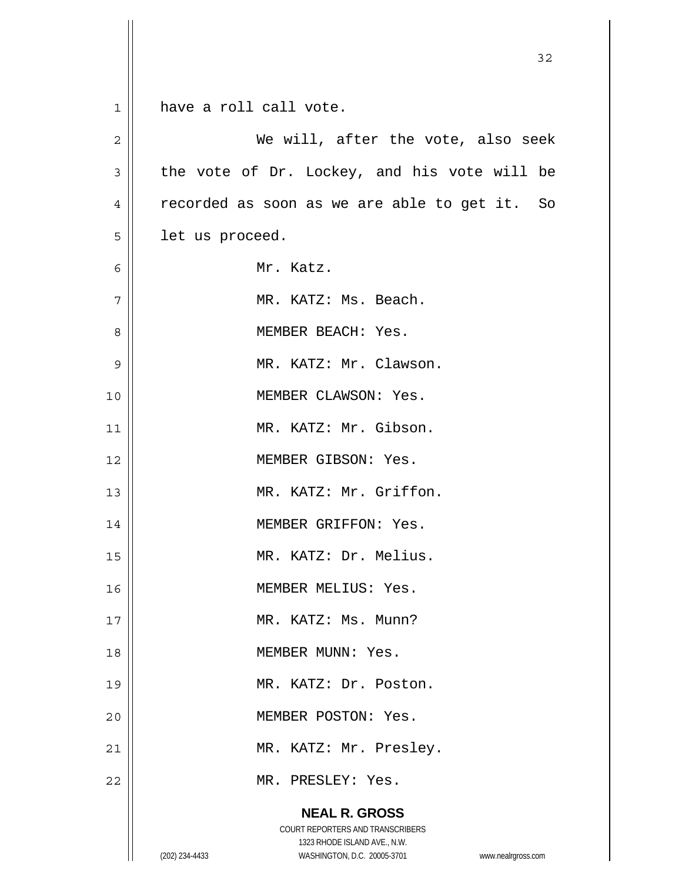have a roll call vote.

We will, after the vote, also seek the vote of Dr. Lockey, and his vote will be recorded as soon as we are able to get it. So let us proceed.

Mr. Katz.

MR. KATZ: Ms. Beach.

MEMBER BEACH: Yes.

MR. KATZ: Mr. Clawson.

MEMBER CLAWSON: Yes.

MR. KATZ: Mr. Gibson.

MEMBER GIBSON: Yes.

MR. KATZ: Mr. Griffon.

MEMBER GRIFFON: Yes.

MR. KATZ: Dr. Melius.

MEMBER MELIUS: Yes.

MR. KATZ: Ms. Munn?

MEMBER MUNN: Yes.

MR. KATZ: Dr. Poston.

MEMBER POSTON: Yes.

MR. KATZ: Mr. Presley.

MR. PRESLEY: Yes.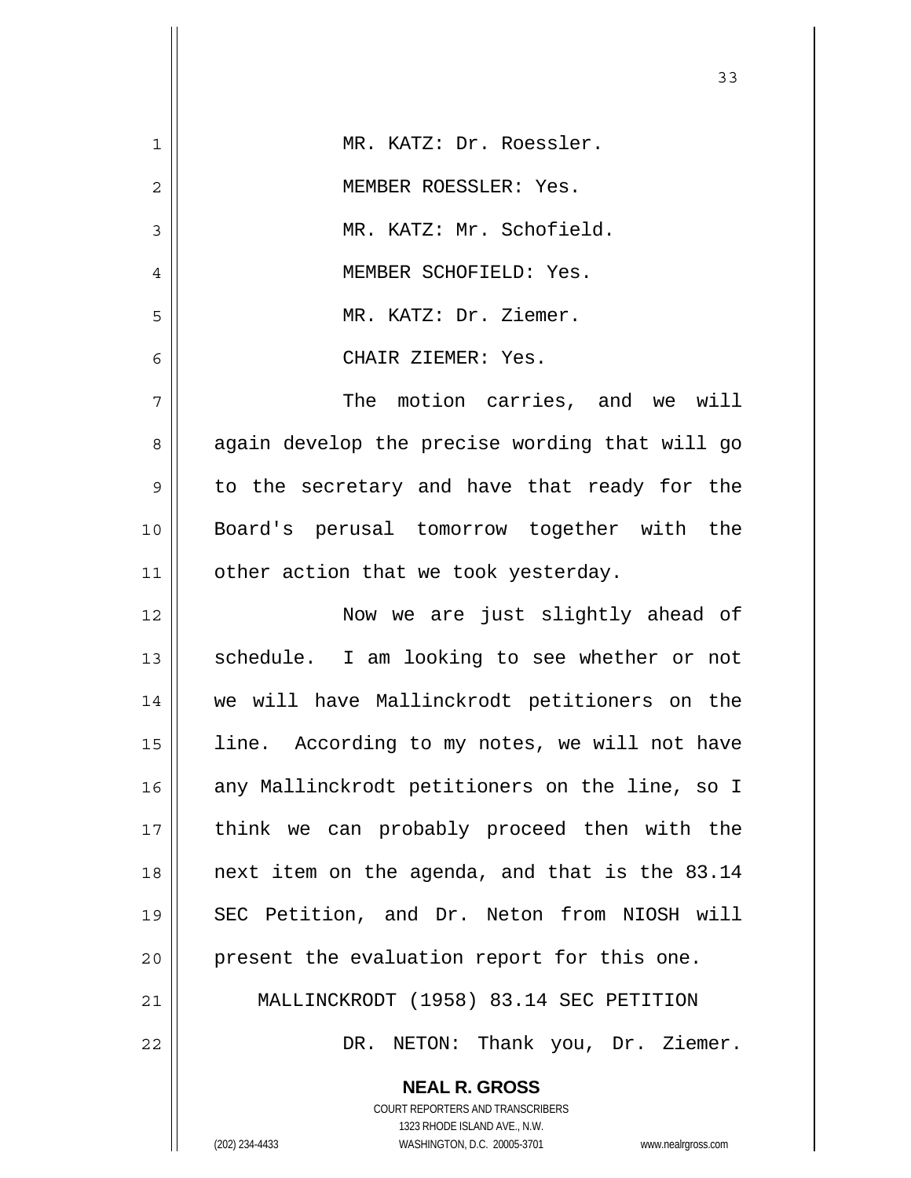MR. KATZ: Dr. Roessler.

MEMBER ROESSLER: Yes.

MR. KATZ: Mr. Schofield.

MEMBER SCHOFIELD: Yes.

MR. KATZ: Dr. Ziemer.

CHAIR ZIEMER: Yes.

The motion carries, and we will again develop the precise wording that will go to the secretary and have that ready for the Board's perusal tomorrow together with the other action that we took yesterday.

Now we are just slightly ahead of schedule. I am looking to see whether or not we will have Mallinckrodt petitioners on the line. According to my notes, we will not have any Mallinckrodt petitioners on the line, so I think we can probably proceed then with the next item on the agenda, and that is the 83.14 SEC Petition, and Dr. Neton from NIOSH will present the evaluation report for this one.

## MALLINCKRODT (1958) 83.14 SEC PETITION

DR. NETON: Thank you, Dr. Ziemer.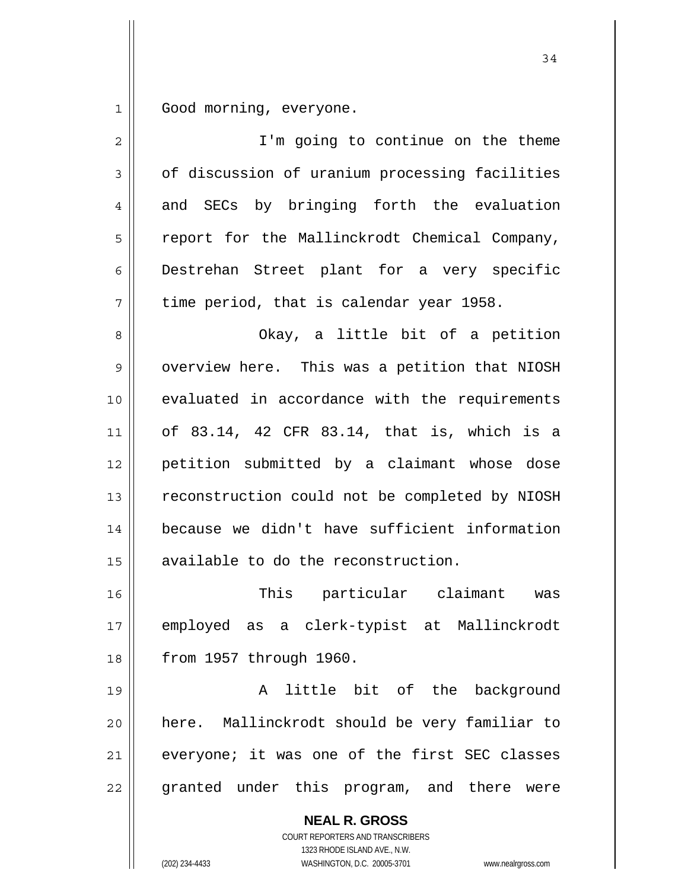Good morning, everyone.

I'm going to continue on the theme of discussion of uranium processing facilities and SECs by bringing forth the evaluation report for the Mallinckrodt Chemical Company, Destrehan Street plant for a very specific time period, that is calendar year 1958.

Okay, a little bit of a petition overview here. This was a petition that NIOSH evaluated in accordance with the requirements of 83.14, 42 CFR 83.14, that is, which is a petition submitted by a claimant whose dose reconstruction could not be completed by NIOSH because we didn't have sufficient information available to do the reconstruction.

This particular claimant was employed as a clerk-typist at Mallinckrodt from 1957 through 1960.

A little bit of the background here. Mallinckrodt should be very familiar to everyone; it was one of the first SEC classes granted under this program, and there were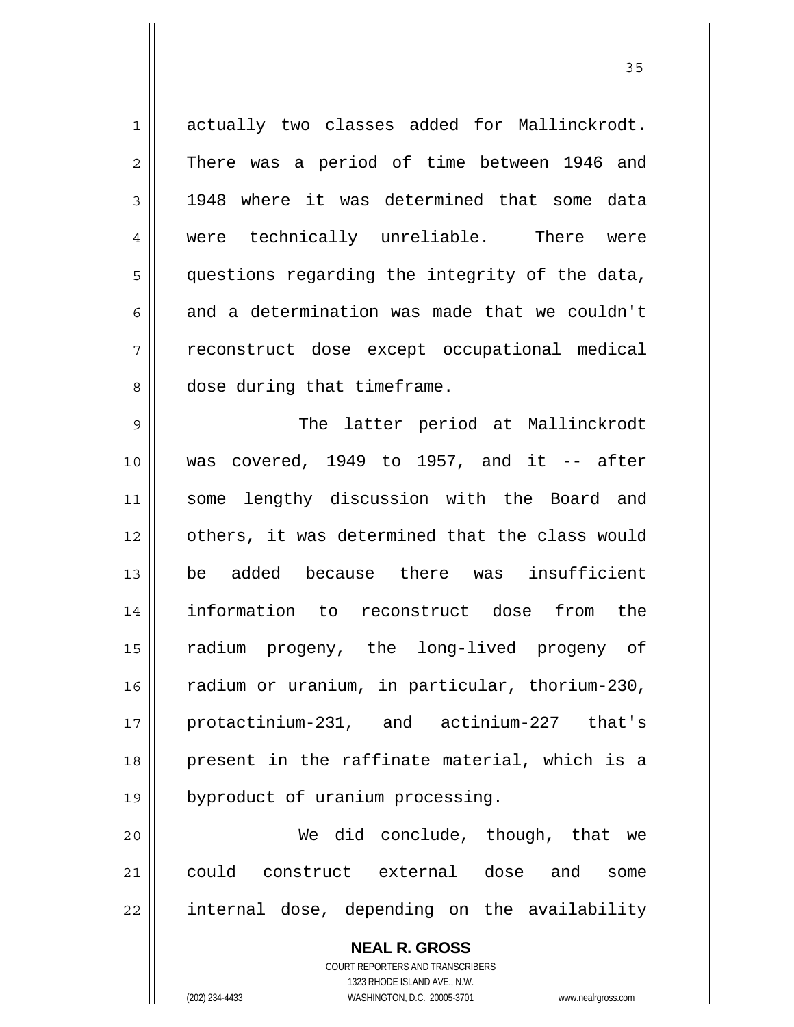actually two classes added for Mallinckrodt. There was a period of time between 1946 and 1948 where it was determined that some data were technically unreliable. There were questions regarding the integrity of the data, and a determination was made that we couldn't reconstruct dose except occupational medical dose during that timeframe.

The latter period at Mallinckrodt was covered, 1949 to 1957, and it -- after some lengthy discussion with the Board and others, it was determined that the class would be added because there was insufficient information to reconstruct dose from the radium progeny, the long-lived progeny of radium or uranium, in particular, thorium-230, protactinium-231, and actinium-227 that's present in the raffinate material, which is a byproduct of uranium processing.

We did conclude, though, that we could construct external dose and some internal dose, depending on the availability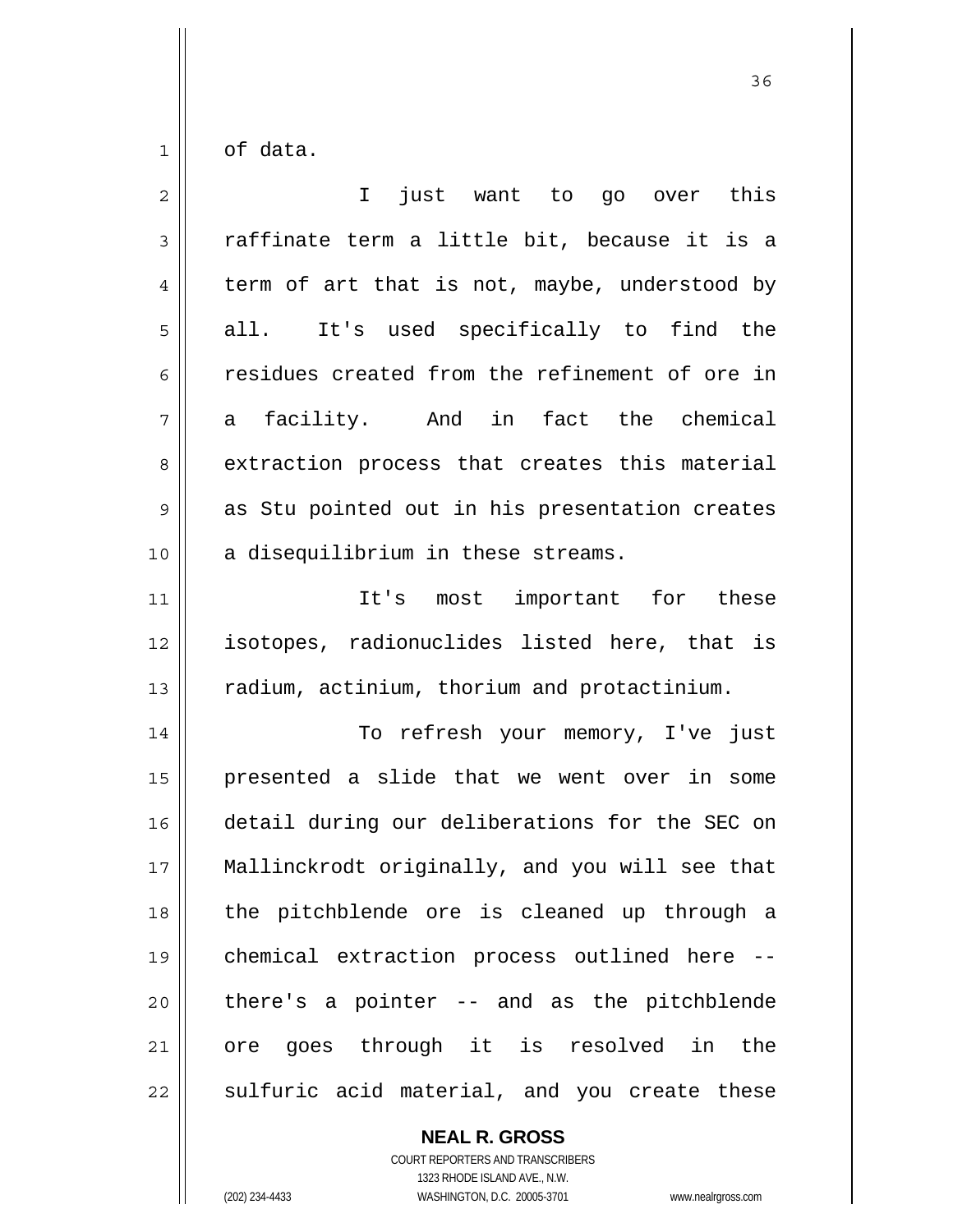of data.

I just want to go over this raffinate term a little bit, because it is a term of art that is not, maybe, understood by all. It's used specifically to find the residues created from the refinement of ore in a facility. And in fact the chemical extraction process that creates this material as Stu pointed out in his presentation creates a disequilibrium in these streams.

It's most important for these isotopes, radionuclides listed here, that is radium, actinium, thorium and protactinium.

To refresh your memory, I've just presented a slide that we went over in some detail during our deliberations for the SEC on Mallinckrodt originally, and you will see that the pitchblende ore is cleaned up through a chemical extraction process outlined here -- there's a pointer -- and as the pitchblende ore goes through it is resolved in the sulfuric acid material, and you create these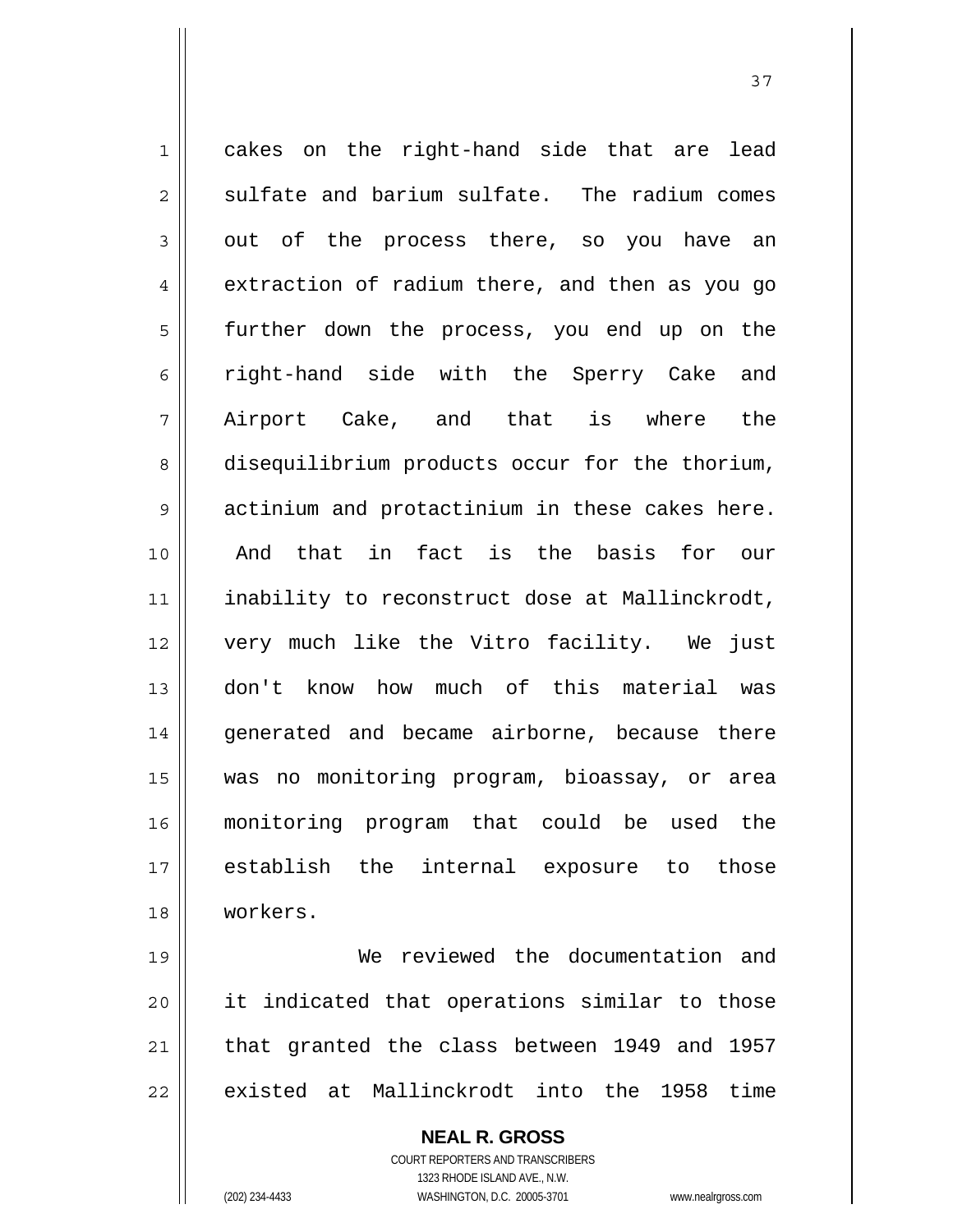cakes on the right-hand side that are lead sulfate and barium sulfate. The radium comes out of the process there, so you have an extraction of radium there, and then as you go further down the process, you end up on the right-hand side with the Sperry Cake and Airport Cake, and that is where the disequilibrium products occur for the thorium, actinium and protactinium in these cakes here. And that in fact is the basis for our inability to reconstruct dose at Mallinckrodt, very much like the Vitro facility. We just don't know how much of this material was generated and became airborne, because there was no monitoring program, bioassay, or area monitoring program that could be used the establish the internal exposure to those workers.

We reviewed the documentation and it indicated that operations similar to those that granted the class between 1949 and 1957 existed at Mallinckrodt into the 1958 time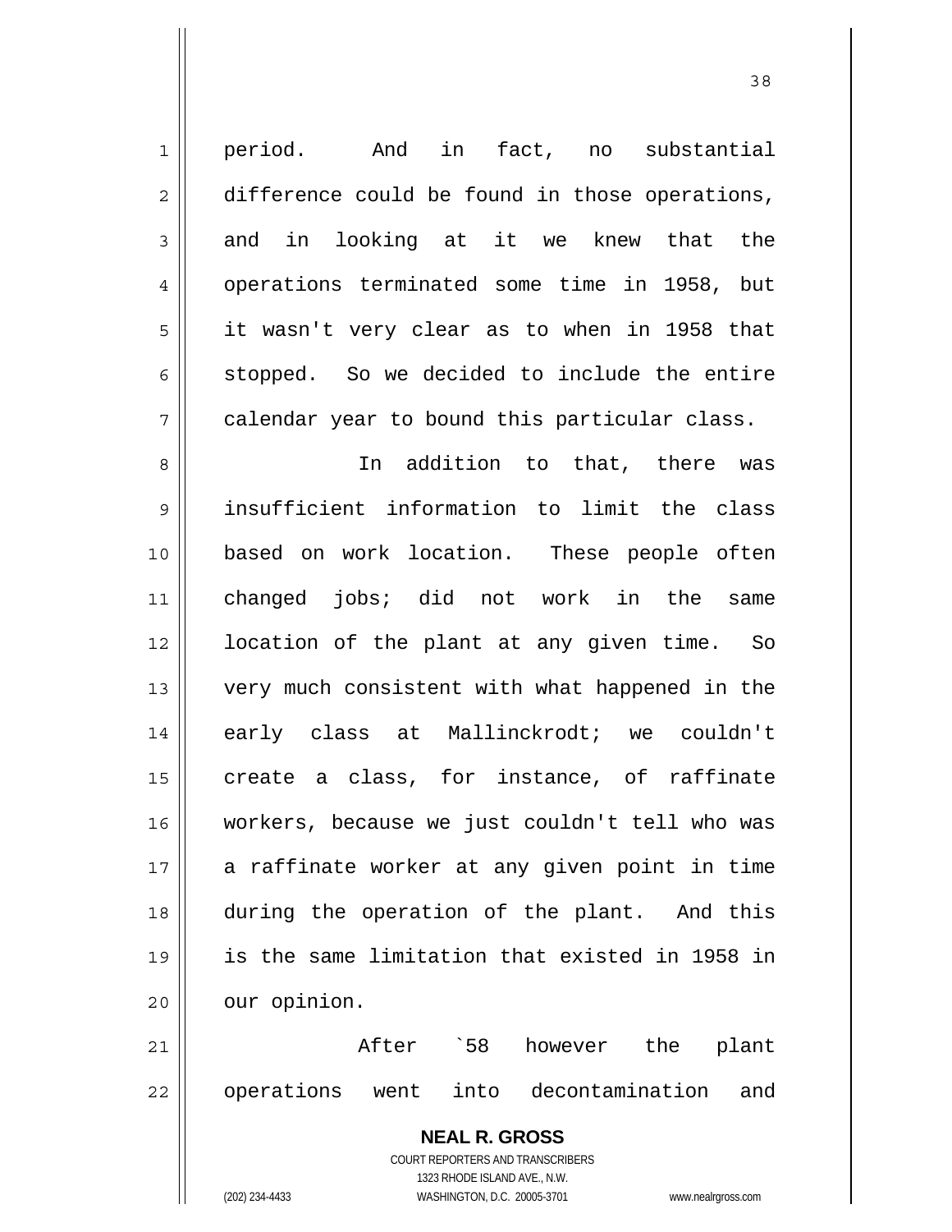period. And in fact, no substantial difference could be found in those operations, and in looking at it we knew that the operations terminated some time in 1958, but it wasn't very clear as to when in 1958 that stopped. So we decided to include the entire calendar year to bound this particular class.

In addition to that, there was insufficient information to limit the class based on work location. These people often changed jobs; did not work in the same location of the plant at any given time. So very much consistent with what happened in the early class at Mallinckrodt; we couldn't create a class, for instance, of raffinate workers, because we just couldn't tell who was a raffinate worker at any given point in time during the operation of the plant. And this is the same limitation that existed in 1958 in our opinion.

After `58 however the plant operations went into decontamination and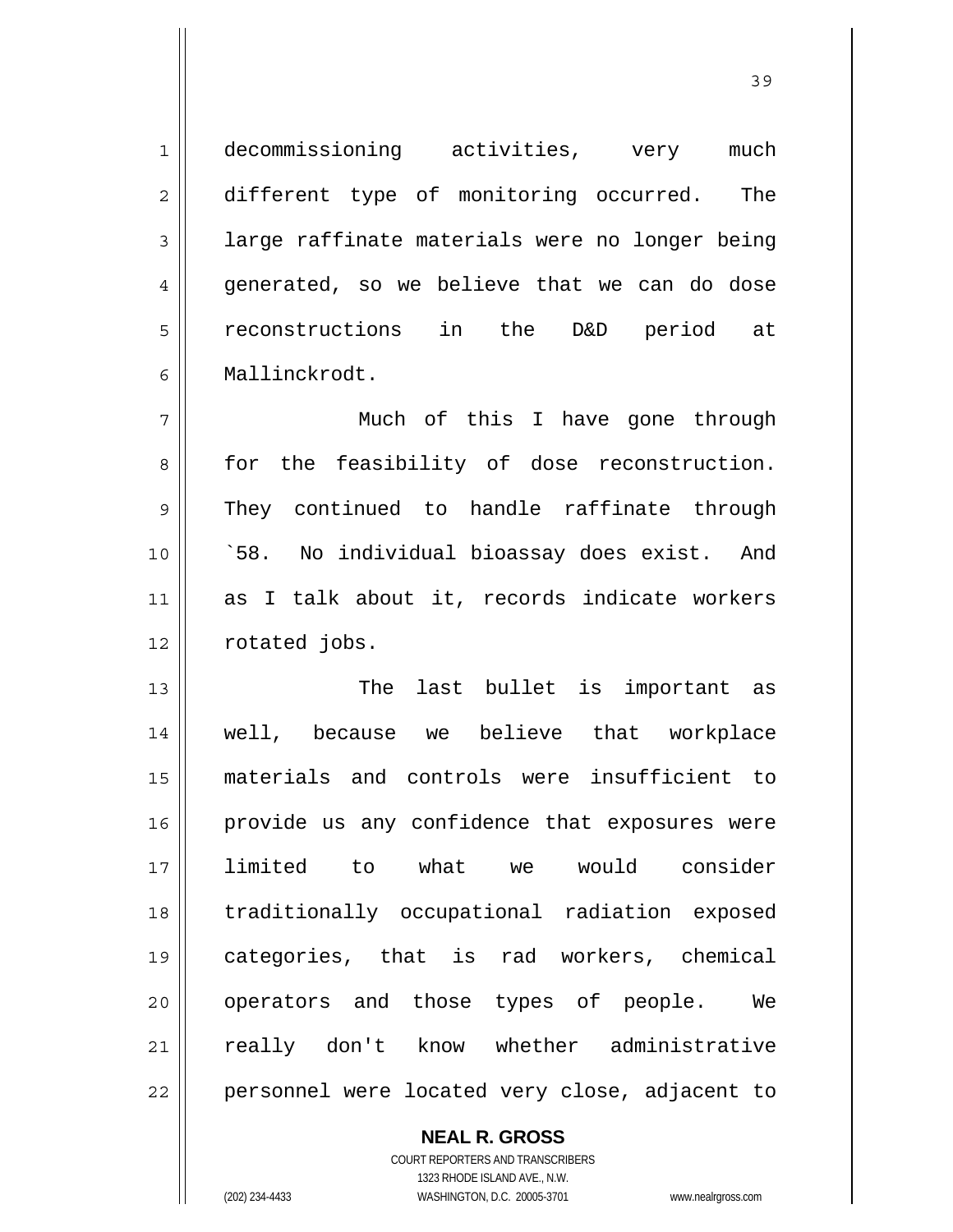decommissioning activities, very much different type of monitoring occurred. The large raffinate materials were no longer being generated, so we believe that we can do dose reconstructions in the D&D period at Mallinckrodt.

Much of this I have gone through for the feasibility of dose reconstruction. They continued to handle raffinate through `58. No individual bioassay does exist. And as I talk about it, records indicate workers rotated jobs.

The last bullet is important as well, because we believe that workplace materials and controls were insufficient to provide us any confidence that exposures were limited to what we would consider traditionally occupational radiation exposed categories, that is rad workers, chemical operators and those types of people. We really don't know whether administrative personnel were located very close, adjacent to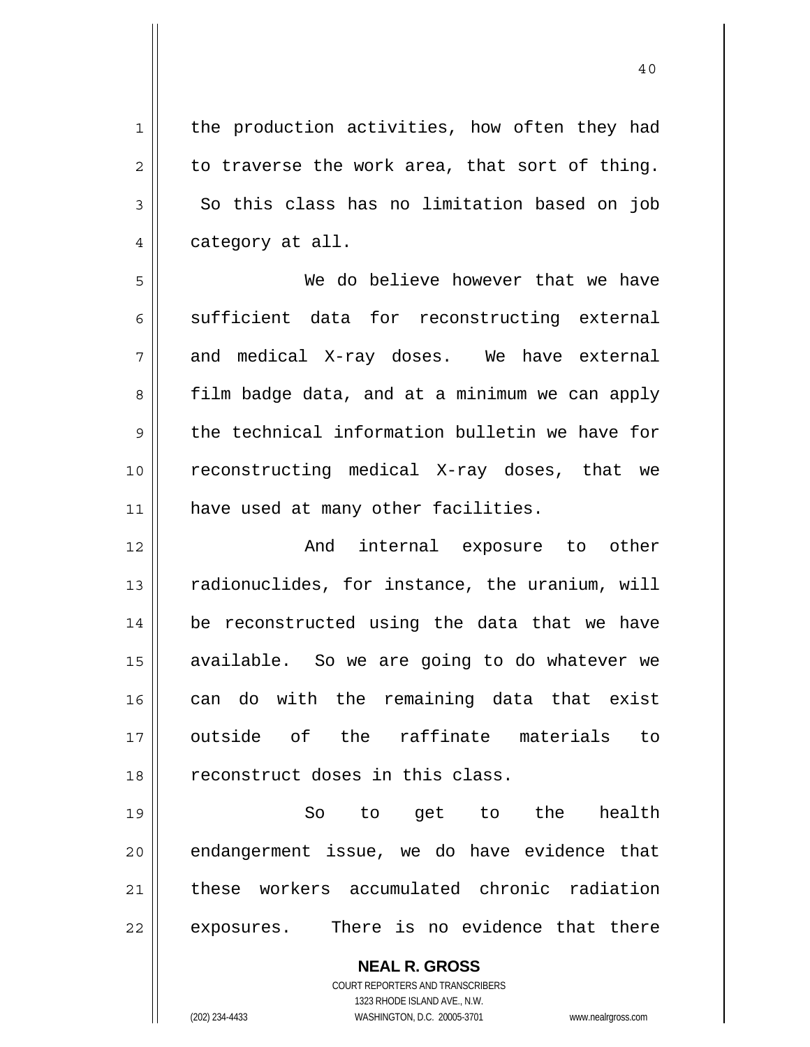the production activities, how often they had to traverse the work area, that sort of thing. So this class has no limitation based on job category at all.

We do believe however that we have sufficient data for reconstructing external and medical X-ray doses. We have external film badge data, and at a minimum we can apply the technical information bulletin we have for reconstructing medical X-ray doses, that we have used at many other facilities.

And internal exposure to other radionuclides, for instance, the uranium, will be reconstructed using the data that we have available. So we are going to do whatever we can do with the remaining data that exist outside of the raffinate materials to reconstruct doses in this class.

So to get to the health endangerment issue, we do have evidence that these workers accumulated chronic radiation exposures. There is no evidence that there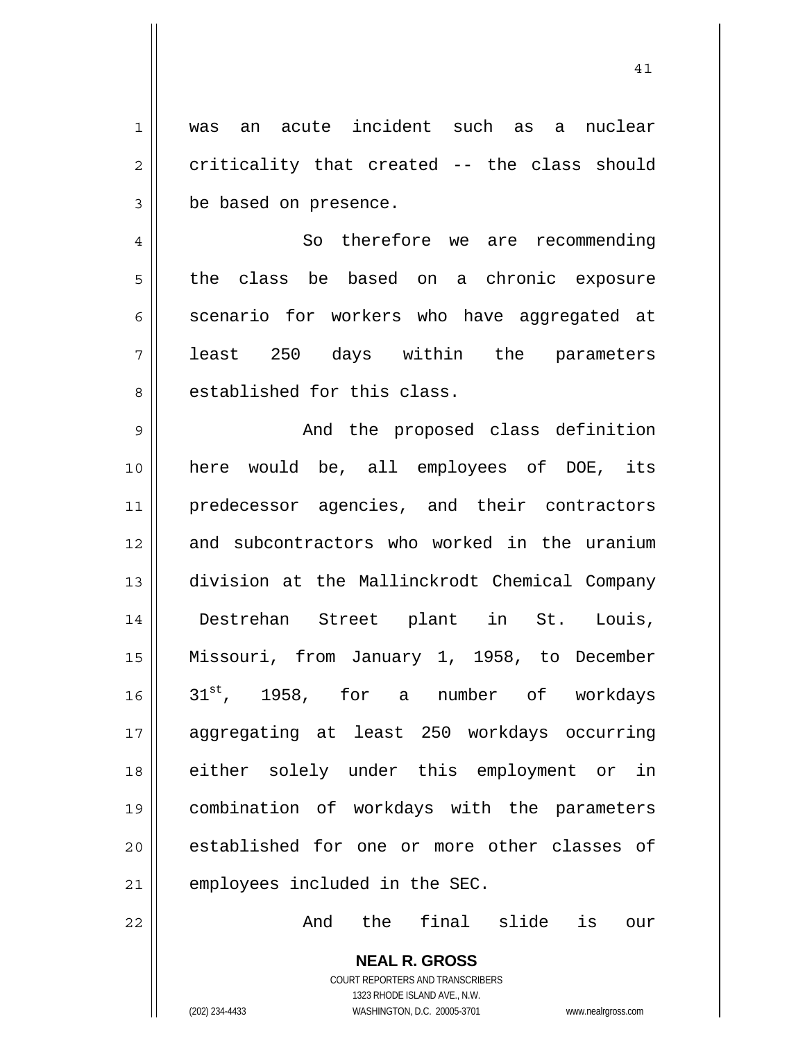was an acute incident such as a nuclear criticality that created -- the class should be based on presence.

So therefore we are recommending the class be based on a chronic exposure scenario for workers who have aggregated at least 250 days within the parameters established for this class.

And the proposed class definition here would be, all employees of DOE, its predecessor agencies, and their contractors and subcontractors who worked in the uranium division at the Mallinckrodt Chemical Company Destrehan Street plant in St. Louis, Missouri, from January 1, 1958, to December 31st, 1958, for a number of workdays aggregating at least 250 workdays occurring either solely under this employment or in combination of workdays with the parameters established for one or more other classes of employees included in the SEC.

And the final slide is our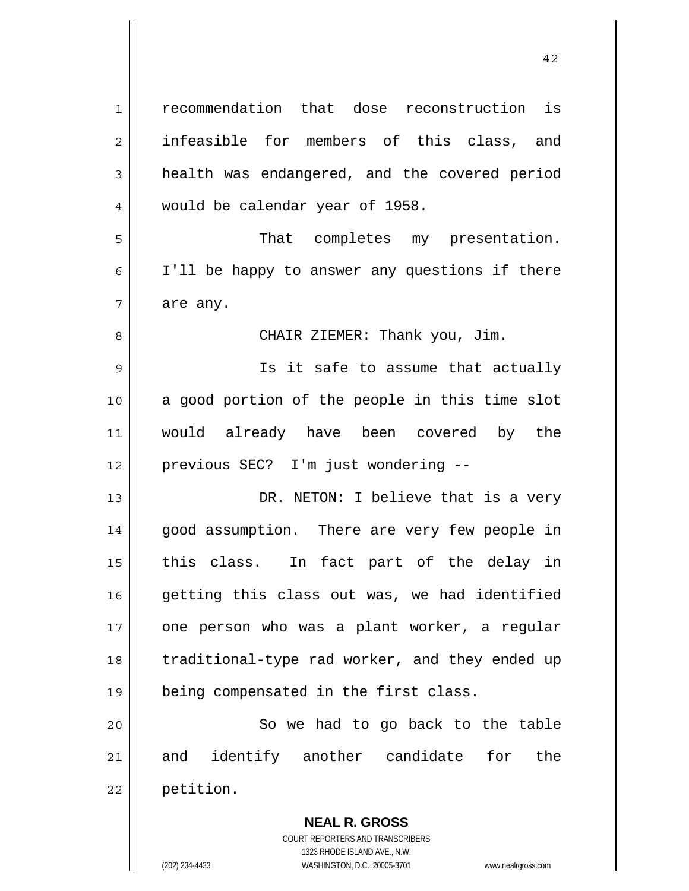recommendation that dose reconstruction is infeasible for members of this class, and health was endangered, and the covered period would be calendar year of 1958.

That completes my presentation. I'll be happy to answer any questions if there are any.

CHAIR ZIEMER: Thank you, Jim.

Is it safe to assume that actually a good portion of the people in this time slot would already have been covered by the previous SEC? I'm just wondering --

DR. NETON: I believe that is a very good assumption. There are very few people in this class. In fact part of the delay in getting this class out was, we had identified one person who was a plant worker, a regular traditional-type rad worker, and they ended up being compensated in the first class.

So we had to go back to the table and identify another candidate for the petition.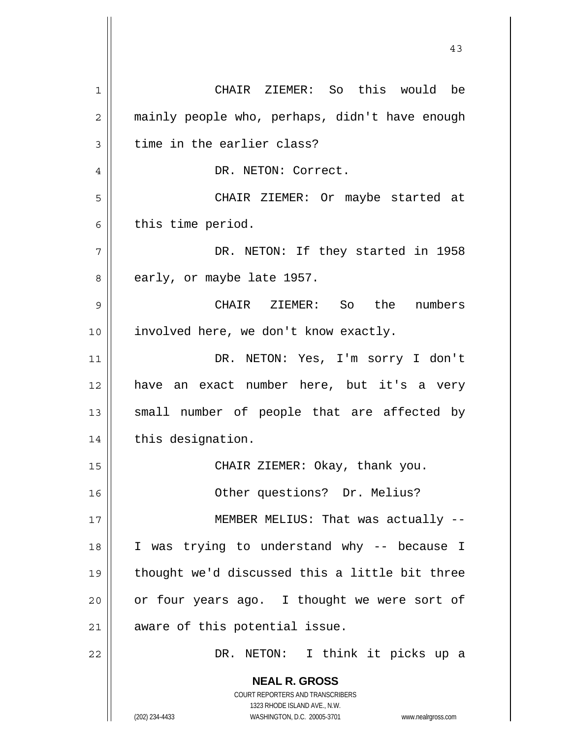CHAIR ZIEMER: So this would be mainly people who, perhaps, didn't have enough time in the earlier class?

DR. NETON: Correct.

CHAIR ZIEMER: Or maybe started at this time period.

DR. NETON: If they started in 1958 early, or maybe late 1957.

CHAIR ZIEMER: So the numbers involved here, we don't know exactly.

DR. NETON: Yes, I'm sorry I don't have an exact number here, but it's a very small number of people that are affected by this designation.

CHAIR ZIEMER: Okay, thank you.

Other questions? Dr. Melius?

MEMBER MELIUS: That was actually -- I was trying to understand why -- because I thought we'd discussed this a little bit three or four years ago. I thought we were sort of aware of this potential issue.

DR. NETON: I think it picks up a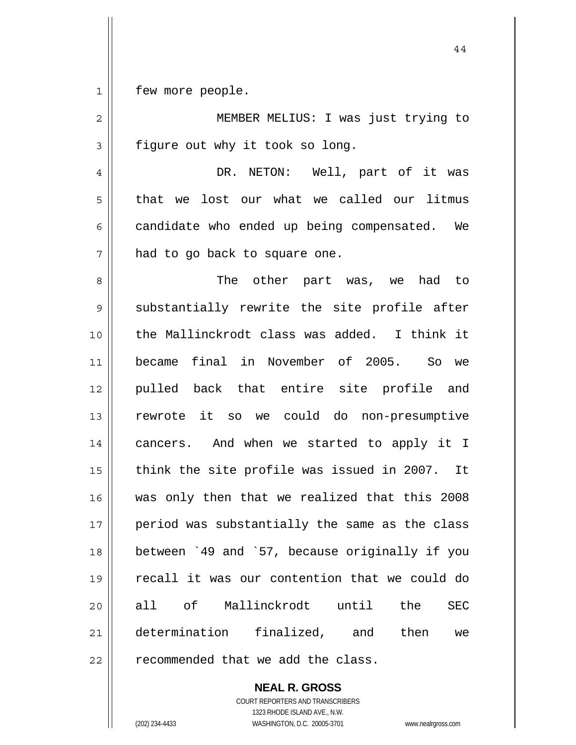few more people.

MEMBER MELIUS: I was just trying to figure out why it took so long.

DR. NETON: Well, part of it was that we lost our what we called our litmus candidate who ended up being compensated. We had to go back to square one.

The other part was, we had to substantially rewrite the site profile after the Mallinckrodt class was added. I think it became final in November of 2005. So we pulled back that entire site profile and rewrote it so we could do non-presumptive cancers. And when we started to apply it I think the site profile was issued in 2007. It was only then that we realized that this 2008 period was substantially the same as the class between `49 and `57, because originally if you recall it was our contention that we could do all of Mallinckrodt until the SEC determination finalized, and then we recommended that we add the class.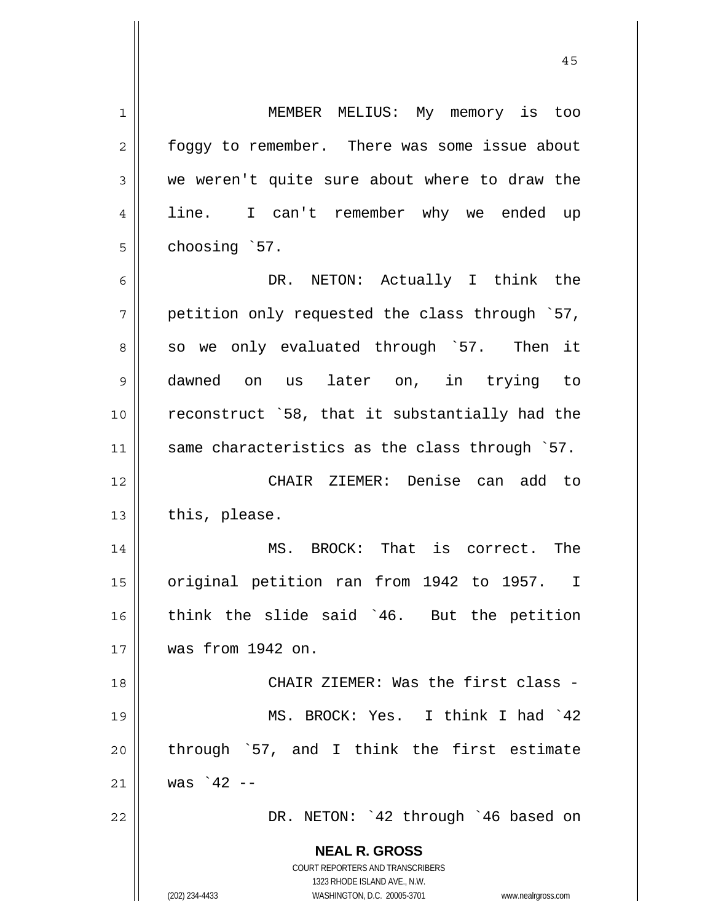MEMBER MELIUS: My memory is too foggy to remember. There was some issue about we weren't quite sure about where to draw the line. I can't remember why we ended up choosing `57.

DR. NETON: Actually I think the petition only requested the class through `57, so we only evaluated through `57. Then it dawned on us later on, in trying to reconstruct `58, that it substantially had the same characteristics as the class through `57.

CHAIR ZIEMER: Denise can add to this, please.

MS. BROCK: That is correct. The original petition ran from 1942 to 1957. I think the slide said `46. But the petition was from 1942 on.

CHAIR ZIEMER: Was the first class -

MS. BROCK: Yes. I think I had `42 through `57, and I think the first estimate was `42 --

DR. NETON: `42 through `46 based on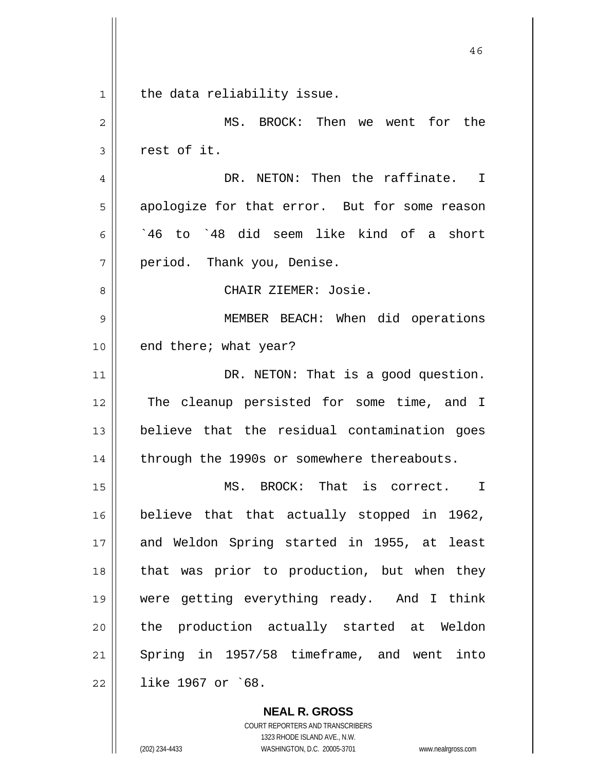the data reliability issue.

MS. BROCK: Then we went for the rest of it.

DR. NETON: Then the raffinate. I apologize for that error. But for some reason `46 to `48 did seem like kind of a short period. Thank you, Denise.

CHAIR ZIEMER: Josie.

MEMBER BEACH: When did operations end there; what year?

DR. NETON: That is a good question. The cleanup persisted for some time, and I believe that the residual contamination goes through the 1990s or somewhere thereabouts.

MS. BROCK: That is correct. I believe that that actually stopped in 1962, and Weldon Spring started in 1955, at least that was prior to production, but when they were getting everything ready. And I think the production actually started at Weldon Spring in 1957/58 timeframe, and went into like 1967 or `68.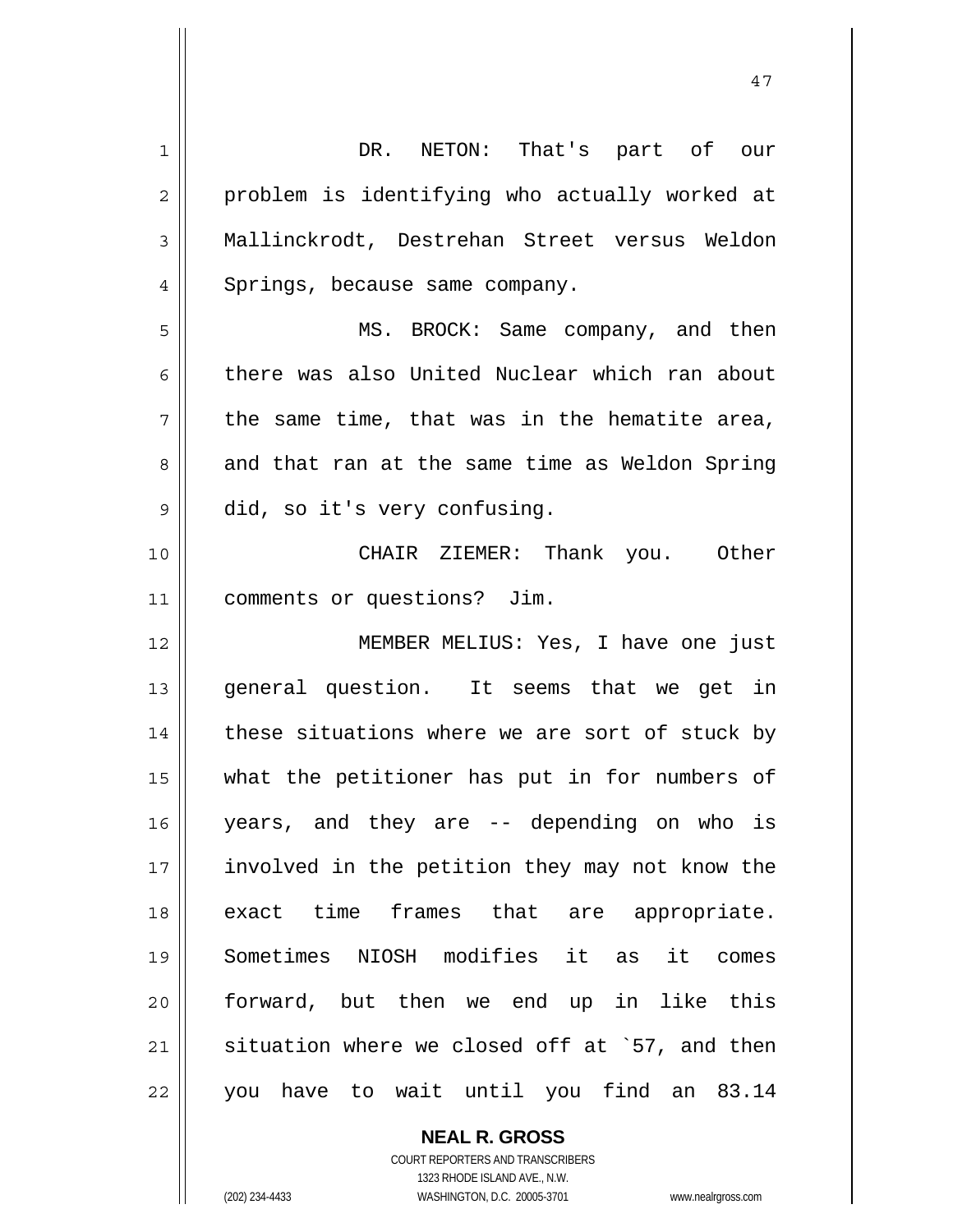DR. NETON: That's part of our problem is identifying who actually worked at Mallinckrodt, Destrehan Street versus Weldon Springs, because same company.

MS. BROCK: Same company, and then there was also United Nuclear which ran about the same time, that was in the hematite area, and that ran at the same time as Weldon Spring did, so it's very confusing.

CHAIR ZIEMER: Thank you. Other comments or questions? Jim.

MEMBER MELIUS: Yes, I have one just general question. It seems that we get in these situations where we are sort of stuck by what the petitioner has put in for numbers of years, and they are -- depending on who is involved in the petition they may not know the exact time frames that are appropriate. Sometimes NIOSH modifies it as it comes forward, but then we end up in like this situation where we closed off at `57, and then you have to wait until you find an 83.14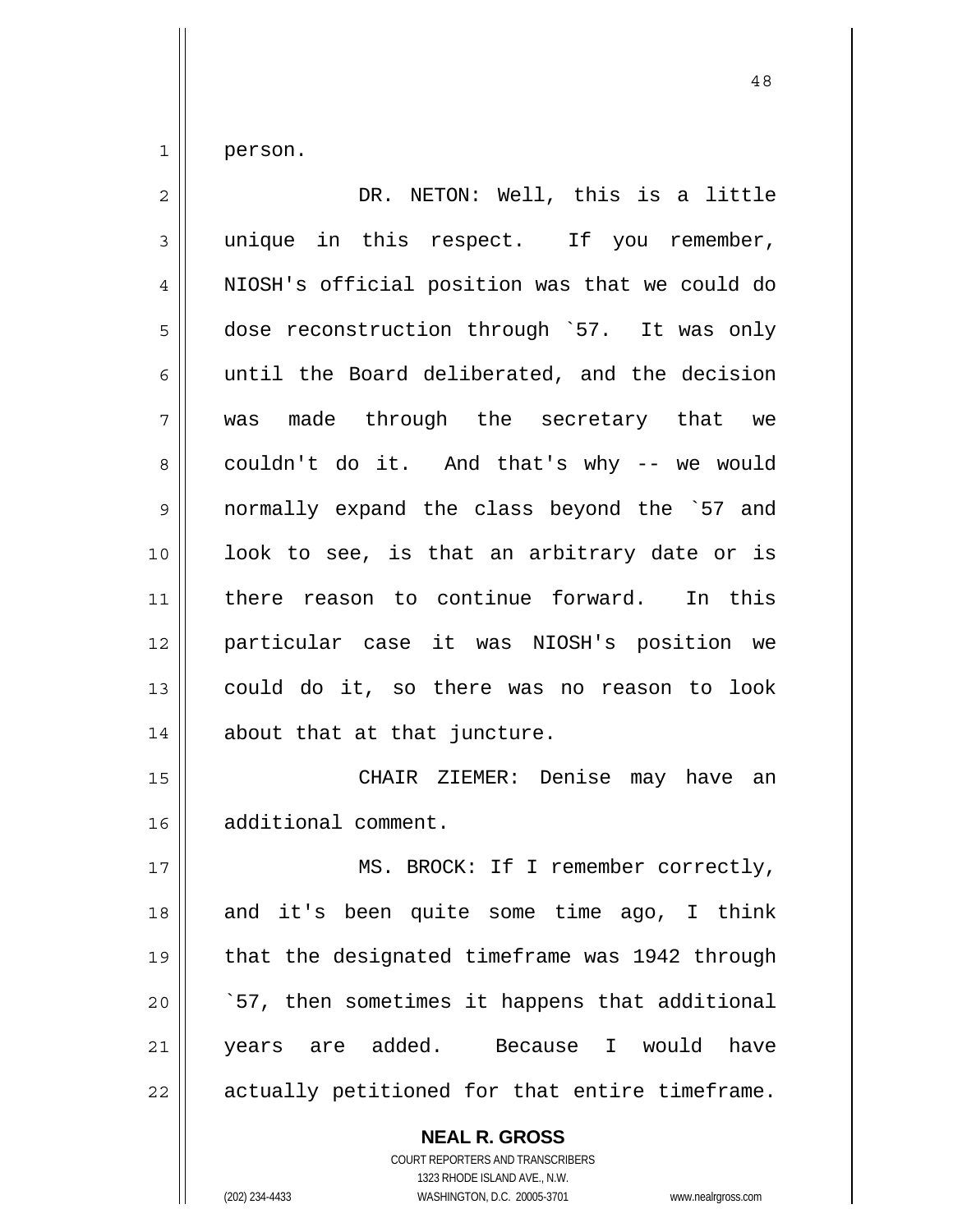person.

DR. NETON: Well, this is a little unique in this respect. If you remember, NIOSH's official position was that we could do dose reconstruction through `57. It was only until the Board deliberated, and the decision was made through the secretary that we couldn't do it. And that's why -- we would normally expand the class beyond the `57 and look to see, is that an arbitrary date or is there reason to continue forward. In this particular case it was NIOSH's position we could do it, so there was no reason to look about that at that juncture.

CHAIR ZIEMER: Denise may have an additional comment.

MS. BROCK: If I remember correctly, and it's been quite some time ago, I think that the designated timeframe was 1942 through `57, then sometimes it happens that additional years are added. Because I would have actually petitioned for that entire timeframe.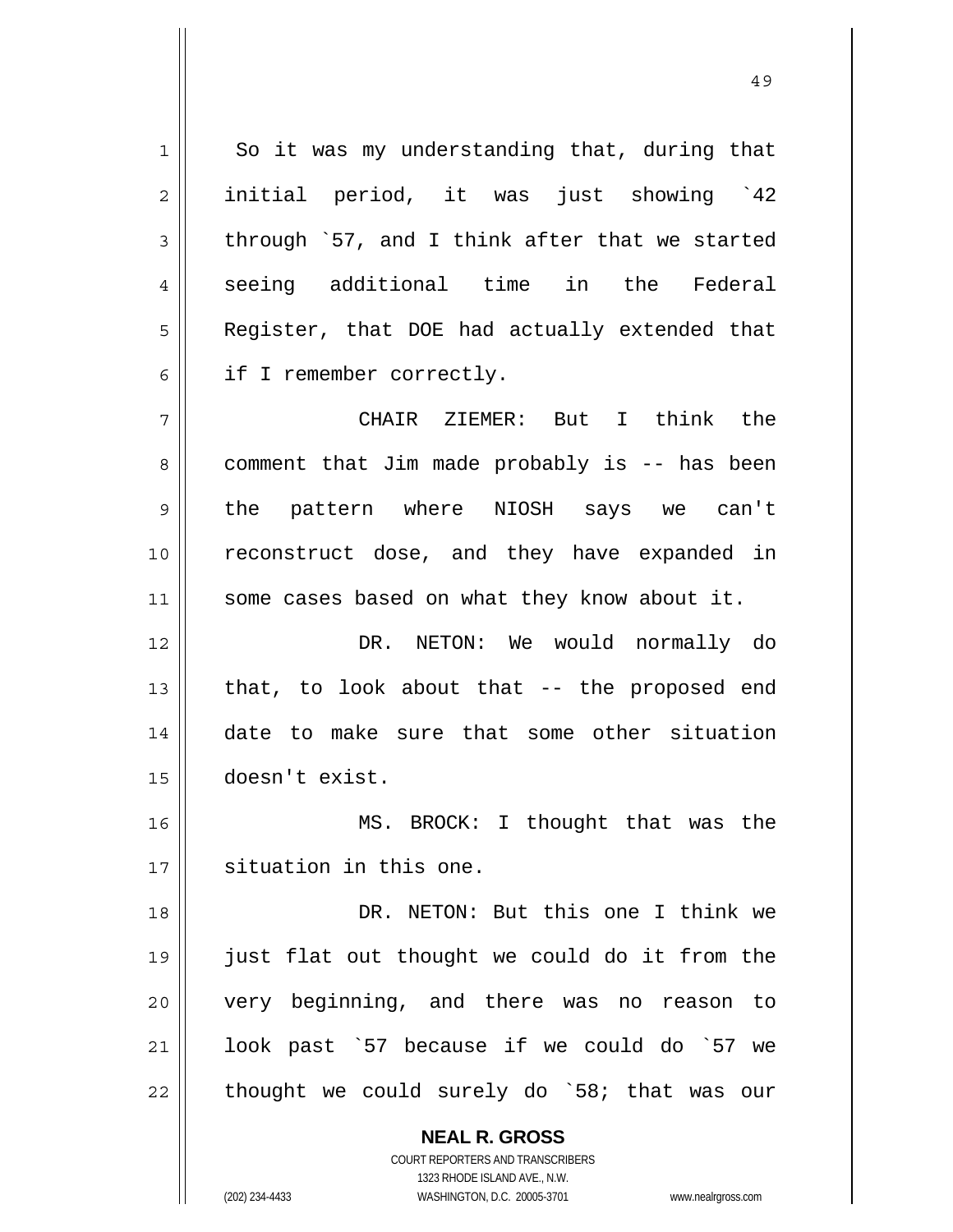So it was my understanding that, during that initial period, it was just showing `42 through `57, and I think after that we started seeing additional time in the Federal Register, that DOE had actually extended that if I remember correctly.

CHAIR ZIEMER: But I think the comment that Jim made probably is -- has been the pattern where NIOSH says we can't reconstruct dose, and they have expanded in some cases based on what they know about it.

DR. NETON: We would normally do that, to look about that -- the proposed end date to make sure that some other situation doesn't exist.

MS. BROCK: I thought that was the situation in this one.

DR. NETON: But this one I think we just flat out thought we could do it from the very beginning, and there was no reason to look past `57 because if we could do `57 we thought we could surely do `58; that was our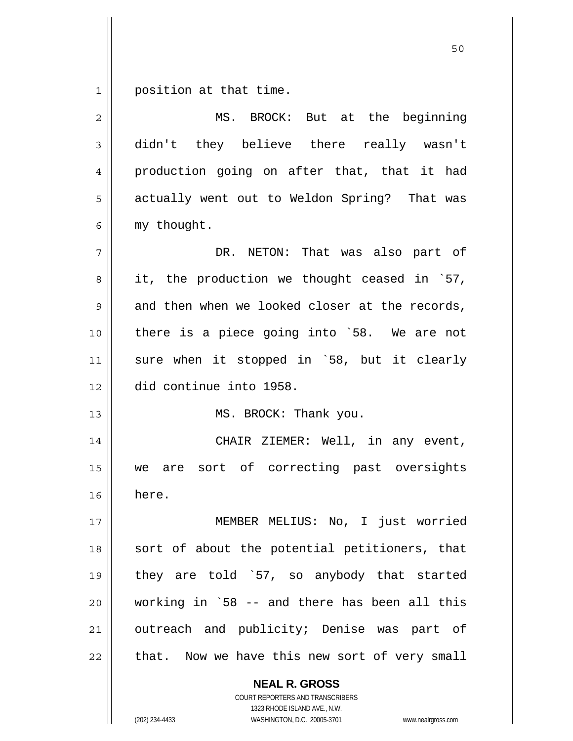position at that time.

MS. BROCK: But at the beginning didn't they believe there really wasn't production going on after that, that it had actually went out to Weldon Spring? That was my thought.

DR. NETON: That was also part of it, the production we thought ceased in `57, and then when we looked closer at the records, there is a piece going into `58. We are not sure when it stopped in `58, but it clearly did continue into 1958.

MS. BROCK: Thank you.

CHAIR ZIEMER: Well, in any event, we are sort of correcting past oversights here.

MEMBER MELIUS: No, I just worried sort of about the potential petitioners, that they are told `57, so anybody that started working in `58 -- and there has been all this outreach and publicity; Denise was part of that. Now we have this new sort of very small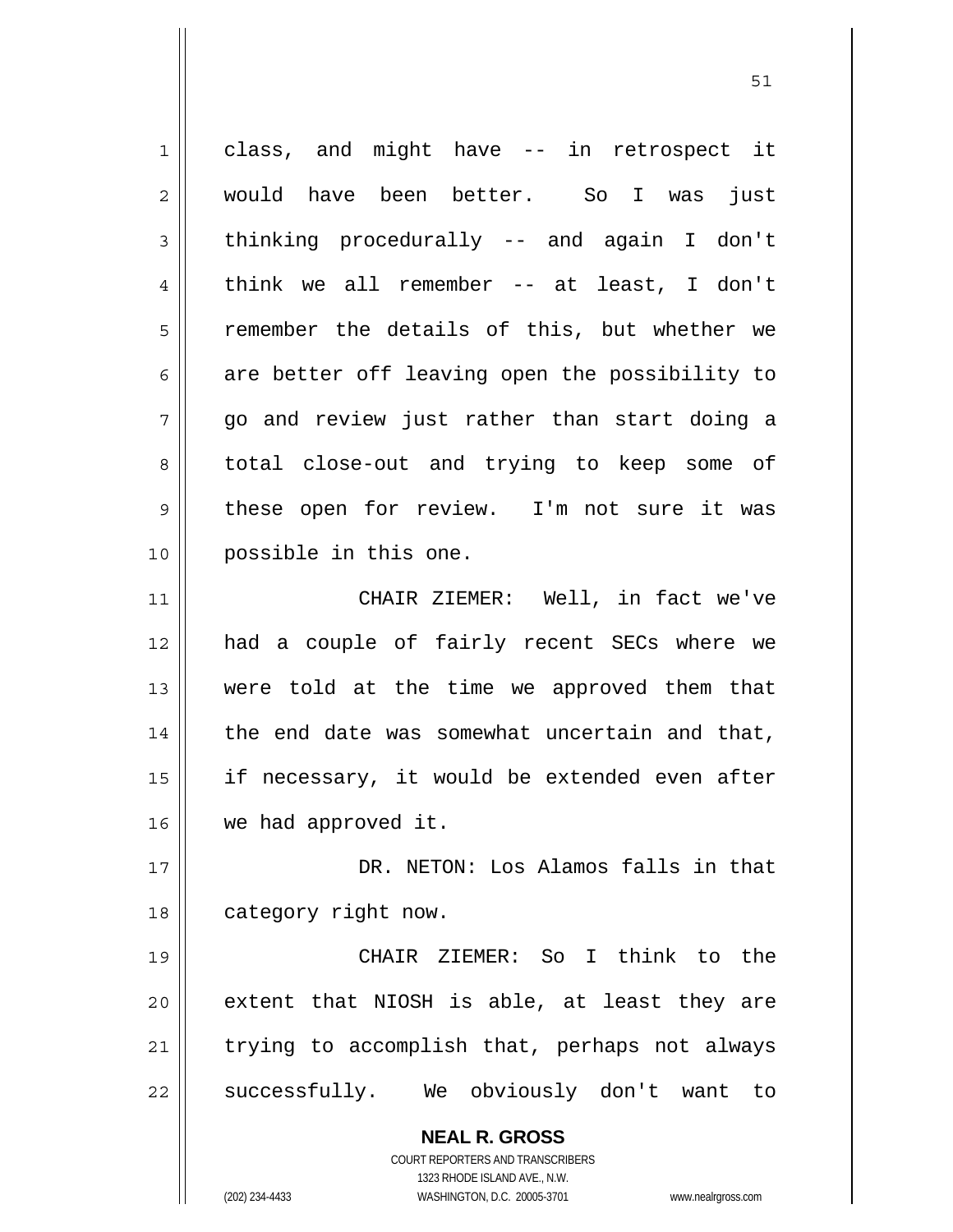class, and might have -- in retrospect it would have been better. So I was just thinking procedurally -- and again I don't think we all remember -- at least, I don't remember the details of this, but whether we are better off leaving open the possibility to go and review just rather than start doing a total close-out and trying to keep some of these open for review. I'm not sure it was possible in this one.

CHAIR ZIEMER: Well, in fact we've had a couple of fairly recent SECs where we were told at the time we approved them that the end date was somewhat uncertain and that, if necessary, it would be extended even after we had approved it.

DR. NETON: Los Alamos falls in that category right now.

CHAIR ZIEMER: So I think to the extent that NIOSH is able, at least they are trying to accomplish that, perhaps not always successfully. We obviously don't want to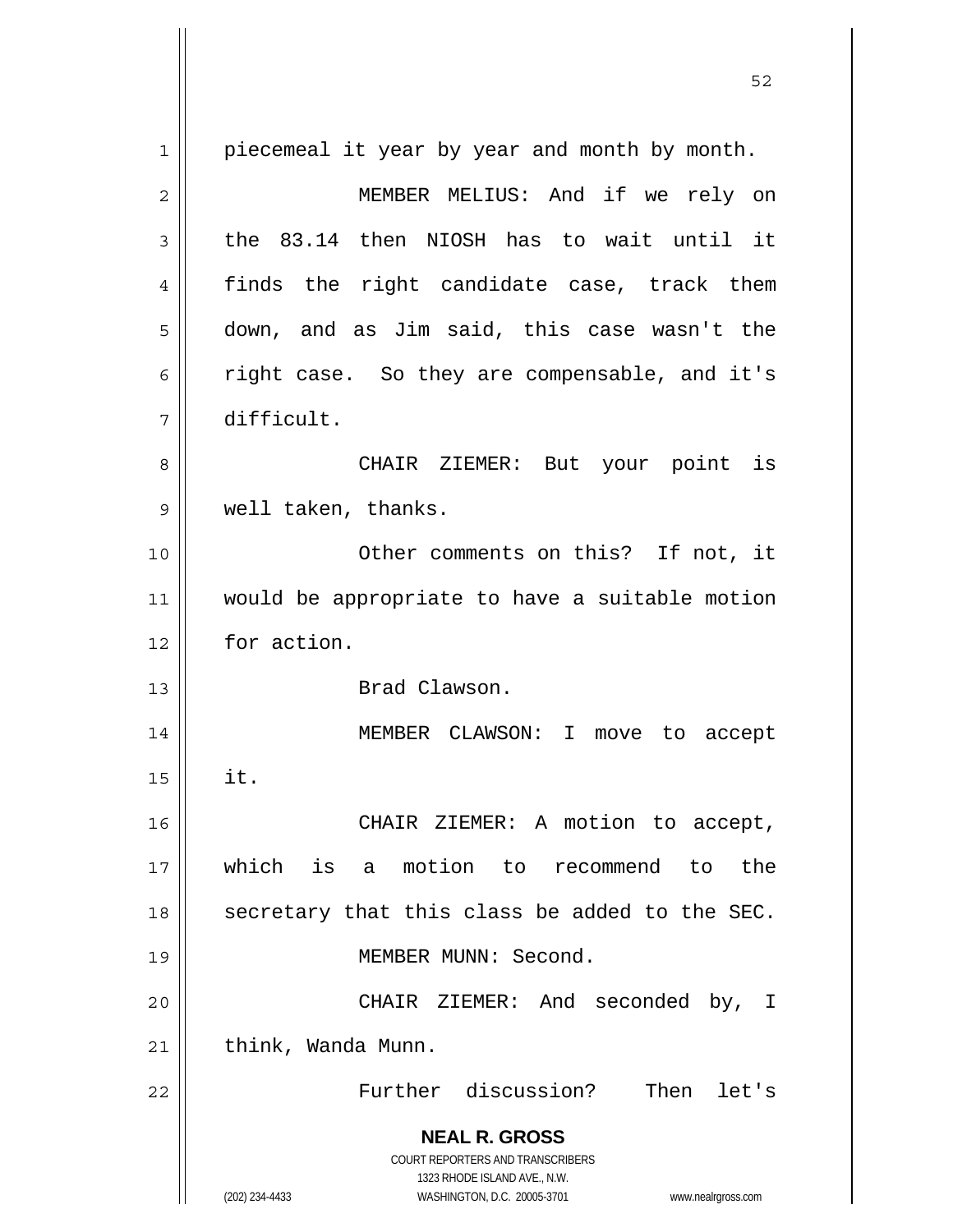piecemeal it year by year and month by month.

MEMBER MELIUS: And if we rely on the 83.14 then NIOSH has to wait until it finds the right candidate case, track them down, and as Jim said, this case wasn't the right case. So they are compensable, and it's difficult.

CHAIR ZIEMER: But your point is well taken, thanks.

Other comments on this? If not, it would be appropriate to have a suitable motion for action.

Brad Clawson.

MEMBER CLAWSON: I move to accept it.

CHAIR ZIEMER: A motion to accept, which is a motion to recommend to the secretary that this class be added to the SEC.

MEMBER MUNN: Second.

CHAIR ZIEMER: And seconded by, I think, Wanda Munn.

Further discussion? Then let's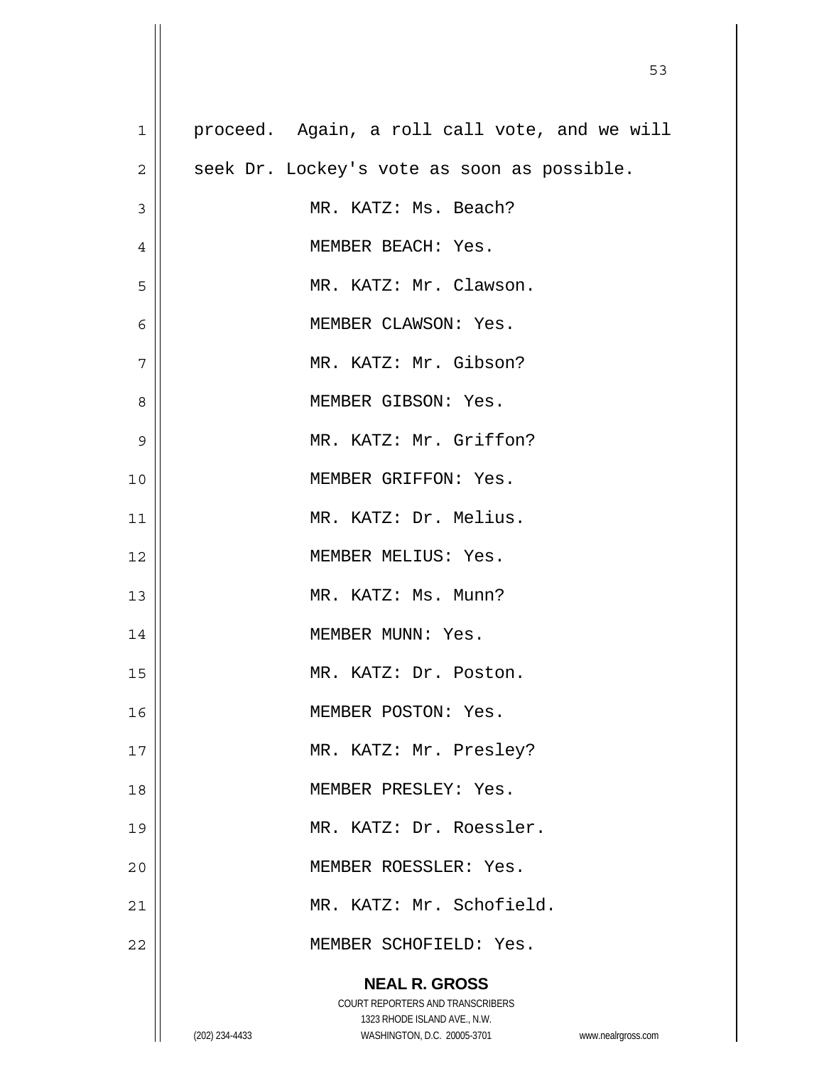proceed. Again, a roll call vote, and we will seek Dr. Lockey's vote as soon as possible.

MR. KATZ: Ms. Beach?

MEMBER BEACH: Yes.

MR. KATZ: Mr. Clawson.

MEMBER CLAWSON: Yes.

MR. KATZ: Mr. Gibson?

MEMBER GIBSON: Yes.

MR. KATZ: Mr. Griffon?

MEMBER GRIFFON: Yes.

MR. KATZ: Dr. Melius.

MEMBER MELIUS: Yes.

MR. KATZ: Ms. Munn?

MEMBER MUNN: Yes.

MR. KATZ: Dr. Poston.

MEMBER POSTON: Yes.

MR. KATZ: Mr. Presley?

MEMBER PRESLEY: Yes.

MR. KATZ: Dr. Roessler.

MEMBER ROESSLER: Yes.

MR. KATZ: Mr. Schofield.

MEMBER SCHOFIELD: Yes.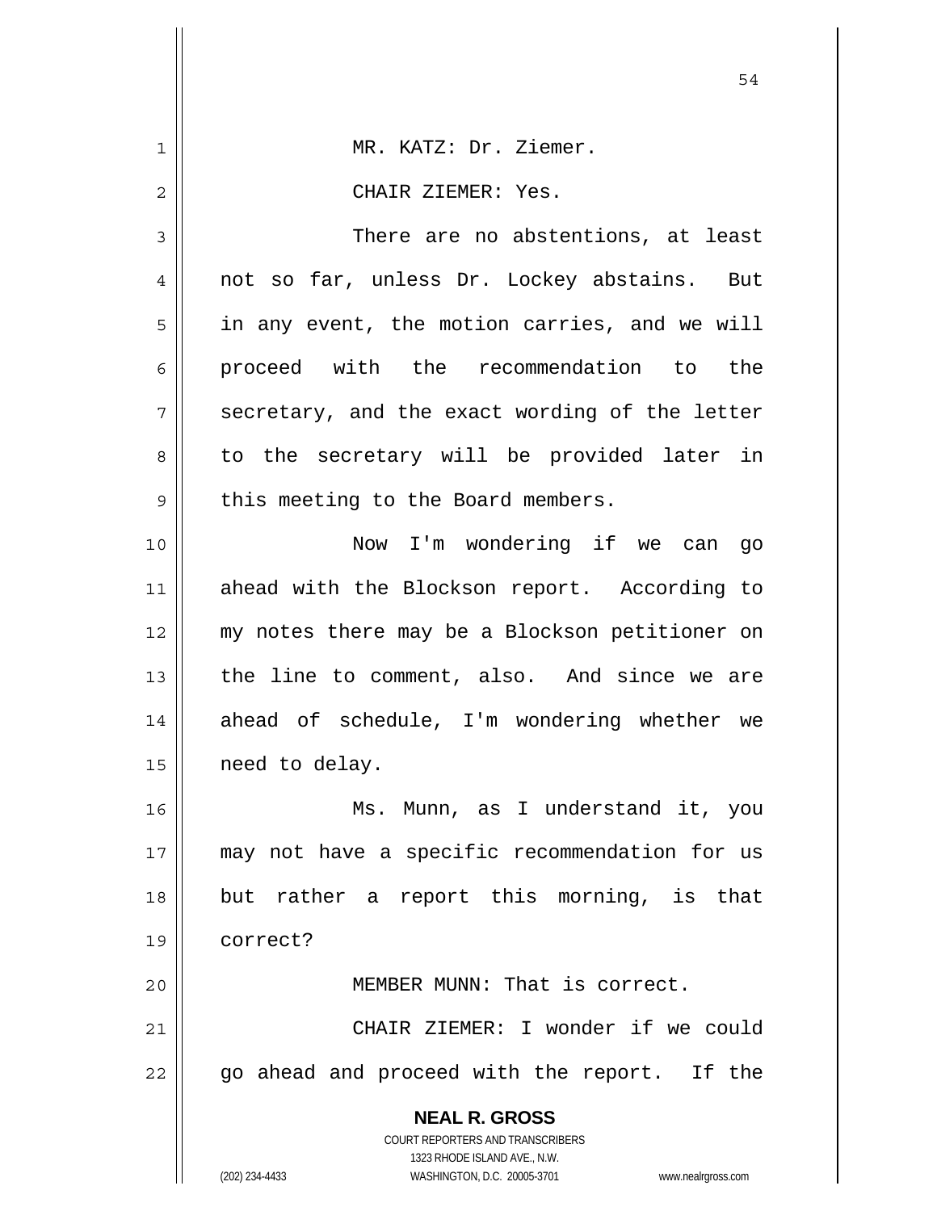MR. KATZ: Dr. Ziemer.

CHAIR ZIEMER: Yes.

There are no abstentions, at least not so far, unless Dr. Lockey abstains. But in any event, the motion carries, and we will proceed with the recommendation to the secretary, and the exact wording of the letter to the secretary will be provided later in this meeting to the Board members.

Now I'm wondering if we can go ahead with the Blockson report. According to my notes there may be a Blockson petitioner on the line to comment, also. And since we are ahead of schedule, I'm wondering whether we need to delay.

Ms. Munn, as I understand it, you may not have a specific recommendation for us but rather a report this morning, is that correct?

MEMBER MUNN: That is correct.

CHAIR ZIEMER: I wonder if we could go ahead and proceed with the report. If the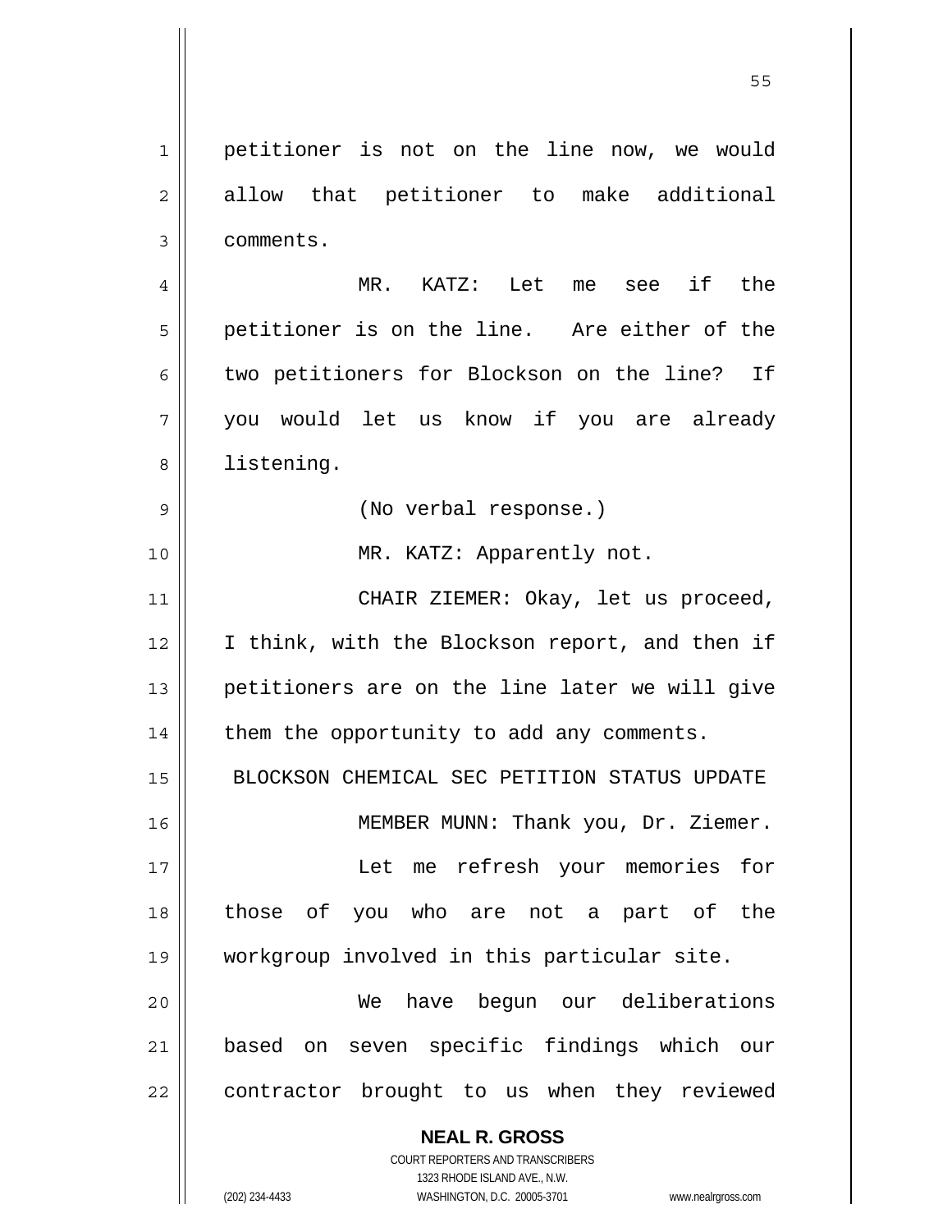petitioner is not on the line now, we would allow that petitioner to make additional comments.

MR. KATZ: Let me see if the petitioner is on the line. Are either of the two petitioners for Blockson on the line? If you would let us know if you are already listening.

(No verbal response.)

MR. KATZ: Apparently not.

CHAIR ZIEMER: Okay, let us proceed, I think, with the Blockson report, and then if petitioners are on the line later we will give them the opportunity to add any comments.

## BLOCKSON CHEMICAL SEC PETITION STATUS UPDATE

MEMBER MUNN: Thank you, Dr. Ziemer.

Let me refresh your memories for those of you who are not a part of the workgroup involved in this particular site.

We have begun our deliberations based on seven specific findings which our contractor brought to us when they reviewed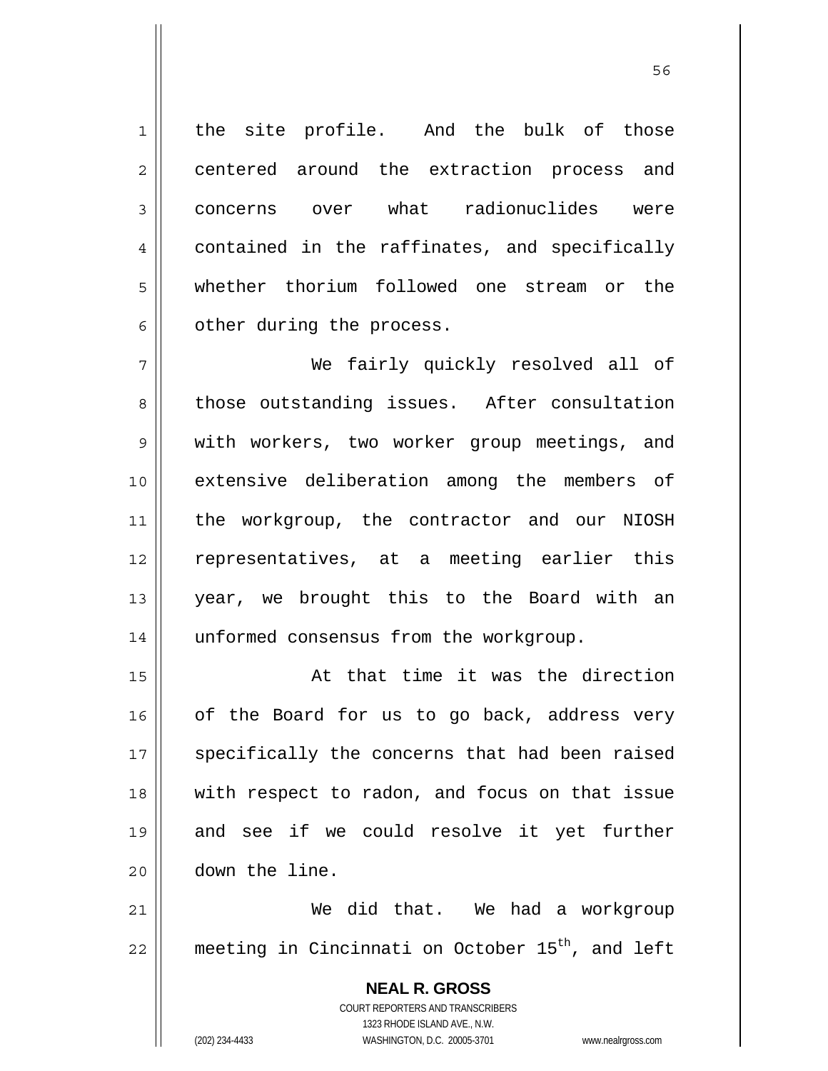the site profile. And the bulk of those centered around the extraction process and concerns over what radionuclides were contained in the raffinates, and specifically whether thorium followed one stream or the other during the process.

We fairly quickly resolved all of those outstanding issues. After consultation with workers, two worker group meetings, and extensive deliberation among the members of the workgroup, the contractor and our NIOSH representatives, at a meeting earlier this year, we brought this to the Board with an unformed consensus from the workgroup.

At that time it was the direction of the Board for us to go back, address very specifically the concerns that had been raised with respect to radon, and focus on that issue and see if we could resolve it yet further down the line.

We did that. We had a workgroup meeting in Cincinnati on October 15th, and left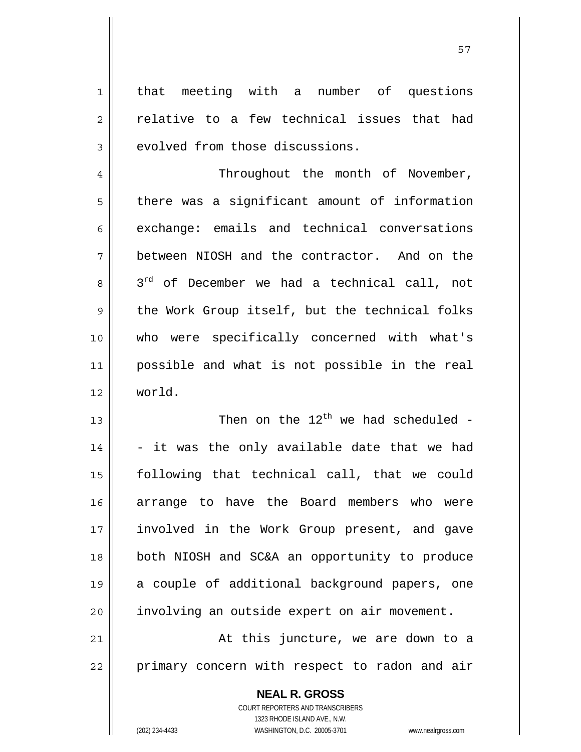that meeting with a number of questions relative to a few technical issues that had evolved from those discussions.

Throughout the month of November, there was a significant amount of information exchange: emails and technical conversations between NIOSH and the contractor. And on the 3rd of December we had a technical call, not the Work Group itself, but the technical folks who were specifically concerned with what's possible and what is not possible in the real world.

Then on the 12th we had scheduled -- it was the only available date that we had following that technical call, that we could arrange to have the Board members who were involved in the Work Group present, and gave both NIOSH and SC&A an opportunity to produce a couple of additional background papers, one involving an outside expert on air movement.

At this juncture, we are down to a primary concern with respect to radon and air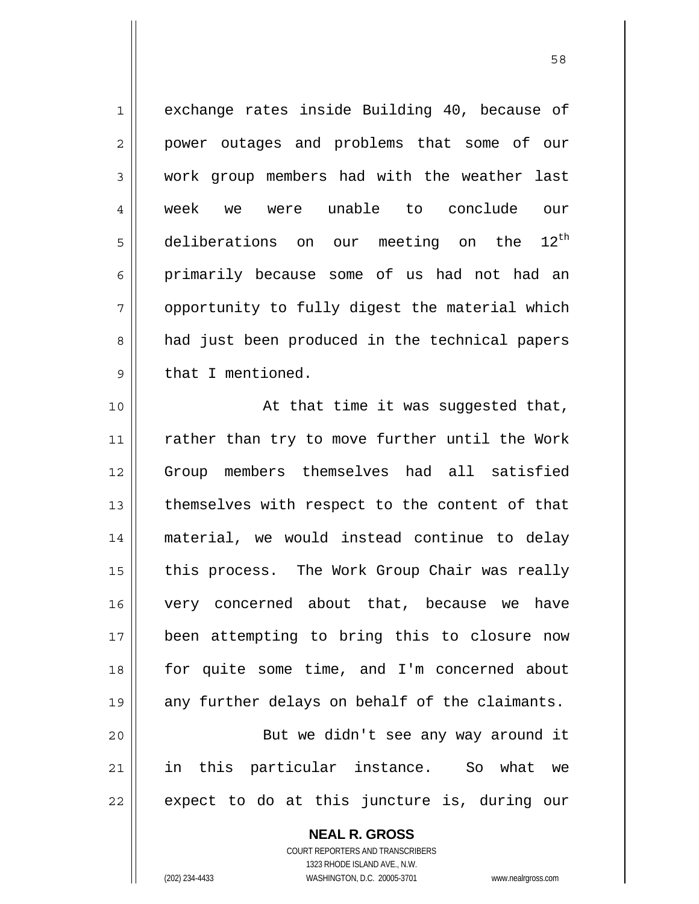exchange rates inside Building 40, because of power outages and problems that some of our work group members had with the weather last week we were unable to conclude our deliberations on our meeting on the 12th primarily because some of us had not had an opportunity to fully digest the material which had just been produced in the technical papers that I mentioned.

At that time it was suggested that, rather than try to move further until the Work Group members themselves had all satisfied themselves with respect to the content of that material, we would instead continue to delay this process. The Work Group Chair was really very concerned about that, because we have been attempting to bring this to closure now for quite some time, and I'm concerned about any further delays on behalf of the claimants.

But we didn't see any way around it in this particular instance. So what we expect to do at this juncture is, during our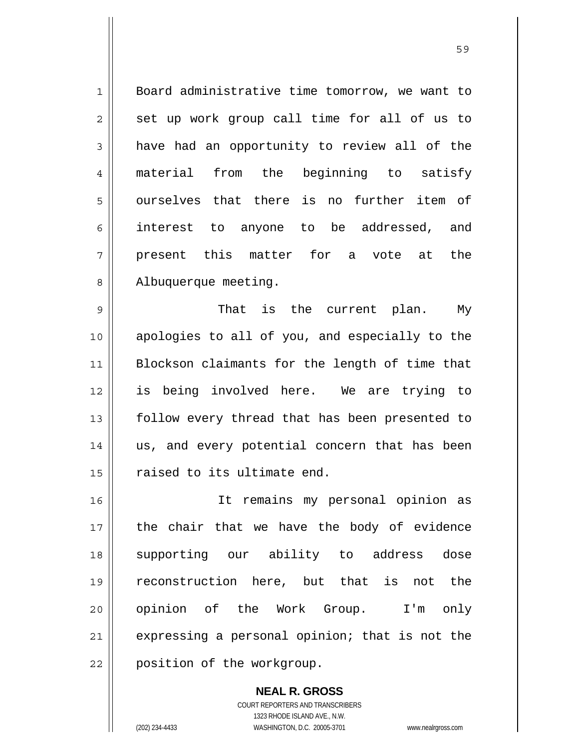Board administrative time tomorrow, we want to set up work group call time for all of us to have had an opportunity to review all of the material from the beginning to satisfy ourselves that there is no further item of interest to anyone to be addressed, and present this matter for a vote at the Albuquerque meeting.

That is the current plan. My apologies to all of you, and especially to the Blockson claimants for the length of time that is being involved here. We are trying to follow every thread that has been presented to us, and every potential concern that has been raised to its ultimate end.

It remains my personal opinion as the chair that we have the body of evidence supporting our ability to address dose reconstruction here, but that is not the opinion of the Work Group. I'm only expressing a personal opinion; that is not the position of the workgroup.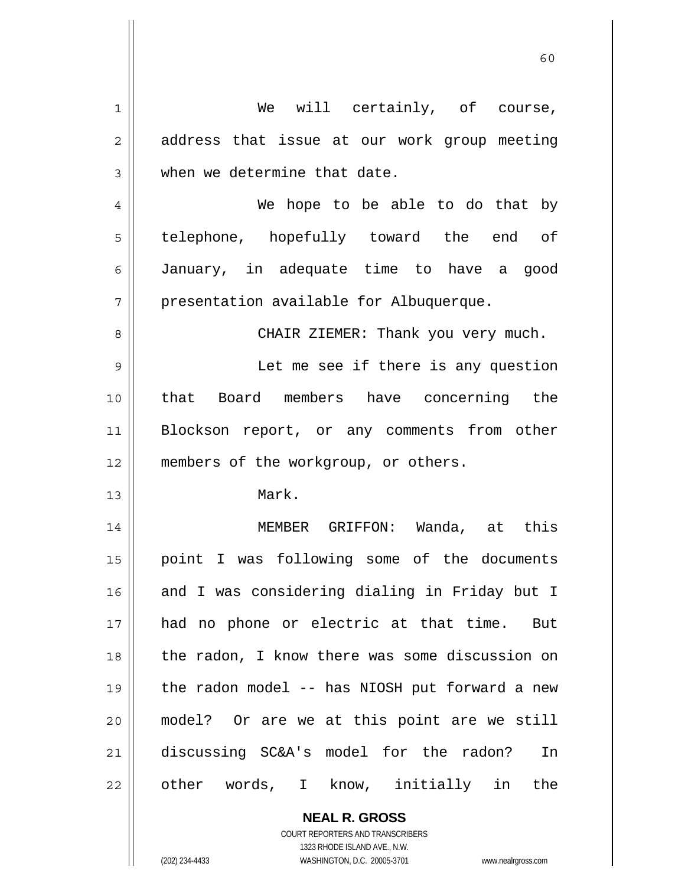We will certainly, of course, address that issue at our work group meeting when we determine that date.

We hope to be able to do that by telephone, hopefully toward the end of January, in adequate time to have a good presentation available for Albuquerque.

CHAIR ZIEMER: Thank you very much.

Let me see if there is any question that Board members have concerning the Blockson report, or any comments from other members of the workgroup, or others.

Mark.

MEMBER GRIFFON: Wanda, at this point I was following some of the documents and I was considering dialing in Friday but I had no phone or electric at that time. But the radon, I know there was some discussion on the radon model -- has NIOSH put forward a new model? Or are we at this point are we still discussing SC&A's model for the radon? In other words, I know, initially in the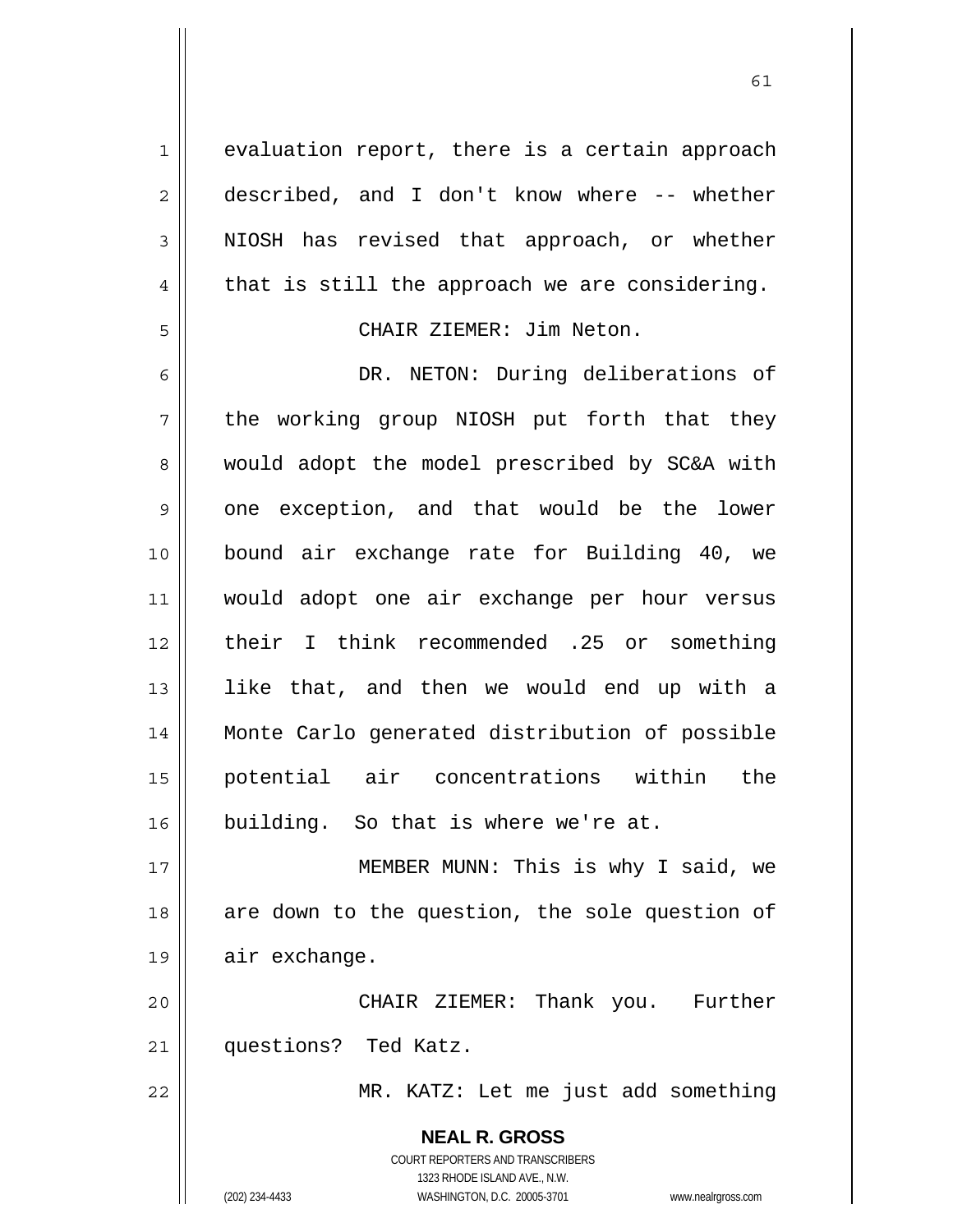evaluation report, there is a certain approach described, and I don't know where -- whether NIOSH has revised that approach, or whether that is still the approach we are considering.

CHAIR ZIEMER: Jim Neton.

DR. NETON: During deliberations of the working group NIOSH put forth that they would adopt the model prescribed by SC&A with one exception, and that would be the lower bound air exchange rate for Building 40, we would adopt one air exchange per hour versus their I think recommended .25 or something like that, and then we would end up with a Monte Carlo generated distribution of possible potential air concentrations within the building. So that is where we're at.

MEMBER MUNN: This is why I said, we are down to the question, the sole question of air exchange.

CHAIR ZIEMER: Thank you. Further questions? Ted Katz.

MR. KATZ: Let me just add something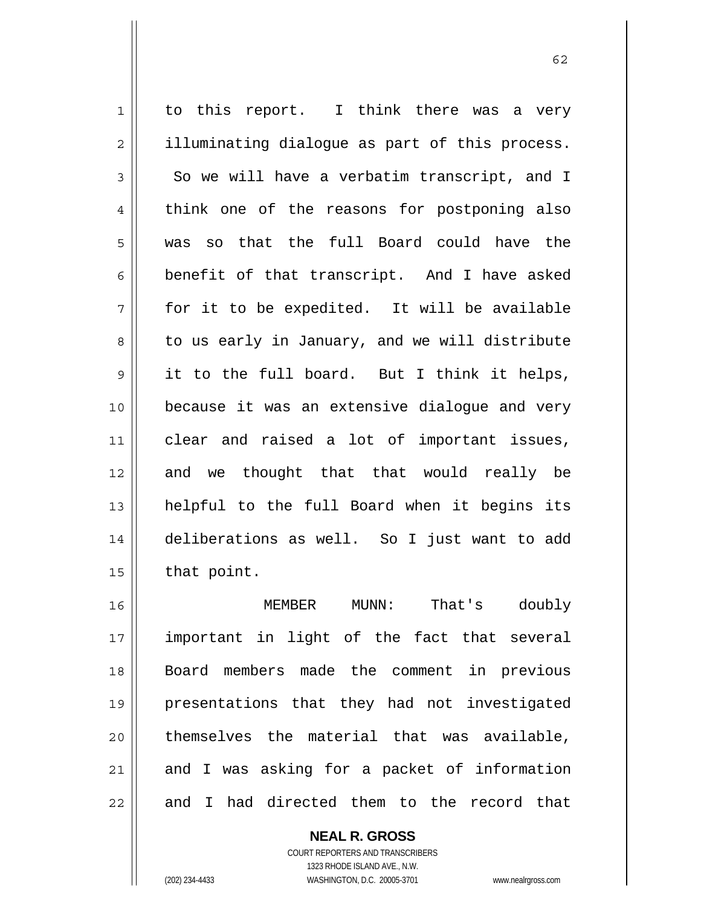to this report. I think there was a very illuminating dialogue as part of this process. So we will have a verbatim transcript, and I think one of the reasons for postponing also was so that the full Board could have the benefit of that transcript. And I have asked for it to be expedited. It will be available to us early in January, and we will distribute it to the full board. But I think it helps, because it was an extensive dialogue and very clear and raised a lot of important issues, and we thought that that would really be helpful to the full Board when it begins its deliberations as well. So I just want to add that point.

MEMBER MUNN: That's doubly important in light of the fact that several Board members made the comment in previous presentations that they had not investigated themselves the material that was available, and I was asking for a packet of information and I had directed them to the record that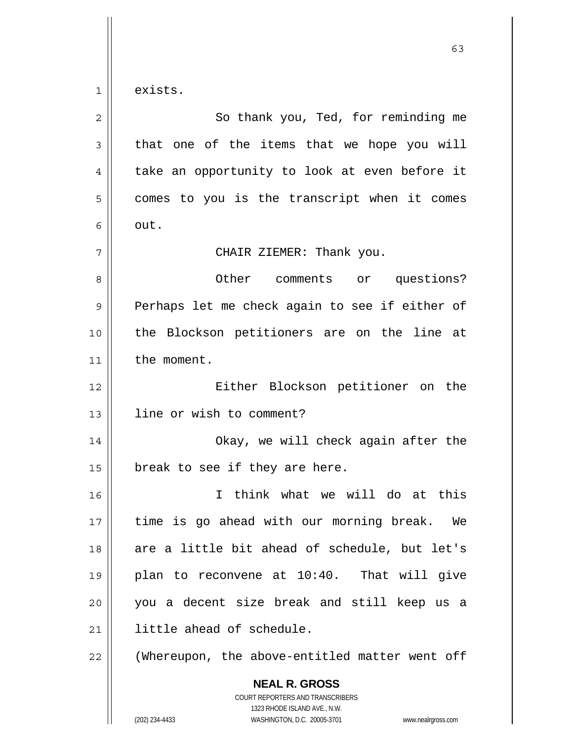exists.

So thank you, Ted, for reminding me that one of the items that we hope you will take an opportunity to look at even before it comes to you is the transcript when it comes out.

CHAIR ZIEMER: Thank you.

Other comments or questions? Perhaps let me check again to see if either of the Blockson petitioners are on the line at the moment.

Either Blockson petitioner on the line or wish to comment?

Okay, we will check again after the break to see if they are here.

I think what we will do at this time is go ahead with our morning break. We are a little bit ahead of schedule, but let's plan to reconvene at 10:40. That will give you a decent size break and still keep us a little ahead of schedule.

(Whereupon, the above-entitled matter went off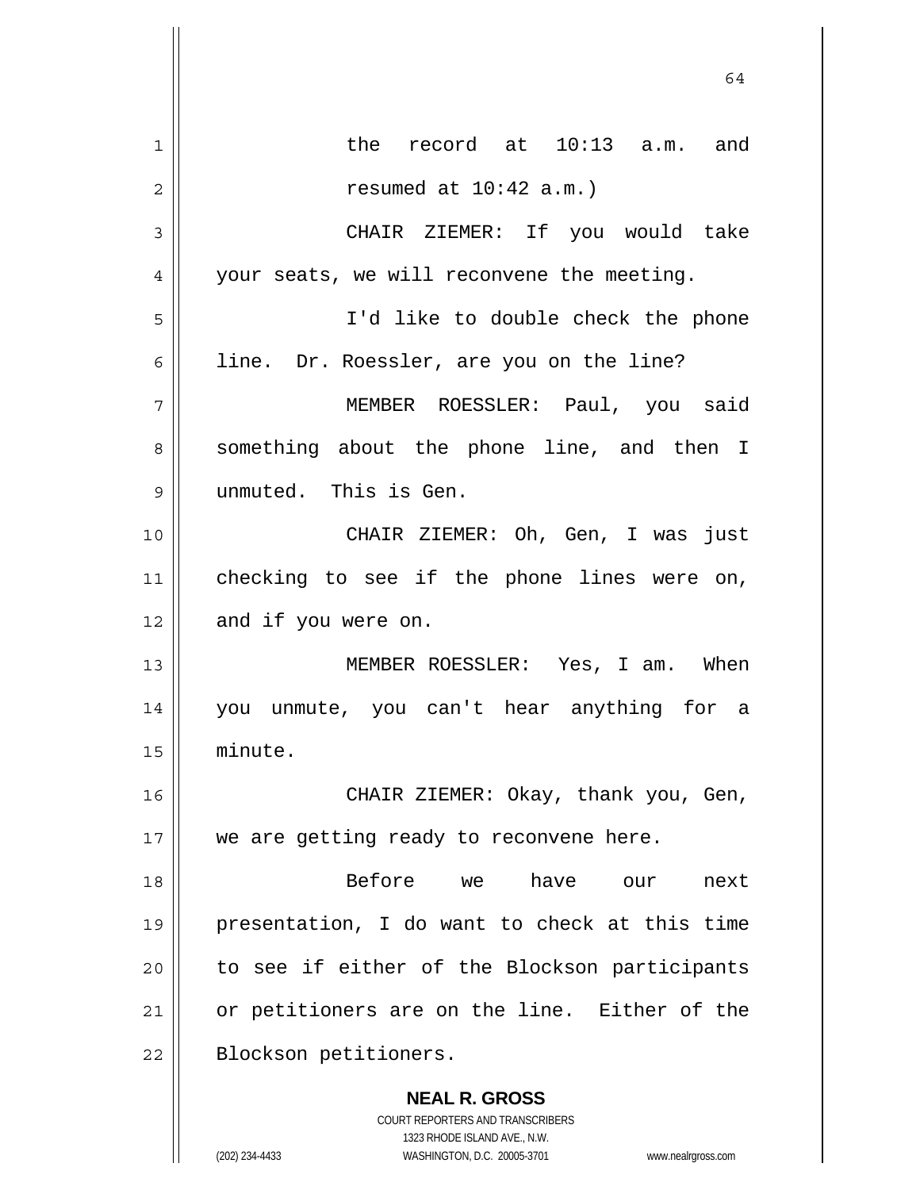the record at 10:13 a.m. and resumed at 10:42 a.m.)

CHAIR ZIEMER: If you would take your seats, we will reconvene the meeting.

I'd like to double check the phone line. Dr. Roessler, are you on the line?

MEMBER ROESSLER: Paul, you said something about the phone line, and then I unmuted. This is Gen.

CHAIR ZIEMER: Oh, Gen, I was just checking to see if the phone lines were on, and if you were on.

MEMBER ROESSLER: Yes, I am. When you unmute, you can't hear anything for a minute.

CHAIR ZIEMER: Okay, thank you, Gen, we are getting ready to reconvene here.

Before we have our next presentation, I do want to check at this time to see if either of the Blockson participants or petitioners are on the line. Either of the Blockson petitioners.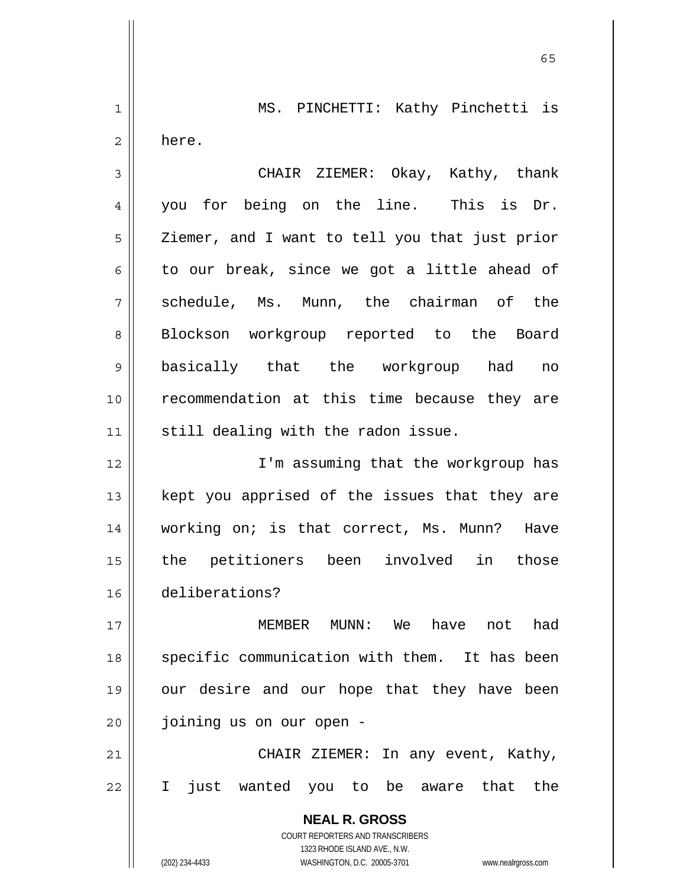MS. PINCHETTI: Kathy Pinchetti is here.

CHAIR ZIEMER: Okay, Kathy, thank you for being on the line. This is Dr. Ziemer, and I want to tell you that just prior to our break, since we got a little ahead of schedule, Ms. Munn, the chairman of the Blockson workgroup reported to the Board basically that the workgroup had no recommendation at this time because they are still dealing with the radon issue.

I'm assuming that the workgroup has kept you apprised of the issues that they are working on; is that correct, Ms. Munn? Have the petitioners been involved in those deliberations?

MEMBER MUNN: We have not had specific communication with them. It has been our desire and our hope that they have been joining us on our open -

CHAIR ZIEMER: In any event, Kathy, I just wanted you to be aware that the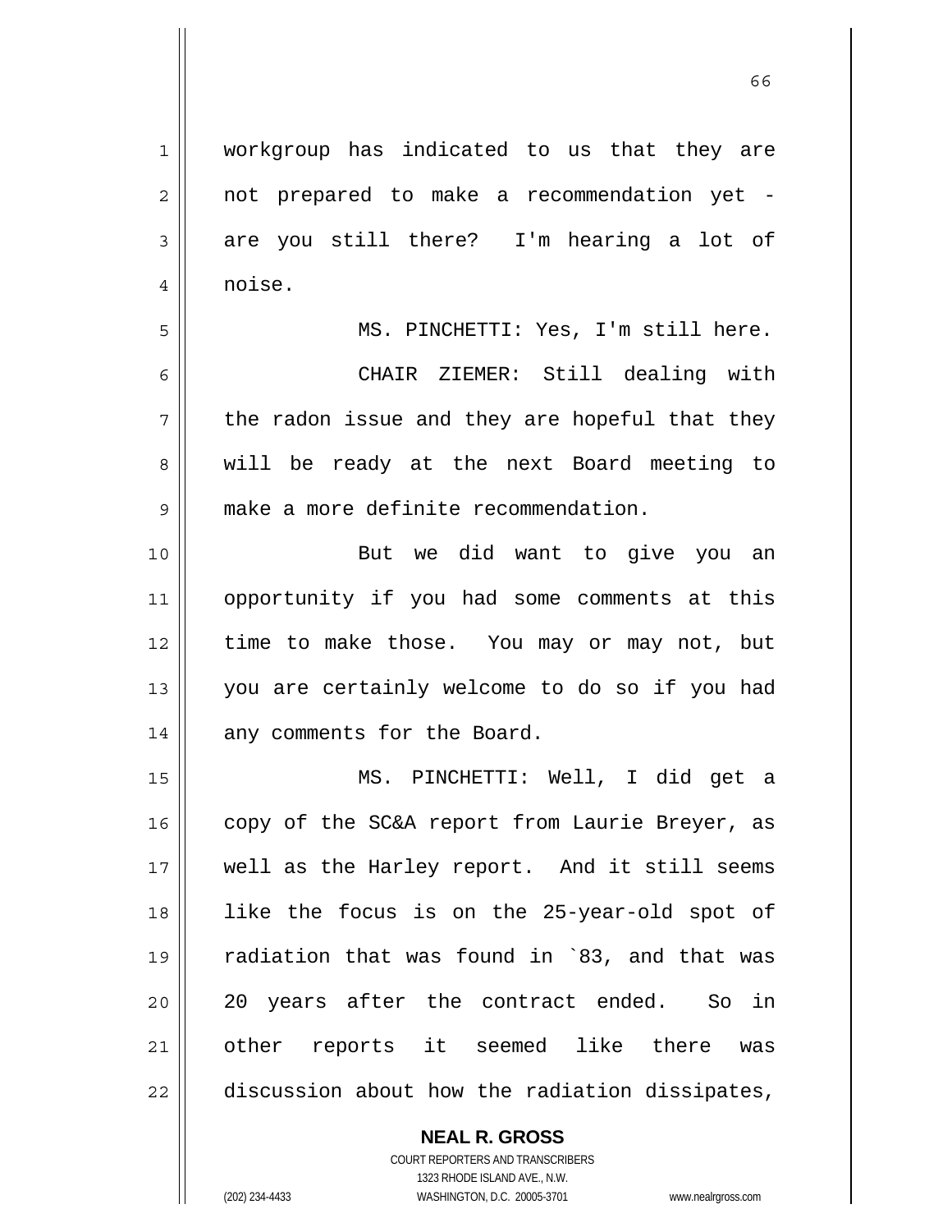workgroup has indicated to us that they are not prepared to make a recommendation yet - are you still there? I'm hearing a lot of noise.

MS. PINCHETTI: Yes, I'm still here.

CHAIR ZIEMER: Still dealing with the radon issue and they are hopeful that they will be ready at the next Board meeting to make a more definite recommendation.

But we did want to give you an opportunity if you had some comments at this time to make those. You may or may not, but you are certainly welcome to do so if you had any comments for the Board.

MS. PINCHETTI: Well, I did get a copy of the SC&A report from Laurie Breyer, as well as the Harley report. And it still seems like the focus is on the 25-year-old spot of radiation that was found in `83, and that was 20 years after the contract ended. So in other reports it seemed like there was discussion about how the radiation dissipates,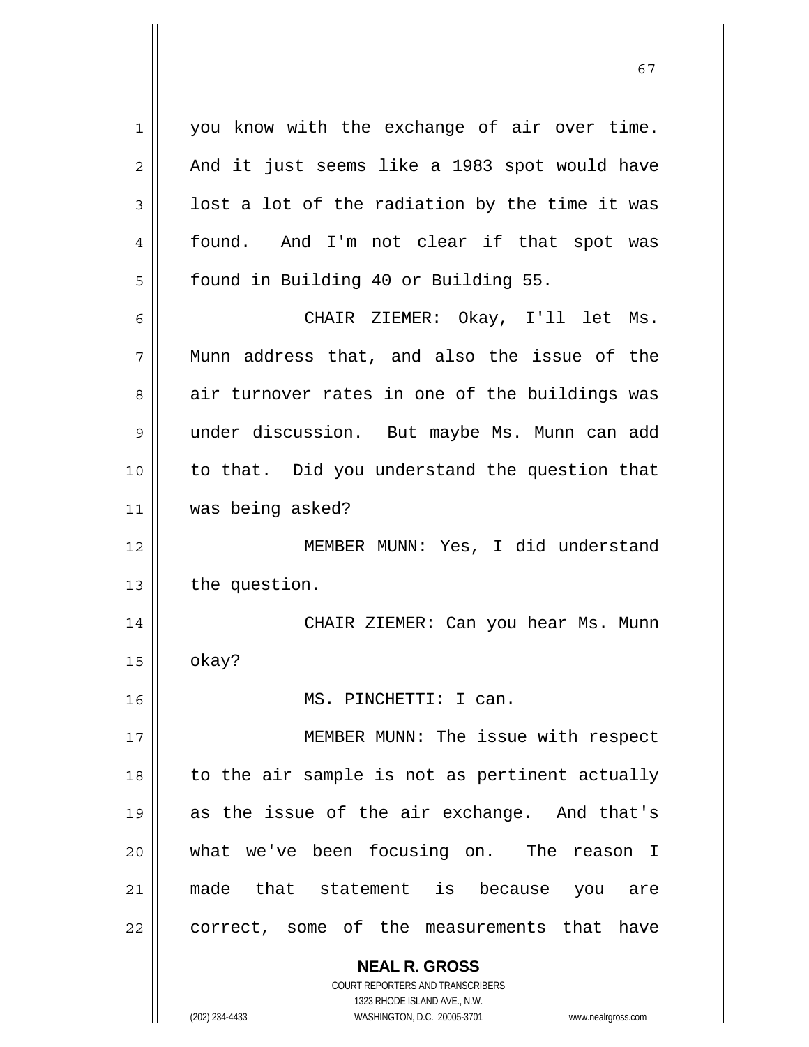you know with the exchange of air over time. And it just seems like a 1983 spot would have lost a lot of the radiation by the time it was found. And I'm not clear if that spot was found in Building 40 or Building 55.

CHAIR ZIEMER: Okay, I'll let Ms. Munn address that, and also the issue of the air turnover rates in one of the buildings was under discussion. But maybe Ms. Munn can add to that. Did you understand the question that was being asked?

MEMBER MUNN: Yes, I did understand the question.

CHAIR ZIEMER: Can you hear Ms. Munn okay?

MS. PINCHETTI: I can.

MEMBER MUNN: The issue with respect to the air sample is not as pertinent actually as the issue of the air exchange. And that's what we've been focusing on. The reason I made that statement is because you are correct, some of the measurements that have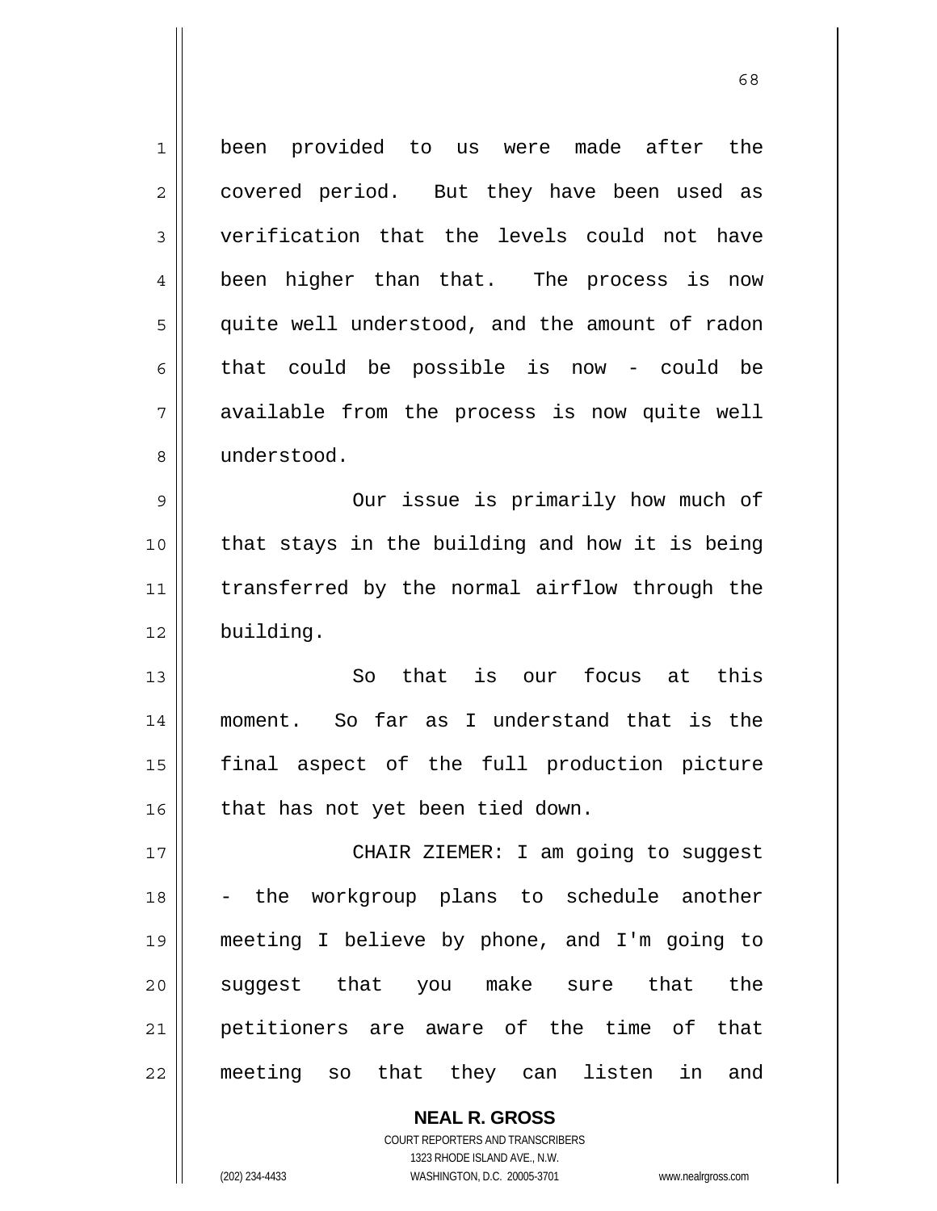been provided to us were made after the covered period. But they have been used as verification that the levels could not have been higher than that. The process is now quite well understood, and the amount of radon that could be possible is now - could be available from the process is now quite well understood.

Our issue is primarily how much of that stays in the building and how it is being transferred by the normal airflow through the building.

So that is our focus at this moment. So far as I understand that is the final aspect of the full production picture that has not yet been tied down.

CHAIR ZIEMER: I am going to suggest - the workgroup plans to schedule another meeting I believe by phone, and I'm going to suggest that you make sure that the petitioners are aware of the time of that meeting so that they can listen in and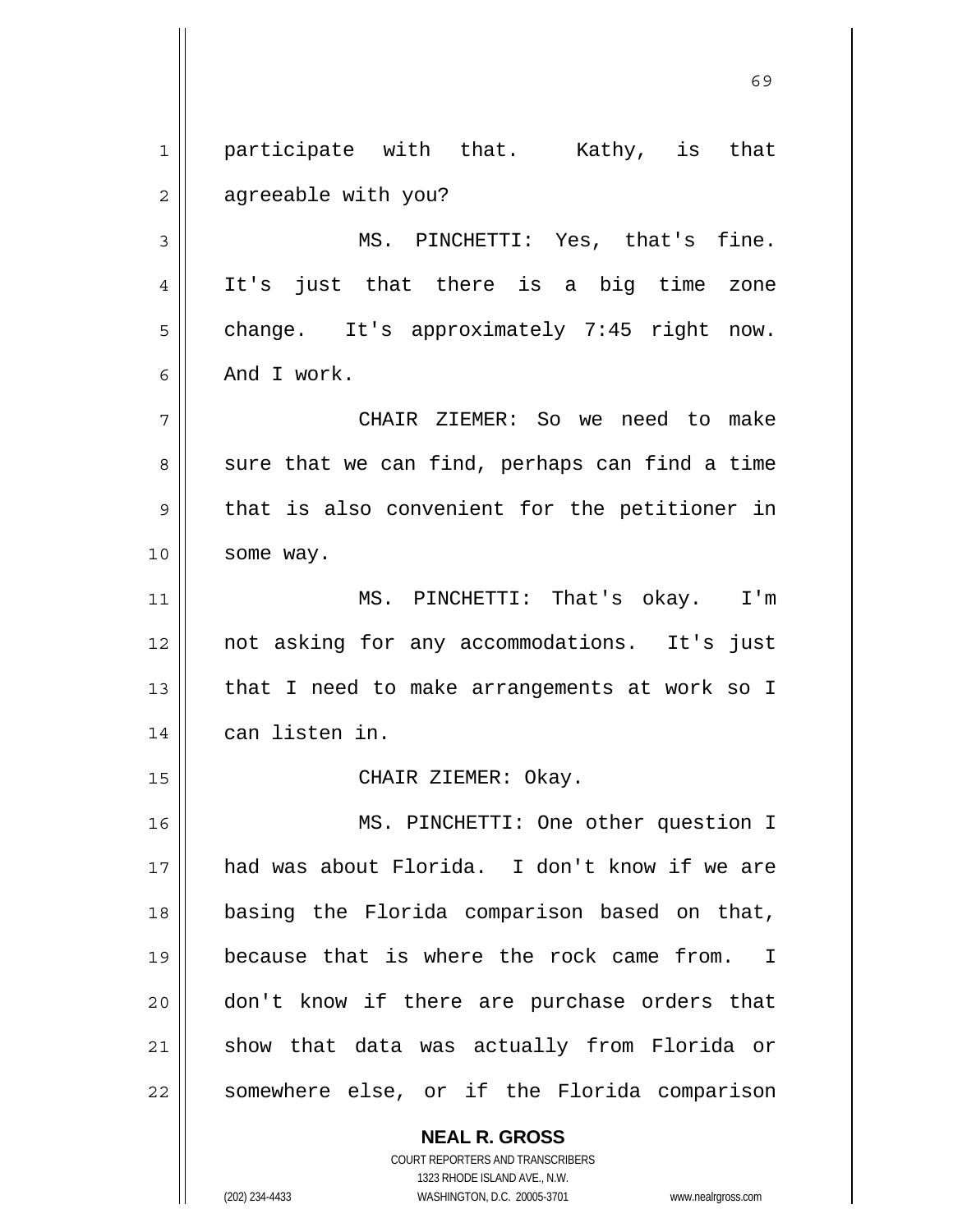participate with that. Kathy, is that agreeable with you?

MS. PINCHETTI: Yes, that's fine. It's just that there is a big time zone change. It's approximately 7:45 right now. And I work.

CHAIR ZIEMER: So we need to make sure that we can find, perhaps can find a time that is also convenient for the petitioner in some way.

MS. PINCHETTI: That's okay. I'm not asking for any accommodations. It's just that I need to make arrangements at work so I can listen in.

CHAIR ZIEMER: Okay.

MS. PINCHETTI: One other question I had was about Florida. I don't know if we are basing the Florida comparison based on that, because that is where the rock came from. I don't know if there are purchase orders that show that data was actually from Florida or somewhere else, or if the Florida comparison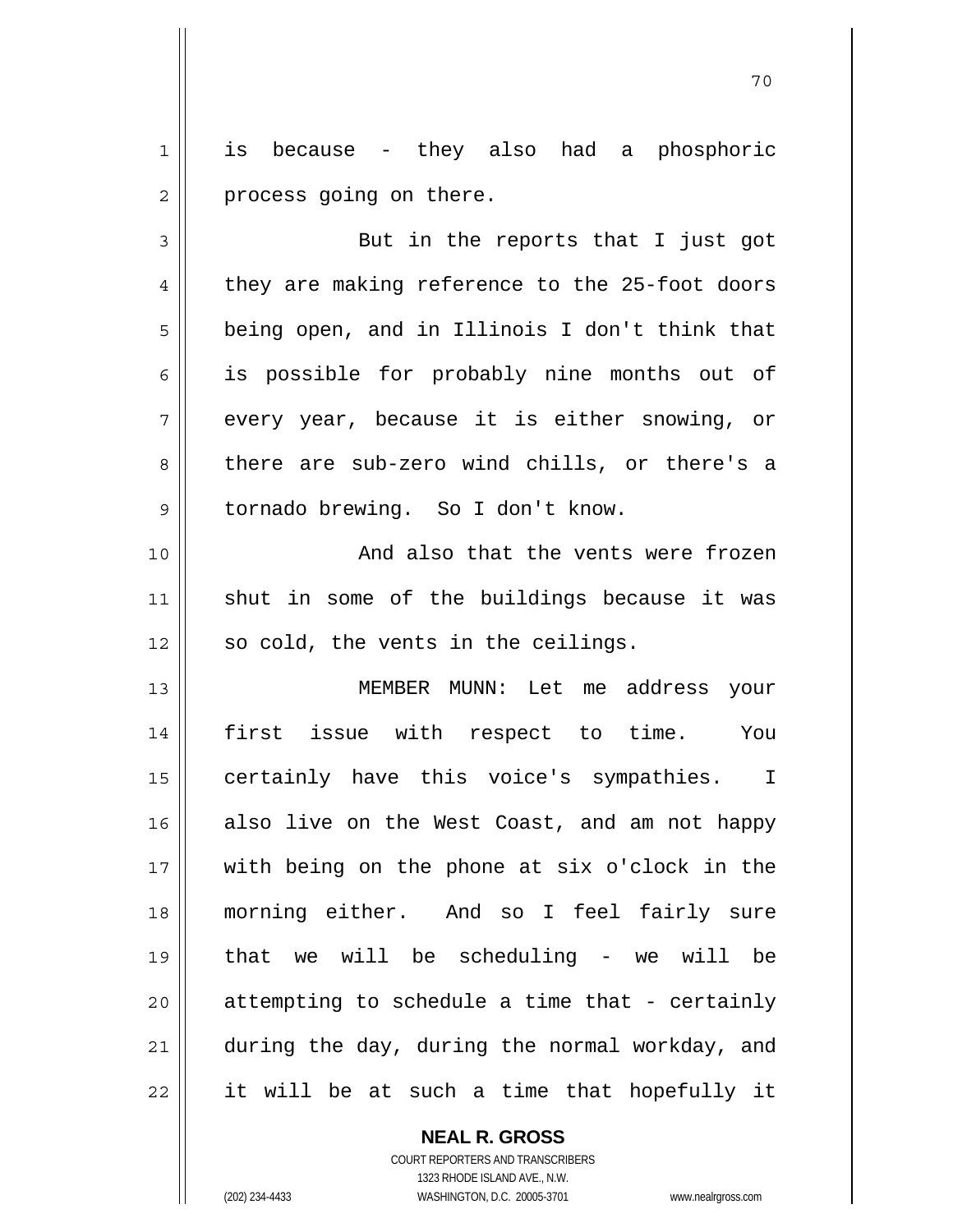is because - they also had a phosphoric process going on there.

But in the reports that I just got they are making reference to the 25-foot doors being open, and in Illinois I don't think that is possible for probably nine months out of every year, because it is either snowing, or there are sub-zero wind chills, or there's a tornado brewing. So I don't know.

And also that the vents were frozen shut in some of the buildings because it was so cold, the vents in the ceilings.

MEMBER MUNN: Let me address your first issue with respect to time. You certainly have this voice's sympathies. I also live on the West Coast, and am not happy with being on the phone at six o'clock in the morning either. And so I feel fairly sure that we will be scheduling - we will be attempting to schedule a time that - certainly during the day, during the normal workday, and it will be at such a time that hopefully it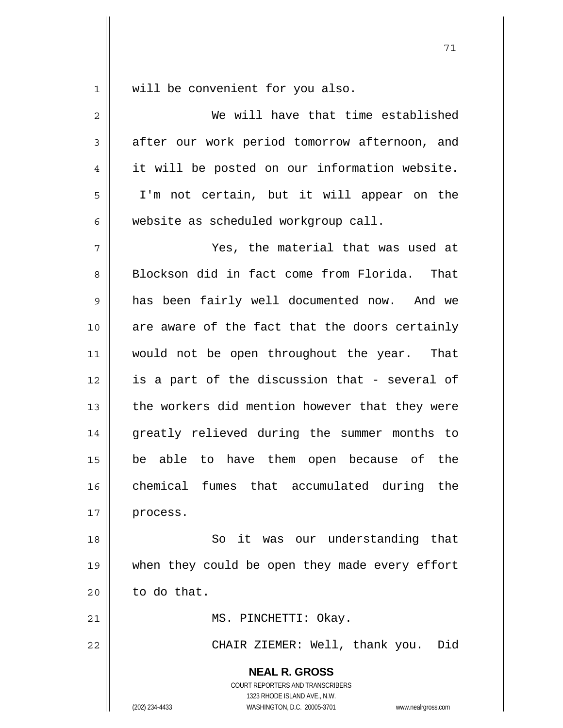will be convenient for you also.

We will have that time established after our work period tomorrow afternoon, and it will be posted on our information website. I'm not certain, but it will appear on the website as scheduled workgroup call.

Yes, the material that was used at Blockson did in fact come from Florida. That has been fairly well documented now. And we are aware of the fact that the doors certainly would not be open throughout the year. That is a part of the discussion that - several of the workers did mention however that they were greatly relieved during the summer months to be able to have them open because of the chemical fumes that accumulated during the process.

So it was our understanding that when they could be open they made every effort to do that.

MS. PINCHETTI: Okay.

CHAIR ZIEMER: Well, thank you. Did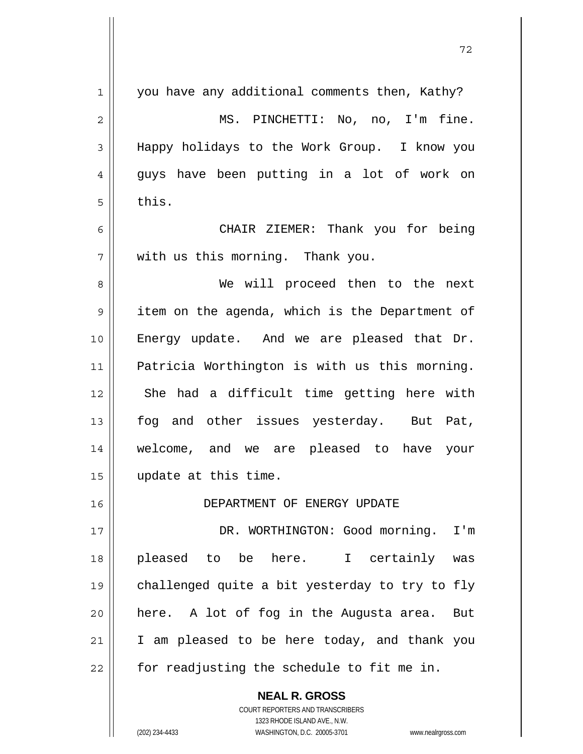you have any additional comments then, Kathy?

MS. PINCHETTI: No, no, I'm fine. Happy holidays to the Work Group. I know you guys have been putting in a lot of work on this.

CHAIR ZIEMER: Thank you for being with us this morning. Thank you.

We will proceed then to the next item on the agenda, which is the Department of Energy update. And we are pleased that Dr. Patricia Worthington is with us this morning. She had a difficult time getting here with fog and other issues yesterday. But Pat, welcome, and we are pleased to have your update at this time.

## DEPARTMENT OF ENERGY UPDATE

DR. WORTHINGTON: Good morning. I'm pleased to be here. I certainly was challenged quite a bit yesterday to try to fly here. A lot of fog in the Augusta area. But I am pleased to be here today, and thank you for readjusting the schedule to fit me in.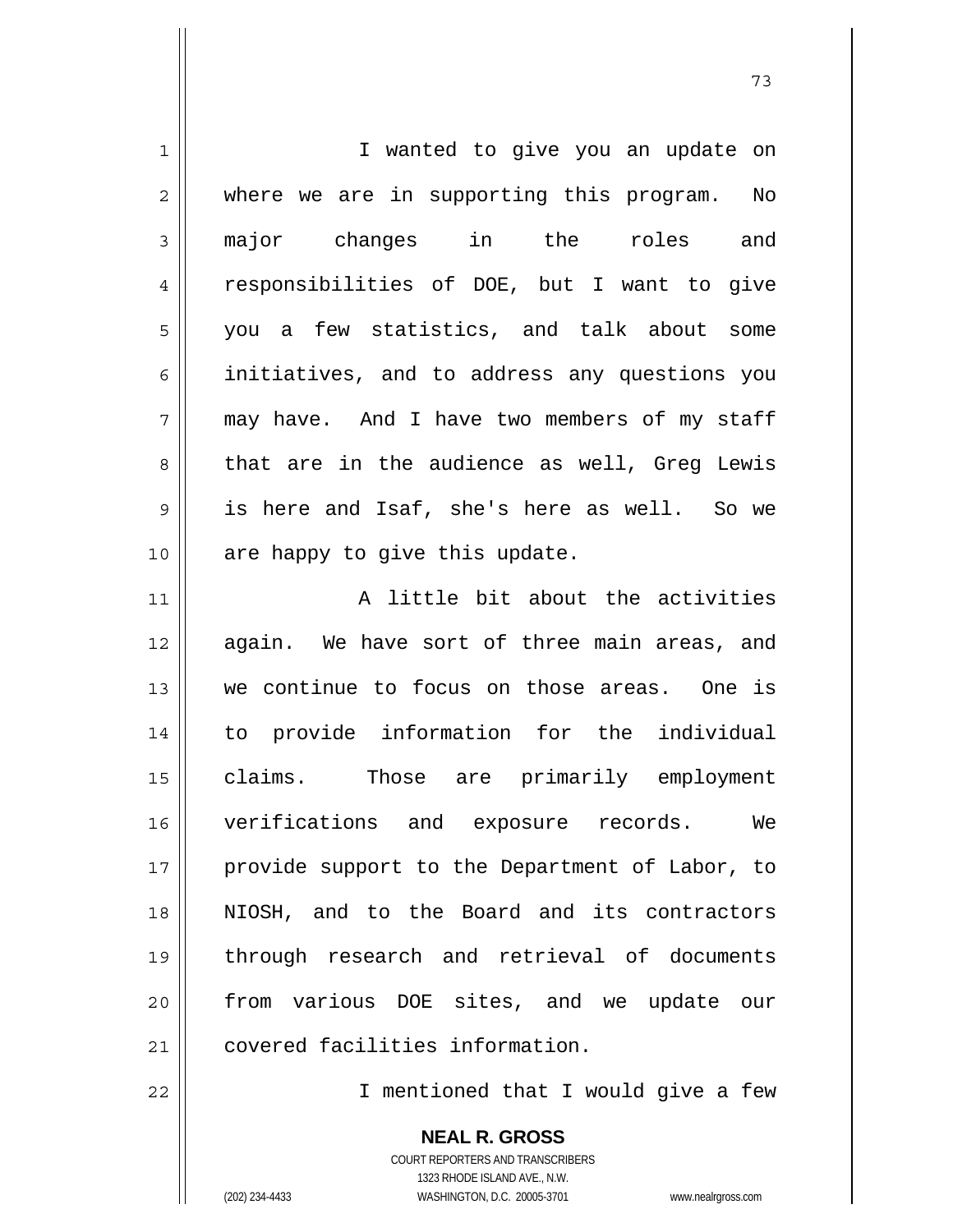I wanted to give you an update on where we are in supporting this program. No major changes in the roles and responsibilities of DOE, but I want to give you a few statistics, and talk about some initiatives, and to address any questions you may have. And I have two members of my staff that are in the audience as well, Greg Lewis is here and Isaf, she's here as well. So we are happy to give this update.

A little bit about the activities again. We have sort of three main areas, and we continue to focus on those areas. One is to provide information for the individual claims. Those are primarily employment verifications and exposure records. We provide support to the Department of Labor, to NIOSH, and to the Board and its contractors through research and retrieval of documents from various DOE sites, and we update our covered facilities information.

I mentioned that I would give a few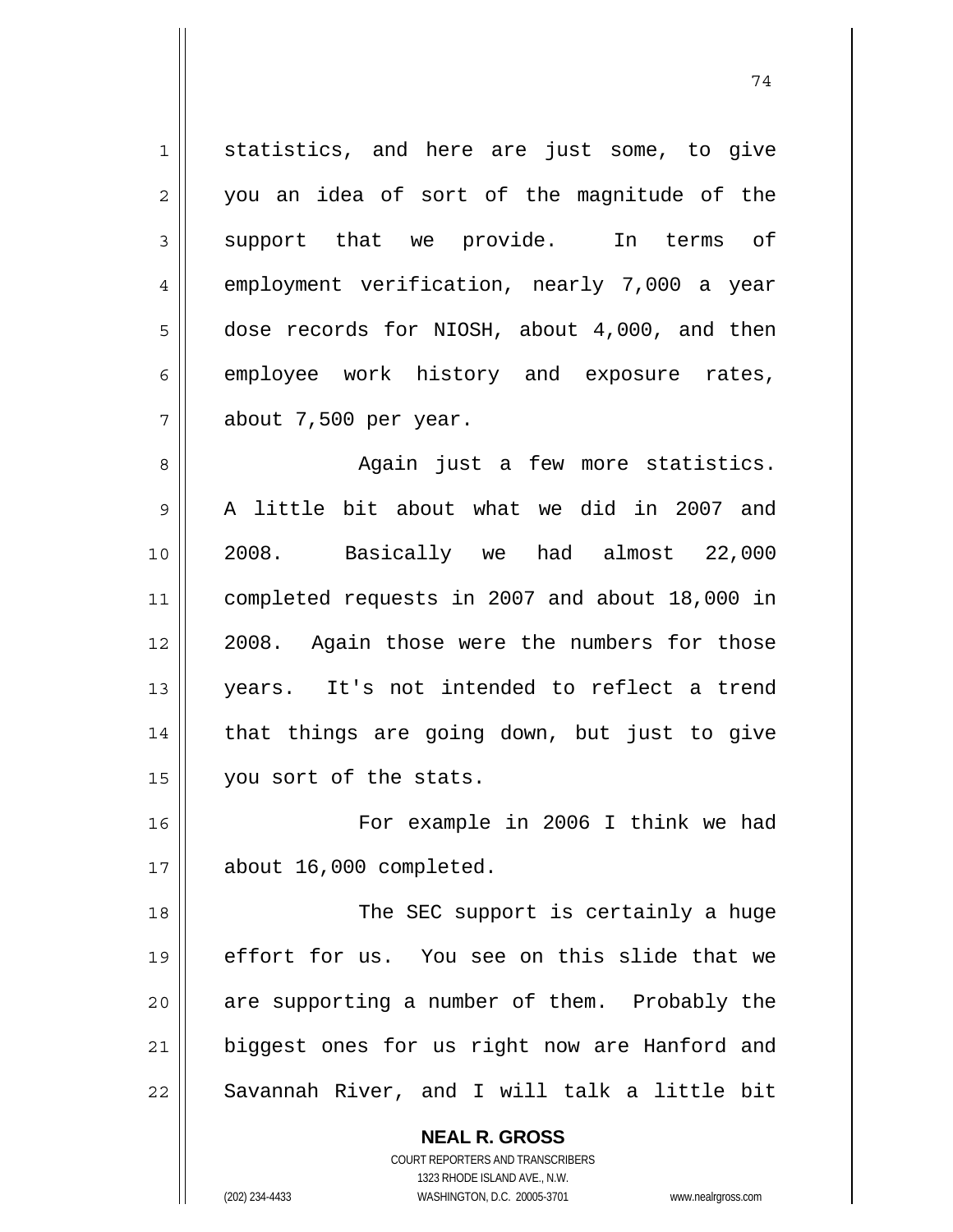statistics, and here are just some, to give you an idea of sort of the magnitude of the support that we provide. In terms of employment verification, nearly 7,000 a year dose records for NIOSH, about 4,000, and then employee work history and exposure rates, about 7,500 per year.

Again just a few more statistics. A little bit about what we did in 2007 and 2008. Basically we had almost 22,000 completed requests in 2007 and about 18,000 in 2008. Again those were the numbers for those years. It's not intended to reflect a trend that things are going down, but just to give you sort of the stats.

For example in 2006 I think we had about 16,000 completed.

The SEC support is certainly a huge effort for us. You see on this slide that we are supporting a number of them. Probably the biggest ones for us right now are Hanford and Savannah River, and I will talk a little bit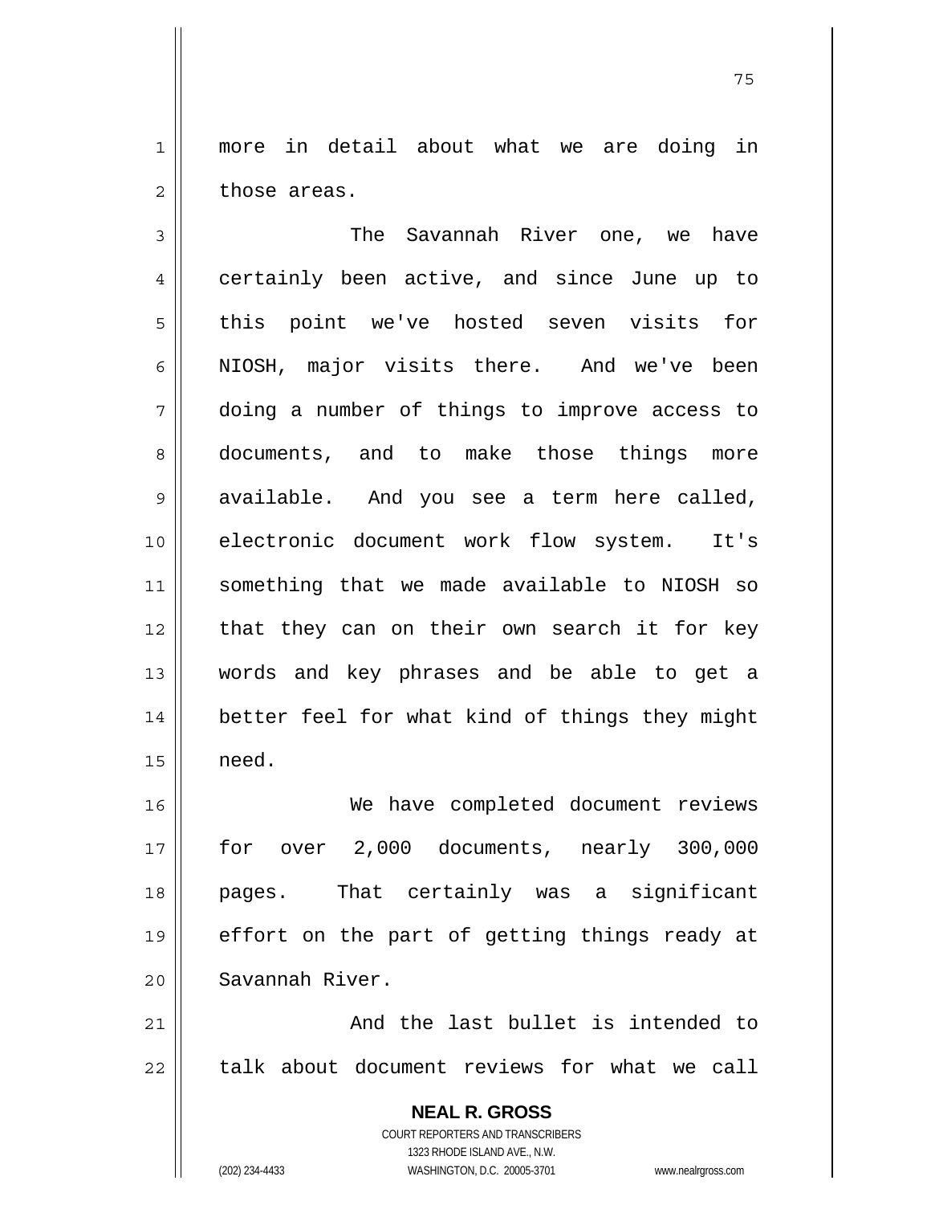more in detail about what we are doing in those areas.

The Savannah River one, we have certainly been active, and since June up to this point we've hosted seven visits for NIOSH, major visits there. And we've been doing a number of things to improve access to documents, and to make those things more available. And you see a term here called, electronic document work flow system. It's something that we made available to NIOSH so that they can on their own search it for key words and key phrases and be able to get a better feel for what kind of things they might need.

We have completed document reviews for over 2,000 documents, nearly 300,000 pages. That certainly was a significant effort on the part of getting things ready at Savannah River.

And the last bullet is intended to talk about document reviews for what we call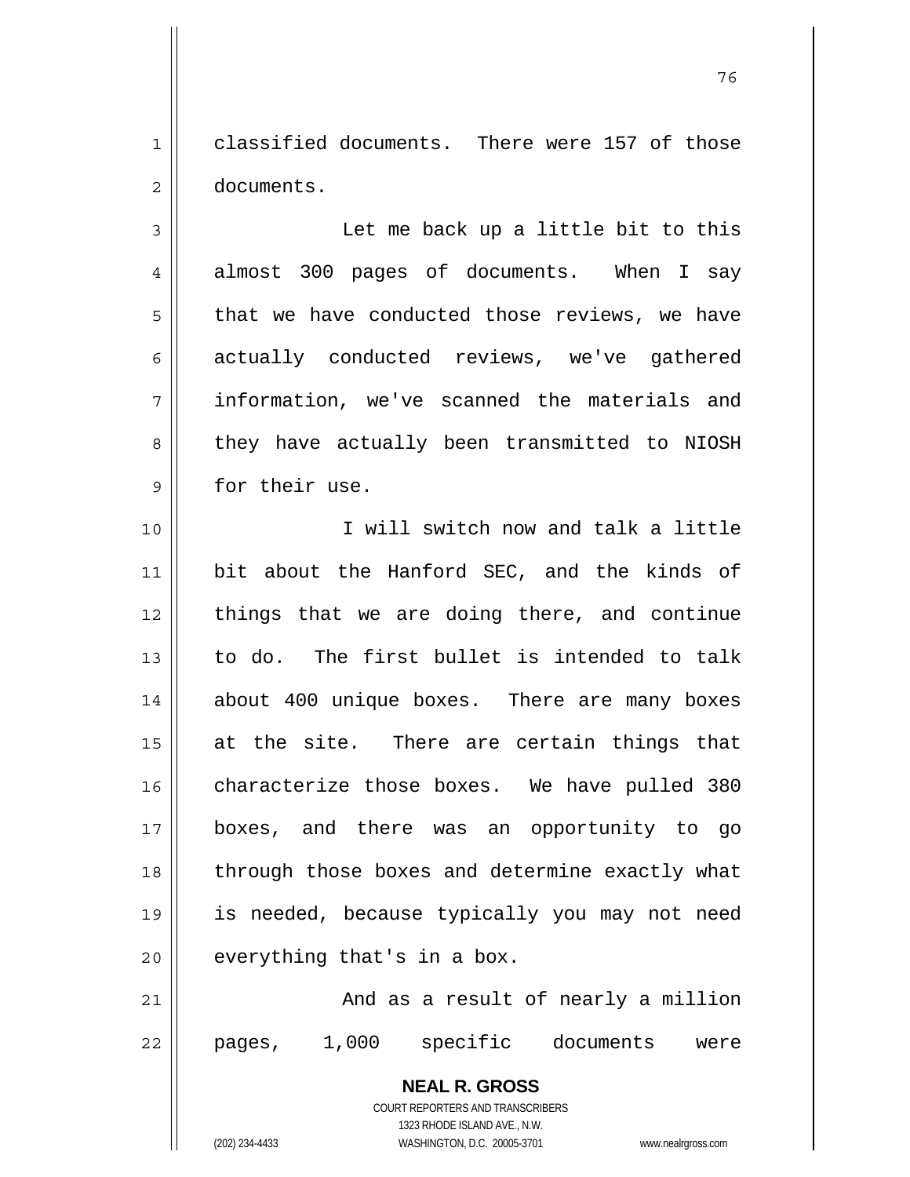classified documents. There were 157 of those documents.

Let me back up a little bit to this almost 300 pages of documents. When I say that we have conducted those reviews, we have actually conducted reviews, we've gathered information, we've scanned the materials and they have actually been transmitted to NIOSH for their use.

I will switch now and talk a little bit about the Hanford SEC, and the kinds of things that we are doing there, and continue to do. The first bullet is intended to talk about 400 unique boxes. There are many boxes at the site. There are certain things that characterize those boxes. We have pulled 380 boxes, and there was an opportunity to go through those boxes and determine exactly what is needed, because typically you may not need everything that's in a box.

And as a result of nearly a million pages, 1,000 specific documents were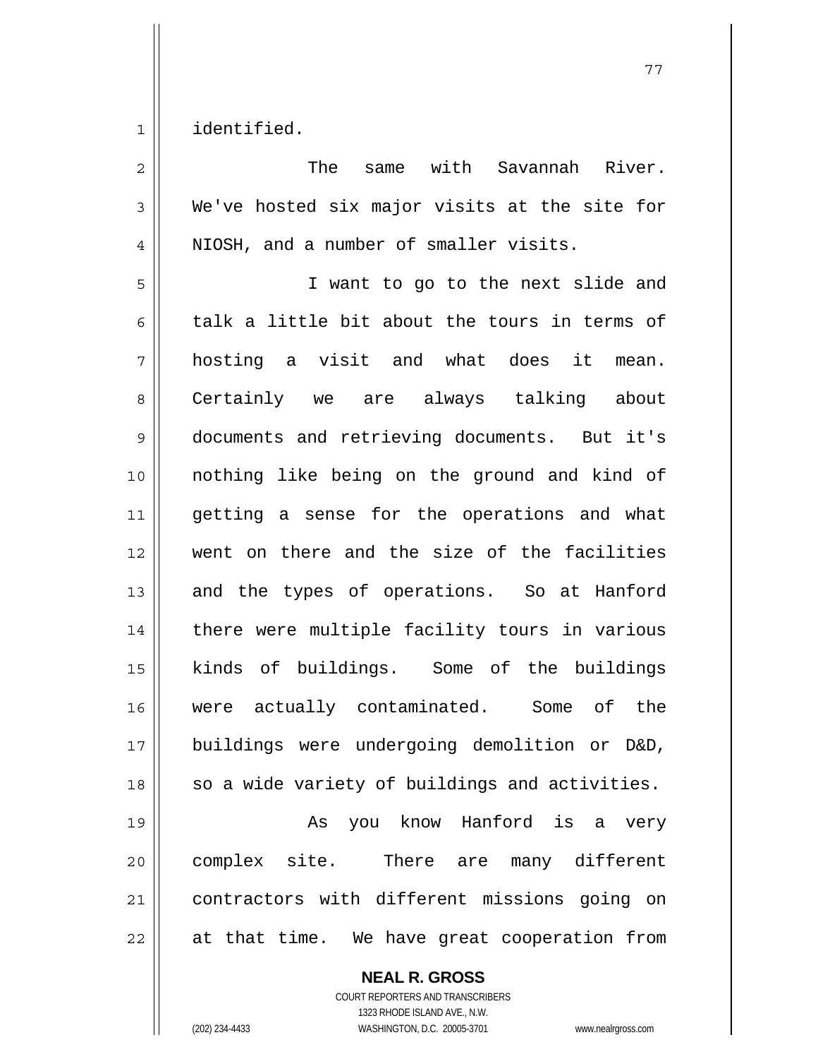identified.

The same with Savannah River. We've hosted six major visits at the site for NIOSH, and a number of smaller visits.

I want to go to the next slide and talk a little bit about the tours in terms of hosting a visit and what does it mean. Certainly we are always talking about documents and retrieving documents. But it's nothing like being on the ground and kind of getting a sense for the operations and what went on there and the size of the facilities and the types of operations. So at Hanford there were multiple facility tours in various kinds of buildings. Some of the buildings were actually contaminated. Some of the buildings were undergoing demolition or D&D, so a wide variety of buildings and activities.

As you know Hanford is a very complex site. There are many different contractors with different missions going on at that time. We have great cooperation from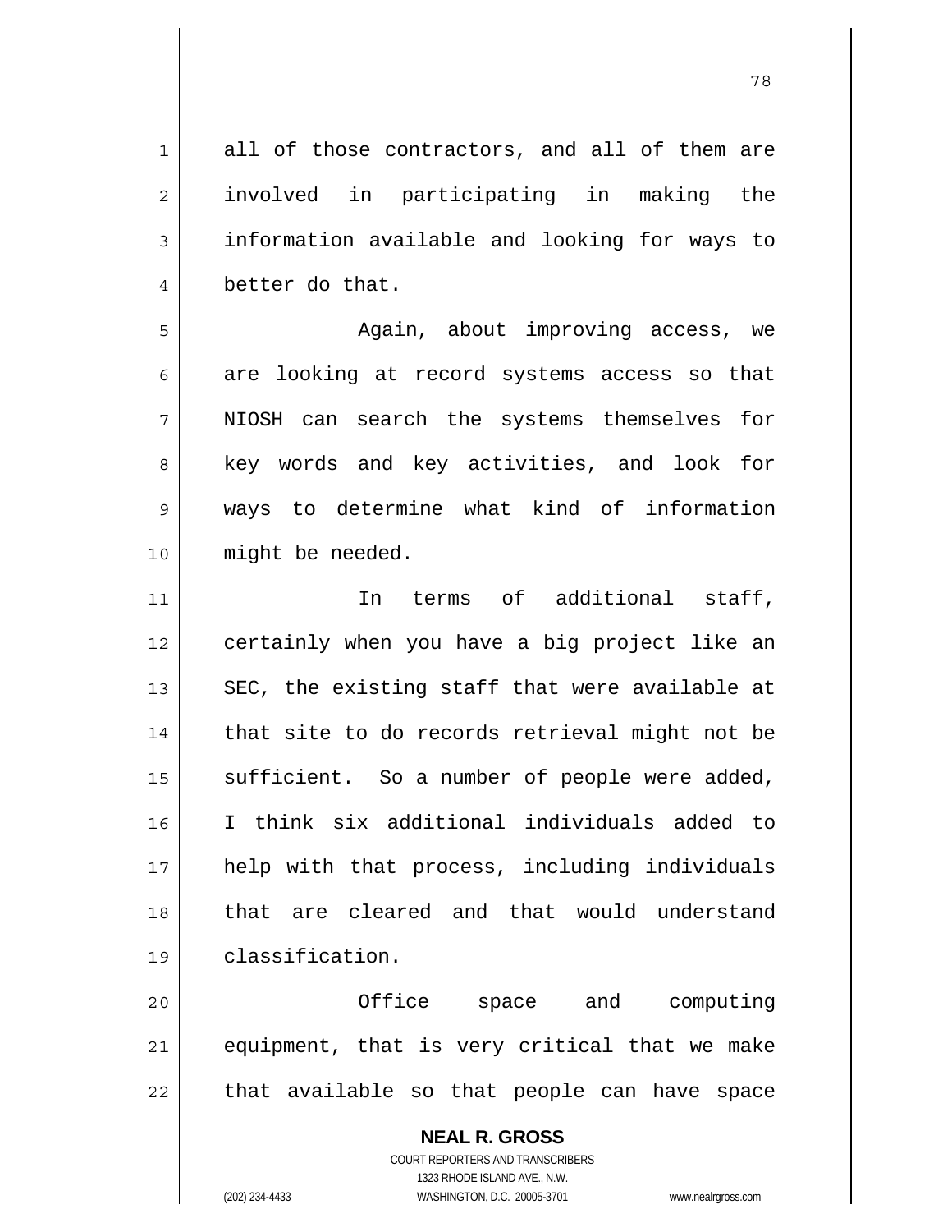all of those contractors, and all of them are involved in participating in making the information available and looking for ways to better do that.

Again, about improving access, we are looking at record systems access so that NIOSH can search the systems themselves for key words and key activities, and look for ways to determine what kind of information might be needed.

In terms of additional staff, certainly when you have a big project like an SEC, the existing staff that were available at that site to do records retrieval might not be sufficient. So a number of people were added, I think six additional individuals added to help with that process, including individuals that are cleared and that would understand classification.

Office space and computing equipment, that is very critical that we make that available so that people can have space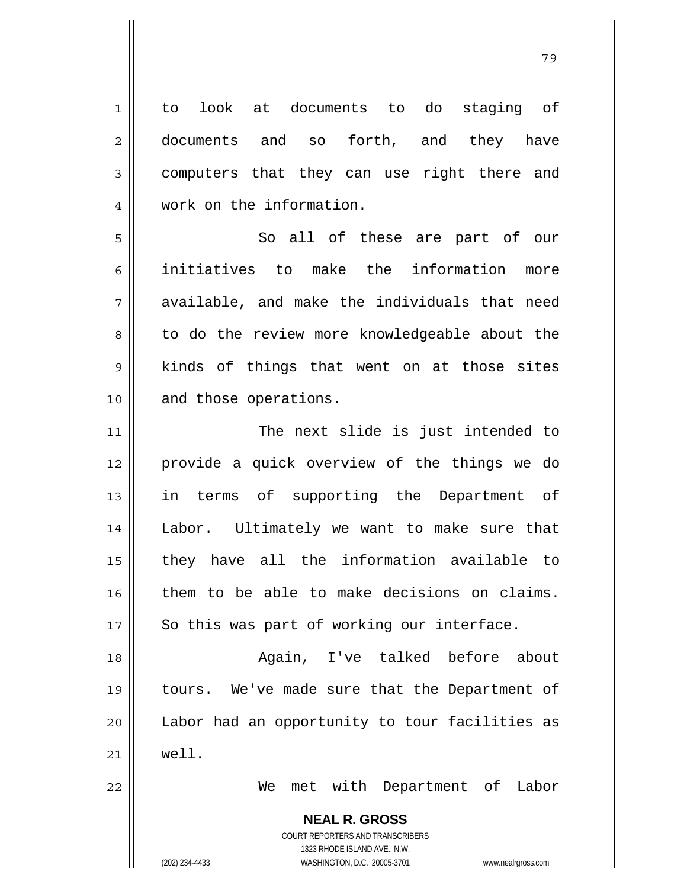to look at documents to do staging of documents and so forth, and they have computers that they can use right there and work on the information.

So all of these are part of our initiatives to make the information more available, and make the individuals that need to do the review more knowledgeable about the kinds of things that went on at those sites and those operations.

The next slide is just intended to provide a quick overview of the things we do in terms of supporting the Department of Labor. Ultimately we want to make sure that they have all the information available to them to be able to make decisions on claims. So this was part of working our interface.

Again, I've talked before about tours. We've made sure that the Department of Labor had an opportunity to tour facilities as well.

We met with Department of Labor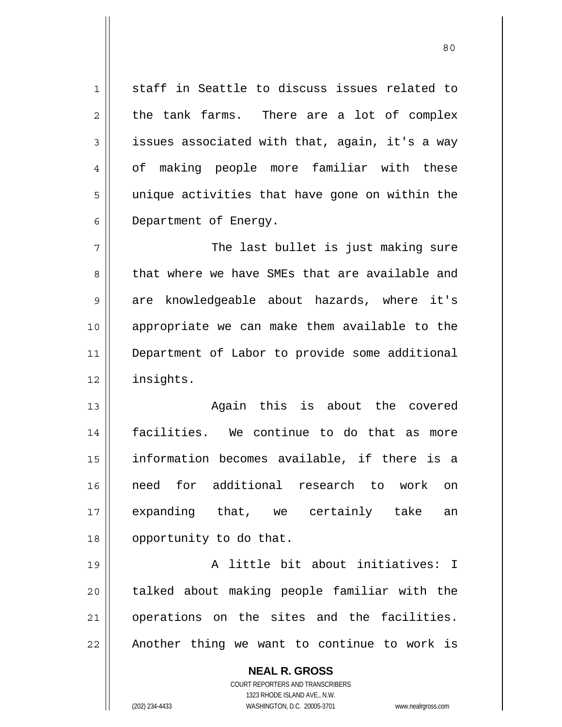staff in Seattle to discuss issues related to the tank farms. There are a lot of complex issues associated with that, again, it's a way of making people more familiar with these unique activities that have gone on within the Department of Energy.

The last bullet is just making sure that where we have SMEs that are available and are knowledgeable about hazards, where it's appropriate we can make them available to the Department of Labor to provide some additional insights.

Again this is about the covered facilities. We continue to do that as more information becomes available, if there is a need for additional research to work on expanding that, we certainly take an opportunity to do that.

A little bit about initiatives: I talked about making people familiar with the operations on the sites and the facilities. Another thing we want to continue to work is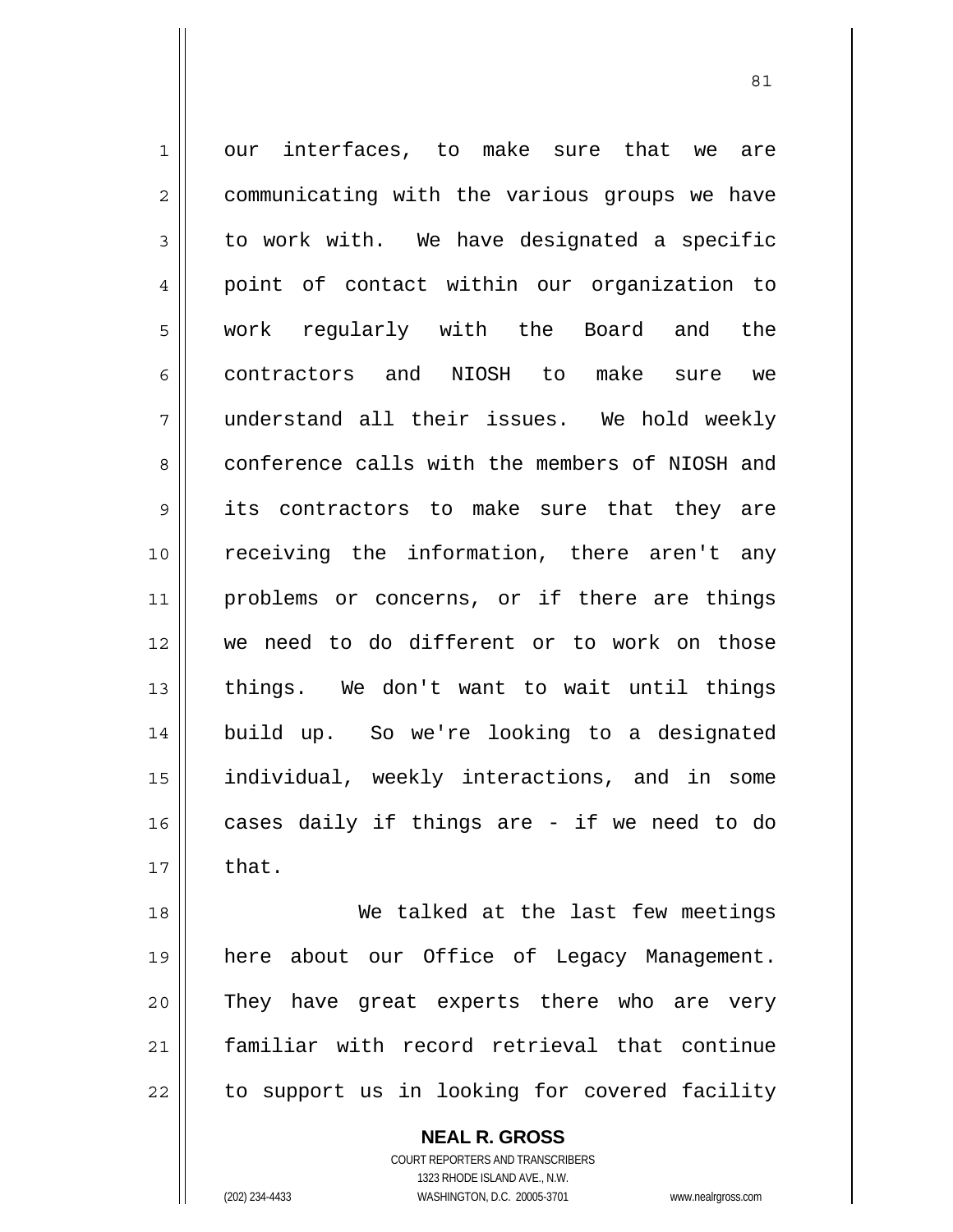our interfaces, to make sure that we are communicating with the various groups we have to work with. We have designated a specific point of contact within our organization to work regularly with the Board and the contractors and NIOSH to make sure we understand all their issues. We hold weekly conference calls with the members of NIOSH and its contractors to make sure that they are receiving the information, there aren't any problems or concerns, or if there are things we need to do different or to work on those things. We don't want to wait until things build up. So we're looking to a designated individual, weekly interactions, and in some cases daily if things are - if we need to do that.

We talked at the last few meetings here about our Office of Legacy Management. They have great experts there who are very familiar with record retrieval that continue to support us in looking for covered facility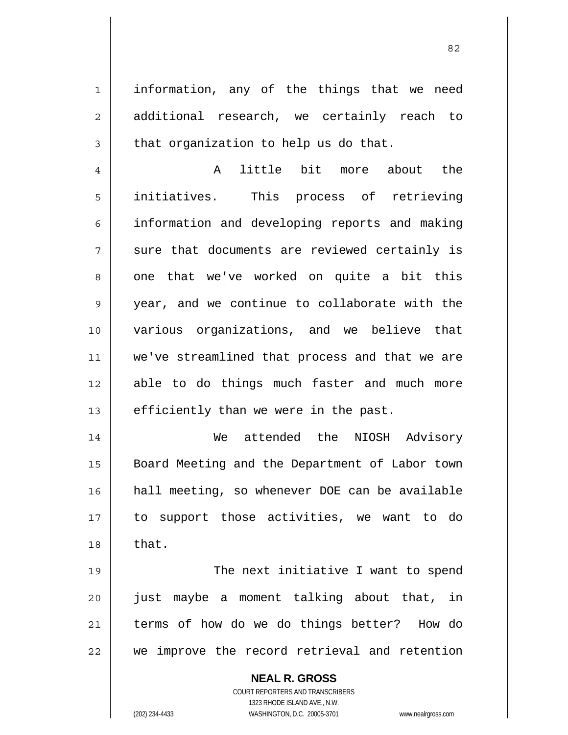information, any of the things that we need additional research, we certainly reach to that organization to help us do that.

A little bit more about the initiatives. This process of retrieving information and developing reports and making sure that documents are reviewed certainly is one that we've worked on quite a bit this year, and we continue to collaborate with the various organizations, and we believe that we've streamlined that process and that we are able to do things much faster and much more efficiently than we were in the past.

We attended the NIOSH Advisory Board Meeting and the Department of Labor town hall meeting, so whenever DOE can be available to support those activities, we want to do that.

The next initiative I want to spend just maybe a moment talking about that, in terms of how do we do things better? How do we improve the record retrieval and retention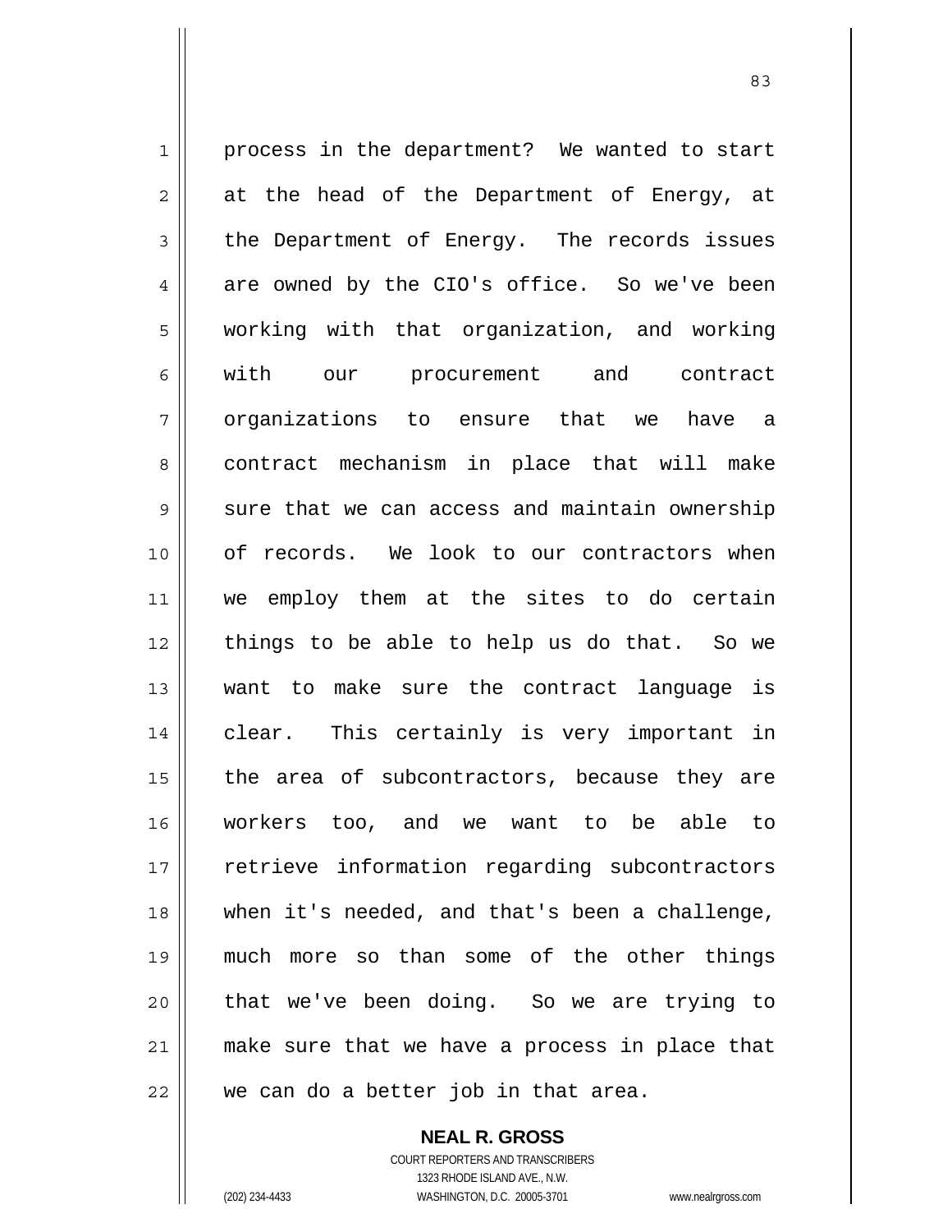process in the department? We wanted to start at the head of the Department of Energy, at the Department of Energy. The records issues are owned by the CIO's office. So we've been working with that organization, and working with our procurement and contract organizations to ensure that we have a contract mechanism in place that will make sure that we can access and maintain ownership of records. We look to our contractors when we employ them at the sites to do certain things to be able to help us do that. So we want to make sure the contract language is clear. This certainly is very important in the area of subcontractors, because they are workers too, and we want to be able to retrieve information regarding subcontractors when it's needed, and that's been a challenge, much more so than some of the other things that we've been doing. So we are trying to make sure that we have a process in place that we can do a better job in that area.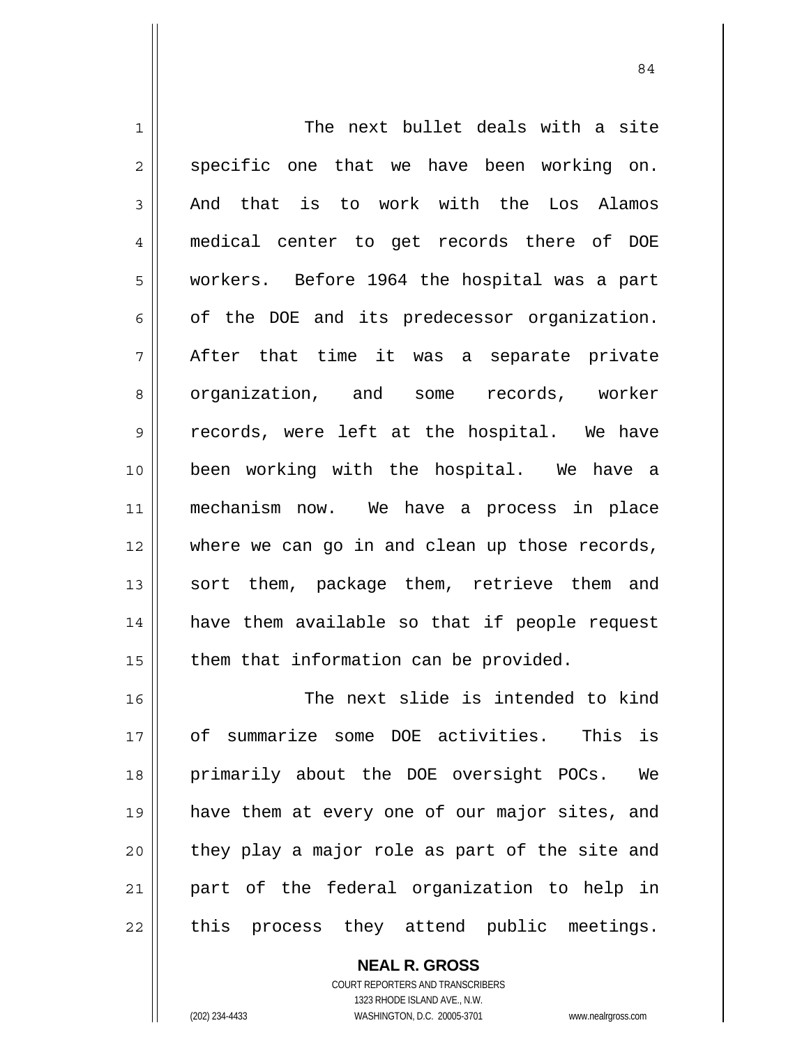The next bullet deals with a site specific one that we have been working on. And that is to work with the Los Alamos medical center to get records there of DOE workers. Before 1964 the hospital was a part of the DOE and its predecessor organization. After that time it was a separate private organization, and some records, worker records, were left at the hospital. We have been working with the hospital. We have a mechanism now. We have a process in place where we can go in and clean up those records, sort them, package them, retrieve them and have them available so that if people request them that information can be provided.

The next slide is intended to kind of summarize some DOE activities. This is primarily about the DOE oversight POCs. We have them at every one of our major sites, and they play a major role as part of the site and part of the federal organization to help in this process they attend public meetings.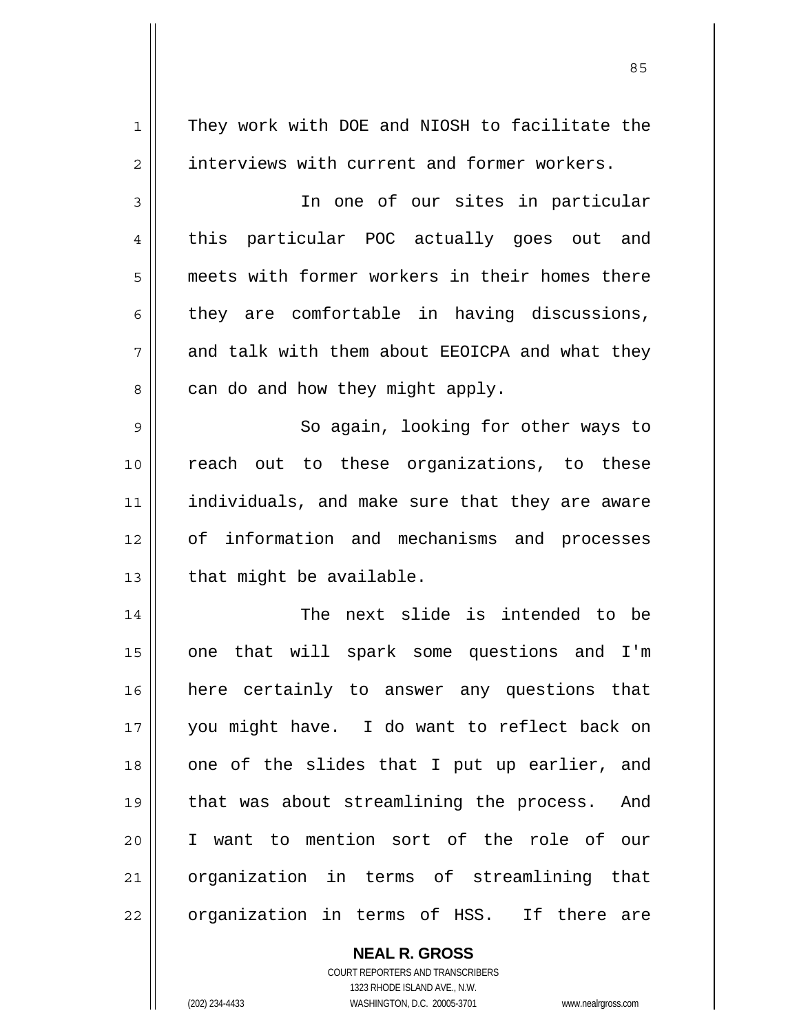They work with DOE and NIOSH to facilitate the interviews with current and former workers.

In one of our sites in particular this particular POC actually goes out and meets with former workers in their homes there they are comfortable in having discussions, and talk with them about EEOICPA and what they can do and how they might apply.

So again, looking for other ways to reach out to these organizations, to these individuals, and make sure that they are aware of information and mechanisms and processes that might be available.

The next slide is intended to be one that will spark some questions and I'm here certainly to answer any questions that you might have. I do want to reflect back on one of the slides that I put up earlier, and that was about streamlining the process. And I want to mention sort of the role of our organization in terms of streamlining that organization in terms of HSS. If there are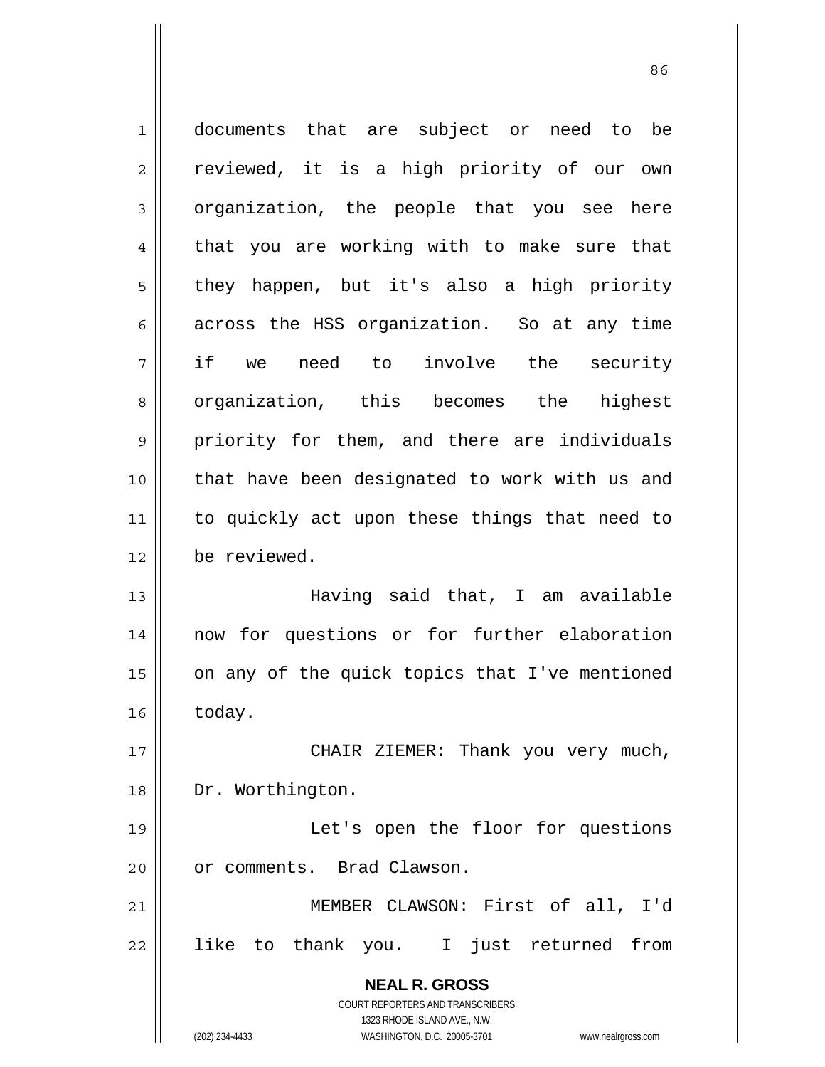documents that are subject or need to be reviewed, it is a high priority of our own organization, the people that you see here that you are working with to make sure that they happen, but it's also a high priority across the HSS organization. So at any time if we need to involve the security organization, this becomes the highest priority for them, and there are individuals that have been designated to work with us and to quickly act upon these things that need to be reviewed.

Having said that, I am available now for questions or for further elaboration on any of the quick topics that I've mentioned today.

CHAIR ZIEMER: Thank you very much, Dr. Worthington.

Let's open the floor for questions or comments. Brad Clawson.

MEMBER CLAWSON: First of all, I'd like to thank you. I just returned from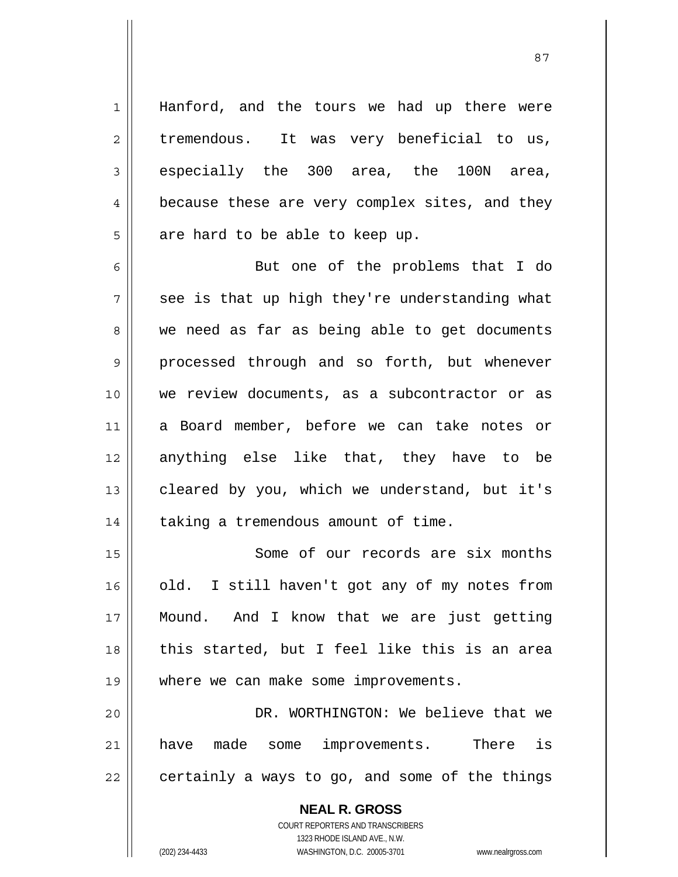Hanford, and the tours we had up there were tremendous. It was very beneficial to us, especially the 300 area, the 100N area, because these are very complex sites, and they are hard to be able to keep up.

But one of the problems that I do see is that up high they're understanding what we need as far as being able to get documents processed through and so forth, but whenever we review documents, as a subcontractor or as a Board member, before we can take notes or anything else like that, they have to be cleared by you, which we understand, but it's taking a tremendous amount of time.

Some of our records are six months old. I still haven't got any of my notes from Mound. And I know that we are just getting this started, but I feel like this is an area where we can make some improvements.

DR. WORTHINGTON: We believe that we have made some improvements. There is certainly a ways to go, and some of the things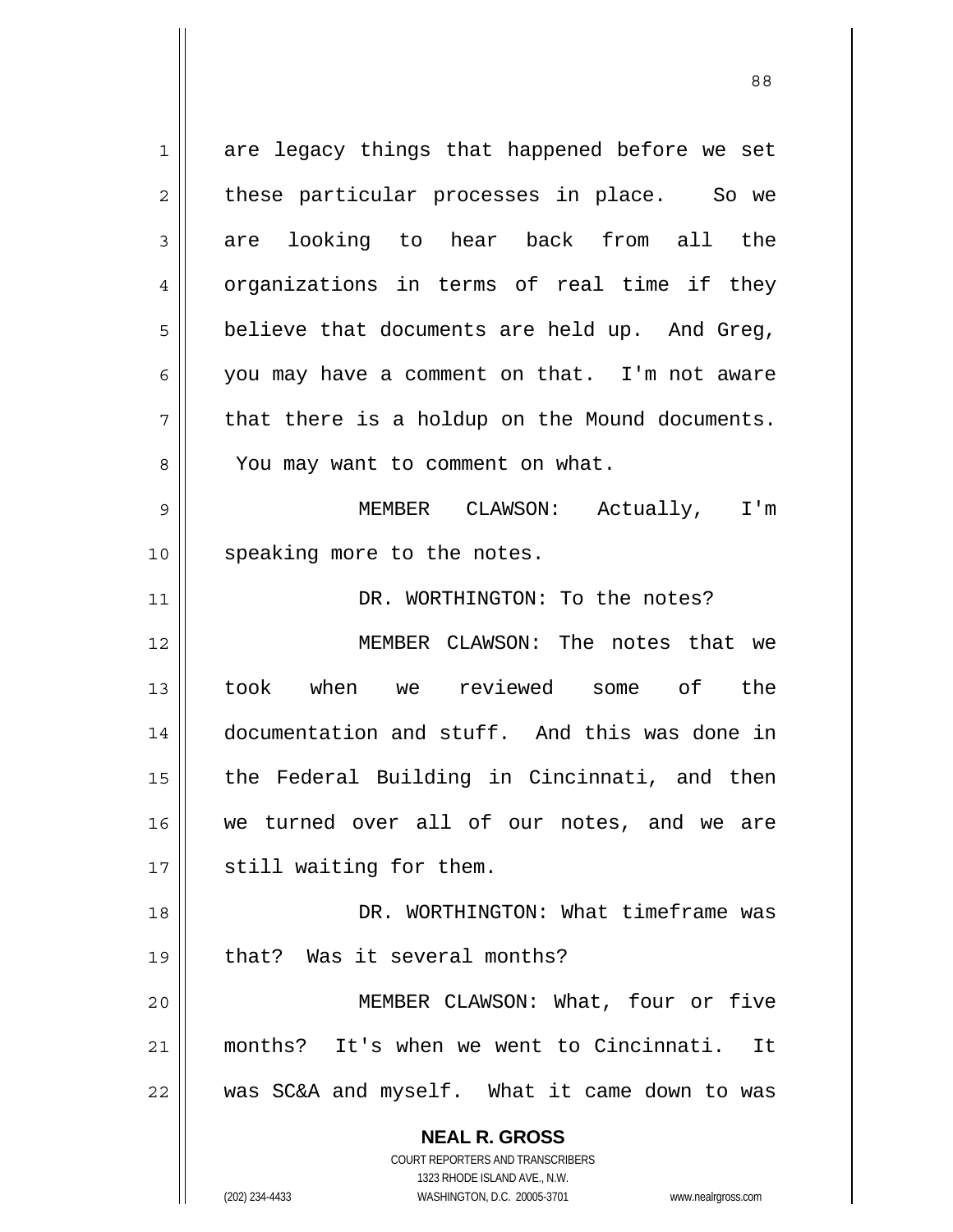are legacy things that happened before we set these particular processes in place. So we are looking to hear back from all the organizations in terms of real time if they believe that documents are held up. And Greg, you may have a comment on that. I'm not aware that there is a holdup on the Mound documents. You may want to comment on what.

MEMBER CLAWSON: Actually, I'm speaking more to the notes.

DR. WORTHINGTON: To the notes?

MEMBER CLAWSON: The notes that we took when we reviewed some of the documentation and stuff. And this was done in the Federal Building in Cincinnati, and then we turned over all of our notes, and we are still waiting for them.

DR. WORTHINGTON: What timeframe was that? Was it several months?

MEMBER CLAWSON: What, four or five months? It's when we went to Cincinnati. It was SC&A and myself. What it came down to was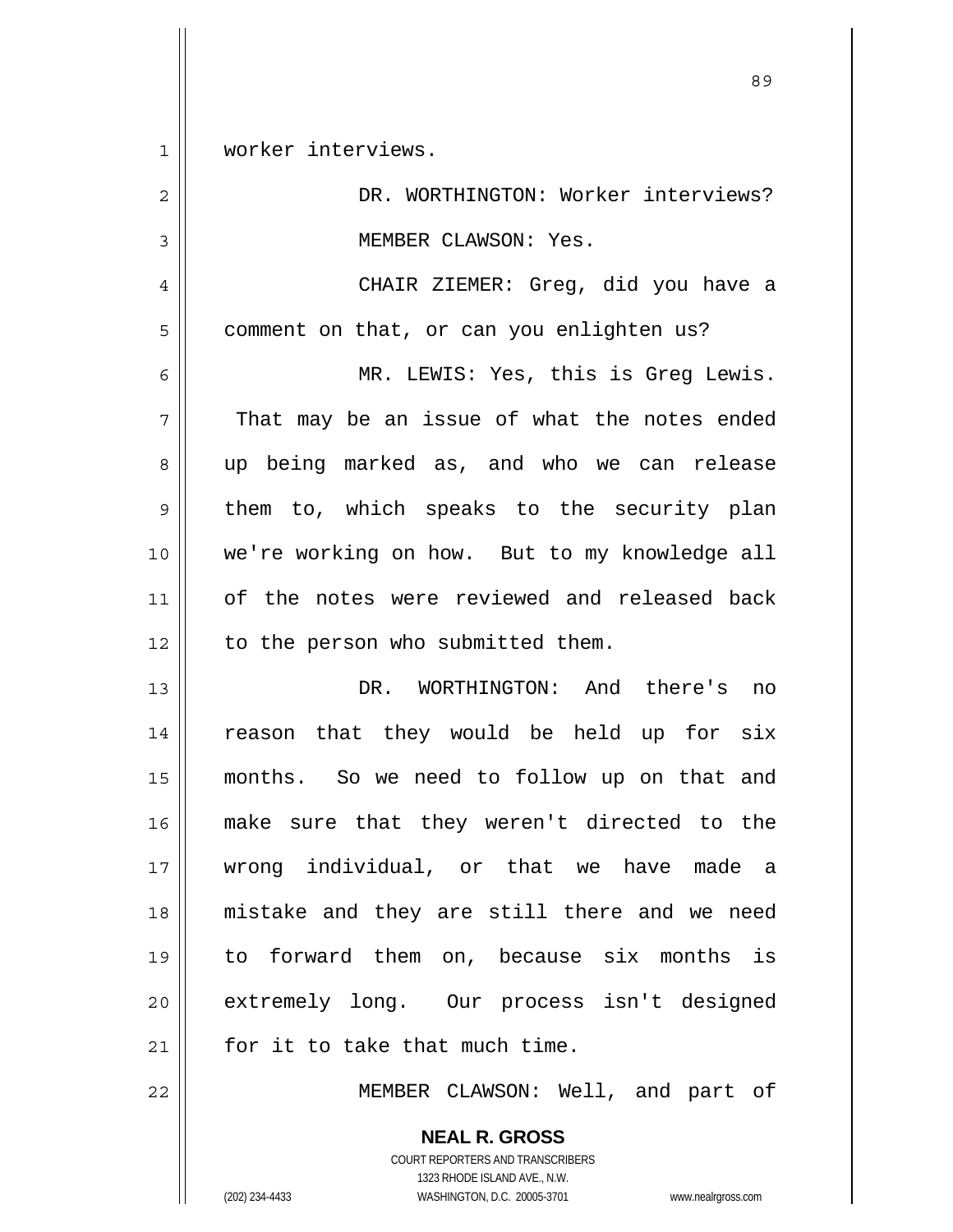worker interviews.

DR. WORTHINGTON: Worker interviews?

MEMBER CLAWSON: Yes.

CHAIR ZIEMER: Greg, did you have a comment on that, or can you enlighten us?

MR. LEWIS: Yes, this is Greg Lewis. That may be an issue of what the notes ended up being marked as, and who we can release them to, which speaks to the security plan we're working on how. But to my knowledge all of the notes were reviewed and released back to the person who submitted them.

DR. WORTHINGTON: And there's no reason that they would be held up for six months. So we need to follow up on that and make sure that they weren't directed to the wrong individual, or that we have made a mistake and they are still there and we need to forward them on, because six months is extremely long. Our process isn't designed for it to take that much time.

MEMBER CLAWSON: Well, and part of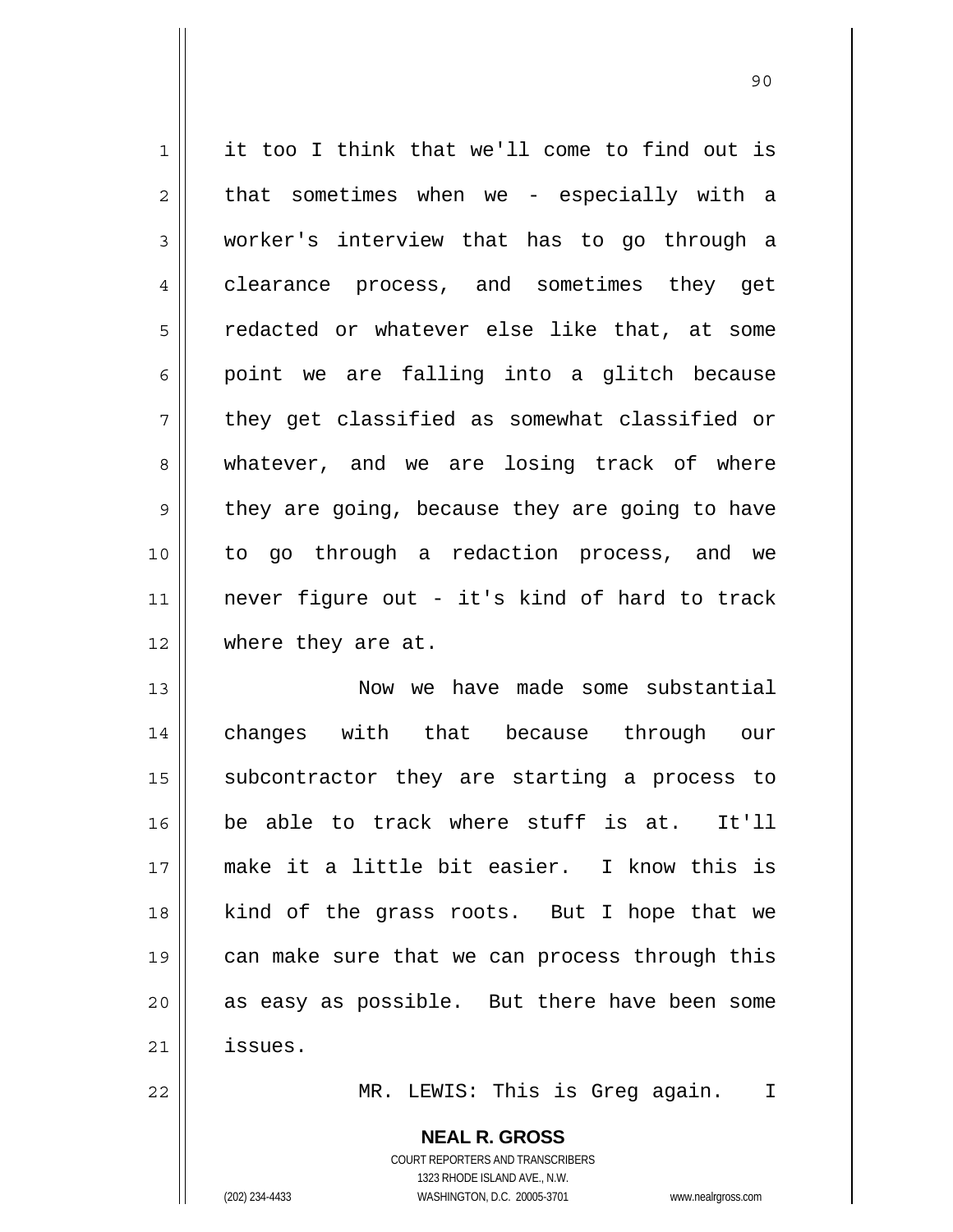it too I think that we'll come to find out is that sometimes when we - especially with a worker's interview that has to go through a clearance process, and sometimes they get redacted or whatever else like that, at some point we are falling into a glitch because they get classified as somewhat classified or whatever, and we are losing track of where they are going, because they are going to have to go through a redaction process, and we never figure out - it's kind of hard to track where they are at.

Now we have made some substantial changes with that because through our subcontractor they are starting a process to be able to track where stuff is at. It'll make it a little bit easier. I know this is kind of the grass roots. But I hope that we can make sure that we can process through this as easy as possible. But there have been some issues.

MR. LEWIS: This is Greg again. I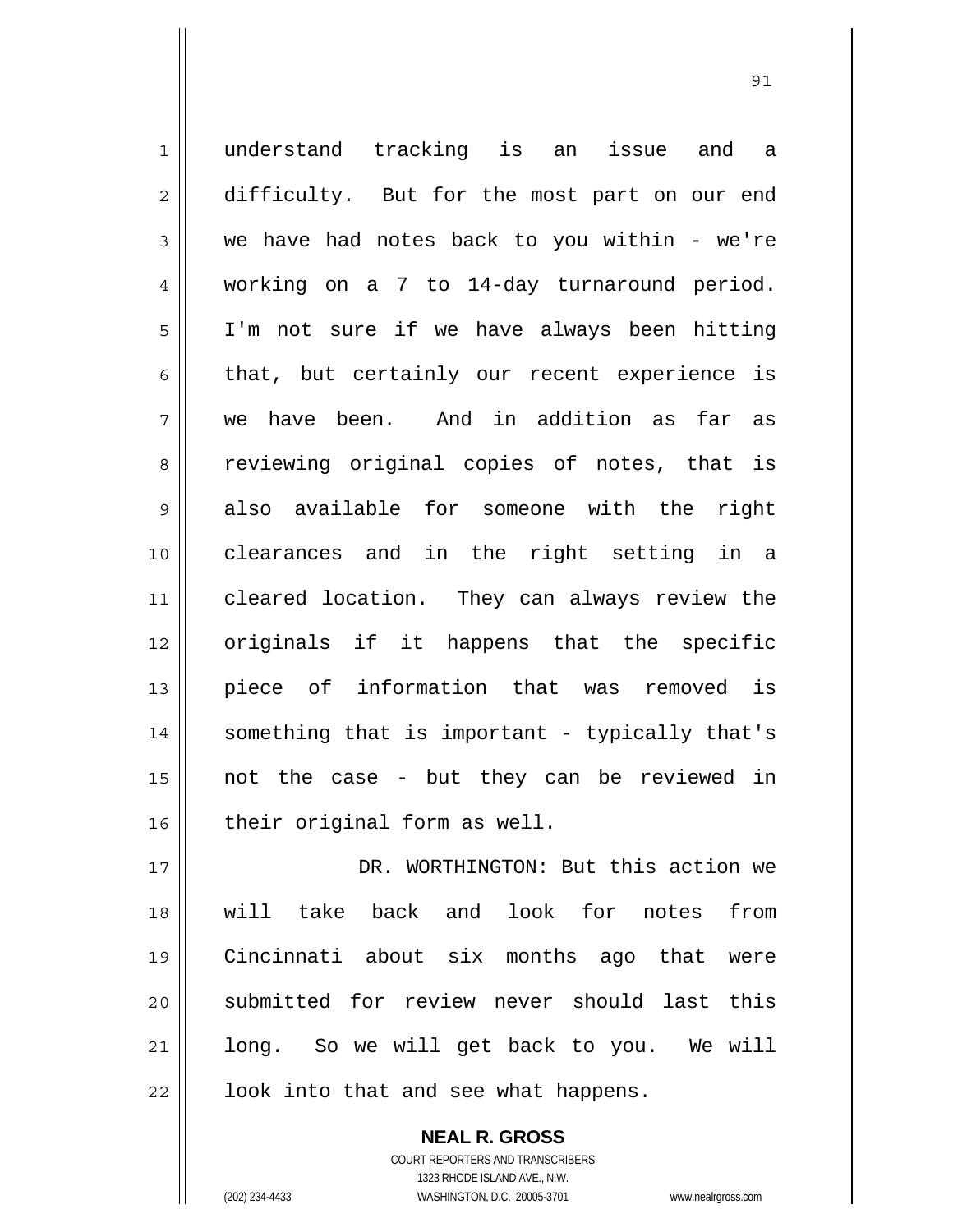understand tracking is an issue and a difficulty. But for the most part on our end we have had notes back to you within - we're working on a 7 to 14-day turnaround period. I'm not sure if we have always been hitting that, but certainly our recent experience is we have been. And in addition as far as reviewing original copies of notes, that is also available for someone with the right clearances and in the right setting in a cleared location. They can always review the originals if it happens that the specific piece of information that was removed is something that is important - typically that's not the case - but they can be reviewed in their original form as well.

DR. WORTHINGTON: But this action we will take back and look for notes from Cincinnati about six months ago that were submitted for review never should last this long. So we will get back to you. We will look into that and see what happens.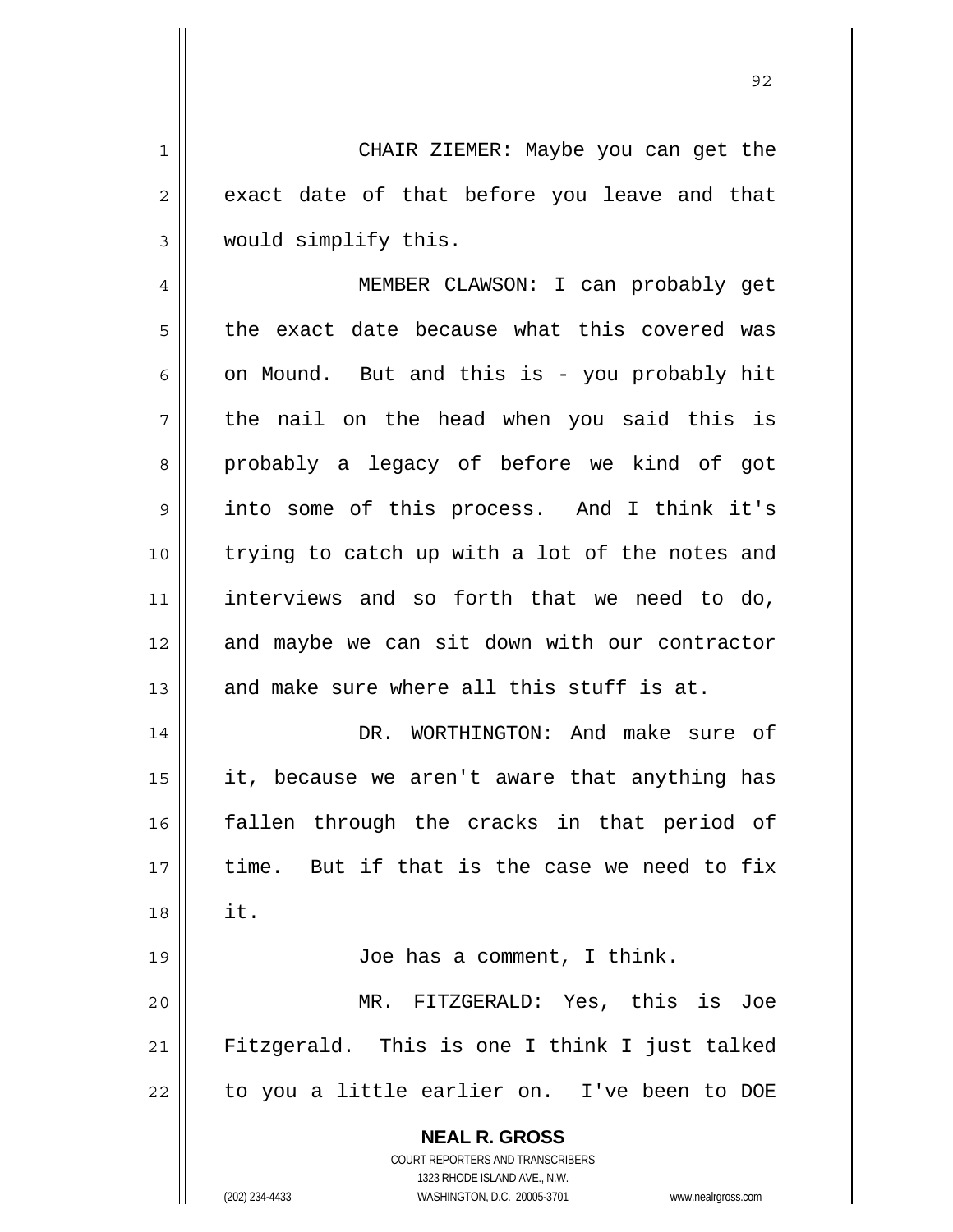CHAIR ZIEMER: Maybe you can get the exact date of that before you leave and that would simplify this.

MEMBER CLAWSON: I can probably get the exact date because what this covered was on Mound. But and this is - you probably hit the nail on the head when you said this is probably a legacy of before we kind of got into some of this process. And I think it's trying to catch up with a lot of the notes and interviews and so forth that we need to do, and maybe we can sit down with our contractor and make sure where all this stuff is at.

DR. WORTHINGTON: And make sure of it, because we aren't aware that anything has fallen through the cracks in that period of time. But if that is the case we need to fix it.

Joe has a comment, I think.

MR. FITZGERALD: Yes, this is Joe Fitzgerald. This is one I think I just talked to you a little earlier on. I've been to DOE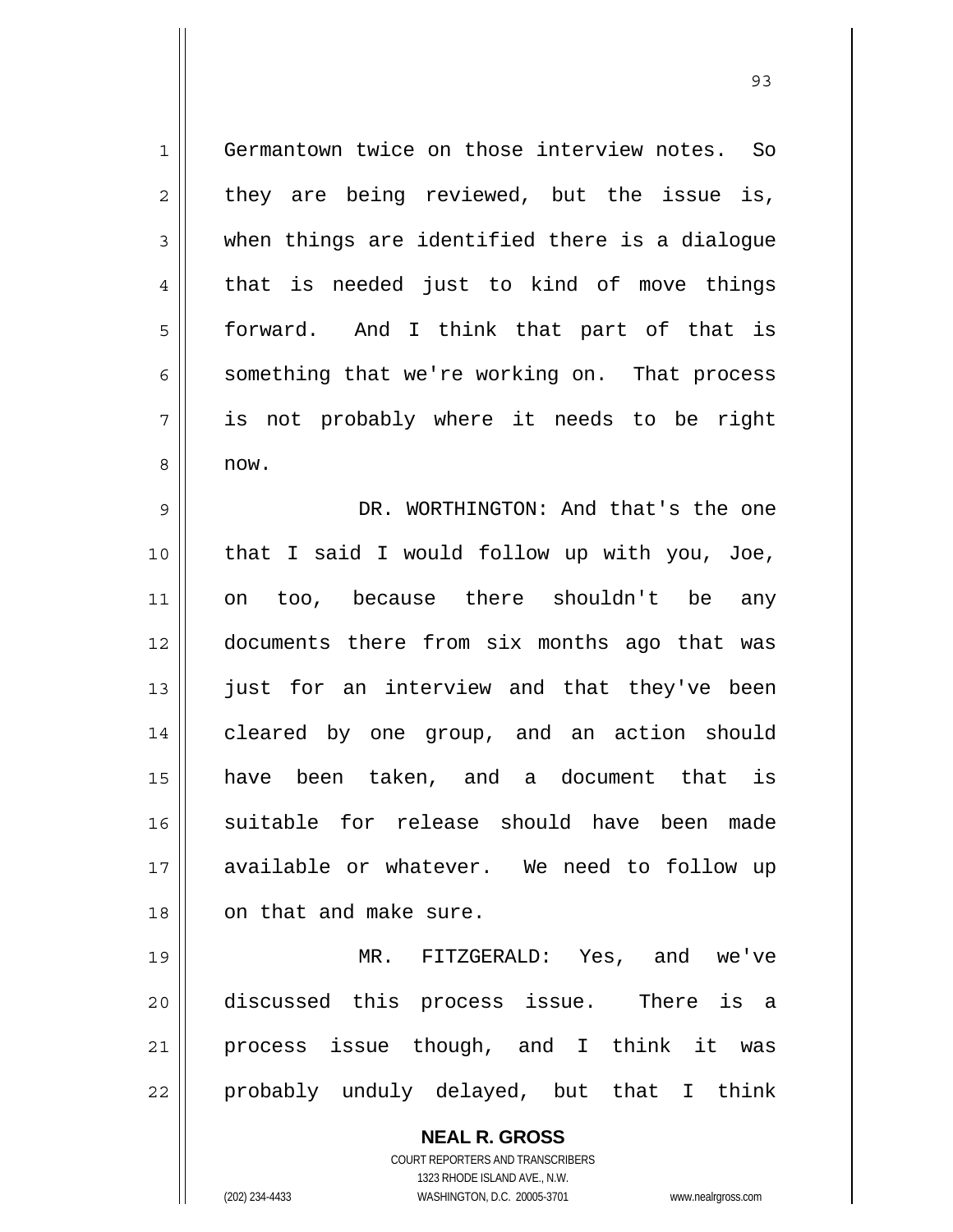Germantown twice on those interview notes. So they are being reviewed, but the issue is, when things are identified there is a dialogue that is needed just to kind of move things forward. And I think that part of that is something that we're working on. That process is not probably where it needs to be right now.

DR. WORTHINGTON: And that's the one that I said I would follow up with you, Joe, on too, because there shouldn't be any documents there from six months ago that was just for an interview and that they've been cleared by one group, and an action should have been taken, and a document that is suitable for release should have been made available or whatever. We need to follow up on that and make sure.

MR. FITZGERALD: Yes, and we've discussed this process issue. There is a process issue though, and I think it was probably unduly delayed, but that I think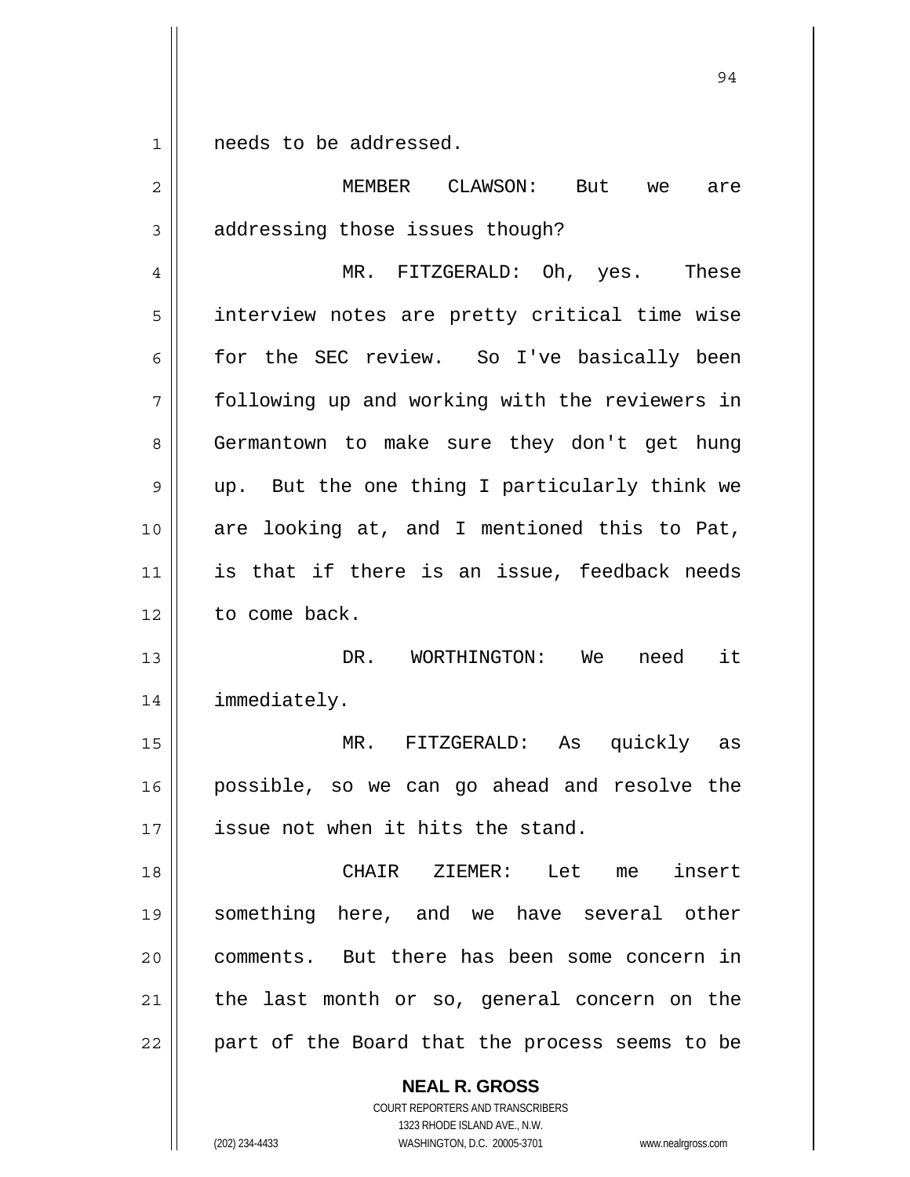needs to be addressed.

MEMBER CLAWSON: But we are addressing those issues though?

MR. FITZGERALD: Oh, yes. These interview notes are pretty critical time wise for the SEC review. So I've basically been following up and working with the reviewers in Germantown to make sure they don't get hung up. But the one thing I particularly think we are looking at, and I mentioned this to Pat, is that if there is an issue, feedback needs to come back.

DR. WORTHINGTON: We need it immediately.

MR. FITZGERALD: As quickly as possible, so we can go ahead and resolve the issue not when it hits the stand.

CHAIR ZIEMER: Let me insert something here, and we have several other comments. But there has been some concern in the last month or so, general concern on the part of the Board that the process seems to be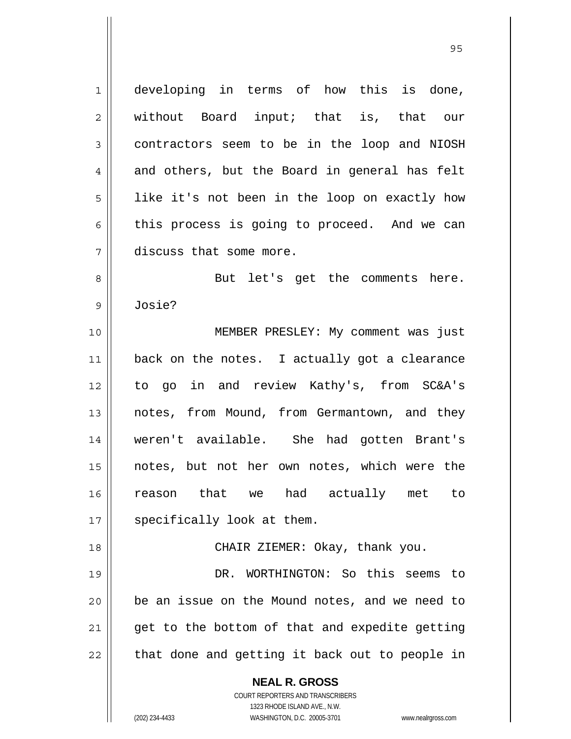developing in terms of how this is done, without Board input; that is, that our contractors seem to be in the loop and NIOSH and others, but the Board in general has felt like it's not been in the loop on exactly how this process is going to proceed. And we can discuss that some more.

But let's get the comments here. Josie?

MEMBER PRESLEY: My comment was just back on the notes. I actually got a clearance to go in and review Kathy's, from SC&A's notes, from Mound, from Germantown, and they weren't available. She had gotten Brant's notes, but not her own notes, which were the reason that we had actually met to specifically look at them.

CHAIR ZIEMER: Okay, thank you.

DR. WORTHINGTON: So this seems to be an issue on the Mound notes, and we need to get to the bottom of that and expedite getting that done and getting it back out to people in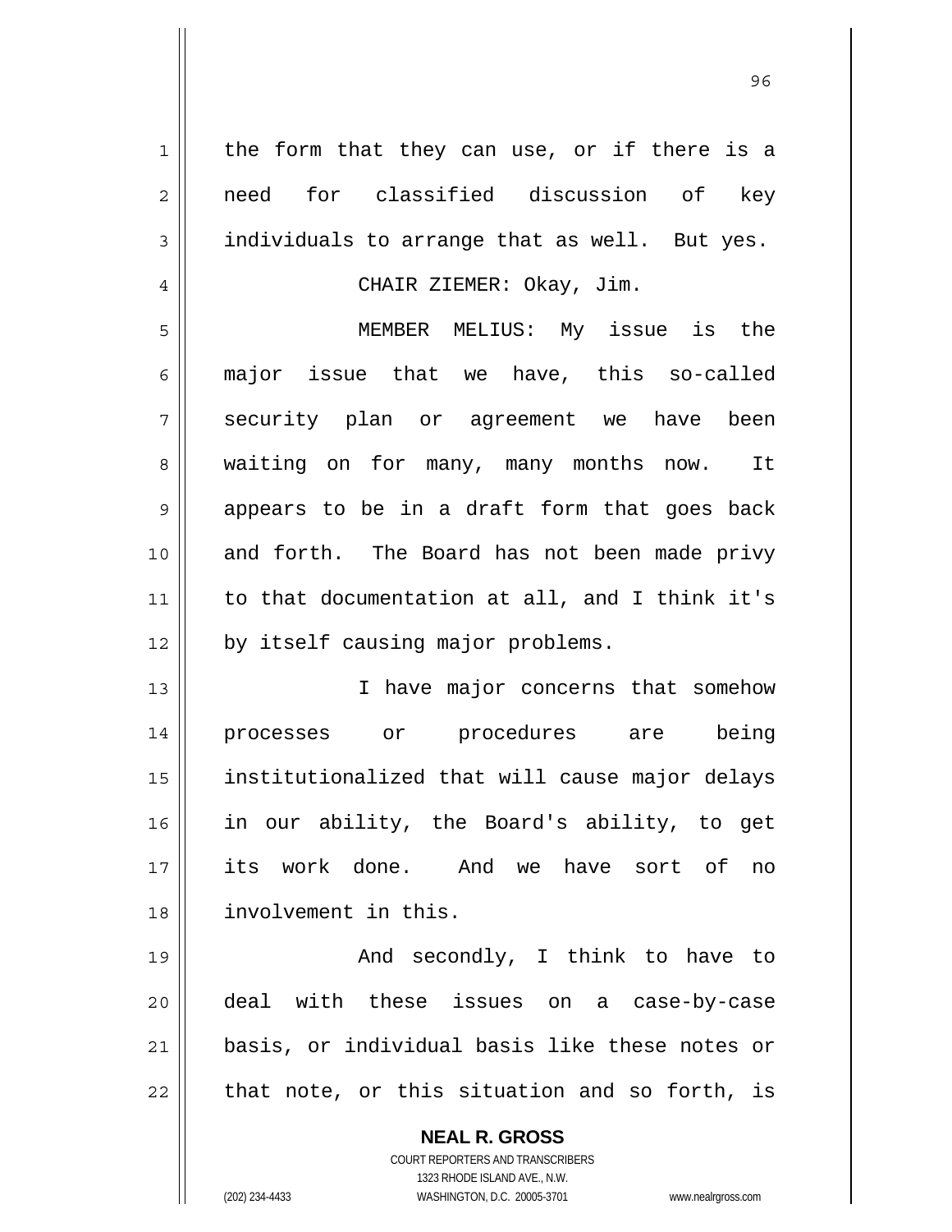the form that they can use, or if there is a need for classified discussion of key individuals to arrange that as well. But yes.

CHAIR ZIEMER: Okay, Jim.

MEMBER MELIUS: My issue is the major issue that we have, this so-called security plan or agreement we have been waiting on for many, many months now. It appears to be in a draft form that goes back and forth. The Board has not been made privy to that documentation at all, and I think it's by itself causing major problems.

I have major concerns that somehow processes or procedures are being institutionalized that will cause major delays in our ability, the Board's ability, to get its work done. And we have sort of no involvement in this.

And secondly, I think to have to deal with these issues on a case-by-case basis, or individual basis like these notes or that note, or this situation and so forth, is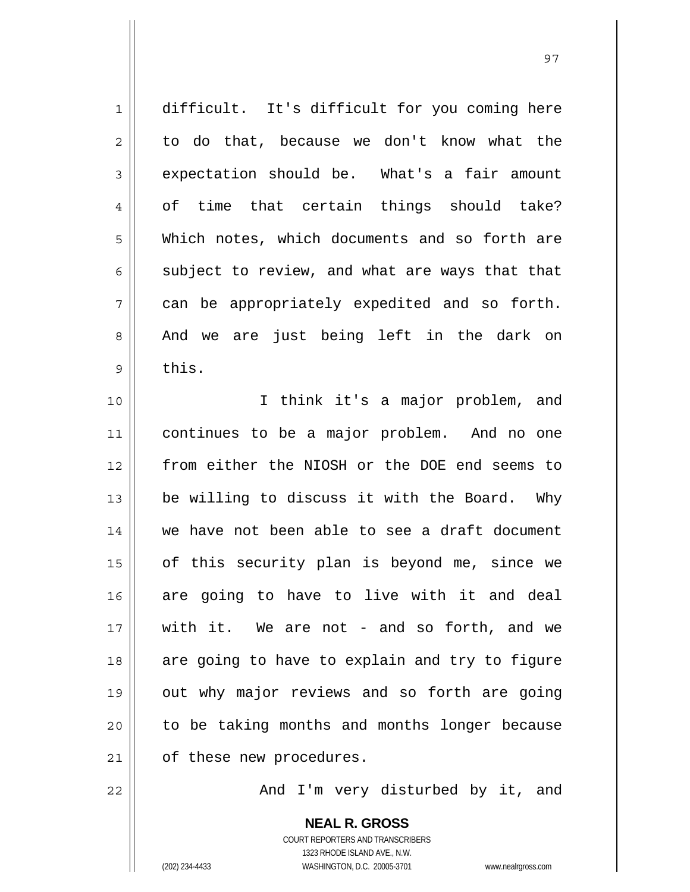difficult. It's difficult for you coming here to do that, because we don't know what the expectation should be. What's a fair amount of time that certain things should take? Which notes, which documents and so forth are subject to review, and what are ways that that can be appropriately expedited and so forth. And we are just being left in the dark on this.

I think it's a major problem, and continues to be a major problem. And no one from either the NIOSH or the DOE end seems to be willing to discuss it with the Board. Why we have not been able to see a draft document of this security plan is beyond me, since we are going to have to live with it and deal with it. We are not - and so forth, and we are going to have to explain and try to figure out why major reviews and so forth are going to be taking months and months longer because of these new procedures.

And I'm very disturbed by it, and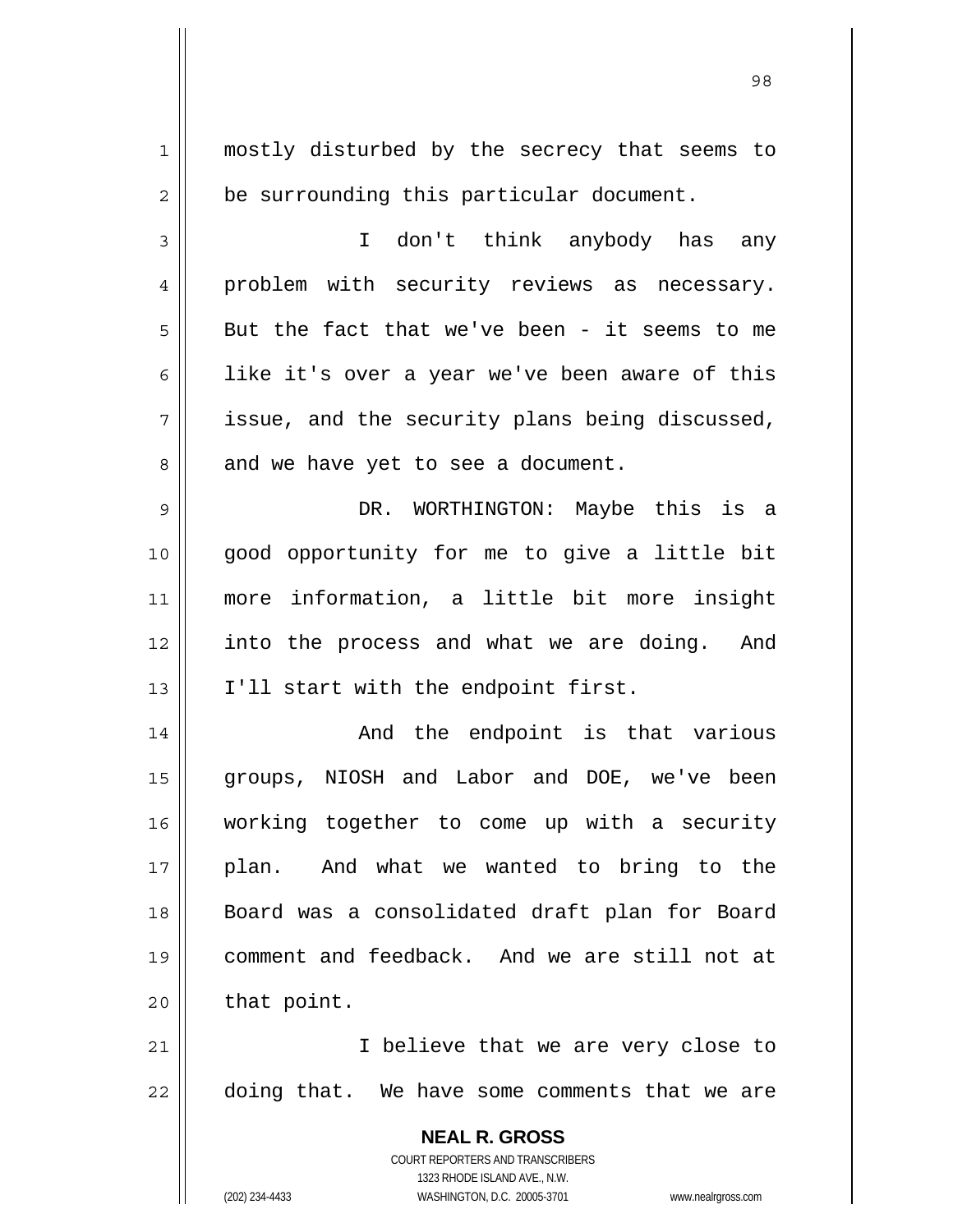mostly disturbed by the secrecy that seems to be surrounding this particular document.

I don't think anybody has any problem with security reviews as necessary. But the fact that we've been - it seems to me like it's over a year we've been aware of this issue, and the security plans being discussed, and we have yet to see a document.

DR. WORTHINGTON: Maybe this is a good opportunity for me to give a little bit more information, a little bit more insight into the process and what we are doing. And I'll start with the endpoint first.

And the endpoint is that various groups, NIOSH and Labor and DOE, we've been working together to come up with a security plan. And what we wanted to bring to the Board was a consolidated draft plan for Board comment and feedback. And we are still not at that point.

I believe that we are very close to doing that. We have some comments that we are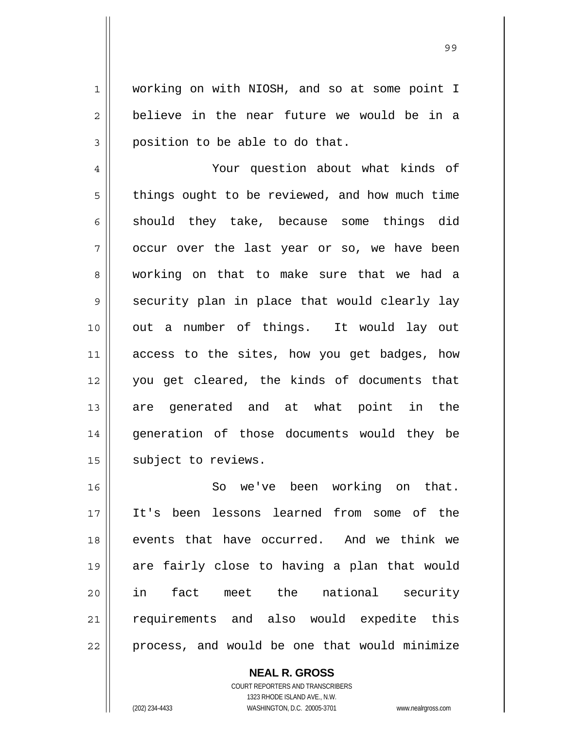working on with NIOSH, and so at some point I believe in the near future we would be in a position to be able to do that.

Your question about what kinds of things ought to be reviewed, and how much time should they take, because some things did occur over the last year or so, we have been working on that to make sure that we had a security plan in place that would clearly lay out a number of things. It would lay out access to the sites, how you get badges, how you get cleared, the kinds of documents that are generated and at what point in the generation of those documents would they be subject to reviews.

So we've been working on that. It's been lessons learned from some of the events that have occurred. And we think we are fairly close to having a plan that would in fact meet the national security requirements and also would expedite this process, and would be one that would minimize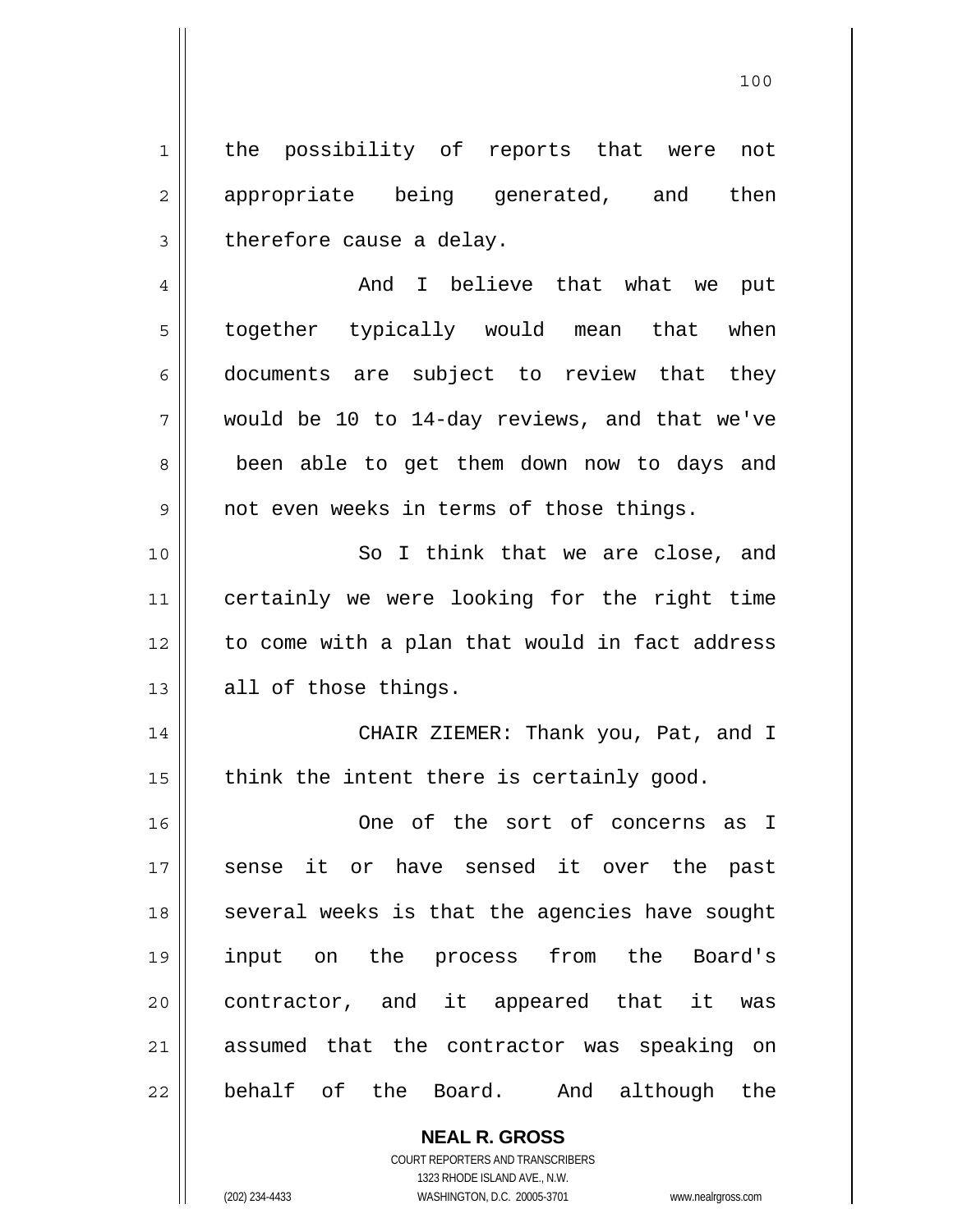the possibility of reports that were not appropriate being generated, and then therefore cause a delay.

And I believe that what we put together typically would mean that when documents are subject to review that they would be 10 to 14-day reviews, and that we've been able to get them down now to days and not even weeks in terms of those things.

So I think that we are close, and certainly we were looking for the right time to come with a plan that would in fact address all of those things.

CHAIR ZIEMER: Thank you, Pat, and I think the intent there is certainly good.

One of the sort of concerns as I sense it or have sensed it over the past several weeks is that the agencies have sought input on the process from the Board's contractor, and it appeared that it was assumed that the contractor was speaking on behalf of the Board. And although the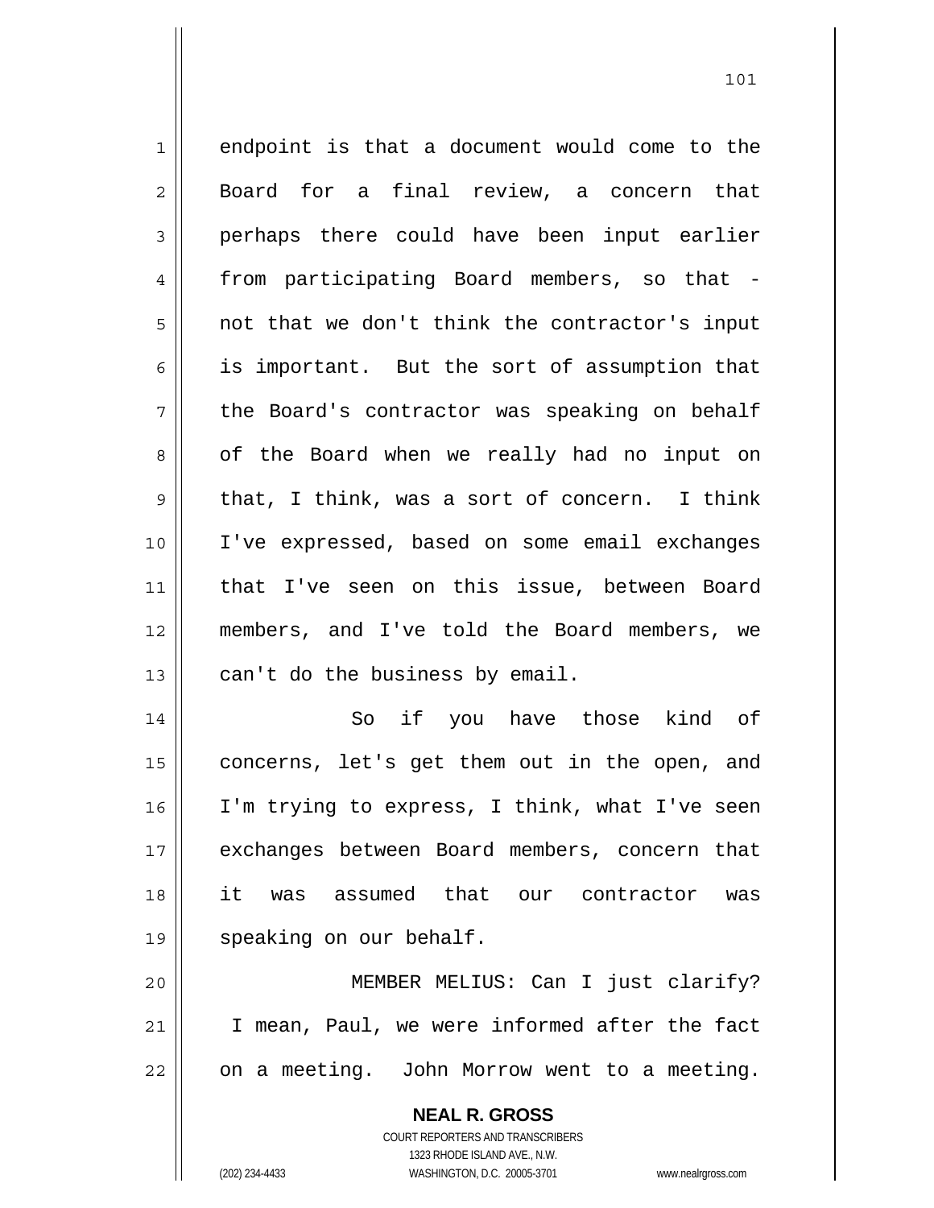endpoint is that a document would come to the Board for a final review, a concern that perhaps there could have been input earlier from participating Board members, so that - not that we don't think the contractor's input is important. But the sort of assumption that the Board's contractor was speaking on behalf of the Board when we really had no input on that, I think, was a sort of concern. I think I've expressed, based on some email exchanges that I've seen on this issue, between Board members, and I've told the Board members, we can't do the business by email.

So if you have those kind of concerns, let's get them out in the open, and I'm trying to express, I think, what I've seen exchanges between Board members, concern that it was assumed that our contractor was speaking on our behalf.

MEMBER MELIUS: Can I just clarify? I mean, Paul, we were informed after the fact on a meeting. John Morrow went to a meeting.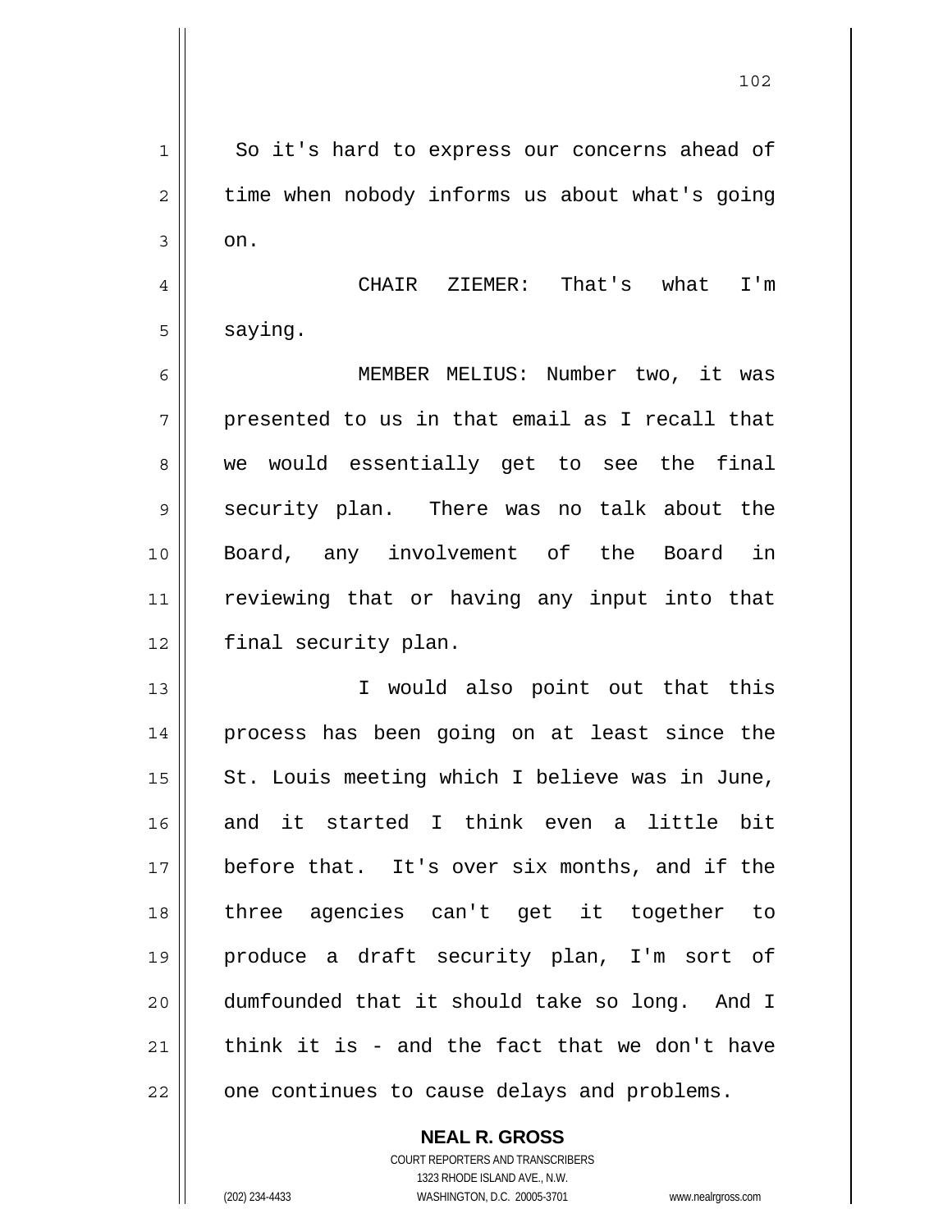So it's hard to express our concerns ahead of time when nobody informs us about what's going on.

CHAIR ZIEMER: That's what I'm saying.

MEMBER MELIUS: Number two, it was presented to us in that email as I recall that we would essentially get to see the final security plan. There was no talk about the Board, any involvement of the Board in reviewing that or having any input into that final security plan.

I would also point out that this process has been going on at least since the St. Louis meeting which I believe was in June, and it started I think even a little bit before that. It's over six months, and if the three agencies can't get it together to produce a draft security plan, I'm sort of dumfounded that it should take so long. And I think it is - and the fact that we don't have one continues to cause delays and problems.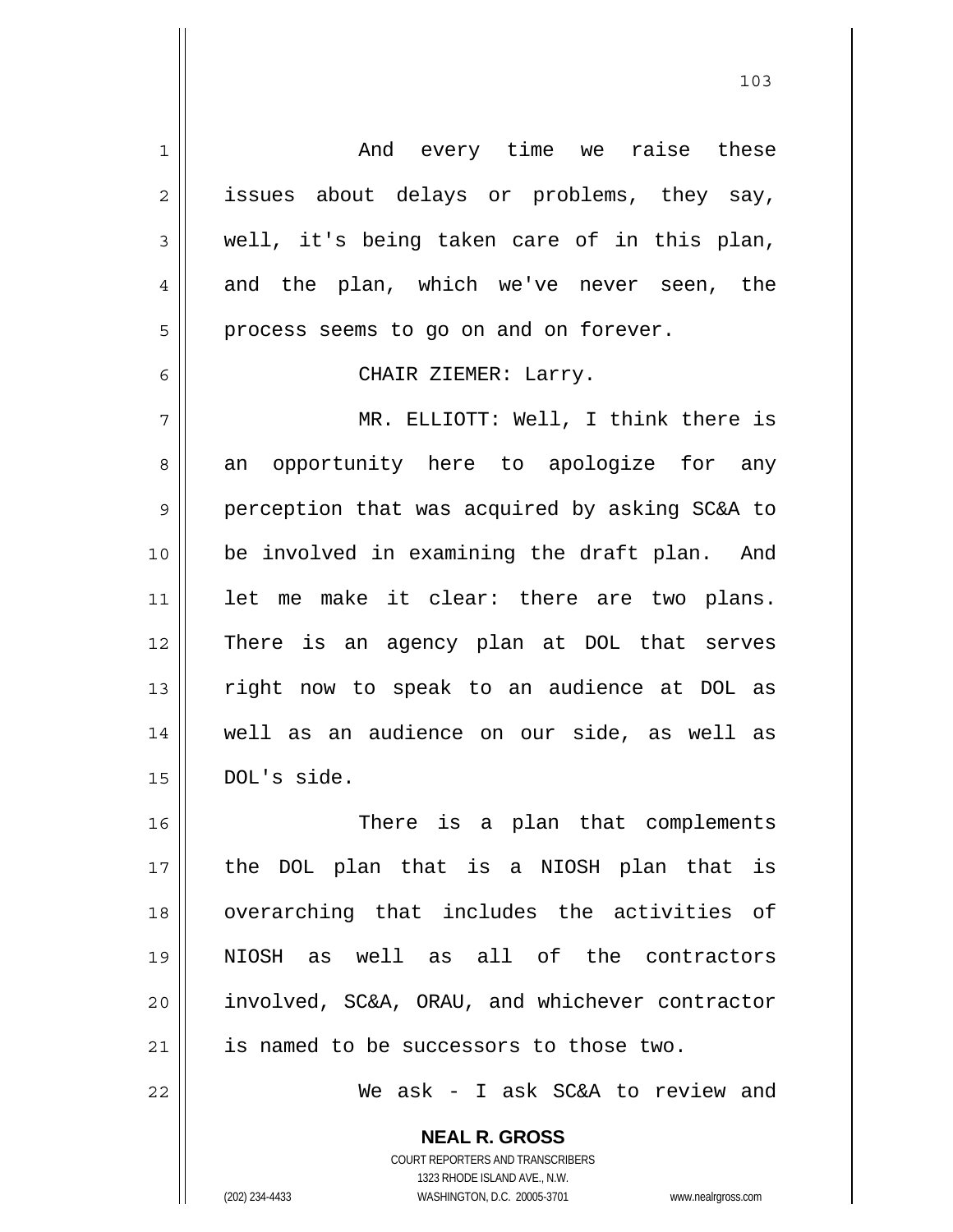And every time we raise these issues about delays or problems, they say, well, it's being taken care of in this plan, and the plan, which we've never seen, the process seems to go on and on forever.

CHAIR ZIEMER: Larry.

MR. ELLIOTT: Well, I think there is an opportunity here to apologize for any perception that was acquired by asking SC&A to be involved in examining the draft plan. And let me make it clear: there are two plans. There is an agency plan at DOL that serves right now to speak to an audience at DOL as well as an audience on our side, as well as DOL's side.

There is a plan that complements the DOL plan that is a NIOSH plan that is overarching that includes the activities of NIOSH as well as all of the contractors involved, SC&A, ORAU, and whichever contractor is named to be successors to those two.

We ask - I ask SC&A to review and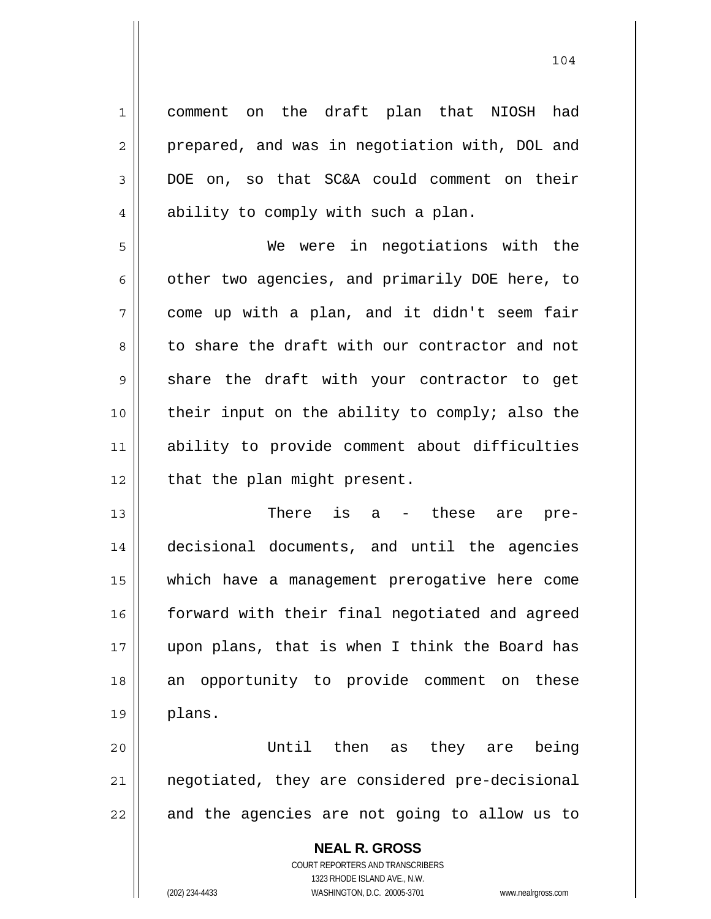comment on the draft plan that NIOSH had prepared, and was in negotiation with, DOL and DOE on, so that SC&A could comment on their ability to comply with such a plan.

We were in negotiations with the other two agencies, and primarily DOE here, to come up with a plan, and it didn't seem fair to share the draft with our contractor and not share the draft with your contractor to get their input on the ability to comply; also the ability to provide comment about difficulties that the plan might present.

There is a - these are pre-decisional documents, and until the agencies which have a management prerogative here come forward with their final negotiated and agreed upon plans, that is when I think the Board has an opportunity to provide comment on these plans.

Until then as they are being negotiated, they are considered pre-decisional and the agencies are not going to allow us to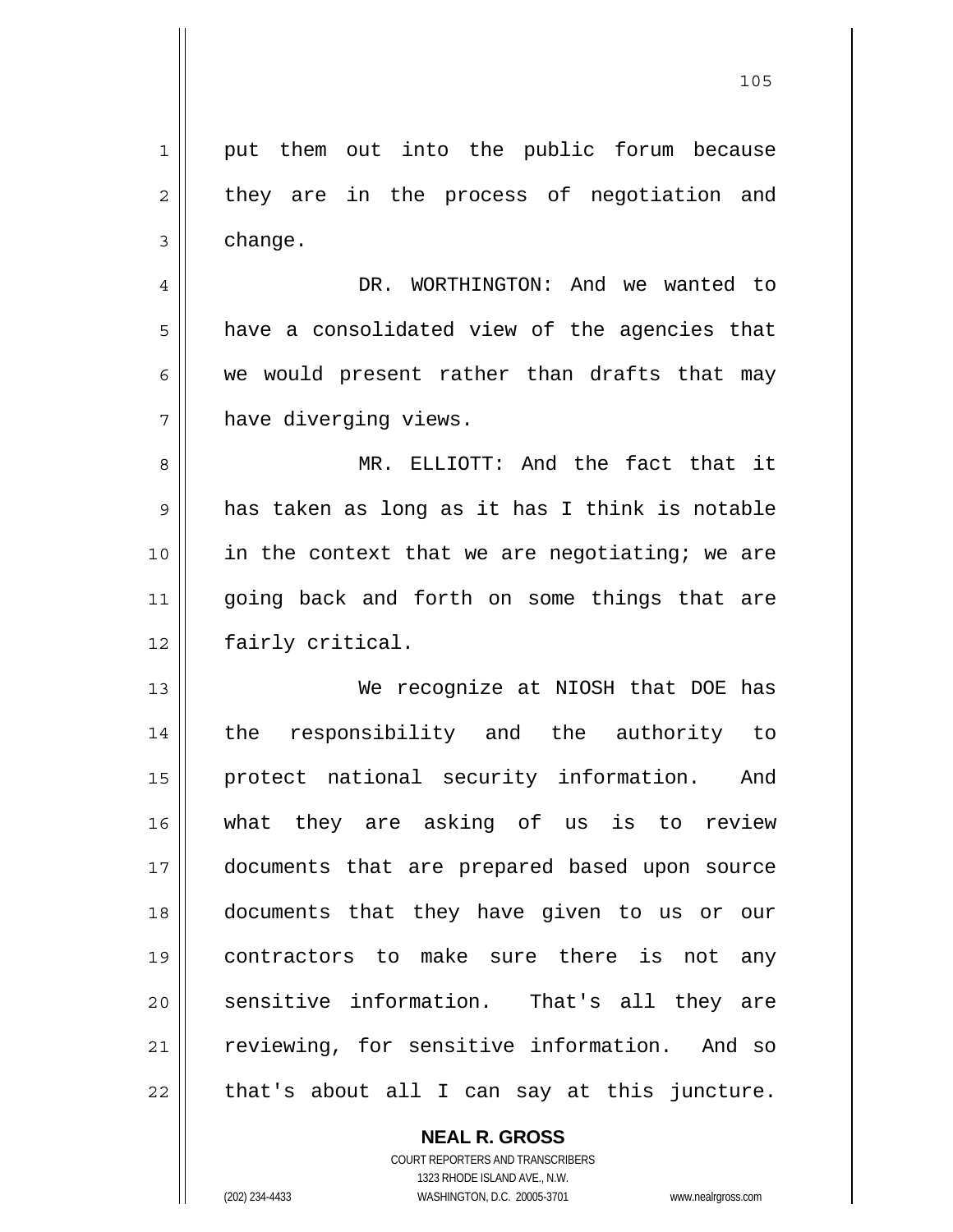put them out into the public forum because they are in the process of negotiation and change.

DR. WORTHINGTON: And we wanted to have a consolidated view of the agencies that we would present rather than drafts that may have diverging views.

MR. ELLIOTT: And the fact that it has taken as long as it has I think is notable in the context that we are negotiating; we are going back and forth on some things that are fairly critical.

We recognize at NIOSH that DOE has the responsibility and the authority to protect national security information. And what they are asking of us is to review documents that are prepared based upon source documents that they have given to us or our contractors to make sure there is not any sensitive information. That's all they are reviewing, for sensitive information. And so that's about all I can say at this juncture.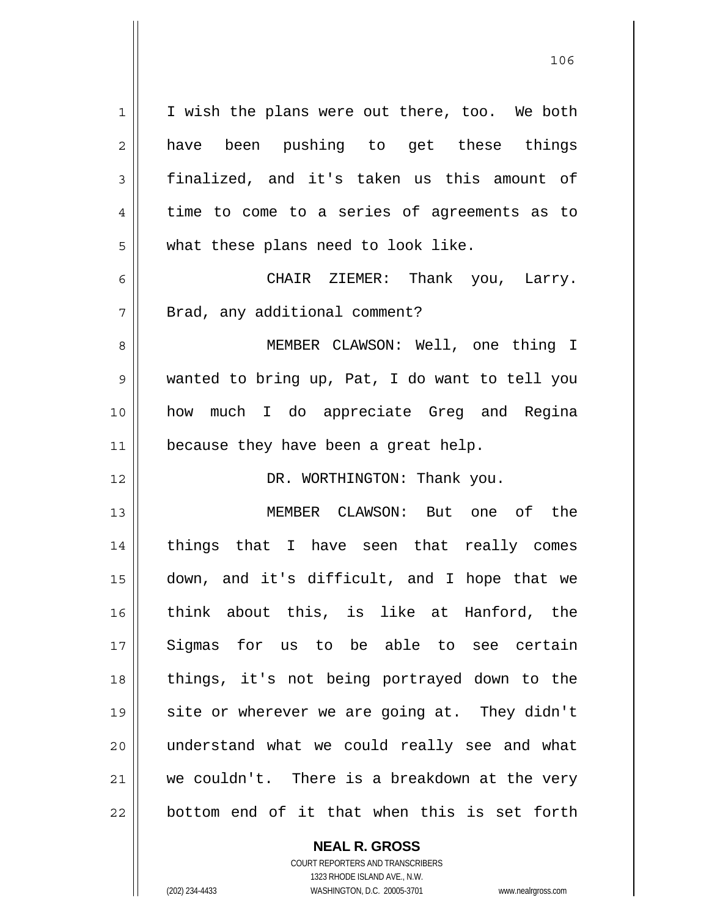I wish the plans were out there, too. We both have been pushing to get these things finalized, and it's taken us this amount of time to come to a series of agreements as to what these plans need to look like.

CHAIR ZIEMER: Thank you, Larry. Brad, any additional comment?

MEMBER CLAWSON: Well, one thing I wanted to bring up, Pat, I do want to tell you how much I do appreciate Greg and Regina because they have been a great help.

DR. WORTHINGTON: Thank you.

MEMBER CLAWSON: But one of the things that I have seen that really comes down, and it's difficult, and I hope that we think about this, is like at Hanford, the Sigmas for us to be able to see certain things, it's not being portrayed down to the site or wherever we are going at. They didn't understand what we could really see and what we couldn't. There is a breakdown at the very bottom end of it that when this is set forth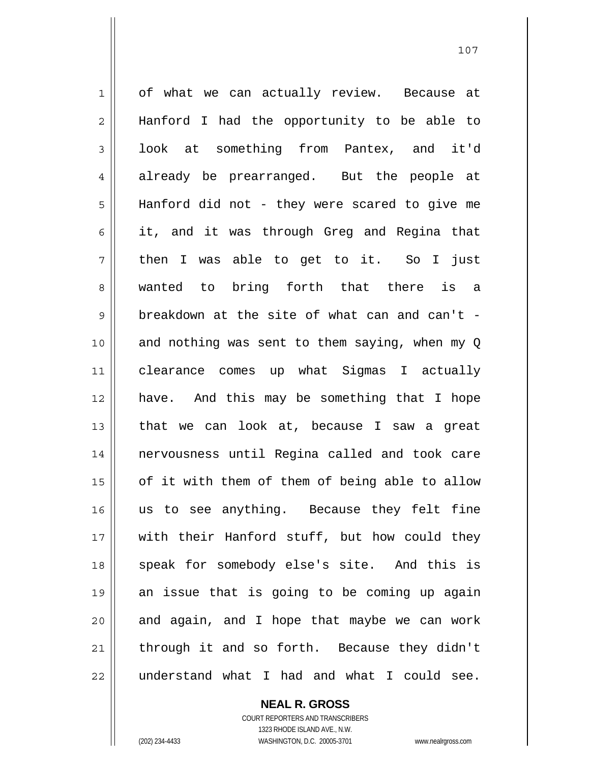of what we can actually review. Because at Hanford I had the opportunity to be able to look at something from Pantex, and it'd already be prearranged. But the people at Hanford did not - they were scared to give me it, and it was through Greg and Regina that then I was able to get to it. So I just wanted to bring forth that there is a breakdown at the site of what can and can't - and nothing was sent to them saying, when my Q clearance comes up what Sigmas I actually have. And this may be something that I hope that we can look at, because I saw a great nervousness until Regina called and took care of it with them of them of being able to allow us to see anything. Because they felt fine with their Hanford stuff, but how could they speak for somebody else's site. And this is an issue that is going to be coming up again and again, and I hope that maybe we can work through it and so forth. Because they didn't understand what I had and what I could see.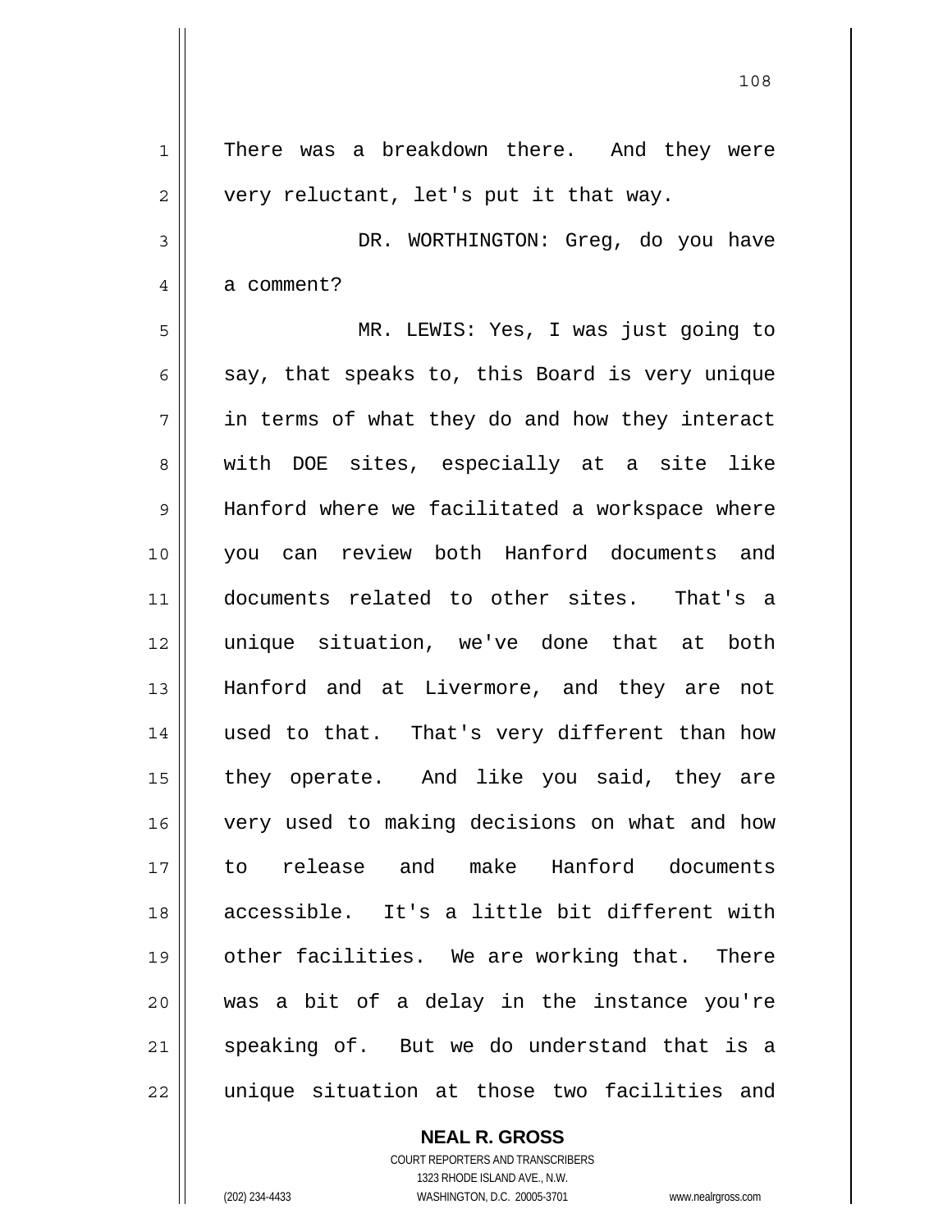There was a breakdown there. And they were very reluctant, let's put it that way.

DR. WORTHINGTON: Greg, do you have a comment?

MR. LEWIS: Yes, I was just going to say, that speaks to, this Board is very unique in terms of what they do and how they interact with DOE sites, especially at a site like Hanford where we facilitated a workspace where you can review both Hanford documents and documents related to other sites. That's a unique situation, we've done that at both Hanford and at Livermore, and they are not used to that. That's very different than how they operate. And like you said, they are very used to making decisions on what and how to release and make Hanford documents accessible. It's a little bit different with other facilities. We are working that. There was a bit of a delay in the instance you're speaking of. But we do understand that is a unique situation at those two facilities and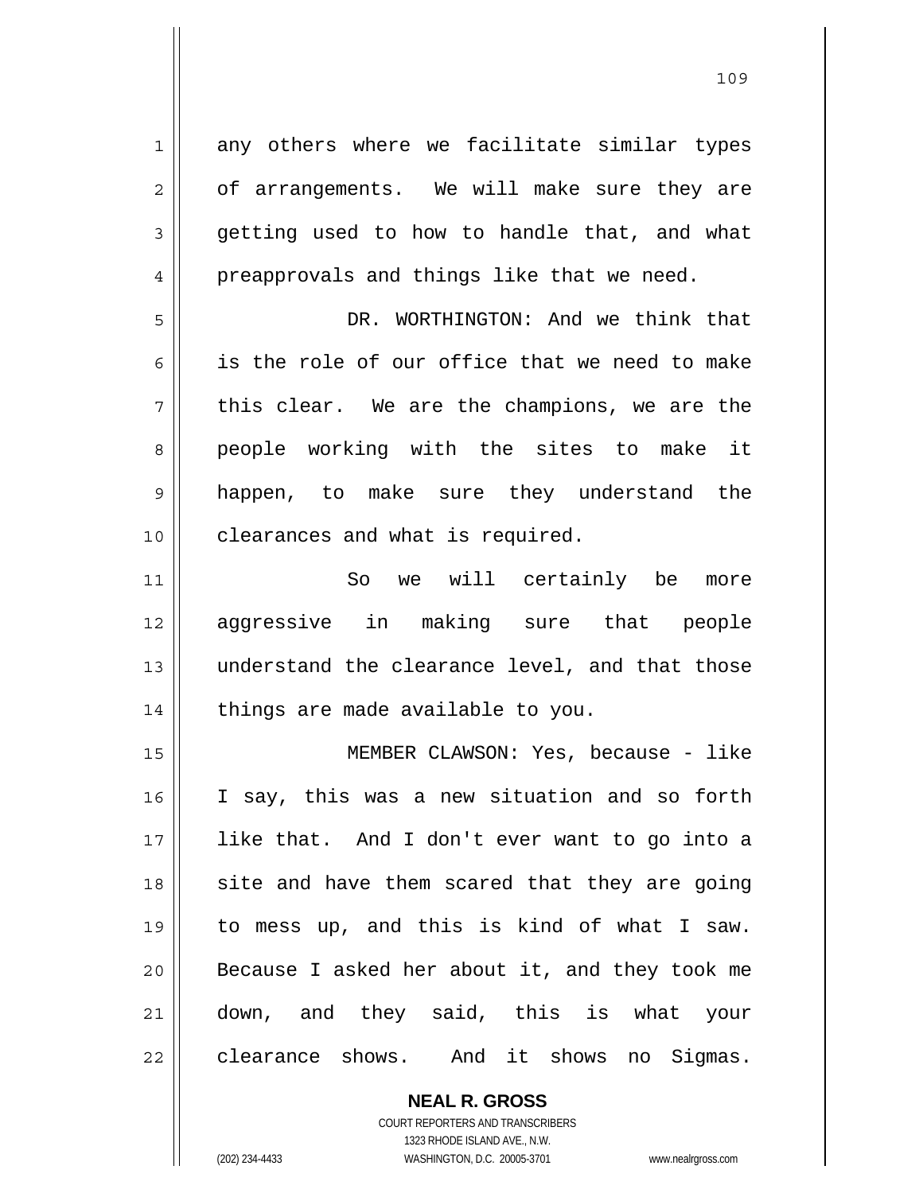any others where we facilitate similar types of arrangements. We will make sure they are getting used to how to handle that, and what preapprovals and things like that we need.

DR. WORTHINGTON: And we think that is the role of our office that we need to make this clear. We are the champions, we are the people working with the sites to make it happen, to make sure they understand the clearances and what is required.

So we will certainly be more aggressive in making sure that people understand the clearance level, and that those things are made available to you.

MEMBER CLAWSON: Yes, because - like I say, this was a new situation and so forth like that. And I don't ever want to go into a site and have them scared that they are going to mess up, and this is kind of what I saw. Because I asked her about it, and they took me down, and they said, this is what your clearance shows. And it shows no Sigmas.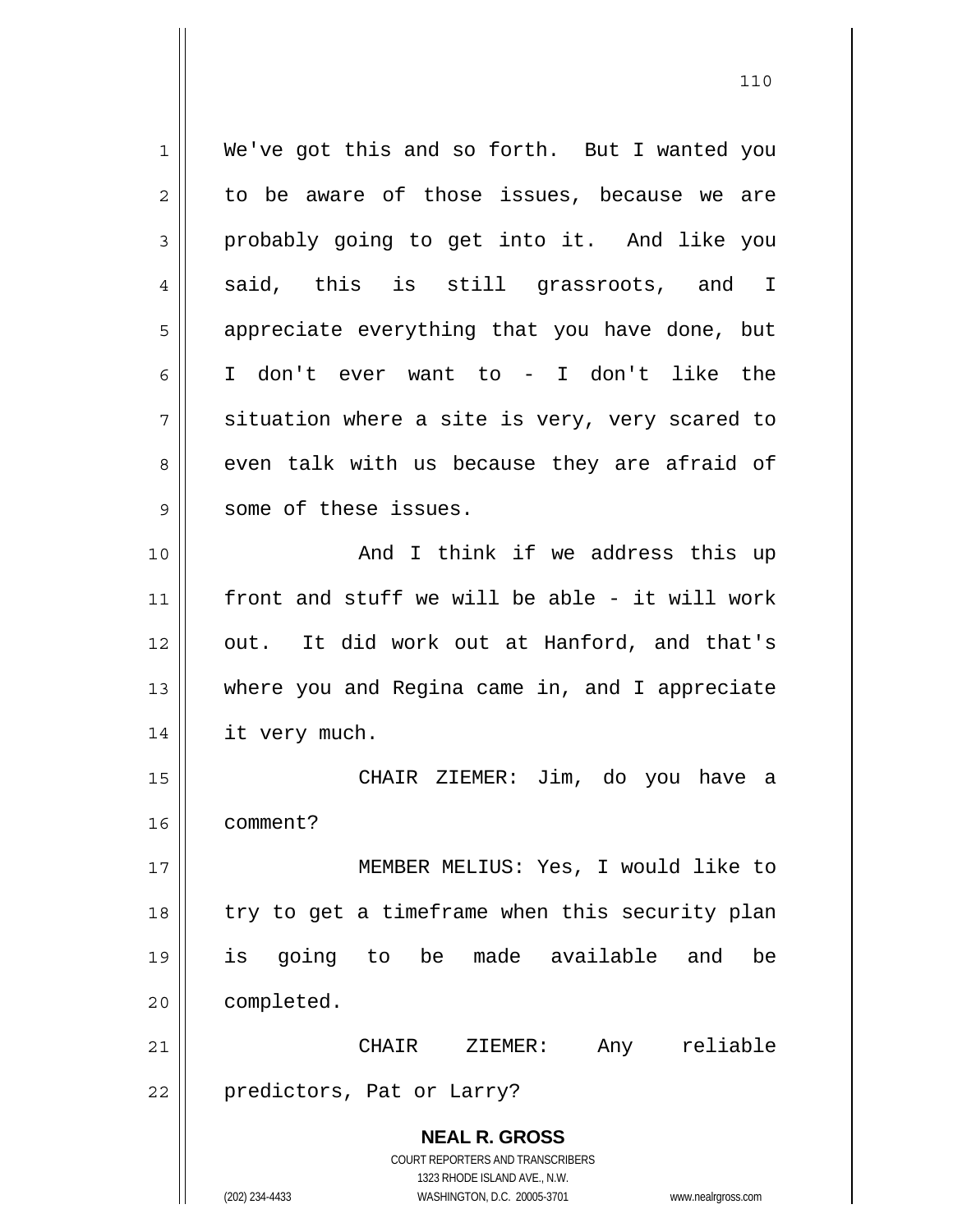We've got this and so forth. But I wanted you to be aware of those issues, because we are probably going to get into it. And like you said, this is still grassroots, and I appreciate everything that you have done, but I don't ever want to - I don't like the situation where a site is very, very scared to even talk with us because they are afraid of some of these issues.

And I think if we address this up front and stuff we will be able - it will work out. It did work out at Hanford, and that's where you and Regina came in, and I appreciate it very much.

CHAIR ZIEMER: Jim, do you have a comment?

MEMBER MELIUS: Yes, I would like to try to get a timeframe when this security plan is going to be made available and be completed.

CHAIR ZIEMER: Any reliable predictors, Pat or Larry?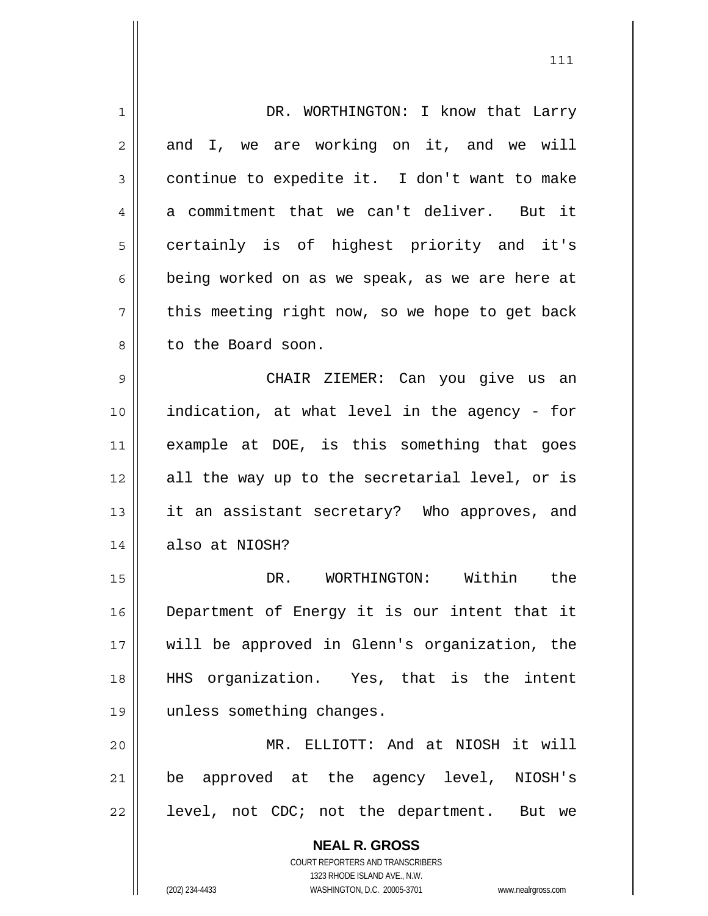DR. WORTHINGTON: I know that Larry and I, we are working on it, and we will continue to expedite it. I don't want to make a commitment that we can't deliver. But it certainly is of highest priority and it's being worked on as we speak, as we are here at this meeting right now, so we hope to get back to the Board soon.

CHAIR ZIEMER: Can you give us an indication, at what level in the agency - for example at DOE, is this something that goes all the way up to the secretarial level, or is it an assistant secretary? Who approves, and also at NIOSH?

DR. WORTHINGTON: Within the Department of Energy it is our intent that it will be approved in Glenn's organization, the HHS organization. Yes, that is the intent unless something changes.

MR. ELLIOTT: And at NIOSH it will be approved at the agency level, NIOSH's level, not CDC; not the department. But we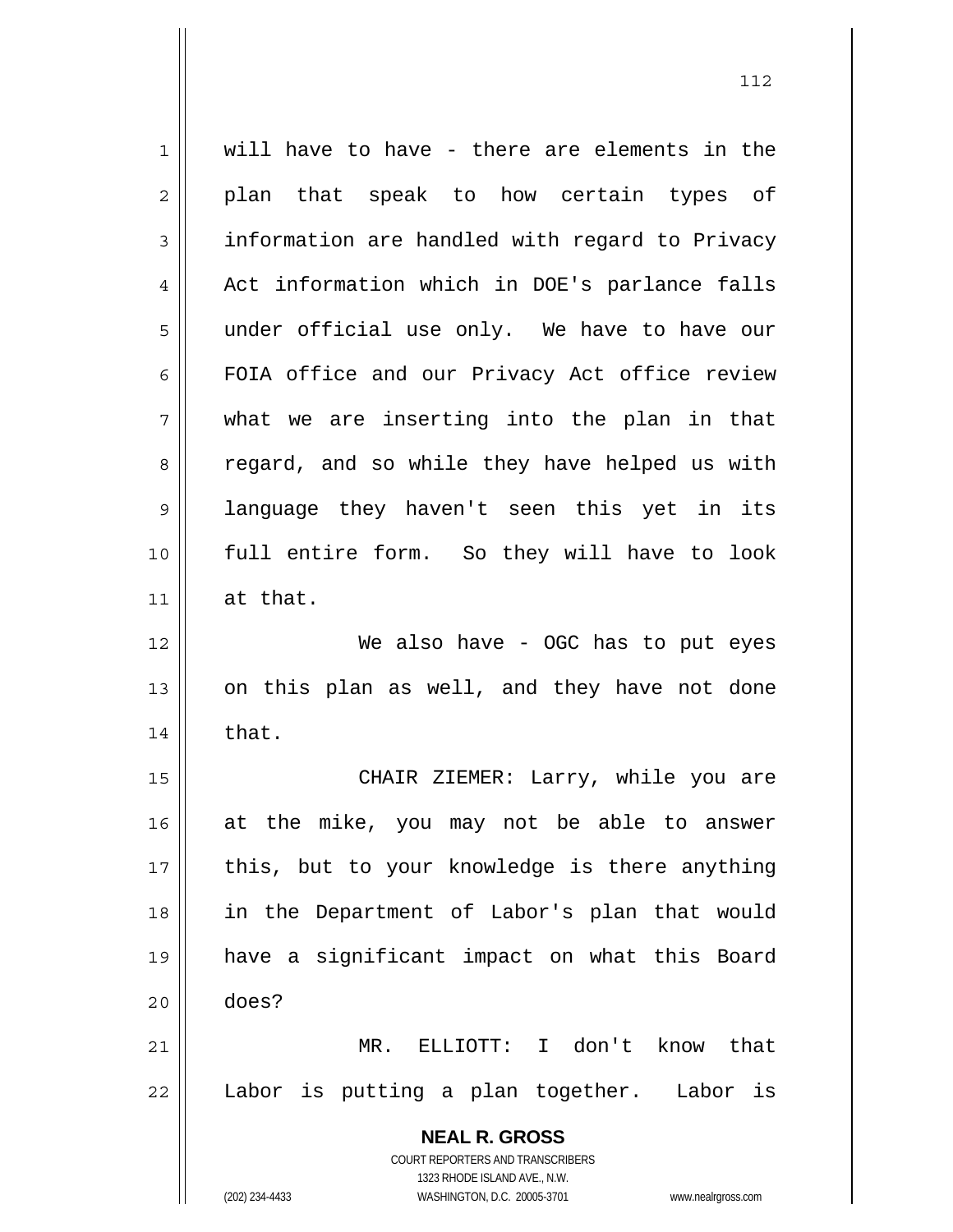will have to have - there are elements in the plan that speak to how certain types of information are handled with regard to Privacy Act information which in DOE's parlance falls under official use only. We have to have our FOIA office and our Privacy Act office review what we are inserting into the plan in that regard, and so while they have helped us with language they haven't seen this yet in its full entire form. So they will have to look at that.

We also have - OGC has to put eyes on this plan as well, and they have not done that.

CHAIR ZIEMER: Larry, while you are at the mike, you may not be able to answer this, but to your knowledge is there anything in the Department of Labor's plan that would have a significant impact on what this Board does?

MR. ELLIOTT: I don't know that Labor is putting a plan together. Labor is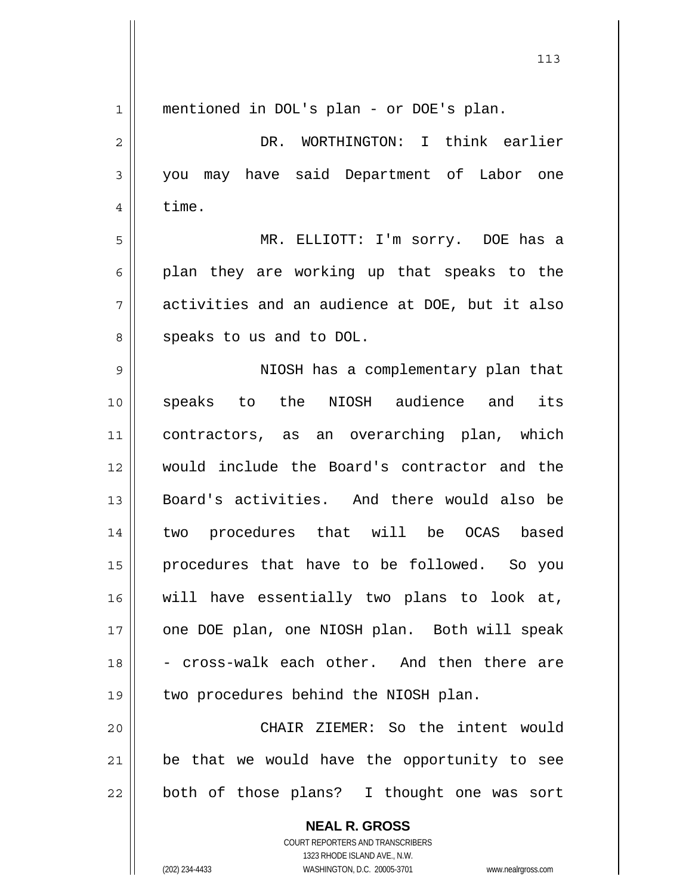mentioned in DOL's plan - or DOE's plan.

DR. WORTHINGTON: I think earlier you may have said Department of Labor one time.

MR. ELLIOTT: I'm sorry. DOE has a plan they are working up that speaks to the activities and an audience at DOE, but it also speaks to us and to DOL.

NIOSH has a complementary plan that speaks to the NIOSH audience and its contractors, as an overarching plan, which would include the Board's contractor and the Board's activities. And there would also be two procedures that will be OCAS based procedures that have to be followed. So you will have essentially two plans to look at, one DOE plan, one NIOSH plan. Both will speak - cross-walk each other. And then there are two procedures behind the NIOSH plan.

CHAIR ZIEMER: So the intent would be that we would have the opportunity to see both of those plans? I thought one was sort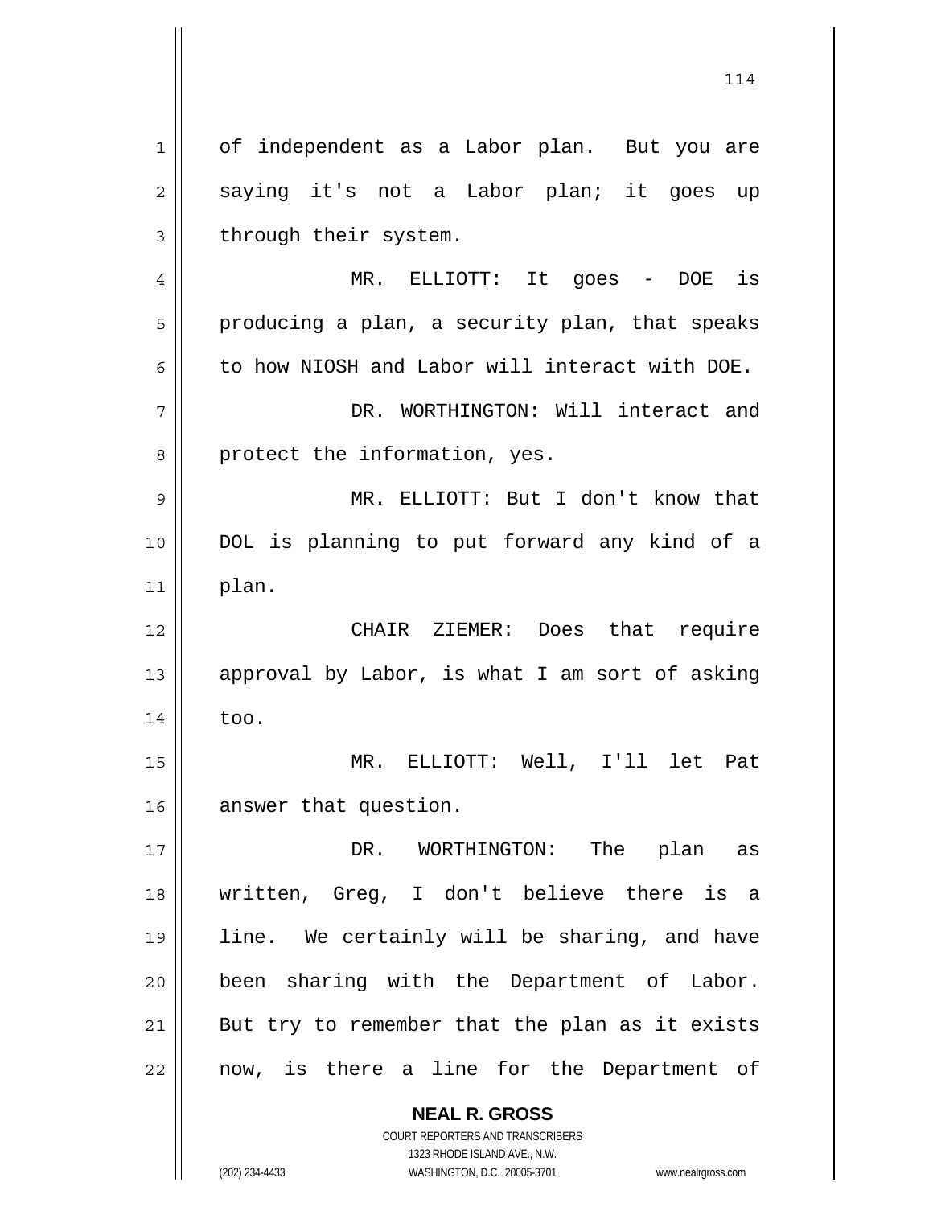of independent as a Labor plan. But you are saying it's not a Labor plan; it goes up through their system.

MR. ELLIOTT: It goes - DOE is producing a plan, a security plan, that speaks to how NIOSH and Labor will interact with DOE.

DR. WORTHINGTON: Will interact and protect the information, yes.

MR. ELLIOTT: But I don't know that DOL is planning to put forward any kind of a plan.

CHAIR ZIEMER: Does that require approval by Labor, is what I am sort of asking too.

MR. ELLIOTT: Well, I'll let Pat answer that question.

DR. WORTHINGTON: The plan as written, Greg, I don't believe there is a line. We certainly will be sharing, and have been sharing with the Department of Labor. But try to remember that the plan as it exists now, is there a line for the Department of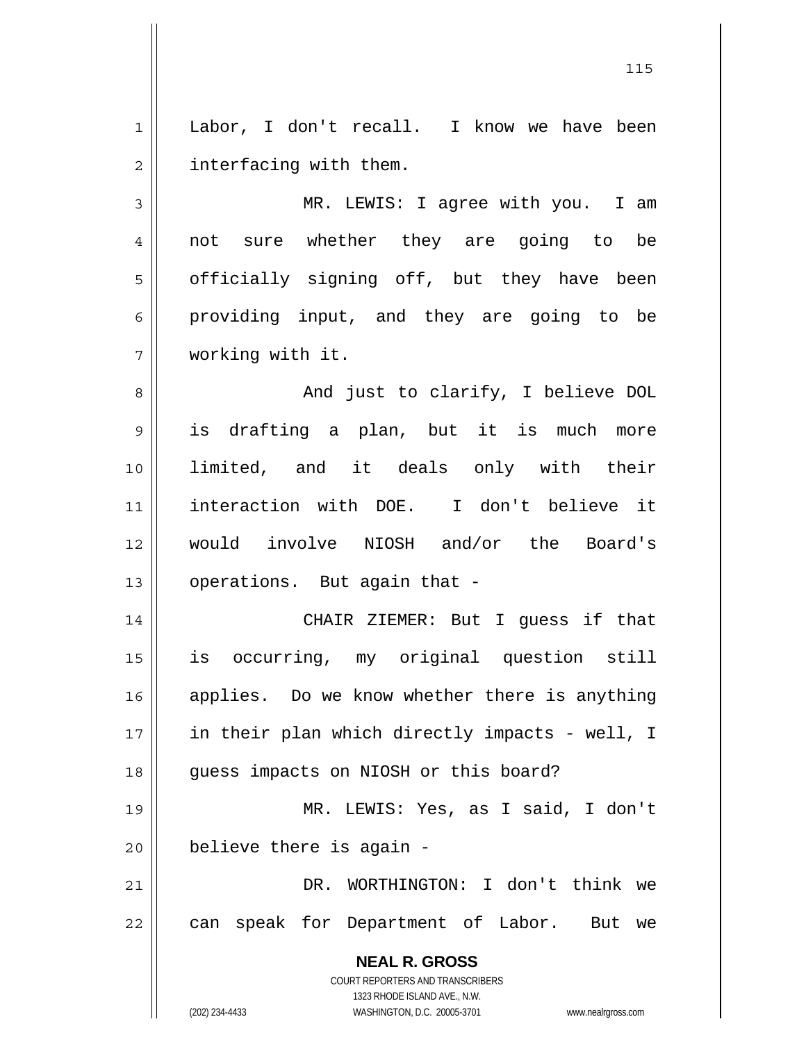Labor, I don't recall. I know we have been interfacing with them.

MR. LEWIS: I agree with you. I am not sure whether they are going to be officially signing off, but they have been providing input, and they are going to be working with it.

And just to clarify, I believe DOL is drafting a plan, but it is much more limited, and it deals only with their interaction with DOE. I don't believe it would involve NIOSH and/or the Board's operations. But again that -

CHAIR ZIEMER: But I guess if that is occurring, my original question still applies. Do we know whether there is anything in their plan which directly impacts - well, I guess impacts on NIOSH or this board?

MR. LEWIS: Yes, as I said, I don't believe there is again -

DR. WORTHINGTON: I don't think we can speak for Department of Labor. But we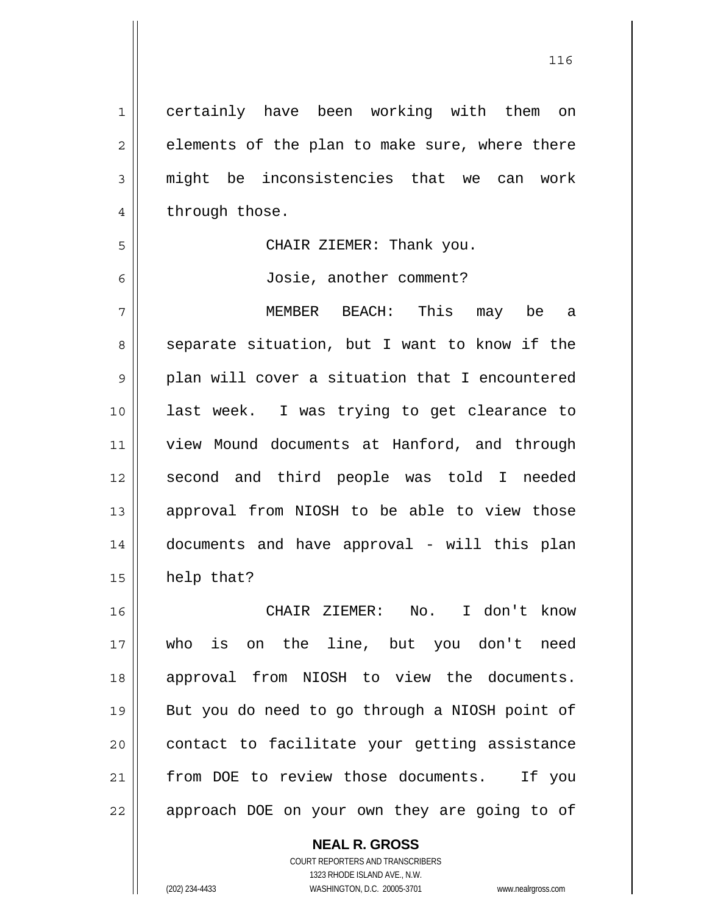certainly have been working with them on elements of the plan to make sure, where there might be inconsistencies that we can work through those.

CHAIR ZIEMER: Thank you.

Josie, another comment?

MEMBER BEACH: This may be a separate situation, but I want to know if the plan will cover a situation that I encountered last week. I was trying to get clearance to view Mound documents at Hanford, and through second and third people was told I needed approval from NIOSH to be able to view those documents and have approval - will this plan help that?

CHAIR ZIEMER: No. I don't know who is on the line, but you don't need approval from NIOSH to view the documents. But you do need to go through a NIOSH point of contact to facilitate your getting assistance from DOE to review those documents. If you approach DOE on your own they are going to of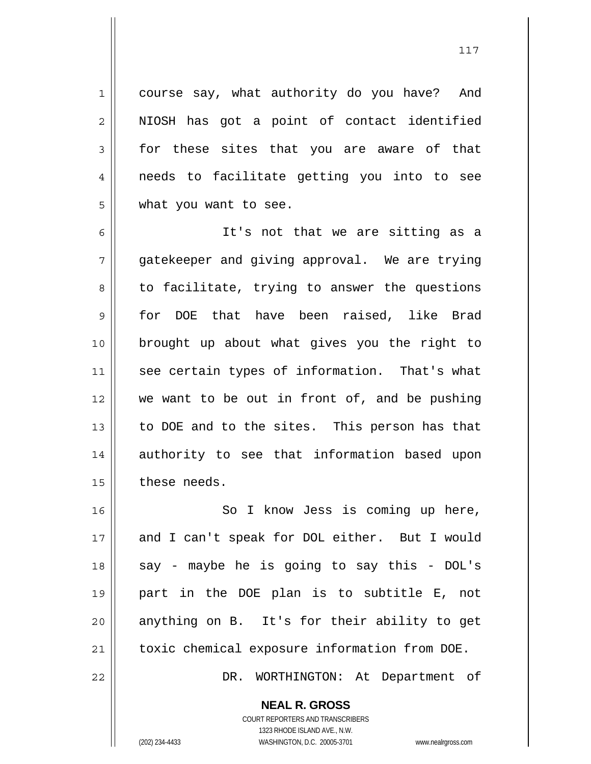course say, what authority do you have? And NIOSH has got a point of contact identified for these sites that you are aware of that needs to facilitate getting you into to see what you want to see.

It's not that we are sitting as a gatekeeper and giving approval. We are trying to facilitate, trying to answer the questions for DOE that have been raised, like Brad brought up about what gives you the right to see certain types of information. That's what we want to be out in front of, and be pushing to DOE and to the sites. This person has that authority to see that information based upon these needs.

So I know Jess is coming up here, and I can't speak for DOL either. But I would say - maybe he is going to say this - DOL's part in the DOE plan is to subtitle E, not anything on B. It's for their ability to get toxic chemical exposure information from DOE.

DR. WORTHINGTON: At Department of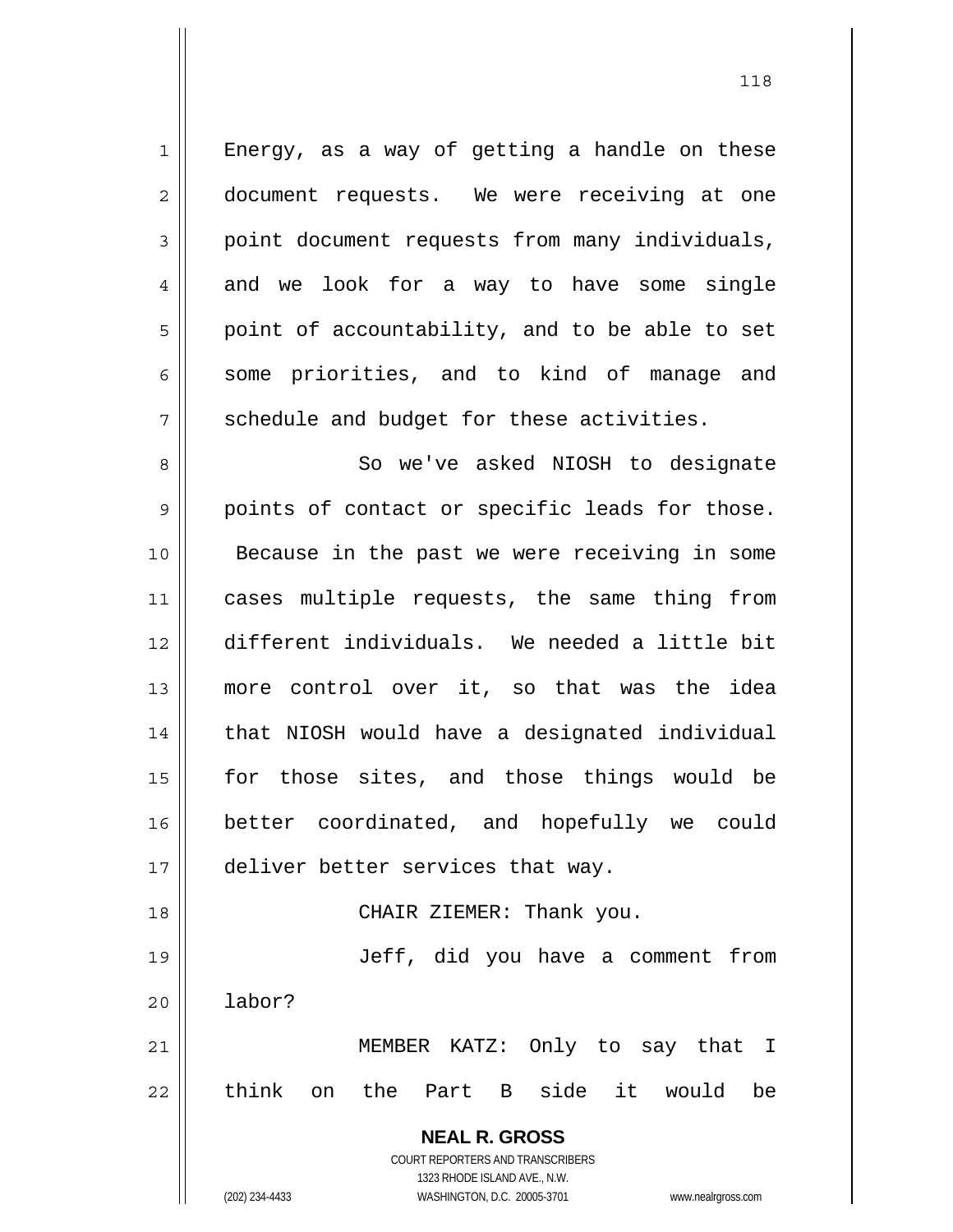Energy, as a way of getting a handle on these document requests. We were receiving at one point document requests from many individuals, and we look for a way to have some single point of accountability, and to be able to set some priorities, and to kind of manage and schedule and budget for these activities.

So we've asked NIOSH to designate points of contact or specific leads for those. Because in the past we were receiving in some cases multiple requests, the same thing from different individuals. We needed a little bit more control over it, so that was the idea that NIOSH would have a designated individual for those sites, and those things would be better coordinated, and hopefully we could deliver better services that way.

CHAIR ZIEMER: Thank you.

Jeff, did you have a comment from labor?

MEMBER KATZ: Only to say that I think on the Part B side it would be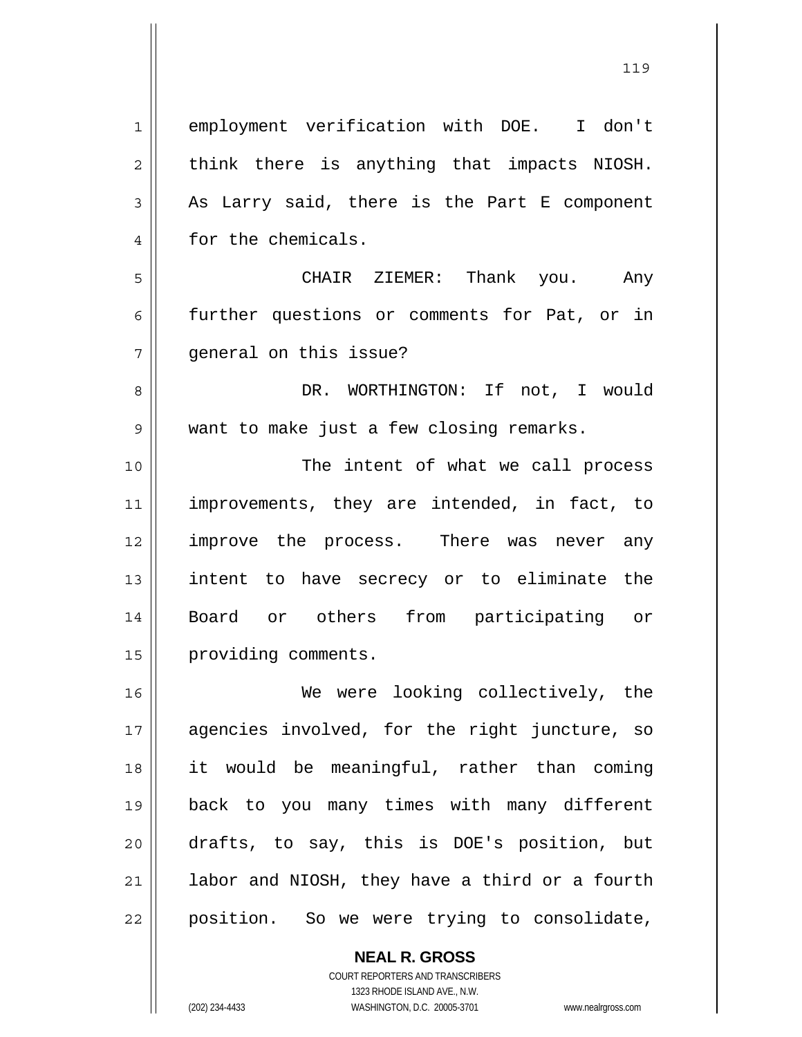employment verification with DOE. I don't think there is anything that impacts NIOSH. As Larry said, there is the Part E component for the chemicals.

CHAIR ZIEMER: Thank you. Any further questions or comments for Pat, or in general on this issue?

DR. WORTHINGTON: If not, I would want to make just a few closing remarks.

The intent of what we call process improvements, they are intended, in fact, to improve the process. There was never any intent to have secrecy or to eliminate the Board or others from participating or providing comments.

We were looking collectively, the agencies involved, for the right juncture, so it would be meaningful, rather than coming back to you many times with many different drafts, to say, this is DOE's position, but labor and NIOSH, they have a third or a fourth position. So we were trying to consolidate,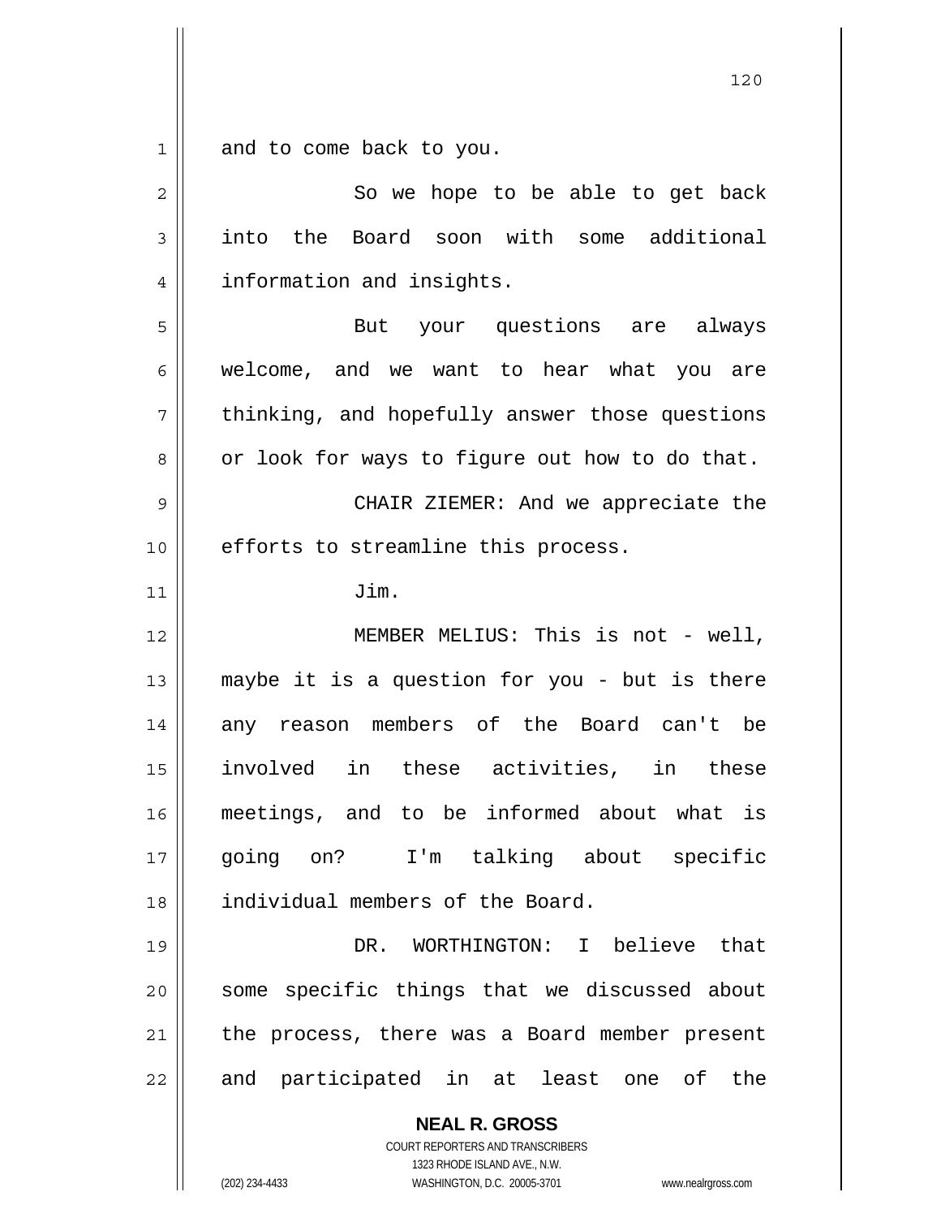and to come back to you.

So we hope to be able to get back into the Board soon with some additional information and insights.

But your questions are always welcome, and we want to hear what you are thinking, and hopefully answer those questions or look for ways to figure out how to do that.

CHAIR ZIEMER: And we appreciate the efforts to streamline this process.

Jim.

MEMBER MELIUS: This is not - well, maybe it is a question for you - but is there any reason members of the Board can't be involved in these activities, in these meetings, and to be informed about what is going on? I'm talking about specific individual members of the Board.

DR. WORTHINGTON: I believe that some specific things that we discussed about the process, there was a Board member present and participated in at least one of the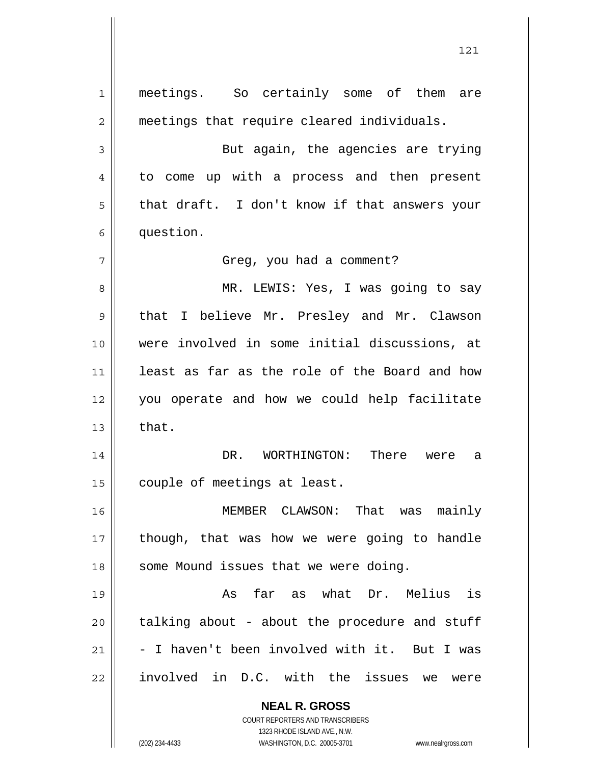meetings. So certainly some of them are meetings that require cleared individuals.

But again, the agencies are trying to come up with a process and then present that draft. I don't know if that answers your question.

Greg, you had a comment?

MR. LEWIS: Yes, I was going to say that I believe Mr. Presley and Mr. Clawson were involved in some initial discussions, at least as far as the role of the Board and how you operate and how we could help facilitate that.

DR. WORTHINGTON: There were a couple of meetings at least.

MEMBER CLAWSON: That was mainly though, that was how we were going to handle some Mound issues that we were doing.

As far as what Dr. Melius is talking about - about the procedure and stuff - I haven't been involved with it. But I was involved in D.C. with the issues we were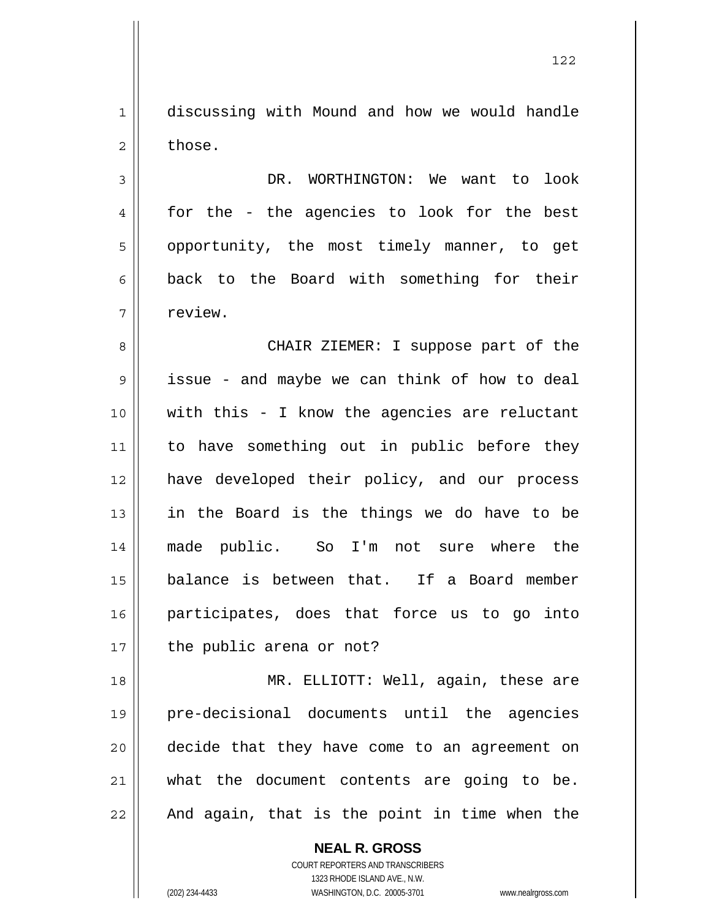discussing with Mound and how we would handle those.

DR. WORTHINGTON: We want to look for the - the agencies to look for the best opportunity, the most timely manner, to get back to the Board with something for their review.

CHAIR ZIEMER: I suppose part of the issue - and maybe we can think of how to deal with this - I know the agencies are reluctant to have something out in public before they have developed their policy, and our process in the Board is the things we do have to be made public. So I'm not sure where the balance is between that. If a Board member participates, does that force us to go into the public arena or not?

MR. ELLIOTT: Well, again, these are pre-decisional documents until the agencies decide that they have come to an agreement on what the document contents are going to be. And again, that is the point in time when the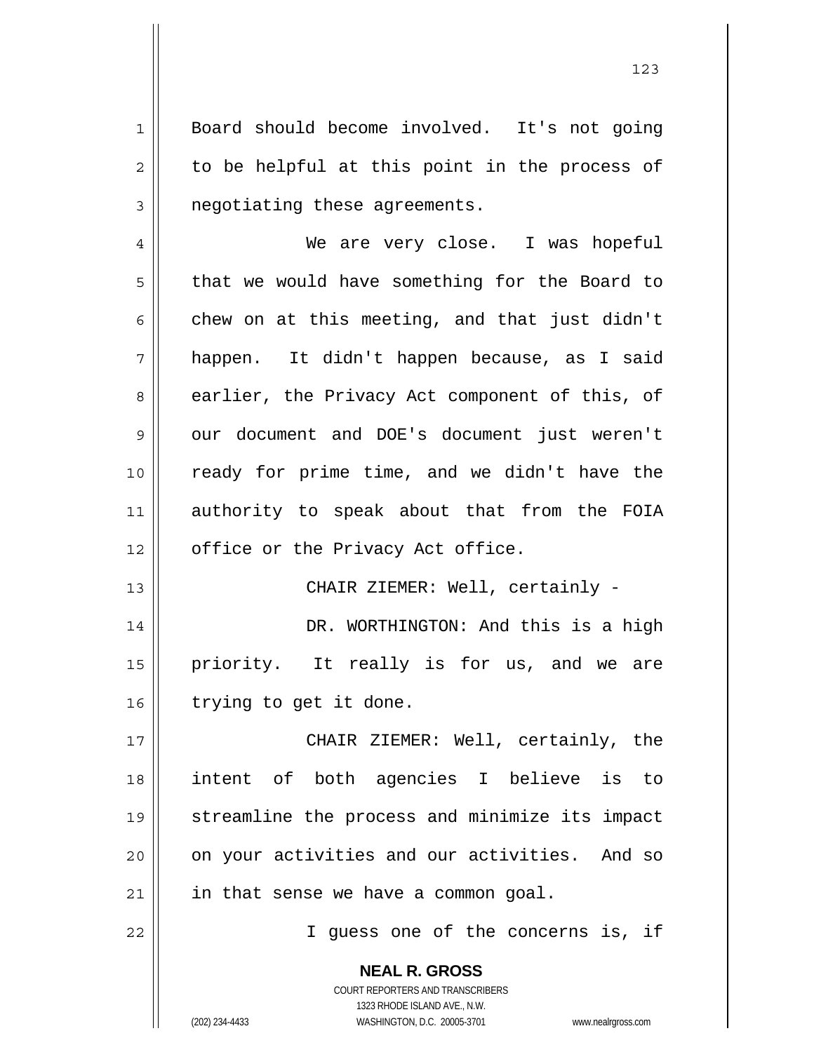Board should become involved. It's not going to be helpful at this point in the process of negotiating these agreements.

We are very close. I was hopeful that we would have something for the Board to chew on at this meeting, and that just didn't happen. It didn't happen because, as I said earlier, the Privacy Act component of this, of our document and DOE's document just weren't ready for prime time, and we didn't have the authority to speak about that from the FOIA office or the Privacy Act office.

CHAIR ZIEMER: Well, certainly -

DR. WORTHINGTON: And this is a high priority. It really is for us, and we are trying to get it done.

CHAIR ZIEMER: Well, certainly, the intent of both agencies I believe is to streamline the process and minimize its impact on your activities and our activities. And so in that sense we have a common goal.

I guess one of the concerns is, if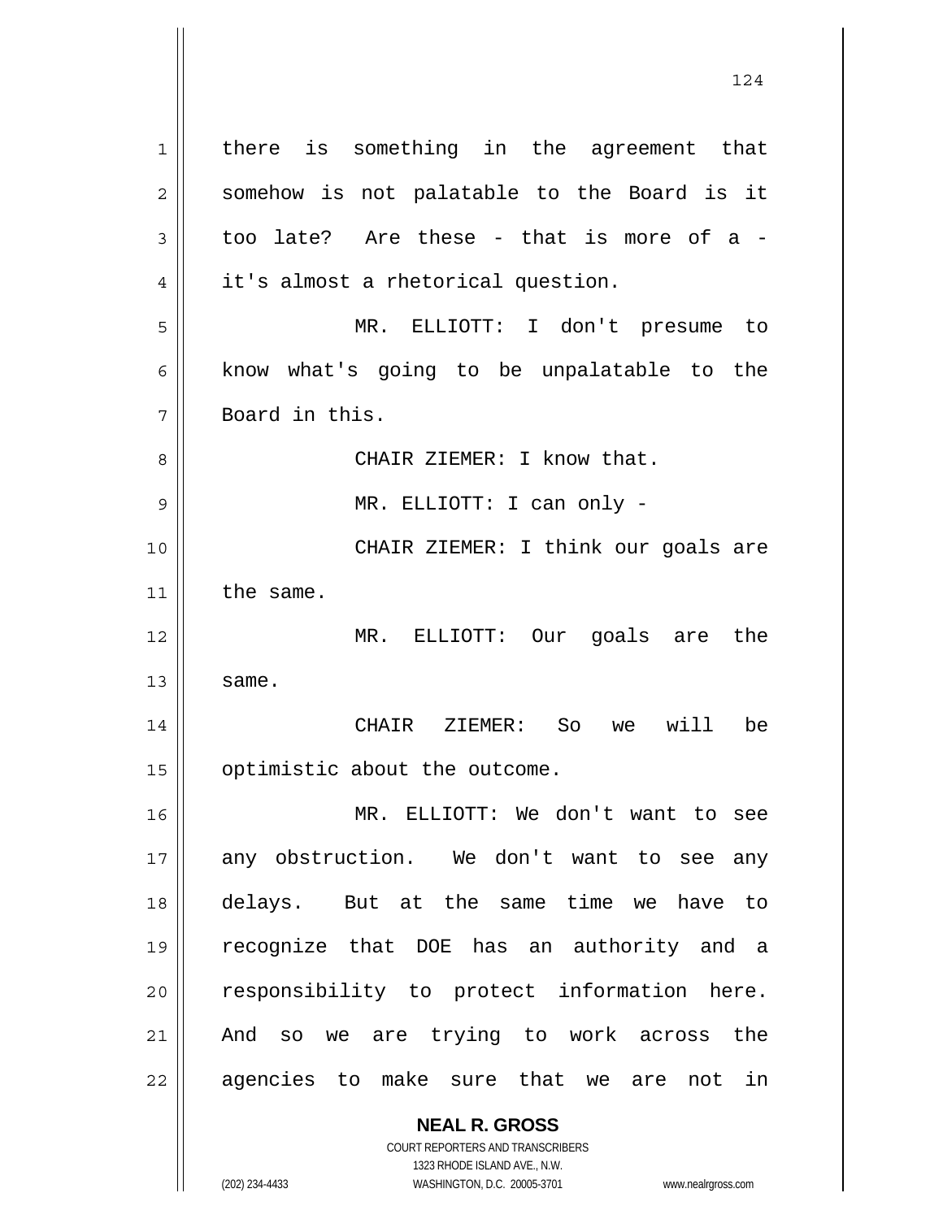there is something in the agreement that somehow is not palatable to the Board is it too late? Are these - that is more of a - it's almost a rhetorical question.

MR. ELLIOTT: I don't presume to know what's going to be unpalatable to the Board in this.

CHAIR ZIEMER: I know that.

MR. ELLIOTT: I can only -

CHAIR ZIEMER: I think our goals are the same.

MR. ELLIOTT: Our goals are the same.

CHAIR ZIEMER: So we will be optimistic about the outcome.

MR. ELLIOTT: We don't want to see any obstruction. We don't want to see any delays. But at the same time we have to recognize that DOE has an authority and a responsibility to protect information here. And so we are trying to work across the agencies to make sure that we are not in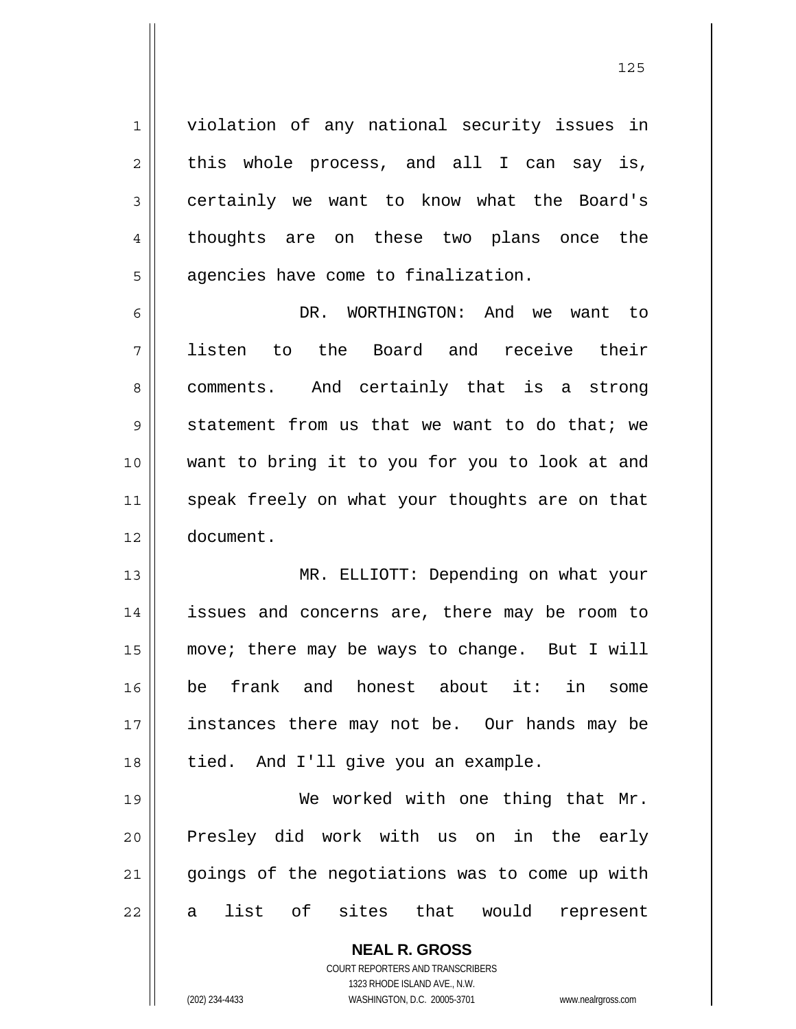violation of any national security issues in this whole process, and all I can say is, certainly we want to know what the Board's thoughts are on these two plans once the agencies have come to finalization.

DR. WORTHINGTON: And we want to listen to the Board and receive their comments. And certainly that is a strong statement from us that we want to do that; we want to bring it to you for you to look at and speak freely on what your thoughts are on that document.

MR. ELLIOTT: Depending on what your issues and concerns are, there may be room to move; there may be ways to change. But I will be frank and honest about it: in some instances there may not be. Our hands may be tied. And I'll give you an example.

We worked with one thing that Mr. Presley did work with us on in the early goings of the negotiations was to come up with a list of sites that would represent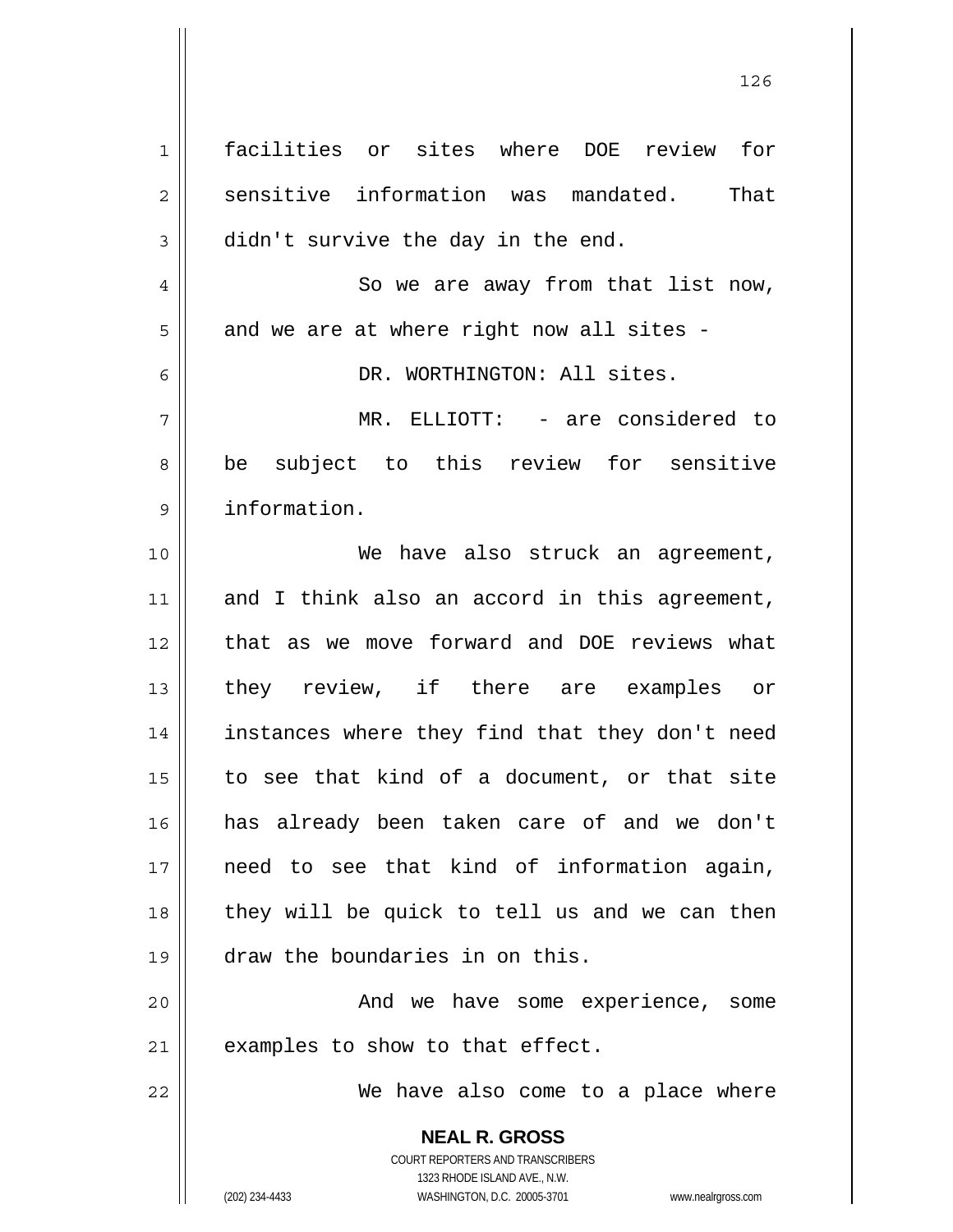facilities or sites where DOE review for sensitive information was mandated. That didn't survive the day in the end.

So we are away from that list now, and we are at where right now all sites -

DR. WORTHINGTON: All sites.

MR. ELLIOTT: - are considered to be subject to this review for sensitive information.

We have also struck an agreement, and I think also an accord in this agreement, that as we move forward and DOE reviews what they review, if there are examples or instances where they find that they don't need to see that kind of a document, or that site has already been taken care of and we don't need to see that kind of information again, they will be quick to tell us and we can then draw the boundaries in on this.

And we have some experience, some examples to show to that effect.

We have also come to a place where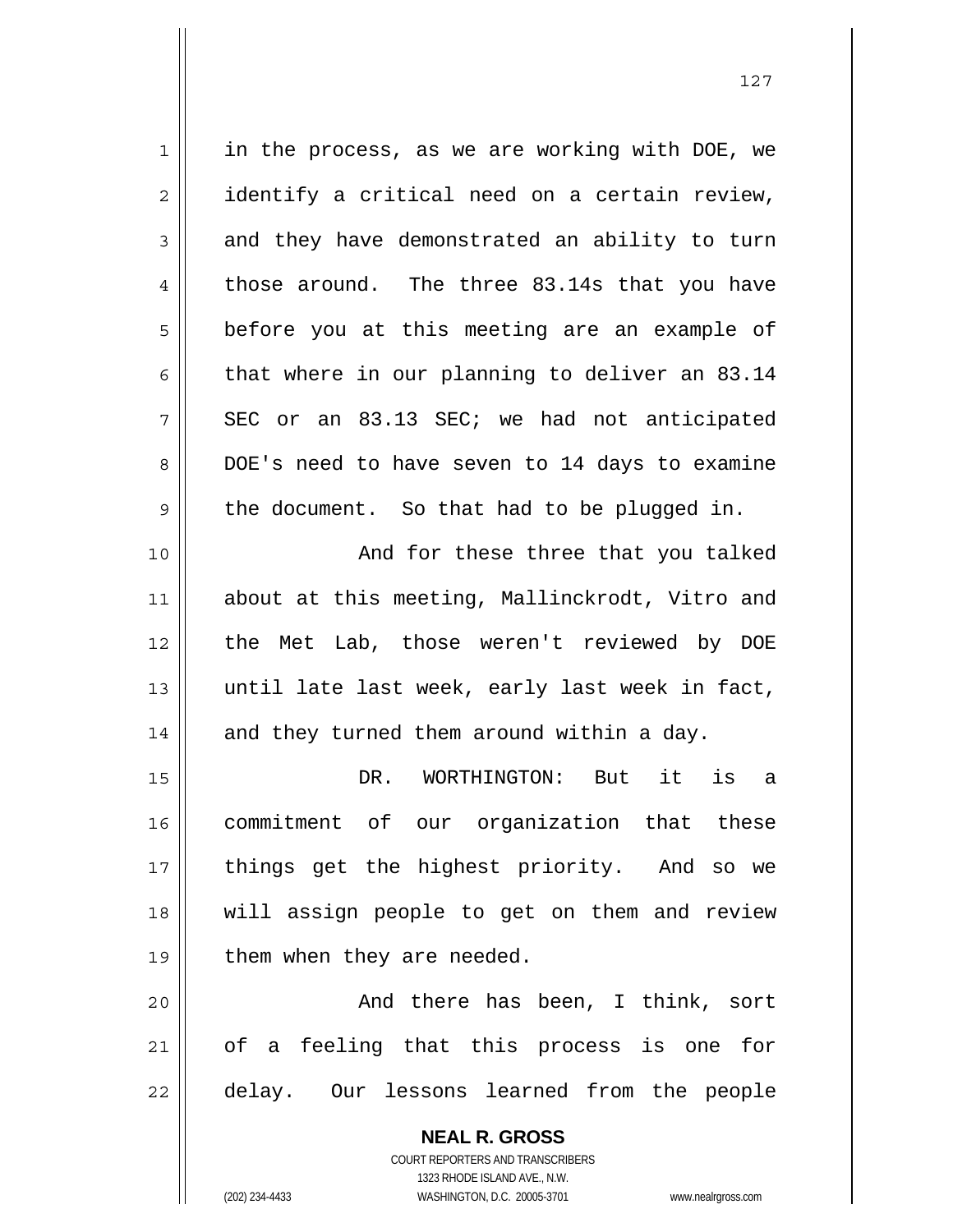in the process, as we are working with DOE, we identify a critical need on a certain review, and they have demonstrated an ability to turn those around. The three 83.14s that you have before you at this meeting are an example of that where in our planning to deliver an 83.14 SEC or an 83.13 SEC; we had not anticipated DOE's need to have seven to 14 days to examine the document. So that had to be plugged in.

And for these three that you talked about at this meeting, Mallinckrodt, Vitro and the Met Lab, those weren't reviewed by DOE until late last week, early last week in fact, and they turned them around within a day.

DR. WORTHINGTON: But it is a commitment of our organization that these things get the highest priority. And so we will assign people to get on them and review them when they are needed.

And there has been, I think, sort of a feeling that this process is one for delay. Our lessons learned from the people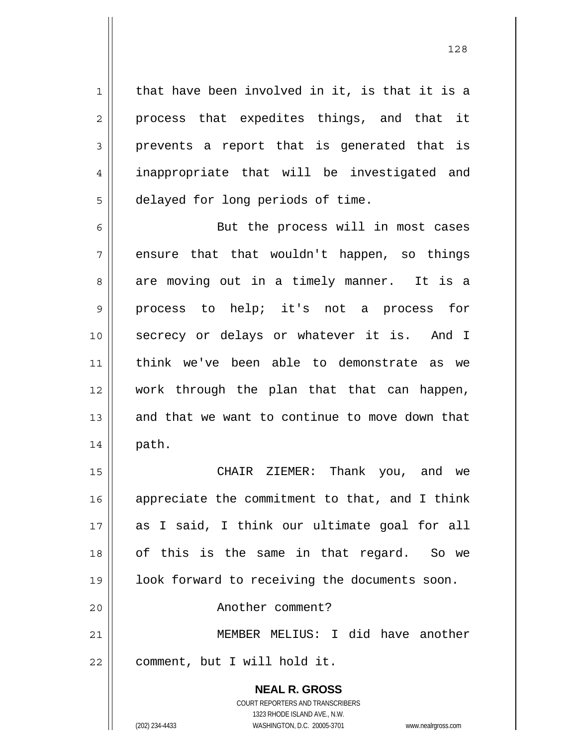that have been involved in it, is that it is a process that expedites things, and that it prevents a report that is generated that is inappropriate that will be investigated and delayed for long periods of time.

But the process will in most cases ensure that that wouldn't happen, so things are moving out in a timely manner. It is a process to help; it's not a process for secrecy or delays or whatever it is. And I think we've been able to demonstrate as we work through the plan that that can happen, and that we want to continue to move down that path.

CHAIR ZIEMER: Thank you, and we appreciate the commitment to that, and I think as I said, I think our ultimate goal for all of this is the same in that regard. So we look forward to receiving the documents soon.

Another comment?

MEMBER MELIUS: I did have another comment, but I will hold it.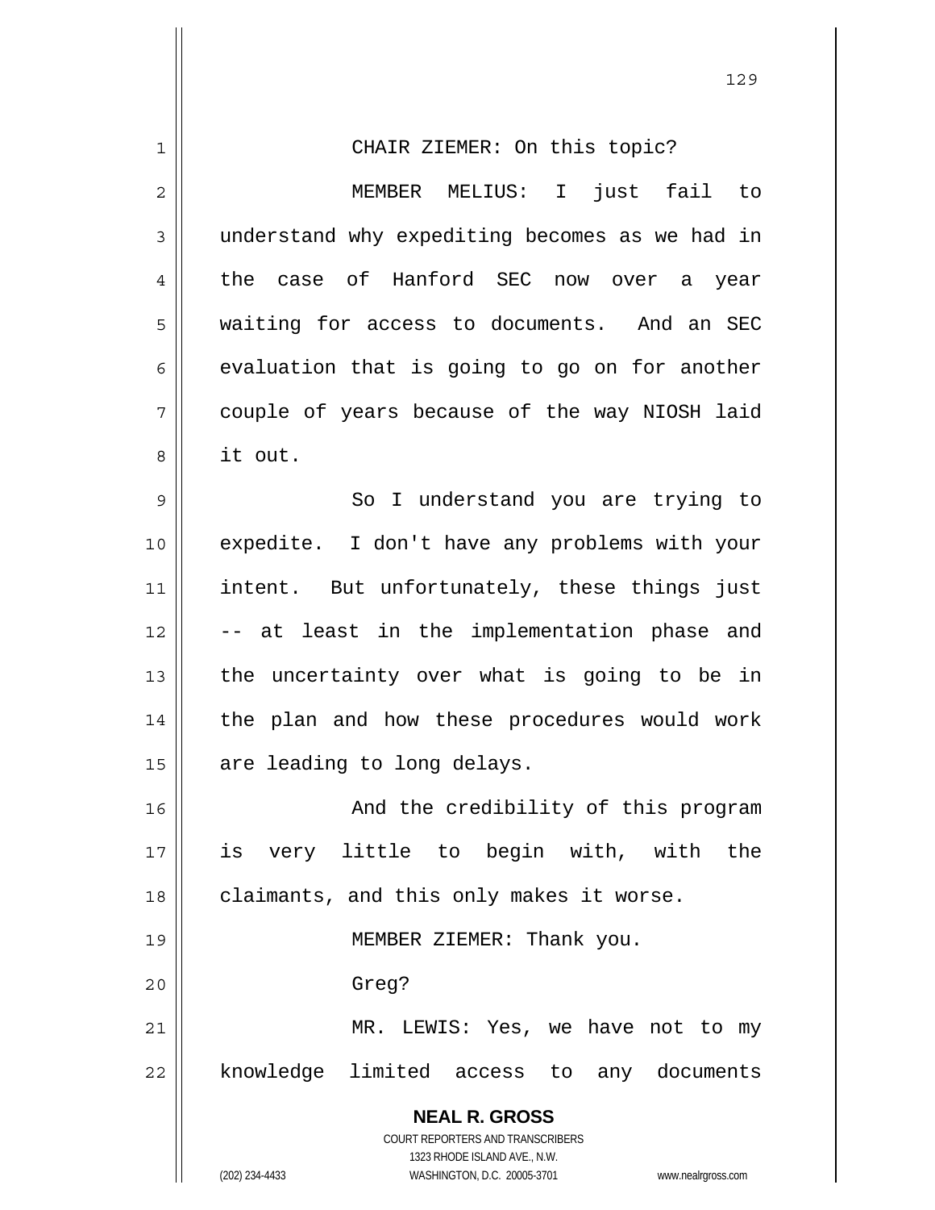CHAIR ZIEMER: On this topic?

MEMBER MELIUS: I just fail to understand why expediting becomes as we had in the case of Hanford SEC now over a year waiting for access to documents. And an SEC evaluation that is going to go on for another couple of years because of the way NIOSH laid it out.

So I understand you are trying to expedite. I don't have any problems with your intent. But unfortunately, these things just -- at least in the implementation phase and the uncertainty over what is going to be in the plan and how these procedures would work are leading to long delays.

And the credibility of this program is very little to begin with, with the claimants, and this only makes it worse.

MEMBER ZIEMER: Thank you.

Greg?

MR. LEWIS: Yes, we have not to my knowledge limited access to any documents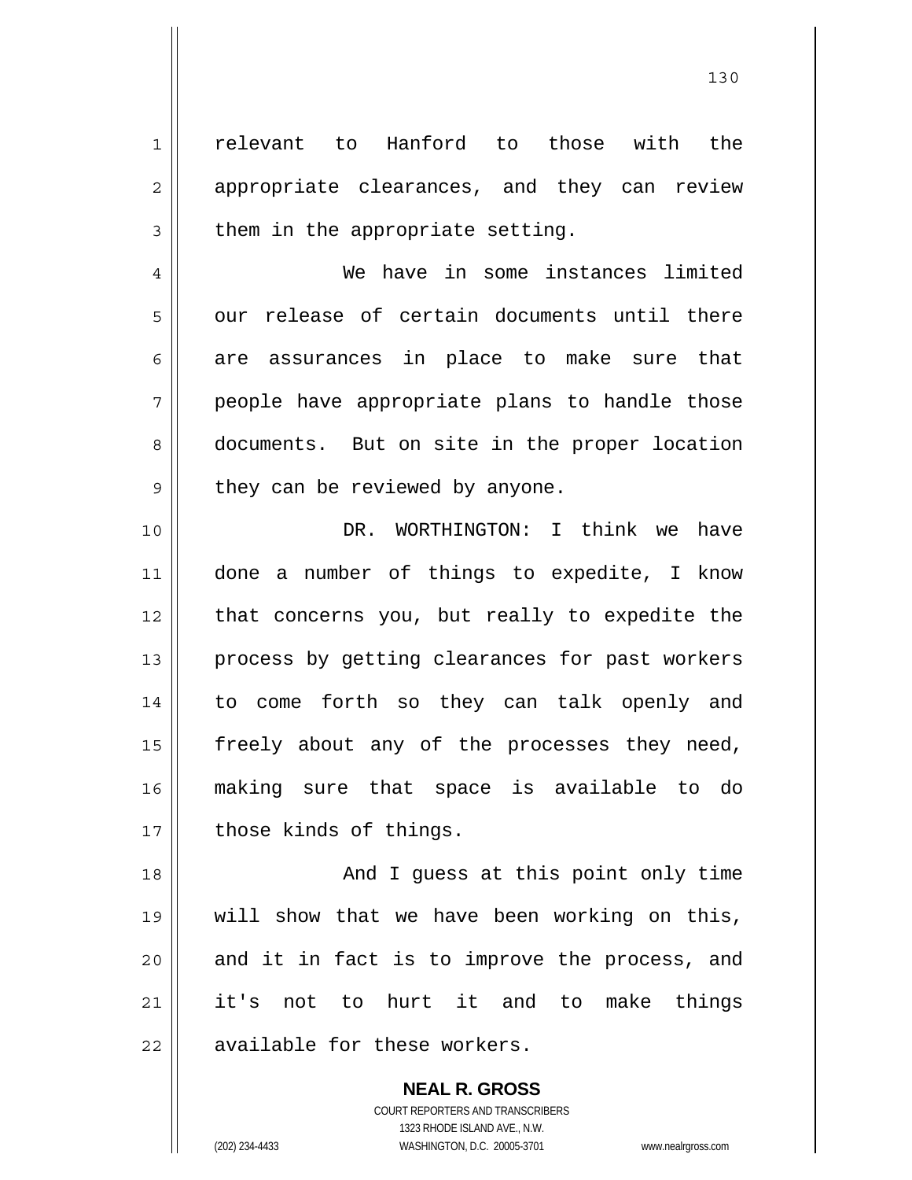relevant to Hanford to those with the appropriate clearances, and they can review them in the appropriate setting.

We have in some instances limited our release of certain documents until there are assurances in place to make sure that people have appropriate plans to handle those documents. But on site in the proper location they can be reviewed by anyone.

DR. WORTHINGTON: I think we have done a number of things to expedite, I know that concerns you, but really to expedite the process by getting clearances for past workers to come forth so they can talk openly and freely about any of the processes they need, making sure that space is available to do those kinds of things.

And I guess at this point only time will show that we have been working on this, and it in fact is to improve the process, and it's not to hurt it and to make things available for these workers.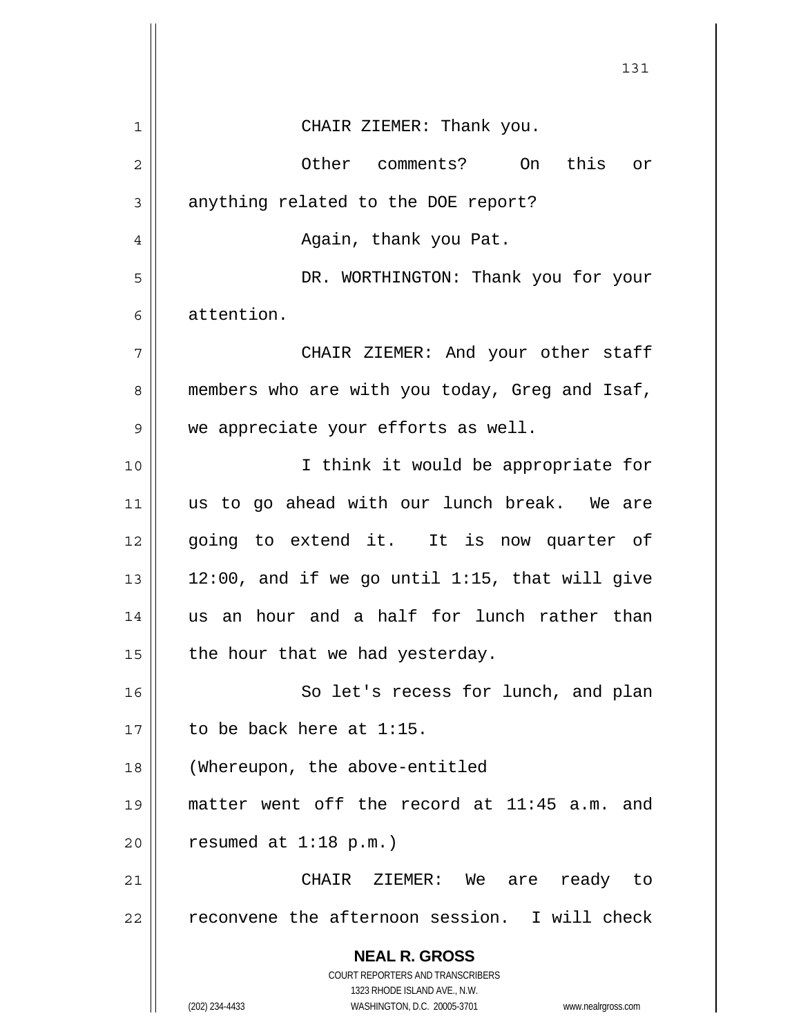CHAIR ZIEMER: Thank you.

Other comments? On this or anything related to the DOE report?

Again, thank you Pat.

DR. WORTHINGTON: Thank you for your attention.

CHAIR ZIEMER: And your other staff members who are with you today, Greg and Isaf, we appreciate your efforts as well.

I think it would be appropriate for us to go ahead with our lunch break. We are going to extend it. It is now quarter of 12:00, and if we go until 1:15, that will give us an hour and a half for lunch rather than the hour that we had yesterday.

So let's recess for lunch, and plan to be back here at 1:15.

(Whereupon, the above-entitled matter went off the record at 11:45 a.m. and resumed at 1:18 p.m.)

CHAIR ZIEMER: We are ready to reconvene the afternoon session. I will check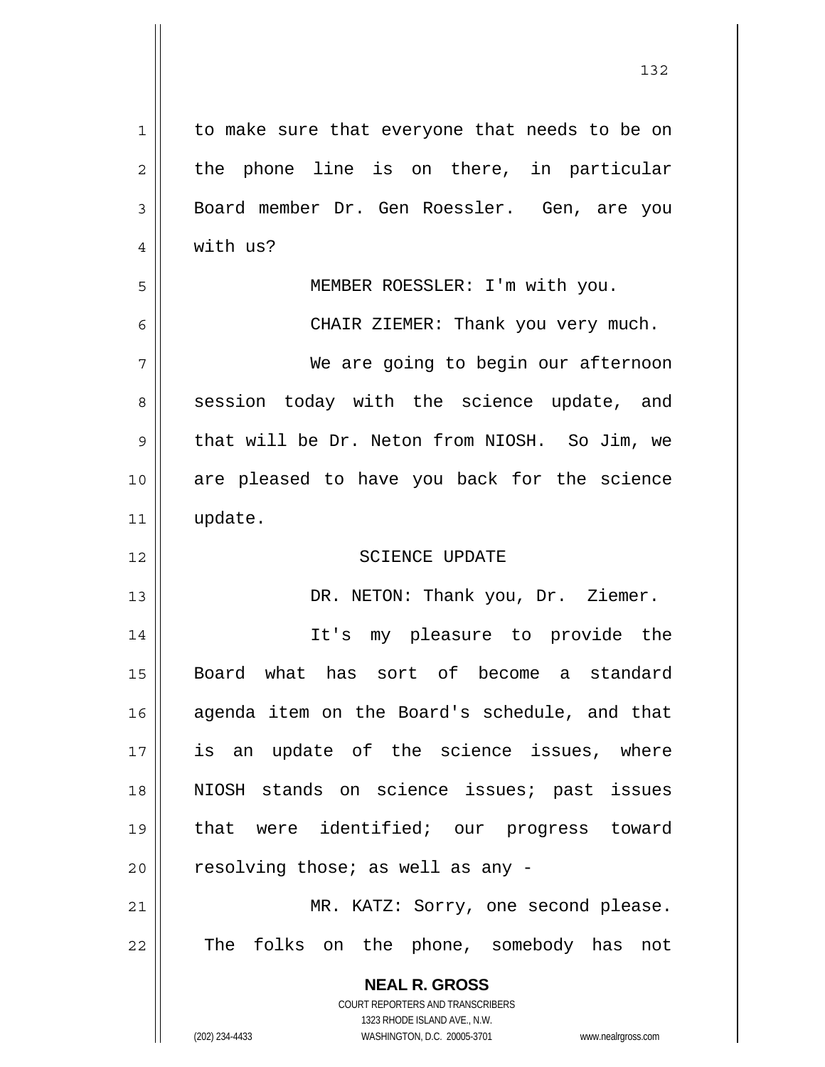to make sure that everyone that needs to be on the phone line is on there, in particular Board member Dr. Gen Roessler. Gen, are you with us?

MEMBER ROESSLER: I'm with you.

CHAIR ZIEMER: Thank you very much.

We are going to begin our afternoon session today with the science update, and that will be Dr. Neton from NIOSH. So Jim, we are pleased to have you back for the science update.

SCIENCE UPDATE

DR. NETON: Thank you, Dr. Ziemer.

It's my pleasure to provide the Board what has sort of become a standard agenda item on the Board's schedule, and that is an update of the science issues, where NIOSH stands on science issues; past issues that were identified; our progress toward resolving those; as well as any -

MR. KATZ: Sorry, one second please. The folks on the phone, somebody has not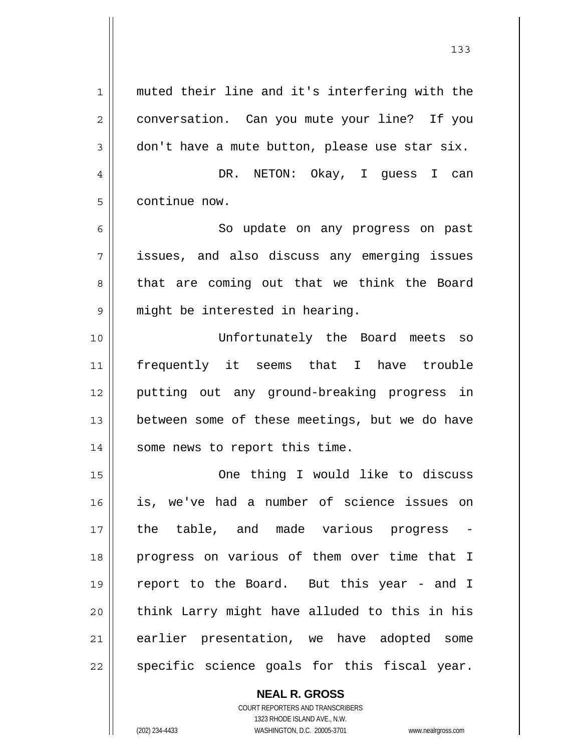muted their line and it's interfering with the conversation. Can you mute your line? If you don't have a mute button, please use star six.

DR. NETON: Okay, I guess I can continue now.

So update on any progress on past issues, and also discuss any emerging issues that are coming out that we think the Board might be interested in hearing.

Unfortunately the Board meets so frequently it seems that I have trouble putting out any ground-breaking progress in between some of these meetings, but we do have some news to report this time.

One thing I would like to discuss is, we've had a number of science issues on the table, and made various progress - progress on various of them over time that I report to the Board. But this year - and I think Larry might have alluded to this in his earlier presentation, we have adopted some specific science goals for this fiscal year.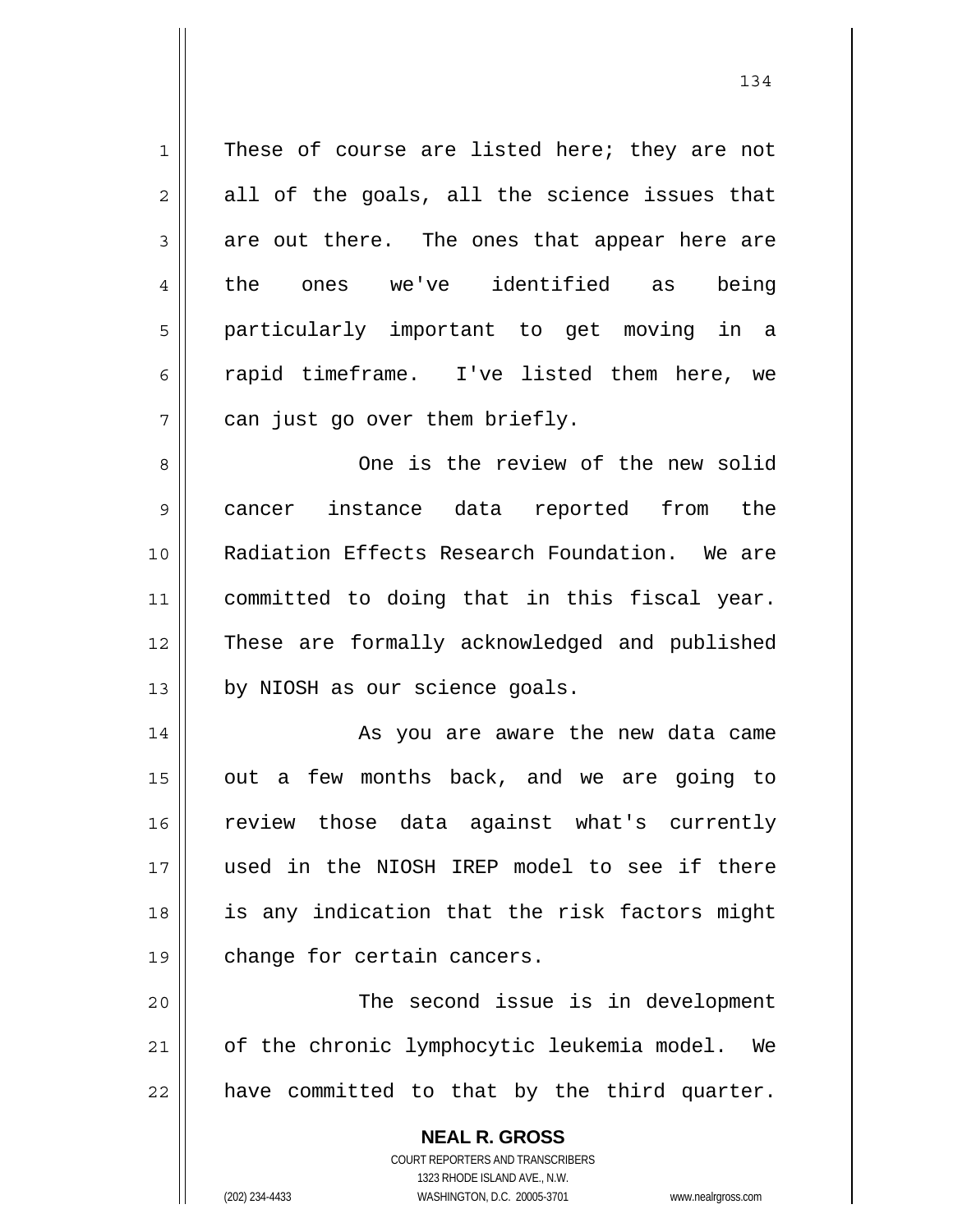These of course are listed here; they are not all of the goals, all the science issues that are out there. The ones that appear here are the ones we've identified as being particularly important to get moving in a rapid timeframe. I've listed them here, we can just go over them briefly.

One is the review of the new solid cancer instance data reported from the Radiation Effects Research Foundation. We are committed to doing that in this fiscal year. These are formally acknowledged and published by NIOSH as our science goals.

As you are aware the new data came out a few months back, and we are going to review those data against what's currently used in the NIOSH IREP model to see if there is any indication that the risk factors might change for certain cancers.

The second issue is in development of the chronic lymphocytic leukemia model. We have committed to that by the third quarter.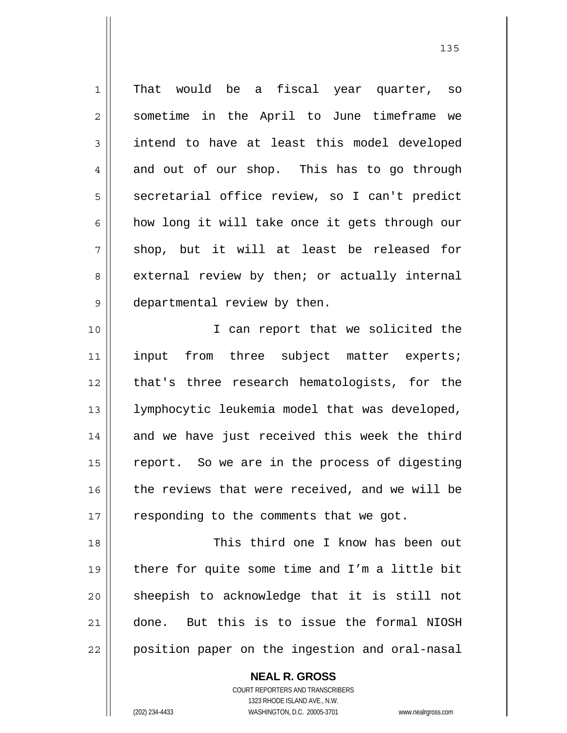That would be a fiscal year quarter, so sometime in the April to June timeframe we intend to have at least this model developed and out of our shop. This has to go through secretarial office review, so I can't predict how long it will take once it gets through our shop, but it will at least be released for external review by then; or actually internal departmental review by then.

I can report that we solicited the input from three subject matter experts; that's three research hematologists, for the lymphocytic leukemia model that was developed, and we have just received this week the third report. So we are in the process of digesting the reviews that were received, and we will be responding to the comments that we got.

This third one I know has been out there for quite some time and I'm a little bit sheepish to acknowledge that it is still not done. But this is to issue the formal NIOSH position paper on the ingestion and oral-nasal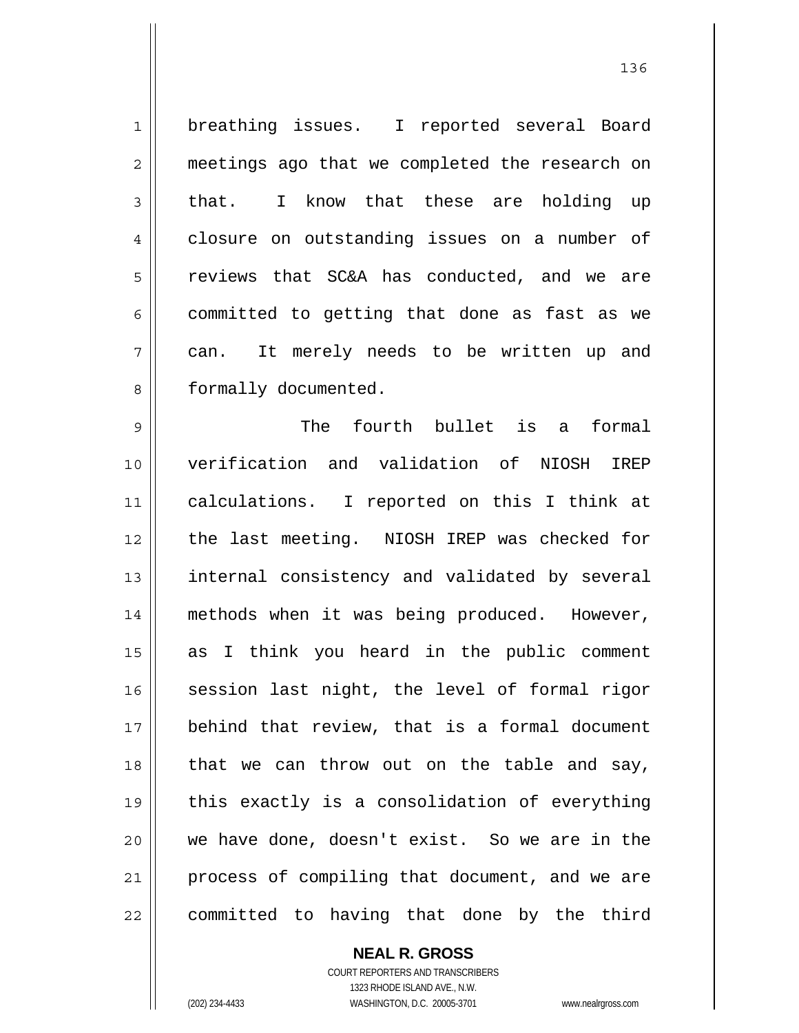breathing issues. I reported several Board meetings ago that we completed the research on that. I know that these are holding up closure on outstanding issues on a number of reviews that SC&A has conducted, and we are committed to getting that done as fast as we can. It merely needs to be written up and formally documented.

The fourth bullet is a formal verification and validation of NIOSH IREP calculations. I reported on this I think at the last meeting. NIOSH IREP was checked for internal consistency and validated by several methods when it was being produced. However, as I think you heard in the public comment session last night, the level of formal rigor behind that review, that is a formal document that we can throw out on the table and say, this exactly is a consolidation of everything we have done, doesn't exist. So we are in the process of compiling that document, and we are committed to having that done by the third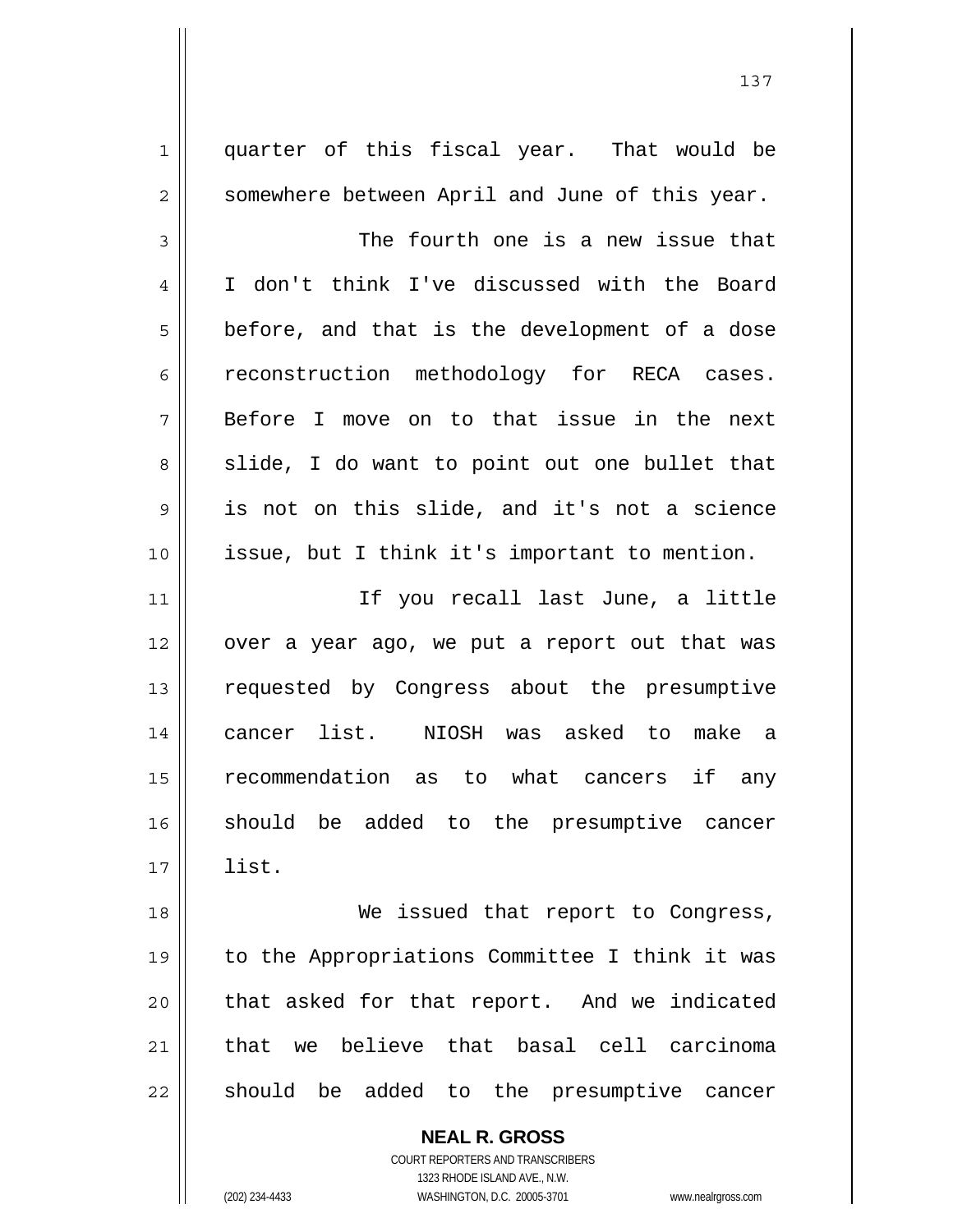quarter of this fiscal year. That would be somewhere between April and June of this year.

The fourth one is a new issue that I don't think I've discussed with the Board before, and that is the development of a dose reconstruction methodology for RECA cases. Before I move on to that issue in the next slide, I do want to point out one bullet that is not on this slide, and it's not a science issue, but I think it's important to mention.

If you recall last June, a little over a year ago, we put a report out that was requested by Congress about the presumptive cancer list. NIOSH was asked to make a recommendation as to what cancers if any should be added to the presumptive cancer list.

We issued that report to Congress, to the Appropriations Committee I think it was that asked for that report. And we indicated that we believe that basal cell carcinoma should be added to the presumptive cancer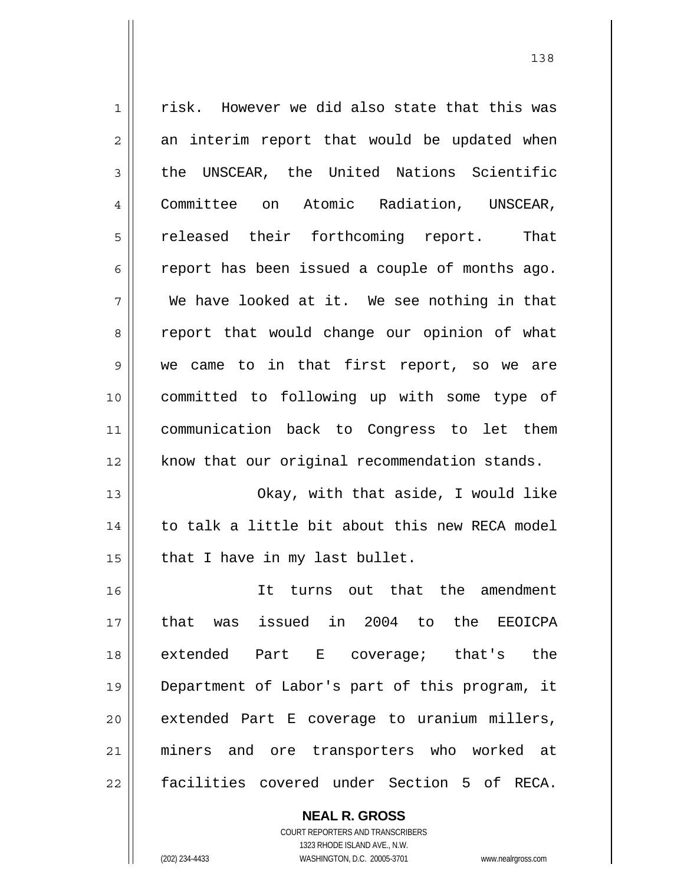risk. However we did also state that this was an interim report that would be updated when the UNSCEAR, the United Nations Scientific Committee on Atomic Radiation, UNSCEAR, released their forthcoming report. That report has been issued a couple of months ago. We have looked at it. We see nothing in that report that would change our opinion of what we came to in that first report, so we are committed to following up with some type of communication back to Congress to let them know that our original recommendation stands.

Okay, with that aside, I would like to talk a little bit about this new RECA model that I have in my last bullet.

It turns out that the amendment that was issued in 2004 to the EEOICPA extended Part E coverage; that's the Department of Labor's part of this program, it extended Part E coverage to uranium millers, miners and ore transporters who worked at facilities covered under Section 5 of RECA.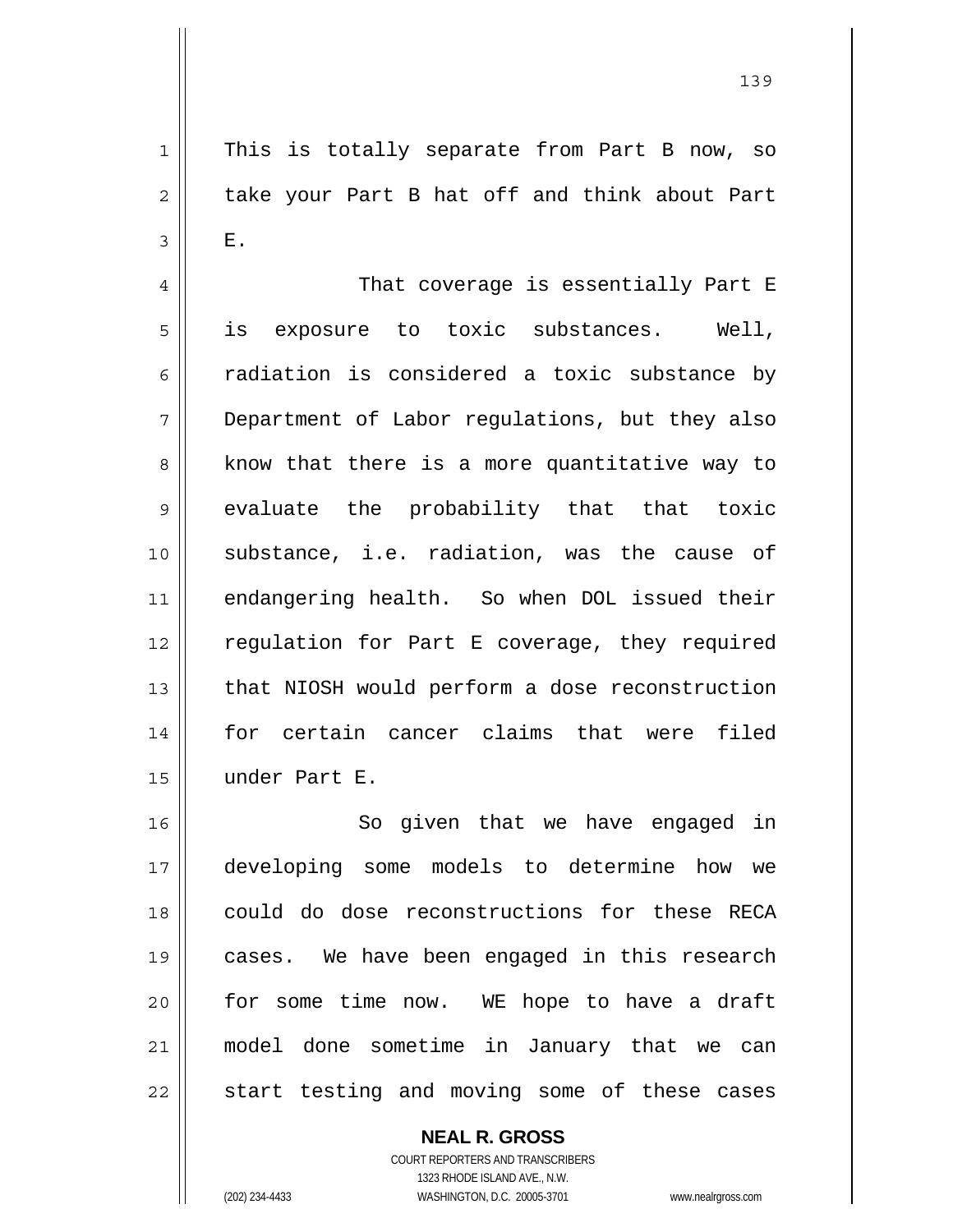This is totally separate from Part B now, so take your Part B hat off and think about Part E.

That coverage is essentially Part E is exposure to toxic substances. Well, radiation is considered a toxic substance by Department of Labor regulations, but they also know that there is a more quantitative way to evaluate the probability that that toxic substance, i.e. radiation, was the cause of endangering health. So when DOL issued their regulation for Part E coverage, they required that NIOSH would perform a dose reconstruction for certain cancer claims that were filed under Part E.

So given that we have engaged in developing some models to determine how we could do dose reconstructions for these RECA cases. We have been engaged in this research for some time now. WE hope to have a draft model done sometime in January that we can start testing and moving some of these cases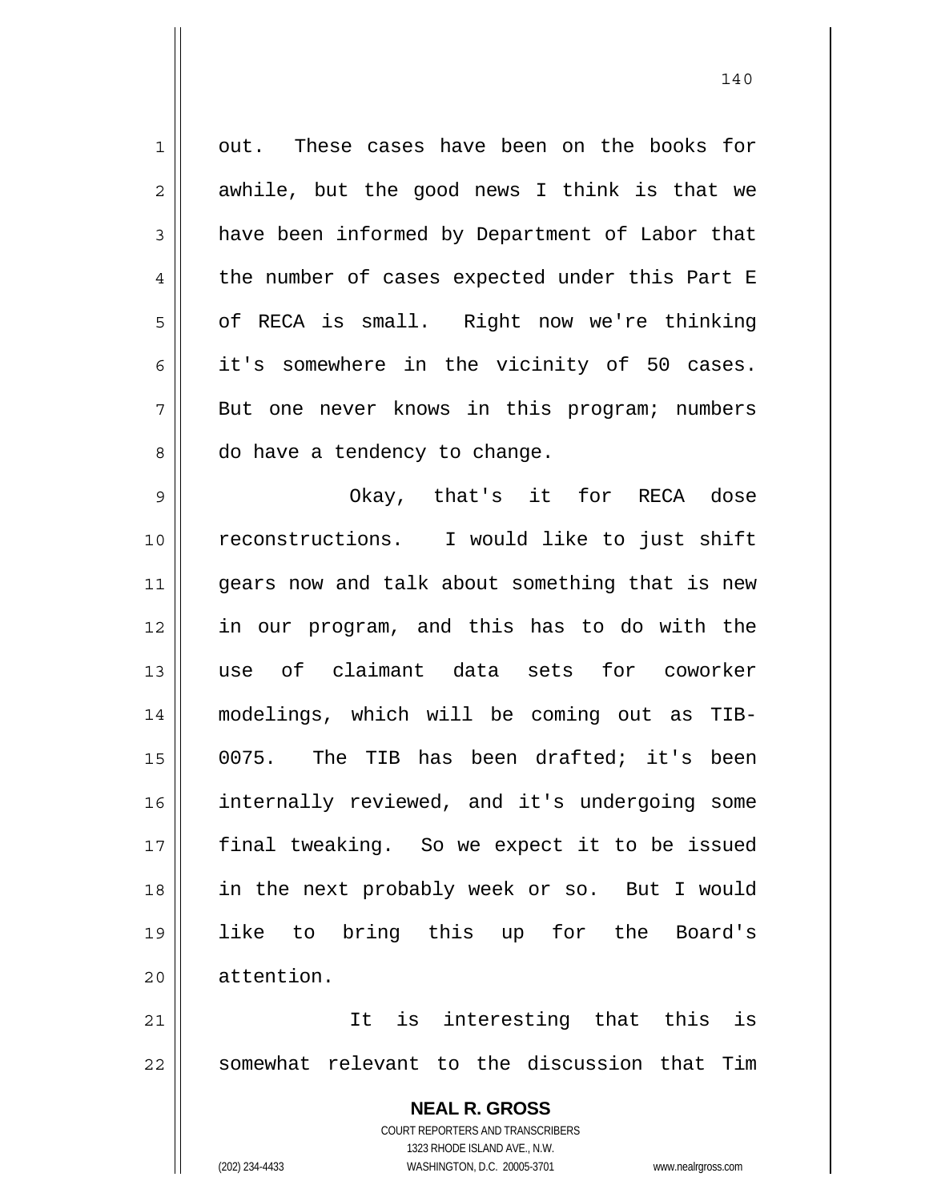out. These cases have been on the books for awhile, but the good news I think is that we have been informed by Department of Labor that the number of cases expected under this Part E of RECA is small. Right now we're thinking it's somewhere in the vicinity of 50 cases. But one never knows in this program; numbers do have a tendency to change.

Okay, that's it for RECA dose reconstructions. I would like to just shift gears now and talk about something that is new in our program, and this has to do with the use of claimant data sets for coworker modelings, which will be coming out as TIB-0075. The TIB has been drafted; it's been internally reviewed, and it's undergoing some final tweaking. So we expect it to be issued in the next probably week or so. But I would like to bring this up for the Board's attention.

It is interesting that this is somewhat relevant to the discussion that Tim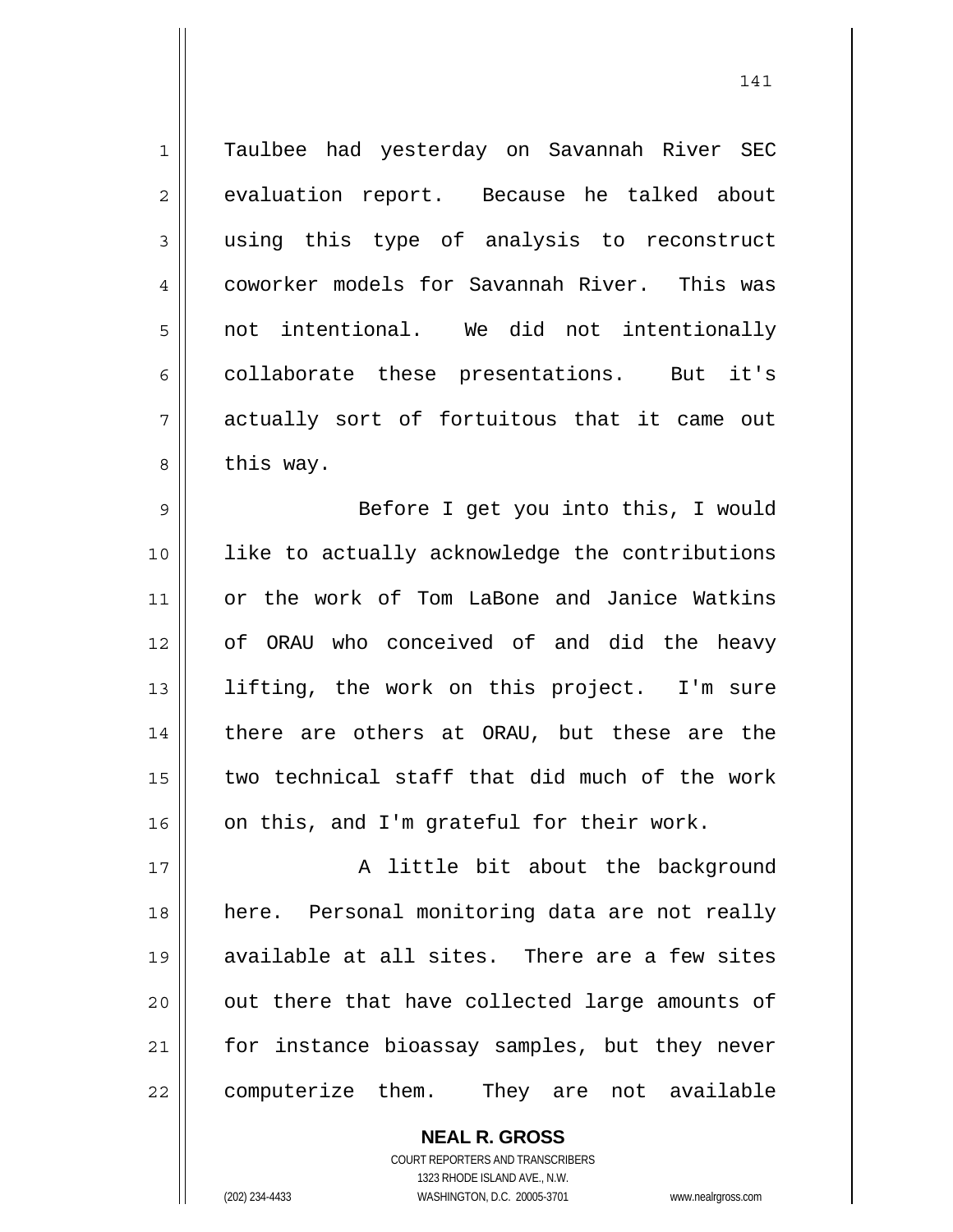Taulbee had yesterday on Savannah River SEC evaluation report. Because he talked about using this type of analysis to reconstruct coworker models for Savannah River. This was not intentional. We did not intentionally collaborate these presentations. But it's actually sort of fortuitous that it came out this way.

Before I get you into this, I would like to actually acknowledge the contributions or the work of Tom LaBone and Janice Watkins of ORAU who conceived of and did the heavy lifting, the work on this project. I'm sure there are others at ORAU, but these are the two technical staff that did much of the work on this, and I'm grateful for their work.

A little bit about the background here. Personal monitoring data are not really available at all sites. There are a few sites out there that have collected large amounts of for instance bioassay samples, but they never computerize them. They are not available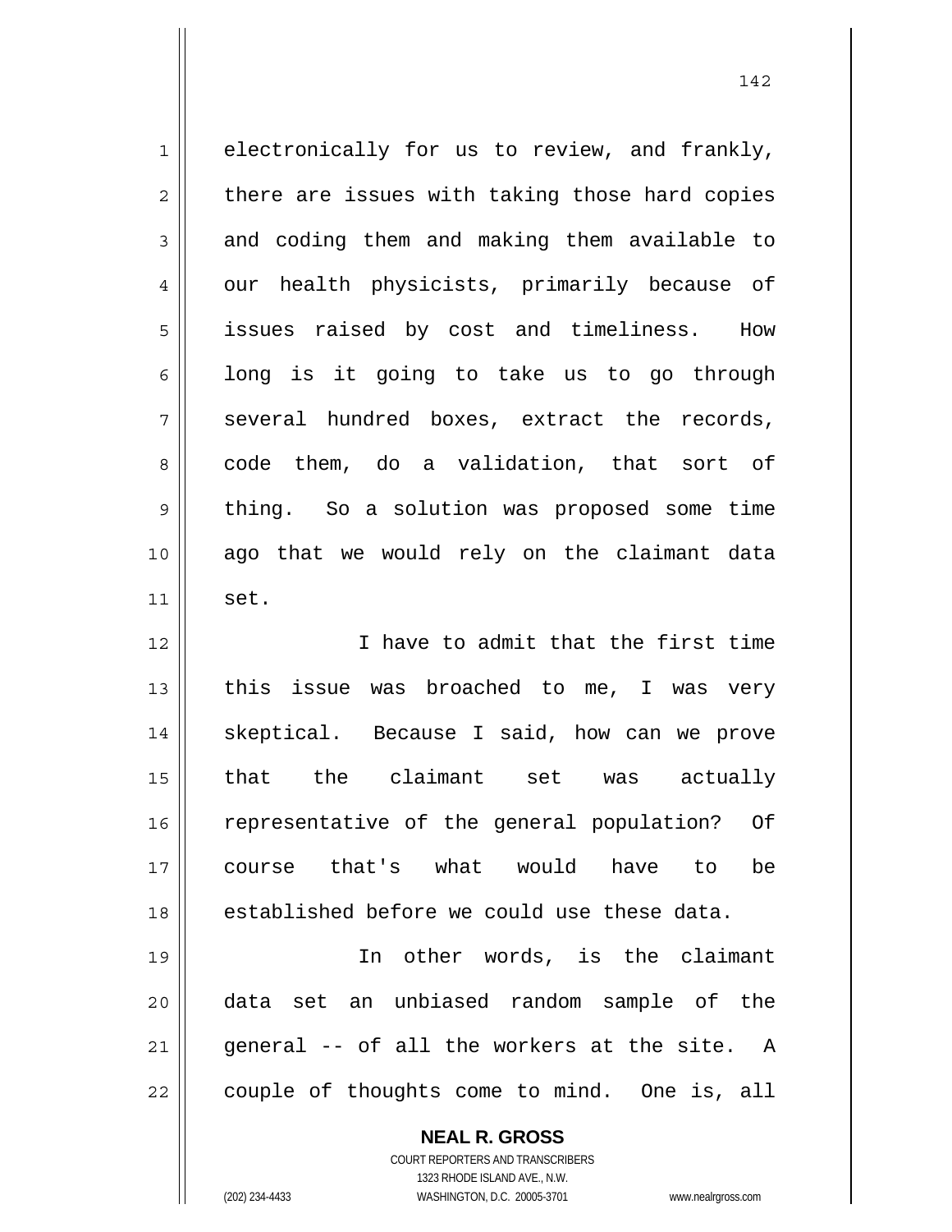electronically for us to review, and frankly, there are issues with taking those hard copies and coding them and making them available to our health physicists, primarily because of issues raised by cost and timeliness. How long is it going to take us to go through several hundred boxes, extract the records, code them, do a validation, that sort of thing. So a solution was proposed some time ago that we would rely on the claimant data set.

I have to admit that the first time this issue was broached to me, I was very skeptical. Because I said, how can we prove that the claimant set was actually representative of the general population? Of course that's what would have to be established before we could use these data.

In other words, is the claimant data set an unbiased random sample of the general -- of all the workers at the site. A couple of thoughts come to mind. One is, all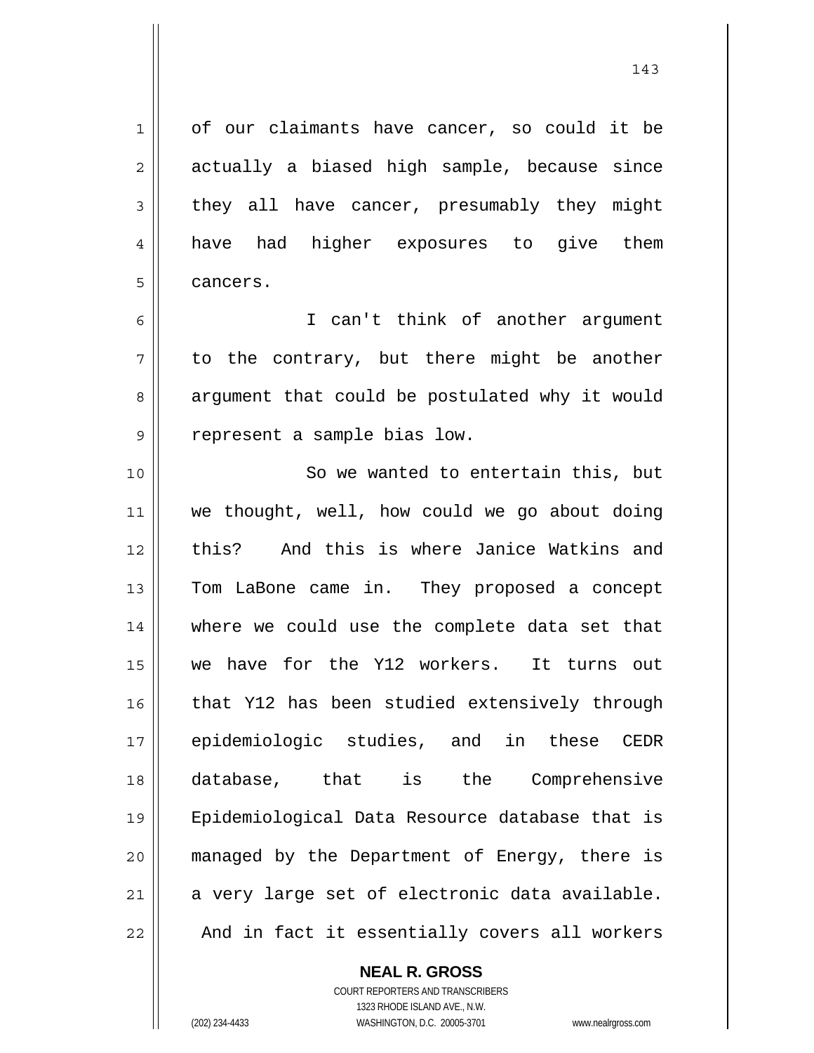of our claimants have cancer, so could it be actually a biased high sample, because since they all have cancer, presumably they might have had higher exposures to give them cancers.

I can't think of another argument to the contrary, but there might be another argument that could be postulated why it would represent a sample bias low.

So we wanted to entertain this, but we thought, well, how could we go about doing this? And this is where Janice Watkins and Tom LaBone came in. They proposed a concept where we could use the complete data set that we have for the Y12 workers. It turns out that Y12 has been studied extensively through epidemiologic studies, and in these CEDR database, that is the Comprehensive Epidemiological Data Resource database that is managed by the Department of Energy, there is a very large set of electronic data available. And in fact it essentially covers all workers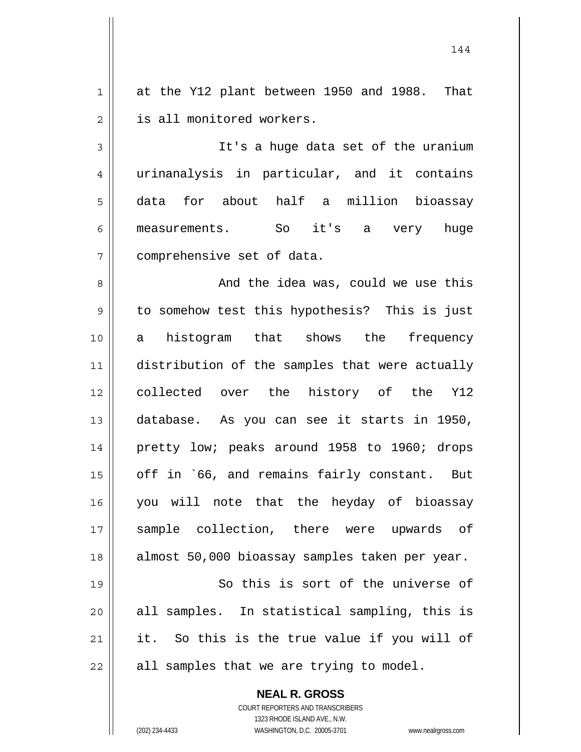at the Y12 plant between 1950 and 1988. That is all monitored workers.

It's a huge data set of the uranium urinanalysis in particular, and it contains data for about half a million bioassay measurements. So it's a very huge comprehensive set of data.

And the idea was, could we use this to somehow test this hypothesis? This is just a histogram that shows the frequency distribution of the samples that were actually collected over the history of the Y12 database. As you can see it starts in 1950, pretty low; peaks around 1958 to 1960; drops off in `66, and remains fairly constant. But you will note that the heyday of bioassay sample collection, there were upwards of almost 50,000 bioassay samples taken per year.

So this is sort of the universe of all samples. In statistical sampling, this is it. So this is the true value if you will of all samples that we are trying to model.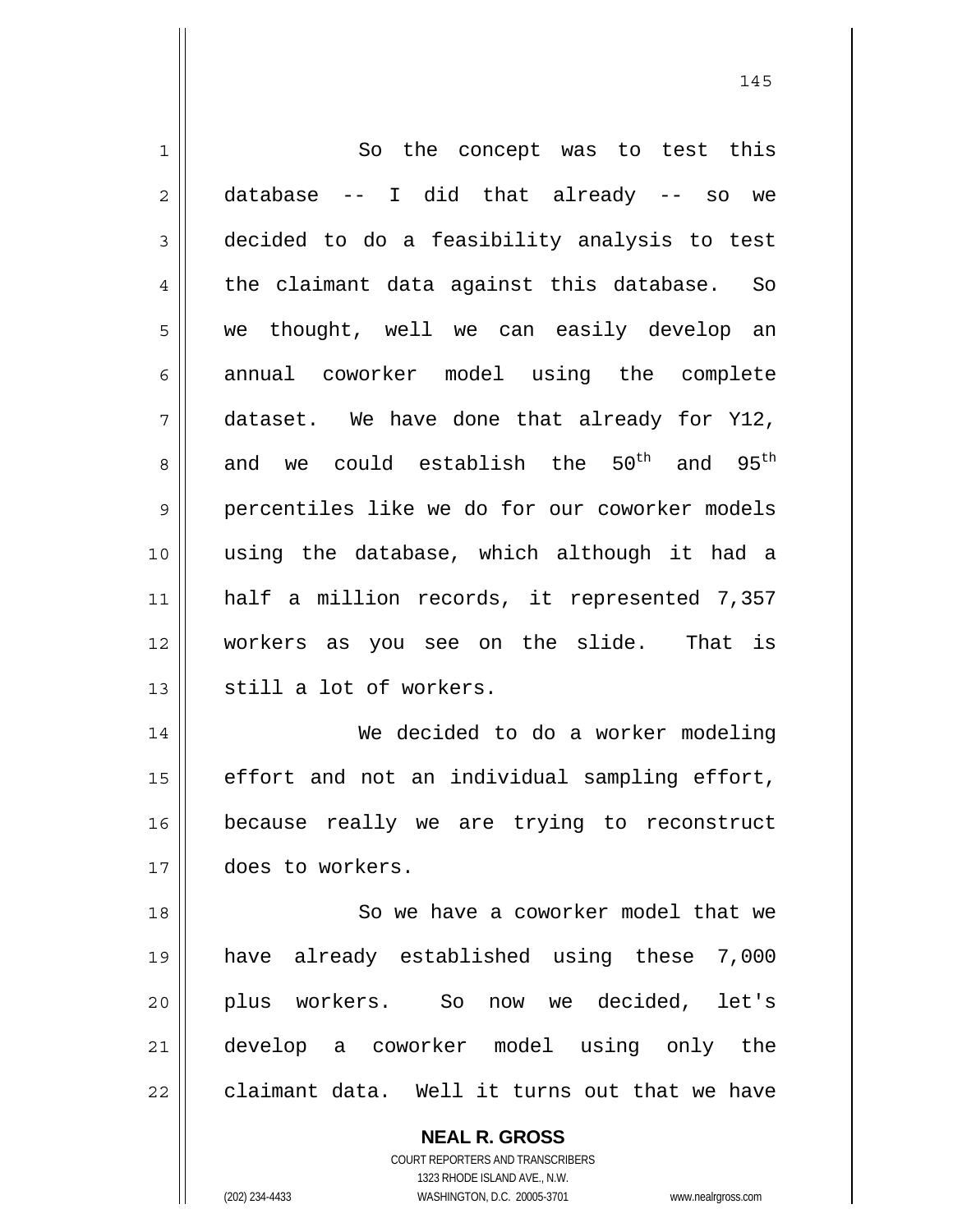So the concept was to test this database -- I did that already -- so we decided to do a feasibility analysis to test the claimant data against this database. So we thought, well we can easily develop an annual coworker model using the complete dataset. We have done that already for Y12, and we could establish the 50th and 95th percentiles like we do for our coworker models using the database, which although it had a half a million records, it represented 7,357 workers as you see on the slide. That is still a lot of workers.

We decided to do a worker modeling effort and not an individual sampling effort, because really we are trying to reconstruct does to workers.

So we have a coworker model that we have already established using these 7,000 plus workers. So now we decided, let's develop a coworker model using only the claimant data. Well it turns out that we have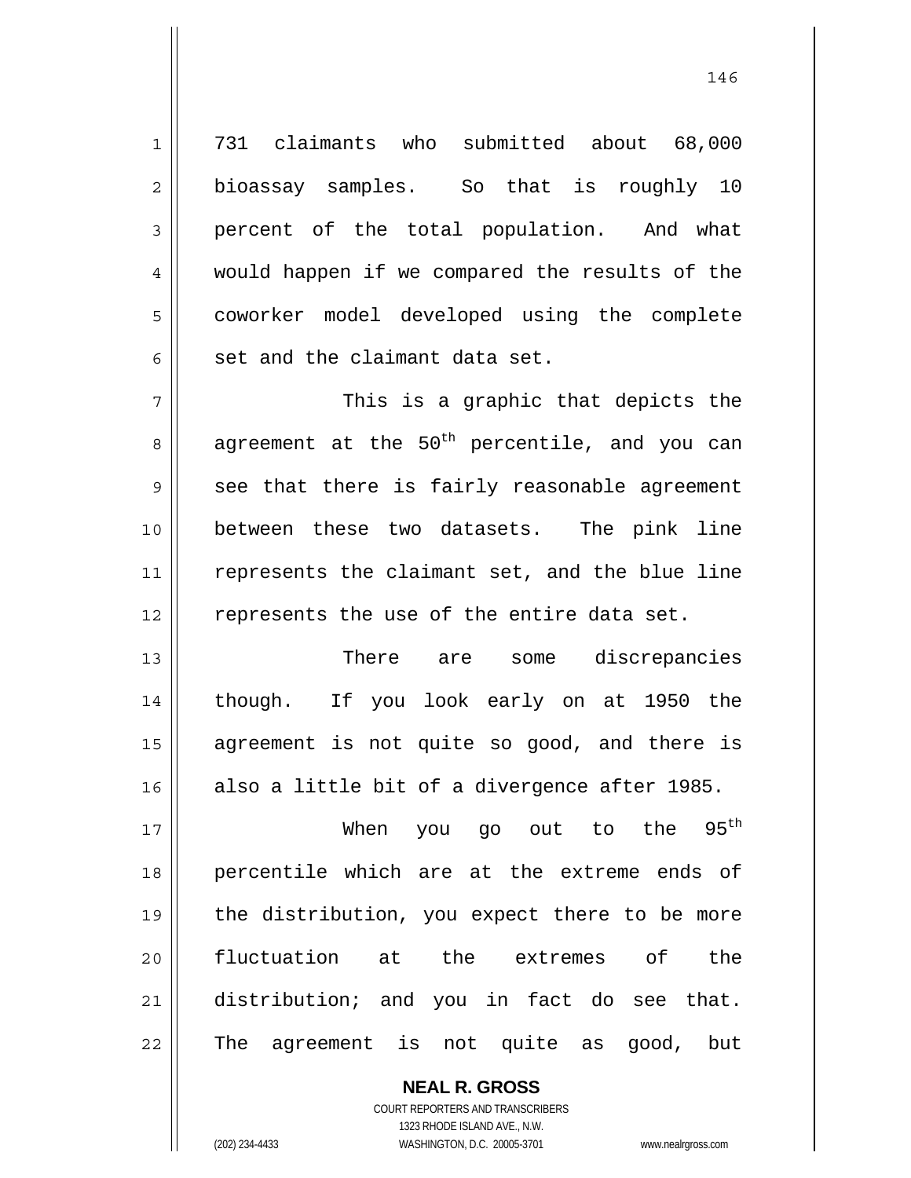731 claimants who submitted about 68,000 bioassay samples. So that is roughly 10 percent of the total population. And what would happen if we compared the results of the coworker model developed using the complete set and the claimant data set.

This is a graphic that depicts the agreement at the 50th percentile, and you can see that there is fairly reasonable agreement between these two datasets. The pink line represents the claimant set, and the blue line represents the use of the entire data set.

There are some discrepancies though. If you look early on at 1950 the agreement is not quite so good, and there is also a little bit of a divergence after 1985.

When you go out to the 95th percentile which are at the extreme ends of the distribution, you expect there to be more fluctuation at the extremes of the distribution; and you in fact do see that. The agreement is not quite as good, but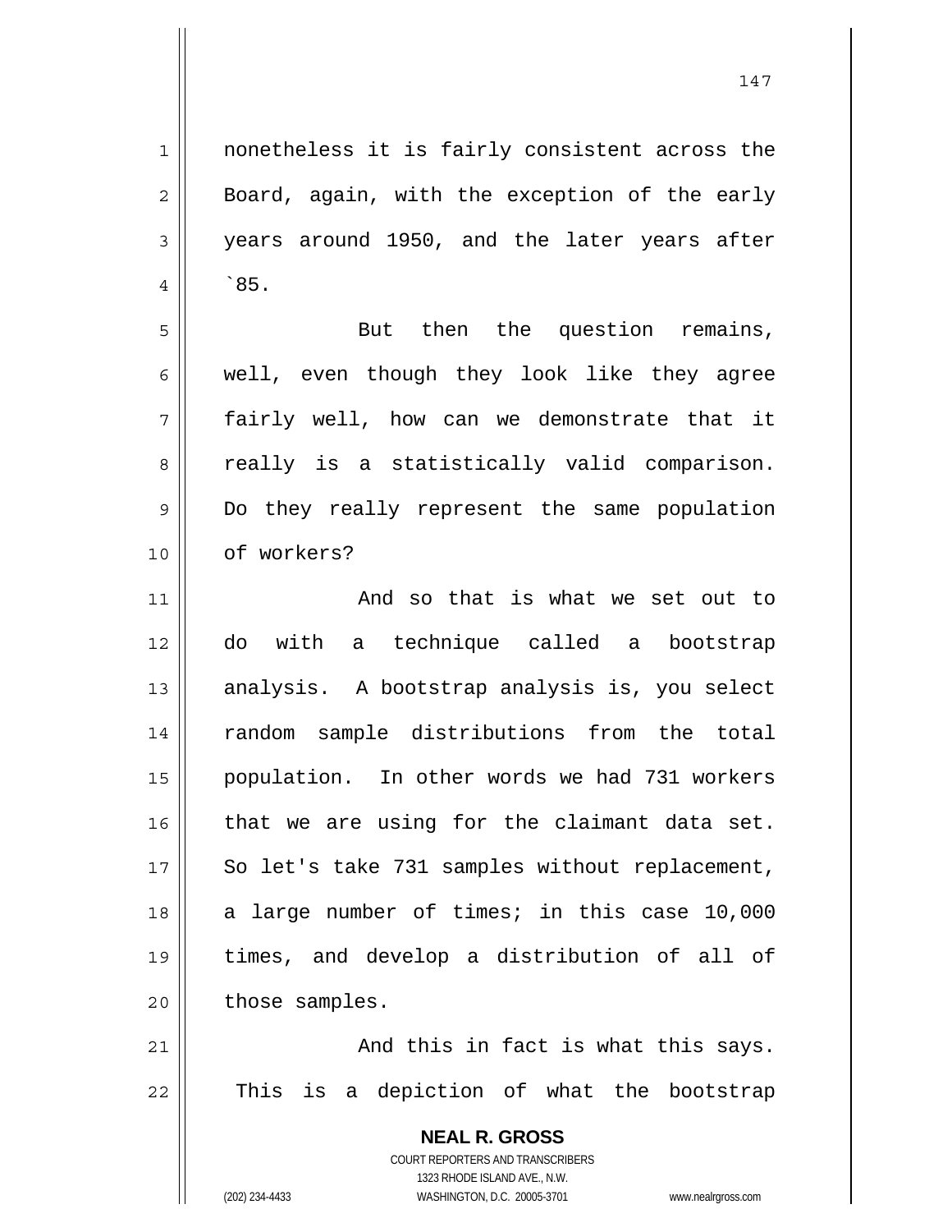nonetheless it is fairly consistent across the Board, again, with the exception of the early years around 1950, and the later years after `85.

But then the question remains, well, even though they look like they agree fairly well, how can we demonstrate that it really is a statistically valid comparison. Do they really represent the same population of workers?

And so that is what we set out to do with a technique called a bootstrap analysis. A bootstrap analysis is, you select random sample distributions from the total population. In other words we had 731 workers that we are using for the claimant data set. So let's take 731 samples without replacement, a large number of times; in this case 10,000 times, and develop a distribution of all of those samples.

And this in fact is what this says. This is a depiction of what the bootstrap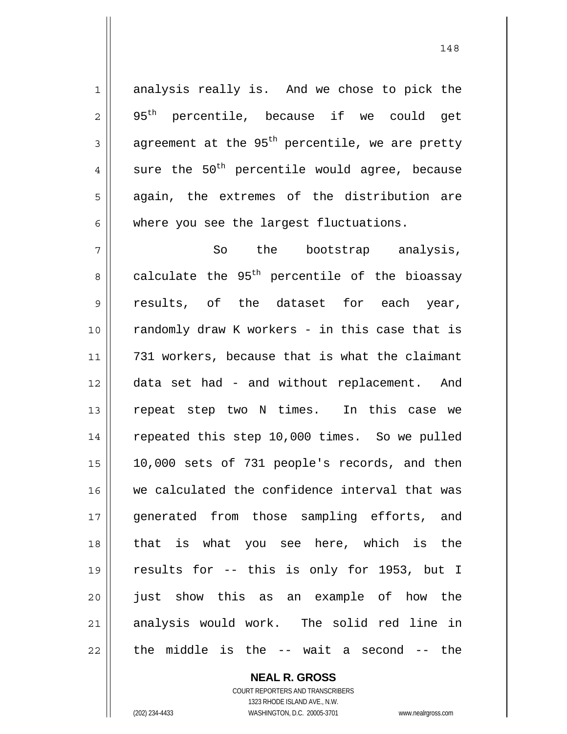analysis really is. And we chose to pick the 95th percentile, because if we could get agreement at the 95th percentile, we are pretty sure the 50th percentile would agree, because again, the extremes of the distribution are where you see the largest fluctuations.

So the bootstrap analysis, calculate the 95th percentile of the bioassay results, of the dataset for each year, randomly draw K workers - in this case that is 731 workers, because that is what the claimant data set had - and without replacement. And repeat step two N times. In this case we repeated this step 10,000 times. So we pulled 10,000 sets of 731 people's records, and then we calculated the confidence interval that was generated from those sampling efforts, and that is what you see here, which is the results for -- this is only for 1953, but I just show this as an example of how the analysis would work. The solid red line in the middle is the -- wait a second -- the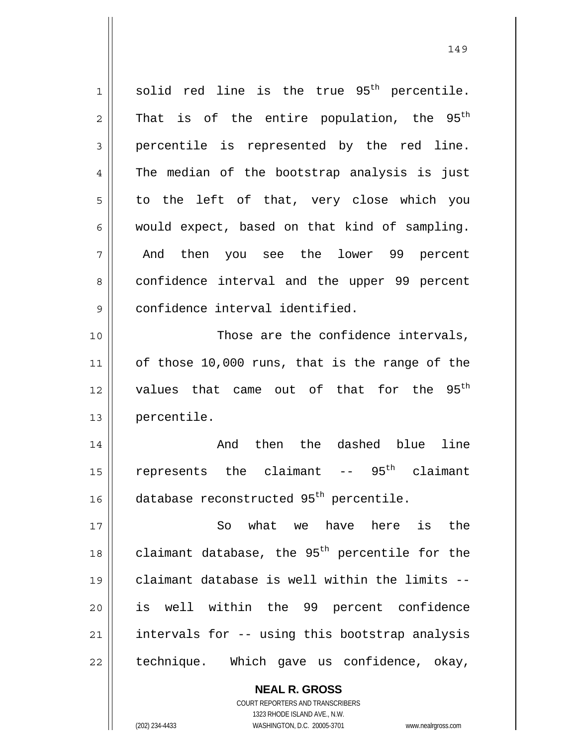solid red line is the true $95^{th}$ percentile. That is of the entire population, the $95^{th}$ percentile is represented by the red line. The median of the bootstrap analysis is just to the left of that, very close which you would expect, based on that kind of sampling. And then you see the lower 99 percent confidence interval and the upper 99 percent confidence interval identified.

Those are the confidence intervals, of those 10,000 runs, that is the range of the values that came out of that for the $95^{th}$ percentile.

And then the dashed blue line represents the claimant -- $95^{th}$ claimant database reconstructed $95^{th}$ percentile.

So what we have here is the claimant database, the $95^{th}$ percentile for the claimant database is well within the limits -- is well within the 99 percent confidence intervals for -- using this bootstrap analysis technique. Which gave us confidence, okay,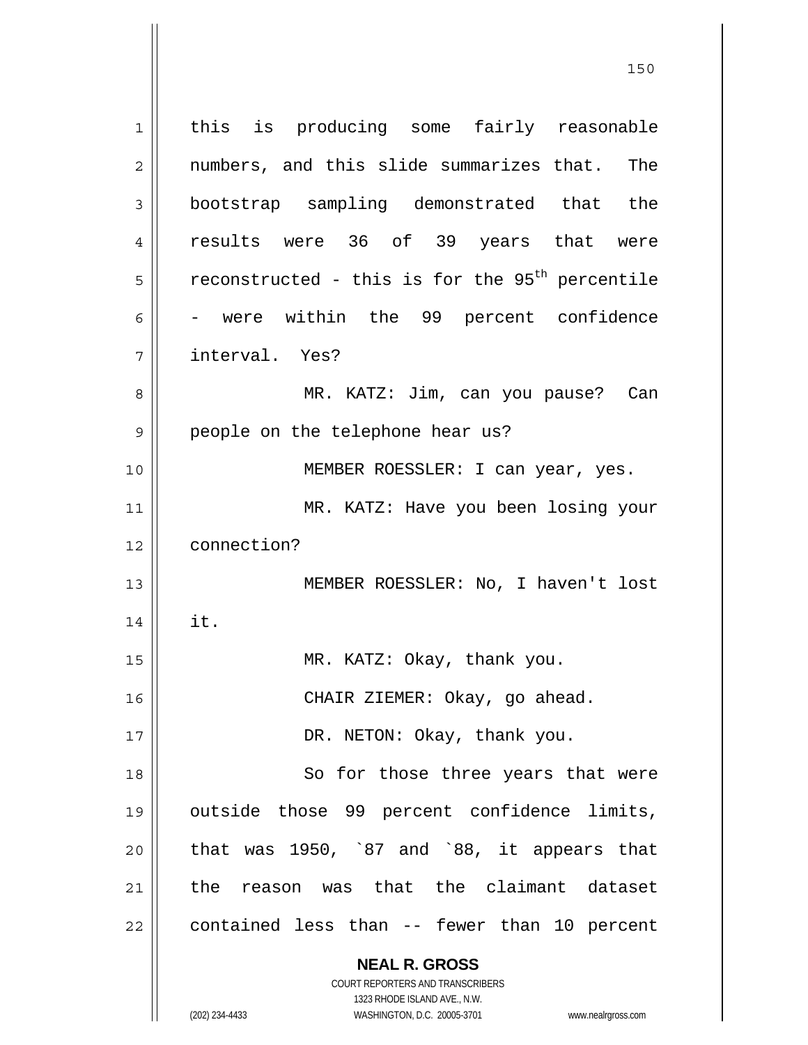this is producing some fairly reasonable numbers, and this slide summarizes that. The bootstrap sampling demonstrated that the results were 36 of 39 years that were reconstructed - this is for the 95th percentile - were within the 99 percent confidence interval. Yes?

MR. KATZ: Jim, can you pause? Can people on the telephone hear us?

MEMBER ROESSLER: I can year, yes.

MR. KATZ: Have you been losing your connection?

MEMBER ROESSLER: No, I haven't lost it.

MR. KATZ: Okay, thank you.

CHAIR ZIEMER: Okay, go ahead.

DR. NETON: Okay, thank you.

So for those three years that were outside those 99 percent confidence limits, that was 1950, `87 and `88, it appears that the reason was that the claimant dataset contained less than -- fewer than 10 percent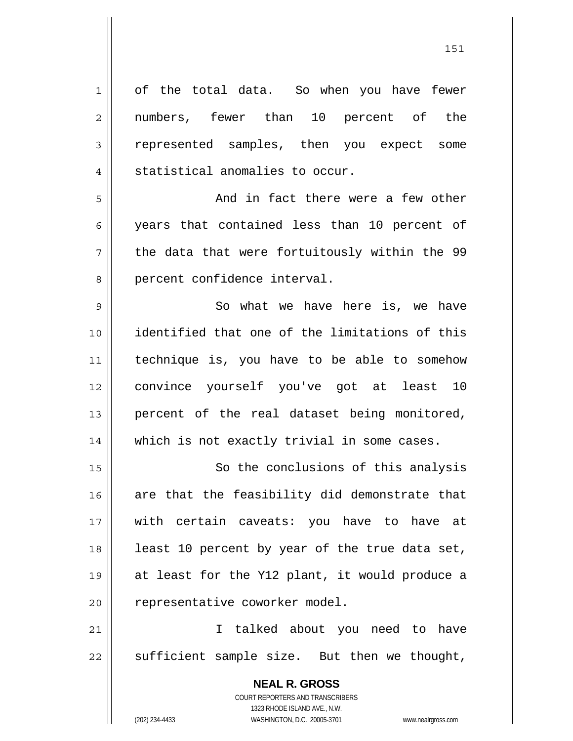of the total data. So when you have fewer numbers, fewer than 10 percent of the represented samples, then you expect some statistical anomalies to occur.

And in fact there were a few other years that contained less than 10 percent of the data that were fortuitously within the 99 percent confidence interval.

So what we have here is, we have identified that one of the limitations of this technique is, you have to be able to somehow convince yourself you've got at least 10 percent of the real dataset being monitored, which is not exactly trivial in some cases.

So the conclusions of this analysis are that the feasibility did demonstrate that with certain caveats: you have to have at least 10 percent by year of the true data set, at least for the Y12 plant, it would produce a representative coworker model.

I talked about you need to have sufficient sample size. But then we thought,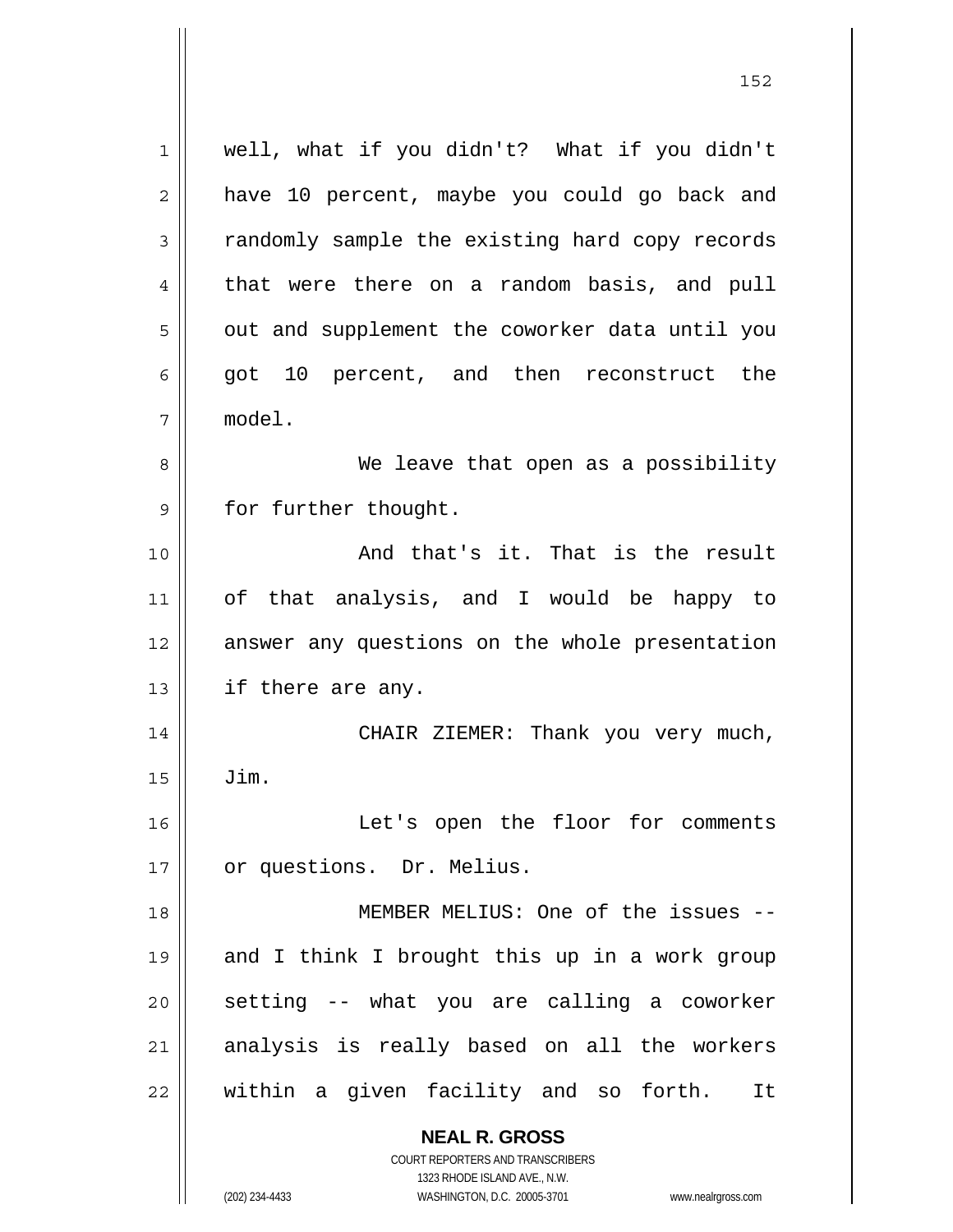well, what if you didn't? What if you didn't have 10 percent, maybe you could go back and randomly sample the existing hard copy records that were there on a random basis, and pull out and supplement the coworker data until you got 10 percent, and then reconstruct the model.

We leave that open as a possibility for further thought.

And that's it. That is the result of that analysis, and I would be happy to answer any questions on the whole presentation if there are any.

CHAIR ZIEMER: Thank you very much, Jim.

Let's open the floor for comments or questions. Dr. Melius.

MEMBER MELIUS: One of the issues -- and I think I brought this up in a work group setting -- what you are calling a coworker analysis is really based on all the workers within a given facility and so forth. It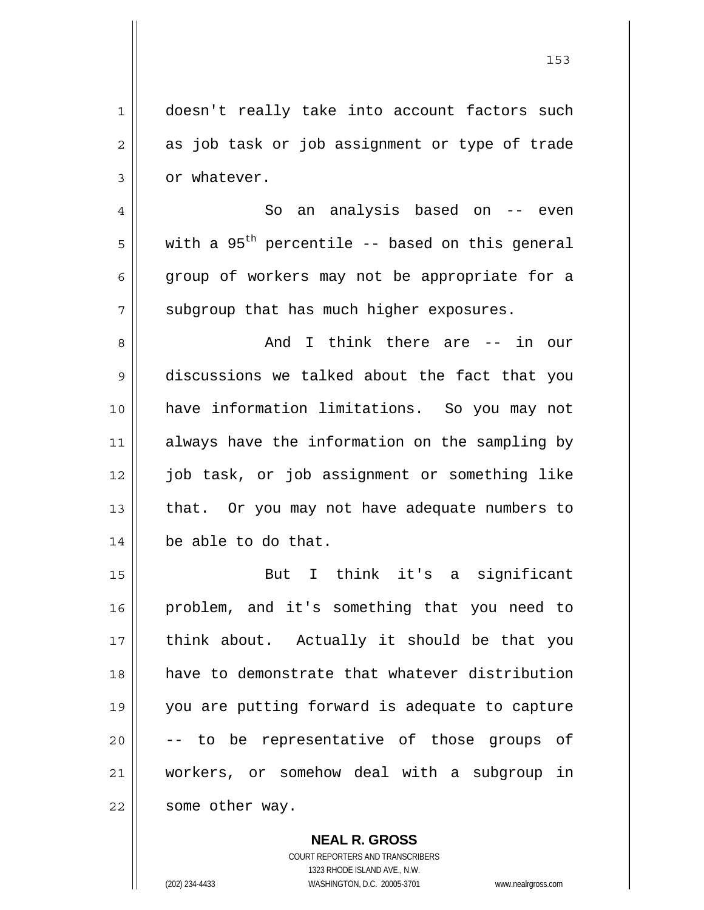doesn't really take into account factors such as job task or job assignment or type of trade or whatever.

So an analysis based on -- even with a 95th percentile -- based on this general group of workers may not be appropriate for a subgroup that has much higher exposures.

And I think there are -- in our discussions we talked about the fact that you have information limitations. So you may not always have the information on the sampling by job task, or job assignment or something like that. Or you may not have adequate numbers to be able to do that.

But I think it's a significant problem, and it's something that you need to think about. Actually it should be that you have to demonstrate that whatever distribution you are putting forward is adequate to capture -- to be representative of those groups of workers, or somehow deal with a subgroup in some other way.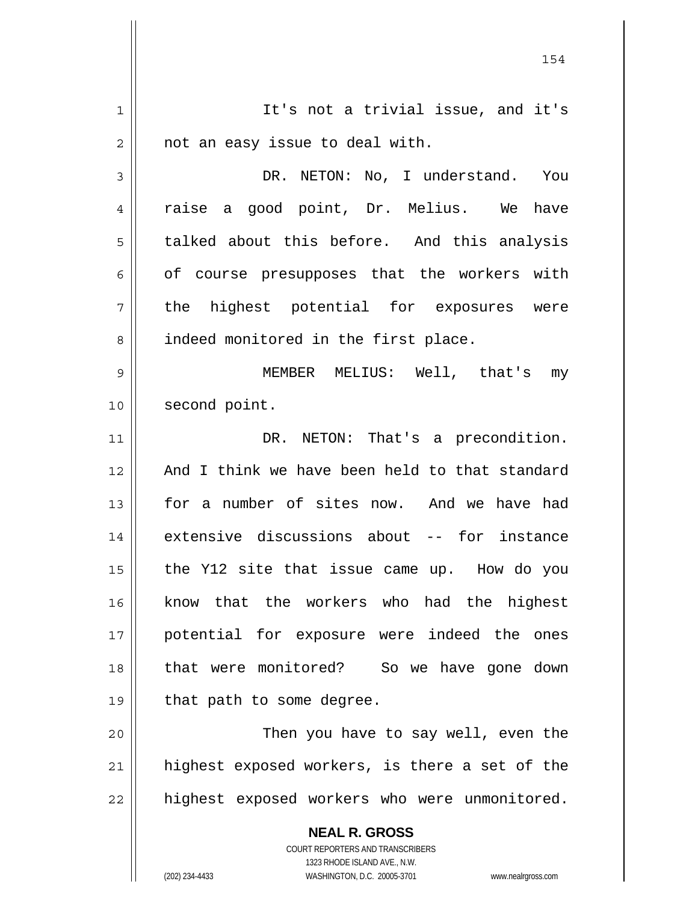It's not a trivial issue, and it's not an easy issue to deal with.

DR. NETON: No, I understand. You raise a good point, Dr. Melius. We have talked about this before. And this analysis of course presupposes that the workers with the highest potential for exposures were indeed monitored in the first place.

MEMBER MELIUS: Well, that's my second point.

DR. NETON: That's a precondition. And I think we have been held to that standard for a number of sites now. And we have had extensive discussions about -- for instance the Y12 site that issue came up. How do you know that the workers who had the highest potential for exposure were indeed the ones that were monitored? So we have gone down that path to some degree.

Then you have to say well, even the highest exposed workers, is there a set of the highest exposed workers who were unmonitored.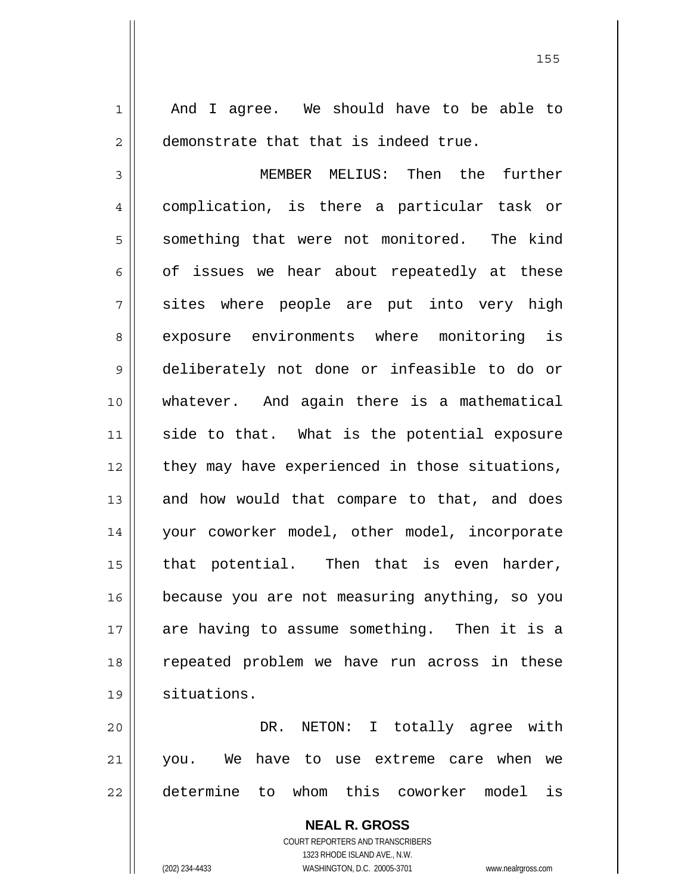And I agree. We should have to be able to demonstrate that that is indeed true.

MEMBER MELIUS: Then the further complication, is there a particular task or something that were not monitored. The kind of issues we hear about repeatedly at these sites where people are put into very high exposure environments where monitoring is deliberately not done or infeasible to do or whatever. And again there is a mathematical side to that. What is the potential exposure they may have experienced in those situations, and how would that compare to that, and does your coworker model, other model, incorporate that potential. Then that is even harder, because you are not measuring anything, so you are having to assume something. Then it is a repeated problem we have run across in these situations.

DR. NETON: I totally agree with you. We have to use extreme care when we determine to whom this coworker model is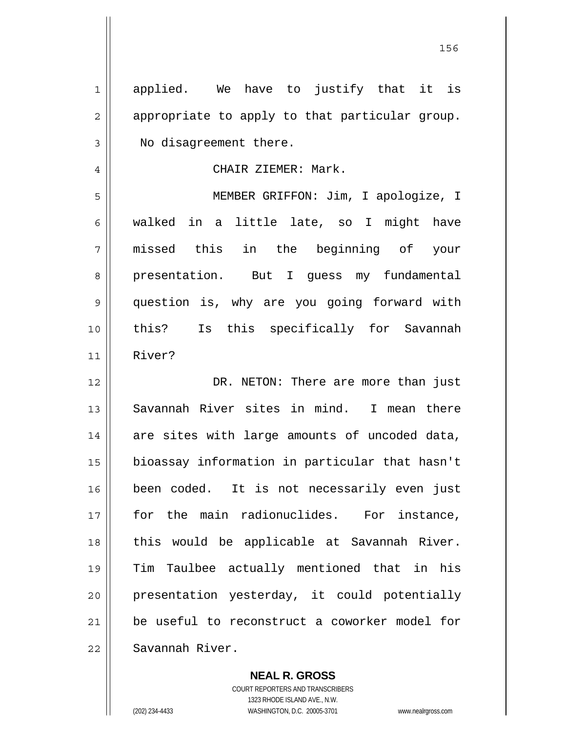applied. We have to justify that it is appropriate to apply to that particular group. No disagreement there.

CHAIR ZIEMER: Mark.

MEMBER GRIFFON: Jim, I apologize, I walked in a little late, so I might have missed this in the beginning of your presentation. But I guess my fundamental question is, why are you going forward with this? Is this specifically for Savannah River?

DR. NETON: There are more than just Savannah River sites in mind. I mean there are sites with large amounts of uncoded data, bioassay information in particular that hasn't been coded. It is not necessarily even just for the main radionuclides. For instance, this would be applicable at Savannah River. Tim Taulbee actually mentioned that in his presentation yesterday, it could potentially be useful to reconstruct a coworker model for Savannah River.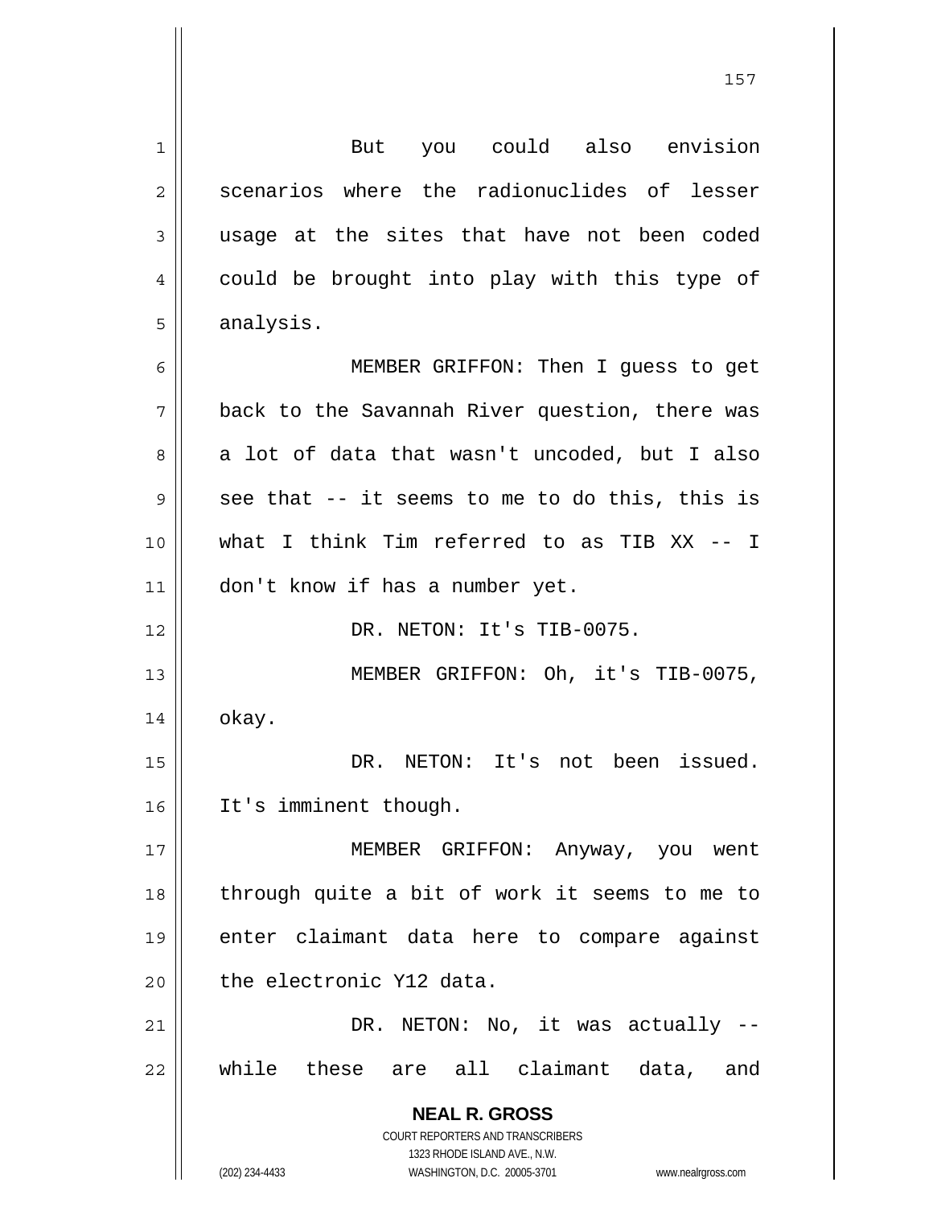But you could also envision scenarios where the radionuclides of lesser usage at the sites that have not been coded could be brought into play with this type of analysis.

MEMBER GRIFFON: Then I guess to get back to the Savannah River question, there was a lot of data that wasn't uncoded, but I also see that -- it seems to me to do this, this is what I think Tim referred to as TIB XX -- I don't know if has a number yet.

DR. NETON: It's TIB-0075.

MEMBER GRIFFON: Oh, it's TIB-0075, okay.

DR. NETON: It's not been issued. It's imminent though.

MEMBER GRIFFON: Anyway, you went through quite a bit of work it seems to me to enter claimant data here to compare against the electronic Y12 data.

DR. NETON: No, it was actually -- while these are all claimant data, and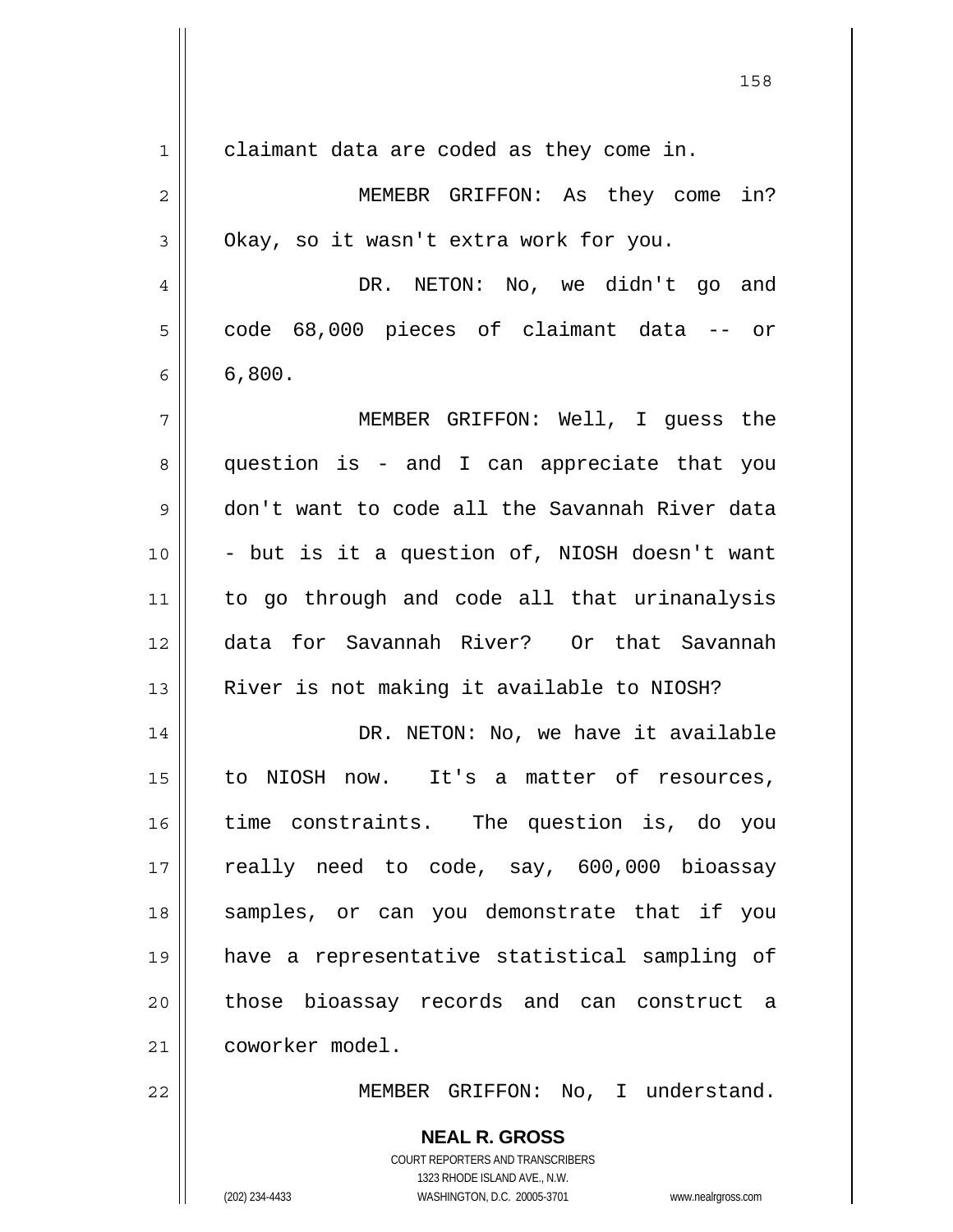claimant data are coded as they come in.

MEMEBR GRIFFON: As they come in? Okay, so it wasn't extra work for you.

DR. NETON: No, we didn't go and code 68,000 pieces of claimant data -- or 6,800.

MEMBER GRIFFON: Well, I guess the question is - and I can appreciate that you don't want to code all the Savannah River data - but is it a question of, NIOSH doesn't want to go through and code all that urinanalysis data for Savannah River? Or that Savannah River is not making it available to NIOSH?

DR. NETON: No, we have it available to NIOSH now. It's a matter of resources, time constraints. The question is, do you really need to code, say, 600,000 bioassay samples, or can you demonstrate that if you have a representative statistical sampling of those bioassay records and can construct a coworker model.

MEMBER GRIFFON: No, I understand.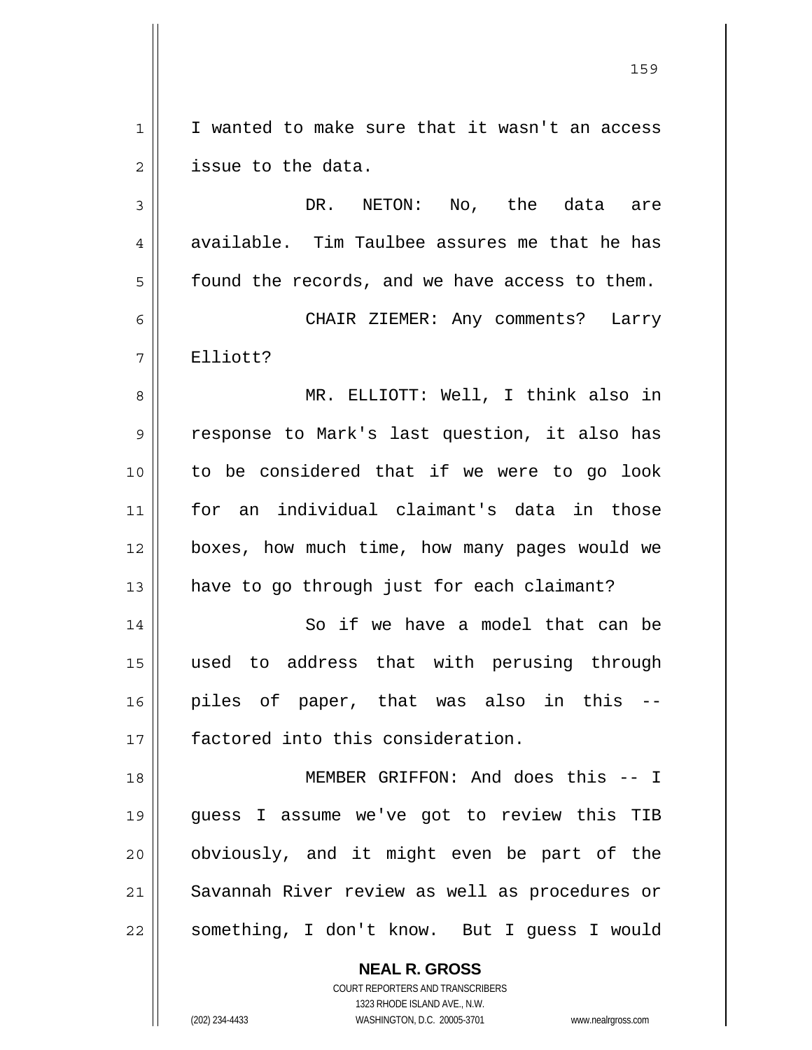I wanted to make sure that it wasn't an access issue to the data.

DR. NETON: No, the data are available. Tim Taulbee assures me that he has found the records, and we have access to them.

CHAIR ZIEMER: Any comments? Larry Elliott?

MR. ELLIOTT: Well, I think also in response to Mark's last question, it also has to be considered that if we were to go look for an individual claimant's data in those boxes, how much time, how many pages would we have to go through just for each claimant?

So if we have a model that can be used to address that with perusing through piles of paper, that was also in this -- factored into this consideration.

MEMBER GRIFFON: And does this -- I guess I assume we've got to review this TIB obviously, and it might even be part of the Savannah River review as well as procedures or something, I don't know. But I guess I would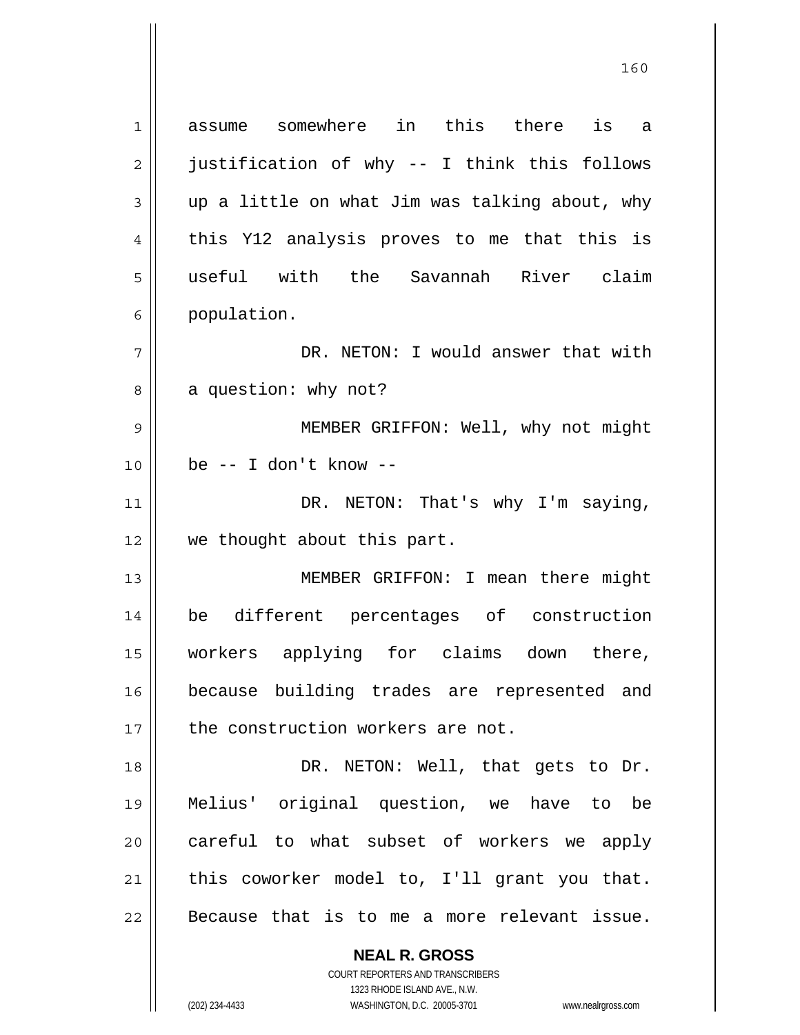assume somewhere in this there is a justification of why -- I think this follows up a little on what Jim was talking about, why this Y12 analysis proves to me that this is useful with the Savannah River claim population.

DR. NETON: I would answer that with a question: why not?

MEMBER GRIFFON: Well, why not might be -- I don't know --

DR. NETON: That's why I'm saying, we thought about this part.

MEMBER GRIFFON: I mean there might be different percentages of construction workers applying for claims down there, because building trades are represented and the construction workers are not.

DR. NETON: Well, that gets to Dr. Melius' original question, we have to be careful to what subset of workers we apply this coworker model to, I'll grant you that. Because that is to me a more relevant issue.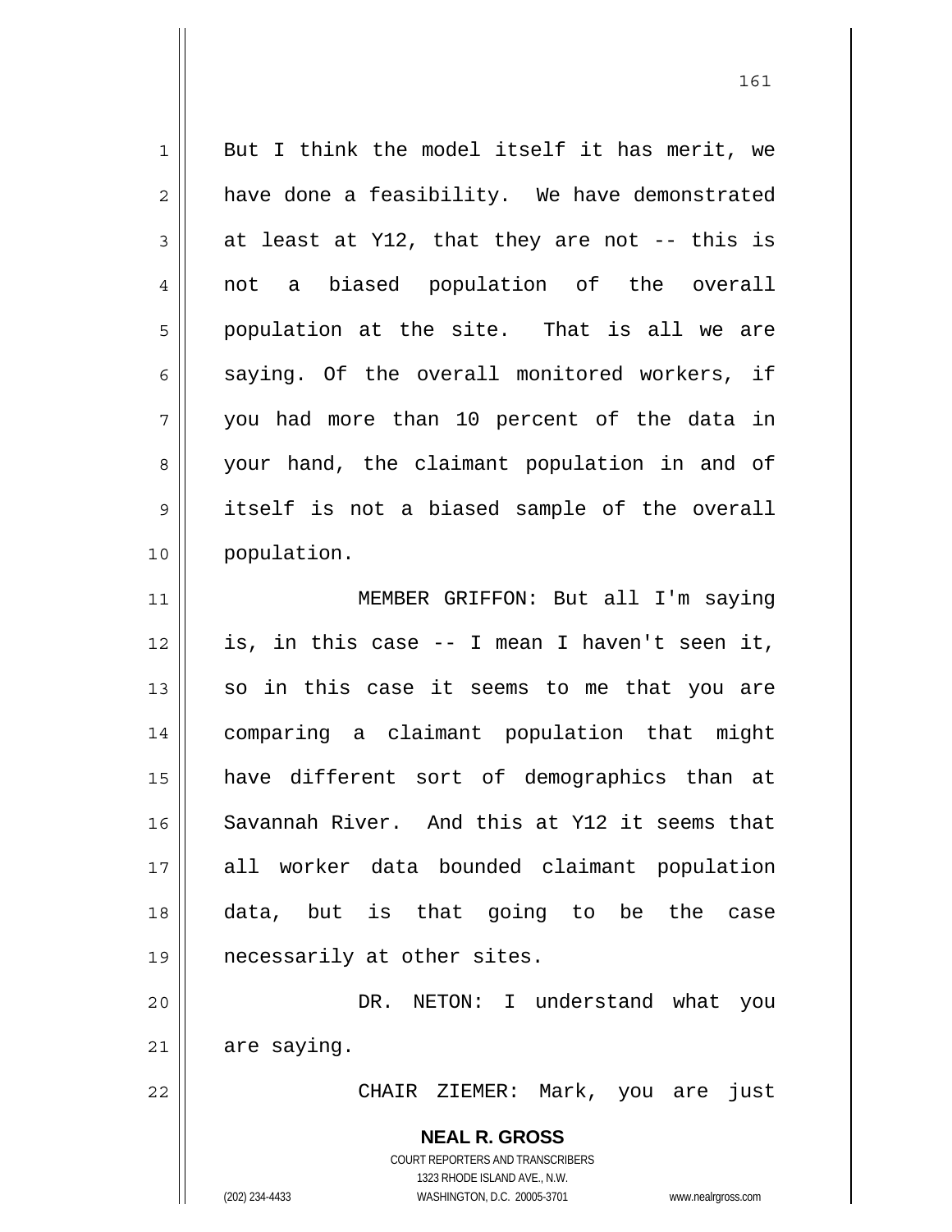But I think the model itself it has merit, we have done a feasibility. We have demonstrated at least at Y12, that they are not -- this is not a biased population of the overall population at the site. That is all we are saying. Of the overall monitored workers, if you had more than 10 percent of the data in your hand, the claimant population in and of itself is not a biased sample of the overall population.

MEMBER GRIFFON: But all I'm saying is, in this case -- I mean I haven't seen it, so in this case it seems to me that you are comparing a claimant population that might have different sort of demographics than at Savannah River. And this at Y12 it seems that all worker data bounded claimant population data, but is that going to be the case necessarily at other sites.

DR. NETON: I understand what you are saying.

CHAIR ZIEMER: Mark, you are just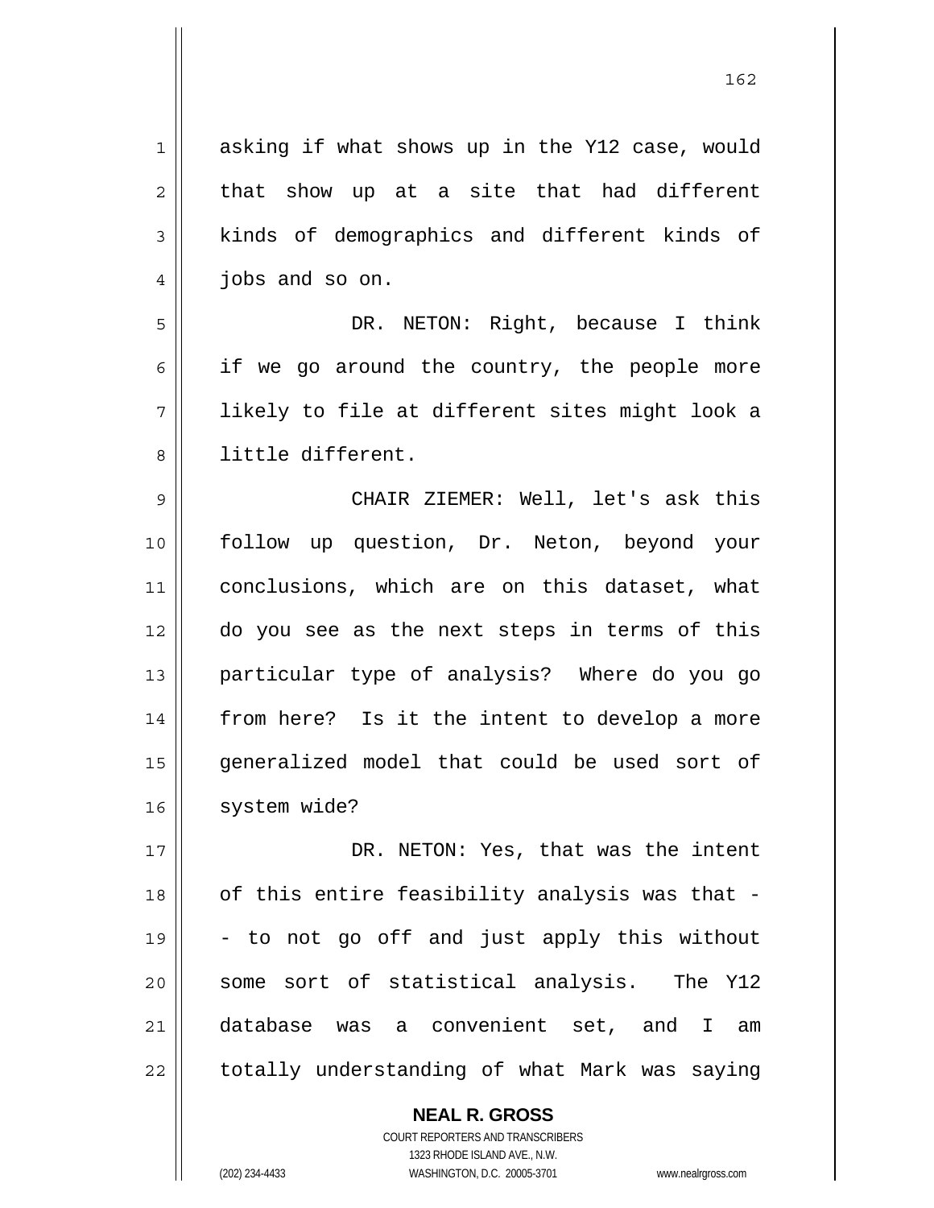asking if what shows up in the Y12 case, would that show up at a site that had different kinds of demographics and different kinds of jobs and so on.

DR. NETON: Right, because I think if we go around the country, the people more likely to file at different sites might look a little different.

CHAIR ZIEMER: Well, let's ask this follow up question, Dr. Neton, beyond your conclusions, which are on this dataset, what do you see as the next steps in terms of this particular type of analysis? Where do you go from here? Is it the intent to develop a more generalized model that could be used sort of system wide?

DR. NETON: Yes, that was the intent of this entire feasibility analysis was that -- to not go off and just apply this without some sort of statistical analysis. The Y12 database was a convenient set, and I am totally understanding of what Mark was saying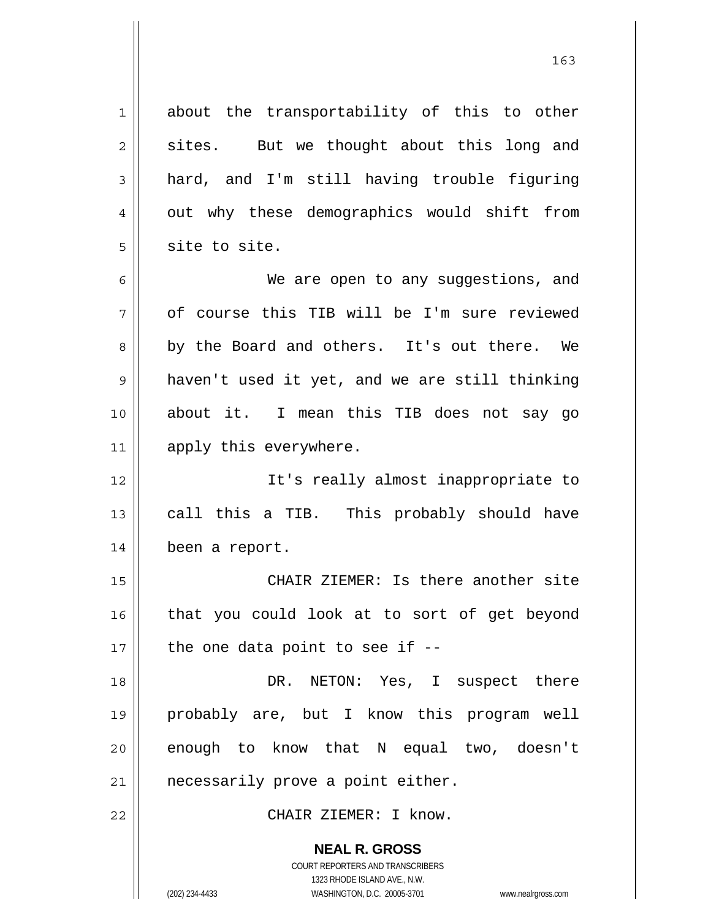about the transportability of this to other sites. But we thought about this long and hard, and I'm still having trouble figuring out why these demographics would shift from site to site.

We are open to any suggestions, and of course this TIB will be I'm sure reviewed by the Board and others. It's out there. We haven't used it yet, and we are still thinking about it. I mean this TIB does not say go apply this everywhere.

It's really almost inappropriate to call this a TIB. This probably should have been a report.

CHAIR ZIEMER: Is there another site that you could look at to sort of get beyond the one data point to see if --

DR. NETON: Yes, I suspect there probably are, but I know this program well enough to know that N equal two, doesn't necessarily prove a point either.

CHAIR ZIEMER: I know.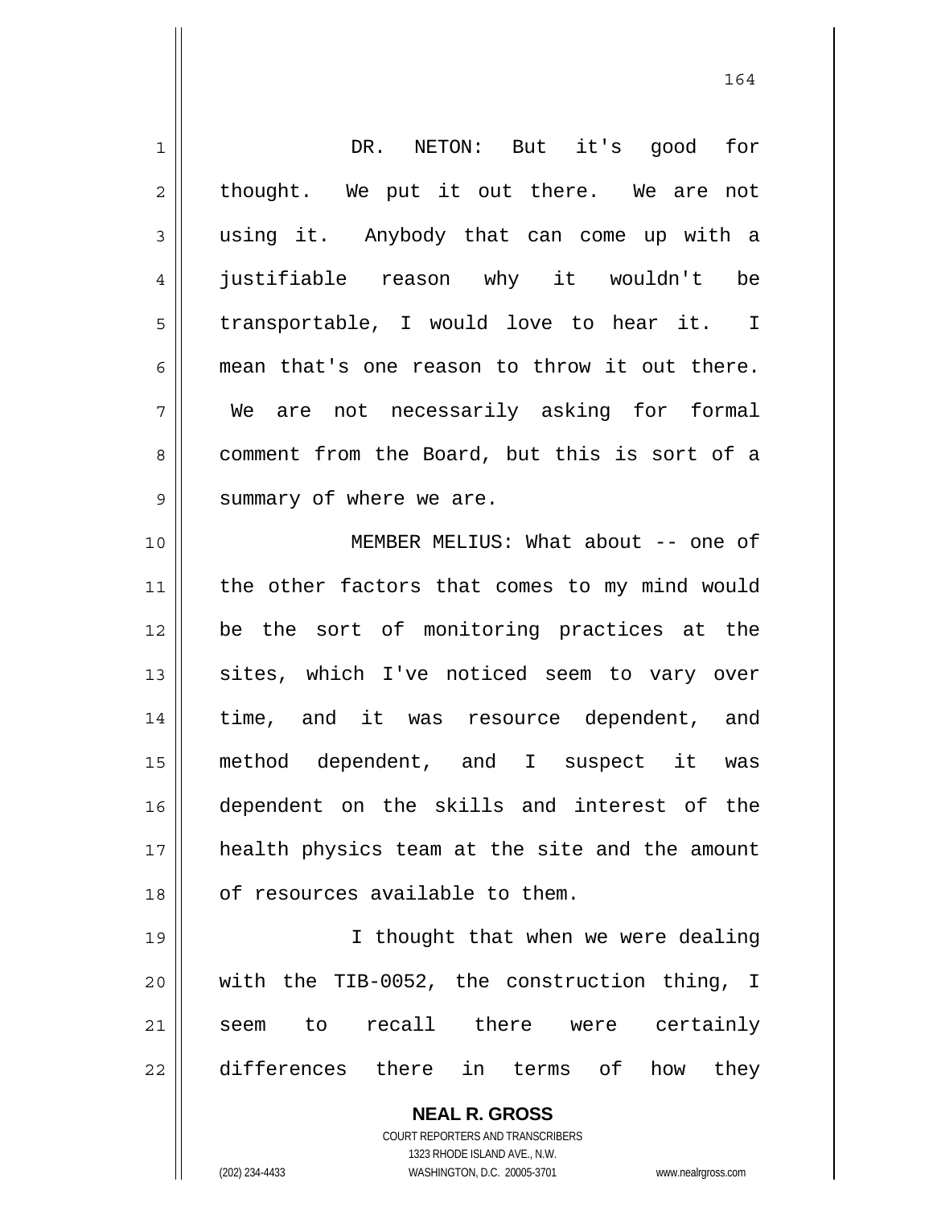DR. NETON: But it's good for thought. We put it out there. We are not using it. Anybody that can come up with a justifiable reason why it wouldn't be transportable, I would love to hear it. I mean that's one reason to throw it out there. We are not necessarily asking for formal comment from the Board, but this is sort of a summary of where we are.

MEMBER MELIUS: What about -- one of the other factors that comes to my mind would be the sort of monitoring practices at the sites, which I've noticed seem to vary over time, and it was resource dependent, and method dependent, and I suspect it was dependent on the skills and interest of the health physics team at the site and the amount of resources available to them.

I thought that when we were dealing with the TIB-0052, the construction thing, I seem to recall there were certainly differences there in terms of how they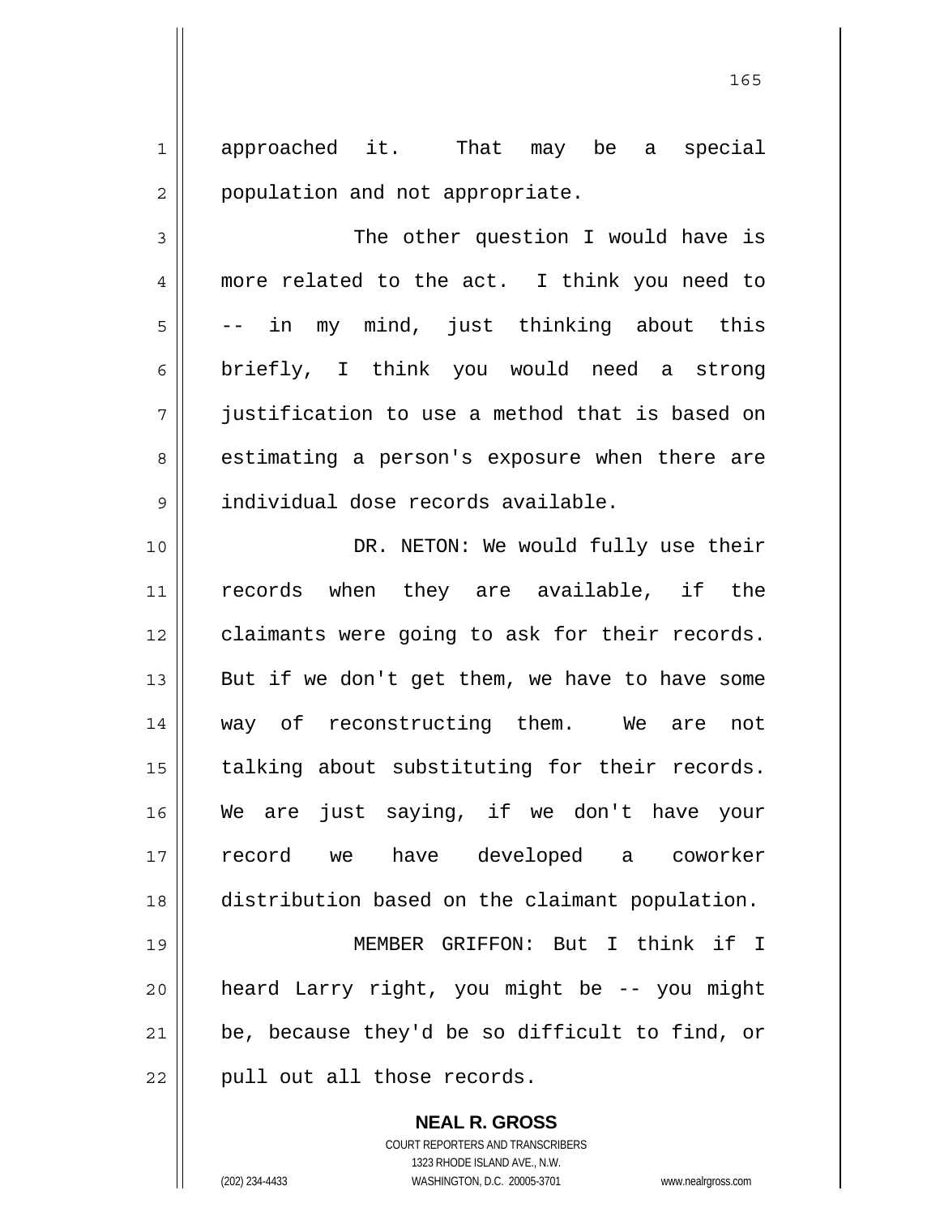approached it. That may be a special population and not appropriate.

The other question I would have is more related to the act. I think you need to -- in my mind, just thinking about this briefly, I think you would need a strong justification to use a method that is based on estimating a person's exposure when there are individual dose records available.

DR. NETON: We would fully use their records when they are available, if the claimants were going to ask for their records. But if we don't get them, we have to have some way of reconstructing them. We are not talking about substituting for their records. We are just saying, if we don't have your record we have developed a coworker distribution based on the claimant population.

MEMBER GRIFFON: But I think if I heard Larry right, you might be -- you might be, because they'd be so difficult to find, or pull out all those records.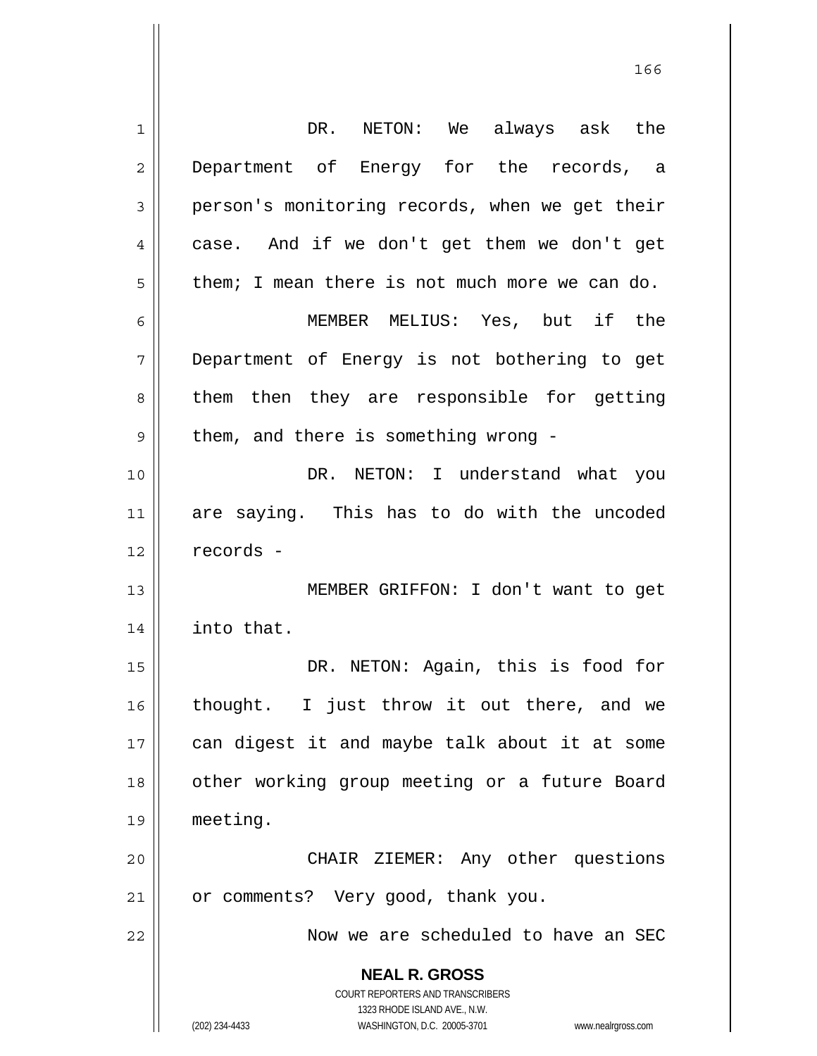DR. NETON: We always ask the Department of Energy for the records, a person's monitoring records, when we get their case. And if we don't get them we don't get them; I mean there is not much more we can do.

MEMBER MELIUS: Yes, but if the Department of Energy is not bothering to get them then they are responsible for getting them, and there is something wrong -

DR. NETON: I understand what you are saying. This has to do with the uncoded records -

MEMBER GRIFFON: I don't want to get into that.

DR. NETON: Again, this is food for thought. I just throw it out there, and we can digest it and maybe talk about it at some other working group meeting or a future Board meeting.

CHAIR ZIEMER: Any other questions or comments? Very good, thank you.

Now we are scheduled to have an SEC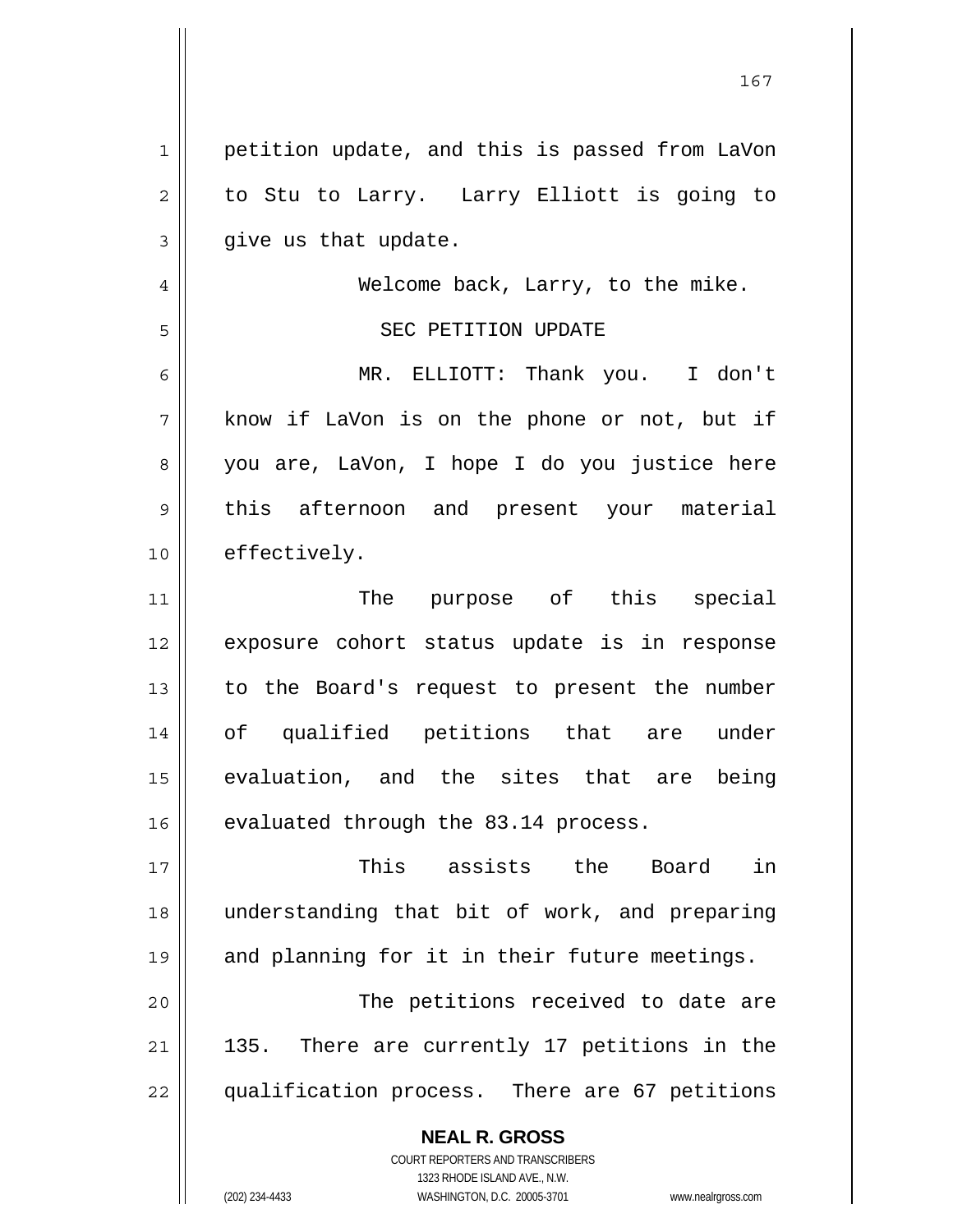petition update, and this is passed from LaVon to Stu to Larry. Larry Elliott is going to give us that update.

Welcome back, Larry, to the mike.

## SEC PETITION UPDATE

MR. ELLIOTT: Thank you. I don't know if LaVon is on the phone or not, but if you are, LaVon, I hope I do you justice here this afternoon and present your material effectively.

The purpose of this special exposure cohort status update is in response to the Board's request to present the number of qualified petitions that are under evaluation, and the sites that are being evaluated through the 83.14 process.

This assists the Board in understanding that bit of work, and preparing and planning for it in their future meetings.

The petitions received to date are 135. There are currently 17 petitions in the qualification process. There are 67 petitions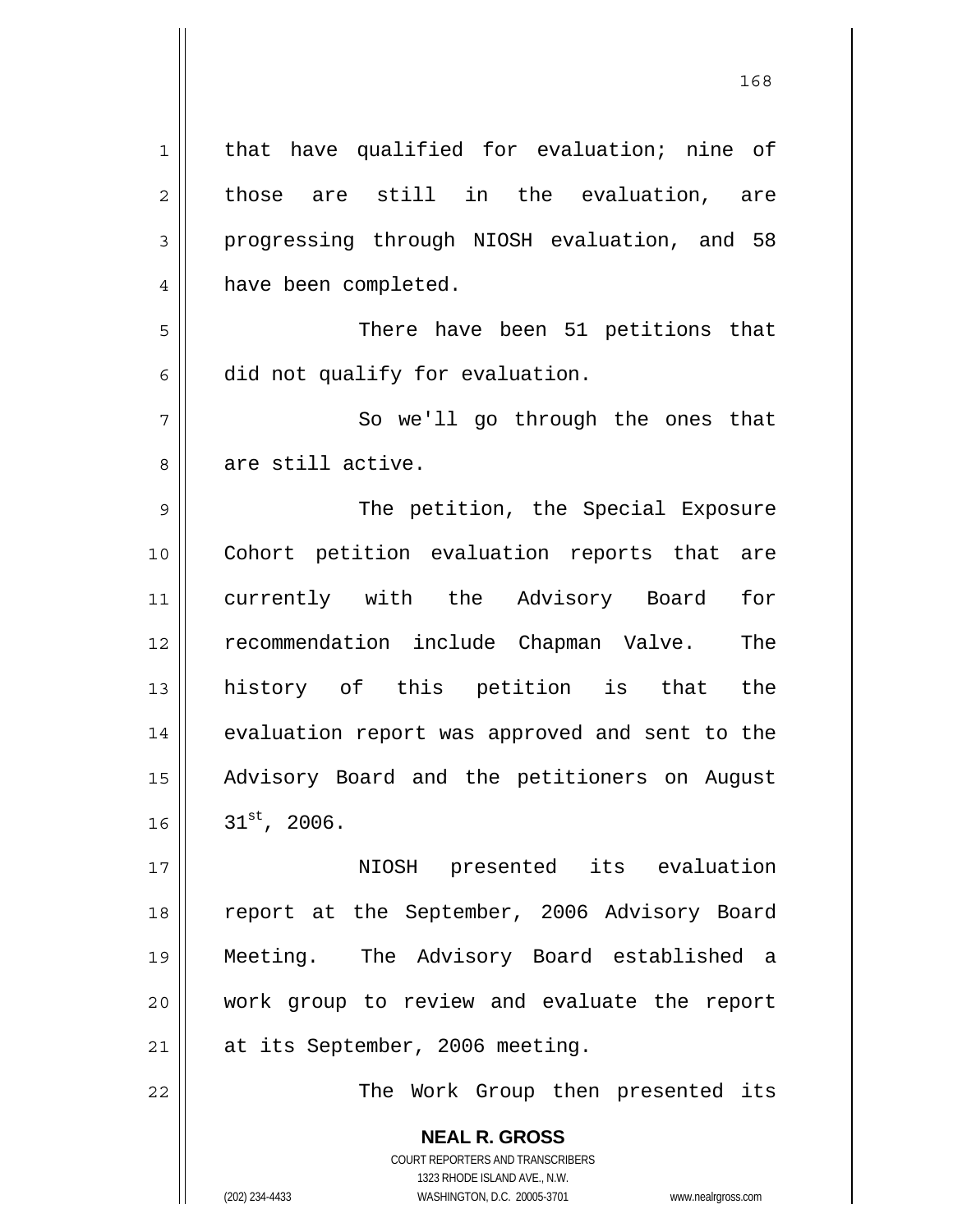that have qualified for evaluation; nine of those are still in the evaluation, are progressing through NIOSH evaluation, and 58 have been completed.

There have been 51 petitions that did not qualify for evaluation.

So we'll go through the ones that are still active.

The petition, the Special Exposure Cohort petition evaluation reports that are currently with the Advisory Board for recommendation include Chapman Valve. The history of this petition is that the evaluation report was approved and sent to the Advisory Board and the petitioners on August 31st, 2006.

NIOSH presented its evaluation report at the September, 2006 Advisory Board Meeting. The Advisory Board established a work group to review and evaluate the report at its September, 2006 meeting.

The Work Group then presented its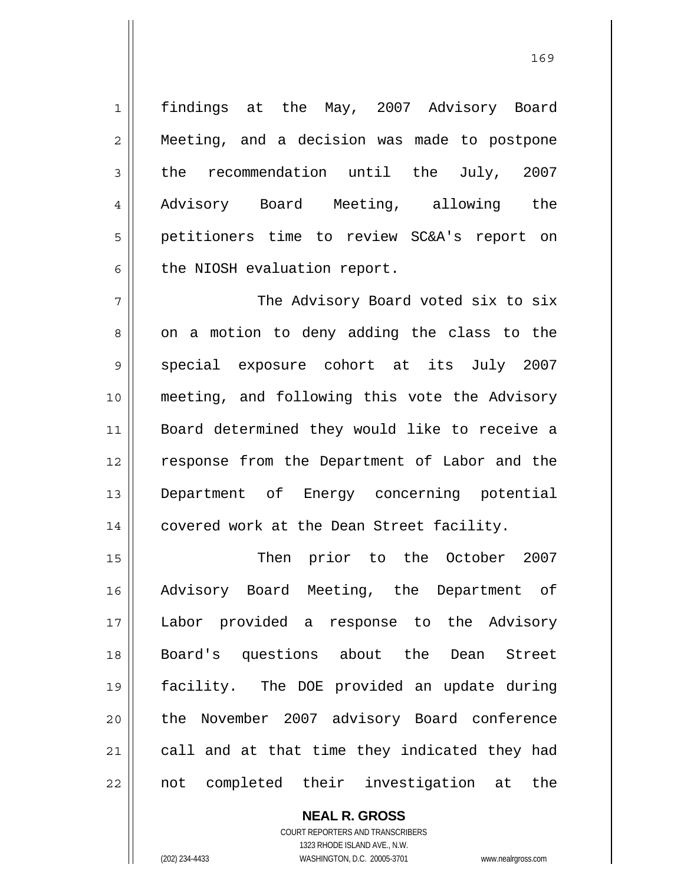findings at the May, 2007 Advisory Board Meeting, and a decision was made to postpone the recommendation until the July, 2007 Advisory Board Meeting, allowing the petitioners time to review SC&A's report on the NIOSH evaluation report.

The Advisory Board voted six to six on a motion to deny adding the class to the special exposure cohort at its July 2007 meeting, and following this vote the Advisory Board determined they would like to receive a response from the Department of Labor and the Department of Energy concerning potential covered work at the Dean Street facility.

Then prior to the October 2007 Advisory Board Meeting, the Department of Labor provided a response to the Advisory Board's questions about the Dean Street facility. The DOE provided an update during the November 2007 advisory Board conference call and at that time they indicated they had not completed their investigation at the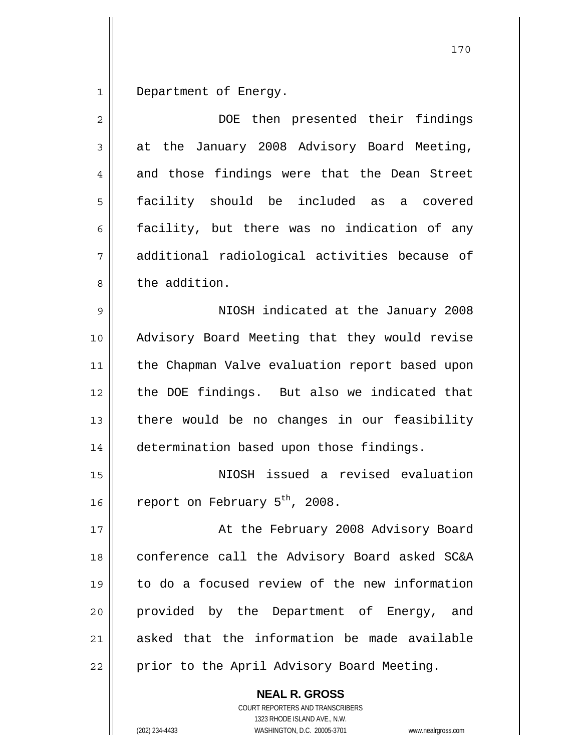Department of Energy.

DOE then presented their findings at the January 2008 Advisory Board Meeting, and those findings were that the Dean Street facility should be included as a covered facility, but there was no indication of any additional radiological activities because of the addition.

NIOSH indicated at the January 2008 Advisory Board Meeting that they would revise the Chapman Valve evaluation report based upon the DOE findings. But also we indicated that there would be no changes in our feasibility determination based upon those findings.

NIOSH issued a revised evaluation report on February 5th, 2008.

At the February 2008 Advisory Board conference call the Advisory Board asked SC&A to do a focused review of the new information provided by the Department of Energy, and asked that the information be made available prior to the April Advisory Board Meeting.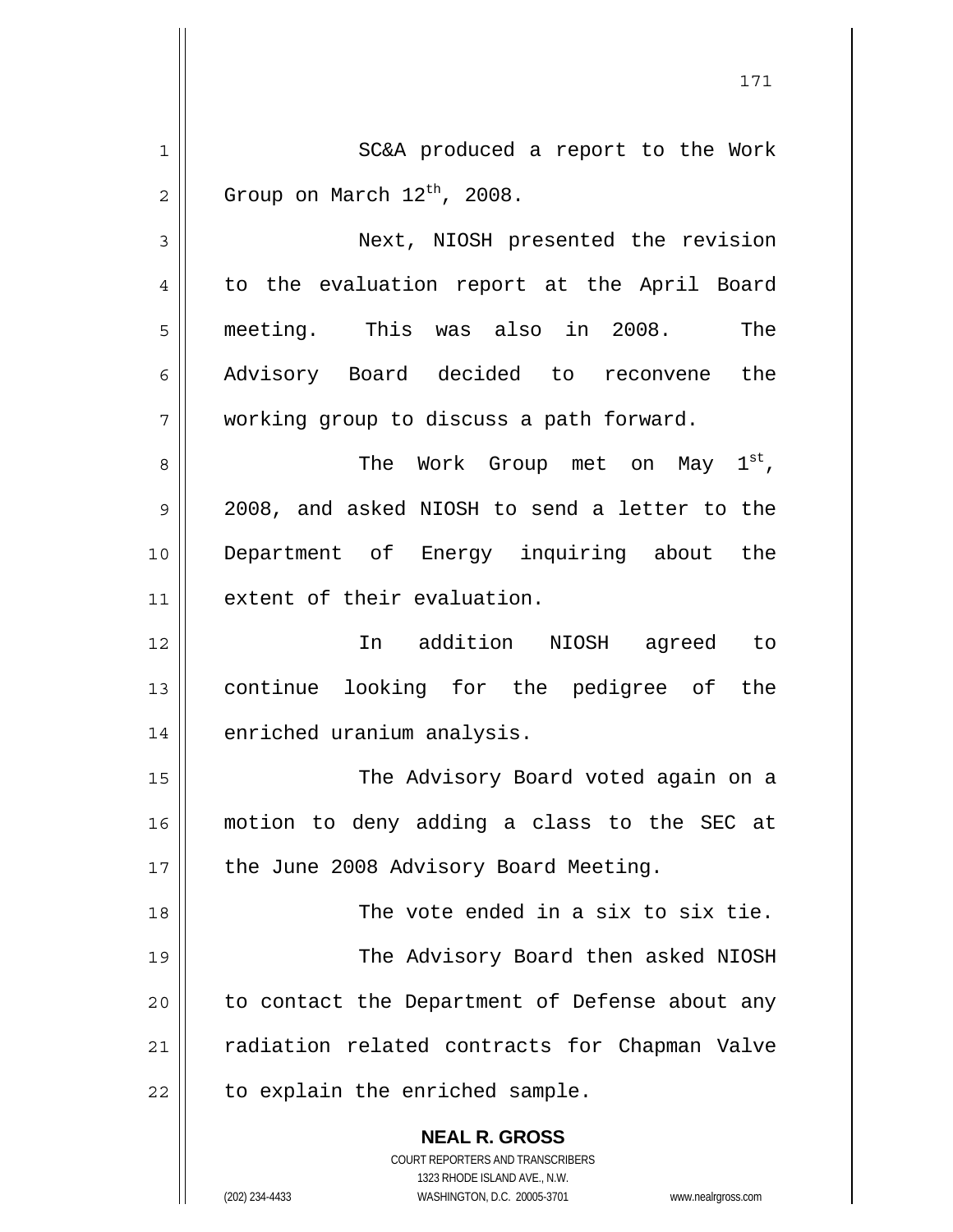SC&A produced a report to the Work Group on March 12th, 2008.

Next, NIOSH presented the revision to the evaluation report at the April Board meeting. This was also in 2008. The Advisory Board decided to reconvene the working group to discuss a path forward.

The Work Group met on May 1st, 2008, and asked NIOSH to send a letter to the Department of Energy inquiring about the extent of their evaluation.

In addition NIOSH agreed to continue looking for the pedigree of the enriched uranium analysis.

The Advisory Board voted again on a motion to deny adding a class to the SEC at the June 2008 Advisory Board Meeting.

The vote ended in a six to six tie.

The Advisory Board then asked NIOSH to contact the Department of Defense about any radiation related contracts for Chapman Valve to explain the enriched sample.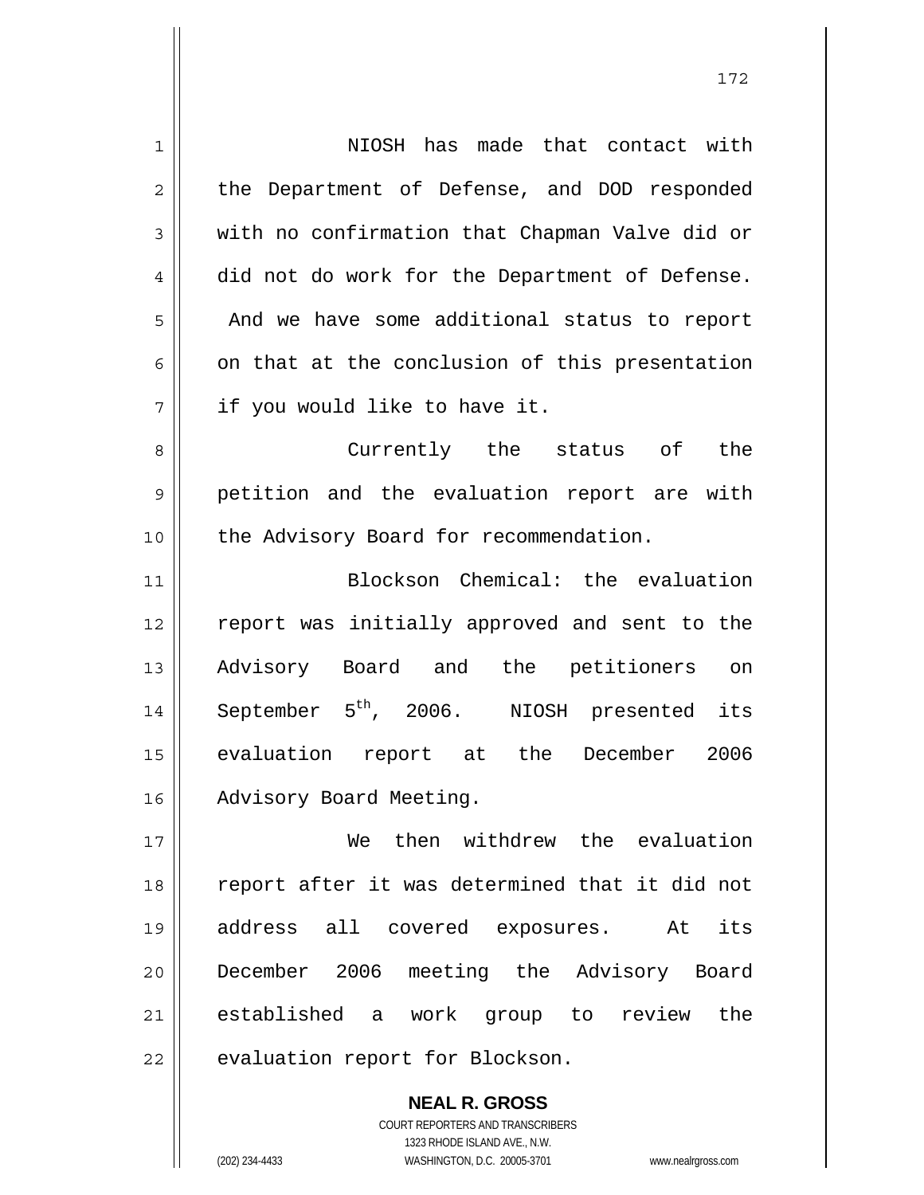NIOSH has made that contact with the Department of Defense, and DOD responded with no confirmation that Chapman Valve did or did not do work for the Department of Defense. And we have some additional status to report on that at the conclusion of this presentation if you would like to have it.

Currently the status of the petition and the evaluation report are with the Advisory Board for recommendation.

Blockson Chemical: the evaluation report was initially approved and sent to the Advisory Board and the petitioners on September 5th, 2006. NIOSH presented its evaluation report at the December 2006 Advisory Board Meeting.

We then withdrew the evaluation report after it was determined that it did not address all covered exposures. At its December 2006 meeting the Advisory Board established a work group to review the evaluation report for Blockson.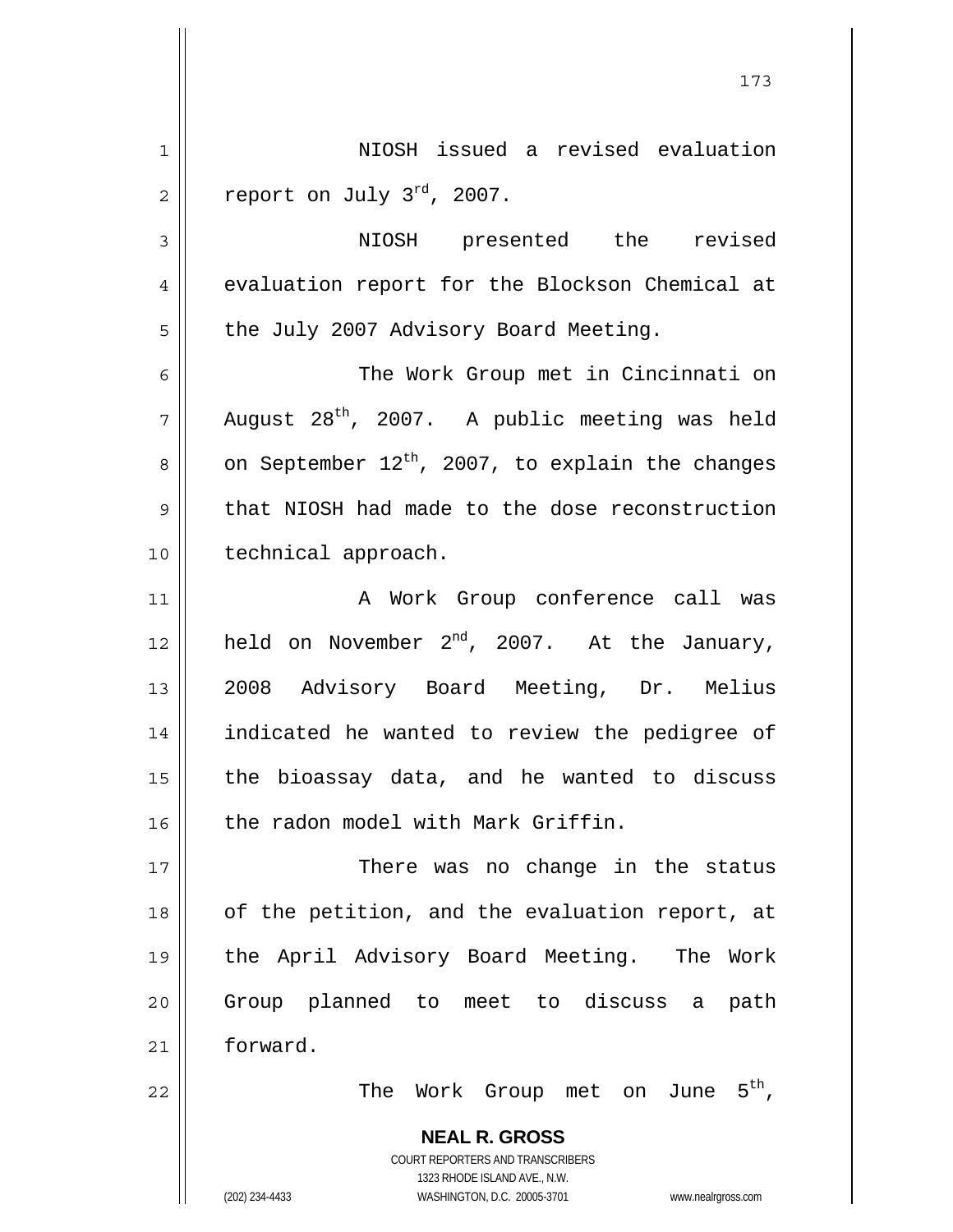NIOSH issued a revised evaluation report on July 3rd, 2007.

NIOSH presented the revised evaluation report for the Blockson Chemical at the July 2007 Advisory Board Meeting.

The Work Group met in Cincinnati on August 28th, 2007. A public meeting was held on September 12th, 2007, to explain the changes that NIOSH had made to the dose reconstruction technical approach.

A Work Group conference call was held on November 2nd, 2007. At the January, 2008 Advisory Board Meeting, Dr. Melius indicated he wanted to review the pedigree of the bioassay data, and he wanted to discuss the radon model with Mark Griffin.

There was no change in the status of the petition, and the evaluation report, at the April Advisory Board Meeting. The Work Group planned to meet to discuss a path forward.

The Work Group met on June 5th,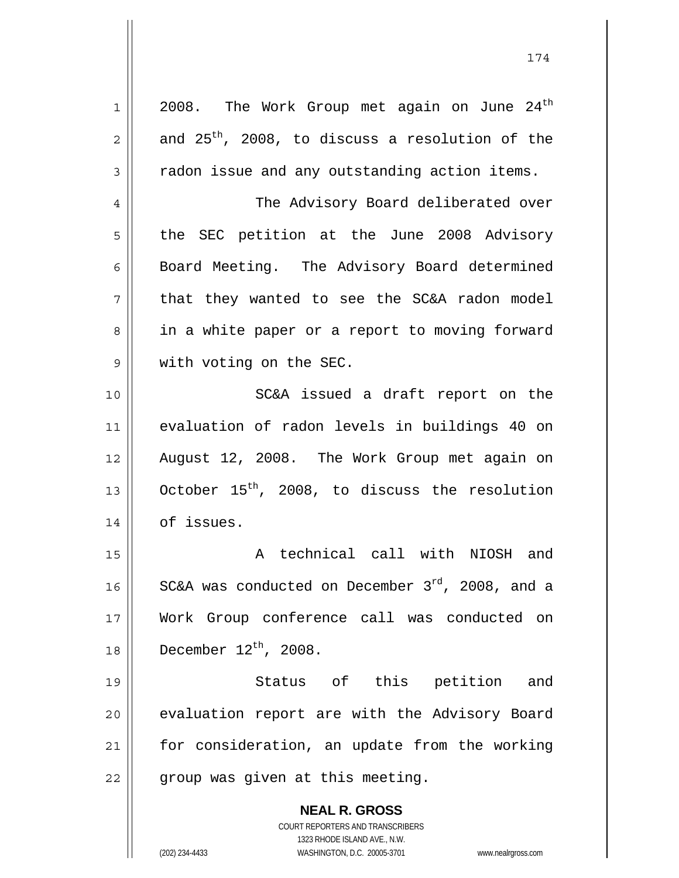2008. The Work Group met again on June 24th and 25th, 2008, to discuss a resolution of the radon issue and any outstanding action items.

The Advisory Board deliberated over the SEC petition at the June 2008 Advisory Board Meeting. The Advisory Board determined that they wanted to see the SC&A radon model in a white paper or a report to moving forward with voting on the SEC.

SC&A issued a draft report on the evaluation of radon levels in buildings 40 on August 12, 2008. The Work Group met again on October 15th, 2008, to discuss the resolution of issues.

A technical call with NIOSH and SC&A was conducted on December 3rd, 2008, and a Work Group conference call was conducted on December 12th, 2008.

Status of this petition and evaluation report are with the Advisory Board for consideration, an update from the working group was given at this meeting.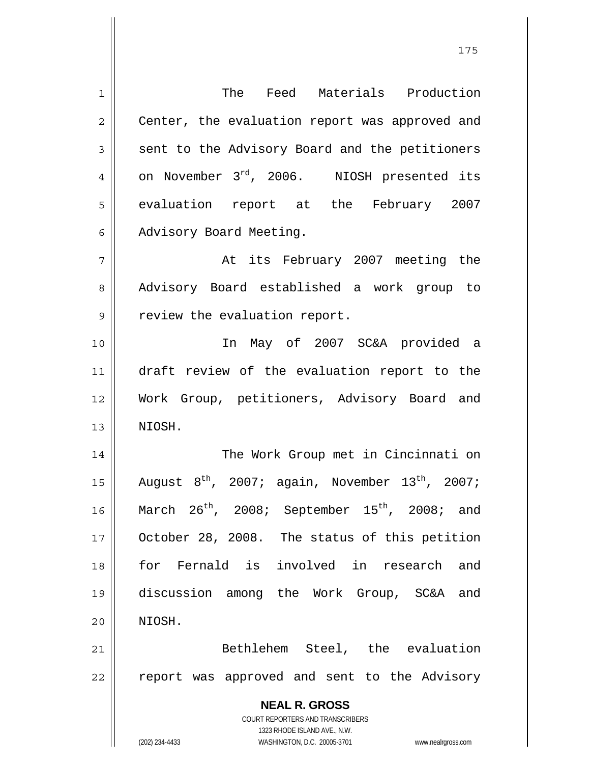The Feed Materials Production Center, the evaluation report was approved and sent to the Advisory Board and the petitioners on November 3rd, 2006. NIOSH presented its evaluation report at the February 2007 Advisory Board Meeting.

At its February 2007 meeting the Advisory Board established a work group to review the evaluation report.

In May of 2007 SC&A provided a draft review of the evaluation report to the Work Group, petitioners, Advisory Board and NIOSH.

The Work Group met in Cincinnati on August 8th, 2007; again, November 13th, 2007; March 26th, 2008; September 15th, 2008; and October 28, 2008. The status of this petition for Fernald is involved in research and discussion among the Work Group, SC&A and NIOSH.

Bethlehem Steel, the evaluation report was approved and sent to the Advisory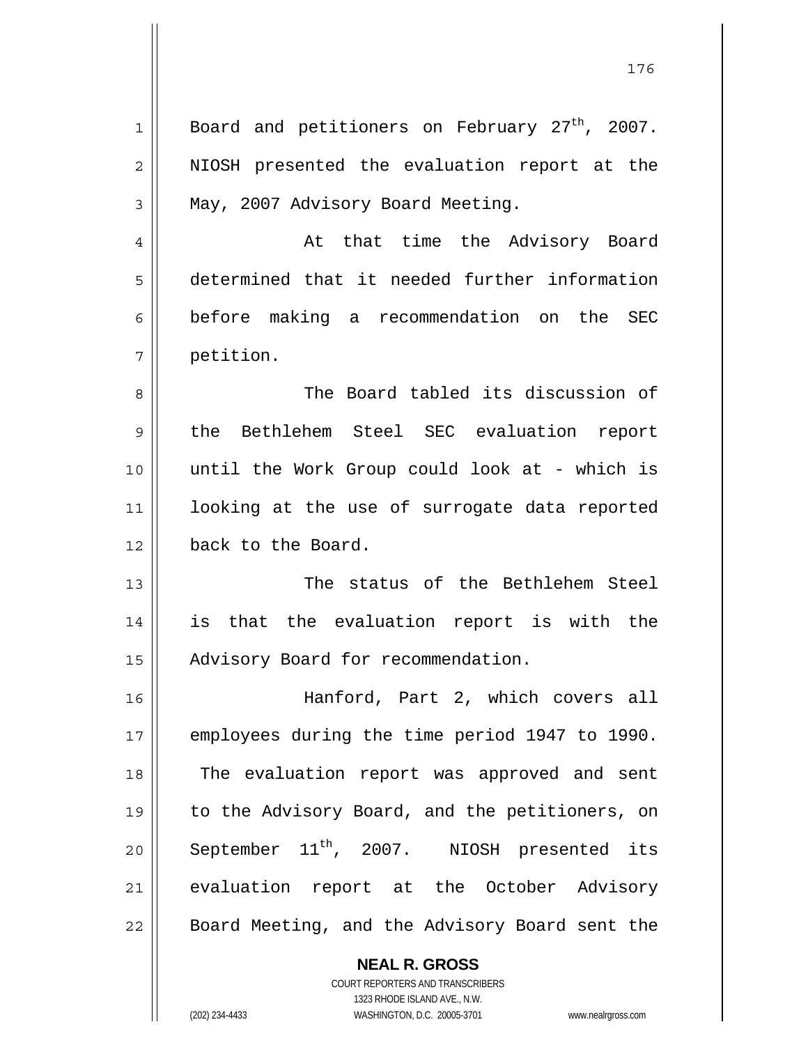Board and petitioners on February 27th, 2007. NIOSH presented the evaluation report at the May, 2007 Advisory Board Meeting.

At that time the Advisory Board determined that it needed further information before making a recommendation on the SEC petition.

The Board tabled its discussion of the Bethlehem Steel SEC evaluation report until the Work Group could look at - which is looking at the use of surrogate data reported back to the Board.

The status of the Bethlehem Steel is that the evaluation report is with the Advisory Board for recommendation.

Hanford, Part 2, which covers all employees during the time period 1947 to 1990. The evaluation report was approved and sent to the Advisory Board, and the petitioners, on September 11th, 2007. NIOSH presented its evaluation report at the October Advisory Board Meeting, and the Advisory Board sent the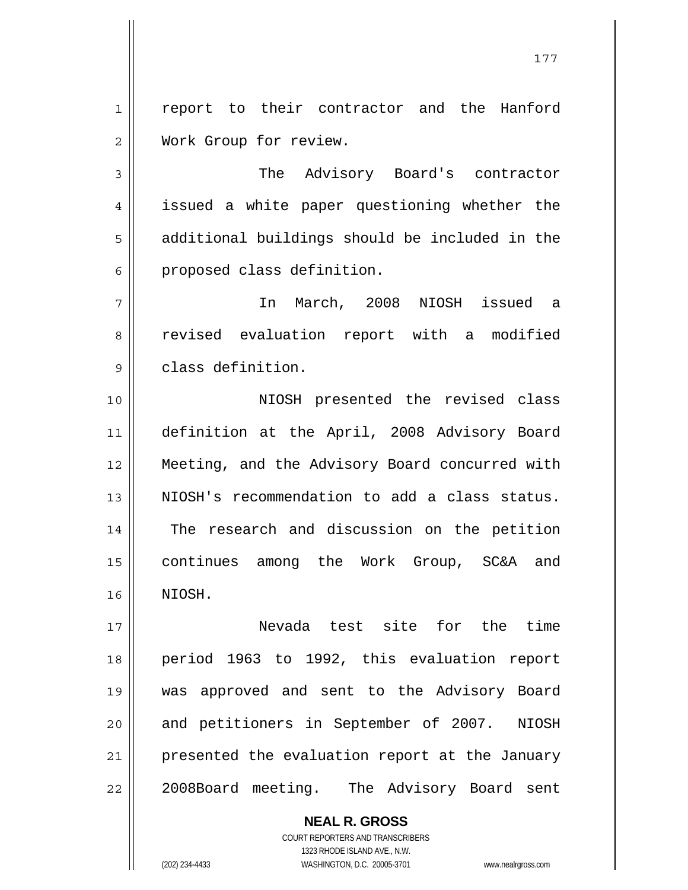report to their contractor and the Hanford Work Group for review.

The Advisory Board's contractor issued a white paper questioning whether the additional buildings should be included in the proposed class definition.

In March, 2008 NIOSH issued a revised evaluation report with a modified class definition.

NIOSH presented the revised class definition at the April, 2008 Advisory Board Meeting, and the Advisory Board concurred with NIOSH's recommendation to add a class status. The research and discussion on the petition continues among the Work Group, SC&A and NIOSH.

Nevada test site for the time period 1963 to 1992, this evaluation report was approved and sent to the Advisory Board and petitioners in September of 2007. NIOSH presented the evaluation report at the January 2008Board meeting. The Advisory Board sent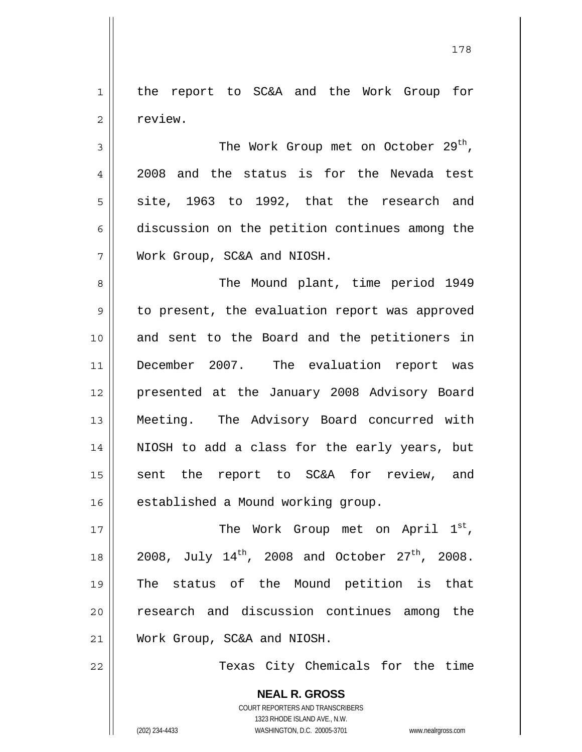the report to SC&A and the Work Group for review.

The Work Group met on October 29th, 2008 and the status is for the Nevada test site, 1963 to 1992, that the research and discussion on the petition continues among the Work Group, SC&A and NIOSH.

The Mound plant, time period 1949 to present, the evaluation report was approved and sent to the Board and the petitioners in December 2007. The evaluation report was presented at the January 2008 Advisory Board Meeting. The Advisory Board concurred with NIOSH to add a class for the early years, but sent the report to SC&A for review, and established a Mound working group.

The Work Group met on April 1st, 2008, July 14th, 2008 and October 27th, 2008. The status of the Mound petition is that research and discussion continues among the Work Group, SC&A and NIOSH.

Texas City Chemicals for the time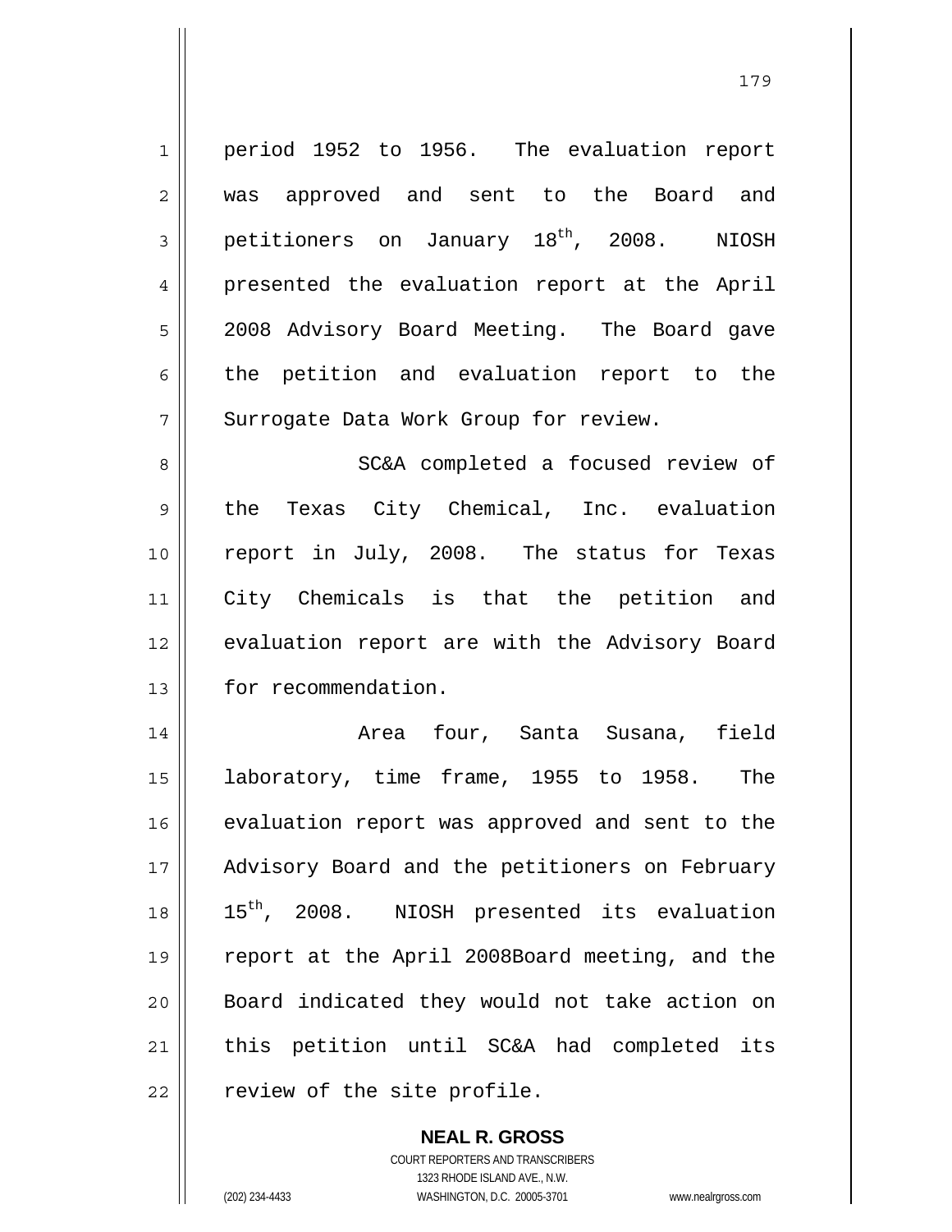period 1952 to 1956. The evaluation report was approved and sent to the Board and petitioners on January 18th, 2008. NIOSH presented the evaluation report at the April 2008 Advisory Board Meeting. The Board gave the petition and evaluation report to the Surrogate Data Work Group for review.

SC&A completed a focused review of the Texas City Chemical, Inc. evaluation report in July, 2008. The status for Texas City Chemicals is that the petition and evaluation report are with the Advisory Board for recommendation.

Area four, Santa Susana, field laboratory, time frame, 1955 to 1958. The evaluation report was approved and sent to the Advisory Board and the petitioners on February 15th, 2008. NIOSH presented its evaluation report at the April 2008Board meeting, and the Board indicated they would not take action on this petition until SC&A had completed its review of the site profile.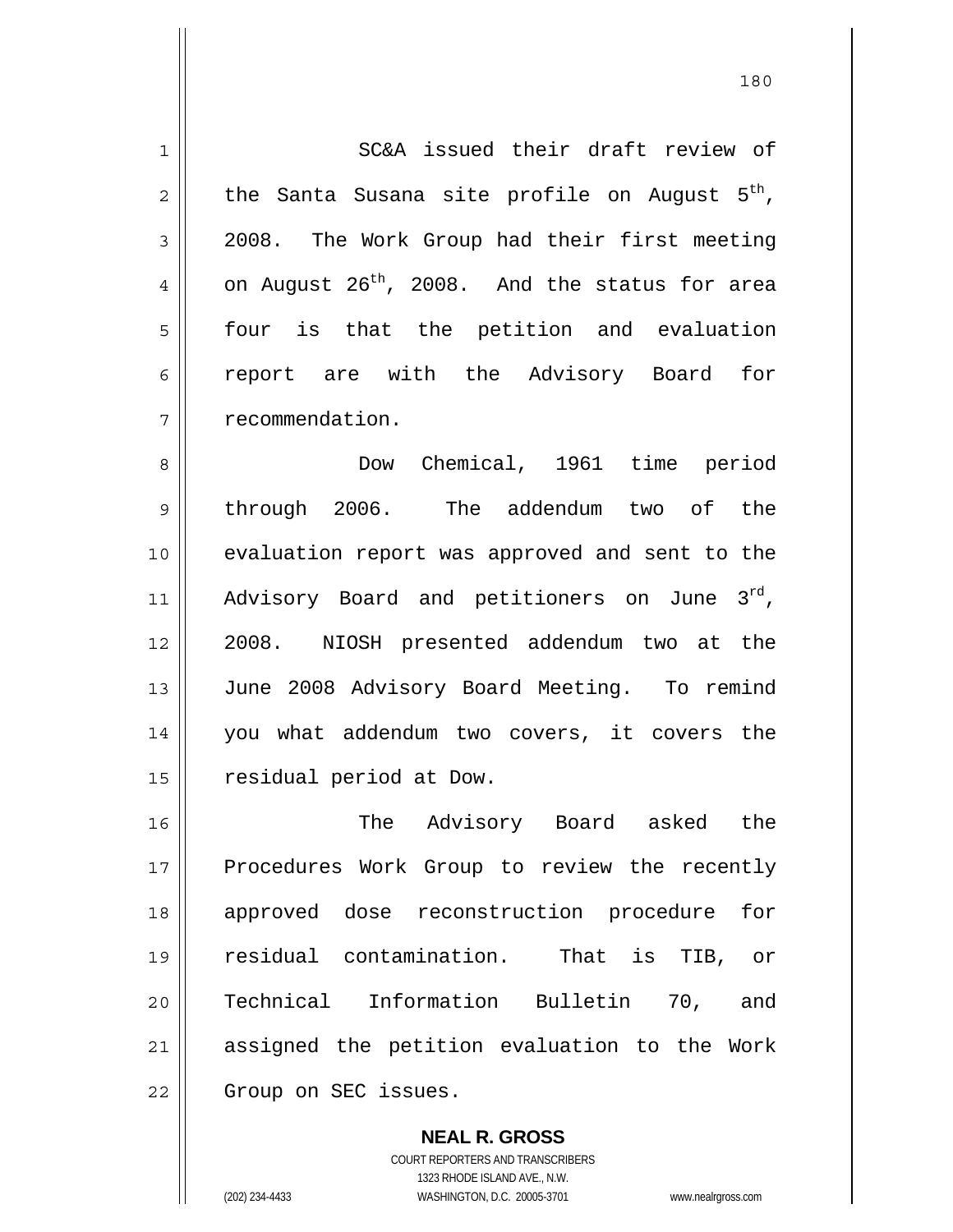SC&A issued their draft review of the Santa Susana site profile on August 5th, 2008. The Work Group had their first meeting on August 26th, 2008. And the status for area four is that the petition and evaluation report are with the Advisory Board for recommendation.

Dow Chemical, 1961 time period through 2006. The addendum two of the evaluation report was approved and sent to the Advisory Board and petitioners on June 3rd, 2008. NIOSH presented addendum two at the June 2008 Advisory Board Meeting. To remind you what addendum two covers, it covers the residual period at Dow.

The Advisory Board asked the Procedures Work Group to review the recently approved dose reconstruction procedure for residual contamination. That is TIB, or Technical Information Bulletin 70, and assigned the petition evaluation to the Work Group on SEC issues.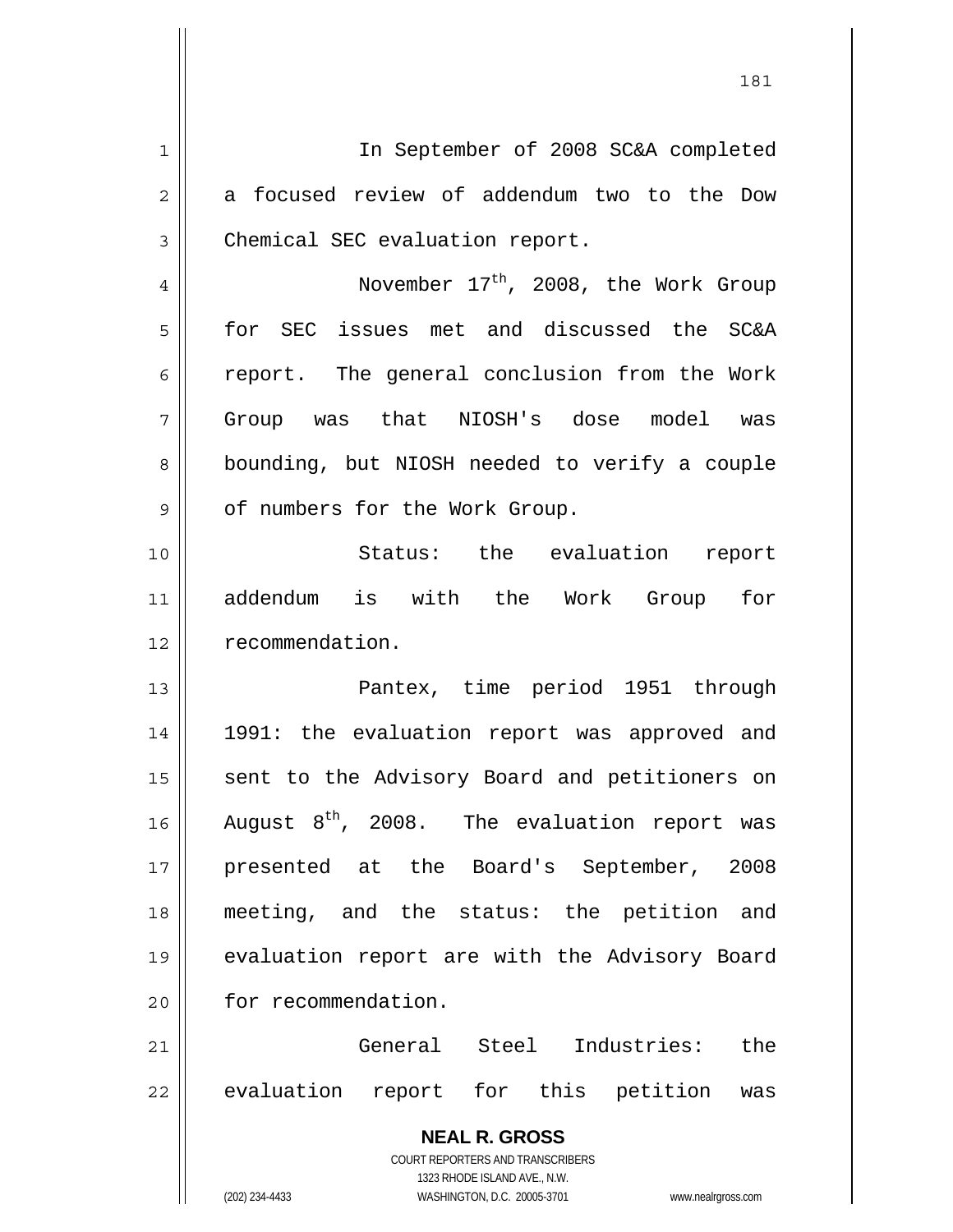In September of 2008 SC&A completed a focused review of addendum two to the Dow Chemical SEC evaluation report.

November 17th, 2008, the Work Group for SEC issues met and discussed the SC&A report. The general conclusion from the Work Group was that NIOSH's dose model was bounding, but NIOSH needed to verify a couple of numbers for the Work Group.

Status: the evaluation report addendum is with the Work Group for recommendation.

Pantex, time period 1951 through 1991: the evaluation report was approved and sent to the Advisory Board and petitioners on August 8th, 2008. The evaluation report was presented at the Board's September, 2008 meeting, and the status: the petition and evaluation report are with the Advisory Board for recommendation.

General Steel Industries: the evaluation report for this petition was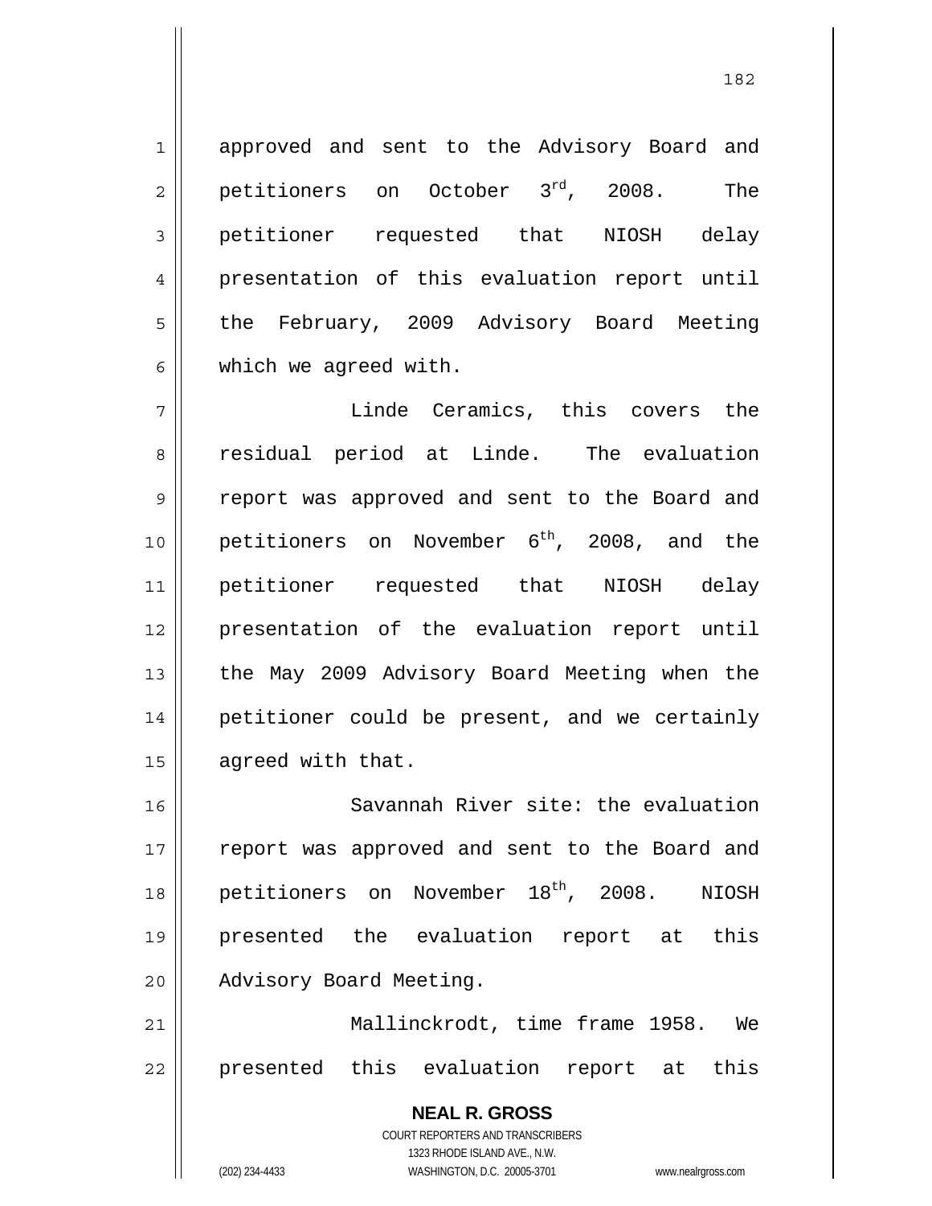approved and sent to the Advisory Board and petitioners on October 3rd, 2008. The petitioner requested that NIOSH delay presentation of this evaluation report until the February, 2009 Advisory Board Meeting which we agreed with.

Linde Ceramics, this covers the residual period at Linde. The evaluation report was approved and sent to the Board and petitioners on November 6th, 2008, and the petitioner requested that NIOSH delay presentation of the evaluation report until the May 2009 Advisory Board Meeting when the petitioner could be present, and we certainly agreed with that.

Savannah River site: the evaluation report was approved and sent to the Board and petitioners on November 18th, 2008. NIOSH presented the evaluation report at this Advisory Board Meeting.

Mallinckrodt, time frame 1958. We presented this evaluation report at this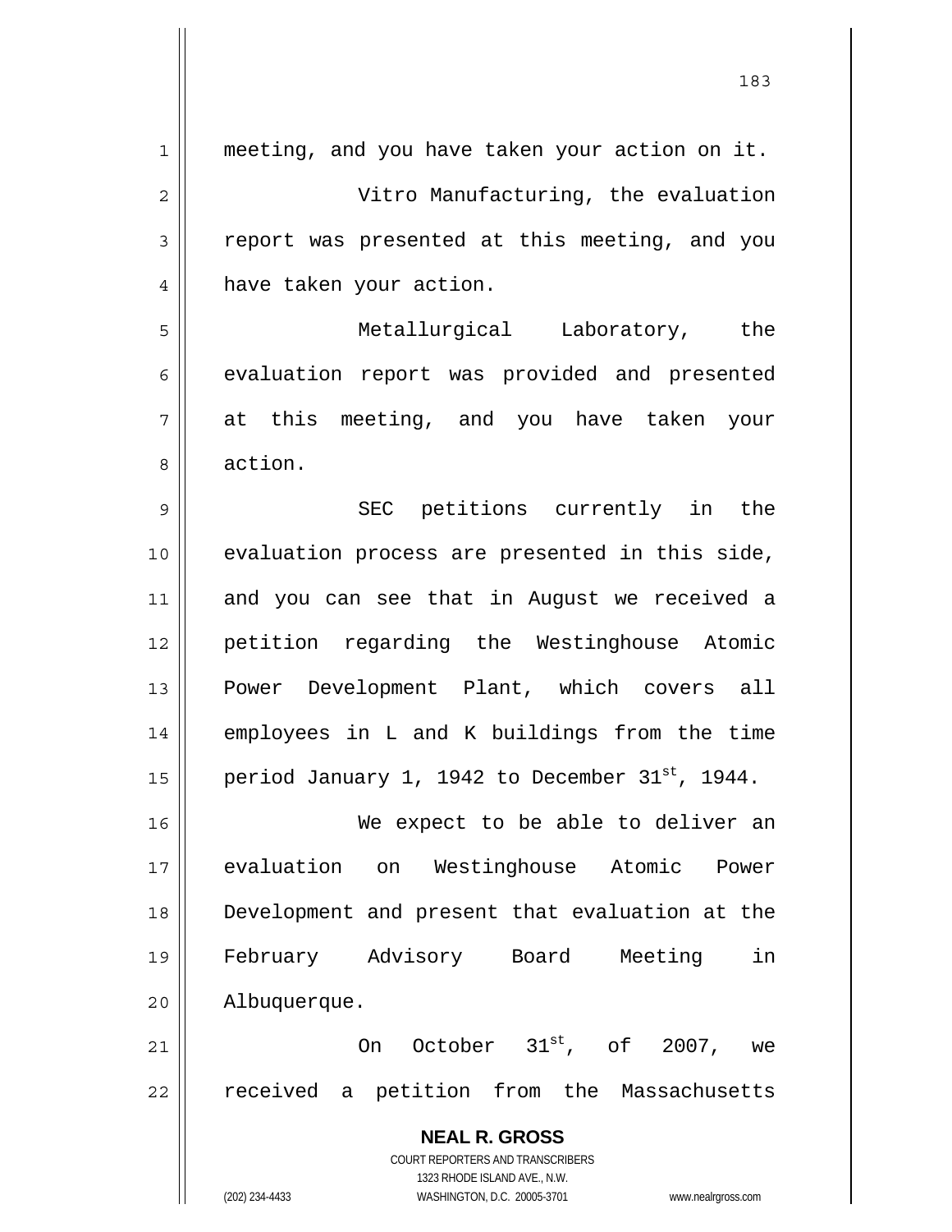meeting, and you have taken your action on it.

Vitro Manufacturing, the evaluation report was presented at this meeting, and you have taken your action.

Metallurgical Laboratory, the evaluation report was provided and presented at this meeting, and you have taken your action.

SEC petitions currently in the evaluation process are presented in this side, and you can see that in August we received a petition regarding the Westinghouse Atomic Power Development Plant, which covers all employees in L and K buildings from the time period January 1, 1942 to December 31st, 1944.

We expect to be able to deliver an evaluation on Westinghouse Atomic Power Development and present that evaluation at the February Advisory Board Meeting in Albuquerque.

On October 31st, of 2007, we received a petition from the Massachusetts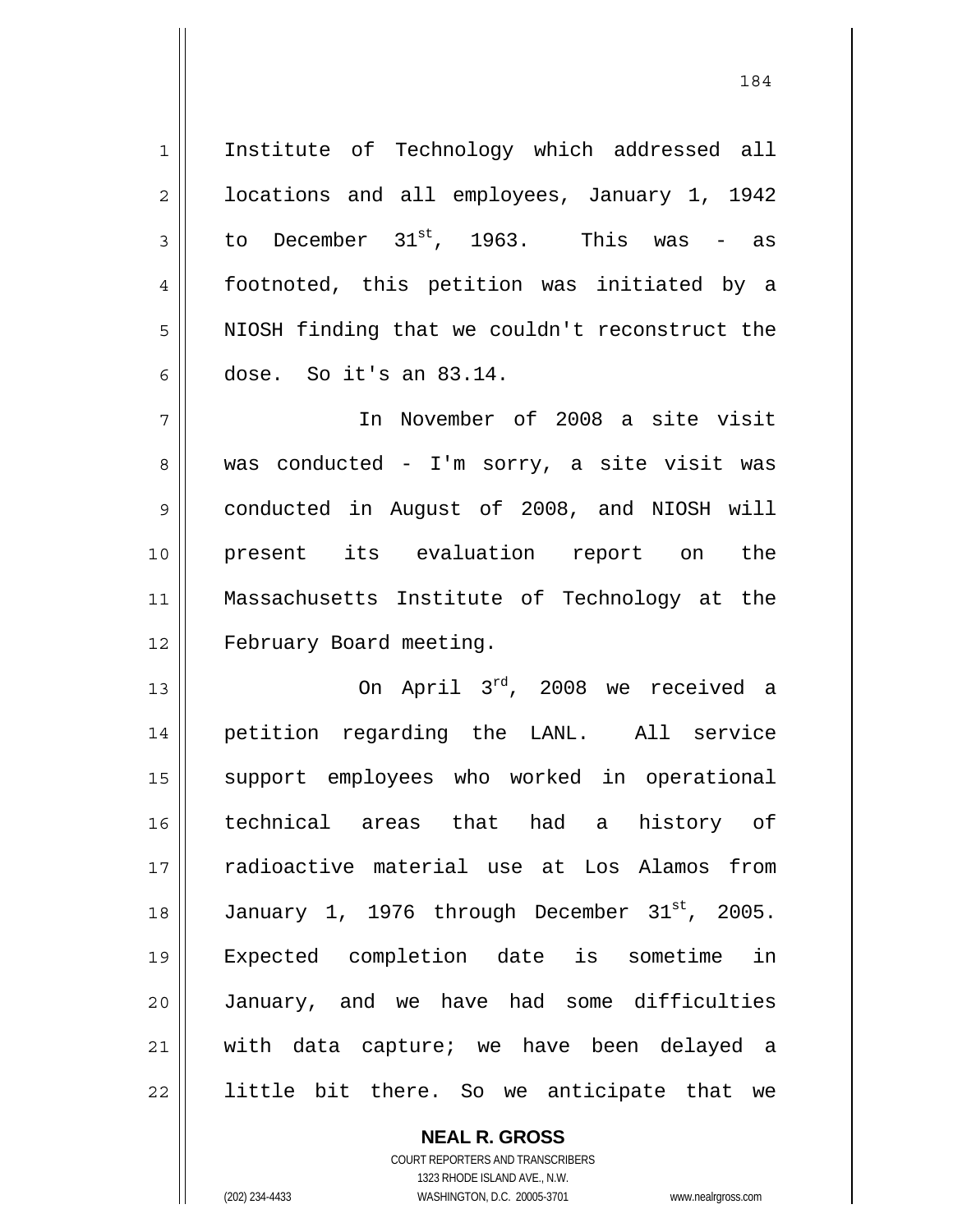Institute of Technology which addressed all locations and all employees, January 1, 1942 to December 31st, 1963. This was - as footnoted, this petition was initiated by a NIOSH finding that we couldn't reconstruct the dose. So it's an 83.14.

In November of 2008 a site visit was conducted - I'm sorry, a site visit was conducted in August of 2008, and NIOSH will present its evaluation report on the Massachusetts Institute of Technology at the February Board meeting.

On April 3rd, 2008 we received a petition regarding the LANL. All service support employees who worked in operational technical areas that had a history of radioactive material use at Los Alamos from January 1, 1976 through December 31st, 2005. Expected completion date is sometime in January, and we have had some difficulties with data capture; we have been delayed a little bit there. So we anticipate that we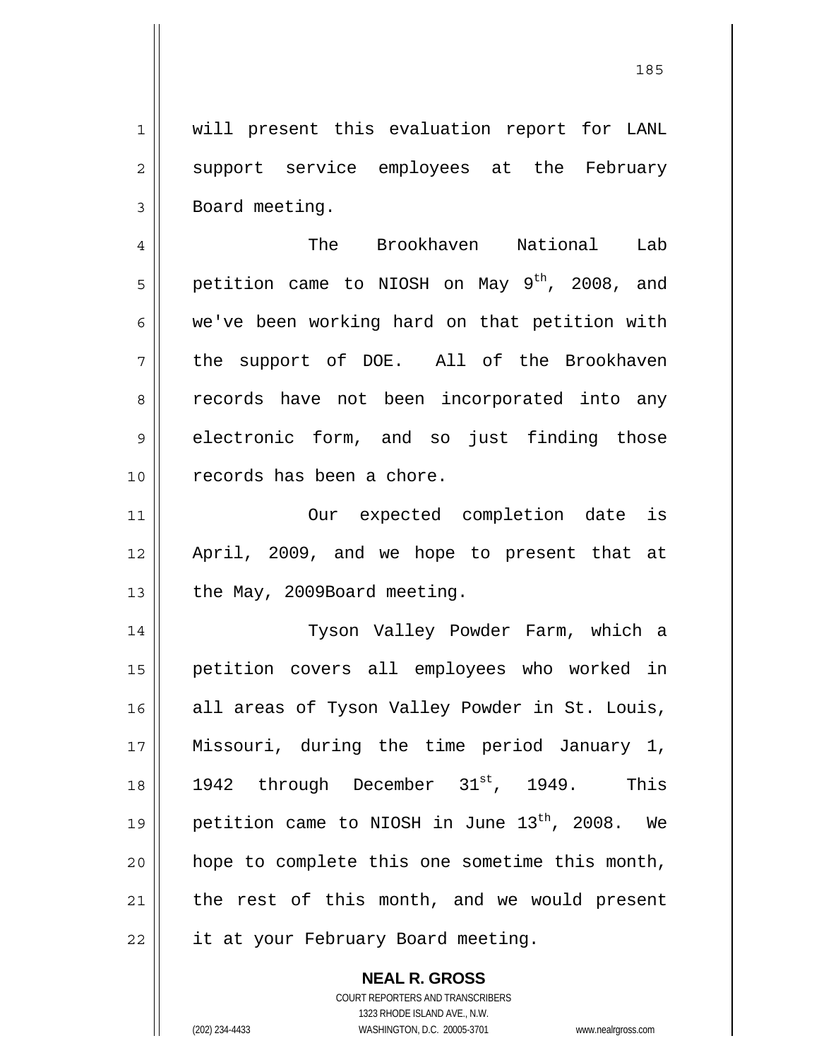will present this evaluation report for LANL support service employees at the February Board meeting.

The Brookhaven National Lab petition came to NIOSH on May 9th, 2008, and we've been working hard on that petition with the support of DOE. All of the Brookhaven records have not been incorporated into any electronic form, and so just finding those records has been a chore.

Our expected completion date is April, 2009, and we hope to present that at the May, 2009Board meeting.

Tyson Valley Powder Farm, which a petition covers all employees who worked in all areas of Tyson Valley Powder in St. Louis, Missouri, during the time period January 1, 1942 through December 31st, 1949. This petition came to NIOSH in June 13th, 2008. We hope to complete this one sometime this month, the rest of this month, and we would present it at your February Board meeting.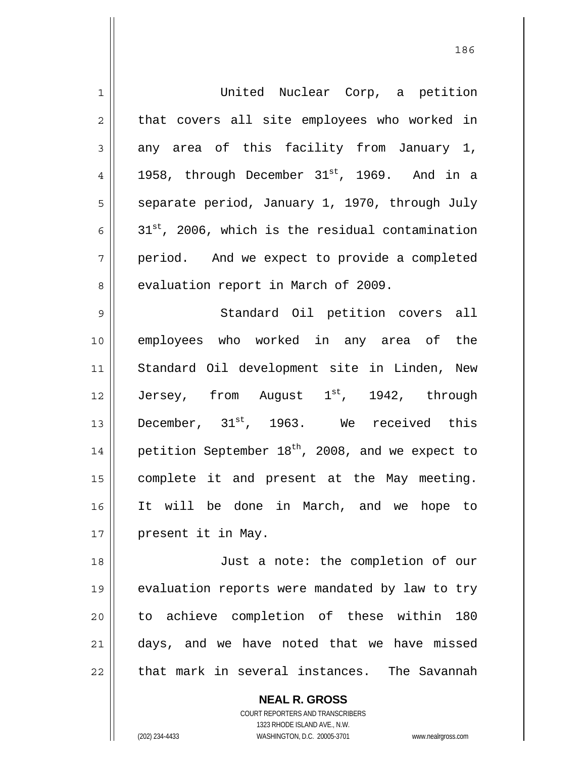United Nuclear Corp, a petition that covers all site employees who worked in any area of this facility from January 1, 1958, through December 31st, 1969. And in a separate period, January 1, 1970, through July 31st, 2006, which is the residual contamination period. And we expect to provide a completed evaluation report in March of 2009.

Standard Oil petition covers all employees who worked in any area of the Standard Oil development site in Linden, New Jersey, from August 1st, 1942, through December, 31st, 1963. We received this petition September 18th, 2008, and we expect to complete it and present at the May meeting. It will be done in March, and we hope to present it in May.

Just a note: the completion of our evaluation reports were mandated by law to try to achieve completion of these within 180 days, and we have noted that we have missed that mark in several instances. The Savannah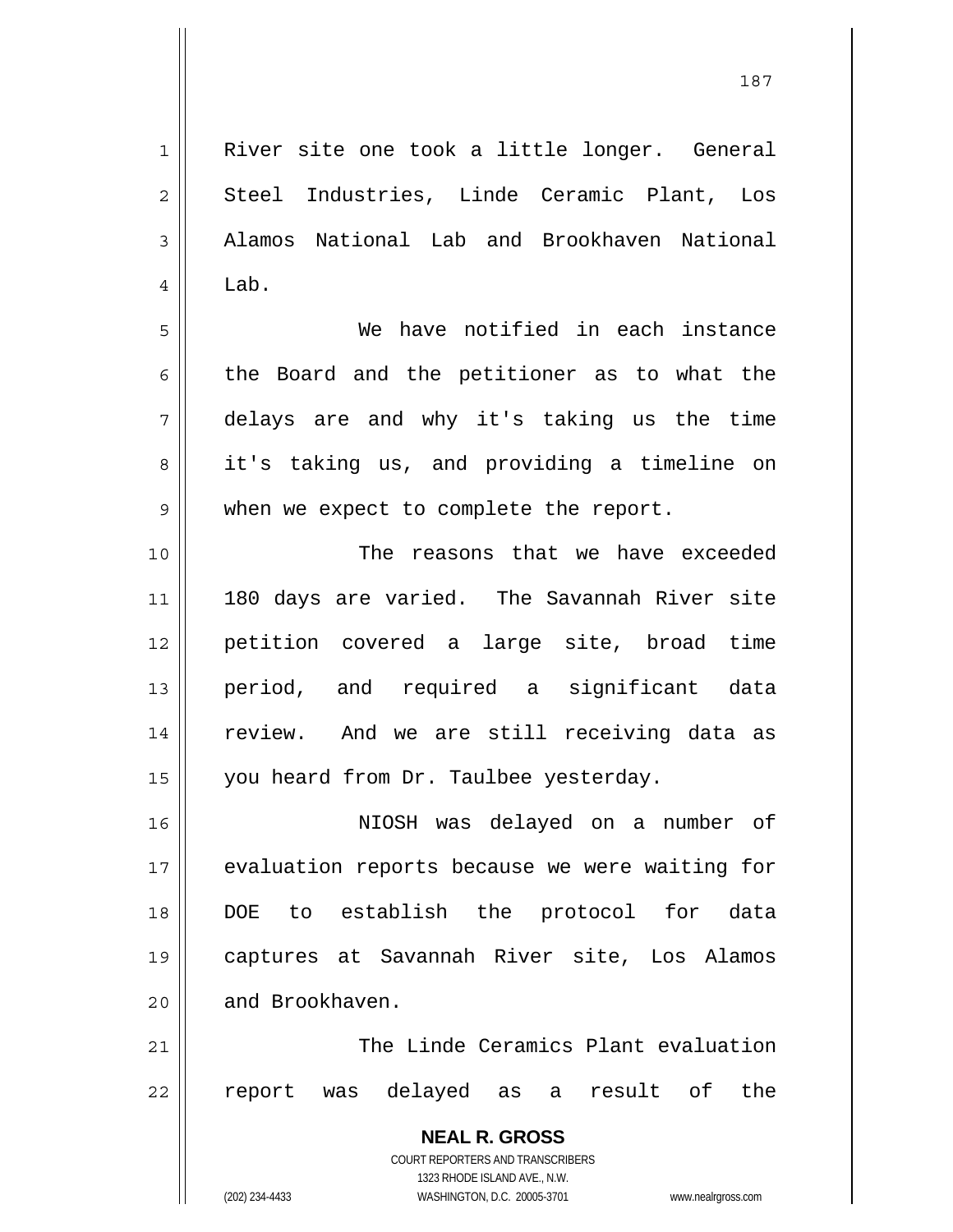River site one took a little longer. General Steel Industries, Linde Ceramic Plant, Los Alamos National Lab and Brookhaven National Lab.

We have notified in each instance the Board and the petitioner as to what the delays are and why it's taking us the time it's taking us, and providing a timeline on when we expect to complete the report.

The reasons that we have exceeded 180 days are varied. The Savannah River site petition covered a large site, broad time period, and required a significant data review. And we are still receiving data as you heard from Dr. Taulbee yesterday.

NIOSH was delayed on a number of evaluation reports because we were waiting for DOE to establish the protocol for data captures at Savannah River site, Los Alamos and Brookhaven.

The Linde Ceramics Plant evaluation report was delayed as a result of the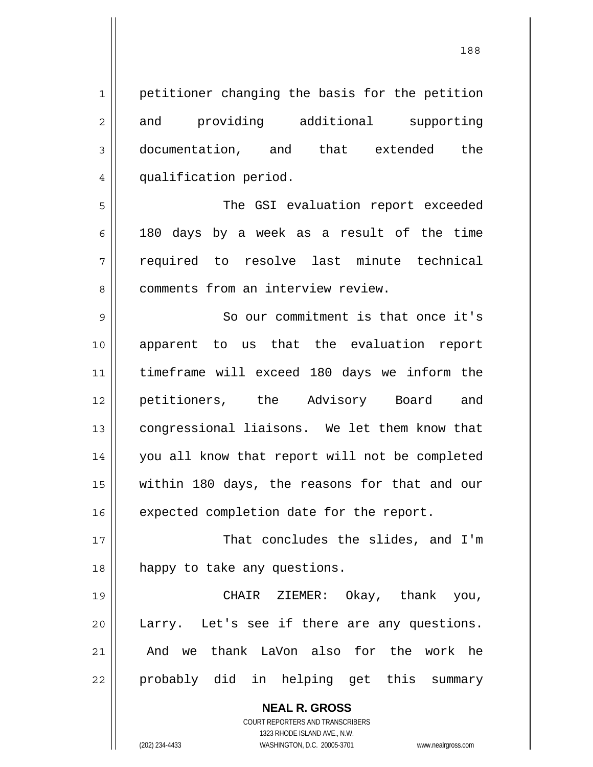petitioner changing the basis for the petition and providing additional supporting documentation, and that extended the qualification period.

The GSI evaluation report exceeded 180 days by a week as a result of the time required to resolve last minute technical comments from an interview review.

So our commitment is that once it's apparent to us that the evaluation report timeframe will exceed 180 days we inform the petitioners, the Advisory Board and congressional liaisons. We let them know that you all know that report will not be completed within 180 days, the reasons for that and our expected completion date for the report.

That concludes the slides, and I'm happy to take any questions.

CHAIR ZIEMER: Okay, thank you, Larry. Let's see if there are any questions. And we thank LaVon also for the work he probably did in helping get this summary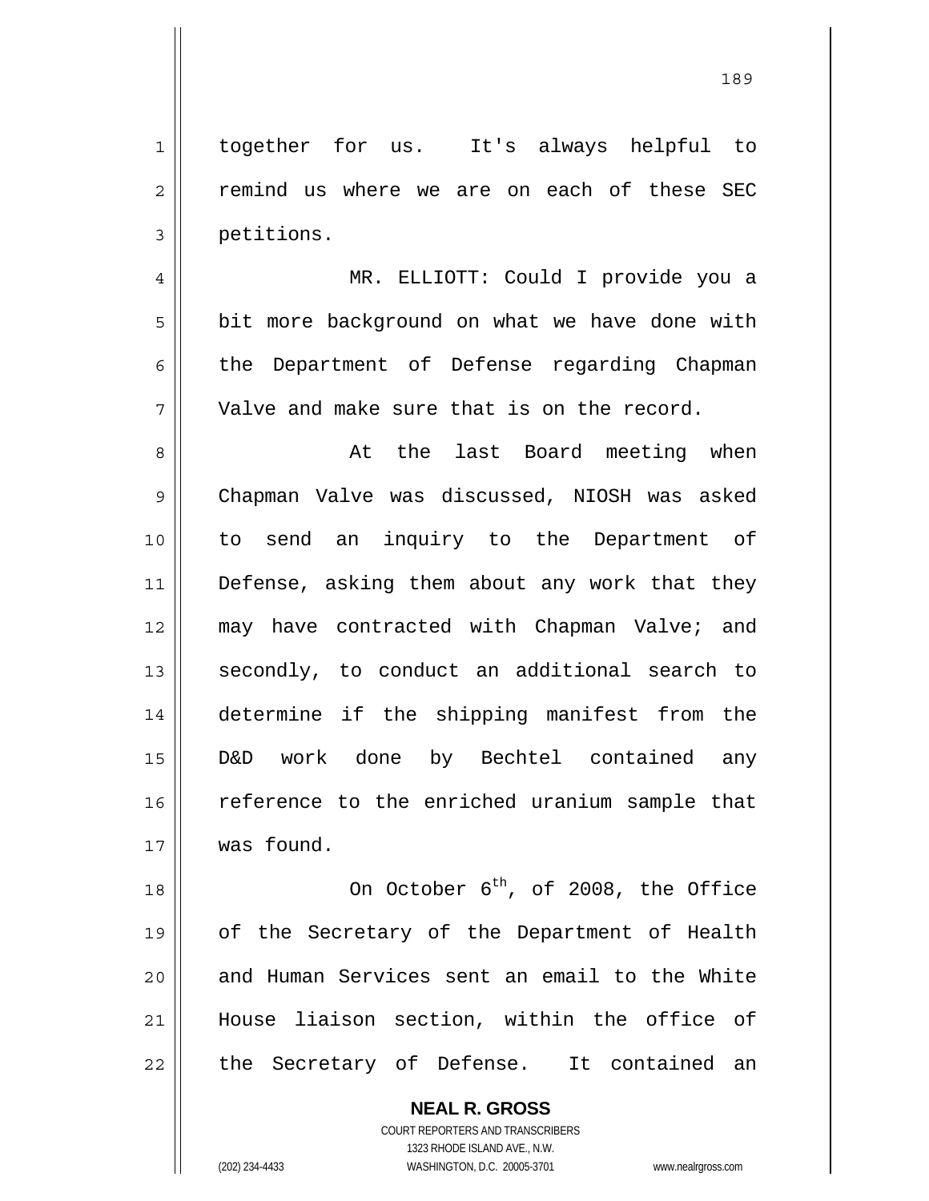together for us. It's always helpful to remind us where we are on each of these SEC petitions.

MR. ELLIOTT: Could I provide you a bit more background on what we have done with the Department of Defense regarding Chapman Valve and make sure that is on the record.

At the last Board meeting when Chapman Valve was discussed, NIOSH was asked to send an inquiry to the Department of Defense, asking them about any work that they may have contracted with Chapman Valve; and secondly, to conduct an additional search to determine if the shipping manifest from the D&D work done by Bechtel contained any reference to the enriched uranium sample that was found.

On October 6th, of 2008, the Office of the Secretary of the Department of Health and Human Services sent an email to the White House liaison section, within the office of the Secretary of Defense. It contained an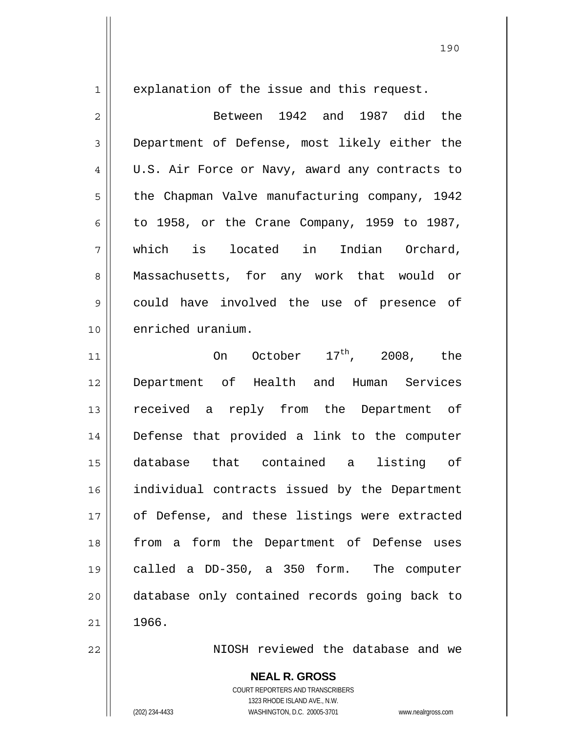explanation of the issue and this request.

Between 1942 and 1987 did the Department of Defense, most likely either the U.S. Air Force or Navy, award any contracts to the Chapman Valve manufacturing company, 1942 to 1958, or the Crane Company, 1959 to 1987, which is located in Indian Orchard, Massachusetts, for any work that would or could have involved the use of presence of enriched uranium.

On October 17th, 2008, the Department of Health and Human Services received a reply from the Department of Defense that provided a link to the computer database that contained a listing of individual contracts issued by the Department of Defense, and these listings were extracted from a form the Department of Defense uses called a DD-350, a 350 form. The computer database only contained records going back to 1966.

NIOSH reviewed the database and we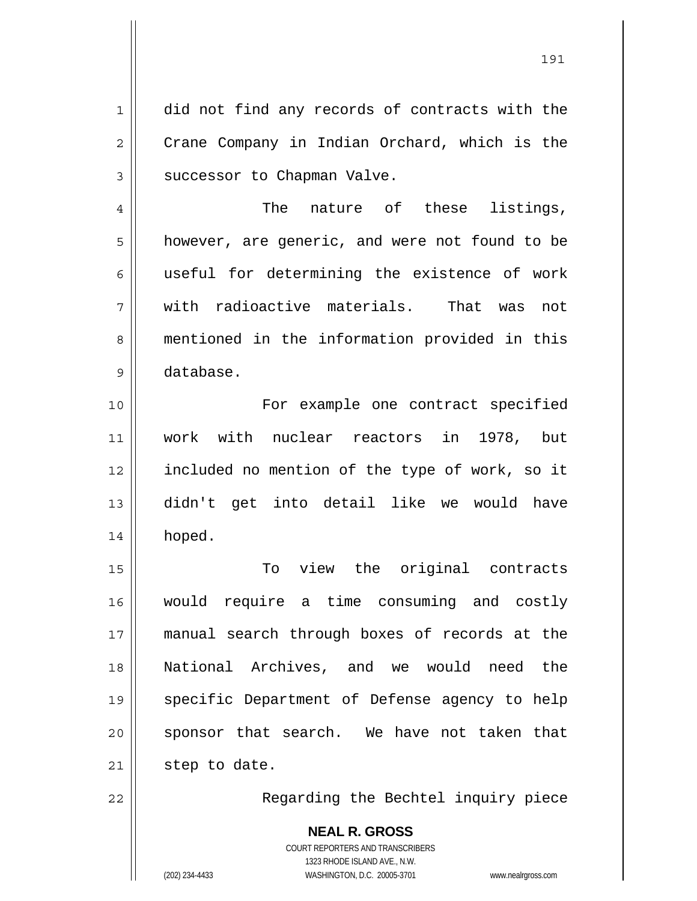did not find any records of contracts with the Crane Company in Indian Orchard, which is the successor to Chapman Valve.

The nature of these listings, however, are generic, and were not found to be useful for determining the existence of work with radioactive materials. That was not mentioned in the information provided in this database.

For example one contract specified work with nuclear reactors in 1978, but included no mention of the type of work, so it didn't get into detail like we would have hoped.

To view the original contracts would require a time consuming and costly manual search through boxes of records at the National Archives, and we would need the specific Department of Defense agency to help sponsor that search. We have not taken that step to date.

Regarding the Bechtel inquiry piece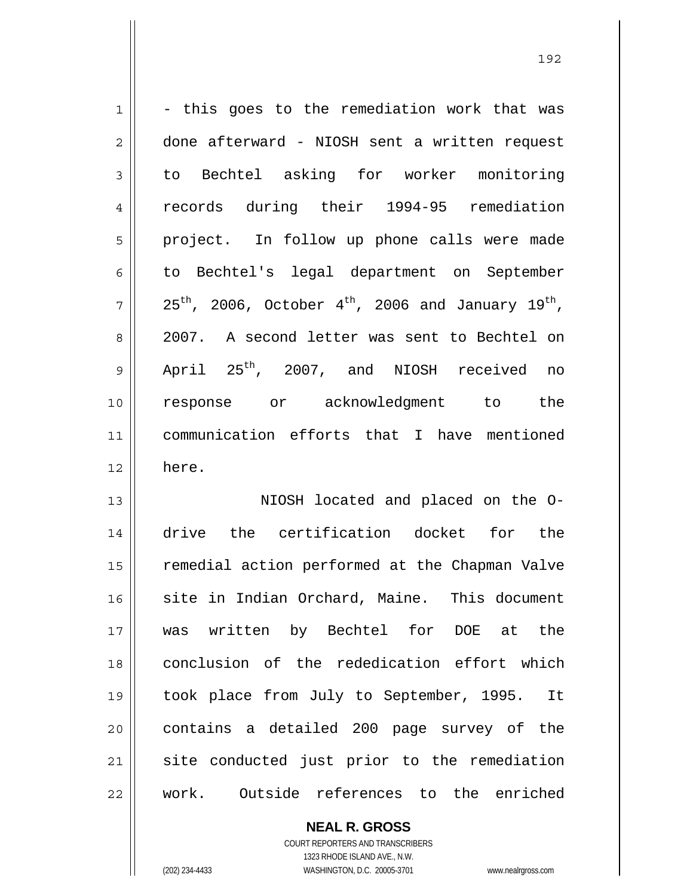- this goes to the remediation work that was done afterward - NIOSH sent a written request to Bechtel asking for worker monitoring records during their 1994-95 remediation project. In follow up phone calls were made to Bechtel's legal department on September 25th, 2006, October 4th, 2006 and January 19th, 2007. A second letter was sent to Bechtel on April 25th, 2007, and NIOSH received no response or acknowledgment to the communication efforts that I have mentioned here.

NIOSH located and placed on the O-drive the certification docket for the remedial action performed at the Chapman Valve site in Indian Orchard, Maine. This document was written by Bechtel for DOE at the conclusion of the rededication effort which took place from July to September, 1995. It contains a detailed 200 page survey of the site conducted just prior to the remediation work. Outside references to the enriched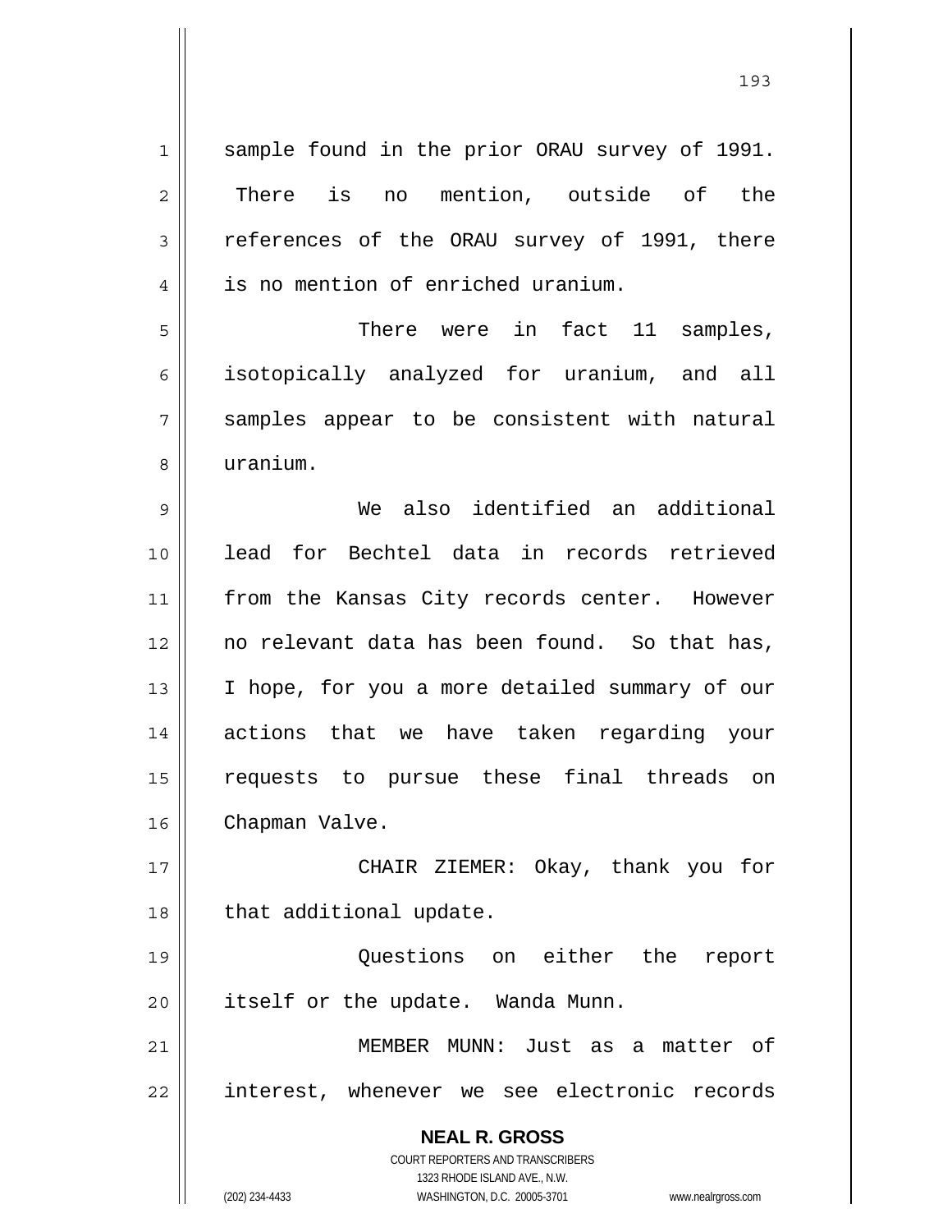sample found in the prior ORAU survey of 1991. There is no mention, outside of the references of the ORAU survey of 1991, there is no mention of enriched uranium.

There were in fact 11 samples, isotopically analyzed for uranium, and all samples appear to be consistent with natural uranium.

We also identified an additional lead for Bechtel data in records retrieved from the Kansas City records center. However no relevant data has been found. So that has, I hope, for you a more detailed summary of our actions that we have taken regarding your requests to pursue these final threads on Chapman Valve.

CHAIR ZIEMER: Okay, thank you for that additional update.

Questions on either the report itself or the update. Wanda Munn.

MEMBER MUNN: Just as a matter of interest, whenever we see electronic records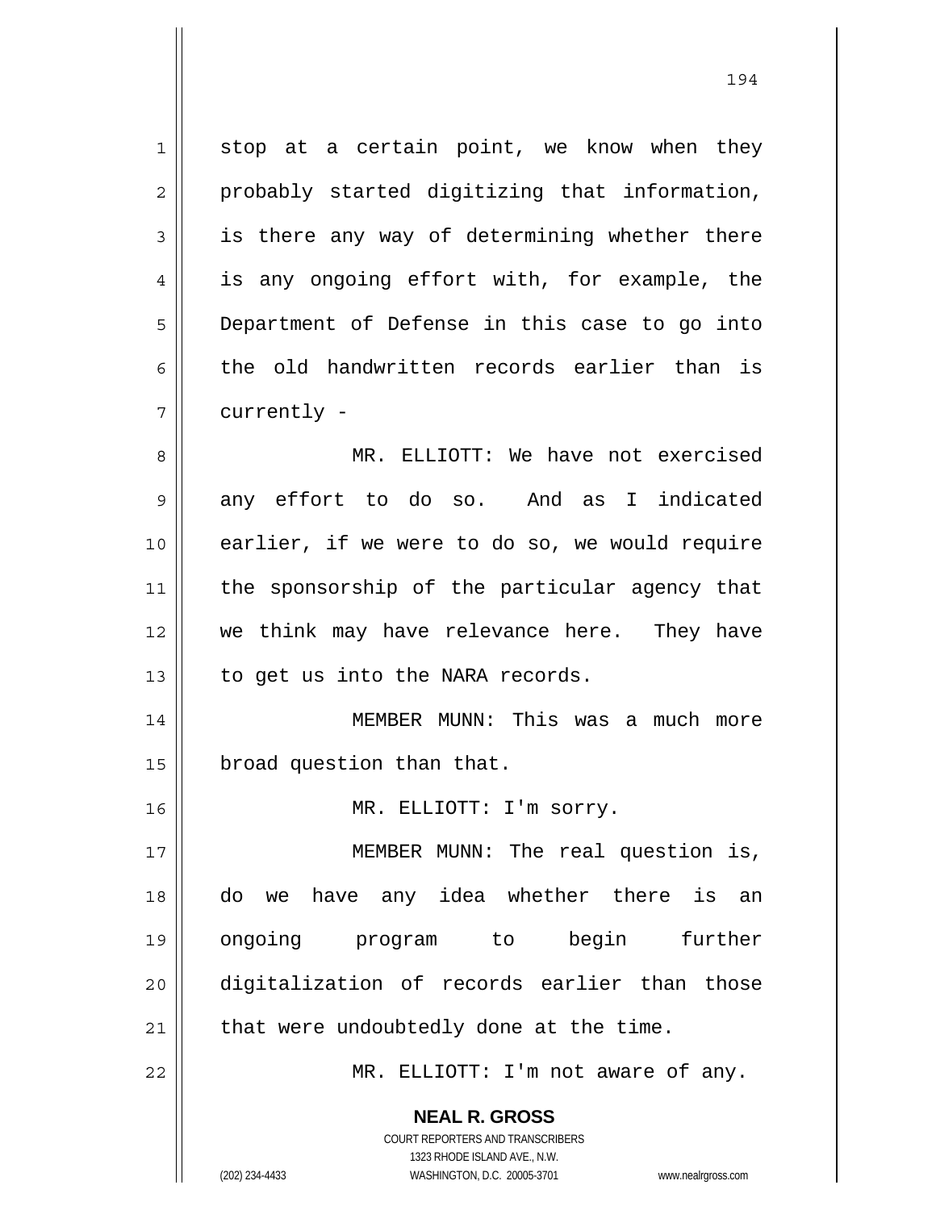stop at a certain point, we know when they probably started digitizing that information, is there any way of determining whether there is any ongoing effort with, for example, the Department of Defense in this case to go into the old handwritten records earlier than is currently -

MR. ELLIOTT: We have not exercised any effort to do so. And as I indicated earlier, if we were to do so, we would require the sponsorship of the particular agency that we think may have relevance here. They have to get us into the NARA records.

MEMBER MUNN: This was a much more broad question than that.

MR. ELLIOTT: I'm sorry.

MEMBER MUNN: The real question is, do we have any idea whether there is an ongoing program to begin further digitalization of records earlier than those that were undoubtedly done at the time.

MR. ELLIOTT: I'm not aware of any.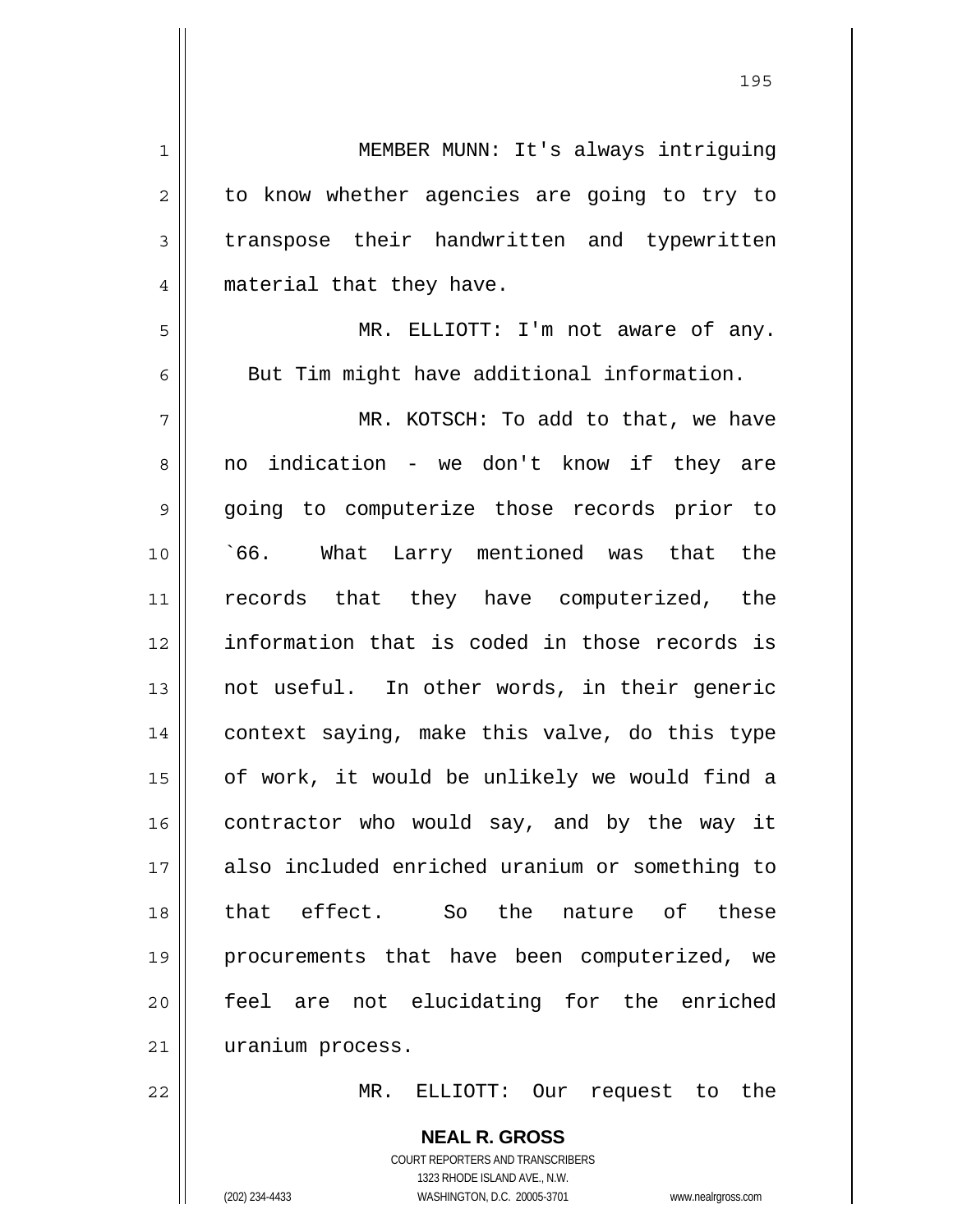MEMBER MUNN: It's always intriguing to know whether agencies are going to try to transpose their handwritten and typewritten material that they have.

MR. ELLIOTT: I'm not aware of any. But Tim might have additional information.

MR. KOTSCH: To add to that, we have no indication - we don't know if they are going to computerize those records prior to `66. What Larry mentioned was that the records that they have computerized, the information that is coded in those records is not useful. In other words, in their generic context saying, make this valve, do this type of work, it would be unlikely we would find a contractor who would say, and by the way it also included enriched uranium or something to that effect. So the nature of these procurements that have been computerized, we feel are not elucidating for the enriched uranium process.

MR. ELLIOTT: Our request to the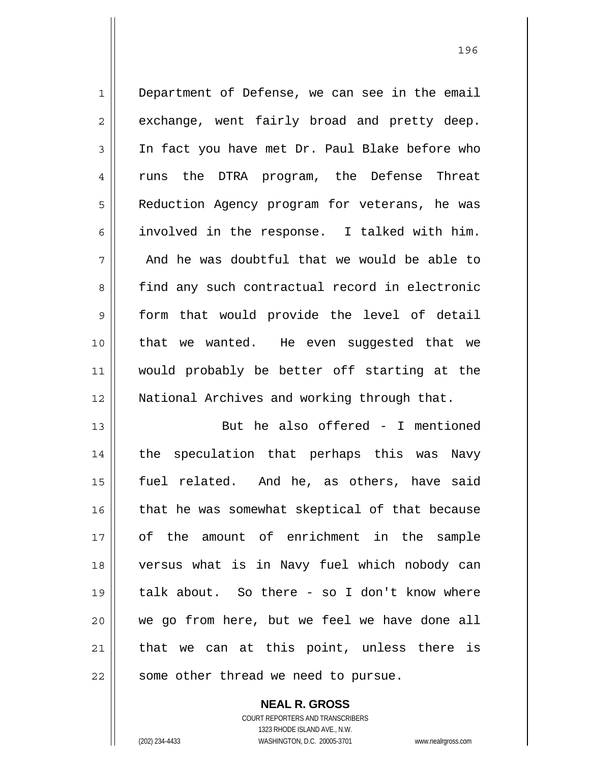Department of Defense, we can see in the email exchange, went fairly broad and pretty deep. In fact you have met Dr. Paul Blake before who runs the DTRA program, the Defense Threat Reduction Agency program for veterans, he was involved in the response. I talked with him. And he was doubtful that we would be able to find any such contractual record in electronic form that would provide the level of detail that we wanted. He even suggested that we would probably be better off starting at the National Archives and working through that.

But he also offered - I mentioned the speculation that perhaps this was Navy fuel related. And he, as others, have said that he was somewhat skeptical of that because of the amount of enrichment in the sample versus what is in Navy fuel which nobody can talk about. So there - so I don't know where we go from here, but we feel we have done all that we can at this point, unless there is some other thread we need to pursue.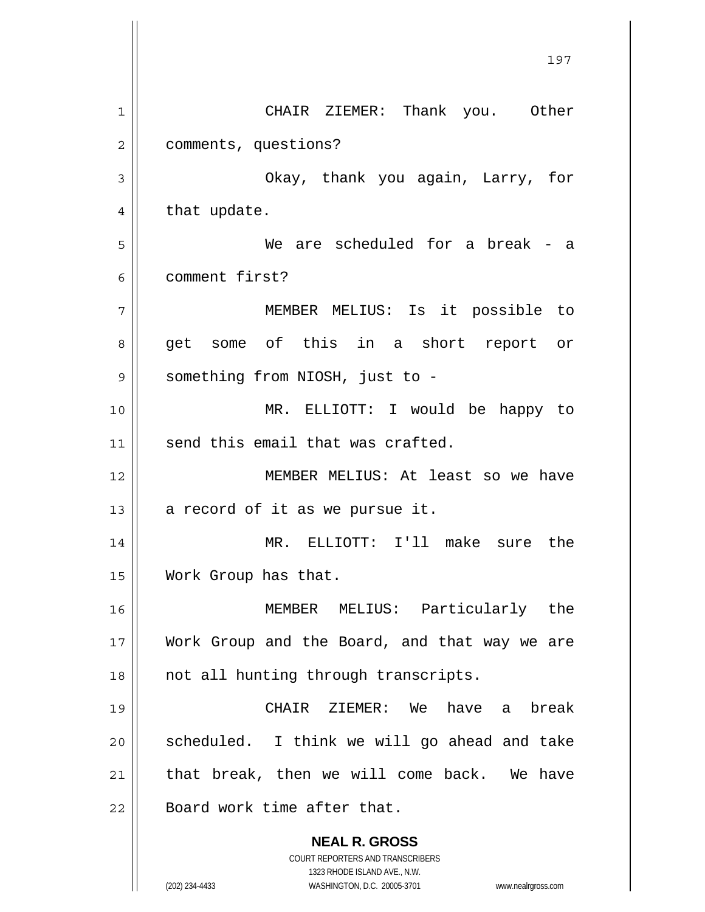CHAIR ZIEMER: Thank you. Other comments, questions?

Okay, thank you again, Larry, for that update.

We are scheduled for a break - a comment first?

MEMBER MELIUS: Is it possible to get some of this in a short report or something from NIOSH, just to -

MR. ELLIOTT: I would be happy to send this email that was crafted.

MEMBER MELIUS: At least so we have a record of it as we pursue it.

MR. ELLIOTT: I'll make sure the Work Group has that.

MEMBER MELIUS: Particularly the Work Group and the Board, and that way we are not all hunting through transcripts.

CHAIR ZIEMER: We have a break scheduled. I think we will go ahead and take that break, then we will come back. We have Board work time after that.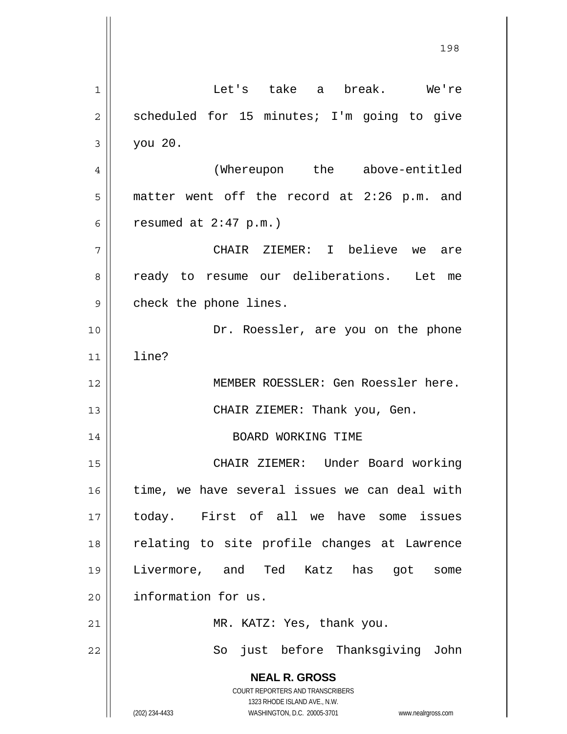Let's take a break. We're scheduled for 15 minutes; I'm going to give you 20.

(Whereupon the above-entitled matter went off the record at 2:26 p.m. and resumed at 2:47 p.m.)

CHAIR ZIEMER: I believe we are ready to resume our deliberations. Let me check the phone lines.

Dr. Roessler, are you on the phone line?

MEMBER ROESSLER: Gen Roessler here.

CHAIR ZIEMER: Thank you, Gen.

## BOARD WORKING TIME

CHAIR ZIEMER: Under Board working time, we have several issues we can deal with today. First of all we have some issues relating to site profile changes at Lawrence Livermore, and Ted Katz has got some information for us.

MR. KATZ: Yes, thank you.

So just before Thanksgiving John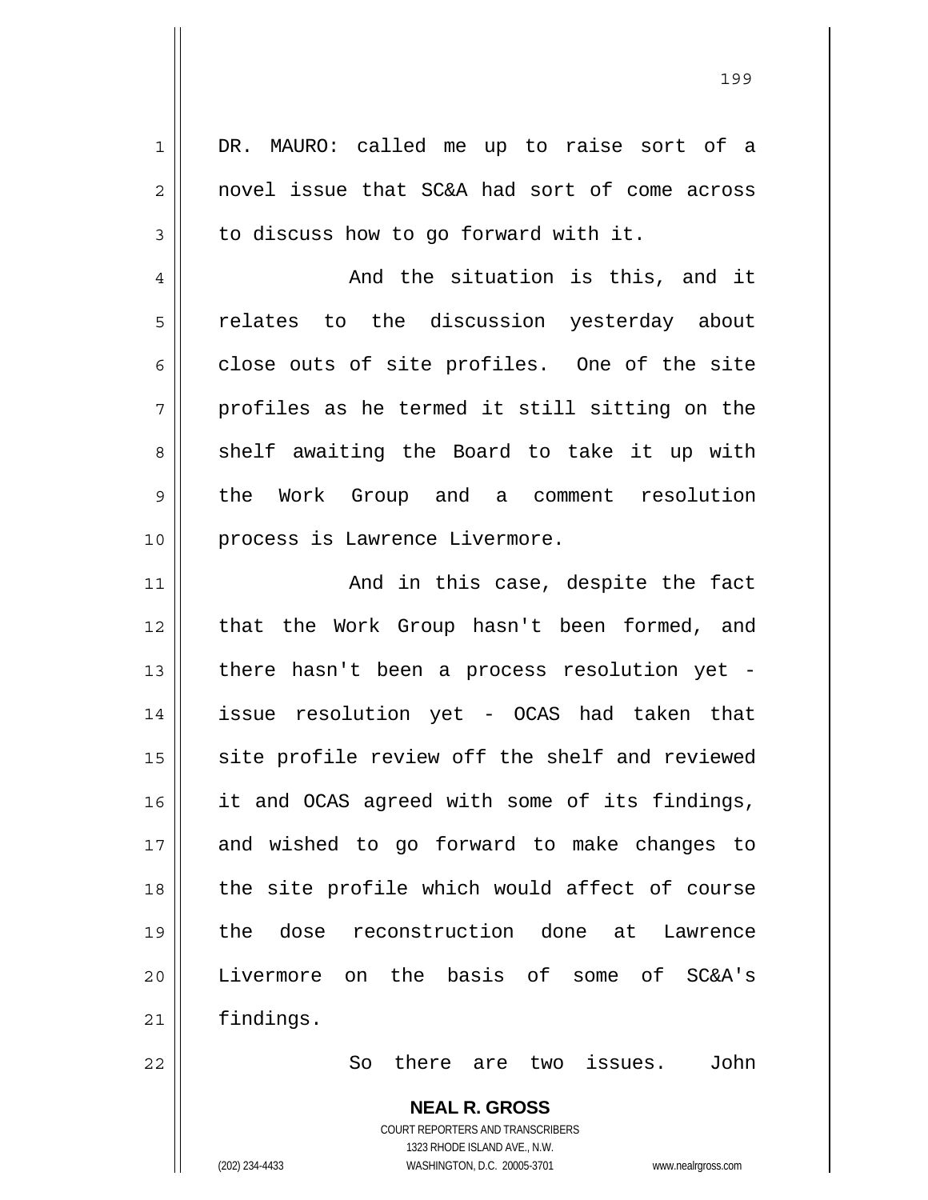DR. MAURO: called me up to raise sort of a novel issue that SC&A had sort of come across to discuss how to go forward with it.

And the situation is this, and it relates to the discussion yesterday about close outs of site profiles. One of the site profiles as he termed it still sitting on the shelf awaiting the Board to take it up with the Work Group and a comment resolution process is Lawrence Livermore.

And in this case, despite the fact that the Work Group hasn't been formed, and there hasn't been a process resolution yet - issue resolution yet - OCAS had taken that site profile review off the shelf and reviewed it and OCAS agreed with some of its findings, and wished to go forward to make changes to the site profile which would affect of course the dose reconstruction done at Lawrence Livermore on the basis of some of SC&A's findings.

So there are two issues. John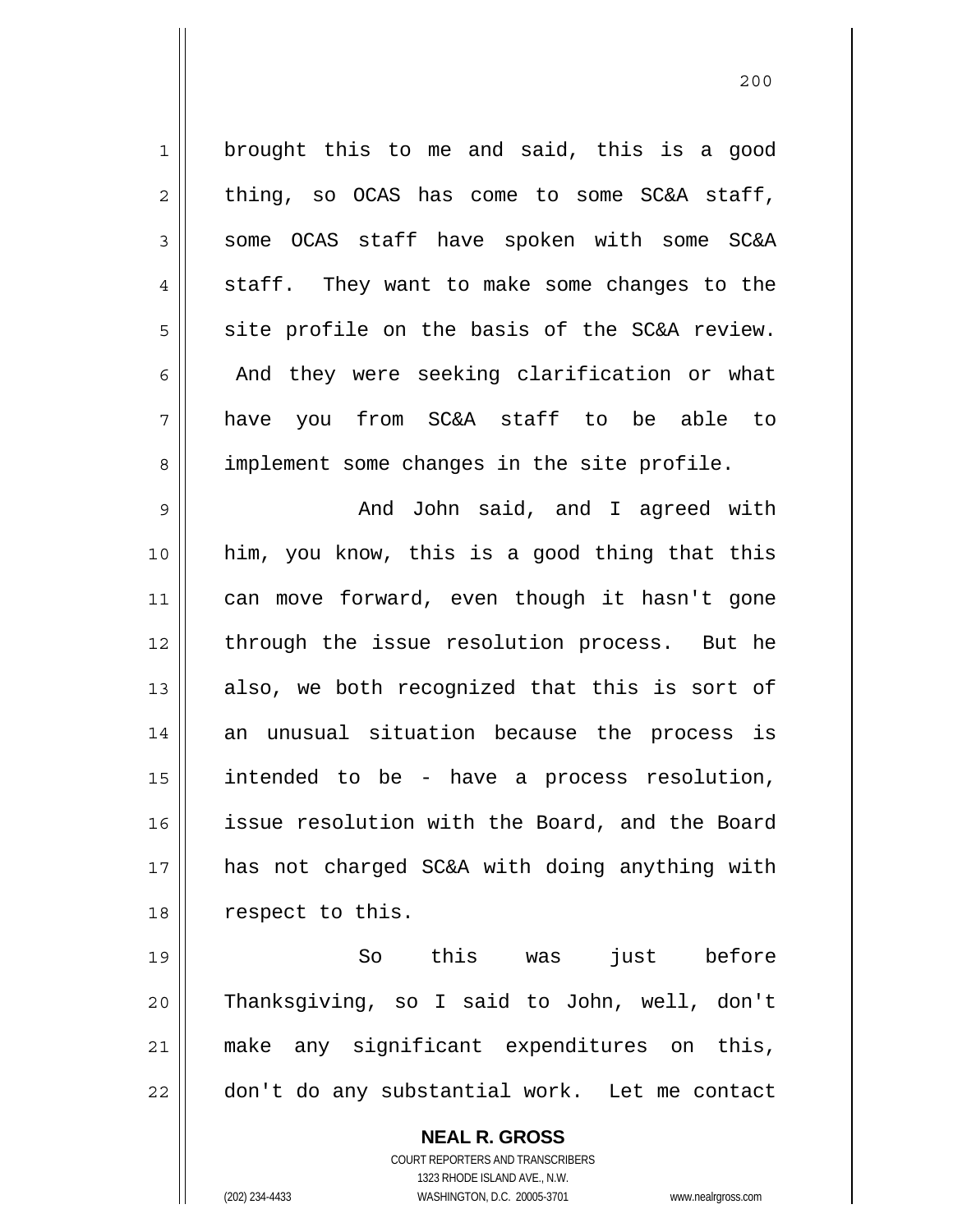brought this to me and said, this is a good thing, so OCAS has come to some SC&A staff, some OCAS staff have spoken with some SC&A staff. They want to make some changes to the site profile on the basis of the SC&A review. And they were seeking clarification or what have you from SC&A staff to be able to implement some changes in the site profile.

And John said, and I agreed with him, you know, this is a good thing that this can move forward, even though it hasn't gone through the issue resolution process. But he also, we both recognized that this is sort of an unusual situation because the process is intended to be - have a process resolution, issue resolution with the Board, and the Board has not charged SC&A with doing anything with respect to this.

So this was just before Thanksgiving, so I said to John, well, don't make any significant expenditures on this, don't do any substantial work. Let me contact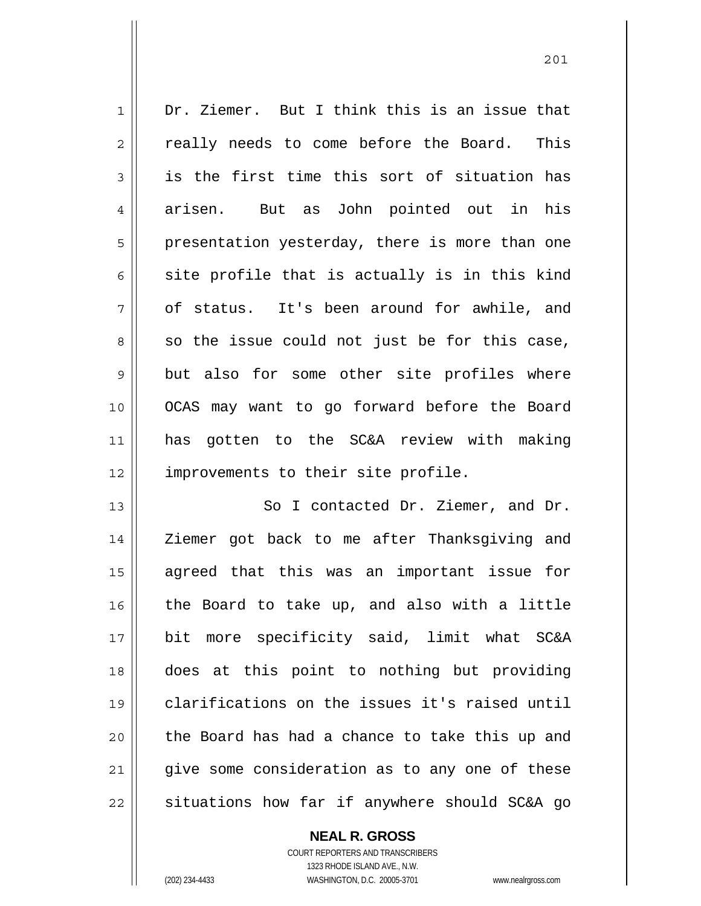Dr. Ziemer. But I think this is an issue that really needs to come before the Board. This is the first time this sort of situation has arisen. But as John pointed out in his presentation yesterday, there is more than one site profile that is actually is in this kind of status. It's been around for awhile, and so the issue could not just be for this case, but also for some other site profiles where OCAS may want to go forward before the Board has gotten to the SC&A review with making improvements to their site profile.

So I contacted Dr. Ziemer, and Dr. Ziemer got back to me after Thanksgiving and agreed that this was an important issue for the Board to take up, and also with a little bit more specificity said, limit what SC&A does at this point to nothing but providing clarifications on the issues it's raised until the Board has had a chance to take this up and give some consideration as to any one of these situations how far if anywhere should SC&A go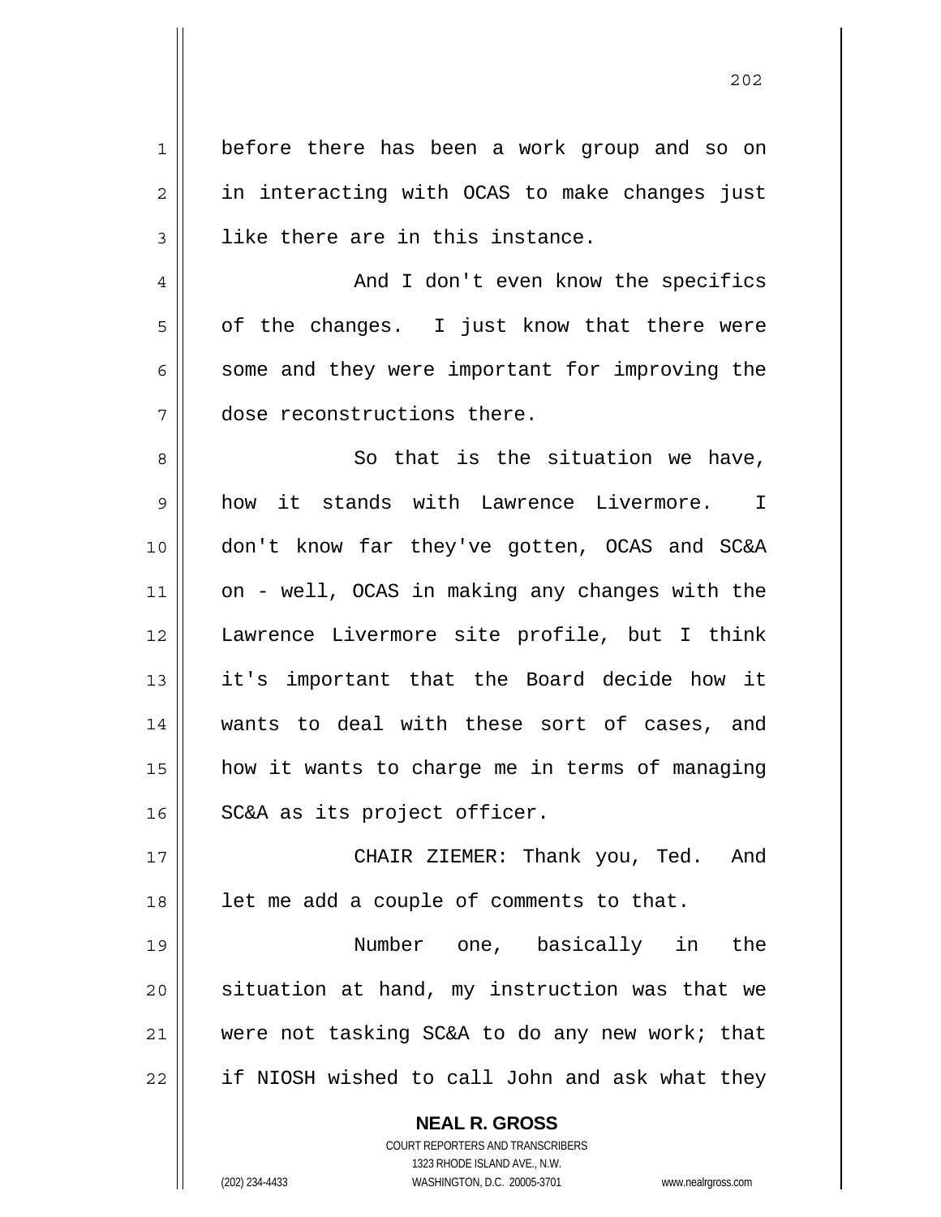before there has been a work group and so on in interacting with OCAS to make changes just like there are in this instance.

And I don't even know the specifics of the changes. I just know that there were some and they were important for improving the dose reconstructions there.

So that is the situation we have, how it stands with Lawrence Livermore. I don't know far they've gotten, OCAS and SC&A on - well, OCAS in making any changes with the Lawrence Livermore site profile, but I think it's important that the Board decide how it wants to deal with these sort of cases, and how it wants to charge me in terms of managing SC&A as its project officer.

CHAIR ZIEMER: Thank you, Ted. And let me add a couple of comments to that.

Number one, basically in the situation at hand, my instruction was that we were not tasking SC&A to do any new work; that if NIOSH wished to call John and ask what they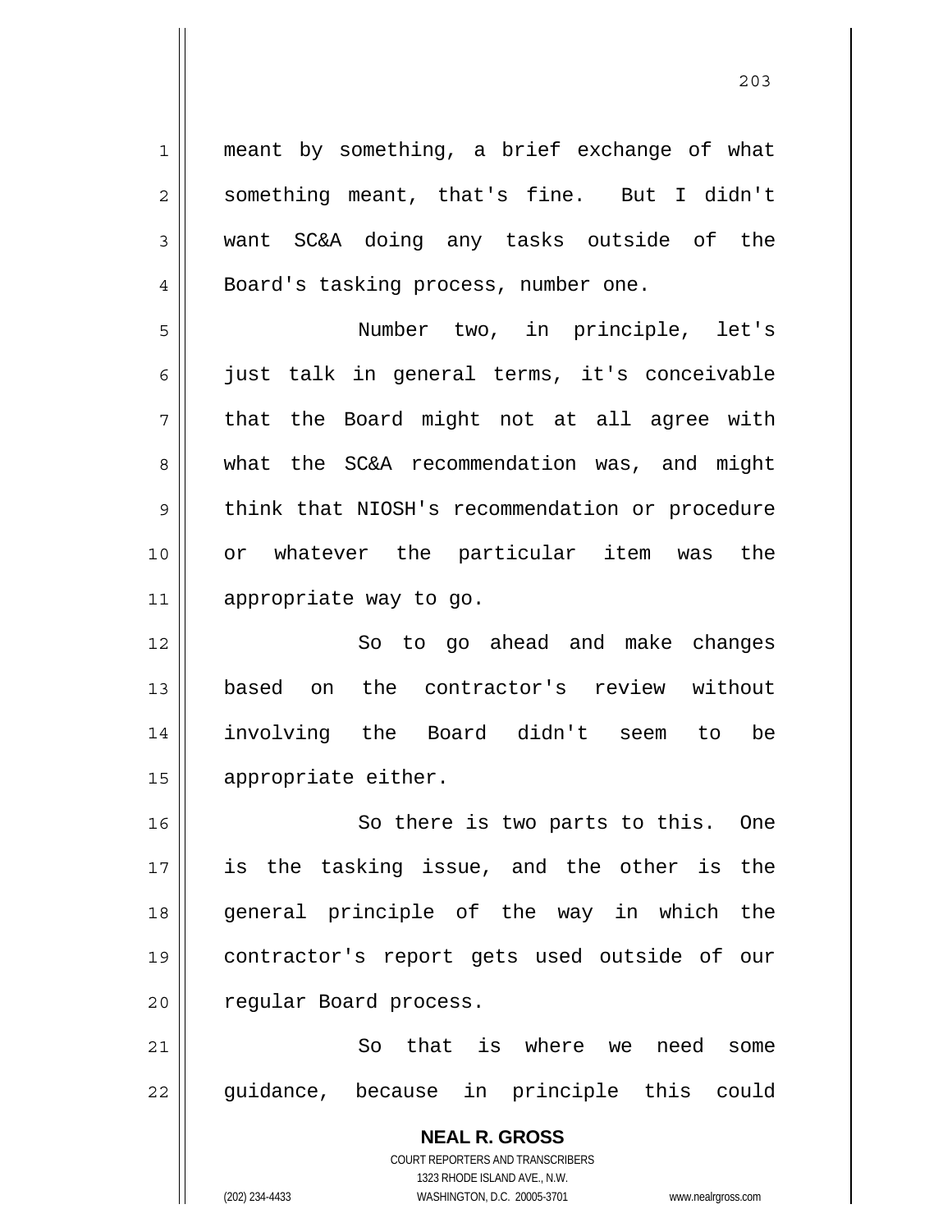meant by something, a brief exchange of what something meant, that's fine. But I didn't want SC&A doing any tasks outside of the Board's tasking process, number one.

Number two, in principle, let's just talk in general terms, it's conceivable that the Board might not at all agree with what the SC&A recommendation was, and might think that NIOSH's recommendation or procedure or whatever the particular item was the appropriate way to go.

So to go ahead and make changes based on the contractor's review without involving the Board didn't seem to be appropriate either.

So there is two parts to this. One is the tasking issue, and the other is the general principle of the way in which the contractor's report gets used outside of our regular Board process.

So that is where we need some guidance, because in principle this could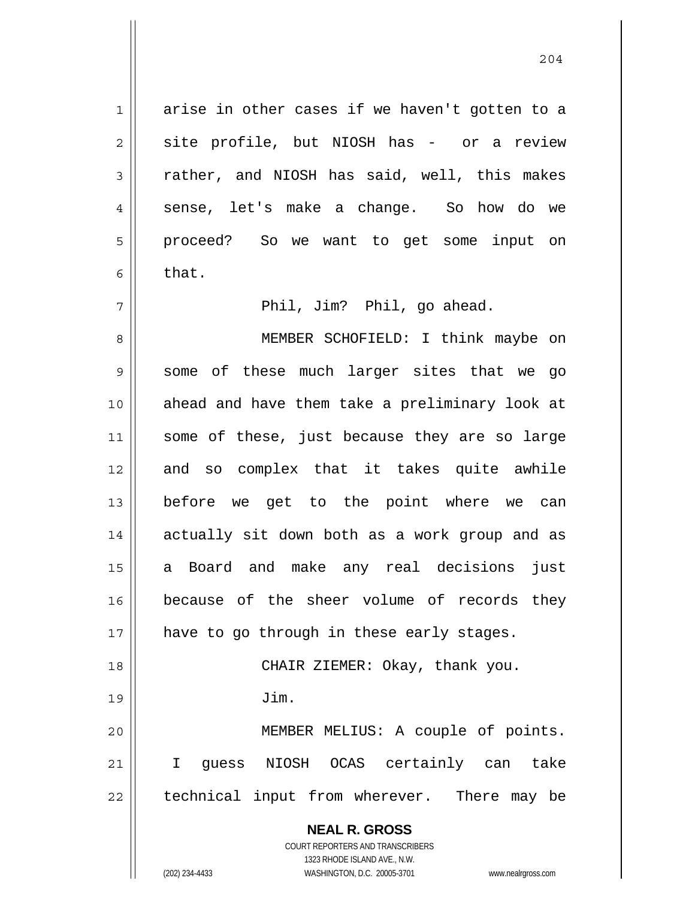arise in other cases if we haven't gotten to a site profile, but NIOSH has - or a review rather, and NIOSH has said, well, this makes sense, let's make a change. So how do we proceed? So we want to get some input on that.

Phil, Jim? Phil, go ahead.

MEMBER SCHOFIELD: I think maybe on some of these much larger sites that we go ahead and have them take a preliminary look at some of these, just because they are so large and so complex that it takes quite awhile before we get to the point where we can actually sit down both as a work group and as a Board and make any real decisions just because of the sheer volume of records they have to go through in these early stages.

CHAIR ZIEMER: Okay, thank you.

Jim.

MEMBER MELIUS: A couple of points. I guess NIOSH OCAS certainly can take technical input from wherever. There may be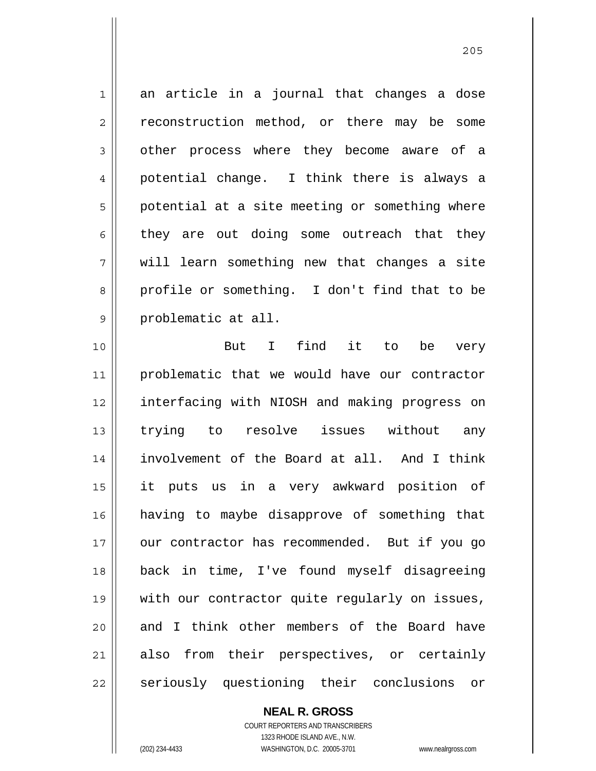an article in a journal that changes a dose reconstruction method, or there may be some other process where they become aware of a potential change. I think there is always a potential at a site meeting or something where they are out doing some outreach that they will learn something new that changes a site profile or something. I don't find that to be problematic at all.

But I find it to be very problematic that we would have our contractor interfacing with NIOSH and making progress on trying to resolve issues without any involvement of the Board at all. And I think it puts us in a very awkward position of having to maybe disapprove of something that our contractor has recommended. But if you go back in time, I've found myself disagreeing with our contractor quite regularly on issues, and I think other members of the Board have also from their perspectives, or certainly seriously questioning their conclusions or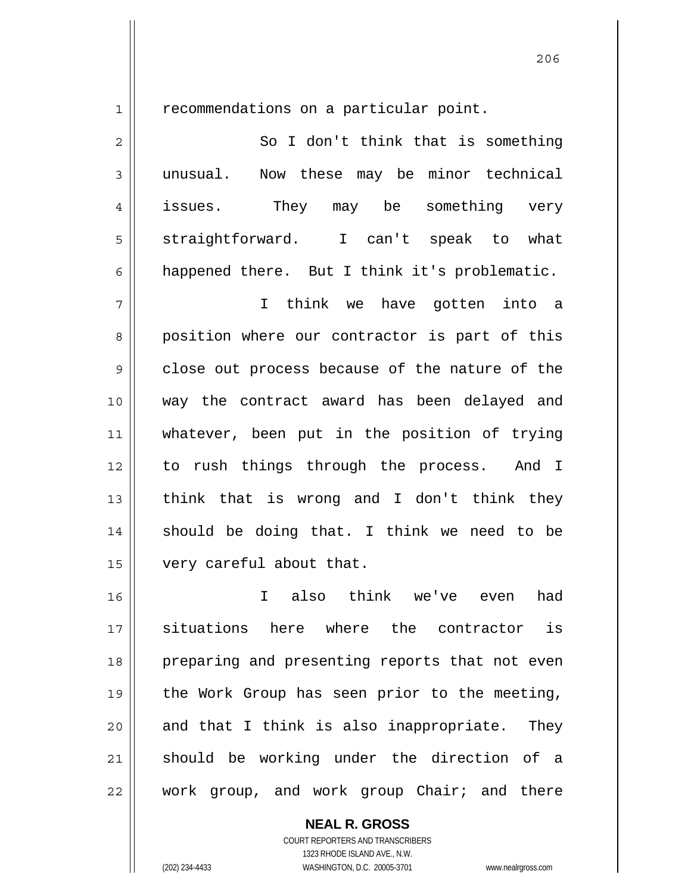recommendations on a particular point.

So I don't think that is something unusual. Now these may be minor technical issues. They may be something very straightforward. I can't speak to what happened there. But I think it's problematic.

I think we have gotten into a position where our contractor is part of this close out process because of the nature of the way the contract award has been delayed and whatever, been put in the position of trying to rush things through the process. And I think that is wrong and I don't think they should be doing that. I think we need to be very careful about that.

I also think we've even had situations here where the contractor is preparing and presenting reports that not even the Work Group has seen prior to the meeting, and that I think is also inappropriate. They should be working under the direction of a work group, and work group Chair; and there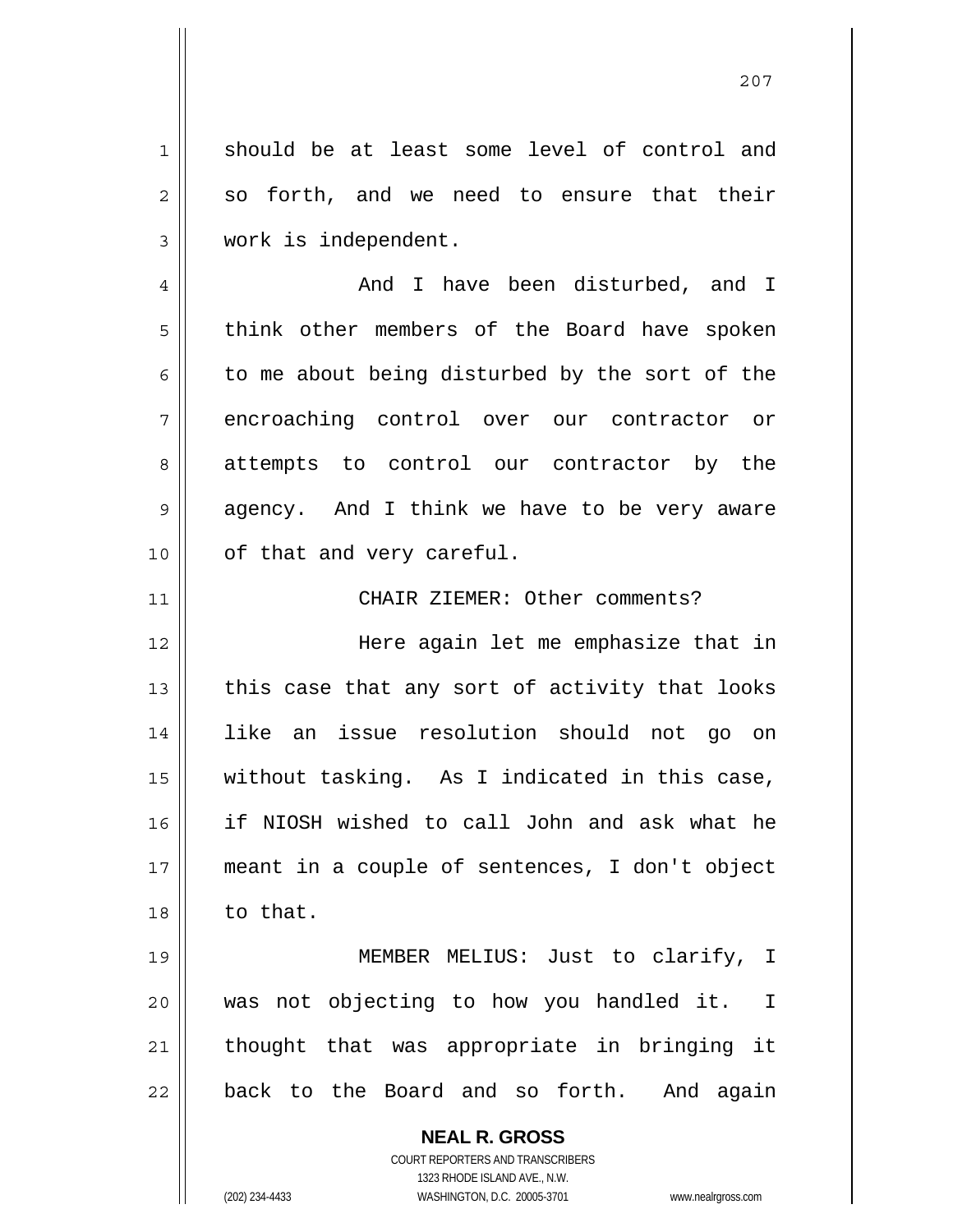should be at least some level of control and so forth, and we need to ensure that their work is independent.

And I have been disturbed, and I think other members of the Board have spoken to me about being disturbed by the sort of the encroaching control over our contractor or attempts to control our contractor by the agency. And I think we have to be very aware of that and very careful.

CHAIR ZIEMER: Other comments?

Here again let me emphasize that in this case that any sort of activity that looks like an issue resolution should not go on without tasking. As I indicated in this case, if NIOSH wished to call John and ask what he meant in a couple of sentences, I don't object to that.

MEMBER MELIUS: Just to clarify, I was not objecting to how you handled it. I thought that was appropriate in bringing it back to the Board and so forth. And again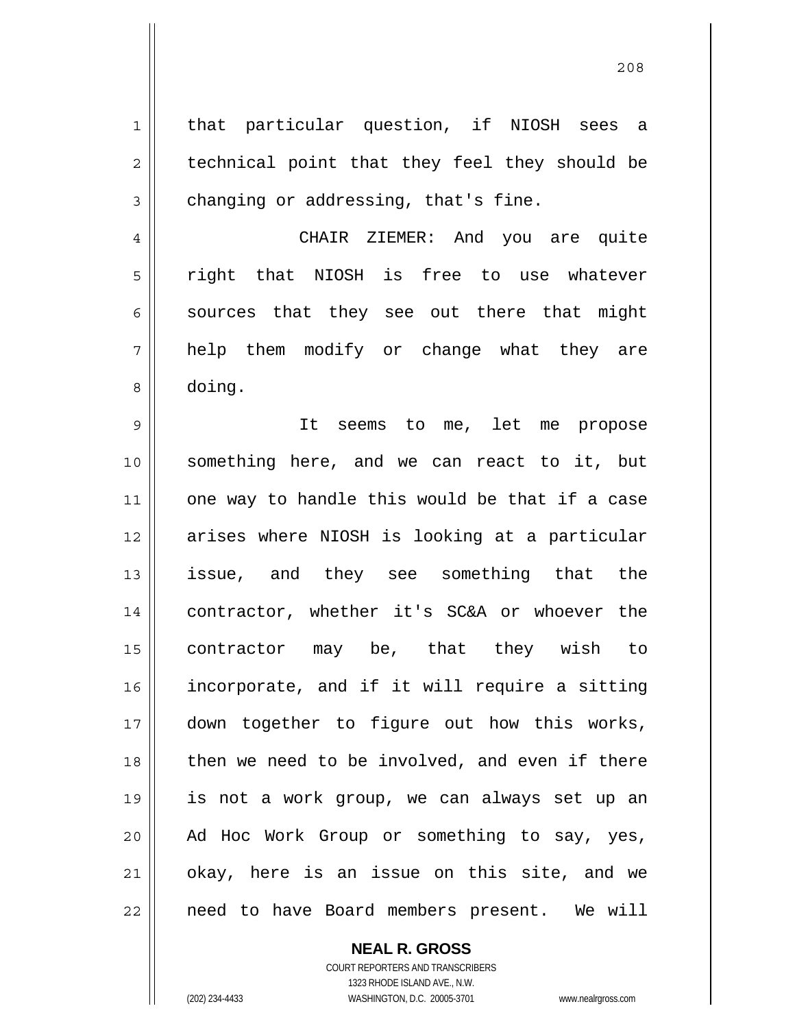that particular question, if NIOSH sees a technical point that they feel they should be changing or addressing, that's fine.

CHAIR ZIEMER: And you are quite right that NIOSH is free to use whatever sources that they see out there that might help them modify or change what they are doing.

It seems to me, let me propose something here, and we can react to it, but one way to handle this would be that if a case arises where NIOSH is looking at a particular issue, and they see something that the contractor, whether it's SC&A or whoever the contractor may be, that they wish to incorporate, and if it will require a sitting down together to figure out how this works, then we need to be involved, and even if there is not a work group, we can always set up an Ad Hoc Work Group or something to say, yes, okay, here is an issue on this site, and we need to have Board members present. We will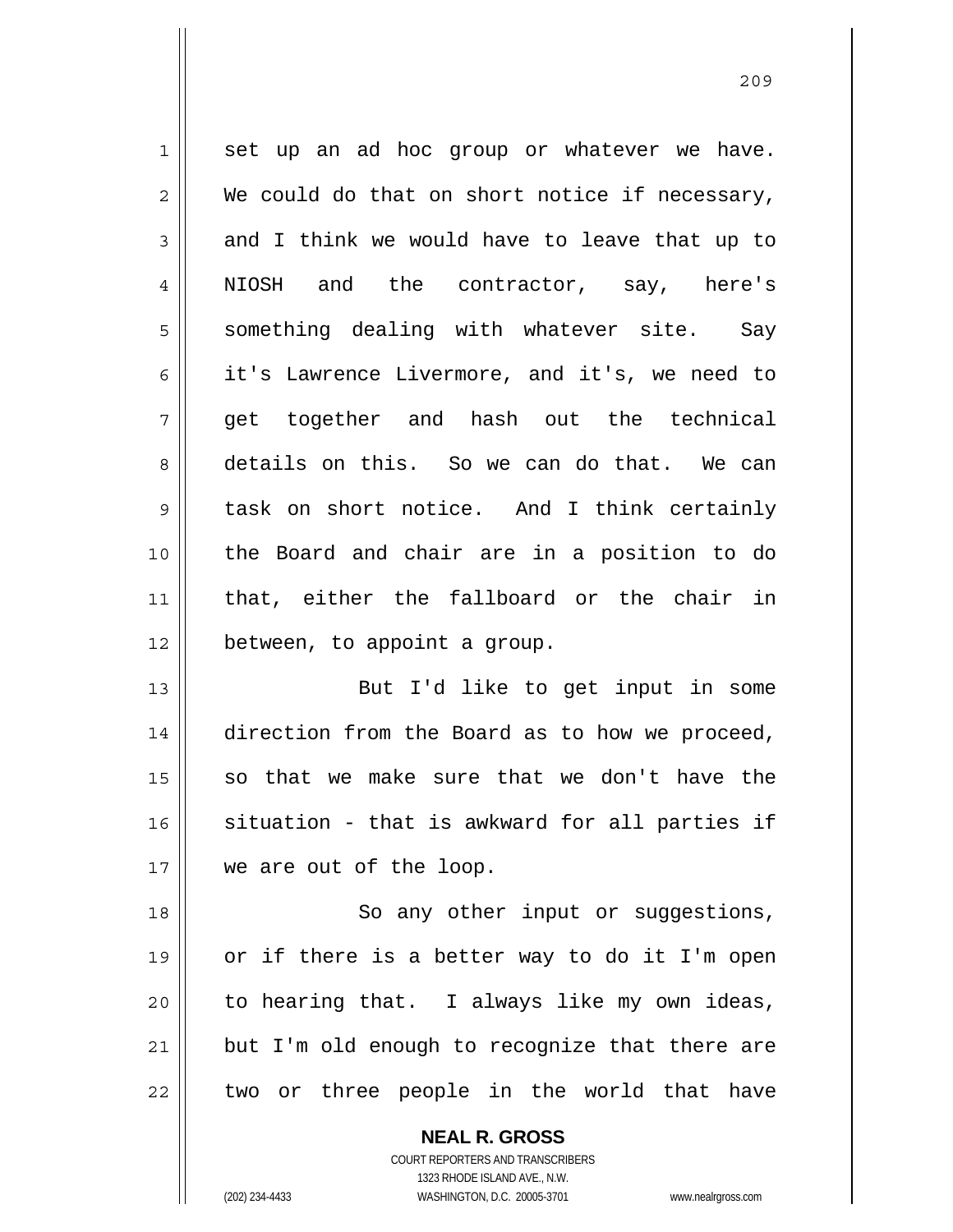set up an ad hoc group or whatever we have. We could do that on short notice if necessary, and I think we would have to leave that up to NIOSH and the contractor, say, here's something dealing with whatever site. Say it's Lawrence Livermore, and it's, we need to get together and hash out the technical details on this. So we can do that. We can task on short notice. And I think certainly the Board and chair are in a position to do that, either the fallboard or the chair in between, to appoint a group.

But I'd like to get input in some direction from the Board as to how we proceed, so that we make sure that we don't have the situation - that is awkward for all parties if we are out of the loop.

So any other input or suggestions, or if there is a better way to do it I'm open to hearing that. I always like my own ideas, but I'm old enough to recognize that there are two or three people in the world that have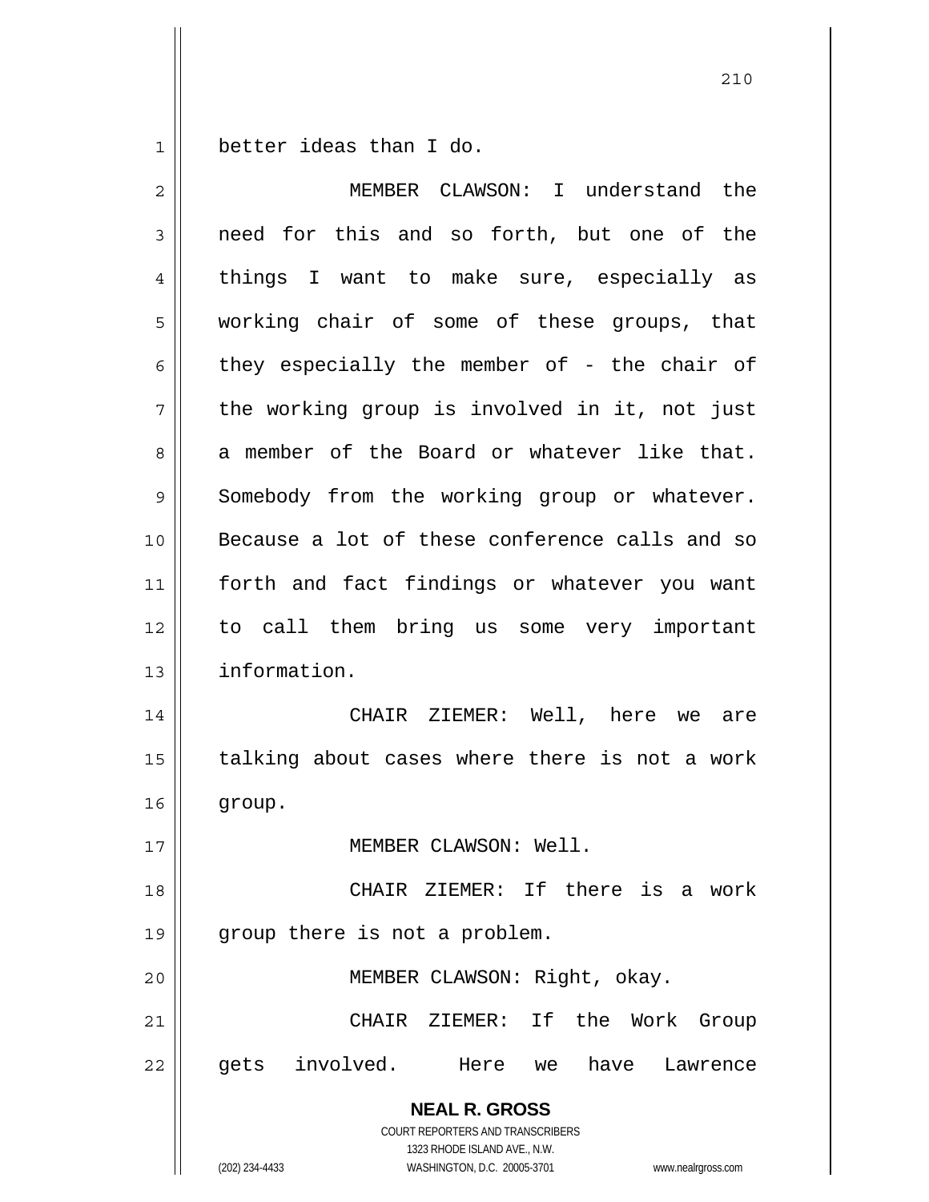better ideas than I do.

MEMBER CLAWSON: I understand the need for this and so forth, but one of the things I want to make sure, especially as working chair of some of these groups, that they especially the member of - the chair of the working group is involved in it, not just a member of the Board or whatever like that. Somebody from the working group or whatever. Because a lot of these conference calls and so forth and fact findings or whatever you want to call them bring us some very important information.

CHAIR ZIEMER: Well, here we are talking about cases where there is not a work group.

MEMBER CLAWSON: Well.

CHAIR ZIEMER: If there is a work group there is not a problem.

MEMBER CLAWSON: Right, okay.

CHAIR ZIEMER: If the Work Group gets involved. Here we have Lawrence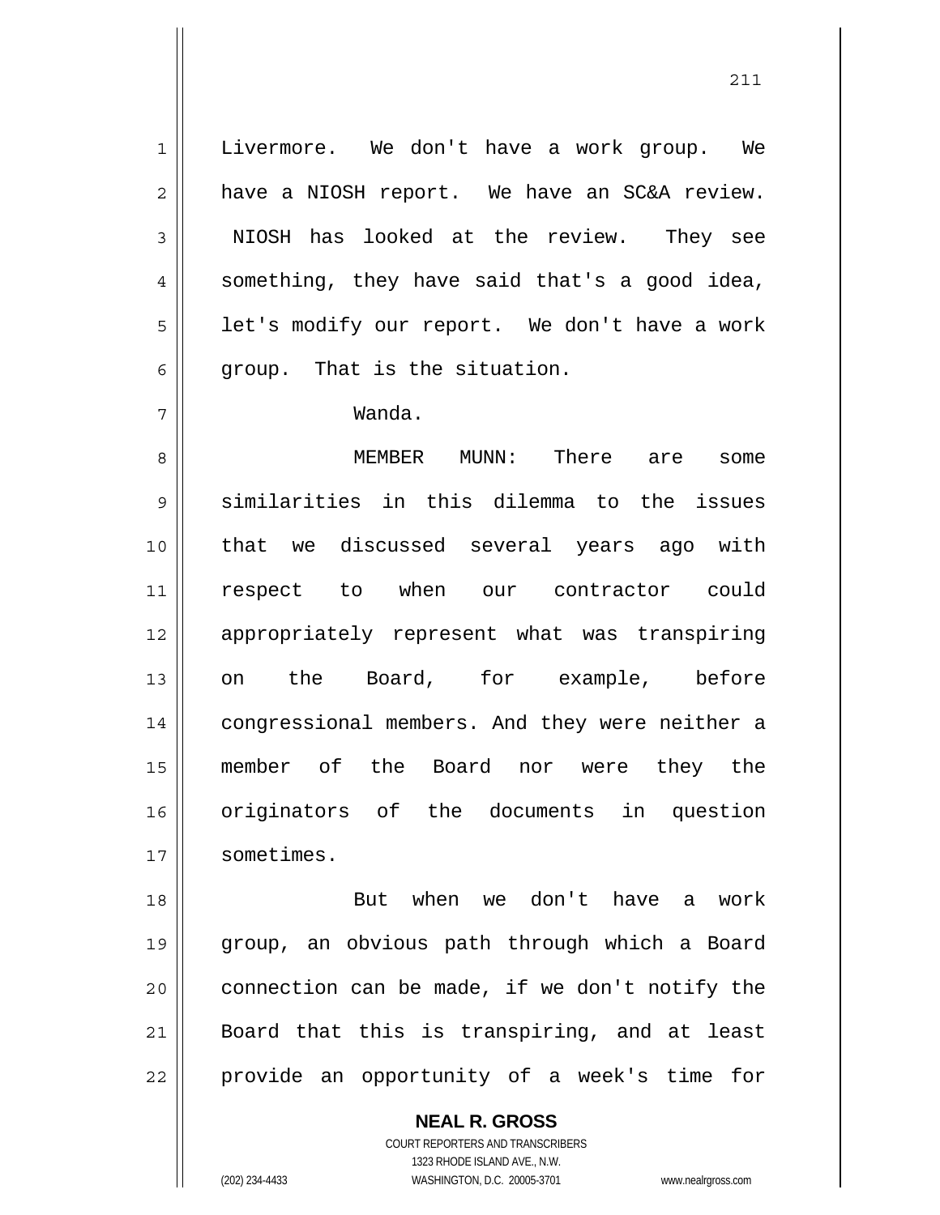Livermore. We don't have a work group. We have a NIOSH report. We have an SC&A review. NIOSH has looked at the review. They see something, they have said that's a good idea, let's modify our report. We don't have a work group. That is the situation.

Wanda.

MEMBER MUNN: There are some similarities in this dilemma to the issues that we discussed several years ago with respect to when our contractor could appropriately represent what was transpiring on the Board, for example, before congressional members. And they were neither a member of the Board nor were they the originators of the documents in question sometimes.

But when we don't have a work group, an obvious path through which a Board connection can be made, if we don't notify the Board that this is transpiring, and at least provide an opportunity of a week's time for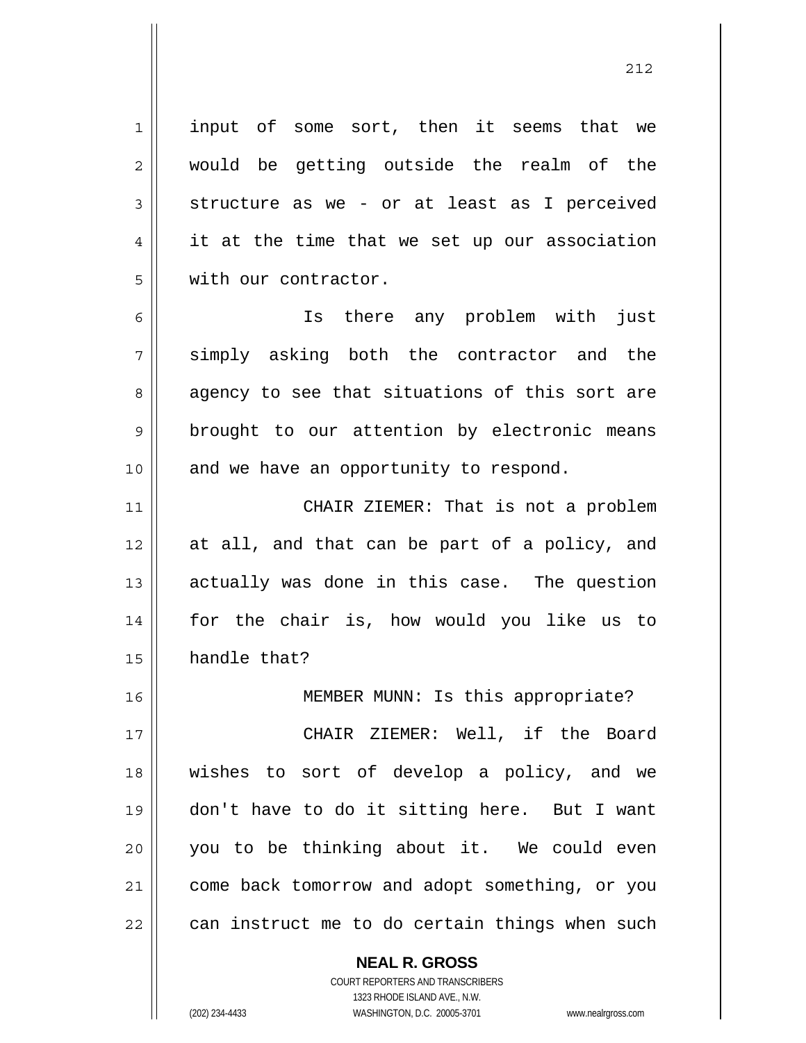input of some sort, then it seems that we would be getting outside the realm of the structure as we - or at least as I perceived it at the time that we set up our association with our contractor.

Is there any problem with just simply asking both the contractor and the agency to see that situations of this sort are brought to our attention by electronic means and we have an opportunity to respond.

CHAIR ZIEMER: That is not a problem at all, and that can be part of a policy, and actually was done in this case. The question for the chair is, how would you like us to handle that?

MEMBER MUNN: Is this appropriate?

CHAIR ZIEMER: Well, if the Board wishes to sort of develop a policy, and we don't have to do it sitting here. But I want you to be thinking about it. We could even come back tomorrow and adopt something, or you can instruct me to do certain things when such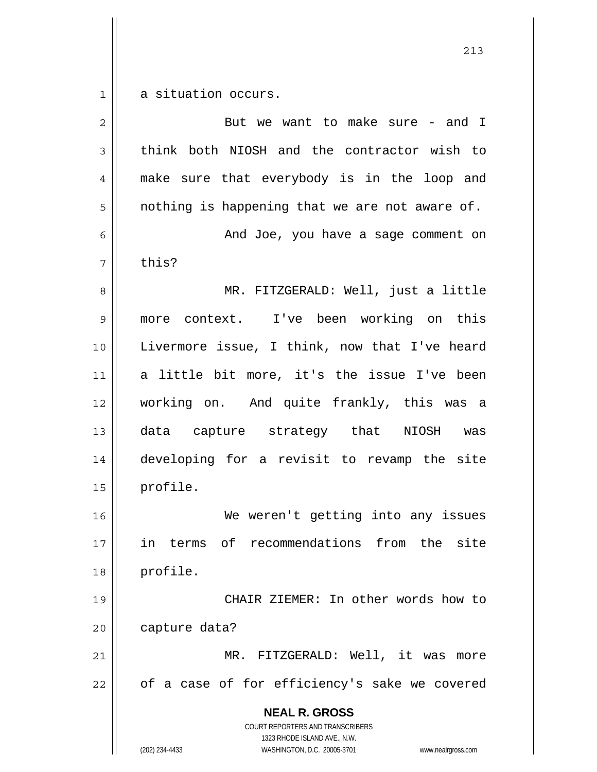a situation occurs.

But we want to make sure - and I think both NIOSH and the contractor wish to make sure that everybody is in the loop and nothing is happening that we are not aware of.

And Joe, you have a sage comment on this?

MR. FITZGERALD: Well, just a little more context. I've been working on this Livermore issue, I think, now that I've heard a little bit more, it's the issue I've been working on. And quite frankly, this was a data capture strategy that NIOSH was developing for a revisit to revamp the site profile.

We weren't getting into any issues in terms of recommendations from the site profile.

CHAIR ZIEMER: In other words how to capture data?

MR. FITZGERALD: Well, it was more of a case of for efficiency's sake we covered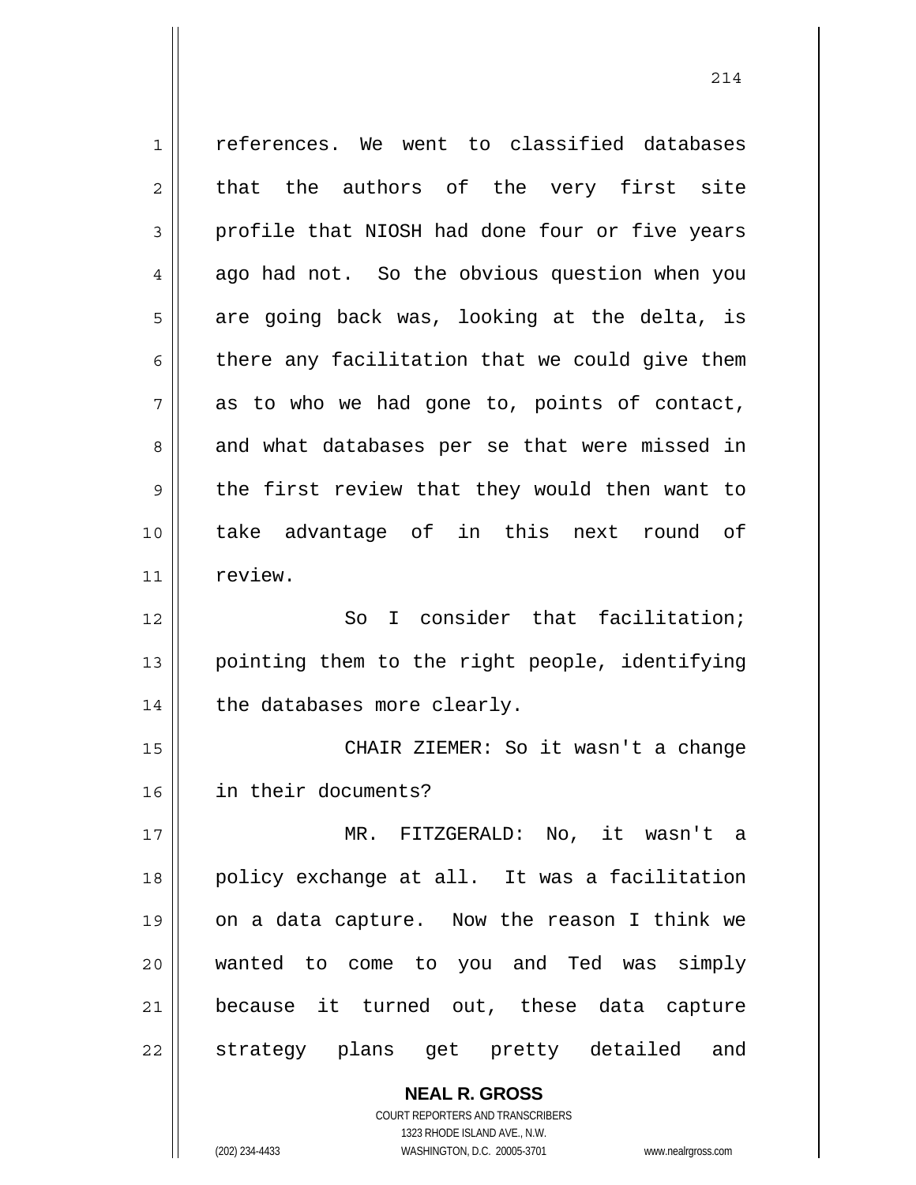references. We went to classified databases that the authors of the very first site profile that NIOSH had done four or five years ago had not. So the obvious question when you are going back was, looking at the delta, is there any facilitation that we could give them as to who we had gone to, points of contact, and what databases per se that were missed in the first review that they would then want to take advantage of in this next round of review.

So I consider that facilitation; pointing them to the right people, identifying the databases more clearly.

CHAIR ZIEMER: So it wasn't a change in their documents?

MR. FITZGERALD: No, it wasn't a policy exchange at all. It was a facilitation on a data capture. Now the reason I think we wanted to come to you and Ted was simply because it turned out, these data capture strategy plans get pretty detailed and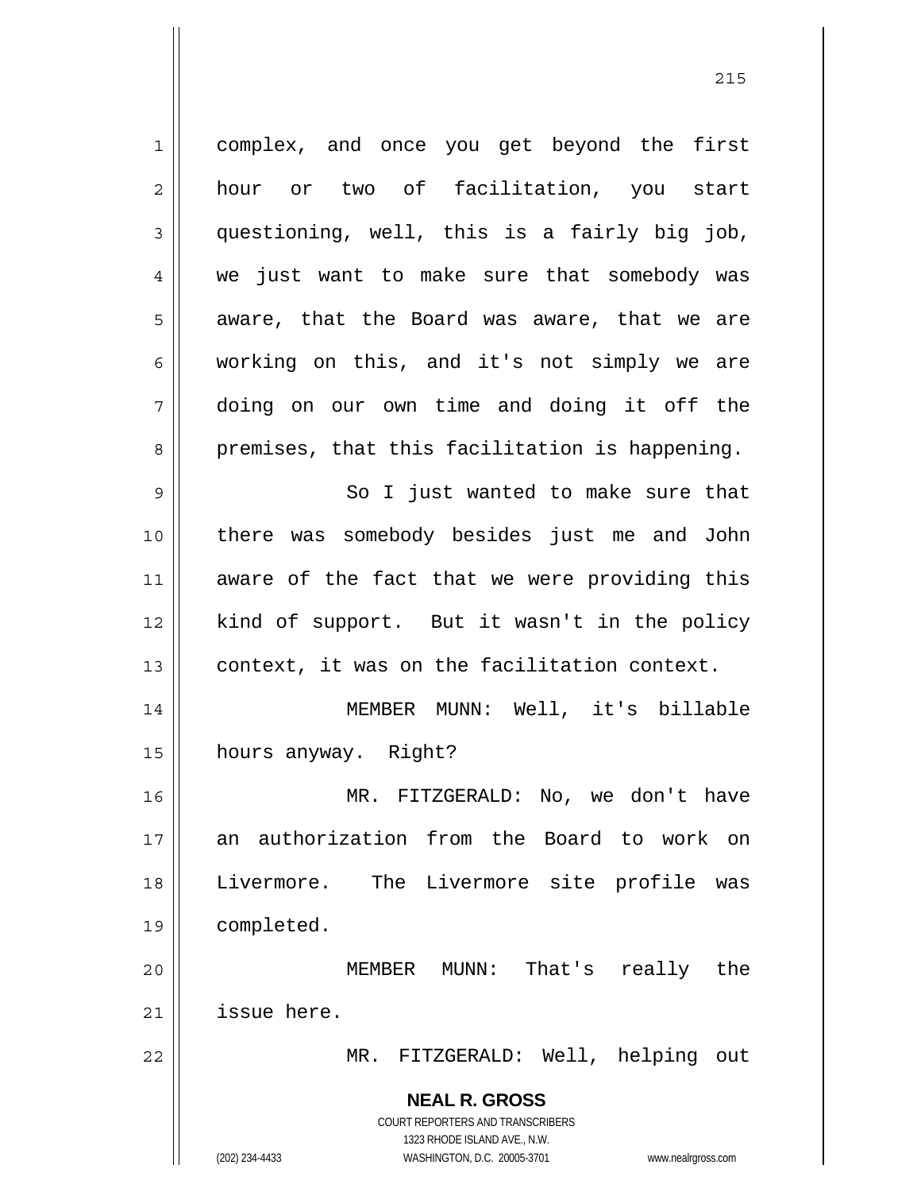complex, and once you get beyond the first hour or two of facilitation, you start questioning, well, this is a fairly big job, we just want to make sure that somebody was aware, that the Board was aware, that we are working on this, and it's not simply we are doing on our own time and doing it off the premises, that this facilitation is happening.

So I just wanted to make sure that there was somebody besides just me and John aware of the fact that we were providing this kind of support. But it wasn't in the policy context, it was on the facilitation context.

MEMBER MUNN: Well, it's billable hours anyway. Right?

MR. FITZGERALD: No, we don't have an authorization from the Board to work on Livermore. The Livermore site profile was completed.

MEMBER MUNN: That's really the issue here.

MR. FITZGERALD: Well, helping out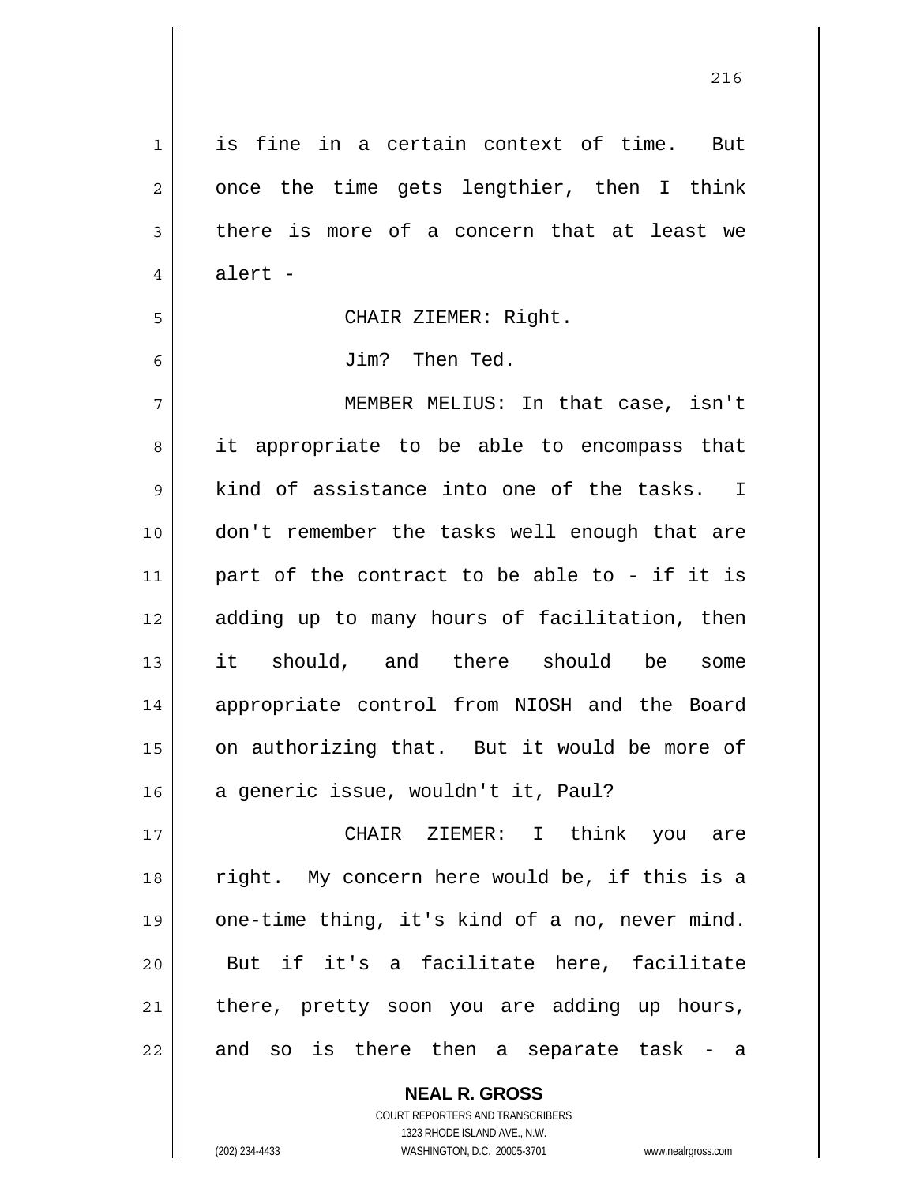is fine in a certain context of time. But once the time gets lengthier, then I think there is more of a concern that at least we alert -

CHAIR ZIEMER: Right.

Jim? Then Ted.

MEMBER MELIUS: In that case, isn't it appropriate to be able to encompass that kind of assistance into one of the tasks. I don't remember the tasks well enough that are part of the contract to be able to - if it is adding up to many hours of facilitation, then it should, and there should be some appropriate control from NIOSH and the Board on authorizing that. But it would be more of a generic issue, wouldn't it, Paul?

CHAIR ZIEMER: I think you are right. My concern here would be, if this is a one-time thing, it's kind of a no, never mind. But if it's a facilitate here, facilitate there, pretty soon you are adding up hours, and so is there then a separate task - a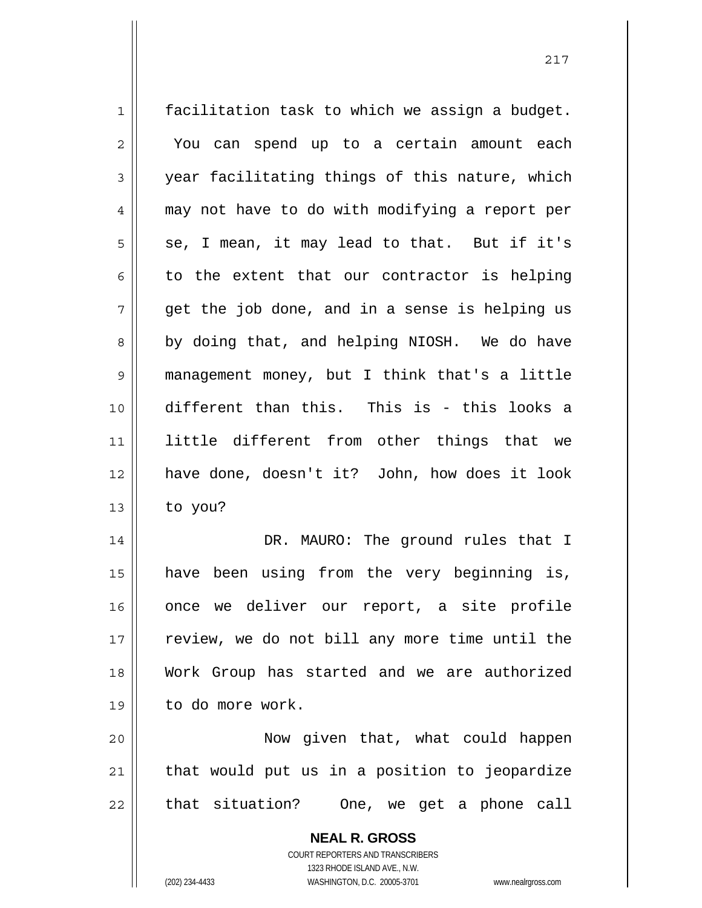facilitation task to which we assign a budget. You can spend up to a certain amount each year facilitating things of this nature, which may not have to do with modifying a report per se, I mean, it may lead to that. But if it's to the extent that our contractor is helping get the job done, and in a sense is helping us by doing that, and helping NIOSH. We do have management money, but I think that's a little different than this. This is - this looks a little different from other things that we have done, doesn't it? John, how does it look to you?

DR. MAURO: The ground rules that I have been using from the very beginning is, once we deliver our report, a site profile review, we do not bill any more time until the Work Group has started and we are authorized to do more work.

Now given that, what could happen that would put us in a position to jeopardize that situation? One, we get a phone call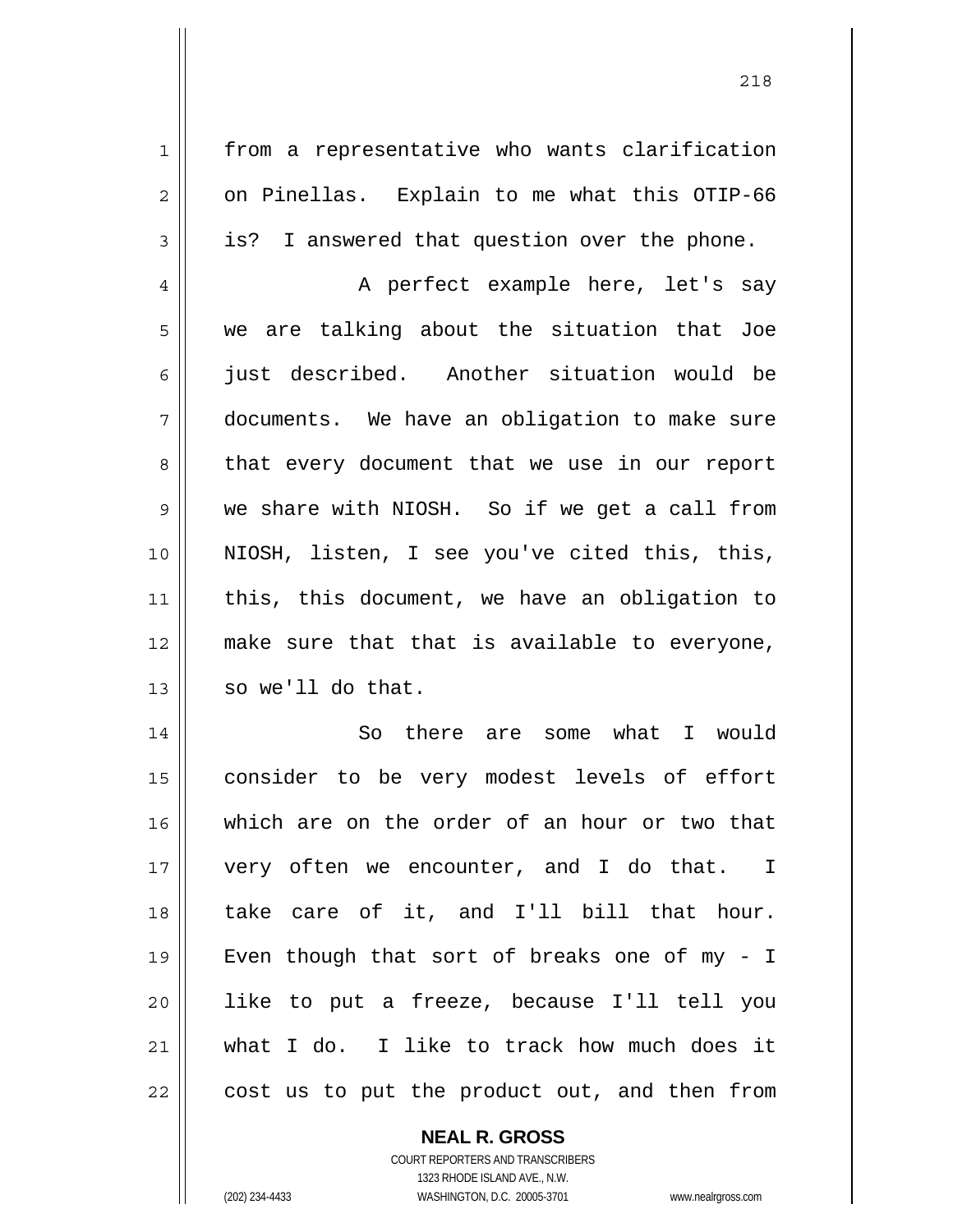from a representative who wants clarification on Pinellas. Explain to me what this OTIP-66 is? I answered that question over the phone.

A perfect example here, let's say we are talking about the situation that Joe just described. Another situation would be documents. We have an obligation to make sure that every document that we use in our report we share with NIOSH. So if we get a call from NIOSH, listen, I see you've cited this, this, this, this document, we have an obligation to make sure that that is available to everyone, so we'll do that.

So there are some what I would consider to be very modest levels of effort which are on the order of an hour or two that very often we encounter, and I do that. I take care of it, and I'll bill that hour. Even though that sort of breaks one of my - I like to put a freeze, because I'll tell you what I do. I like to track how much does it cost us to put the product out, and then from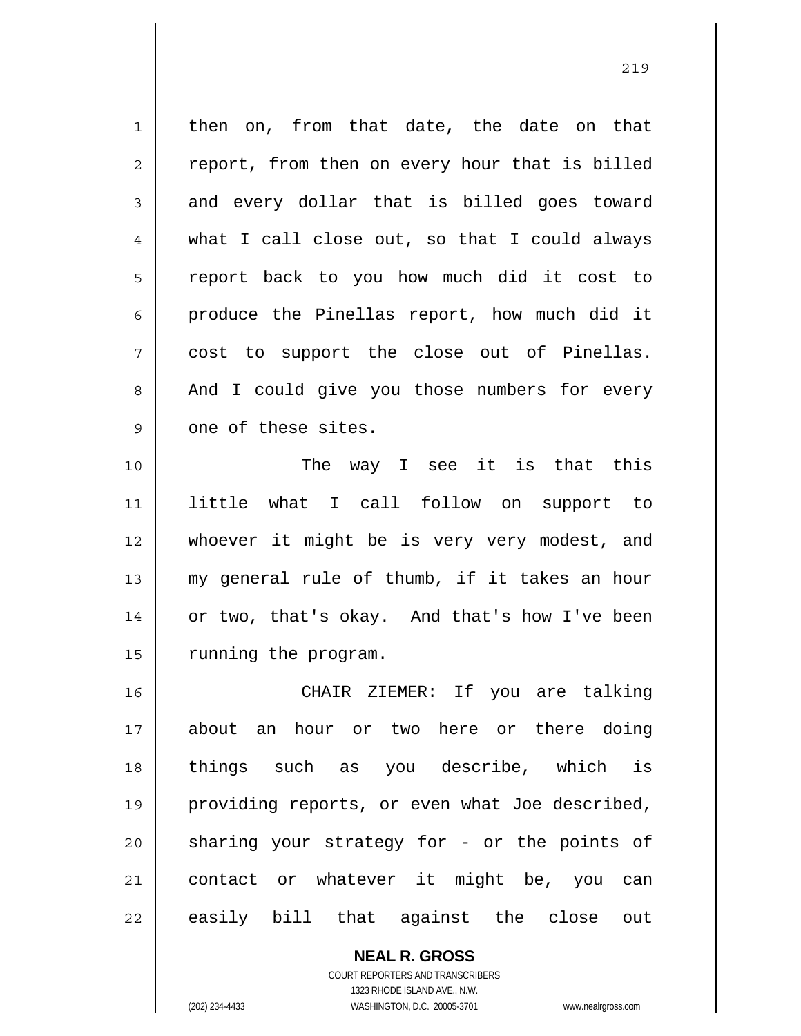then on, from that date, the date on that report, from then on every hour that is billed and every dollar that is billed goes toward what I call close out, so that I could always report back to you how much did it cost to produce the Pinellas report, how much did it cost to support the close out of Pinellas. And I could give you those numbers for every one of these sites.

The way I see it is that this little what I call follow on support to whoever it might be is very very modest, and my general rule of thumb, if it takes an hour or two, that's okay. And that's how I've been running the program.

CHAIR ZIEMER: If you are talking about an hour or two here or there doing things such as you describe, which is providing reports, or even what Joe described, sharing your strategy for - or the points of contact or whatever it might be, you can easily bill that against the close out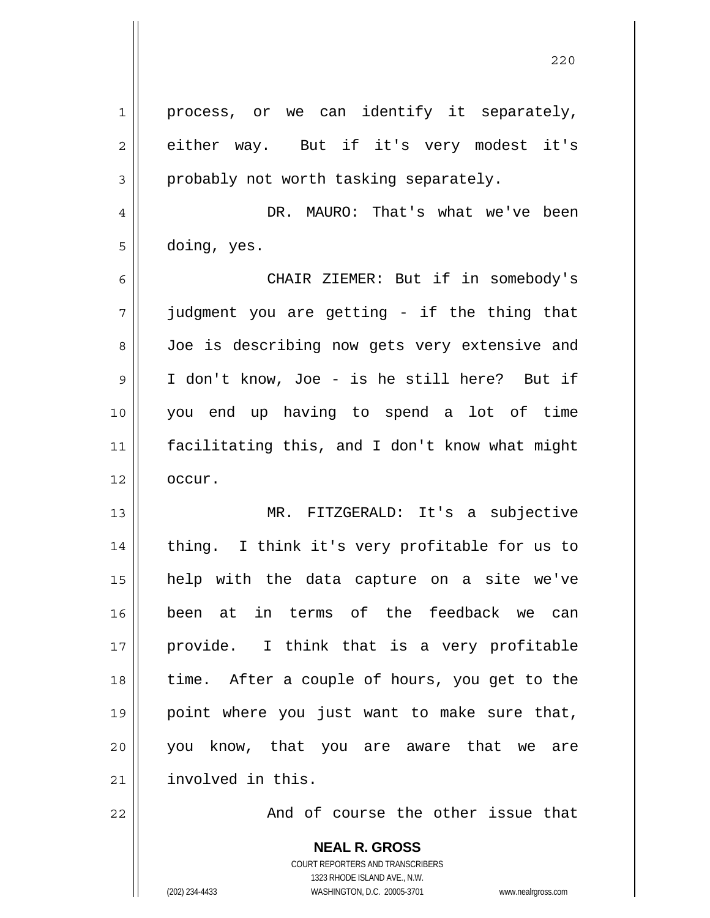process, or we can identify it separately, either way. But if it's very modest it's probably not worth tasking separately.

DR. MAURO: That's what we've been doing, yes.

CHAIR ZIEMER: But if in somebody's judgment you are getting - if the thing that Joe is describing now gets very extensive and I don't know, Joe - is he still here? But if you end up having to spend a lot of time facilitating this, and I don't know what might occur.

MR. FITZGERALD: It's a subjective thing. I think it's very profitable for us to help with the data capture on a site we've been at in terms of the feedback we can provide. I think that is a very profitable time. After a couple of hours, you get to the point where you just want to make sure that, you know, that you are aware that we are involved in this.

And of course the other issue that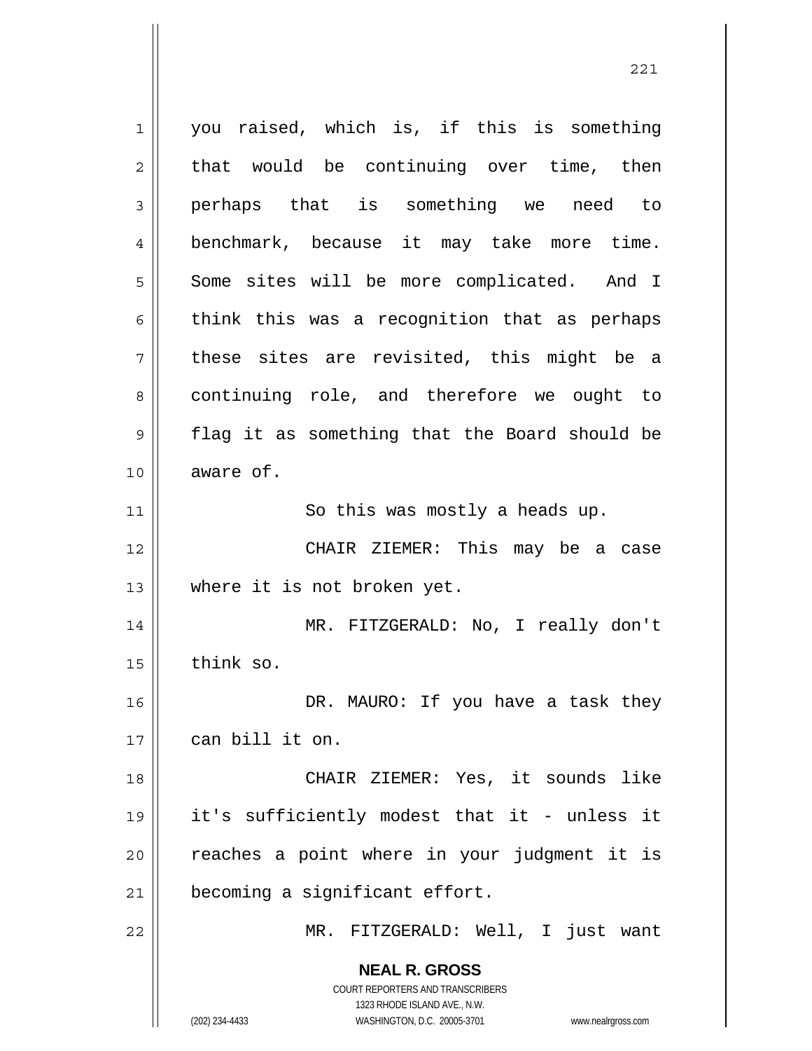you raised, which is, if this is something that would be continuing over time, then perhaps that is something we need to benchmark, because it may take more time. Some sites will be more complicated. And I think this was a recognition that as perhaps these sites are revisited, this might be a continuing role, and therefore we ought to flag it as something that the Board should be aware of.

So this was mostly a heads up.

CHAIR ZIEMER: This may be a case where it is not broken yet.

MR. FITZGERALD: No, I really don't think so.

DR. MAURO: If you have a task they can bill it on.

CHAIR ZIEMER: Yes, it sounds like it's sufficiently modest that it - unless it reaches a point where in your judgment it is becoming a significant effort.

MR. FITZGERALD: Well, I just want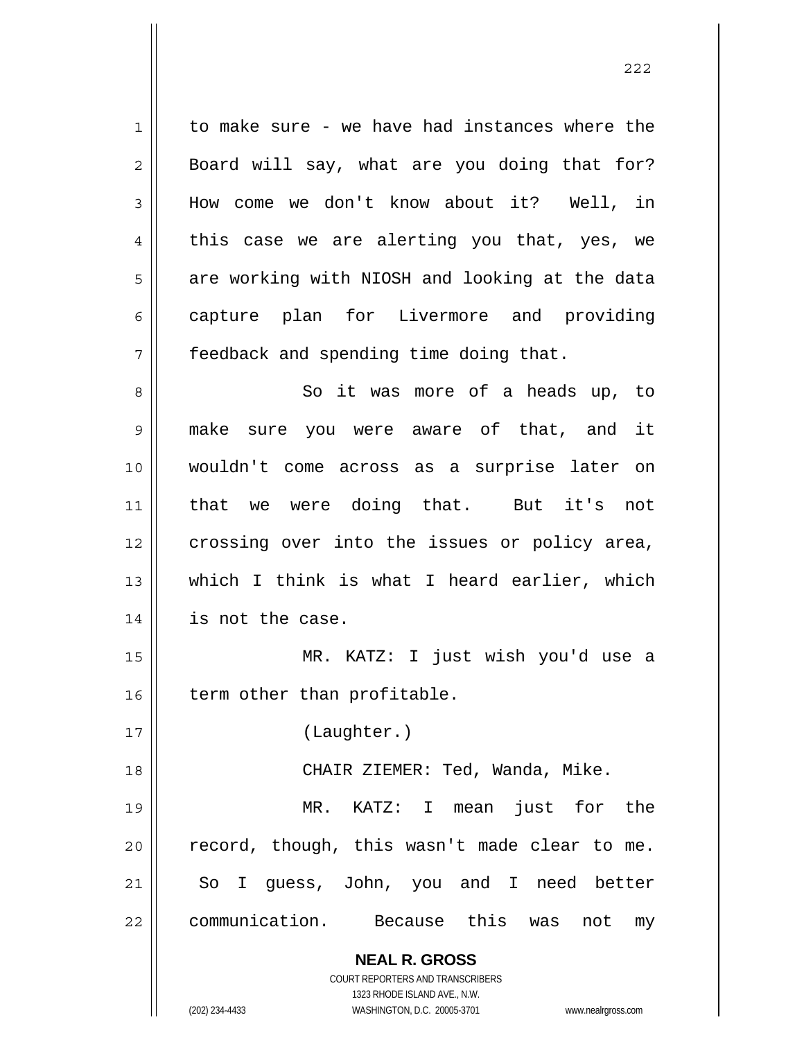to make sure - we have had instances where the Board will say, what are you doing that for? How come we don't know about it? Well, in this case we are alerting you that, yes, we are working with NIOSH and looking at the data capture plan for Livermore and providing feedback and spending time doing that.

So it was more of a heads up, to make sure you were aware of that, and it wouldn't come across as a surprise later on that we were doing that. But it's not crossing over into the issues or policy area, which I think is what I heard earlier, which is not the case.

MR. KATZ: I just wish you'd use a term other than profitable.

(Laughter.)

CHAIR ZIEMER: Ted, Wanda, Mike.

MR. KATZ: I mean just for the record, though, this wasn't made clear to me. So I guess, John, you and I need better communication. Because this was not my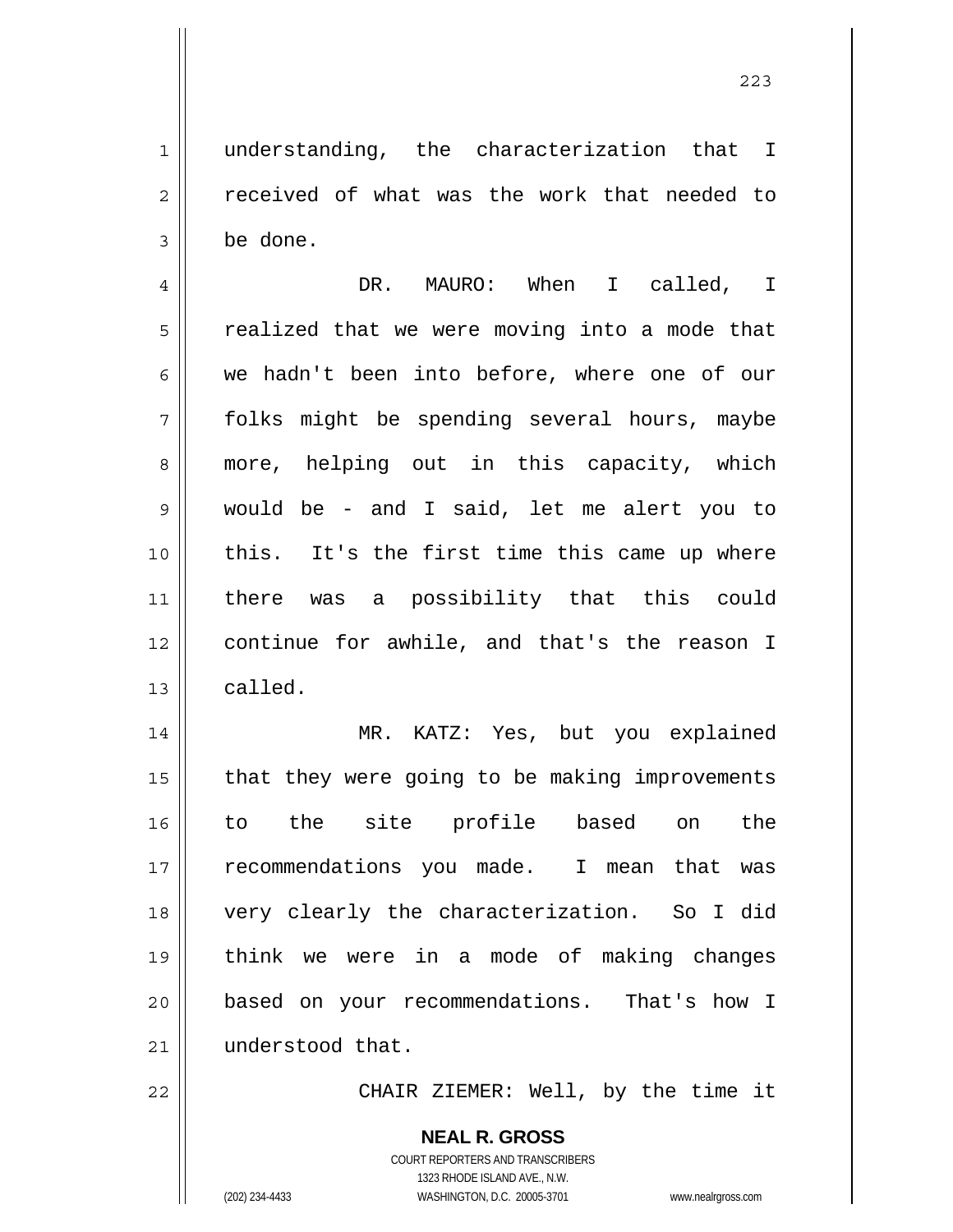understanding, the characterization that I received of what was the work that needed to be done.

DR. MAURO: When I called, I realized that we were moving into a mode that we hadn't been into before, where one of our folks might be spending several hours, maybe more, helping out in this capacity, which would be - and I said, let me alert you to this. It's the first time this came up where there was a possibility that this could continue for awhile, and that's the reason I called.

MR. KATZ: Yes, but you explained that they were going to be making improvements to the site profile based on the recommendations you made. I mean that was very clearly the characterization. So I did think we were in a mode of making changes based on your recommendations. That's how I understood that.

CHAIR ZIEMER: Well, by the time it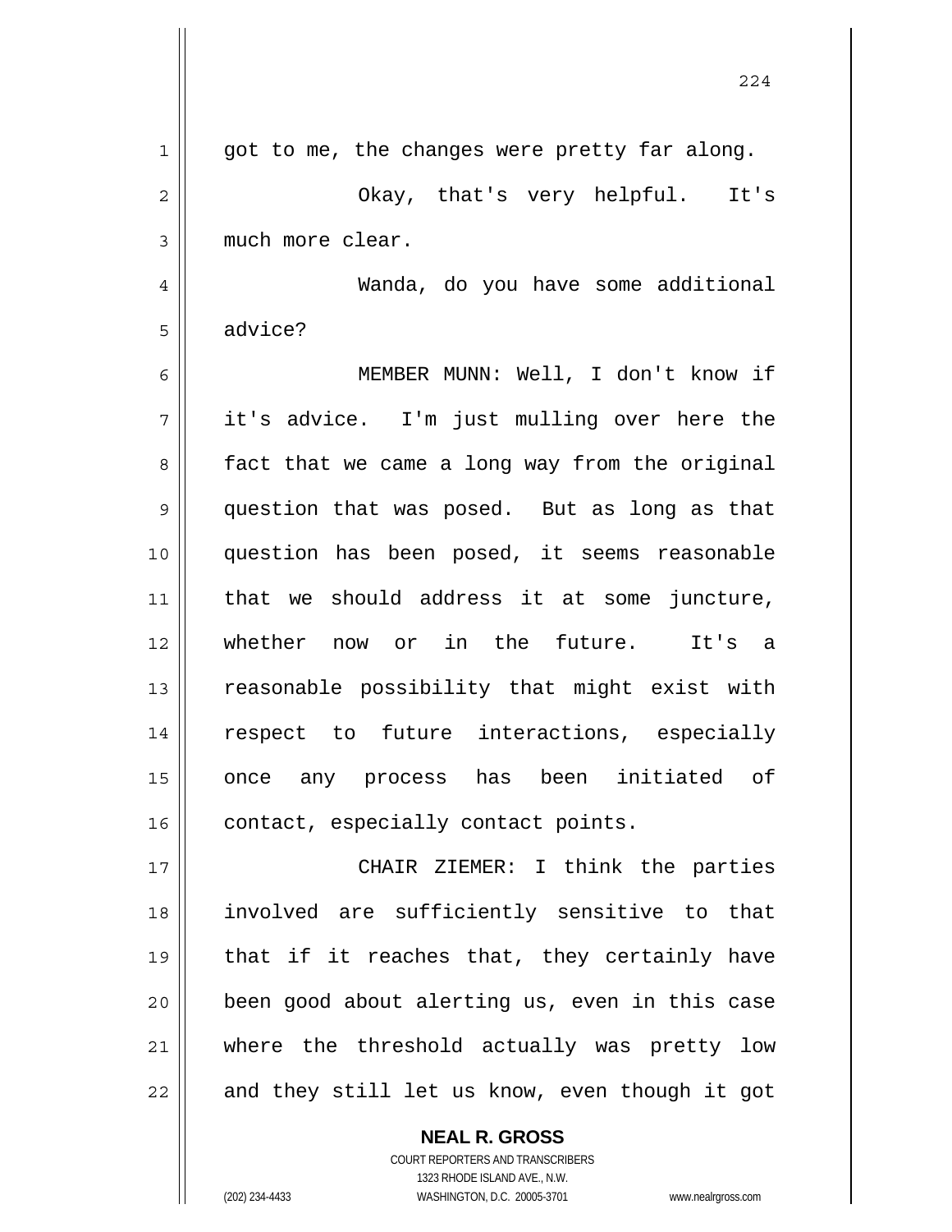got to me, the changes were pretty far along.

Okay, that's very helpful. It's much more clear.

Wanda, do you have some additional advice?

MEMBER MUNN: Well, I don't know if it's advice. I'm just mulling over here the fact that we came a long way from the original question that was posed. But as long as that question has been posed, it seems reasonable that we should address it at some juncture, whether now or in the future. It's a reasonable possibility that might exist with respect to future interactions, especially once any process has been initiated of contact, especially contact points.

CHAIR ZIEMER: I think the parties involved are sufficiently sensitive to that that if it reaches that, they certainly have been good about alerting us, even in this case where the threshold actually was pretty low and they still let us know, even though it got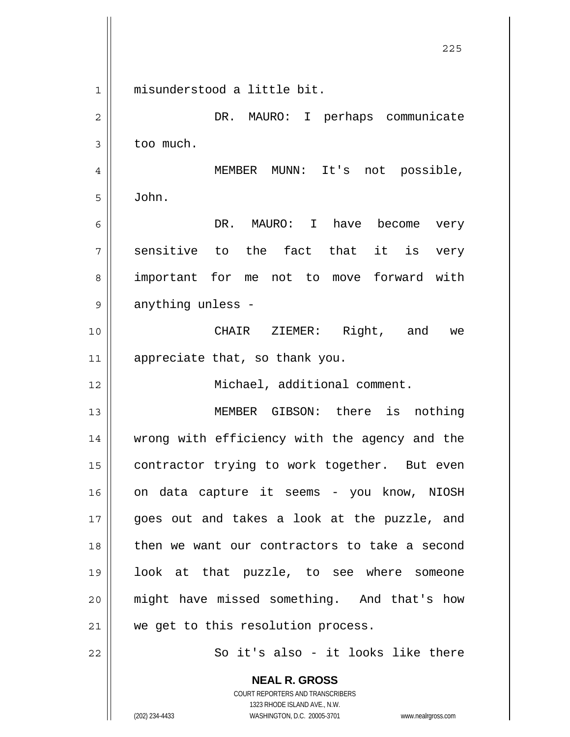misunderstood a little bit.

DR. MAURO: I perhaps communicate too much.

MEMBER MUNN: It's not possible, John.

DR. MAURO: I have become very sensitive to the fact that it is very important for me not to move forward with anything unless -

CHAIR ZIEMER: Right, and we appreciate that, so thank you.

Michael, additional comment.

MEMBER GIBSON: there is nothing wrong with efficiency with the agency and the contractor trying to work together. But even on data capture it seems - you know, NIOSH goes out and takes a look at the puzzle, and then we want our contractors to take a second look at that puzzle, to see where someone might have missed something. And that's how we get to this resolution process.

So it's also - it looks like there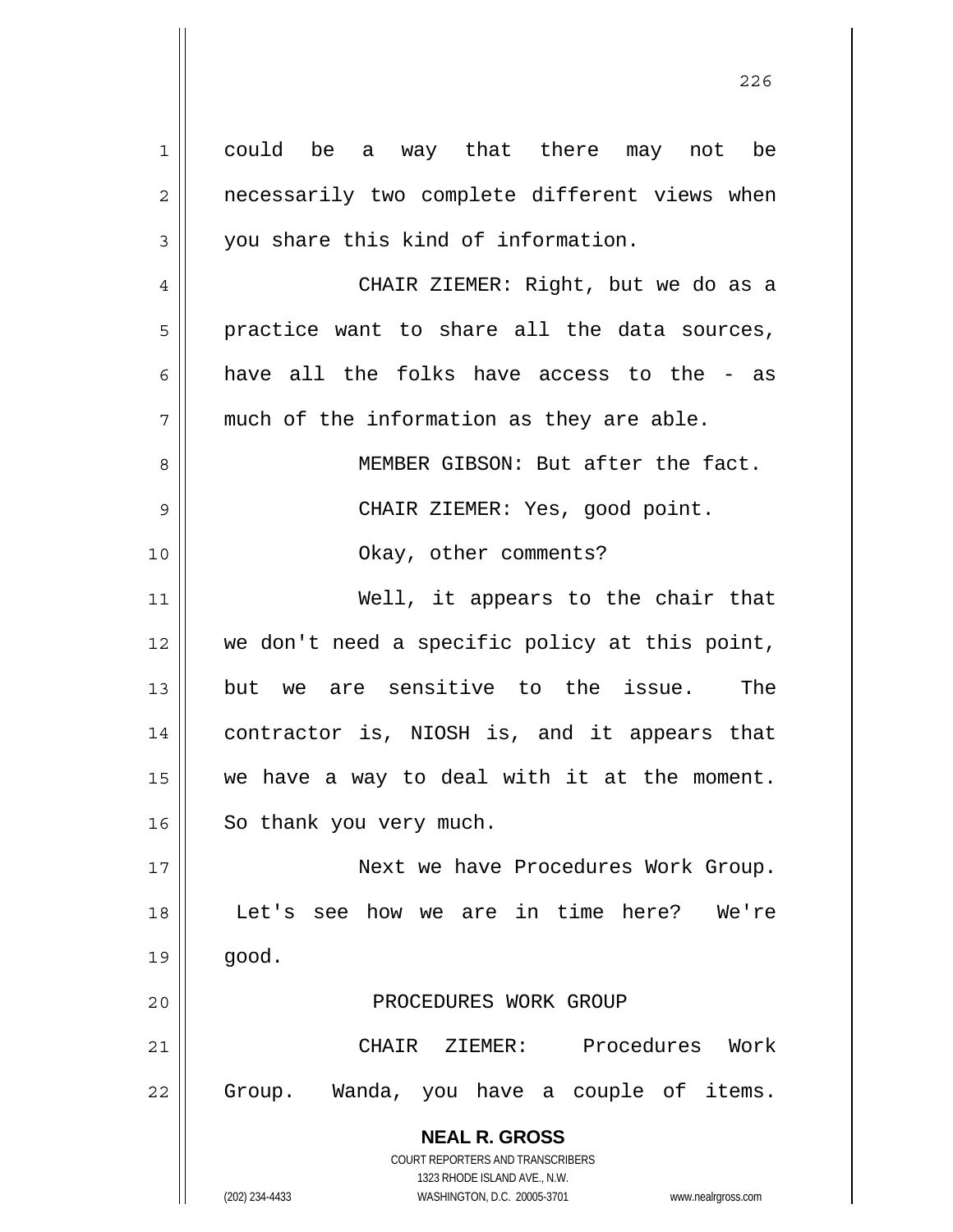could be a way that there may not be necessarily two complete different views when you share this kind of information.

CHAIR ZIEMER: Right, but we do as a practice want to share all the data sources, have all the folks have access to the - as much of the information as they are able.

MEMBER GIBSON: But after the fact.

CHAIR ZIEMER: Yes, good point.

Okay, other comments?

Well, it appears to the chair that we don't need a specific policy at this point, but we are sensitive to the issue. The contractor is, NIOSH is, and it appears that we have a way to deal with it at the moment. So thank you very much.

Next we have Procedures Work Group. Let's see how we are in time here? We're good.

## PROCEDURES WORK GROUP

CHAIR ZIEMER: Procedures Work Group. Wanda, you have a couple of items.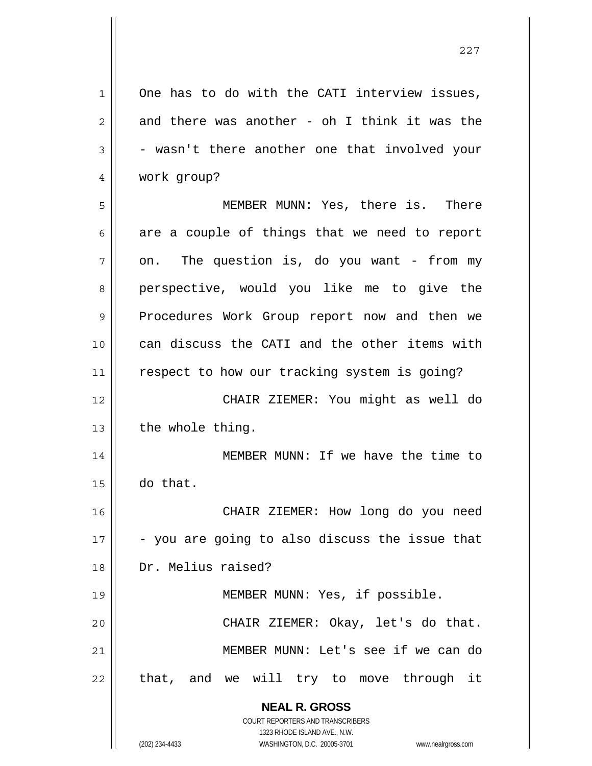One has to do with the CATI interview issues, and there was another - oh I think it was the - wasn't there another one that involved your work group?

MEMBER MUNN: Yes, there is. There are a couple of things that we need to report on. The question is, do you want - from my perspective, would you like me to give the Procedures Work Group report now and then we can discuss the CATI and the other items with respect to how our tracking system is going?

CHAIR ZIEMER: You might as well do the whole thing.

MEMBER MUNN: If we have the time to do that.

CHAIR ZIEMER: How long do you need - you are going to also discuss the issue that Dr. Melius raised?

MEMBER MUNN: Yes, if possible.

CHAIR ZIEMER: Okay, let's do that.

MEMBER MUNN: Let's see if we can do that, and we will try to move through it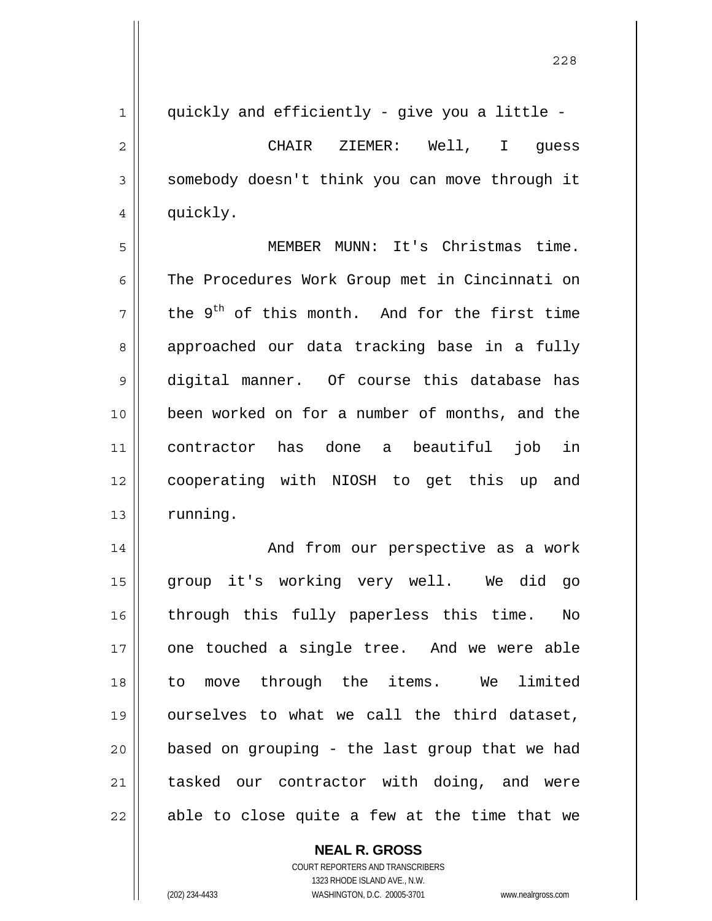quickly and efficiently - give you a little -

CHAIR ZIEMER: Well, I guess somebody doesn't think you can move through it quickly.

MEMBER MUNN: It's Christmas time. The Procedures Work Group met in Cincinnati on the 9th of this month. And for the first time approached our data tracking base in a fully digital manner. Of course this database has been worked on for a number of months, and the contractor has done a beautiful job in cooperating with NIOSH to get this up and running.

And from our perspective as a work group it's working very well. We did go through this fully paperless this time. No one touched a single tree. And we were able to move through the items. We limited ourselves to what we call the third dataset, based on grouping - the last group that we had tasked our contractor with doing, and were able to close quite a few at the time that we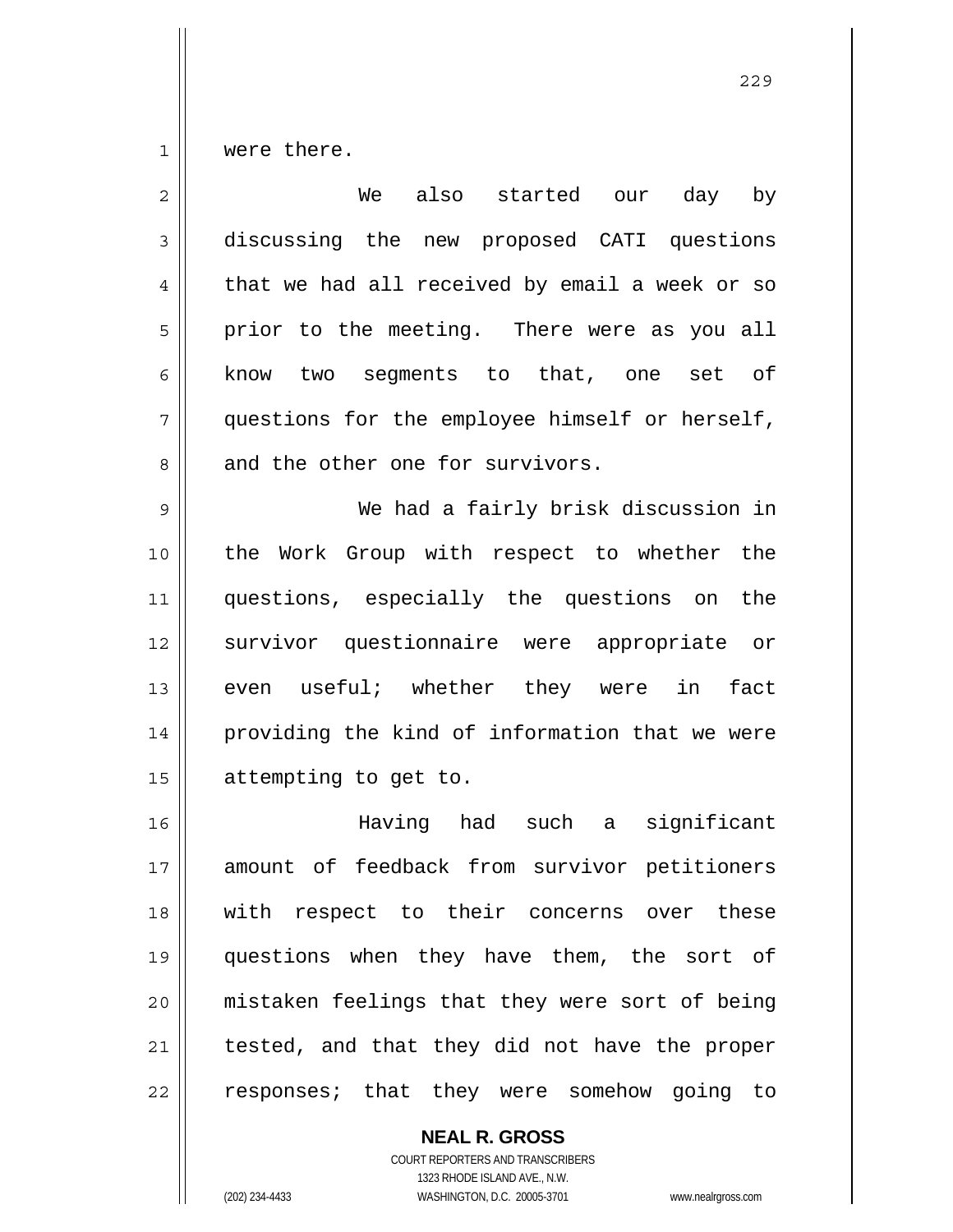were there.

We also started our day by discussing the new proposed CATI questions that we had all received by email a week or so prior to the meeting. There were as you all know two segments to that, one set of questions for the employee himself or herself, and the other one for survivors.

We had a fairly brisk discussion in the Work Group with respect to whether the questions, especially the questions on the survivor questionnaire were appropriate or even useful; whether they were in fact providing the kind of information that we were attempting to get to.

Having had such a significant amount of feedback from survivor petitioners with respect to their concerns over these questions when they have them, the sort of mistaken feelings that they were sort of being tested, and that they did not have the proper responses; that they were somehow going to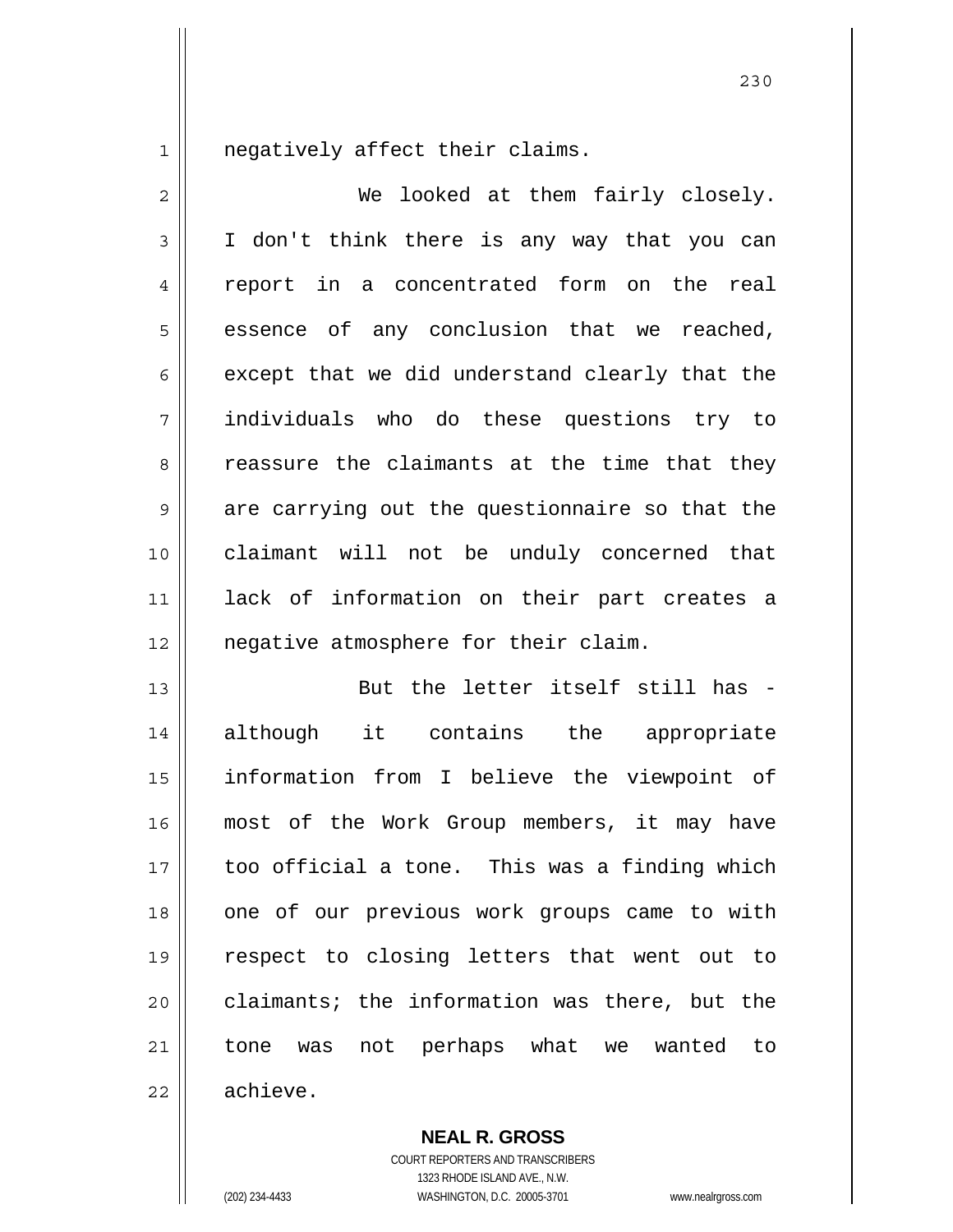negatively affect their claims.

We looked at them fairly closely. I don't think there is any way that you can report in a concentrated form on the real essence of any conclusion that we reached, except that we did understand clearly that the individuals who do these questions try to reassure the claimants at the time that they are carrying out the questionnaire so that the claimant will not be unduly concerned that lack of information on their part creates a negative atmosphere for their claim.

But the letter itself still has - although it contains the appropriate information from I believe the viewpoint of most of the Work Group members, it may have too official a tone. This was a finding which one of our previous work groups came to with respect to closing letters that went out to claimants; the information was there, but the tone was not perhaps what we wanted to achieve.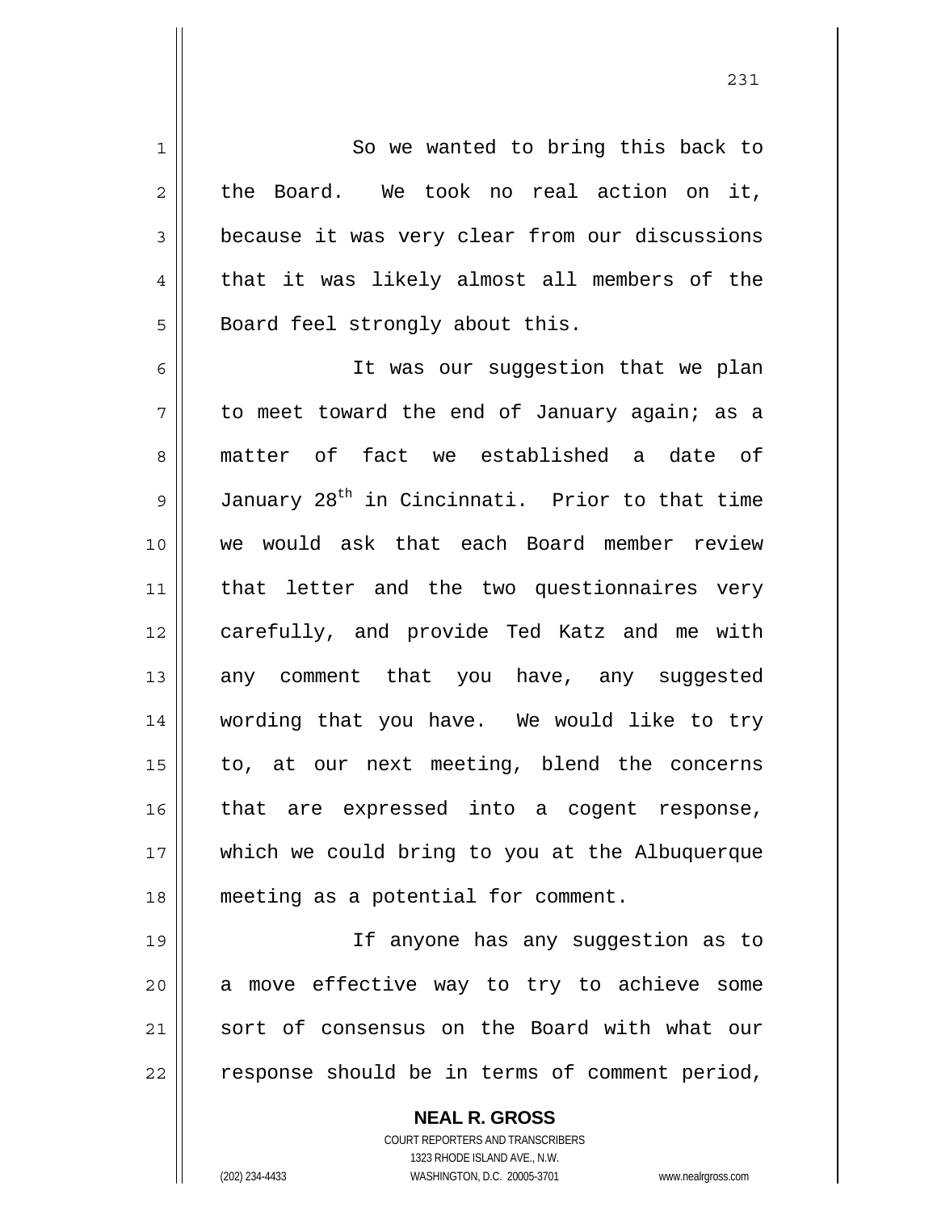So we wanted to bring this back to the Board. We took no real action on it, because it was very clear from our discussions that it was likely almost all members of the Board feel strongly about this.

It was our suggestion that we plan to meet toward the end of January again; as a matter of fact we established a date of January 28th in Cincinnati. Prior to that time we would ask that each Board member review that letter and the two questionnaires very carefully, and provide Ted Katz and me with any comment that you have, any suggested wording that you have. We would like to try to, at our next meeting, blend the concerns that are expressed into a cogent response, which we could bring to you at the Albuquerque meeting as a potential for comment.

If anyone has any suggestion as to a move effective way to try to achieve some sort of consensus on the Board with what our response should be in terms of comment period,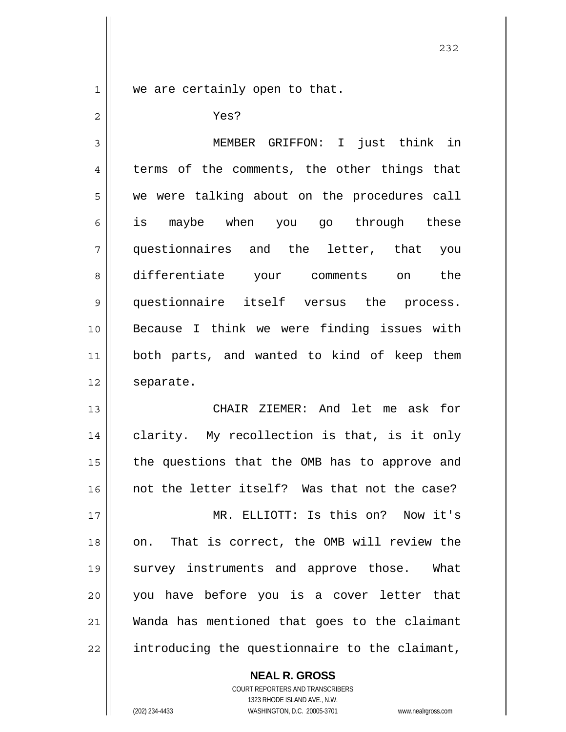we are certainly open to that.

Yes?

MEMBER GRIFFON: I just think in terms of the comments, the other things that we were talking about on the procedures call is maybe when you go through these questionnaires and the letter, that you differentiate your comments on the questionnaire itself versus the process. Because I think we were finding issues with both parts, and wanted to kind of keep them separate.

CHAIR ZIEMER: And let me ask for clarity. My recollection is that, is it only the questions that the OMB has to approve and not the letter itself? Was that not the case?

MR. ELLIOTT: Is this on? Now it's on. That is correct, the OMB will review the survey instruments and approve those. What you have before you is a cover letter that Wanda has mentioned that goes to the claimant introducing the questionnaire to the claimant,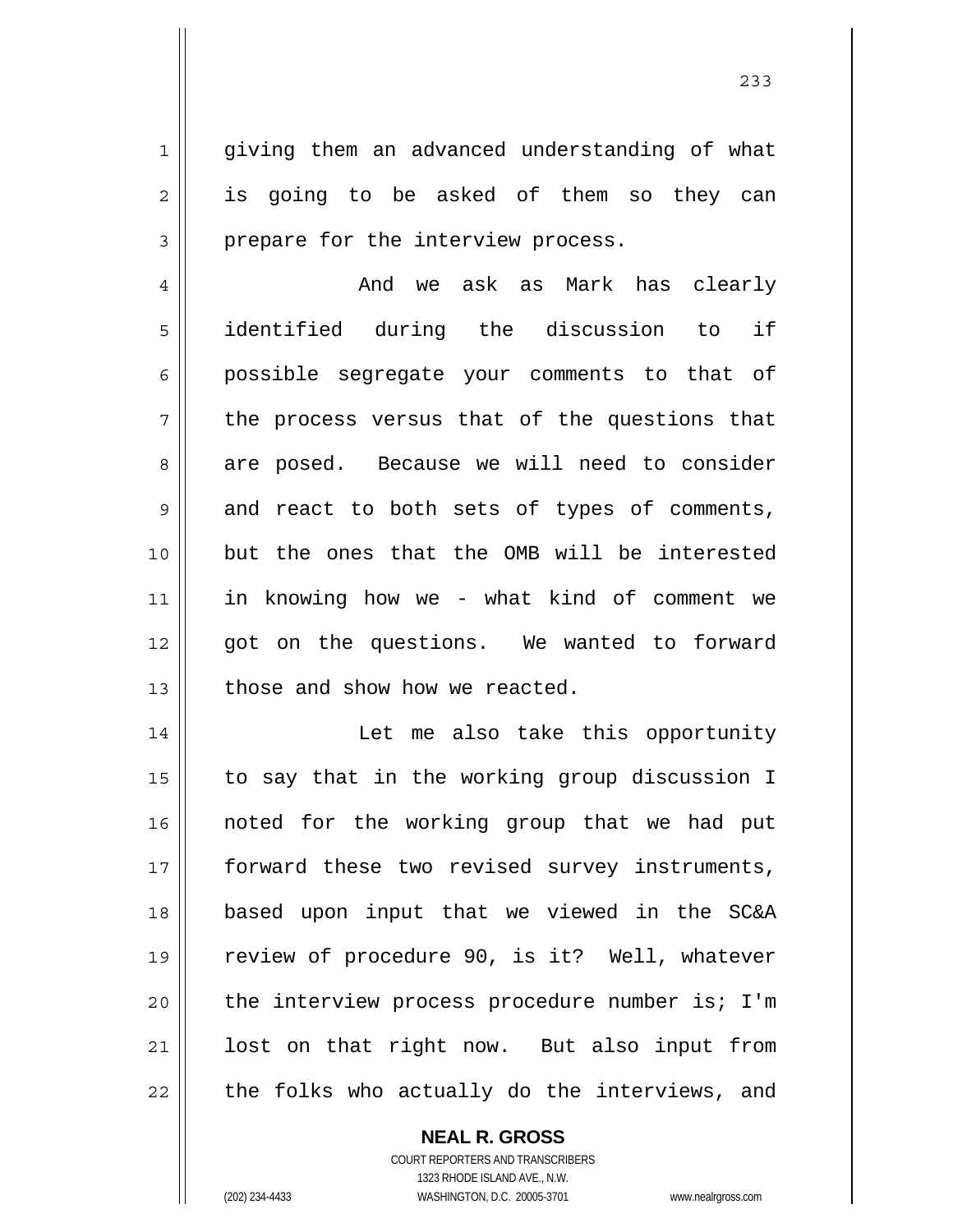giving them an advanced understanding of what is going to be asked of them so they can prepare for the interview process.

And we ask as Mark has clearly identified during the discussion to if possible segregate your comments to that of the process versus that of the questions that are posed. Because we will need to consider and react to both sets of types of comments, but the ones that the OMB will be interested in knowing how we - what kind of comment we got on the questions. We wanted to forward those and show how we reacted.

Let me also take this opportunity to say that in the working group discussion I noted for the working group that we had put forward these two revised survey instruments, based upon input that we viewed in the SC&A review of procedure 90, is it? Well, whatever the interview process procedure number is; I'm lost on that right now. But also input from the folks who actually do the interviews, and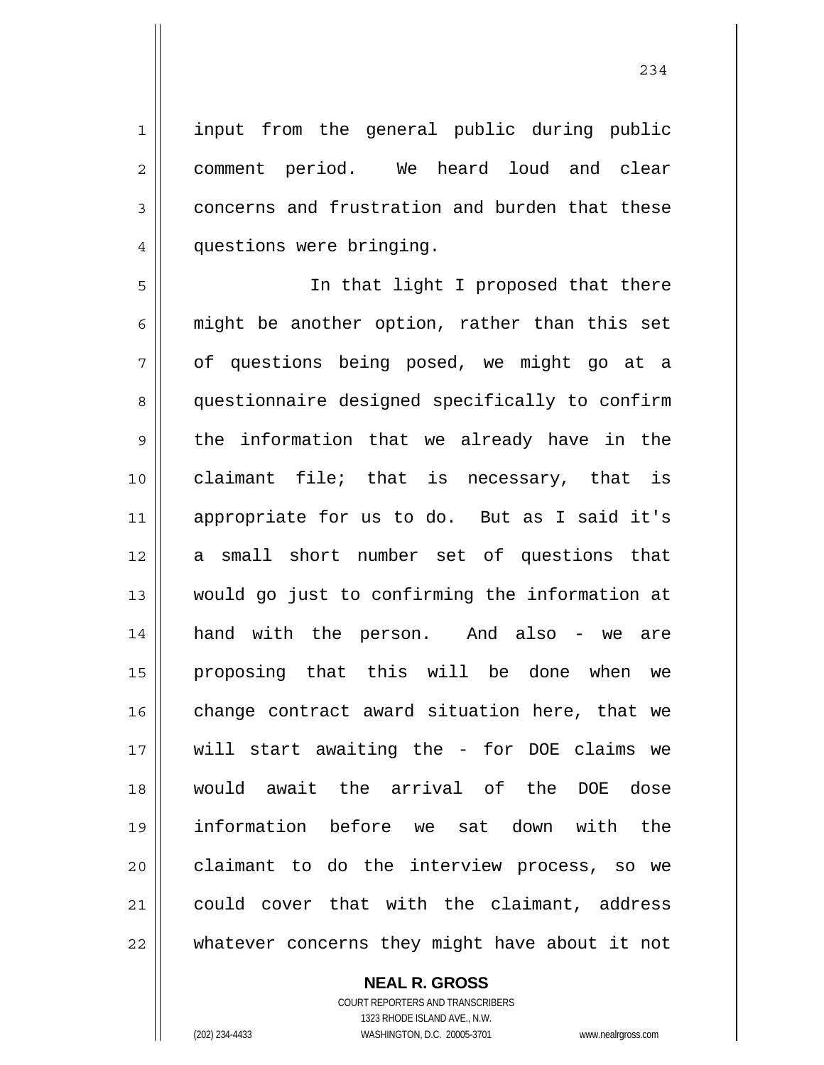input from the general public during public comment period. We heard loud and clear concerns and frustration and burden that these questions were bringing.

In that light I proposed that there might be another option, rather than this set of questions being posed, we might go at a questionnaire designed specifically to confirm the information that we already have in the claimant file; that is necessary, that is appropriate for us to do. But as I said it's a small short number set of questions that would go just to confirming the information at hand with the person. And also - we are proposing that this will be done when we change contract award situation here, that we will start awaiting the - for DOE claims we would await the arrival of the DOE dose information before we sat down with the claimant to do the interview process, so we could cover that with the claimant, address whatever concerns they might have about it not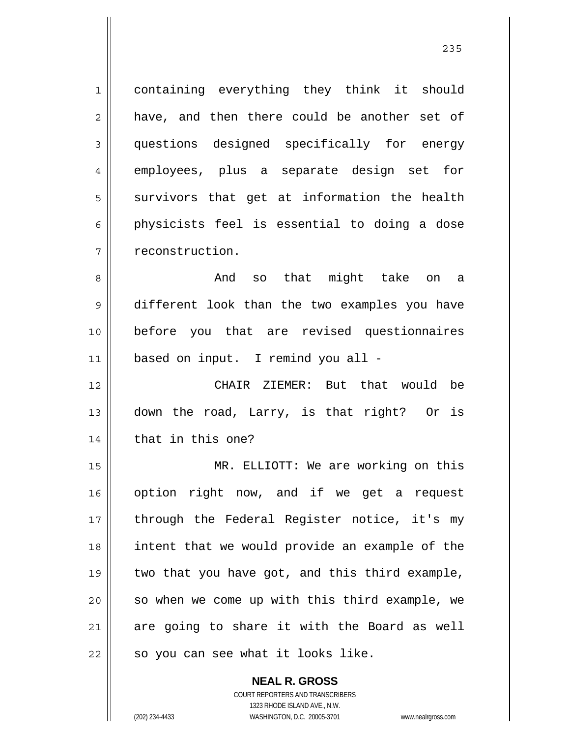containing everything they think it should have, and then there could be another set of questions designed specifically for energy employees, plus a separate design set for survivors that get at information the health physicists feel is essential to doing a dose reconstruction.

And so that might take on a different look than the two examples you have before you that are revised questionnaires based on input. I remind you all -

CHAIR ZIEMER: But that would be down the road, Larry, is that right? Or is that in this one?

MR. ELLIOTT: We are working on this option right now, and if we get a request through the Federal Register notice, it's my intent that we would provide an example of the two that you have got, and this third example, so when we come up with this third example, we are going to share it with the Board as well so you can see what it looks like.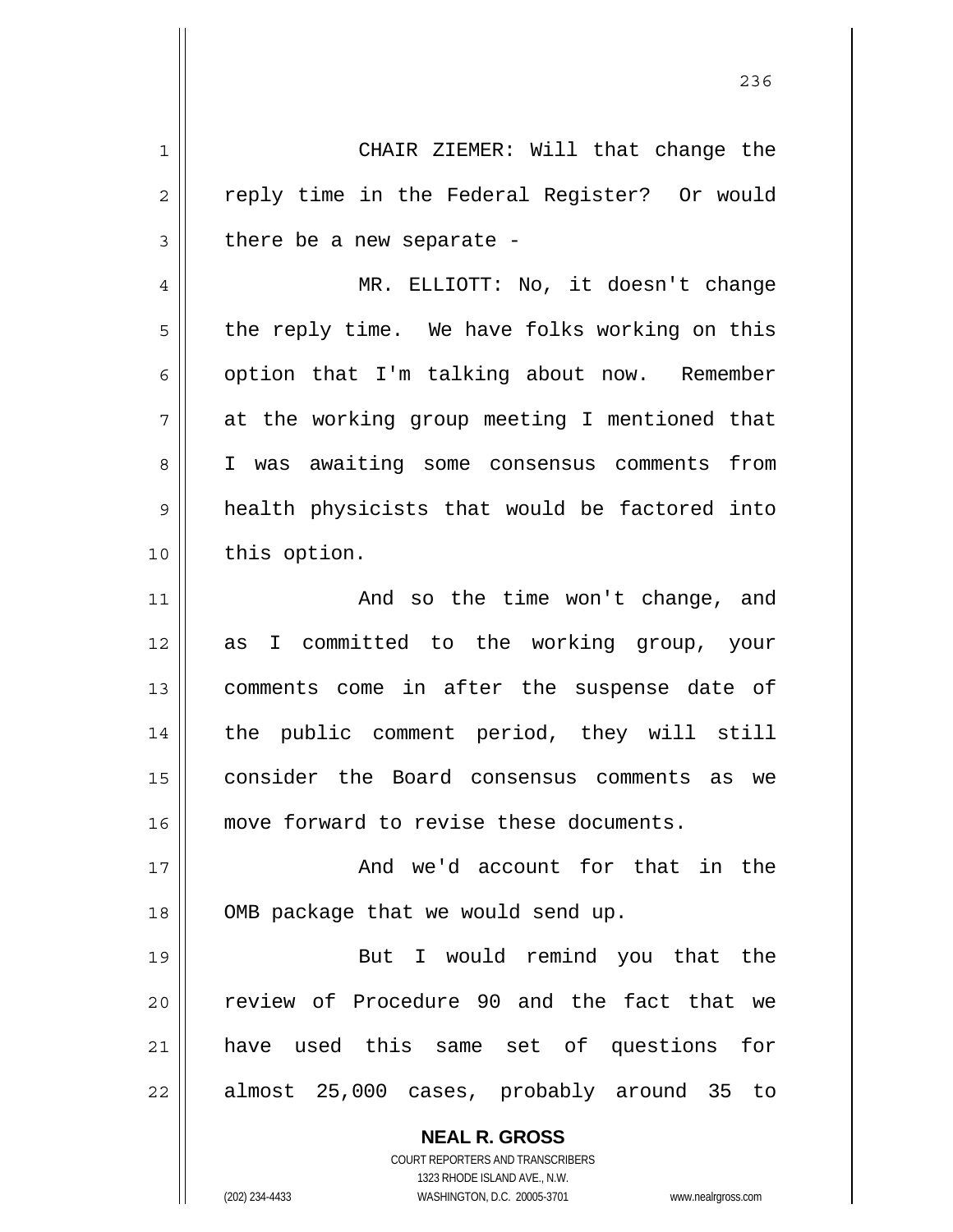CHAIR ZIEMER: Will that change the reply time in the Federal Register? Or would there be a new separate -

MR. ELLIOTT: No, it doesn't change the reply time. We have folks working on this option that I'm talking about now. Remember at the working group meeting I mentioned that I was awaiting some consensus comments from health physicists that would be factored into this option.

And so the time won't change, and as I committed to the working group, your comments come in after the suspense date of the public comment period, they will still consider the Board consensus comments as we move forward to revise these documents.

And we'd account for that in the OMB package that we would send up.

But I would remind you that the review of Procedure 90 and the fact that we have used this same set of questions for almost 25,000 cases, probably around 35 to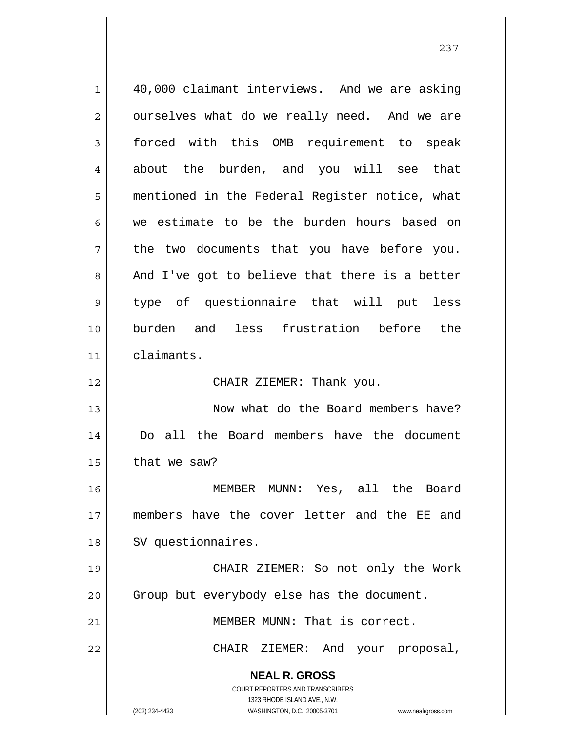40,000 claimant interviews. And we are asking ourselves what do we really need. And we are forced with this OMB requirement to speak about the burden, and you will see that mentioned in the Federal Register notice, what we estimate to be the burden hours based on the two documents that you have before you. And I've got to believe that there is a better type of questionnaire that will put less burden and less frustration before the claimants.

CHAIR ZIEMER: Thank you.

Now what do the Board members have? Do all the Board members have the document that we saw?

MEMBER MUNN: Yes, all the Board members have the cover letter and the EE and SV questionnaires.

CHAIR ZIEMER: So not only the Work Group but everybody else has the document.

MEMBER MUNN: That is correct.

CHAIR ZIEMER: And your proposal,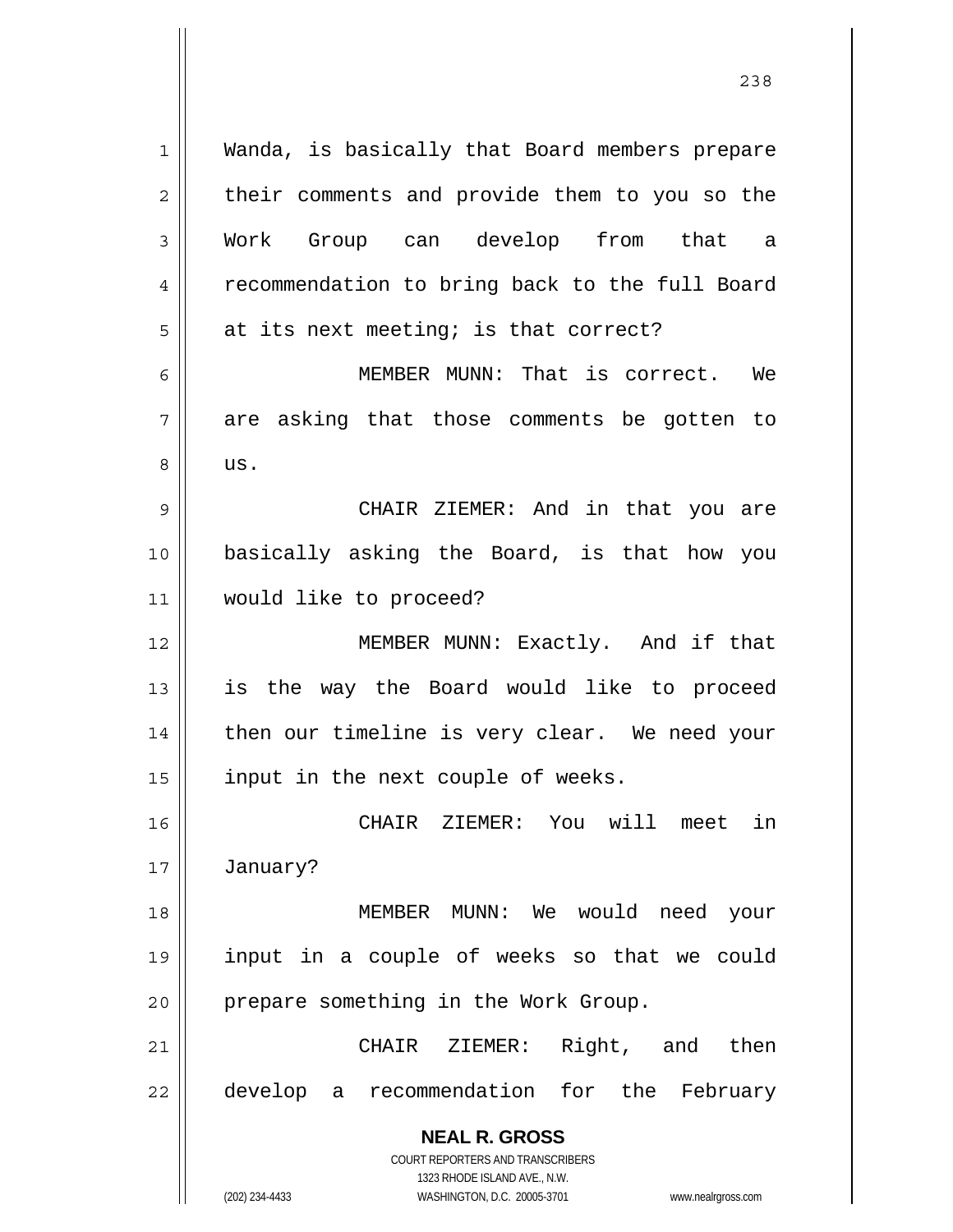Wanda, is basically that Board members prepare their comments and provide them to you so the Work Group can develop from that a recommendation to bring back to the full Board at its next meeting; is that correct?

MEMBER MUNN: That is correct. We are asking that those comments be gotten to us.

CHAIR ZIEMER: And in that you are basically asking the Board, is that how you would like to proceed?

MEMBER MUNN: Exactly. And if that is the way the Board would like to proceed then our timeline is very clear. We need your input in the next couple of weeks.

CHAIR ZIEMER: You will meet in January?

MEMBER MUNN: We would need your input in a couple of weeks so that we could prepare something in the Work Group.

CHAIR ZIEMER: Right, and then develop a recommendation for the February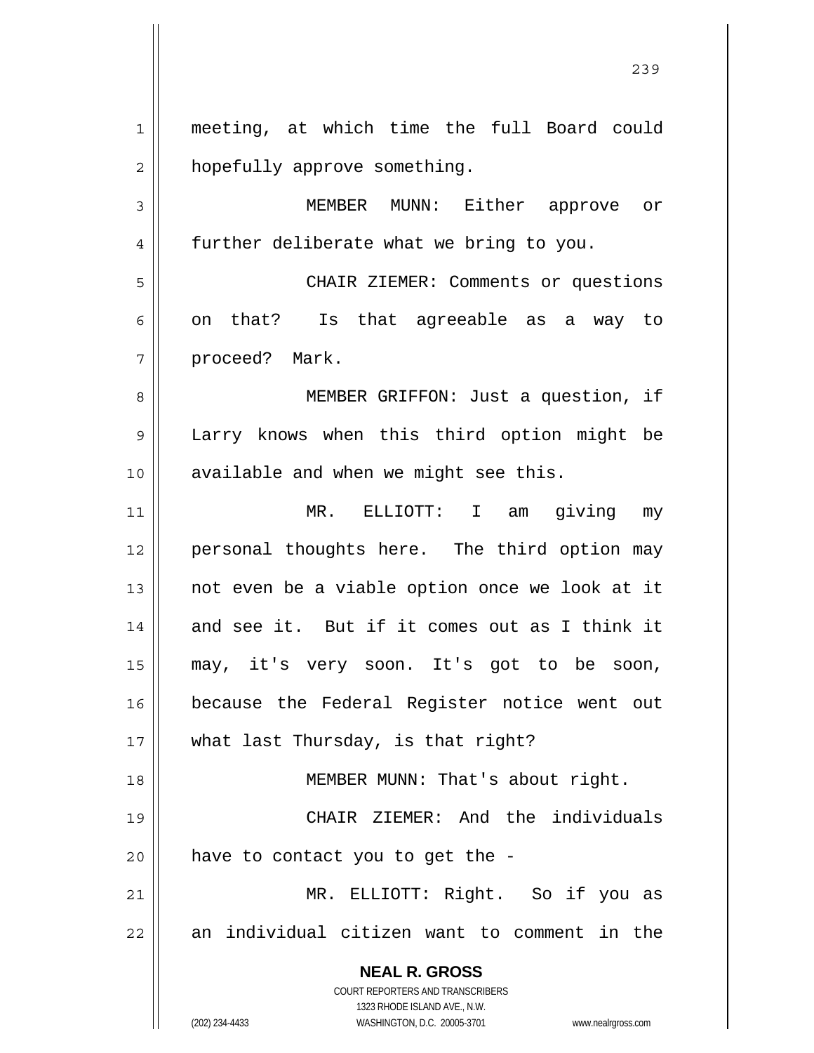meeting, at which time the full Board could hopefully approve something.

MEMBER MUNN: Either approve or further deliberate what we bring to you.

CHAIR ZIEMER: Comments or questions on that? Is that agreeable as a way to proceed? Mark.

MEMBER GRIFFON: Just a question, if Larry knows when this third option might be available and when we might see this.

MR. ELLIOTT: I am giving my personal thoughts here. The third option may not even be a viable option once we look at it and see it. But if it comes out as I think it may, it's very soon. It's got to be soon, because the Federal Register notice went out what last Thursday, is that right?

MEMBER MUNN: That's about right.

CHAIR ZIEMER: And the individuals have to contact you to get the -

MR. ELLIOTT: Right. So if you as an individual citizen want to comment in the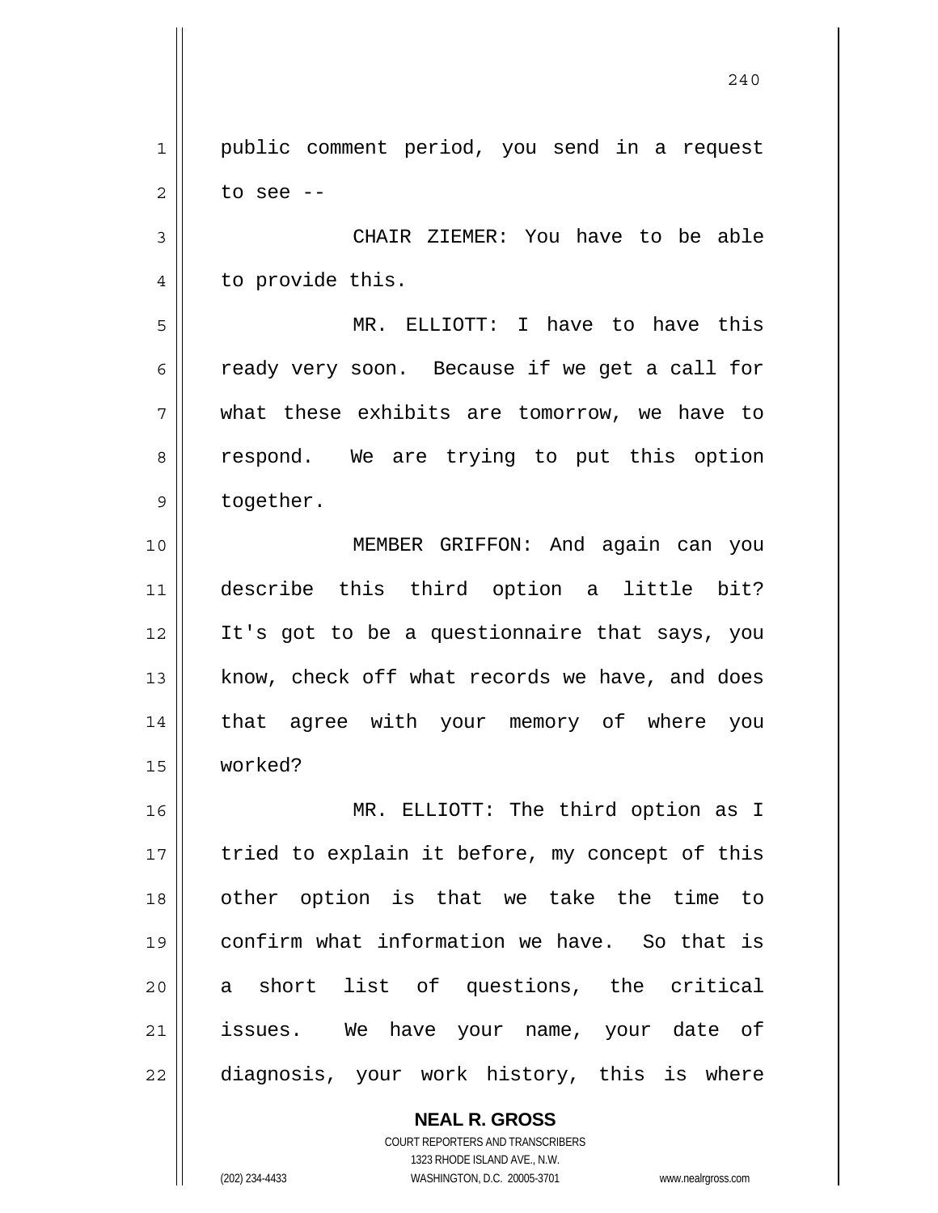public comment period, you send in a request to see --

CHAIR ZIEMER: You have to be able to provide this.

MR. ELLIOTT: I have to have this ready very soon. Because if we get a call for what these exhibits are tomorrow, we have to respond. We are trying to put this option together.

MEMBER GRIFFON: And again can you describe this third option a little bit? It's got to be a questionnaire that says, you know, check off what records we have, and does that agree with your memory of where you worked?

MR. ELLIOTT: The third option as I tried to explain it before, my concept of this other option is that we take the time to confirm what information we have. So that is a short list of questions, the critical issues. We have your name, your date of diagnosis, your work history, this is where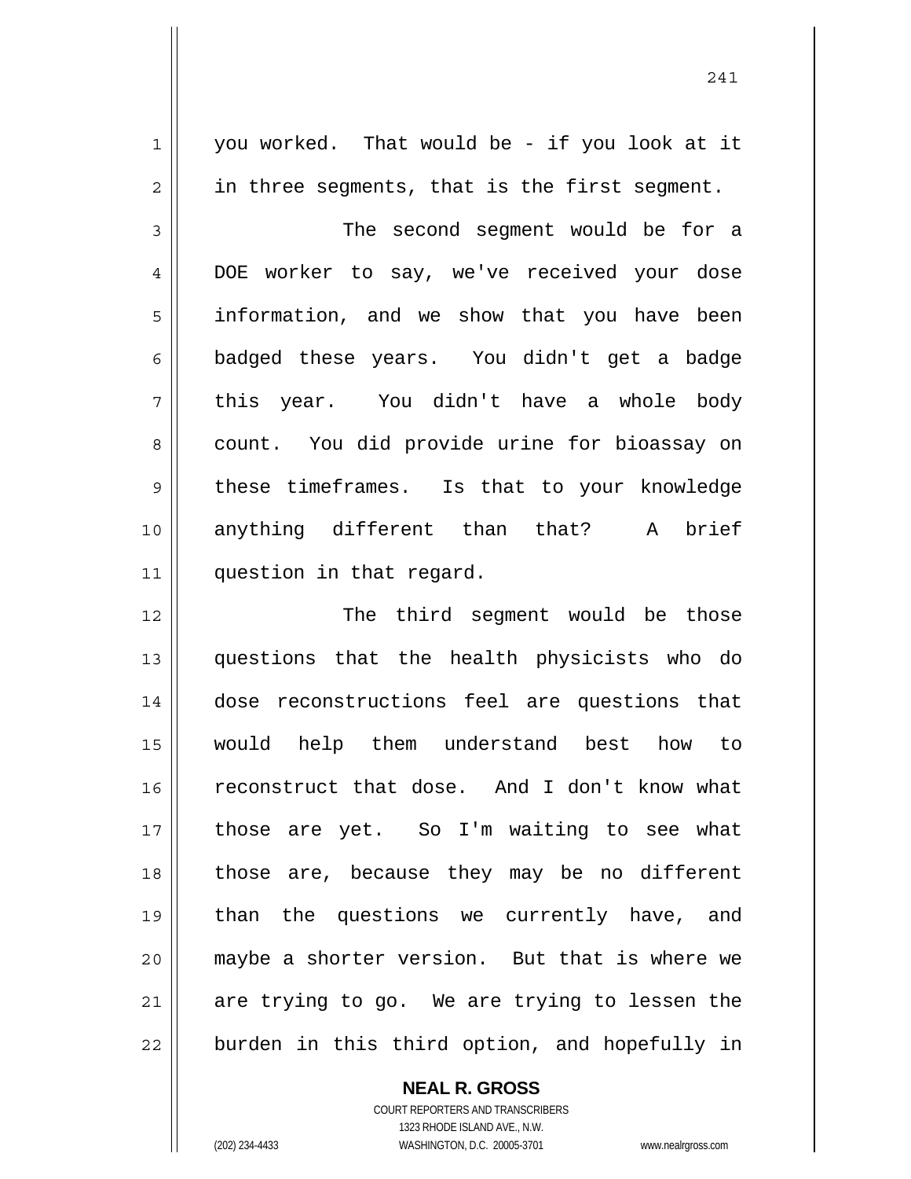you worked. That would be - if you look at it in three segments, that is the first segment.

The second segment would be for a DOE worker to say, we've received your dose information, and we show that you have been badged these years. You didn't get a badge this year. You didn't have a whole body count. You did provide urine for bioassay on these timeframes. Is that to your knowledge anything different than that? A brief question in that regard.

The third segment would be those questions that the health physicists who do dose reconstructions feel are questions that would help them understand best how to reconstruct that dose. And I don't know what those are yet. So I'm waiting to see what those are, because they may be no different than the questions we currently have, and maybe a shorter version. But that is where we are trying to go. We are trying to lessen the burden in this third option, and hopefully in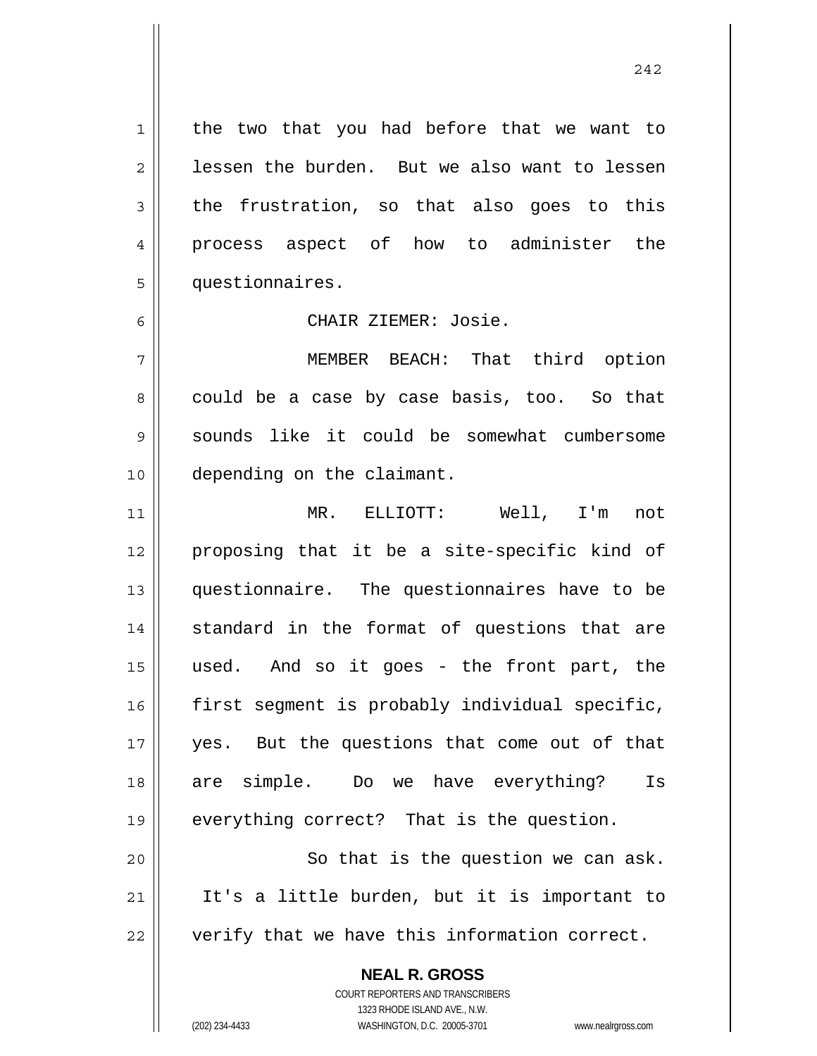the two that you had before that we want to lessen the burden. But we also want to lessen the frustration, so that also goes to this process aspect of how to administer the questionnaires.

CHAIR ZIEMER: Josie.

MEMBER BEACH: That third option could be a case by case basis, too. So that sounds like it could be somewhat cumbersome depending on the claimant.

MR. ELLIOTT: Well, I'm not proposing that it be a site-specific kind of questionnaire. The questionnaires have to be standard in the format of questions that are used. And so it goes - the front part, the first segment is probably individual specific, yes. But the questions that come out of that are simple. Do we have everything? Is everything correct? That is the question.

So that is the question we can ask. It's a little burden, but it is important to verify that we have this information correct.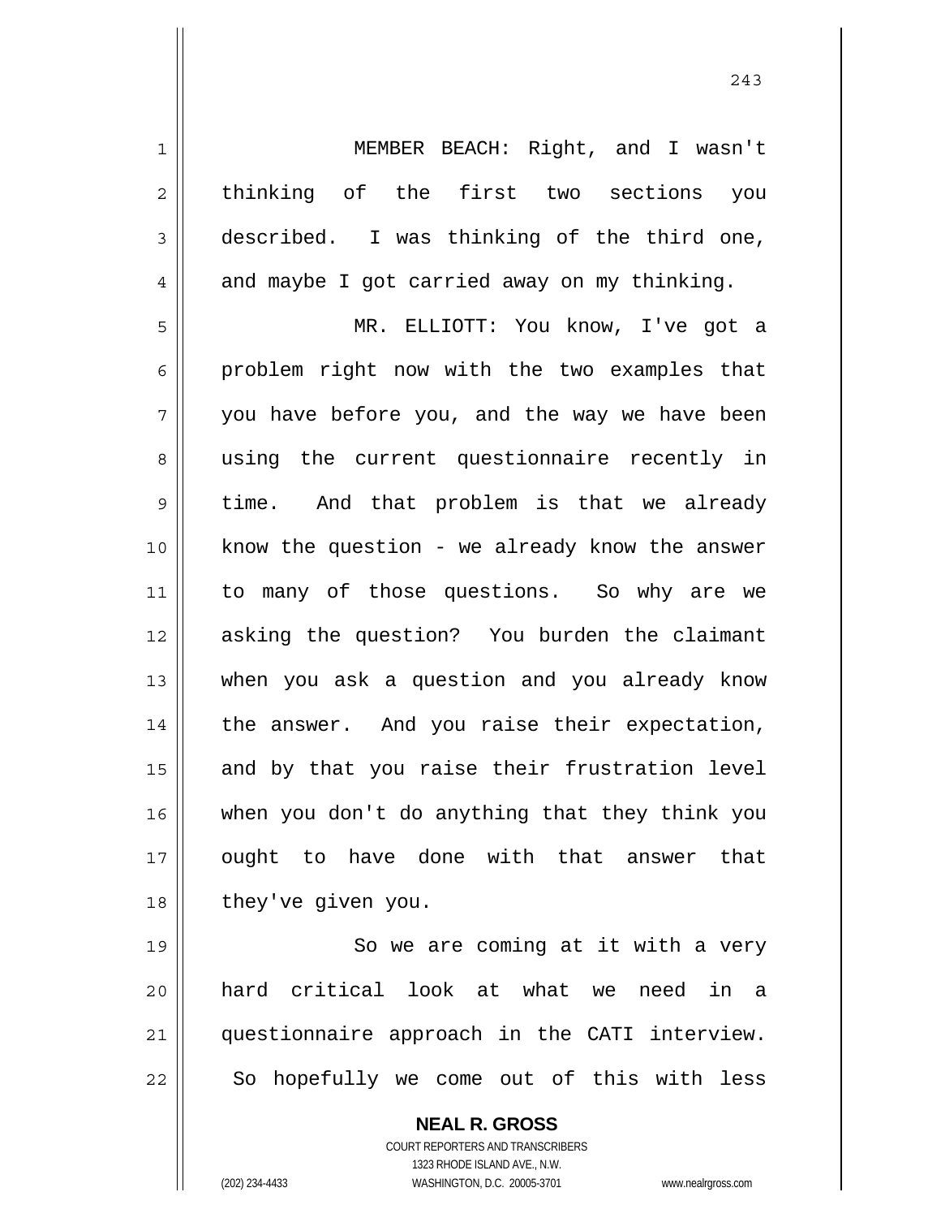MEMBER BEACH: Right, and I wasn't thinking of the first two sections you described. I was thinking of the third one, and maybe I got carried away on my thinking.

MR. ELLIOTT: You know, I've got a problem right now with the two examples that you have before you, and the way we have been using the current questionnaire recently in time. And that problem is that we already know the question - we already know the answer to many of those questions. So why are we asking the question? You burden the claimant when you ask a question and you already know the answer. And you raise their expectation, and by that you raise their frustration level when you don't do anything that they think you ought to have done with that answer that they've given you.

So we are coming at it with a very hard critical look at what we need in a questionnaire approach in the CATI interview. So hopefully we come out of this with less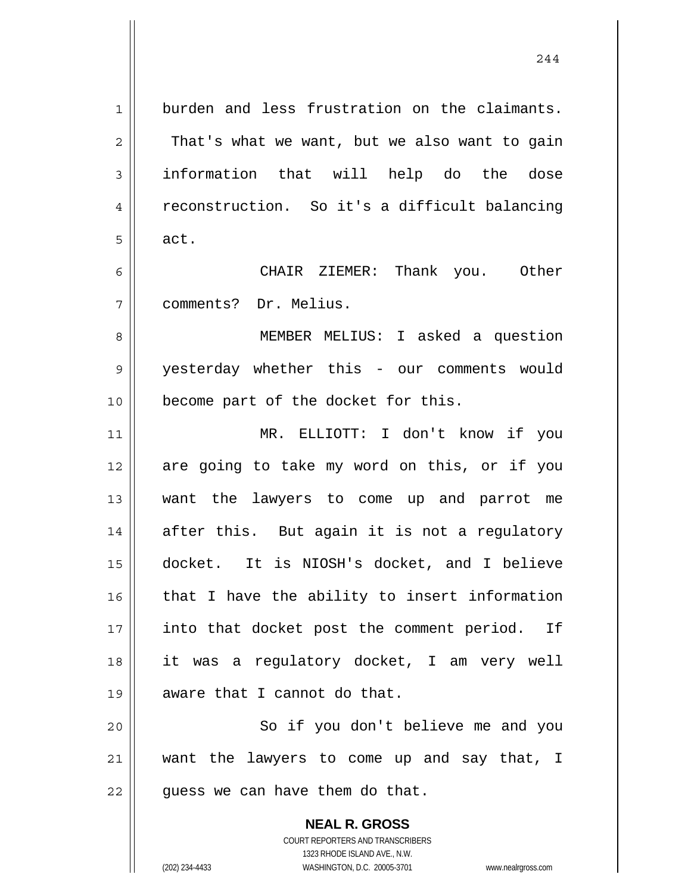burden and less frustration on the claimants. That's what we want, but we also want to gain information that will help do the dose reconstruction. So it's a difficult balancing act.

CHAIR ZIEMER: Thank you. Other comments? Dr. Melius.

MEMBER MELIUS: I asked a question yesterday whether this - our comments would become part of the docket for this.

MR. ELLIOTT: I don't know if you are going to take my word on this, or if you want the lawyers to come up and parrot me after this. But again it is not a regulatory docket. It is NIOSH's docket, and I believe that I have the ability to insert information into that docket post the comment period. If it was a regulatory docket, I am very well aware that I cannot do that.

So if you don't believe me and you want the lawyers to come up and say that, I guess we can have them do that.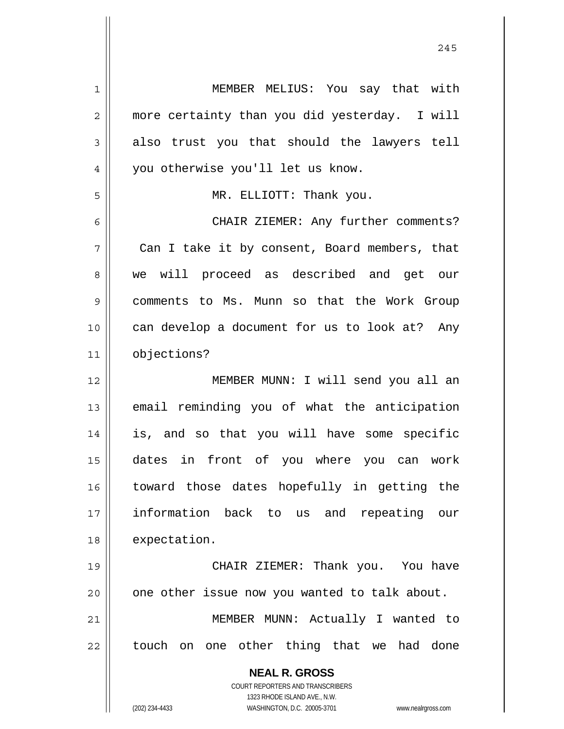MEMBER MELIUS: You say that with more certainty than you did yesterday. I will also trust you that should the lawyers tell you otherwise you'll let us know.

MR. ELLIOTT: Thank you.

CHAIR ZIEMER: Any further comments? Can I take it by consent, Board members, that we will proceed as described and get our comments to Ms. Munn so that the Work Group can develop a document for us to look at? Any objections?

MEMBER MUNN: I will send you all an email reminding you of what the anticipation is, and so that you will have some specific dates in front of you where you can work toward those dates hopefully in getting the information back to us and repeating our expectation.

CHAIR ZIEMER: Thank you. You have one other issue now you wanted to talk about.

MEMBER MUNN: Actually I wanted to touch on one other thing that we had done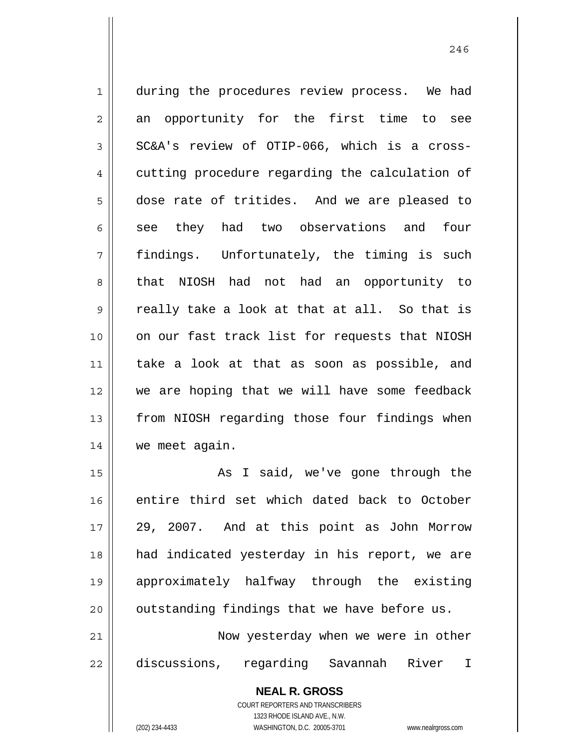during the procedures review process. We had an opportunity for the first time to see SC&A's review of OTIP-066, which is a cross-cutting procedure regarding the calculation of dose rate of tritides. And we are pleased to see they had two observations and four findings. Unfortunately, the timing is such that NIOSH had not had an opportunity to really take a look at that at all. So that is on our fast track list for requests that NIOSH take a look at that as soon as possible, and we are hoping that we will have some feedback from NIOSH regarding those four findings when we meet again.

As I said, we've gone through the entire third set which dated back to October 29, 2007. And at this point as John Morrow had indicated yesterday in his report, we are approximately halfway through the existing outstanding findings that we have before us.

Now yesterday when we were in other discussions, regarding Savannah River I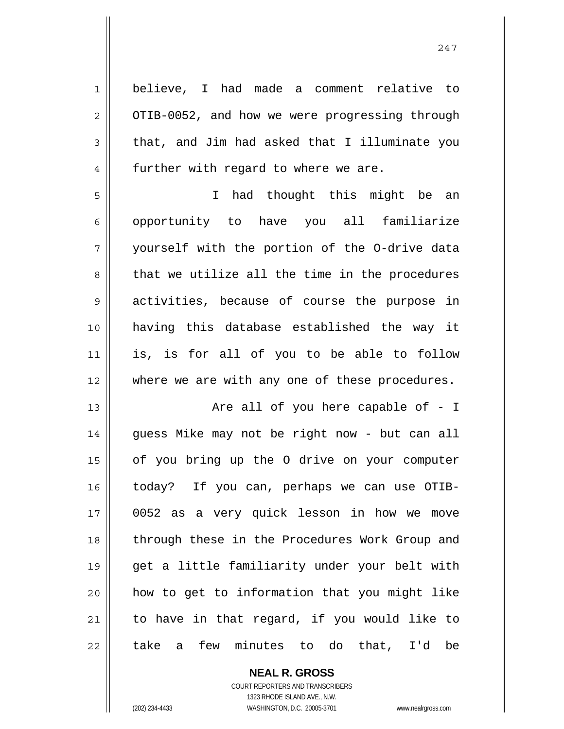believe, I had made a comment relative to OTIB-0052, and how we were progressing through that, and Jim had asked that I illuminate you further with regard to where we are.

I had thought this might be an opportunity to have you all familiarize yourself with the portion of the O-drive data that we utilize all the time in the procedures activities, because of course the purpose in having this database established the way it is, is for all of you to be able to follow where we are with any one of these procedures.

Are all of you here capable of - I guess Mike may not be right now - but can all of you bring up the O drive on your computer today? If you can, perhaps we can use OTIB-0052 as a very quick lesson in how we move through these in the Procedures Work Group and get a little familiarity under your belt with how to get to information that you might like to have in that regard, if you would like to take a few minutes to do that, I'd be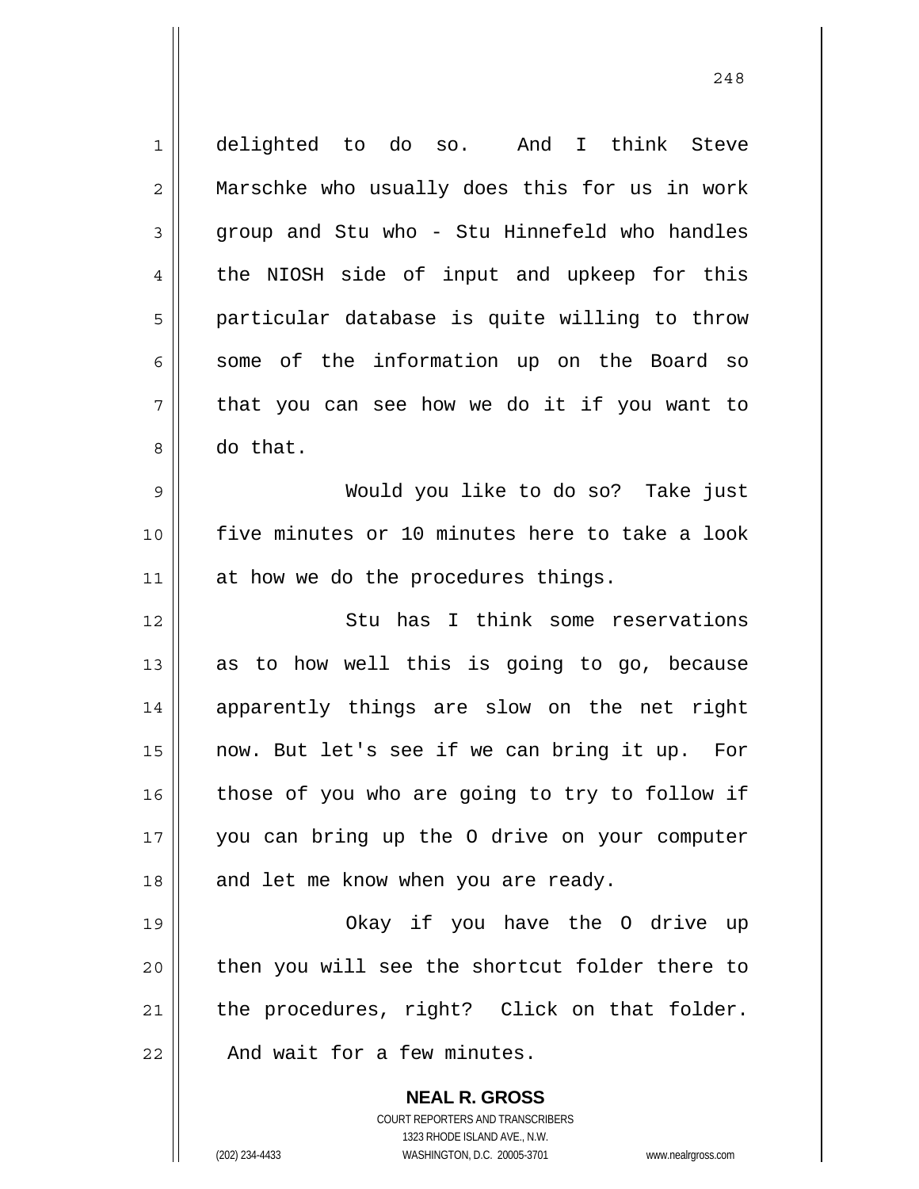delighted to do so. And I think Steve Marschke who usually does this for us in work group and Stu who - Stu Hinnefeld who handles the NIOSH side of input and upkeep for this particular database is quite willing to throw some of the information up on the Board so that you can see how we do it if you want to do that.

Would you like to do so? Take just five minutes or 10 minutes here to take a look at how we do the procedures things.

Stu has I think some reservations as to how well this is going to go, because apparently things are slow on the net right now. But let's see if we can bring it up. For those of you who are going to try to follow if you can bring up the O drive on your computer and let me know when you are ready.

Okay if you have the O drive up then you will see the shortcut folder there to the procedures, right? Click on that folder. And wait for a few minutes.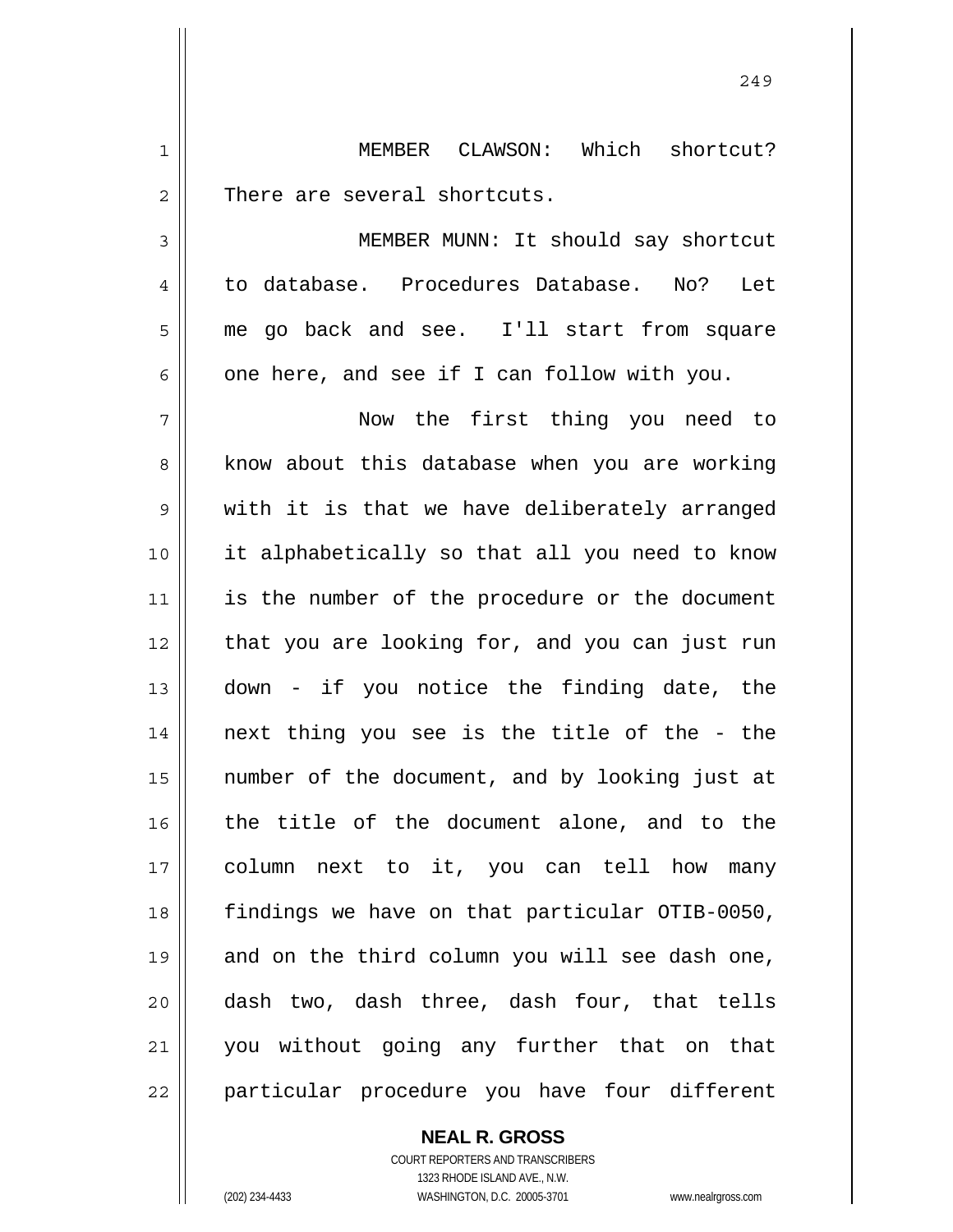MEMBER CLAWSON: Which shortcut? There are several shortcuts.

MEMBER MUNN: It should say shortcut to database. Procedures Database. No? Let me go back and see. I'll start from square one here, and see if I can follow with you.

Now the first thing you need to know about this database when you are working with it is that we have deliberately arranged it alphabetically so that all you need to know is the number of the procedure or the document that you are looking for, and you can just run down - if you notice the finding date, the next thing you see is the title of the - the number of the document, and by looking just at the title of the document alone, and to the column next to it, you can tell how many findings we have on that particular OTIB-0050, and on the third column you will see dash one, dash two, dash three, dash four, that tells you without going any further that on that particular procedure you have four different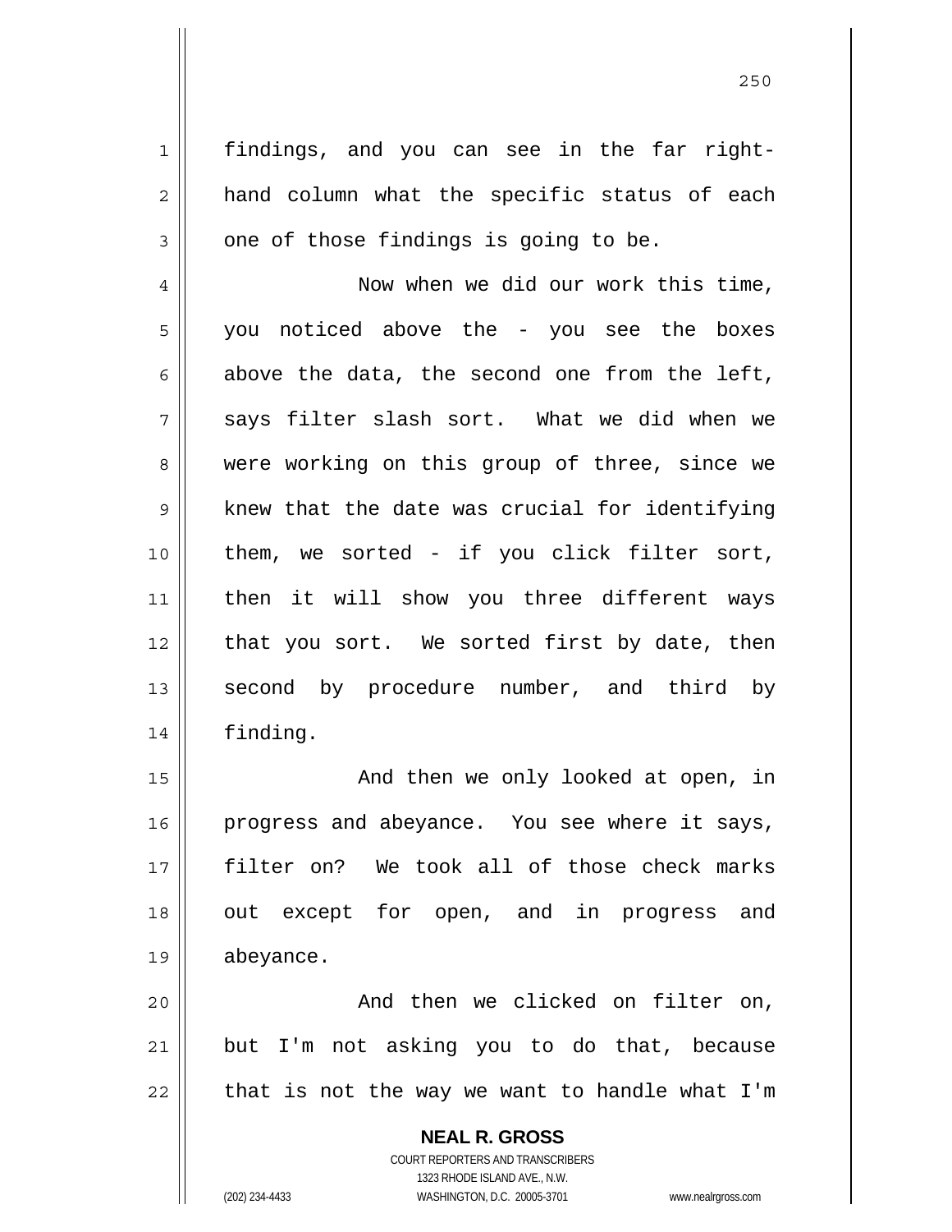findings, and you can see in the far right-hand column what the specific status of each one of those findings is going to be.

Now when we did our work this time, you noticed above the - you see the boxes above the data, the second one from the left, says filter slash sort. What we did when we were working on this group of three, since we knew that the date was crucial for identifying them, we sorted - if you click filter sort, then it will show you three different ways that you sort. We sorted first by date, then second by procedure number, and third by finding.

And then we only looked at open, in progress and abeyance. You see where it says, filter on? We took all of those check marks out except for open, and in progress and abeyance.

And then we clicked on filter on, but I'm not asking you to do that, because that is not the way we want to handle what I'm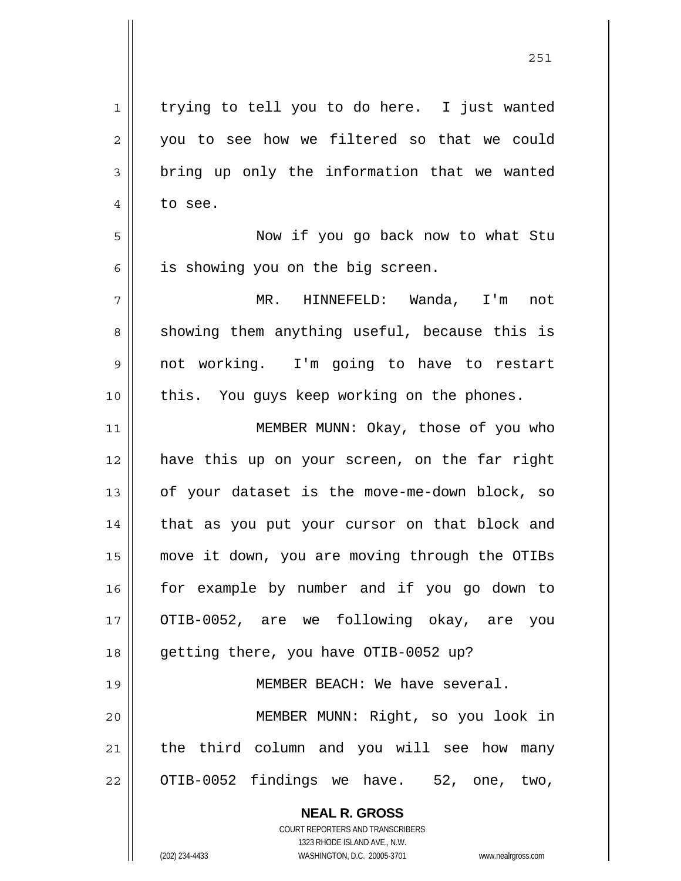trying to tell you to do here. I just wanted you to see how we filtered so that we could bring up only the information that we wanted to see.

Now if you go back now to what Stu is showing you on the big screen.

MR. HINNEFELD: Wanda, I'm not showing them anything useful, because this is not working. I'm going to have to restart this. You guys keep working on the phones.

MEMBER MUNN: Okay, those of you who have this up on your screen, on the far right of your dataset is the move-me-down block, so that as you put your cursor on that block and move it down, you are moving through the OTIBs for example by number and if you go down to OTIB-0052, are we following okay, are you getting there, you have OTIB-0052 up?

MEMBER BEACH: We have several.

MEMBER MUNN: Right, so you look in the third column and you will see how many OTIB-0052 findings we have. 52, one, two,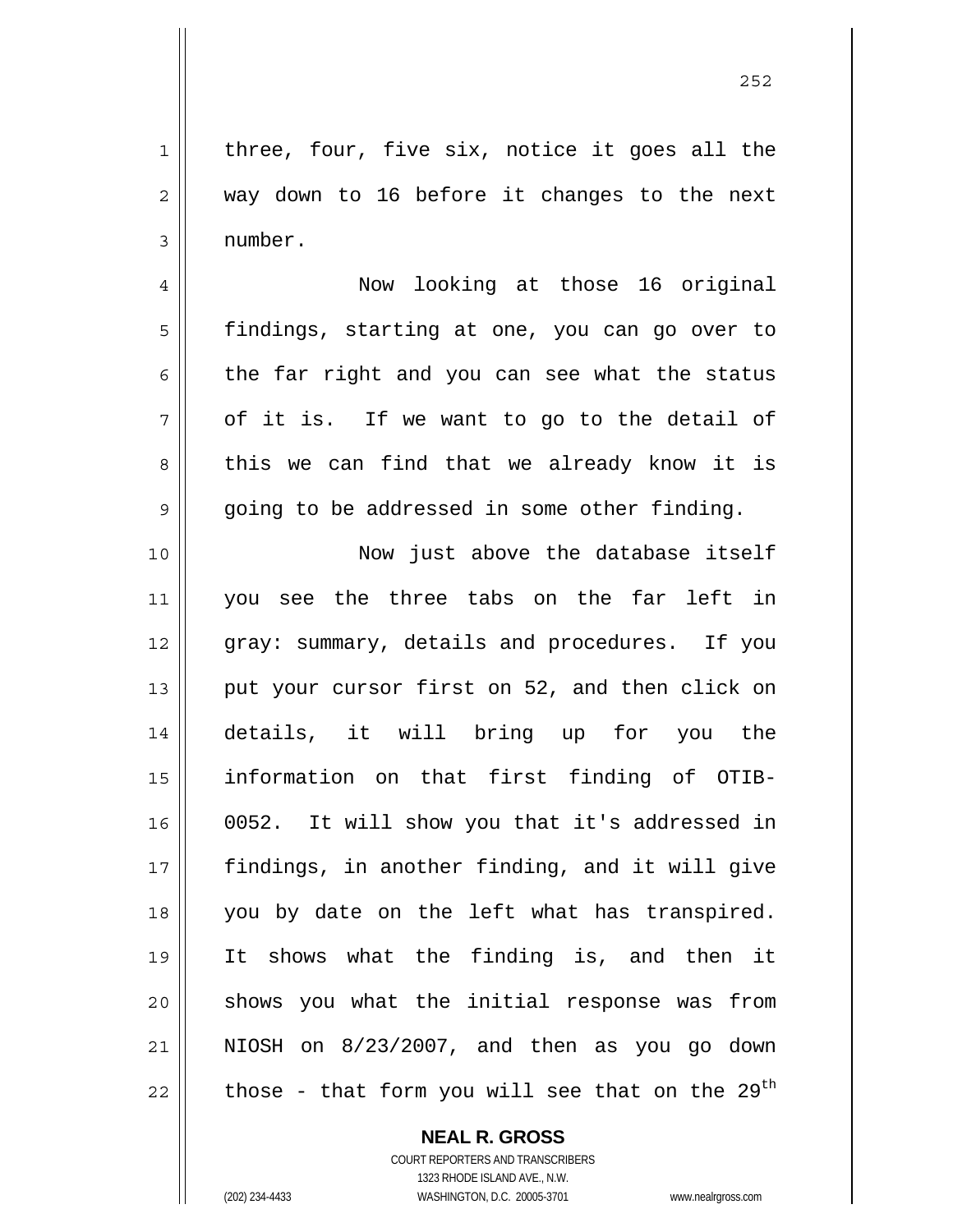three, four, five six, notice it goes all the way down to 16 before it changes to the next number.

Now looking at those 16 original findings, starting at one, you can go over to the far right and you can see what the status of it is. If we want to go to the detail of this we can find that we already know it is going to be addressed in some other finding.

Now just above the database itself you see the three tabs on the far left in gray: summary, details and procedures. If you put your cursor first on 52, and then click on details, it will bring up for you the information on that first finding of OTIB-0052. It will show you that it's addressed in findings, in another finding, and it will give you by date on the left what has transpired. It shows what the finding is, and then it shows you what the initial response was from NIOSH on 8/23/2007, and then as you go down those - that form you will see that on the 29th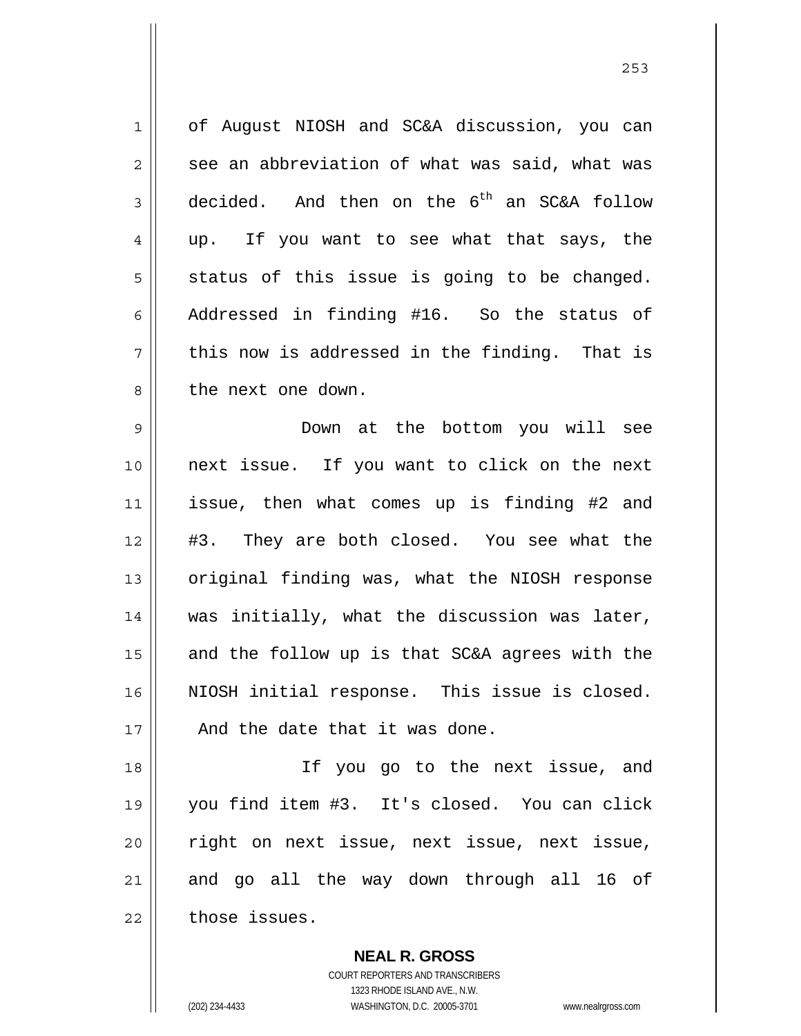of August NIOSH and SC&A discussion, you can see an abbreviation of what was said, what was decided. And then on the 6th an SC&A follow up. If you want to see what that says, the status of this issue is going to be changed. Addressed in finding #16. So the status of this now is addressed in the finding. That is the next one down.

Down at the bottom you will see next issue. If you want to click on the next issue, then what comes up is finding #2 and #3. They are both closed. You see what the original finding was, what the NIOSH response was initially, what the discussion was later, and the follow up is that SC&A agrees with the NIOSH initial response. This issue is closed. And the date that it was done.

If you go to the next issue, and you find item #3. It's closed. You can click right on next issue, next issue, next issue, and go all the way down through all 16 of those issues.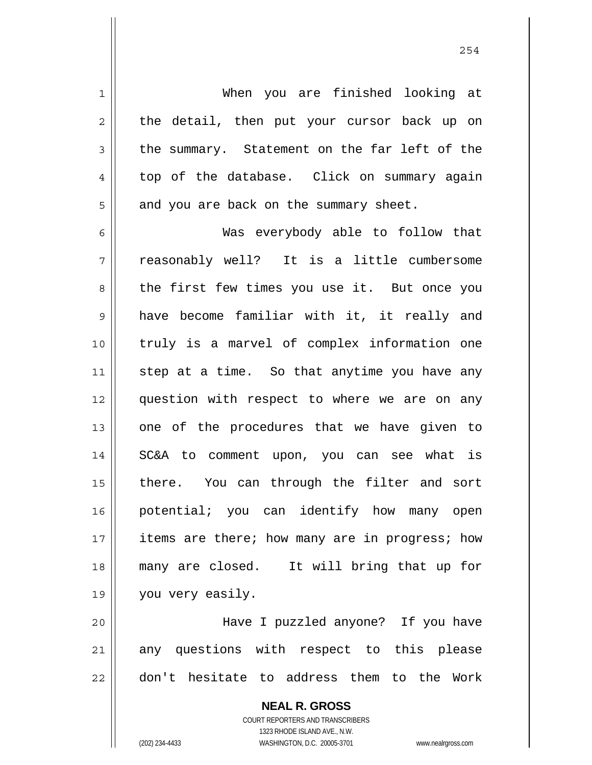When you are finished looking at the detail, then put your cursor back up on the summary. Statement on the far left of the top of the database. Click on summary again and you are back on the summary sheet.

Was everybody able to follow that reasonably well? It is a little cumbersome the first few times you use it. But once you have become familiar with it, it really and truly is a marvel of complex information one step at a time. So that anytime you have any question with respect to where we are on any one of the procedures that we have given to SC&A to comment upon, you can see what is there. You can through the filter and sort potential; you can identify how many open items are there; how many are in progress; how many are closed. It will bring that up for you very easily.

Have I puzzled anyone? If you have any questions with respect to this please don't hesitate to address them to the Work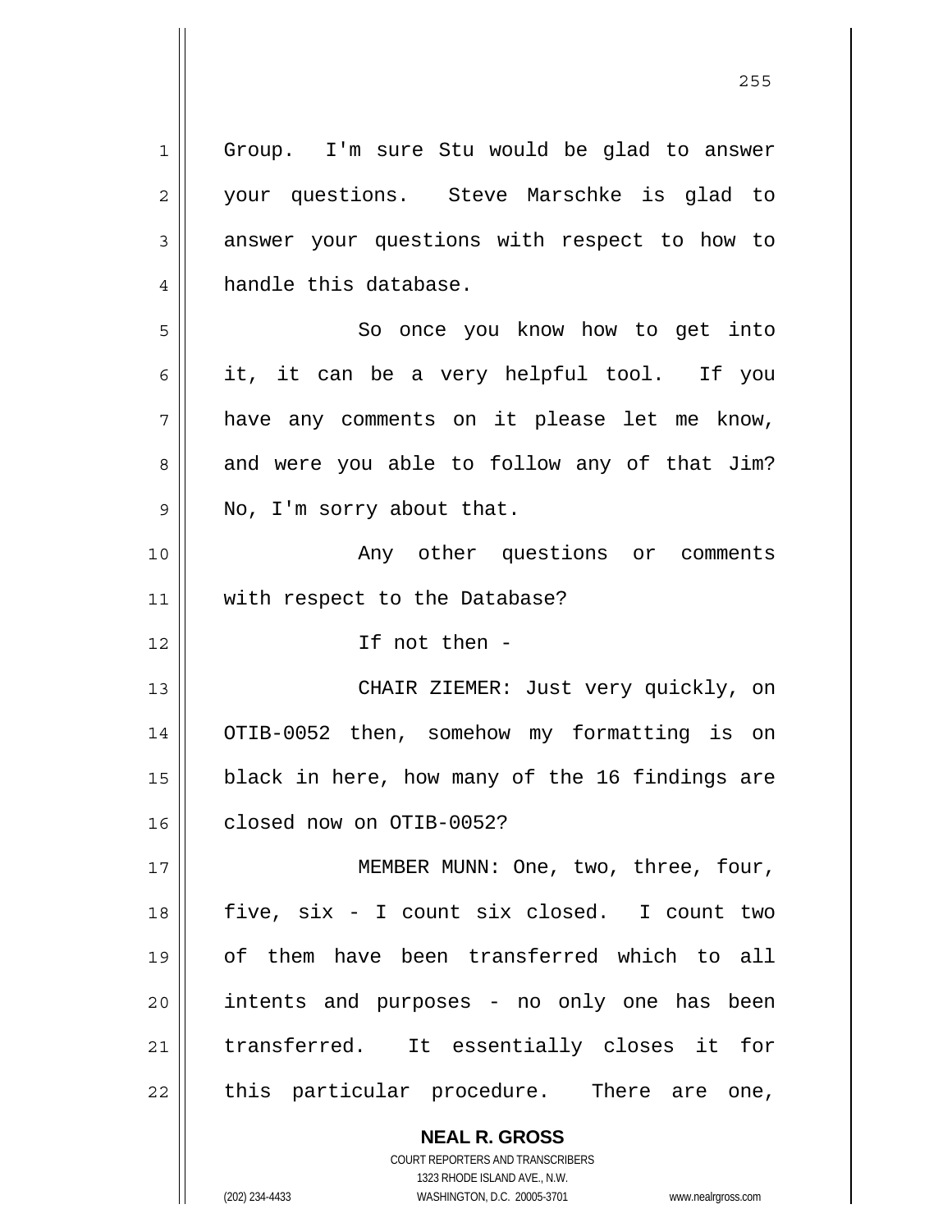Group. I'm sure Stu would be glad to answer your questions. Steve Marschke is glad to answer your questions with respect to how to handle this database.

So once you know how to get into it, it can be a very helpful tool. If you have any comments on it please let me know, and were you able to follow any of that Jim? No, I'm sorry about that.

Any other questions or comments with respect to the Database?

If not then -

CHAIR ZIEMER: Just very quickly, on OTIB-0052 then, somehow my formatting is on black in here, how many of the 16 findings are closed now on OTIB-0052?

MEMBER MUNN: One, two, three, four, five, six - I count six closed. I count two of them have been transferred which to all intents and purposes - no only one has been transferred. It essentially closes it for this particular procedure. There are one,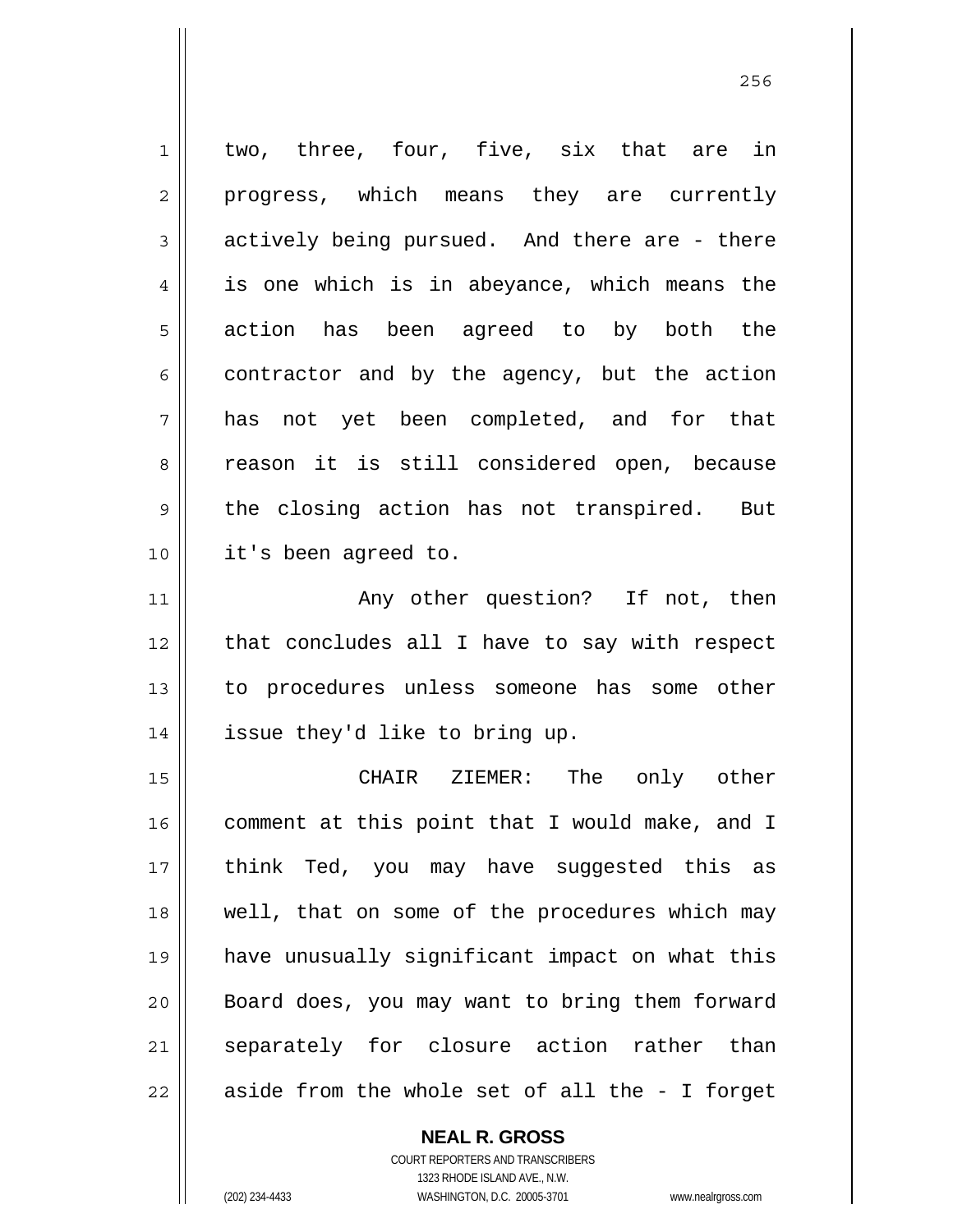two, three, four, five, six that are in progress, which means they are currently actively being pursued. And there are - there is one which is in abeyance, which means the action has been agreed to by both the contractor and by the agency, but the action has not yet been completed, and for that reason it is still considered open, because the closing action has not transpired. But it's been agreed to.

Any other question? If not, then that concludes all I have to say with respect to procedures unless someone has some other issue they'd like to bring up.

CHAIR ZIEMER: The only other comment at this point that I would make, and I think Ted, you may have suggested this as well, that on some of the procedures which may have unusually significant impact on what this Board does, you may want to bring them forward separately for closure action rather than aside from the whole set of all the - I forget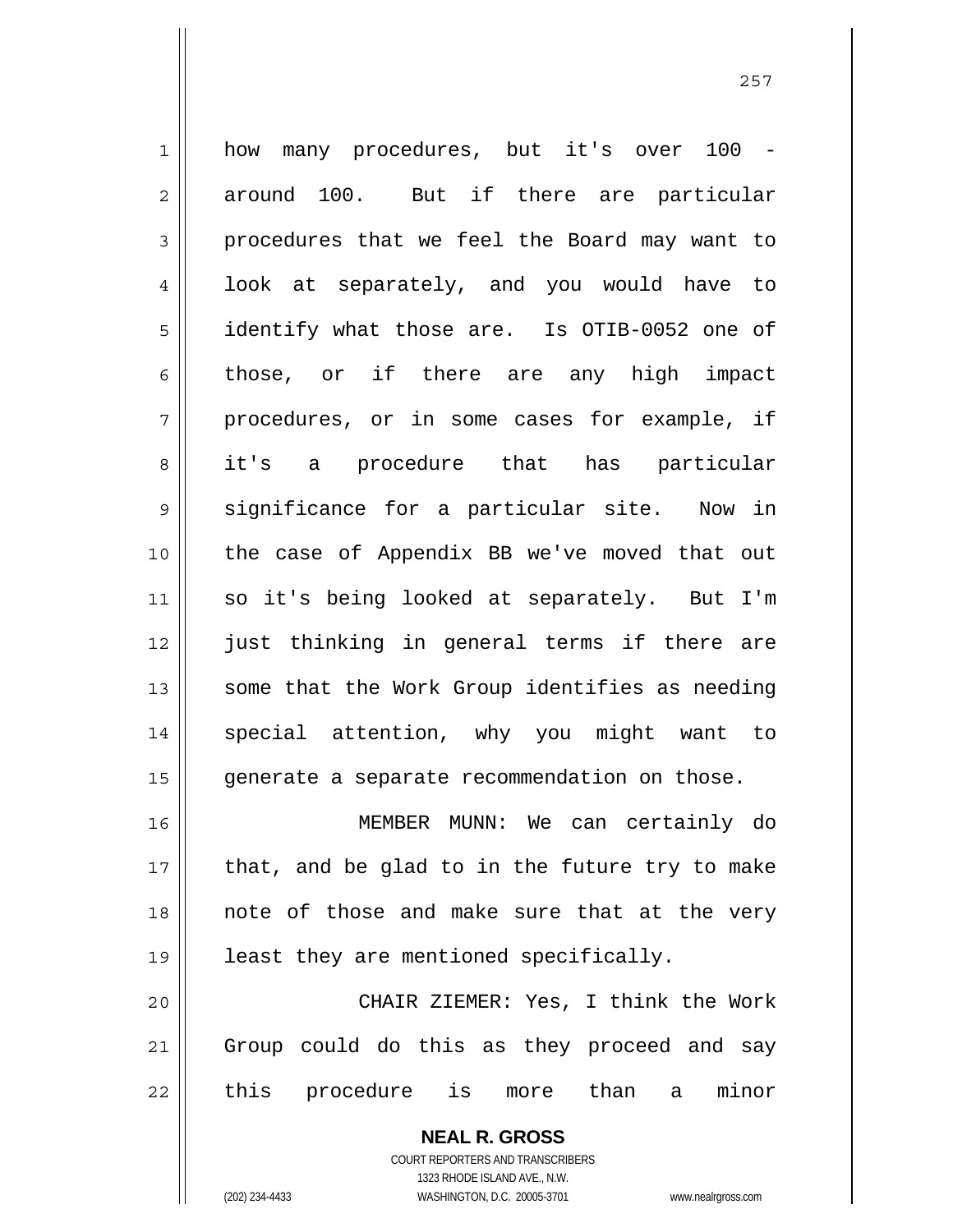how many procedures, but it's over 100 - around 100. But if there are particular procedures that we feel the Board may want to look at separately, and you would have to identify what those are. Is OTIB-0052 one of those, or if there are any high impact procedures, or in some cases for example, if it's a procedure that has particular significance for a particular site. Now in the case of Appendix BB we've moved that out so it's being looked at separately. But I'm just thinking in general terms if there are some that the Work Group identifies as needing special attention, why you might want to generate a separate recommendation on those.

MEMBER MUNN: We can certainly do that, and be glad to in the future try to make note of those and make sure that at the very least they are mentioned specifically.

CHAIR ZIEMER: Yes, I think the Work Group could do this as they proceed and say this procedure is more than a minor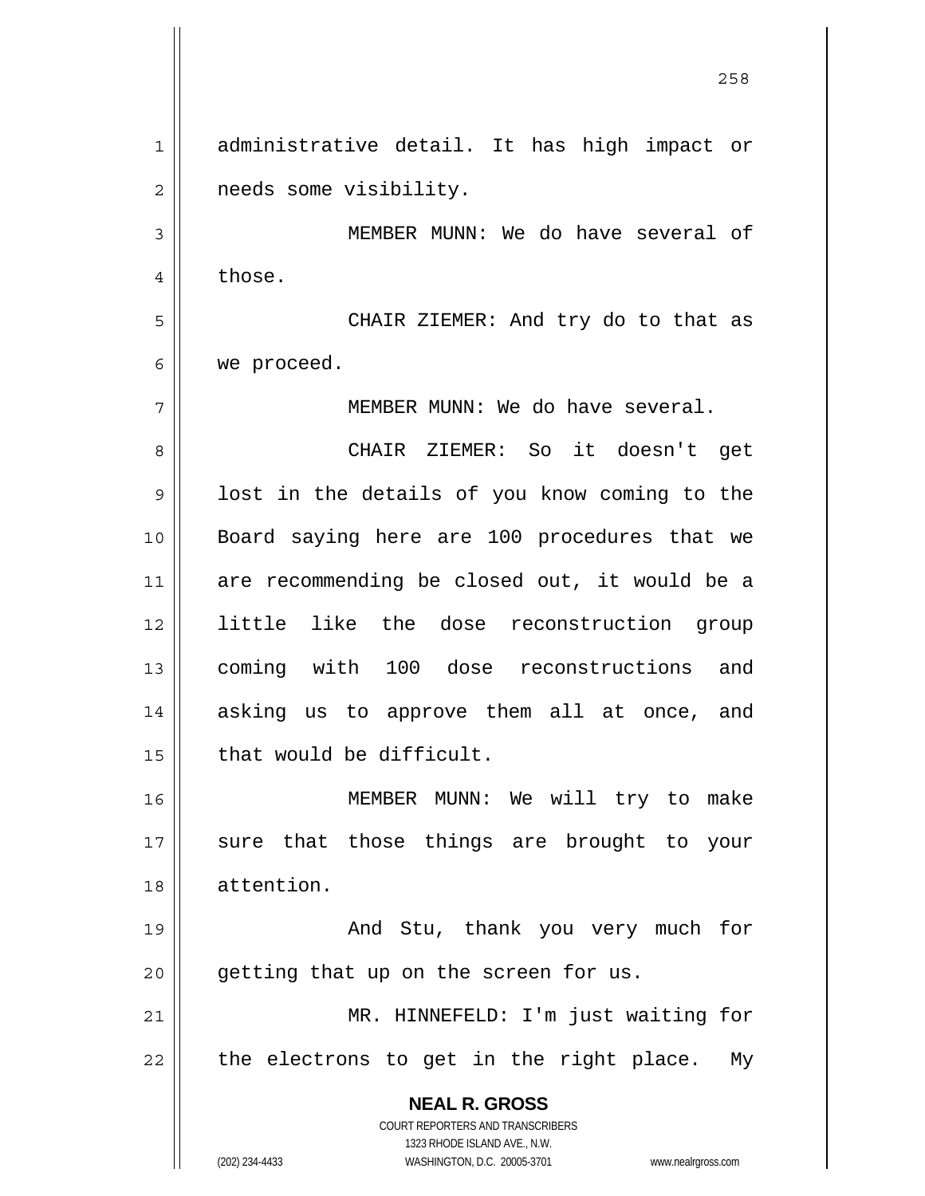administrative detail. It has high impact or needs some visibility.

MEMBER MUNN: We do have several of those.

CHAIR ZIEMER: And try do to that as we proceed.

MEMBER MUNN: We do have several.

CHAIR ZIEMER: So it doesn't get lost in the details of you know coming to the Board saying here are 100 procedures that we are recommending be closed out, it would be a little like the dose reconstruction group coming with 100 dose reconstructions and asking us to approve them all at once, and that would be difficult.

MEMBER MUNN: We will try to make sure that those things are brought to your attention.

And Stu, thank you very much for getting that up on the screen for us.

MR. HINNEFELD: I'm just waiting for the electrons to get in the right place. My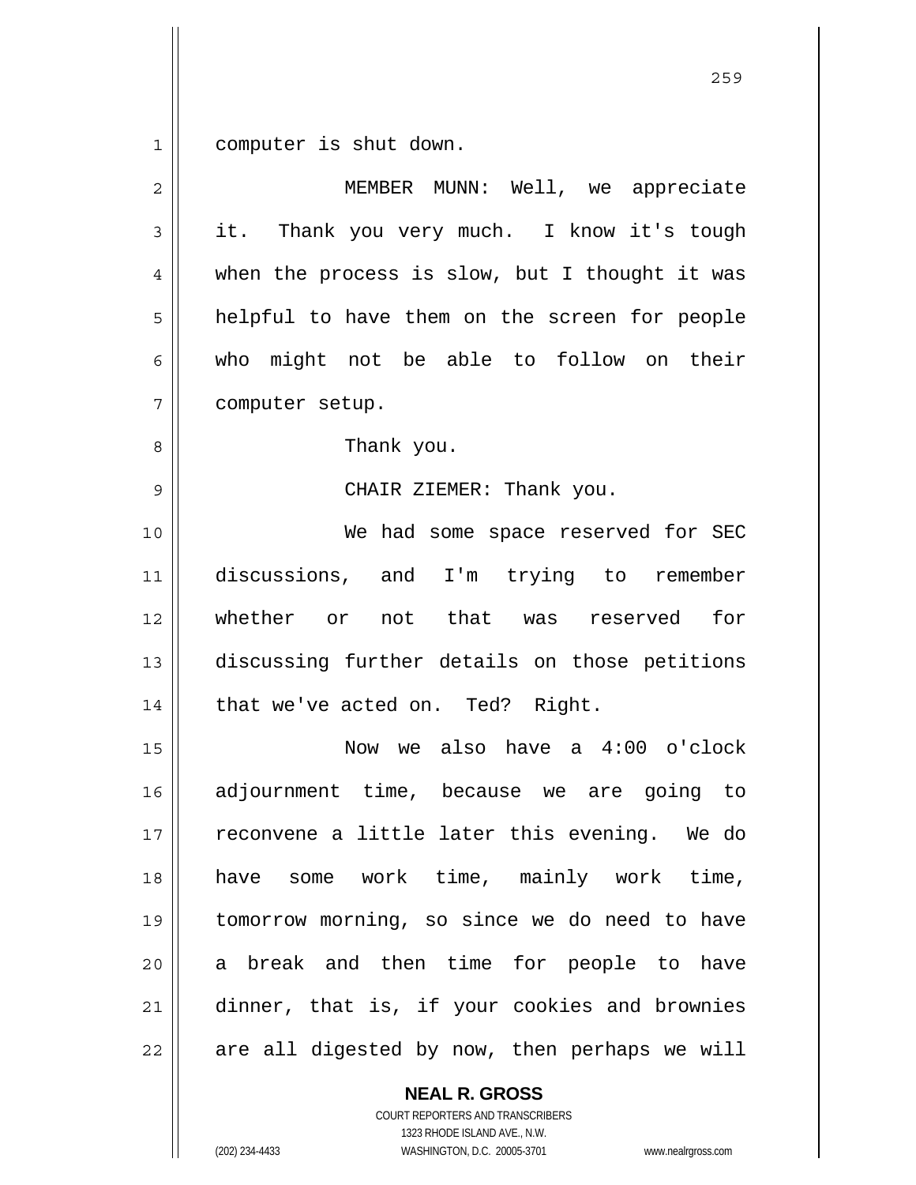computer is shut down.

MEMBER MUNN: Well, we appreciate it. Thank you very much. I know it's tough when the process is slow, but I thought it was helpful to have them on the screen for people who might not be able to follow on their computer setup.

Thank you.

CHAIR ZIEMER: Thank you.

We had some space reserved for SEC discussions, and I'm trying to remember whether or not that was reserved for discussing further details on those petitions that we've acted on. Ted? Right.

Now we also have a 4:00 o'clock adjournment time, because we are going to reconvene a little later this evening. We do have some work time, mainly work time, tomorrow morning, so since we do need to have a break and then time for people to have dinner, that is, if your cookies and brownies are all digested by now, then perhaps we will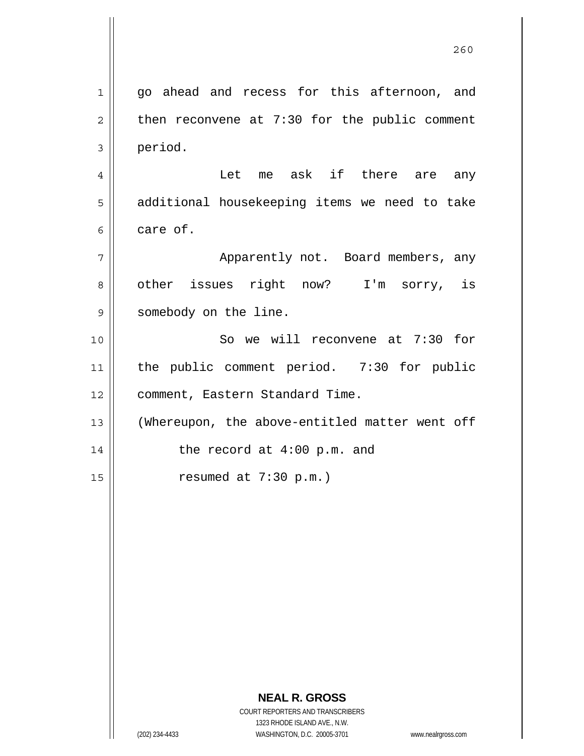go ahead and recess for this afternoon, and then reconvene at 7:30 for the public comment period.

Let me ask if there are any additional housekeeping items we need to take care of.

Apparently not. Board members, any other issues right now? I'm sorry, is somebody on the line.

So we will reconvene at 7:30 for the public comment period. 7:30 for public comment, Eastern Standard Time.

(Whereupon, the above-entitled matter went off the record at 4:00 p.m. and resumed at 7:30 p.m.)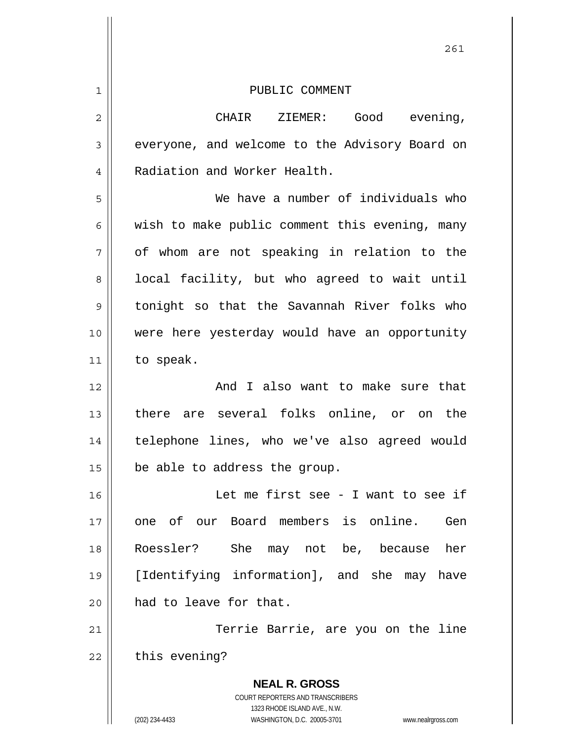PUBLIC COMMENT

CHAIR ZIEMER: Good evening, everyone, and welcome to the Advisory Board on Radiation and Worker Health.

We have a number of individuals who wish to make public comment this evening, many of whom are not speaking in relation to the local facility, but who agreed to wait until tonight so that the Savannah River folks who were here yesterday would have an opportunity to speak.

And I also want to make sure that there are several folks online, or on the telephone lines, who we've also agreed would be able to address the group.

Let me first see - I want to see if one of our Board members is online. Gen Roessler? She may not be, because her [Identifying information], and she may have had to leave for that.

Terrie Barrie, are you on the line this evening?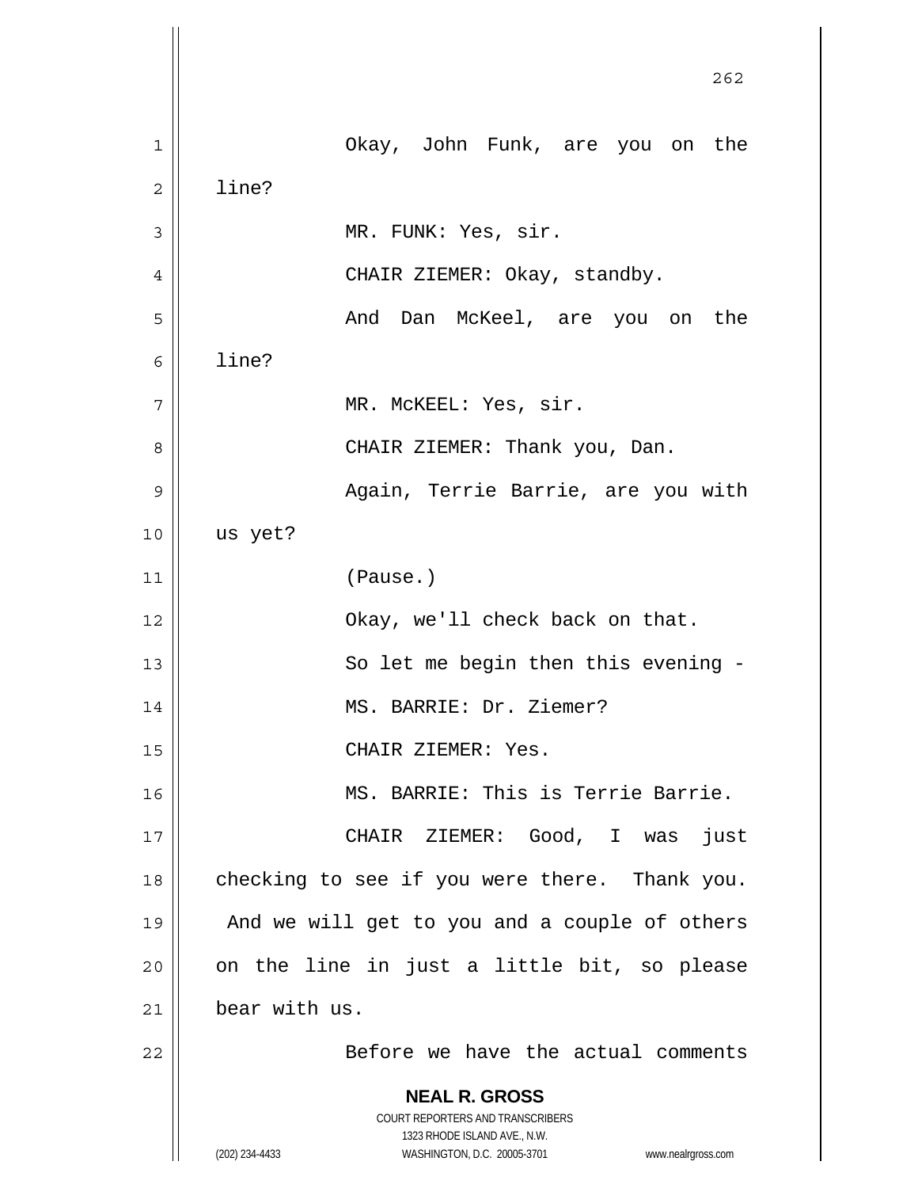Okay, John Funk, are you on the line?

MR. FUNK: Yes, sir.

CHAIR ZIEMER: Okay, standby.

And Dan McKeel, are you on the line?

MR. McKEEL: Yes, sir.

CHAIR ZIEMER: Thank you, Dan.

Again, Terrie Barrie, are you with us yet?

(Pause.)

Okay, we'll check back on that.

So let me begin then this evening -

MS. BARRIE: Dr. Ziemer?

CHAIR ZIEMER: Yes.

MS. BARRIE: This is Terrie Barrie.

CHAIR ZIEMER: Good, I was just checking to see if you were there. Thank you. And we will get to you and a couple of others on the line in just a little bit, so please bear with us.

Before we have the actual comments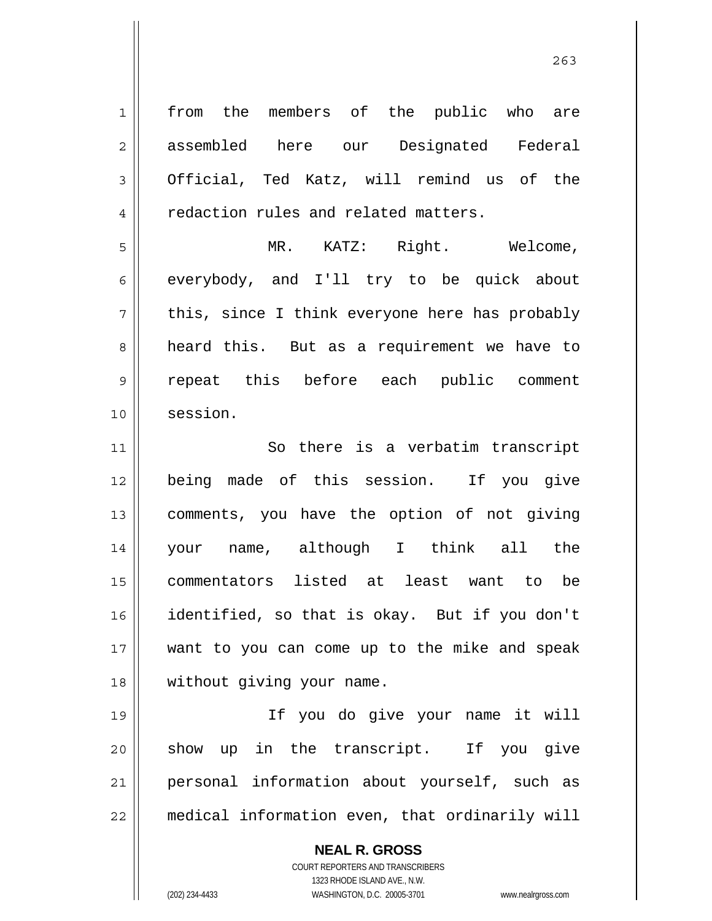from the members of the public who are assembled here our Designated Federal Official, Ted Katz, will remind us of the redaction rules and related matters.

MR. KATZ: Right. Welcome, everybody, and I'll try to be quick about this, since I think everyone here has probably heard this. But as a requirement we have to repeat this before each public comment session.

So there is a verbatim transcript being made of this session. If you give comments, you have the option of not giving your name, although I think all the commentators listed at least want to be identified, so that is okay. But if you don't want to you can come up to the mike and speak without giving your name.

If you do give your name it will show up in the transcript. If you give personal information about yourself, such as medical information even, that ordinarily will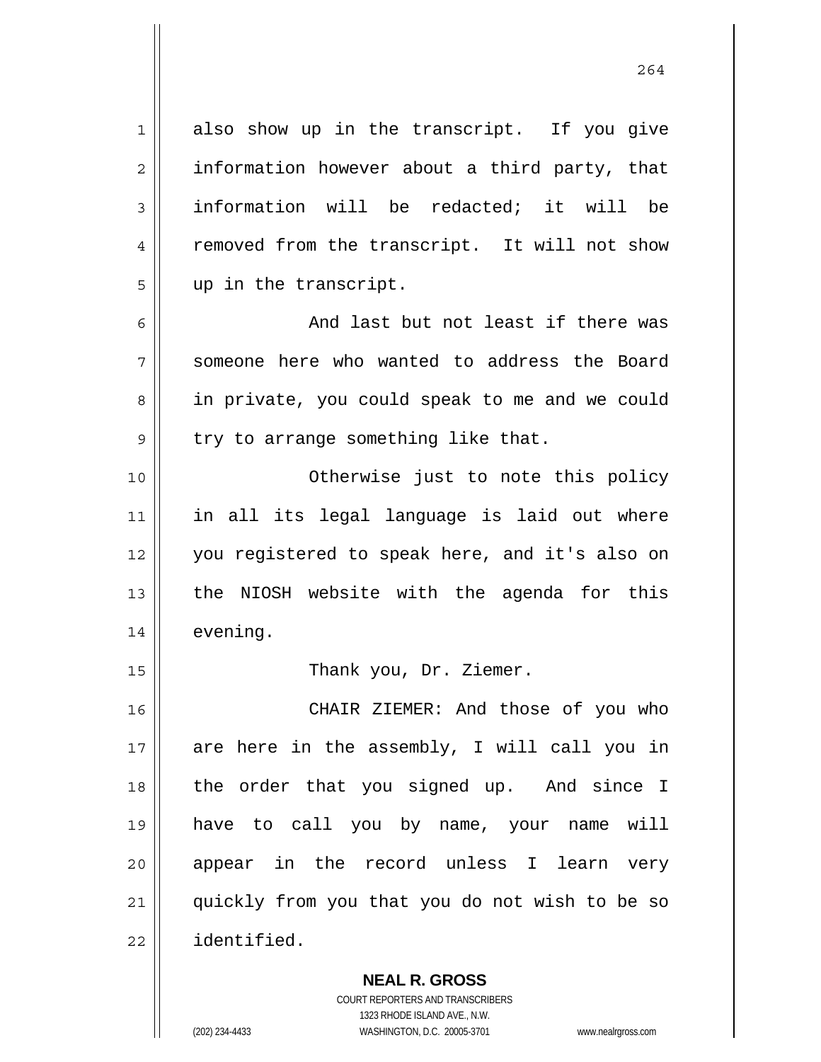also show up in the transcript. If you give information however about a third party, that information will be redacted; it will be removed from the transcript. It will not show up in the transcript.

And last but not least if there was someone here who wanted to address the Board in private, you could speak to me and we could try to arrange something like that.

Otherwise just to note this policy in all its legal language is laid out where you registered to speak here, and it's also on the NIOSH website with the agenda for this evening.

Thank you, Dr. Ziemer.

CHAIR ZIEMER: And those of you who are here in the assembly, I will call you in the order that you signed up. And since I have to call you by name, your name will appear in the record unless I learn very quickly from you that you do not wish to be so identified.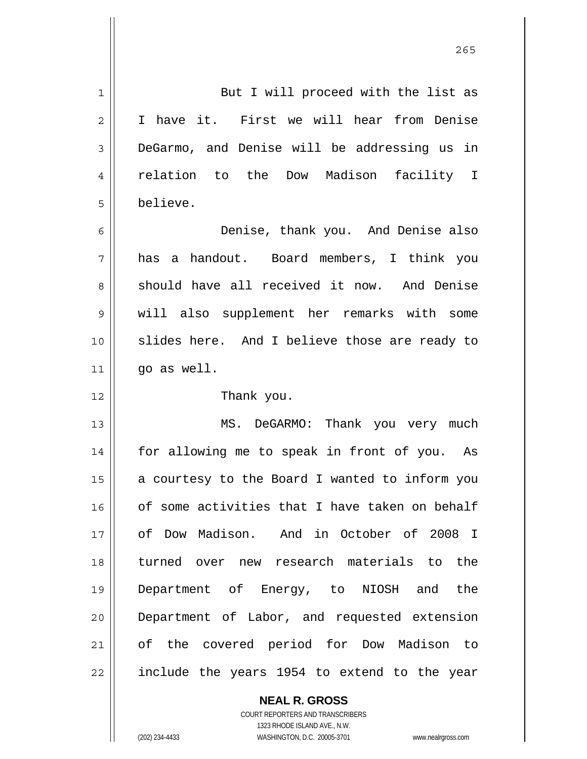But I will proceed with the list as I have it. First we will hear from Denise DeGarmo, and Denise will be addressing us in relation to the Dow Madison facility I believe.

Denise, thank you. And Denise also has a handout. Board members, I think you should have all received it now. And Denise will also supplement her remarks with some slides here. And I believe those are ready to go as well.

Thank you.

MS. DeGARMO: Thank you very much for allowing me to speak in front of you. As a courtesy to the Board I wanted to inform you of some activities that I have taken on behalf of Dow Madison. And in October of 2008 I turned over new research materials to the Department of Energy, to NIOSH and the Department of Labor, and requested extension of the covered period for Dow Madison to include the years 1954 to extend to the year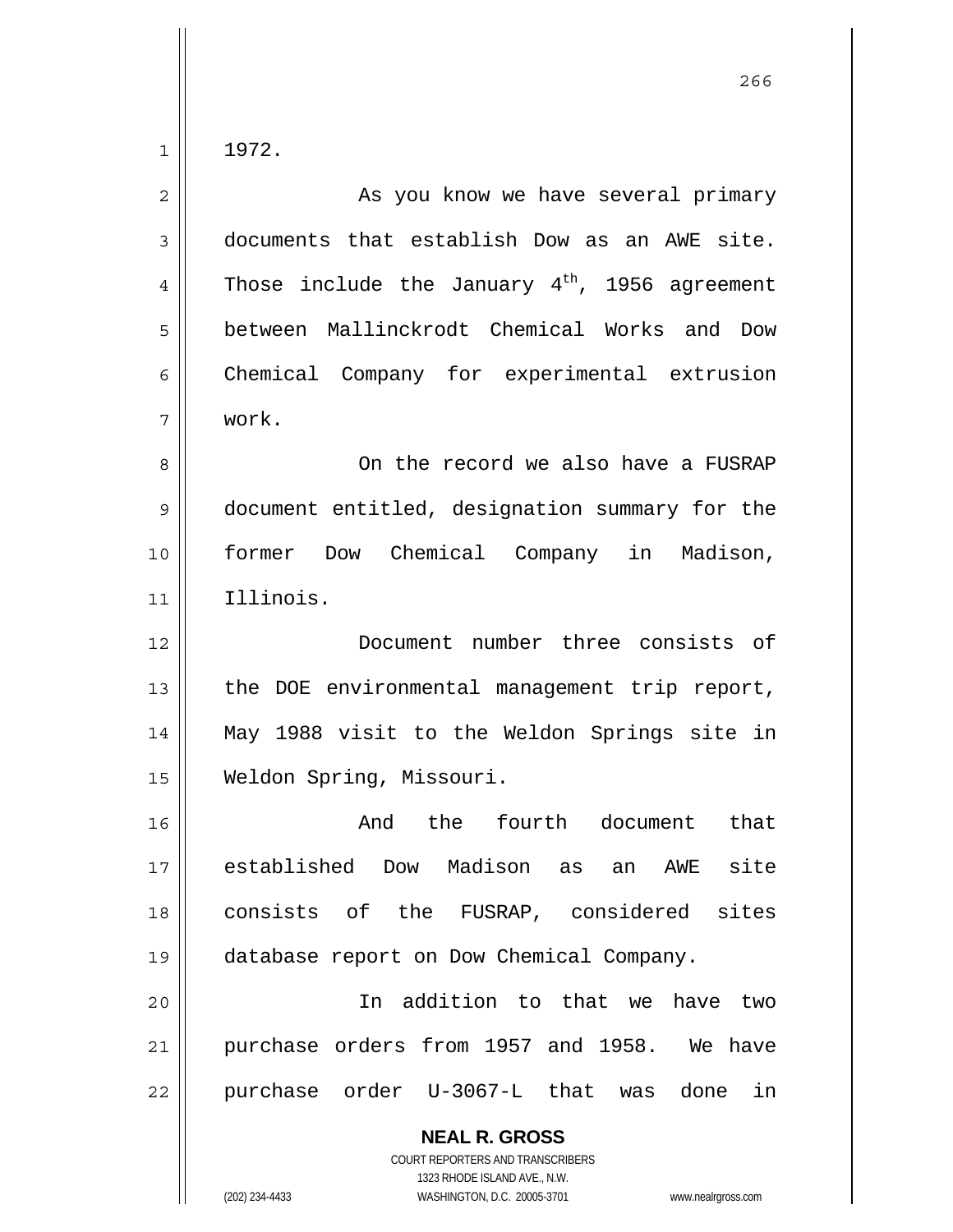1972.

As you know we have several primary documents that establish Dow as an AWE site. Those include the January 4th, 1956 agreement between Mallinckrodt Chemical Works and Dow Chemical Company for experimental extrusion work.

On the record we also have a FUSRAP document entitled, designation summary for the former Dow Chemical Company in Madison, Illinois.

Document number three consists of the DOE environmental management trip report, May 1988 visit to the Weldon Springs site in Weldon Spring, Missouri.

And the fourth document that established Dow Madison as an AWE site consists of the FUSRAP, considered sites database report on Dow Chemical Company.

In addition to that we have two purchase orders from 1957 and 1958. We have purchase order U-3067-L that was done in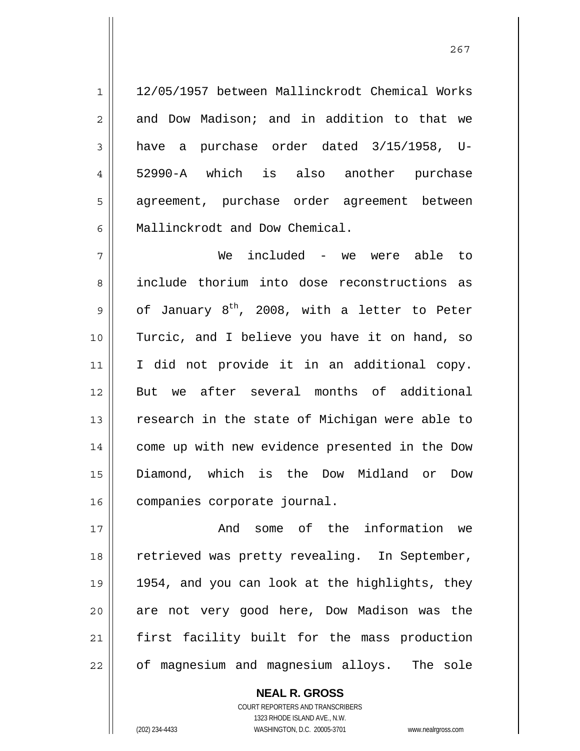12/05/1957 between Mallinckrodt Chemical Works and Dow Madison; and in addition to that we have a purchase order dated 3/15/1958, U-52990-A which is also another purchase agreement, purchase order agreement between Mallinckrodt and Dow Chemical.

We included - we were able to include thorium into dose reconstructions as of January 8th, 2008, with a letter to Peter Turcic, and I believe you have it on hand, so I did not provide it in an additional copy. But we after several months of additional research in the state of Michigan were able to come up with new evidence presented in the Dow Diamond, which is the Dow Midland or Dow companies corporate journal.

And some of the information we retrieved was pretty revealing. In September, 1954, and you can look at the highlights, they are not very good here, Dow Madison was the first facility built for the mass production of magnesium and magnesium alloys. The sole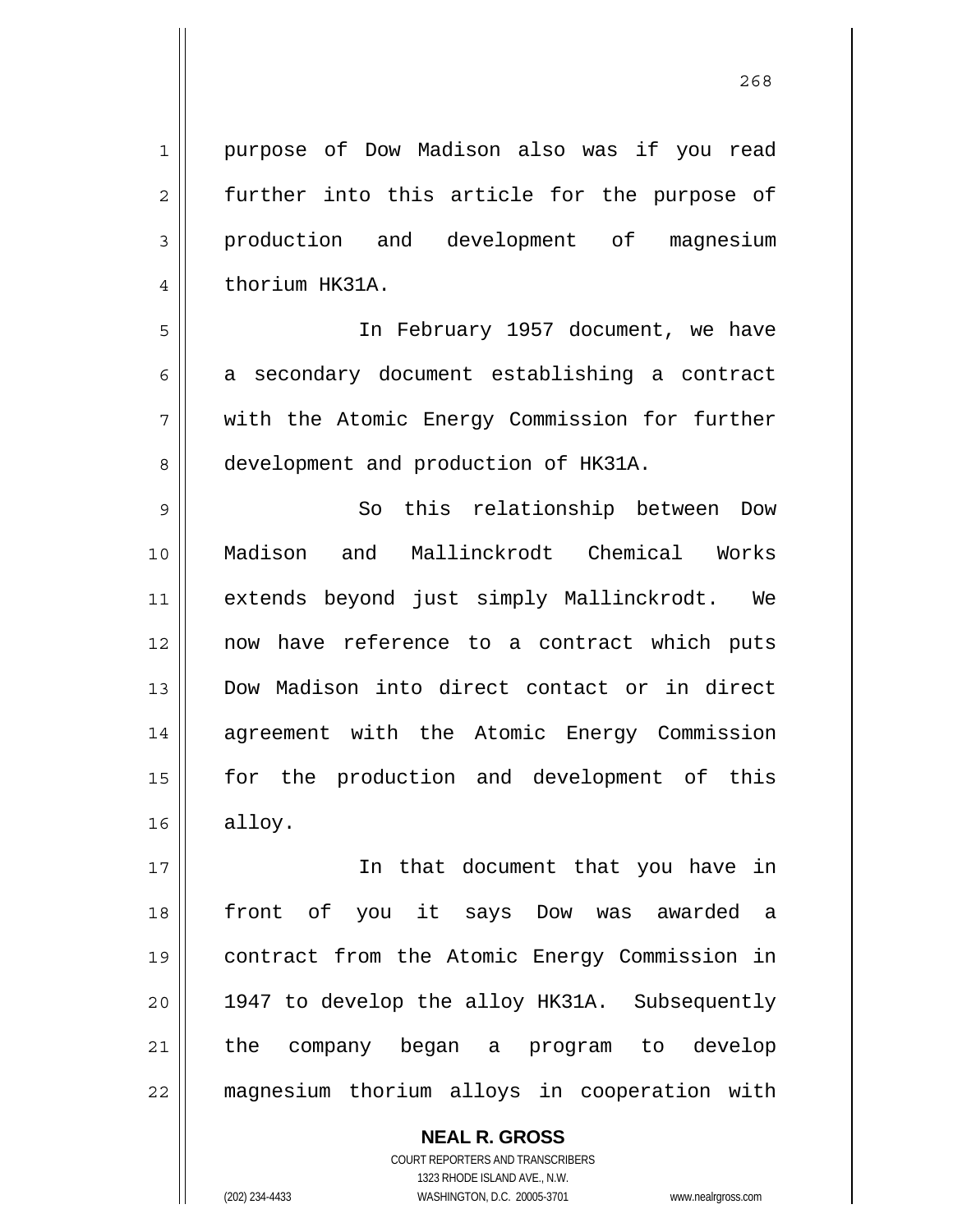purpose of Dow Madison also was if you read further into this article for the purpose of production and development of magnesium thorium HK31A.

In February 1957 document, we have a secondary document establishing a contract with the Atomic Energy Commission for further development and production of HK31A.

So this relationship between Dow Madison and Mallinckrodt Chemical Works extends beyond just simply Mallinckrodt. We now have reference to a contract which puts Dow Madison into direct contact or in direct agreement with the Atomic Energy Commission for the production and development of this alloy.

In that document that you have in front of you it says Dow was awarded a contract from the Atomic Energy Commission in 1947 to develop the alloy HK31A. Subsequently the company began a program to develop magnesium thorium alloys in cooperation with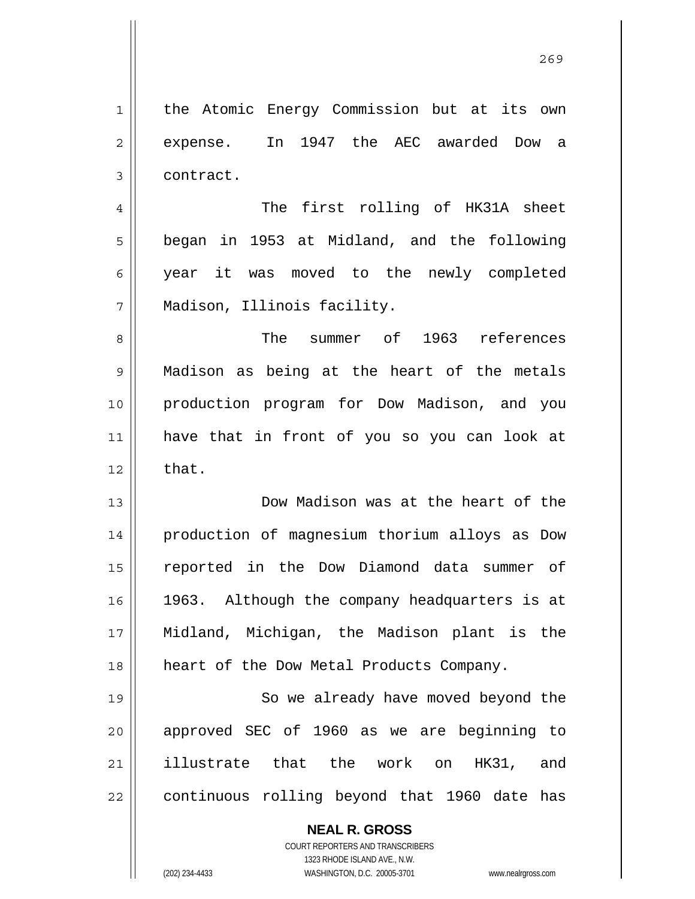the Atomic Energy Commission but at its own expense. In 1947 the AEC awarded Dow a contract.

The first rolling of HK31A sheet began in 1953 at Midland, and the following year it was moved to the newly completed Madison, Illinois facility.

The summer of 1963 references Madison as being at the heart of the metals production program for Dow Madison, and you have that in front of you so you can look at that.

Dow Madison was at the heart of the production of magnesium thorium alloys as Dow reported in the Dow Diamond data summer of 1963. Although the company headquarters is at Midland, Michigan, the Madison plant is the heart of the Dow Metal Products Company.

So we already have moved beyond the approved SEC of 1960 as we are beginning to illustrate that the work on HK31, and continuous rolling beyond that 1960 date has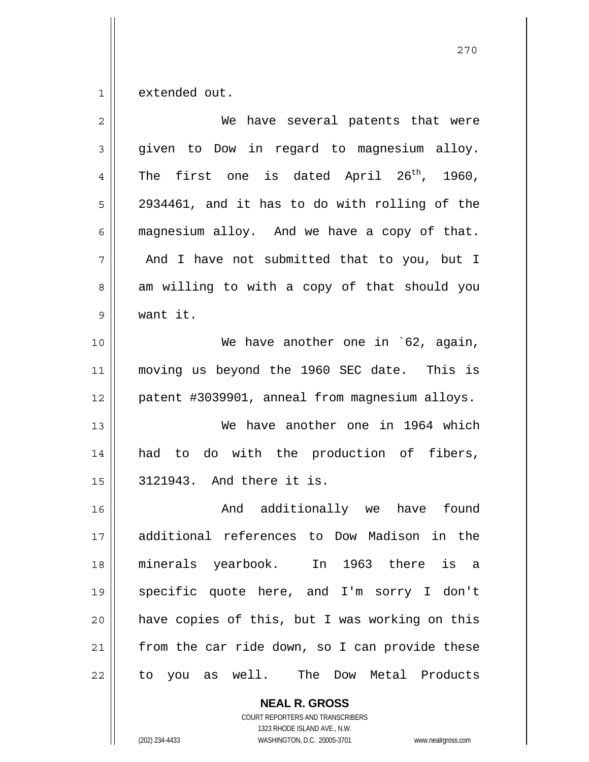extended out.

We have several patents that were given to Dow in regard to magnesium alloy. The first one is dated April 26th, 1960, 2934461, and it has to do with rolling of the magnesium alloy. And we have a copy of that. And I have not submitted that to you, but I am willing to with a copy of that should you want it.

We have another one in `62, again, moving us beyond the 1960 SEC date. This is patent #3039901, anneal from magnesium alloys.

We have another one in 1964 which had to do with the production of fibers, 3121943. And there it is.

And additionally we have found additional references to Dow Madison in the minerals yearbook. In 1963 there is a specific quote here, and I'm sorry I don't have copies of this, but I was working on this from the car ride down, so I can provide these to you as well. The Dow Metal Products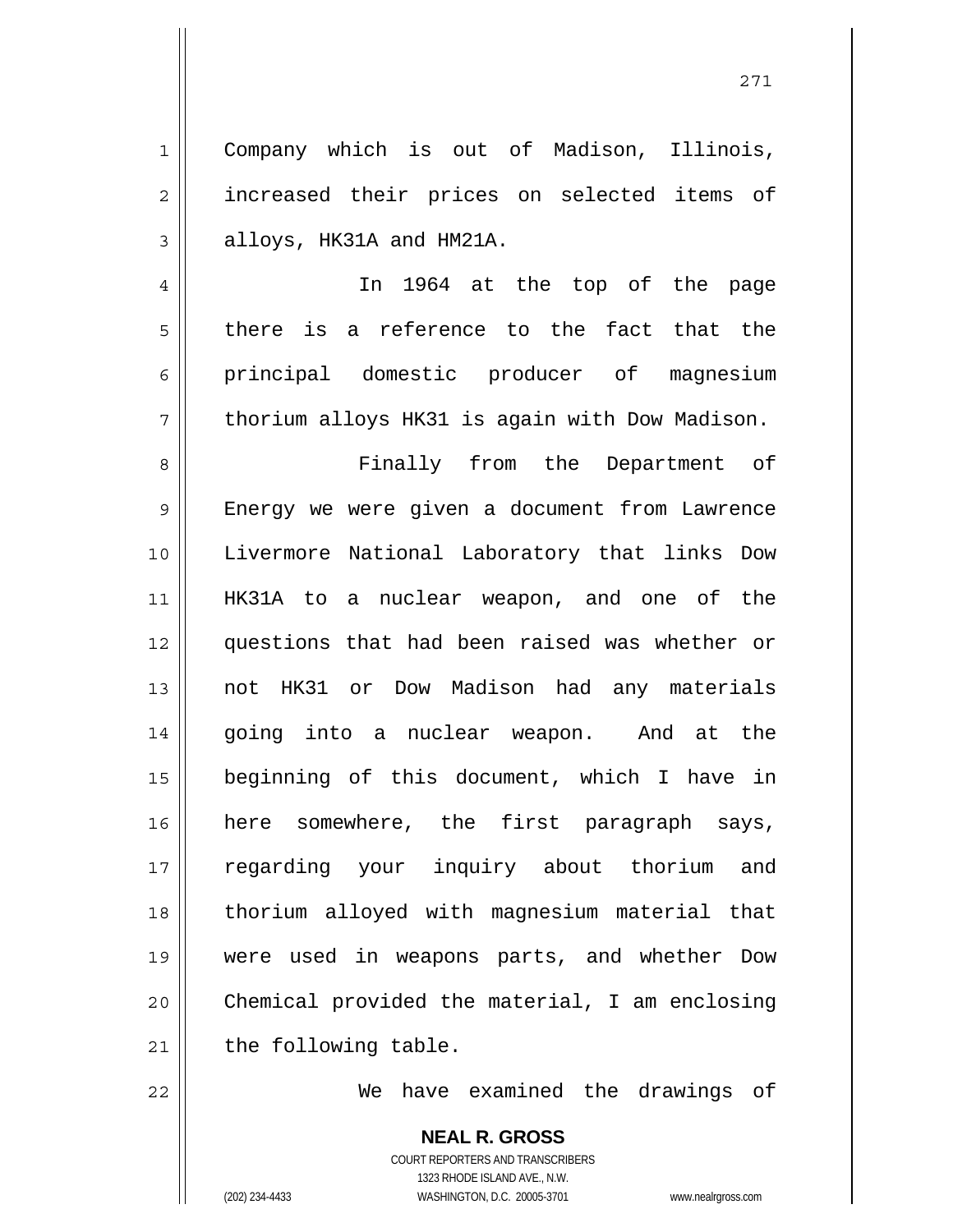Company which is out of Madison, Illinois, increased their prices on selected items of alloys, HK31A and HM21A.

In 1964 at the top of the page there is a reference to the fact that the principal domestic producer of magnesium thorium alloys HK31 is again with Dow Madison.

Finally from the Department of Energy we were given a document from Lawrence Livermore National Laboratory that links Dow HK31A to a nuclear weapon, and one of the questions that had been raised was whether or not HK31 or Dow Madison had any materials going into a nuclear weapon. And at the beginning of this document, which I have in here somewhere, the first paragraph says, regarding your inquiry about thorium and thorium alloyed with magnesium material that were used in weapons parts, and whether Dow Chemical provided the material, I am enclosing the following table.

We have examined the drawings of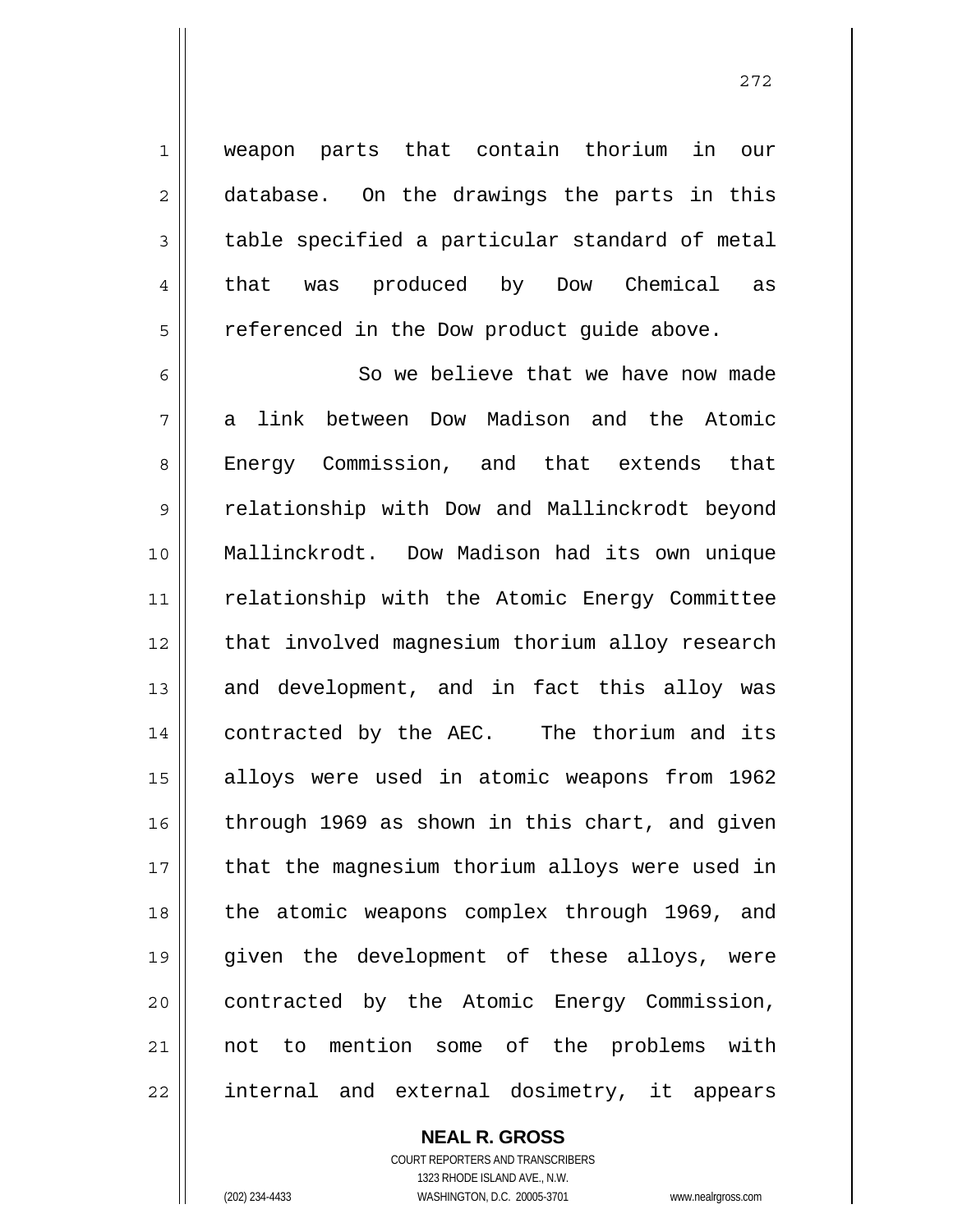weapon parts that contain thorium in our database. On the drawings the parts in this table specified a particular standard of metal that was produced by Dow Chemical as referenced in the Dow product guide above.

So we believe that we have now made a link between Dow Madison and the Atomic Energy Commission, and that extends that relationship with Dow and Mallinckrodt beyond Mallinckrodt. Dow Madison had its own unique relationship with the Atomic Energy Committee that involved magnesium thorium alloy research and development, and in fact this alloy was contracted by the AEC. The thorium and its alloys were used in atomic weapons from 1962 through 1969 as shown in this chart, and given that the magnesium thorium alloys were used in the atomic weapons complex through 1969, and given the development of these alloys, were contracted by the Atomic Energy Commission, not to mention some of the problems with internal and external dosimetry, it appears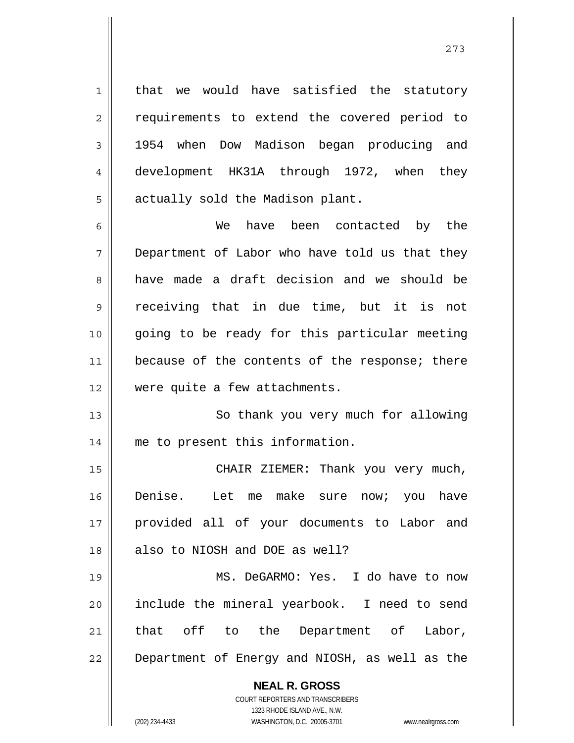that we would have satisfied the statutory requirements to extend the covered period to 1954 when Dow Madison began producing and development HK31A through 1972, when they actually sold the Madison plant.

We have been contacted by the Department of Labor who have told us that they have made a draft decision and we should be receiving that in due time, but it is not going to be ready for this particular meeting because of the contents of the response; there were quite a few attachments.

So thank you very much for allowing me to present this information.

CHAIR ZIEMER: Thank you very much, Denise. Let me make sure now; you have provided all of your documents to Labor and also to NIOSH and DOE as well?

MS. DeGARMO: Yes. I do have to now include the mineral yearbook. I need to send that off to the Department of Labor, Department of Energy and NIOSH, as well as the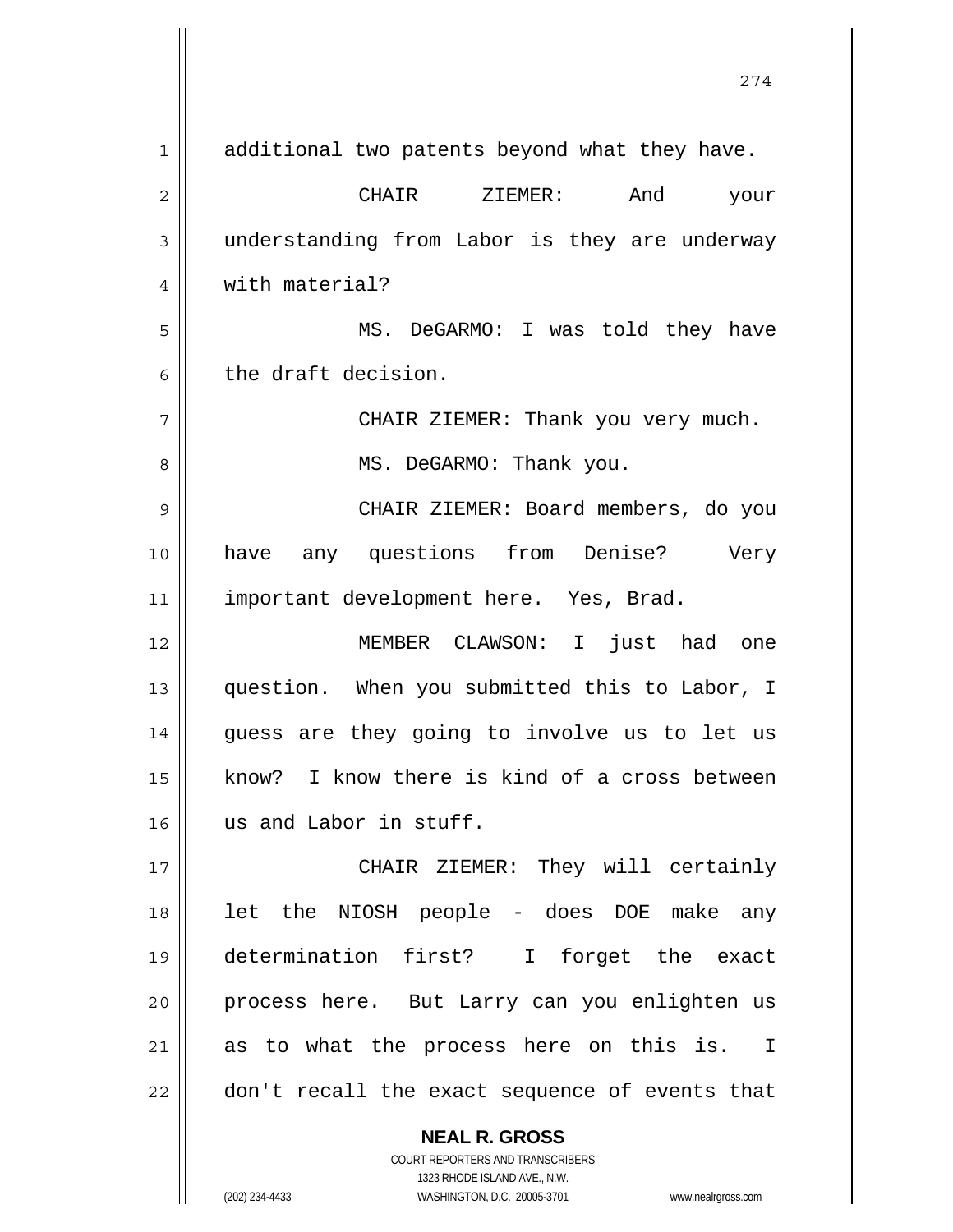additional two patents beyond what they have.

CHAIR ZIEMER: And your understanding from Labor is they are underway with material?

MS. DeGARMO: I was told they have the draft decision.

CHAIR ZIEMER: Thank you very much.

MS. DeGARMO: Thank you.

CHAIR ZIEMER: Board members, do you have any questions from Denise? Very important development here. Yes, Brad.

MEMBER CLAWSON: I just had one question. When you submitted this to Labor, I guess are they going to involve us to let us know? I know there is kind of a cross between us and Labor in stuff.

CHAIR ZIEMER: They will certainly let the NIOSH people - does DOE make any determination first? I forget the exact process here. But Larry can you enlighten us as to what the process here on this is. I don't recall the exact sequence of events that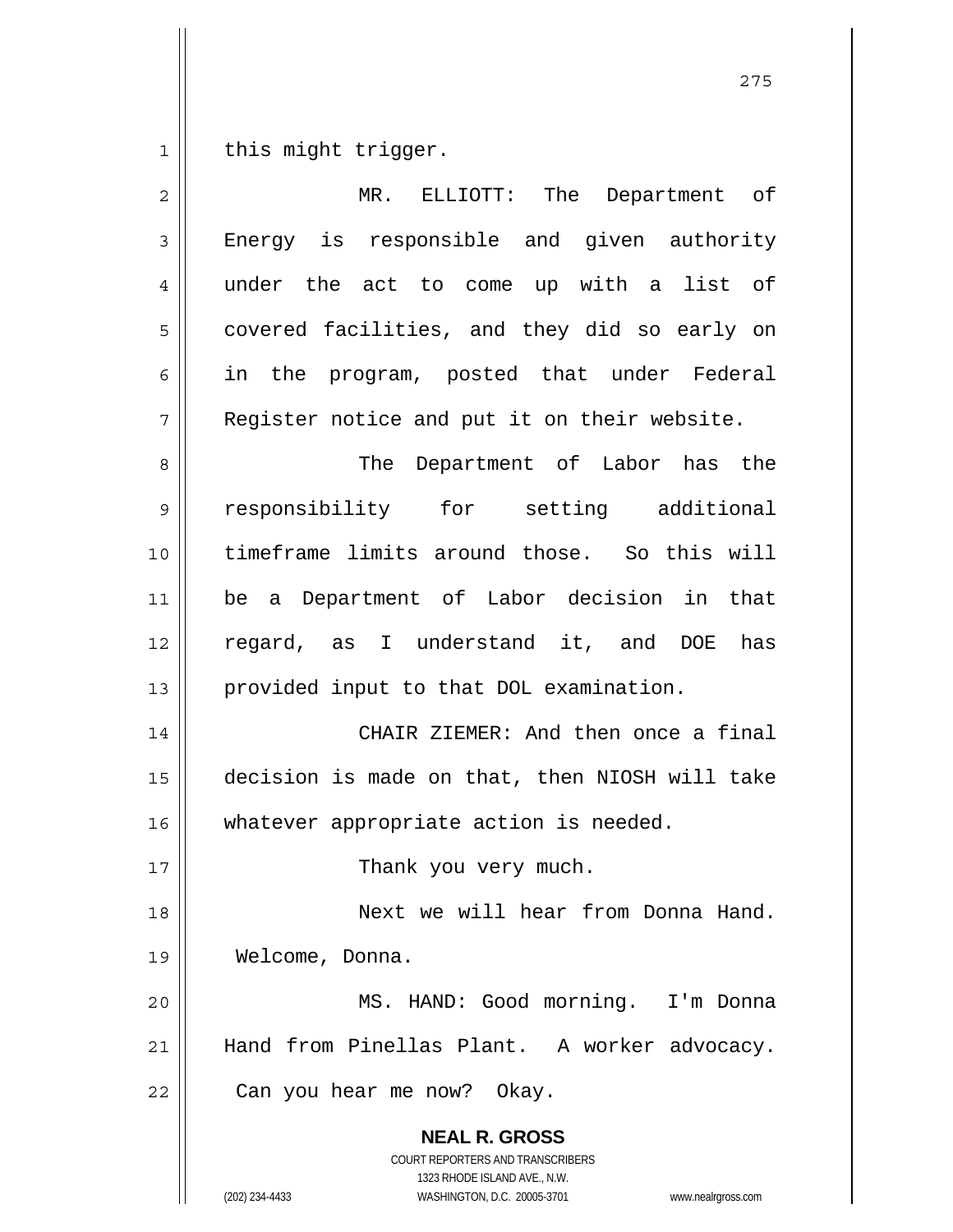this might trigger.

MR. ELLIOTT: The Department of Energy is responsible and given authority under the act to come up with a list of covered facilities, and they did so early on in the program, posted that under Federal Register notice and put it on their website.

The Department of Labor has the responsibility for setting additional timeframe limits around those. So this will be a Department of Labor decision in that regard, as I understand it, and DOE has provided input to that DOL examination.

CHAIR ZIEMER: And then once a final decision is made on that, then NIOSH will take whatever appropriate action is needed.

Thank you very much.

Next we will hear from Donna Hand. Welcome, Donna.

MS. HAND: Good morning. I'm Donna Hand from Pinellas Plant. A worker advocacy. Can you hear me now? Okay.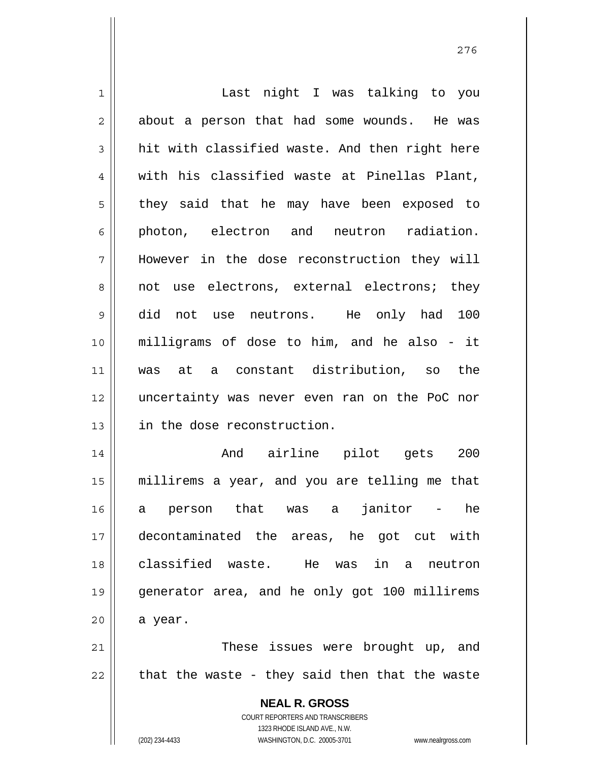Last night I was talking to you about a person that had some wounds. He was hit with classified waste. And then right here with his classified waste at Pinellas Plant, they said that he may have been exposed to photon, electron and neutron radiation. However in the dose reconstruction they will not use electrons, external electrons; they did not use neutrons. He only had 100 milligrams of dose to him, and he also - it was at a constant distribution, so the uncertainty was never even ran on the PoC nor in the dose reconstruction.

And airline pilot gets 200 millirems a year, and you are telling me that a person that was a janitor - he decontaminated the areas, he got cut with classified waste. He was in a neutron generator area, and he only got 100 millirems a year.

These issues were brought up, and that the waste - they said then that the waste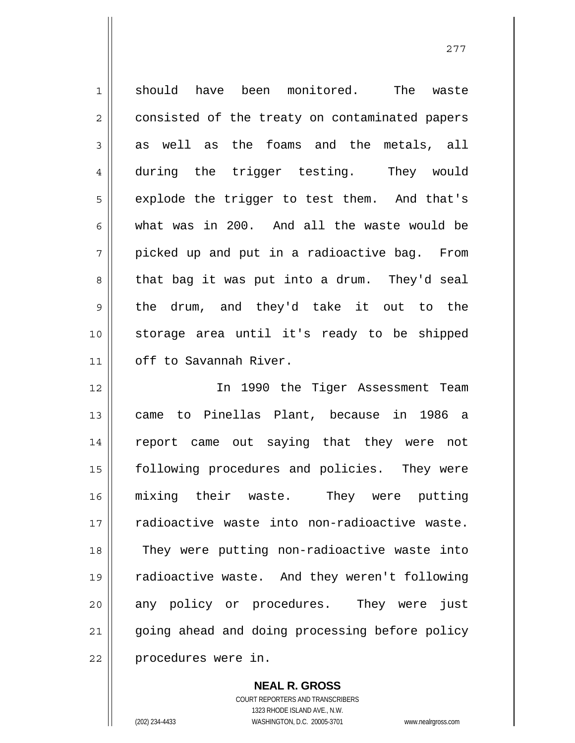should have been monitored. The waste consisted of the treaty on contaminated papers as well as the foams and the metals, all during the trigger testing. They would explode the trigger to test them. And that's what was in 200. And all the waste would be picked up and put in a radioactive bag. From that bag it was put into a drum. They'd seal the drum, and they'd take it out to the storage area until it's ready to be shipped off to Savannah River.

In 1990 the Tiger Assessment Team came to Pinellas Plant, because in 1986 a report came out saying that they were not following procedures and policies. They were mixing their waste. They were putting radioactive waste into non-radioactive waste. They were putting non-radioactive waste into radioactive waste. And they weren't following any policy or procedures. They were just going ahead and doing processing before policy procedures were in.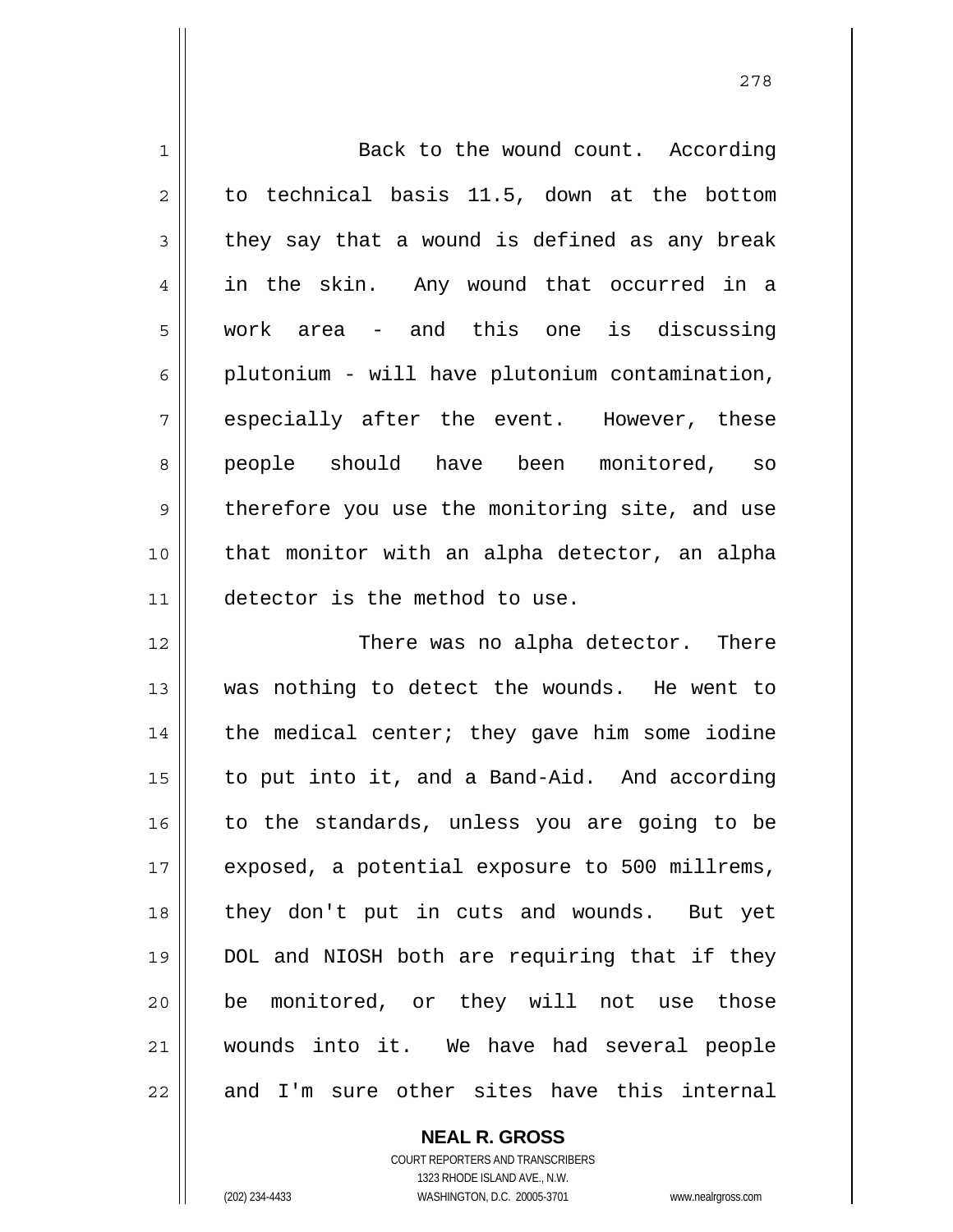Back to the wound count. According to technical basis 11.5, down at the bottom they say that a wound is defined as any break in the skin. Any wound that occurred in a work area - and this one is discussing plutonium - will have plutonium contamination, especially after the event. However, these people should have been monitored, so therefore you use the monitoring site, and use that monitor with an alpha detector, an alpha detector is the method to use.

There was no alpha detector. There was nothing to detect the wounds. He went to the medical center; they gave him some iodine to put into it, and a Band-Aid. And according to the standards, unless you are going to be exposed, a potential exposure to 500 millrems, they don't put in cuts and wounds. But yet DOL and NIOSH both are requiring that if they be monitored, or they will not use those wounds into it. We have had several people and I'm sure other sites have this internal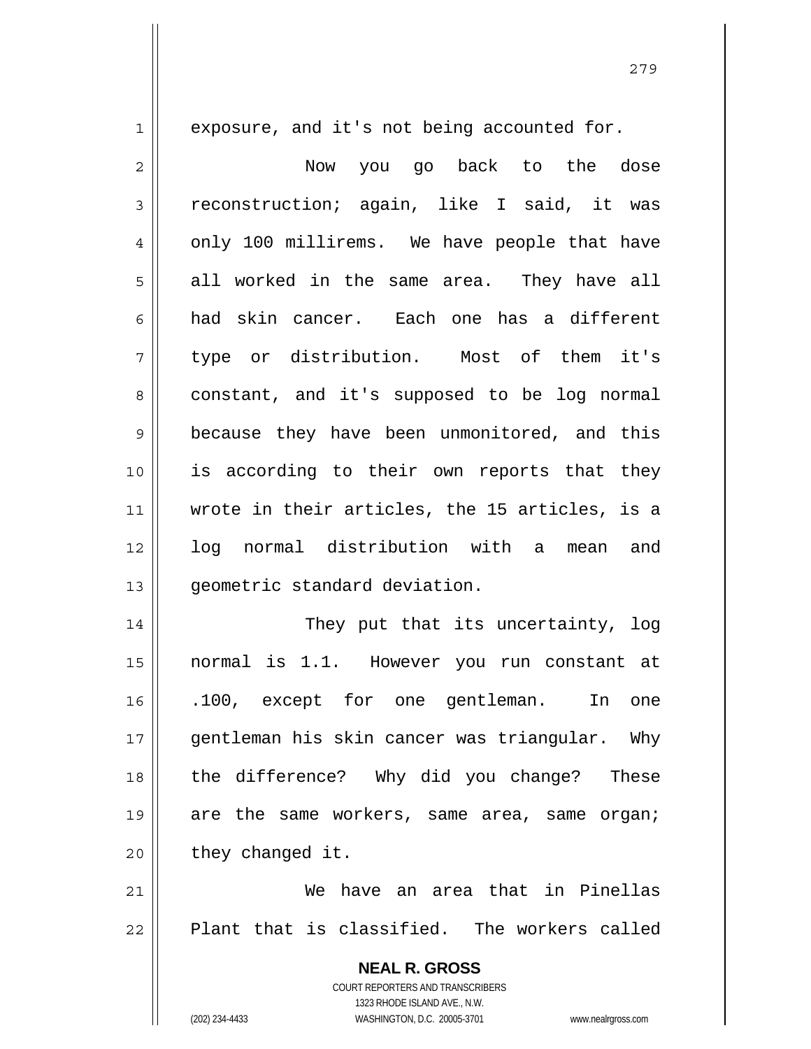exposure, and it's not being accounted for.

Now you go back to the dose reconstruction; again, like I said, it was only 100 millirems. We have people that have all worked in the same area. They have all had skin cancer. Each one has a different type or distribution. Most of them it's constant, and it's supposed to be log normal because they have been unmonitored, and this is according to their own reports that they wrote in their articles, the 15 articles, is a log normal distribution with a mean and geometric standard deviation.

They put that its uncertainty, log normal is 1.1. However you run constant at .100, except for one gentleman. In one gentleman his skin cancer was triangular. Why the difference? Why did you change? These are the same workers, same area, same organ; they changed it.

We have an area that in Pinellas Plant that is classified. The workers called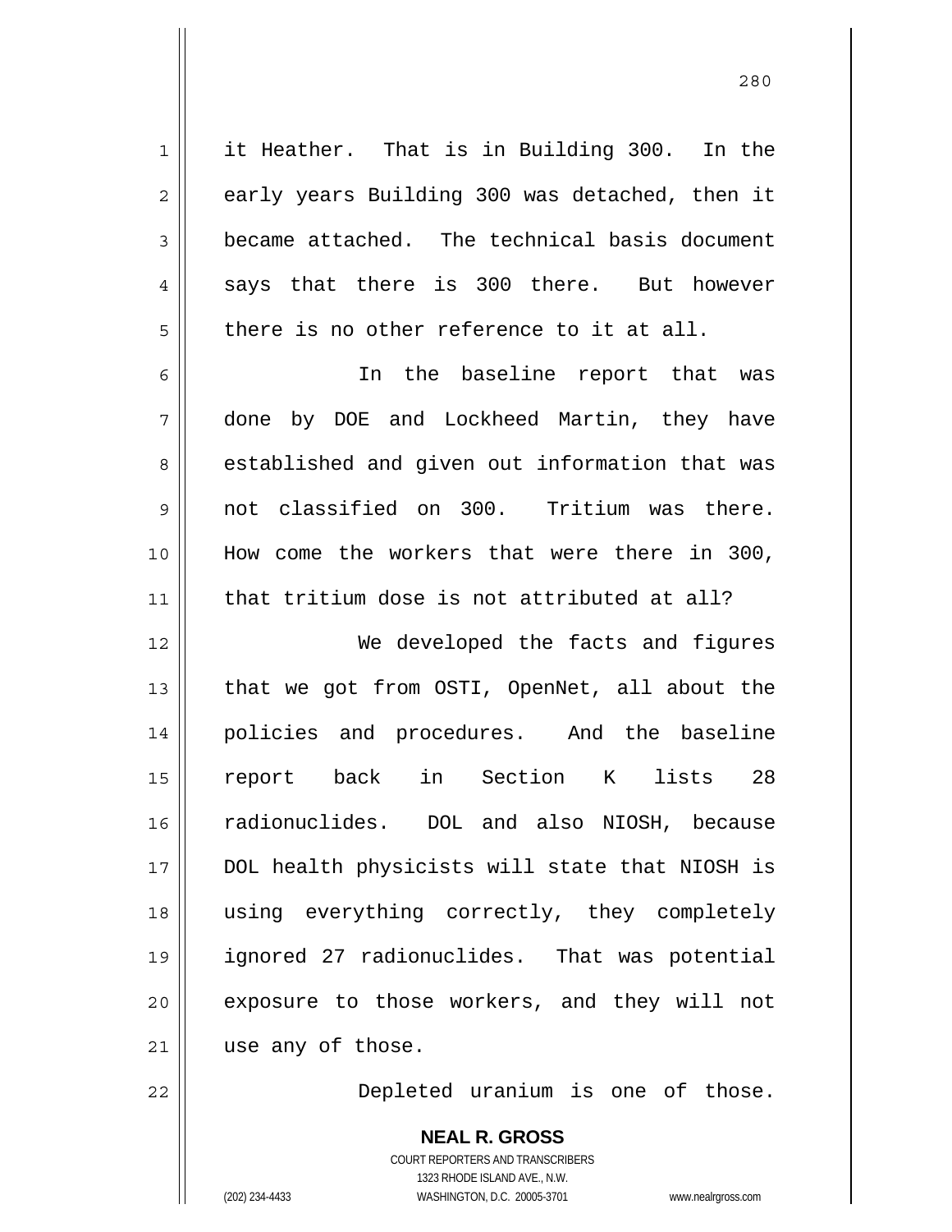it Heather. That is in Building 300. In the early years Building 300 was detached, then it became attached. The technical basis document says that there is 300 there. But however there is no other reference to it at all.

In the baseline report that was done by DOE and Lockheed Martin, they have established and given out information that was not classified on 300. Tritium was there. How come the workers that were there in 300, that tritium dose is not attributed at all?

We developed the facts and figures that we got from OSTI, OpenNet, all about the policies and procedures. And the baseline report back in Section K lists 28 radionuclides. DOL and also NIOSH, because DOL health physicists will state that NIOSH is using everything correctly, they completely ignored 27 radionuclides. That was potential exposure to those workers, and they will not use any of those.

Depleted uranium is one of those.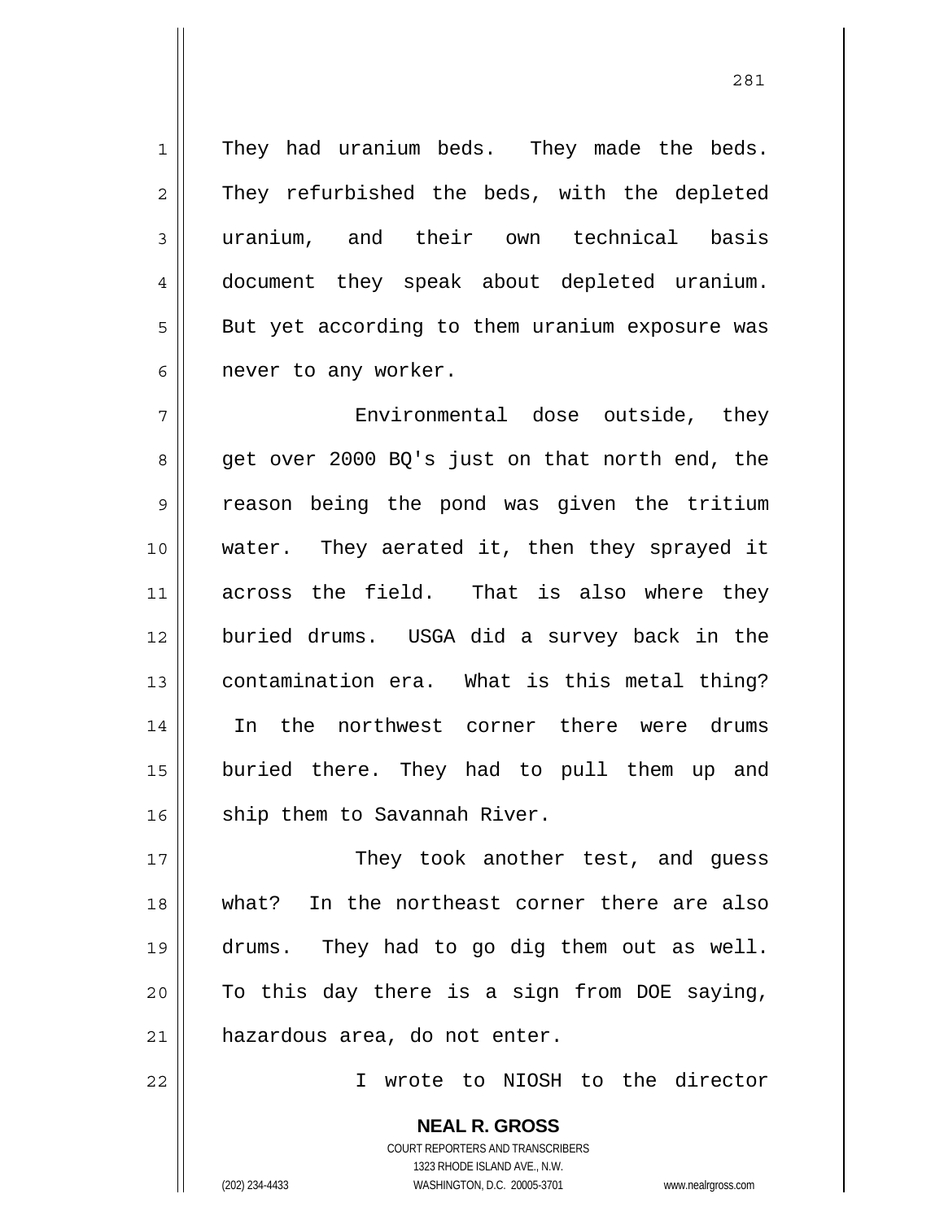They had uranium beds. They made the beds. They refurbished the beds, with the depleted uranium, and their own technical basis document they speak about depleted uranium. But yet according to them uranium exposure was never to any worker.

Environmental dose outside, they get over 2000 BQ's just on that north end, the reason being the pond was given the tritium water. They aerated it, then they sprayed it across the field. That is also where they buried drums. USGA did a survey back in the contamination era. What is this metal thing? In the northwest corner there were drums buried there. They had to pull them up and ship them to Savannah River.

They took another test, and guess what? In the northeast corner there are also drums. They had to go dig them out as well. To this day there is a sign from DOE saying, hazardous area, do not enter.

I wrote to NIOSH to the director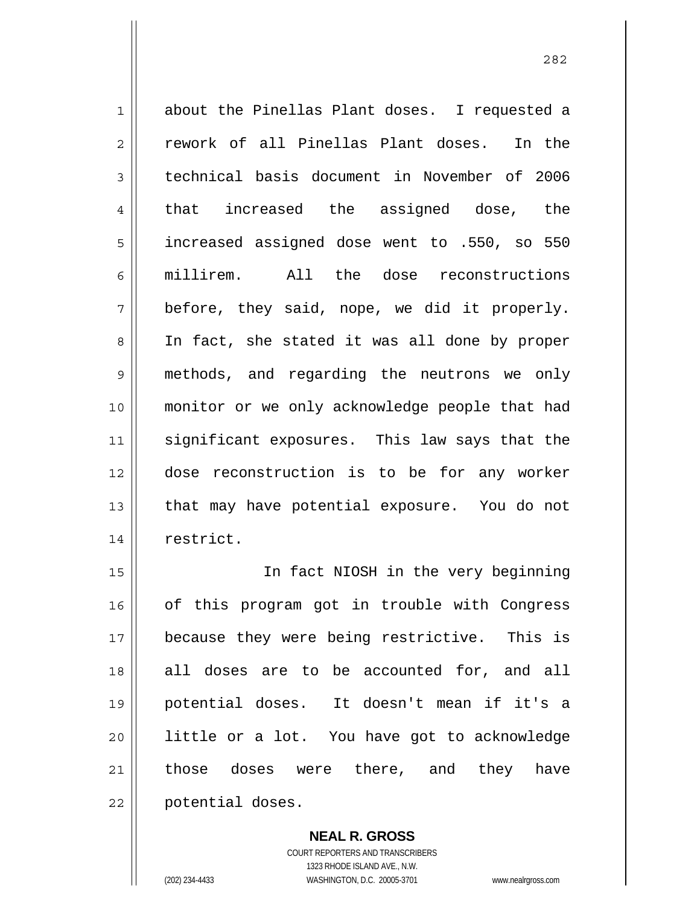about the Pinellas Plant doses. I requested a rework of all Pinellas Plant doses. In the technical basis document in November of 2006 that increased the assigned dose, the increased assigned dose went to .550, so 550 millirem. All the dose reconstructions before, they said, nope, we did it properly. In fact, she stated it was all done by proper methods, and regarding the neutrons we only monitor or we only acknowledge people that had significant exposures. This law says that the dose reconstruction is to be for any worker that may have potential exposure. You do not restrict.

In fact NIOSH in the very beginning of this program got in trouble with Congress because they were being restrictive. This is all doses are to be accounted for, and all potential doses. It doesn't mean if it's a little or a lot. You have got to acknowledge those doses were there, and they have potential doses.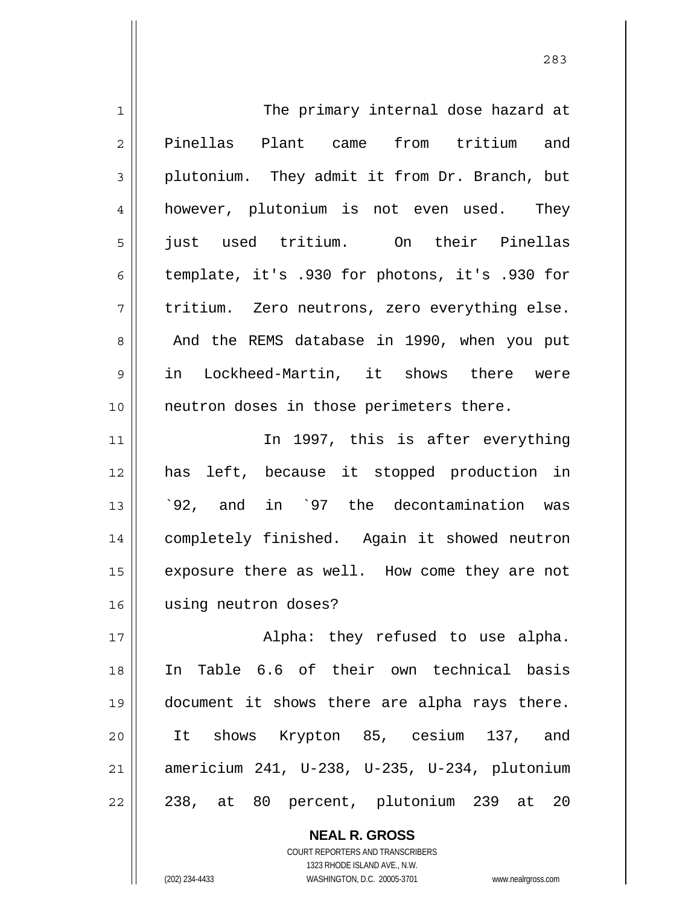The primary internal dose hazard at Pinellas Plant came from tritium and plutonium. They admit it from Dr. Branch, but however, plutonium is not even used. They just used tritium. On their Pinellas template, it's .930 for photons, it's .930 for tritium. Zero neutrons, zero everything else. And the REMS database in 1990, when you put in Lockheed-Martin, it shows there were neutron doses in those perimeters there.

In 1997, this is after everything has left, because it stopped production in `92, and in `97 the decontamination was completely finished. Again it showed neutron exposure there as well. How come they are not using neutron doses?

Alpha: they refused to use alpha. In Table 6.6 of their own technical basis document it shows there are alpha rays there. It shows Krypton 85, cesium 137, and americium 241, U-238, U-235, U-234, plutonium 238, at 80 percent, plutonium 239 at 20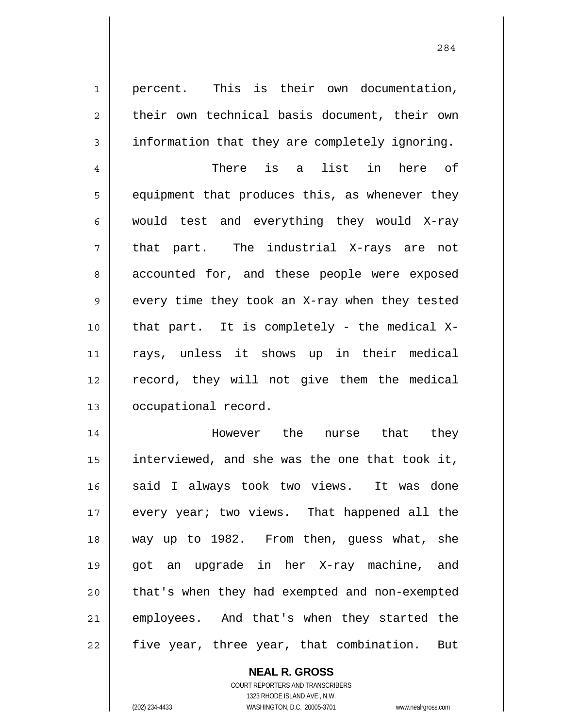percent. This is their own documentation, their own technical basis document, their own information that they are completely ignoring.

There is a list in here of equipment that produces this, as whenever they would test and everything they would X-ray that part. The industrial X-rays are not accounted for, and these people were exposed every time they took an X-ray when they tested that part. It is completely - the medical X-rays, unless it shows up in their medical record, they will not give them the medical occupational record.

However the nurse that they interviewed, and she was the one that took it, said I always took two views. It was done every year; two views. That happened all the way up to 1982. From then, guess what, she got an upgrade in her X-ray machine, and that's when they had exempted and non-exempted employees. And that's when they started the five year, three year, that combination. But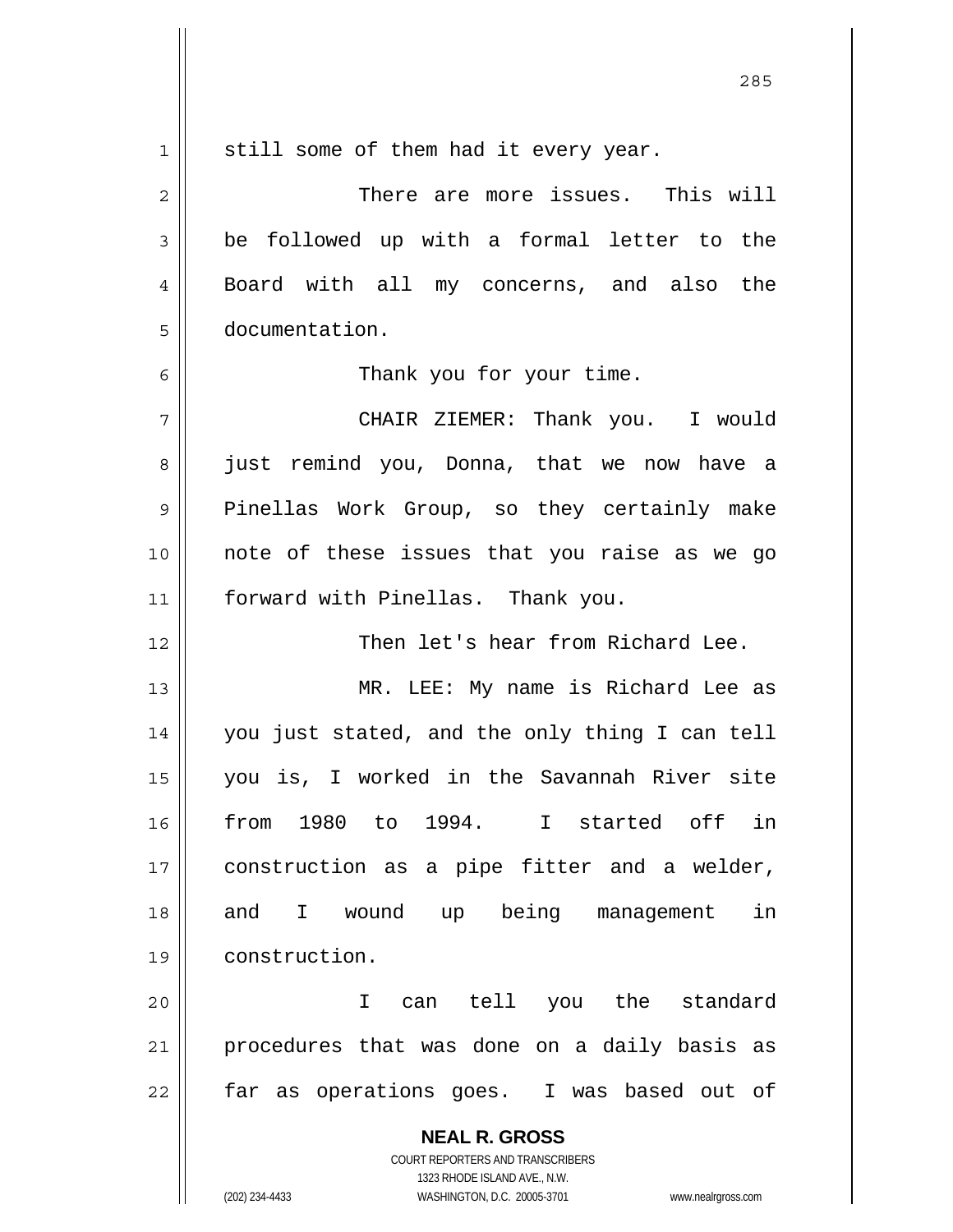still some of them had it every year.

There are more issues. This will be followed up with a formal letter to the Board with all my concerns, and also the documentation.

Thank you for your time.

CHAIR ZIEMER: Thank you. I would just remind you, Donna, that we now have a Pinellas Work Group, so they certainly make note of these issues that you raise as we go forward with Pinellas. Thank you.

Then let's hear from Richard Lee.

MR. LEE: My name is Richard Lee as you just stated, and the only thing I can tell you is, I worked in the Savannah River site from 1980 to 1994. I started off in construction as a pipe fitter and a welder, and I wound up being management in construction.

I can tell you the standard procedures that was done on a daily basis as far as operations goes. I was based out of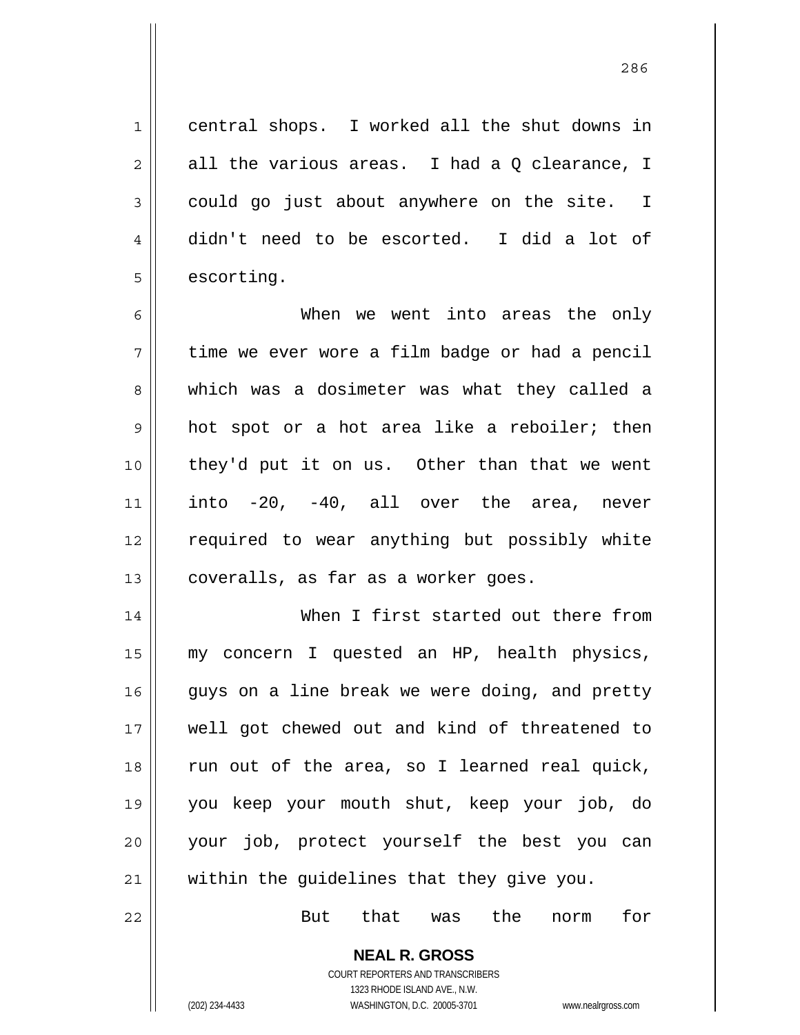central shops. I worked all the shut downs in all the various areas. I had a Q clearance, I could go just about anywhere on the site. I didn't need to be escorted. I did a lot of escorting.

When we went into areas the only time we ever wore a film badge or had a pencil which was a dosimeter was what they called a hot spot or a hot area like a reboiler; then they'd put it on us. Other than that we went into -20, -40, all over the area, never required to wear anything but possibly white coveralls, as far as a worker goes.

When I first started out there from my concern I quested an HP, health physics, guys on a line break we were doing, and pretty well got chewed out and kind of threatened to run out of the area, so I learned real quick, you keep your mouth shut, keep your job, do your job, protect yourself the best you can within the guidelines that they give you.

But that was the norm for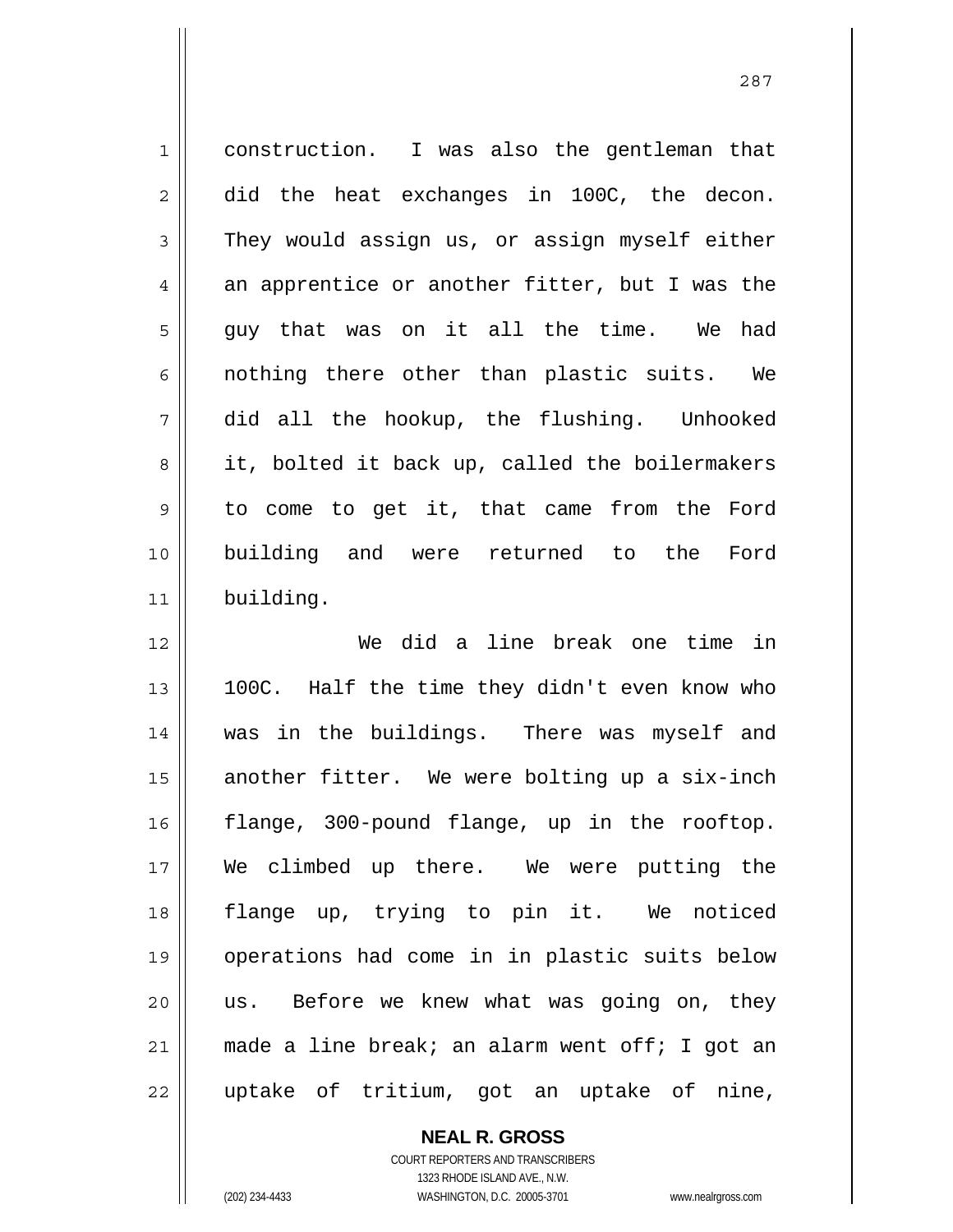construction. I was also the gentleman that did the heat exchanges in 100C, the decon. They would assign us, or assign myself either an apprentice or another fitter, but I was the guy that was on it all the time. We had nothing there other than plastic suits. We did all the hookup, the flushing. Unhooked it, bolted it back up, called the boilermakers to come to get it, that came from the Ford building and were returned to the Ford building.

We did a line break one time in 100C. Half the time they didn't even know who was in the buildings. There was myself and another fitter. We were bolting up a six-inch flange, 300-pound flange, up in the rooftop. We climbed up there. We were putting the flange up, trying to pin it. We noticed operations had come in in plastic suits below us. Before we knew what was going on, they made a line break; an alarm went off; I got an uptake of tritium, got an uptake of nine,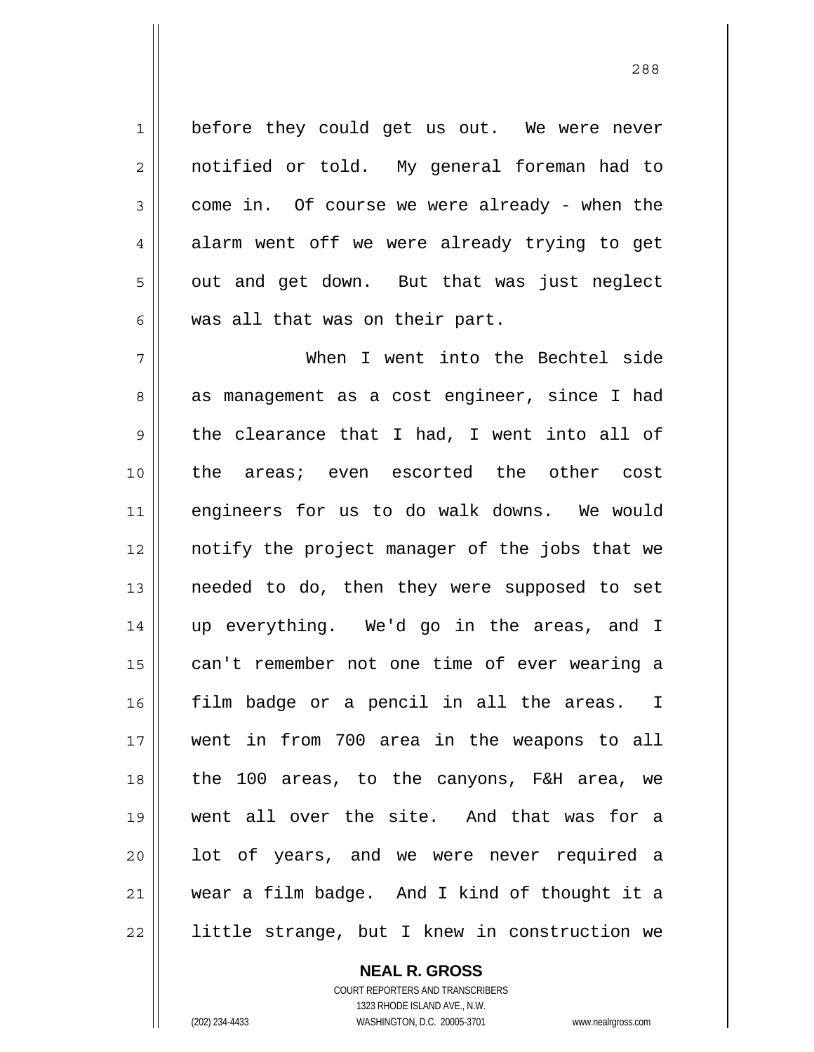before they could get us out. We were never notified or told. My general foreman had to come in. Of course we were already - when the alarm went off we were already trying to get out and get down. But that was just neglect was all that was on their part.

When I went into the Bechtel side as management as a cost engineer, since I had the clearance that I had, I went into all of the areas; even escorted the other cost engineers for us to do walk downs. We would notify the project manager of the jobs that we needed to do, then they were supposed to set up everything. We'd go in the areas, and I can't remember not one time of ever wearing a film badge or a pencil in all the areas. I went in from 700 area in the weapons to all the 100 areas, to the canyons, F&H area, we went all over the site. And that was for a lot of years, and we were never required a wear a film badge. And I kind of thought it a little strange, but I knew in construction we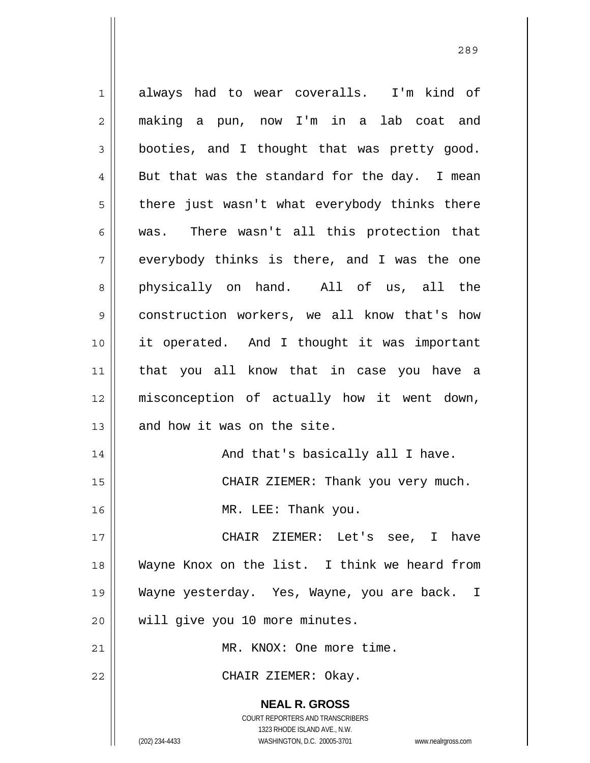always had to wear coveralls. I'm kind of making a pun, now I'm in a lab coat and booties, and I thought that was pretty good. But that was the standard for the day. I mean there just wasn't what everybody thinks there was. There wasn't all this protection that everybody thinks is there, and I was the one physically on hand. All of us, all the construction workers, we all know that's how it operated. And I thought it was important that you all know that in case you have a misconception of actually how it went down, and how it was on the site.

And that's basically all I have.

CHAIR ZIEMER: Thank you very much.

MR. LEE: Thank you.

CHAIR ZIEMER: Let's see, I have Wayne Knox on the list. I think we heard from Wayne yesterday. Yes, Wayne, you are back. I will give you 10 more minutes.

MR. KNOX: One more time.

CHAIR ZIEMER: Okay.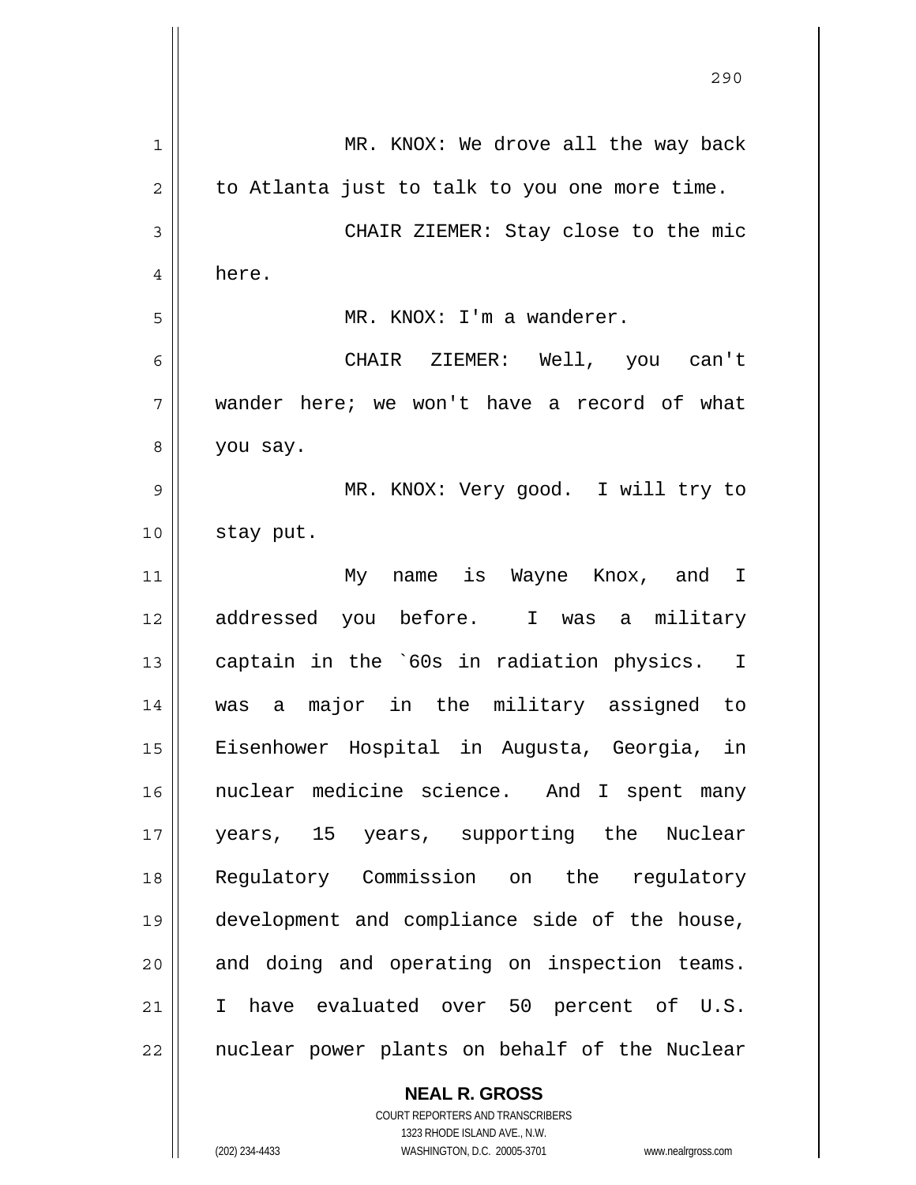MR. KNOX: We drove all the way back to Atlanta just to talk to you one more time.

CHAIR ZIEMER: Stay close to the mic here.

MR. KNOX: I'm a wanderer.

CHAIR ZIEMER: Well, you can't wander here; we won't have a record of what you say.

MR. KNOX: Very good. I will try to stay put.

My name is Wayne Knox, and I addressed you before. I was a military captain in the `60s in radiation physics. I was a major in the military assigned to Eisenhower Hospital in Augusta, Georgia, in nuclear medicine science. And I spent many years, 15 years, supporting the Nuclear Regulatory Commission on the regulatory development and compliance side of the house, and doing and operating on inspection teams. I have evaluated over 50 percent of U.S. nuclear power plants on behalf of the Nuclear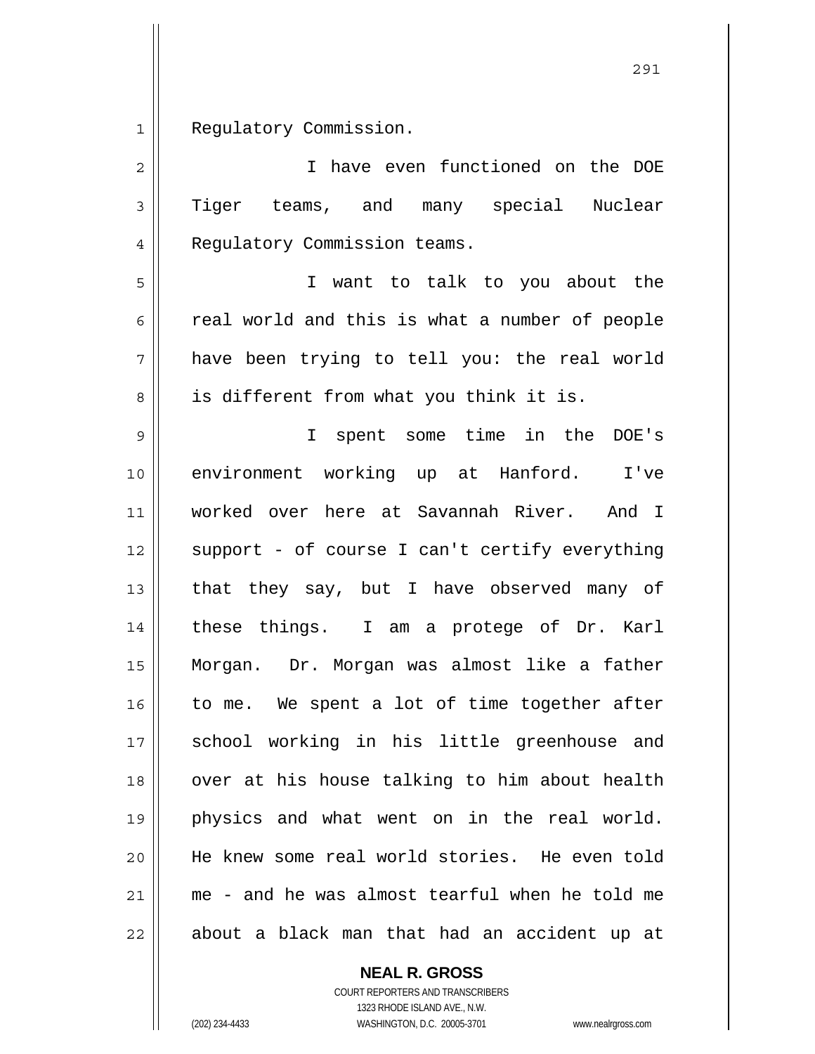Regulatory Commission.

I have even functioned on the DOE Tiger teams, and many special Nuclear Regulatory Commission teams.

I want to talk to you about the real world and this is what a number of people have been trying to tell you: the real world is different from what you think it is.

I spent some time in the DOE's environment working up at Hanford. I've worked over here at Savannah River. And I support - of course I can't certify everything that they say, but I have observed many of these things. I am a protege of Dr. Karl Morgan. Dr. Morgan was almost like a father to me. We spent a lot of time together after school working in his little greenhouse and over at his house talking to him about health physics and what went on in the real world. He knew some real world stories. He even told me - and he was almost tearful when he told me about a black man that had an accident up at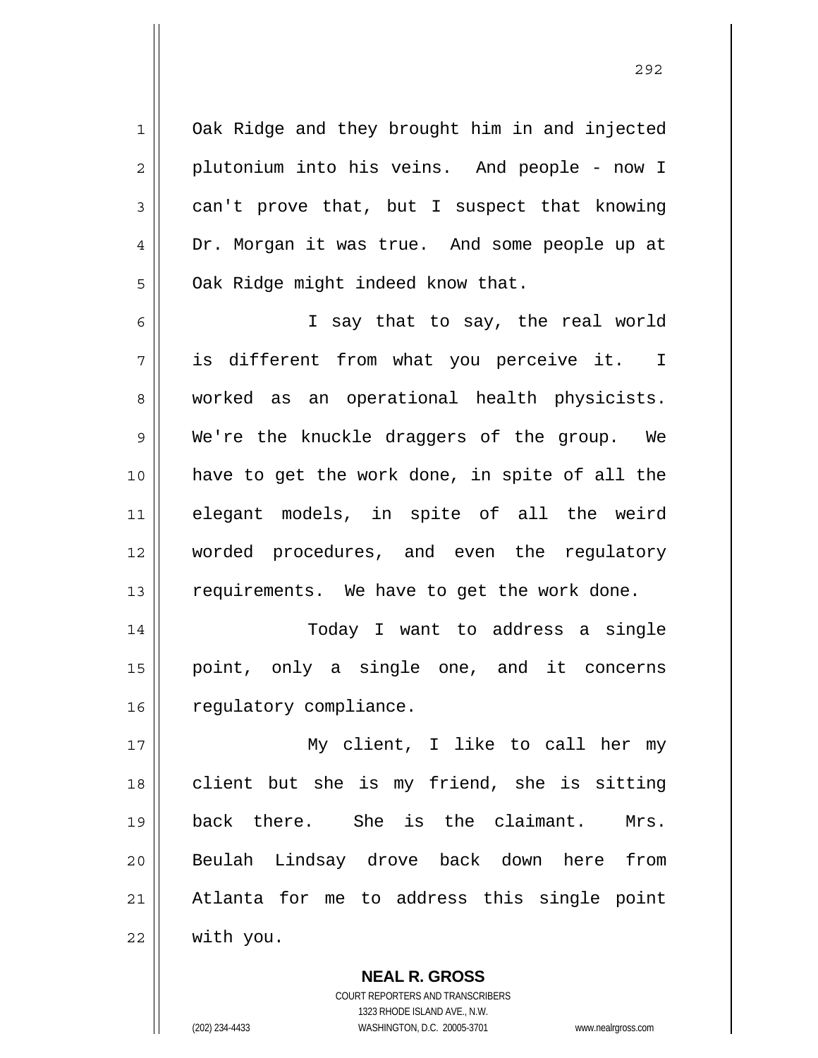Oak Ridge and they brought him in and injected plutonium into his veins. And people - now I can't prove that, but I suspect that knowing Dr. Morgan it was true. And some people up at Oak Ridge might indeed know that.

I say that to say, the real world is different from what you perceive it. I worked as an operational health physicists. We're the knuckle draggers of the group. We have to get the work done, in spite of all the elegant models, in spite of all the weird worded procedures, and even the regulatory requirements. We have to get the work done.

Today I want to address a single point, only a single one, and it concerns regulatory compliance.

My client, I like to call her my client but she is my friend, she is sitting back there. She is the claimant. Mrs. Beulah Lindsay drove back down here from Atlanta for me to address this single point with you.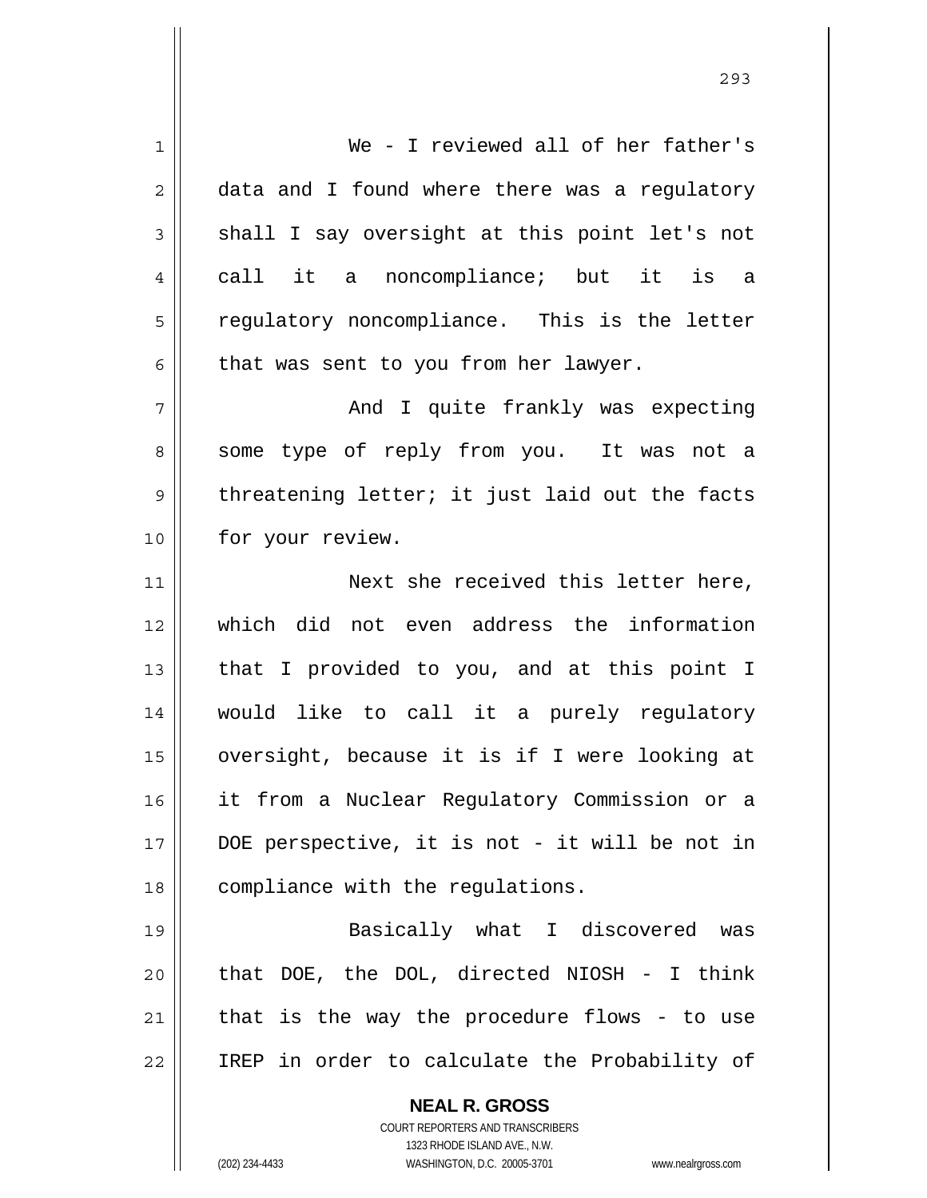We - I reviewed all of her father's data and I found where there was a regulatory shall I say oversight at this point let's not call it a noncompliance; but it is a regulatory noncompliance. This is the letter that was sent to you from her lawyer.

And I quite frankly was expecting some type of reply from you. It was not a threatening letter; it just laid out the facts for your review.

Next she received this letter here, which did not even address the information that I provided to you, and at this point I would like to call it a purely regulatory oversight, because it is if I were looking at it from a Nuclear Regulatory Commission or a DOE perspective, it is not - it will be not in compliance with the regulations.

Basically what I discovered was that DOE, the DOL, directed NIOSH - I think that is the way the procedure flows - to use IREP in order to calculate the Probability of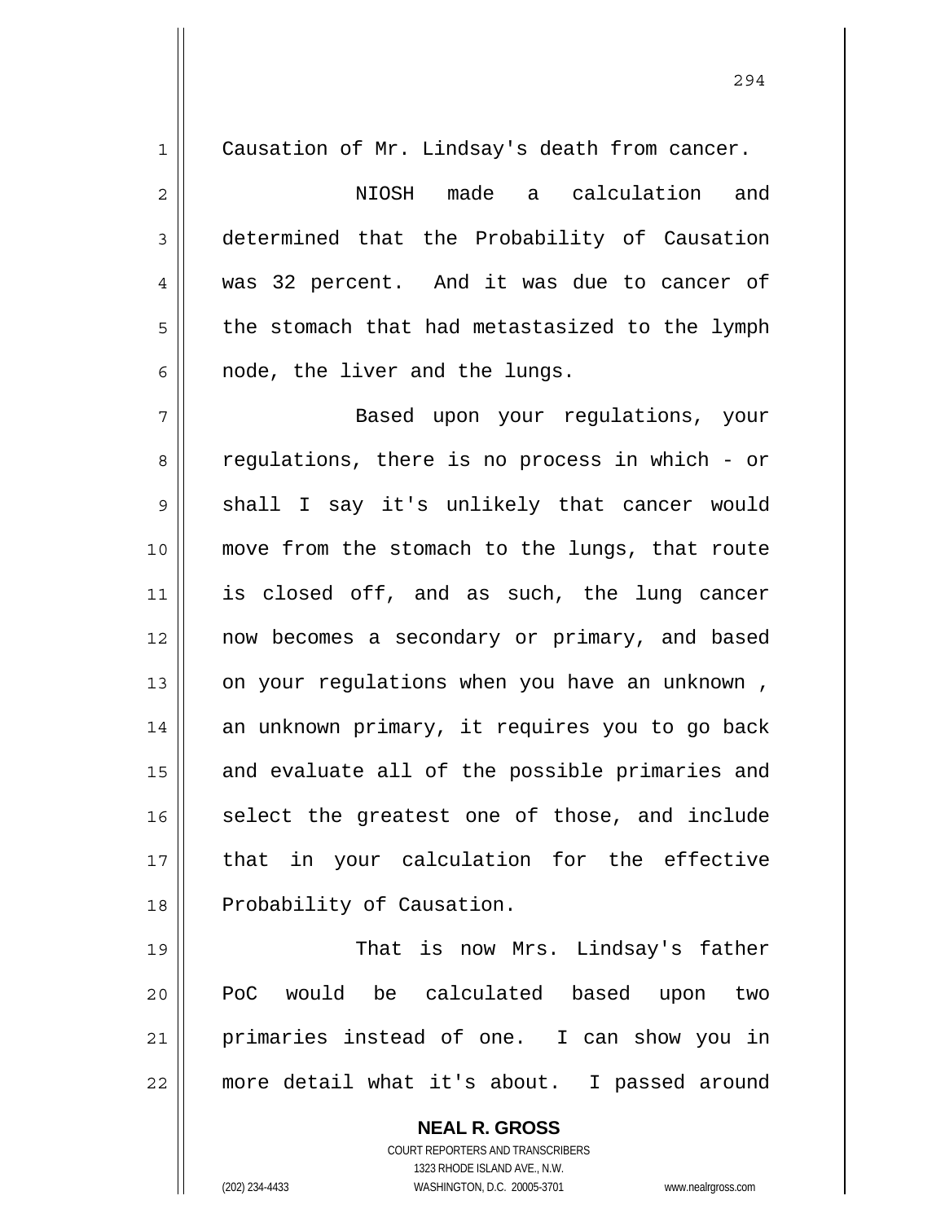Causation of Mr. Lindsay's death from cancer.

NIOSH made a calculation and determined that the Probability of Causation was 32 percent. And it was due to cancer of the stomach that had metastasized to the lymph node, the liver and the lungs.

Based upon your regulations, your regulations, there is no process in which - or shall I say it's unlikely that cancer would move from the stomach to the lungs, that route is closed off, and as such, the lung cancer now becomes a secondary or primary, and based on your regulations when you have an unknown , an unknown primary, it requires you to go back and evaluate all of the possible primaries and select the greatest one of those, and include that in your calculation for the effective Probability of Causation.

That is now Mrs. Lindsay's father PoC would be calculated based upon two primaries instead of one. I can show you in more detail what it's about. I passed around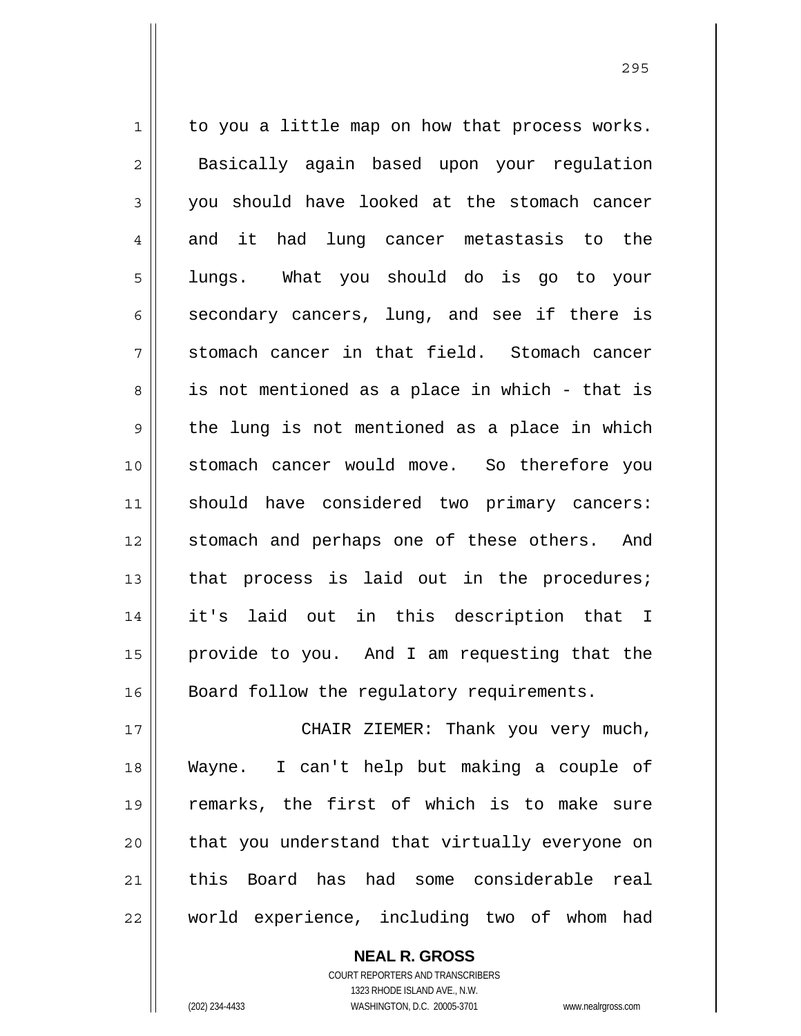to you a little map on how that process works. Basically again based upon your regulation you should have looked at the stomach cancer and it had lung cancer metastasis to the lungs. What you should do is go to your secondary cancers, lung, and see if there is stomach cancer in that field. Stomach cancer is not mentioned as a place in which - that is the lung is not mentioned as a place in which stomach cancer would move. So therefore you should have considered two primary cancers: stomach and perhaps one of these others. And that process is laid out in the procedures; it's laid out in this description that I provide to you. And I am requesting that the Board follow the regulatory requirements.

CHAIR ZIEMER: Thank you very much, Wayne. I can't help but making a couple of remarks, the first of which is to make sure that you understand that virtually everyone on this Board has had some considerable real world experience, including two of whom had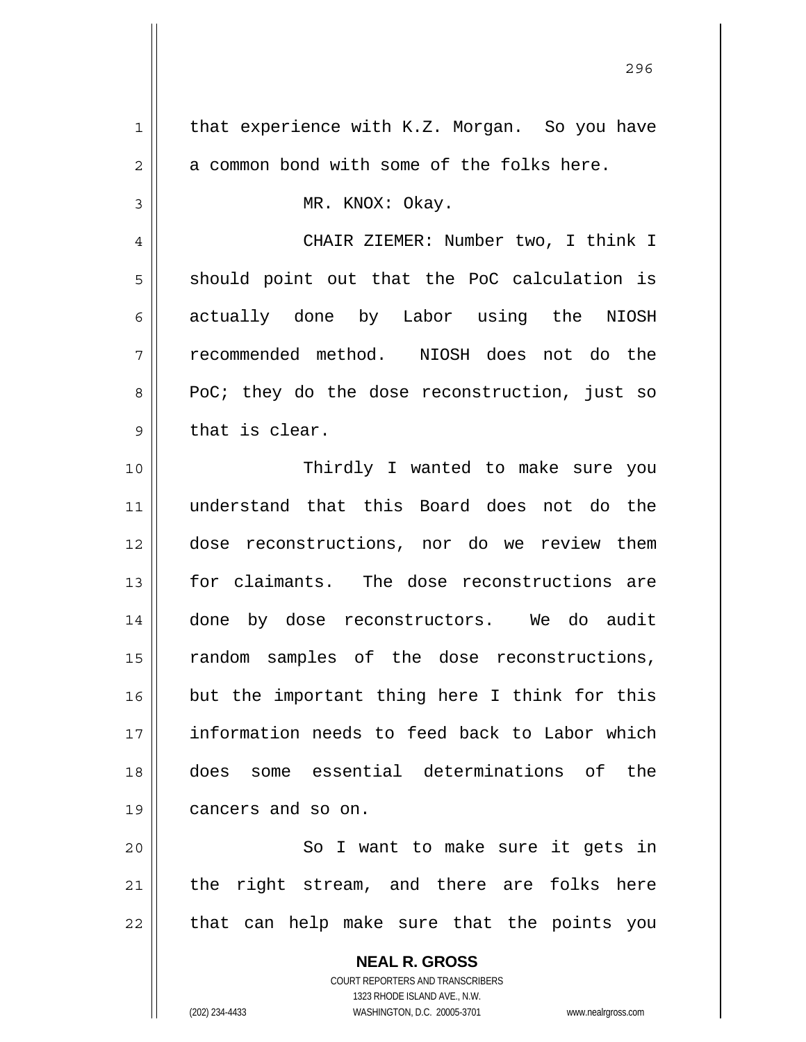that experience with K.Z. Morgan. So you have a common bond with some of the folks here.

MR. KNOX: Okay.

CHAIR ZIEMER: Number two, I think I should point out that the PoC calculation is actually done by Labor using the NIOSH recommended method. NIOSH does not do the PoC; they do the dose reconstruction, just so that is clear.

Thirdly I wanted to make sure you understand that this Board does not do the dose reconstructions, nor do we review them for claimants. The dose reconstructions are done by dose reconstructors. We do audit random samples of the dose reconstructions, but the important thing here I think for this information needs to feed back to Labor which does some essential determinations of the cancers and so on.

So I want to make sure it gets in the right stream, and there are folks here that can help make sure that the points you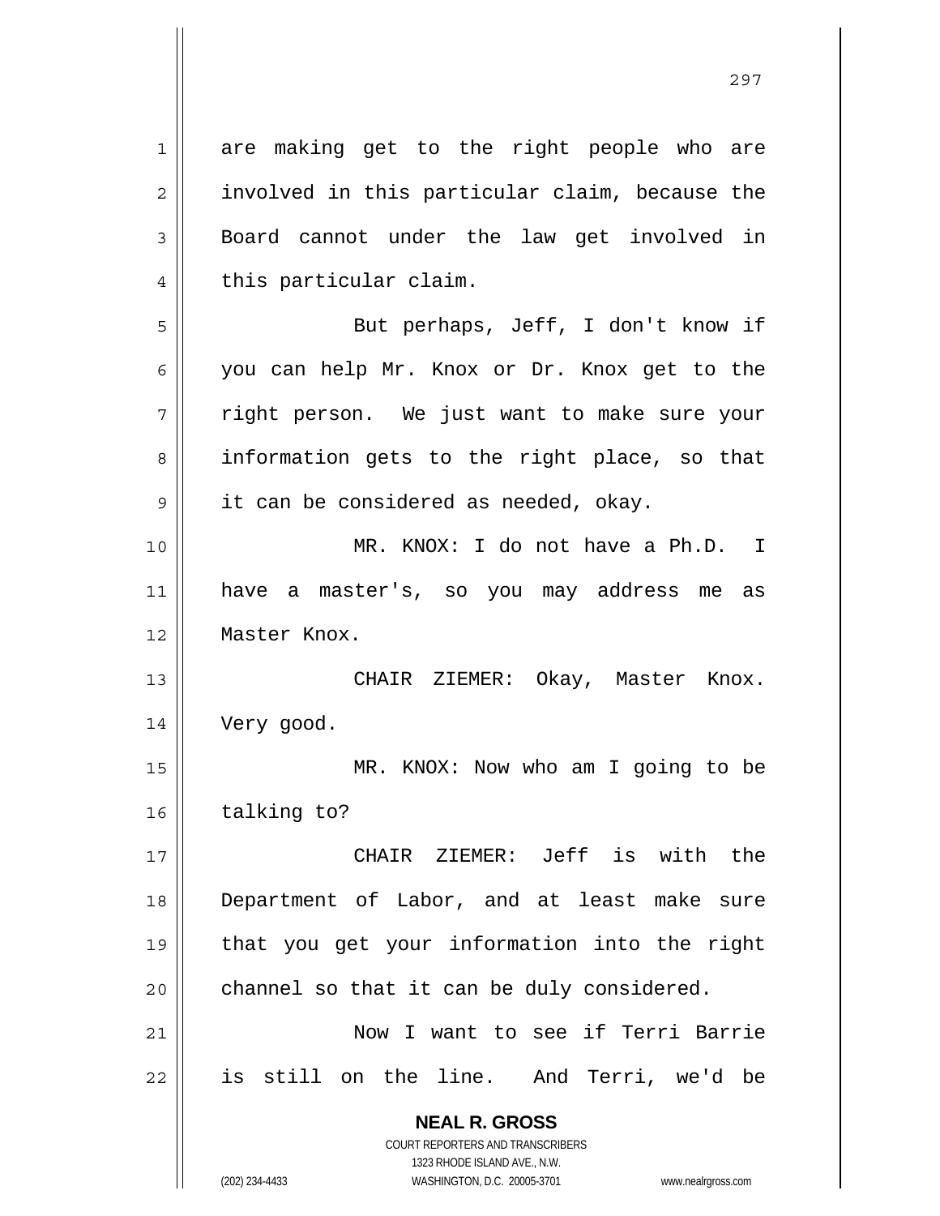are making get to the right people who are involved in this particular claim, because the Board cannot under the law get involved in this particular claim.

But perhaps, Jeff, I don't know if you can help Mr. Knox or Dr. Knox get to the right person. We just want to make sure your information gets to the right place, so that it can be considered as needed, okay.

MR. KNOX: I do not have a Ph.D. I have a master's, so you may address me as Master Knox.

CHAIR ZIEMER: Okay, Master Knox. Very good.

MR. KNOX: Now who am I going to be talking to?

CHAIR ZIEMER: Jeff is with the Department of Labor, and at least make sure that you get your information into the right channel so that it can be duly considered.

Now I want to see if Terri Barrie is still on the line. And Terri, we'd be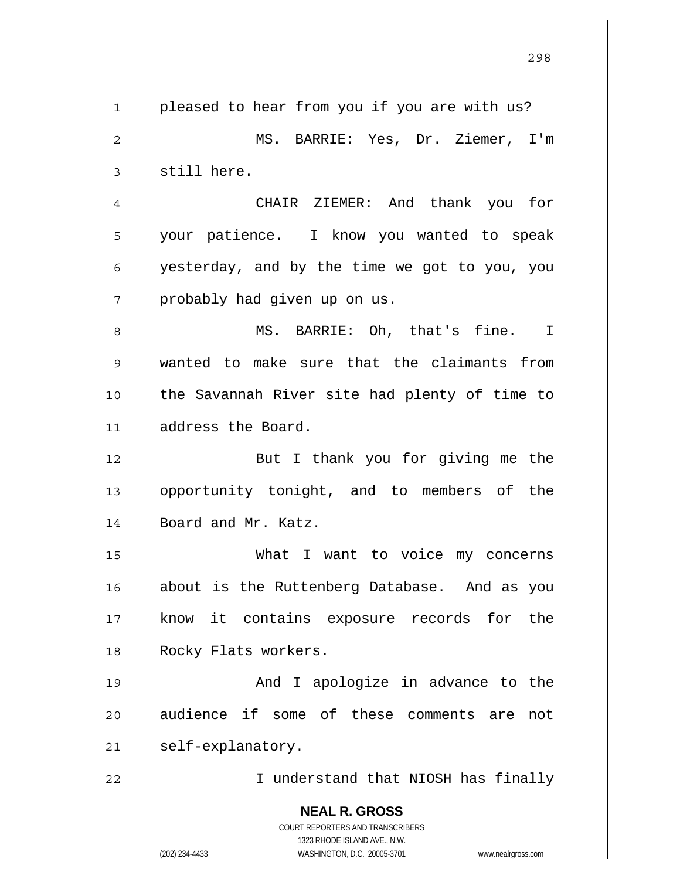pleased to hear from you if you are with us?

MS. BARRIE: Yes, Dr. Ziemer, I'm still here.

CHAIR ZIEMER: And thank you for your patience. I know you wanted to speak yesterday, and by the time we got to you, you probably had given up on us.

MS. BARRIE: Oh, that's fine. I wanted to make sure that the claimants from the Savannah River site had plenty of time to address the Board.

But I thank you for giving me the opportunity tonight, and to members of the Board and Mr. Katz.

What I want to voice my concerns about is the Ruttenberg Database. And as you know it contains exposure records for the Rocky Flats workers.

And I apologize in advance to the audience if some of these comments are not self-explanatory.

I understand that NIOSH has finally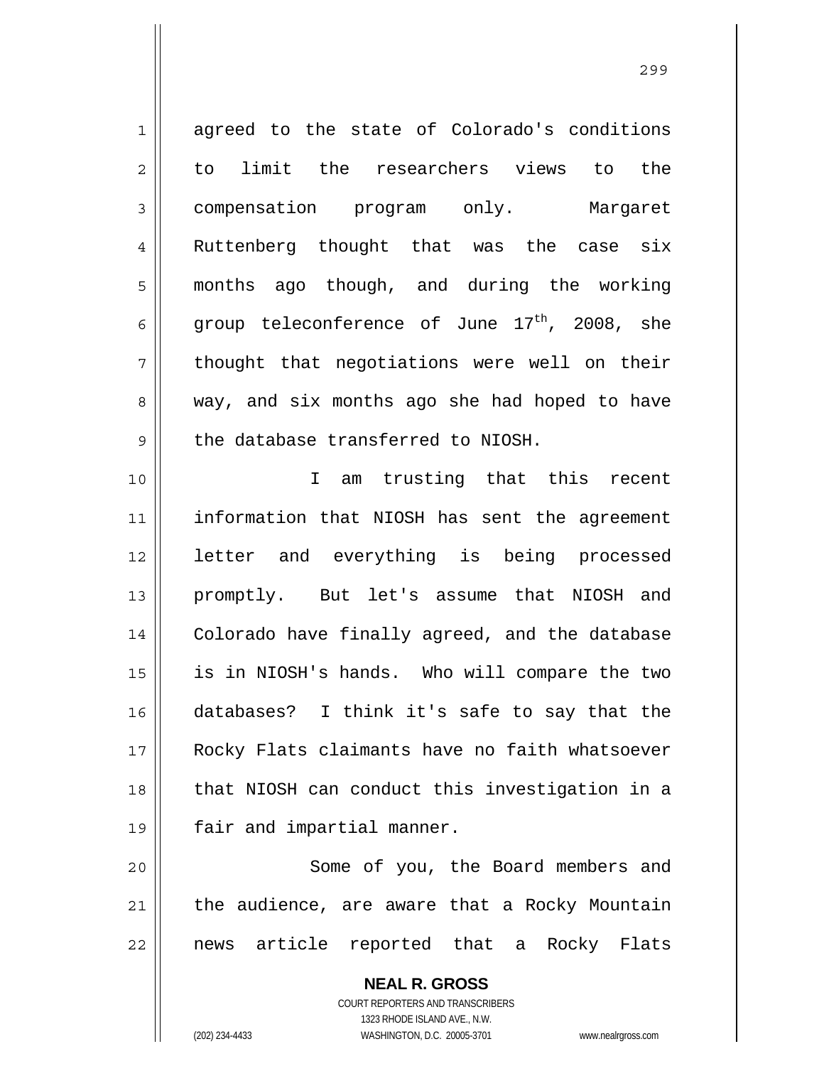agreed to the state of Colorado's conditions to limit the researchers views to the compensation program only. Margaret Ruttenberg thought that was the case six months ago though, and during the working group teleconference of June 17th, 2008, she thought that negotiations were well on their way, and six months ago she had hoped to have the database transferred to NIOSH.

I am trusting that this recent information that NIOSH has sent the agreement letter and everything is being processed promptly. But let's assume that NIOSH and Colorado have finally agreed, and the database is in NIOSH's hands. Who will compare the two databases? I think it's safe to say that the Rocky Flats claimants have no faith whatsoever that NIOSH can conduct this investigation in a fair and impartial manner.

Some of you, the Board members and the audience, are aware that a Rocky Mountain news article reported that a Rocky Flats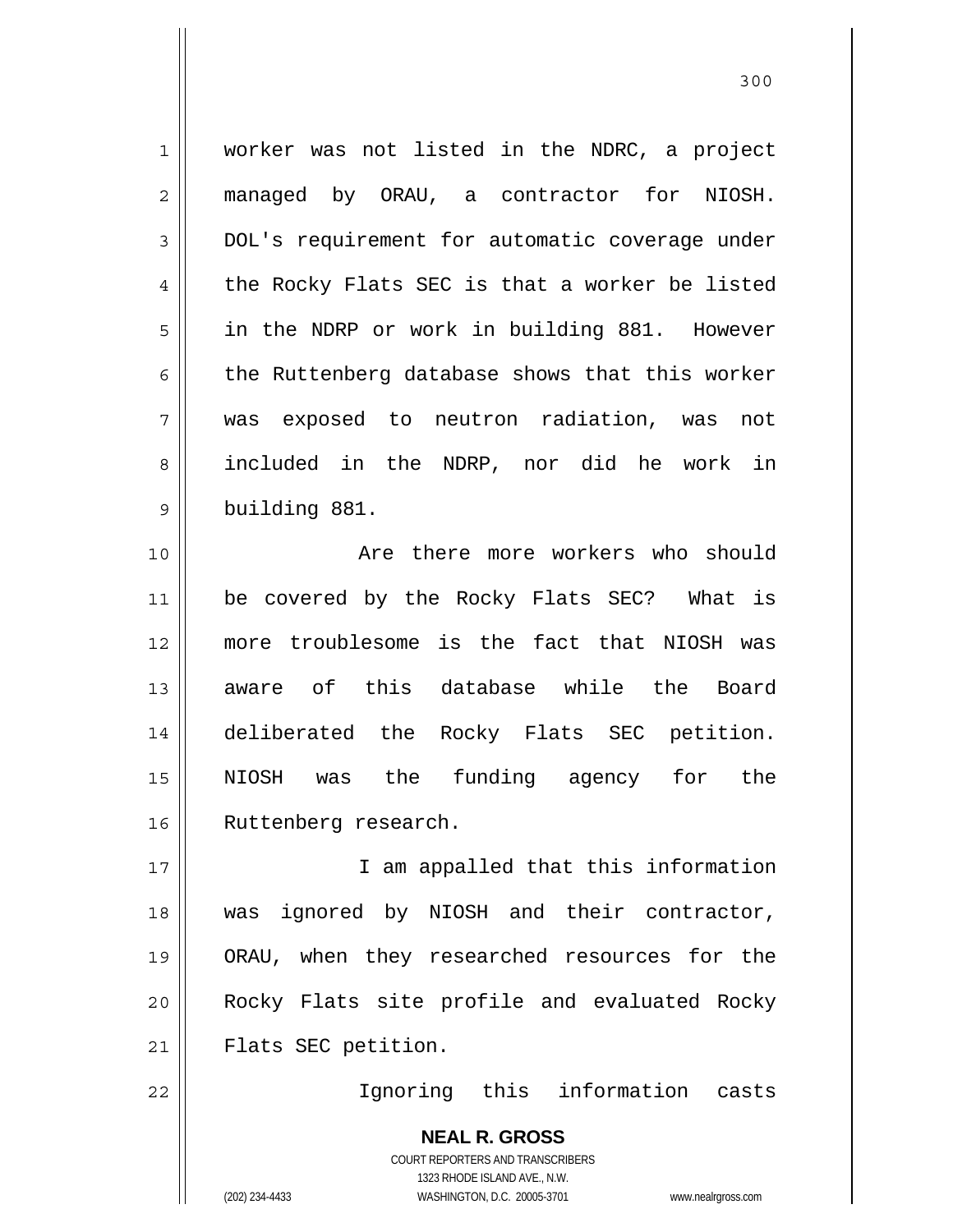worker was not listed in the NDRC, a project managed by ORAU, a contractor for NIOSH. DOL's requirement for automatic coverage under the Rocky Flats SEC is that a worker be listed in the NDRP or work in building 881. However the Ruttenberg database shows that this worker was exposed to neutron radiation, was not included in the NDRP, nor did he work in building 881.

Are there more workers who should be covered by the Rocky Flats SEC? What is more troublesome is the fact that NIOSH was aware of this database while the Board deliberated the Rocky Flats SEC petition. NIOSH was the funding agency for the Ruttenberg research.

I am appalled that this information was ignored by NIOSH and their contractor, ORAU, when they researched resources for the Rocky Flats site profile and evaluated Rocky Flats SEC petition.

Ignoring this information casts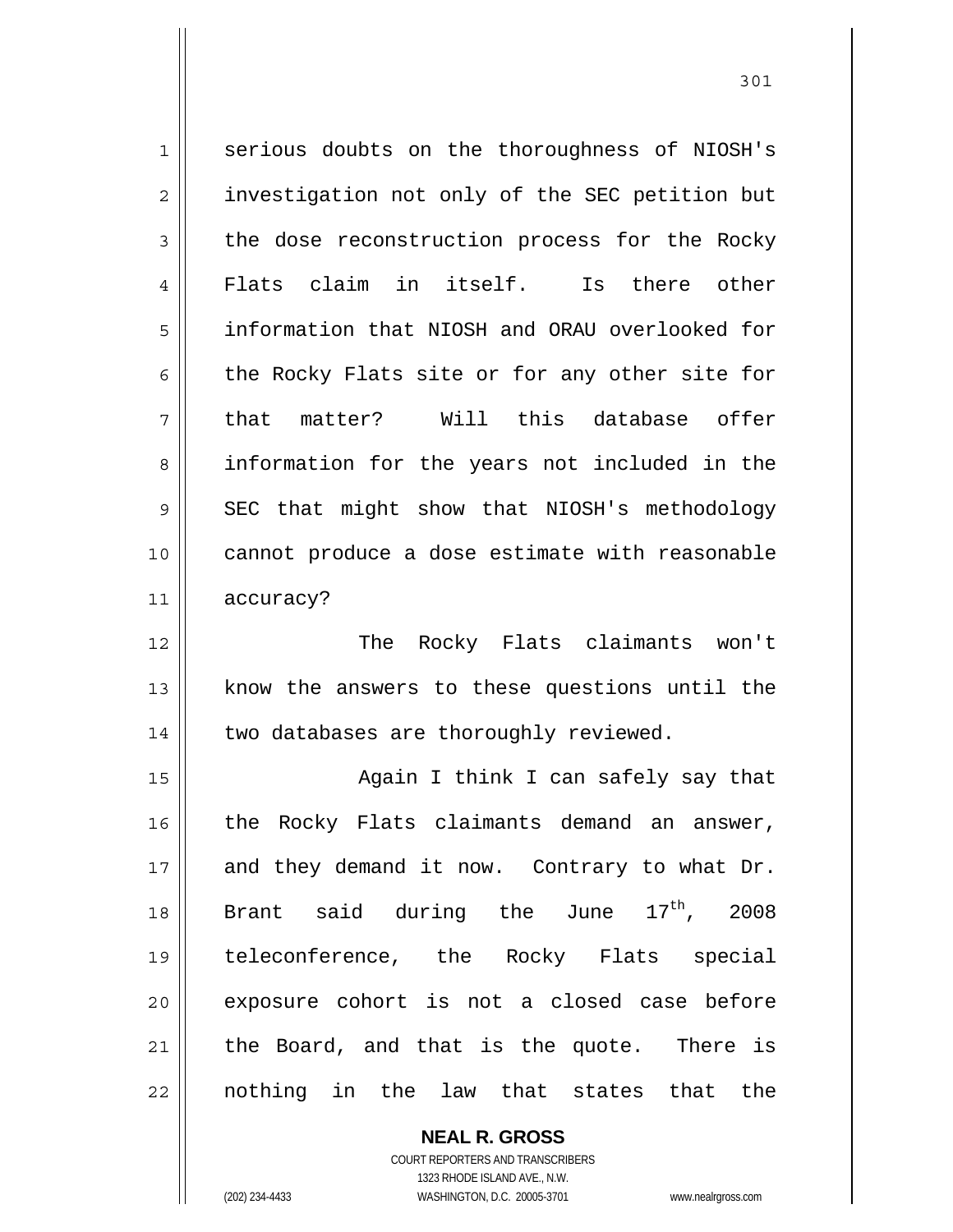serious doubts on the thoroughness of NIOSH's investigation not only of the SEC petition but the dose reconstruction process for the Rocky Flats claim in itself. Is there other information that NIOSH and ORAU overlooked for the Rocky Flats site or for any other site for that matter? Will this database offer information for the years not included in the SEC that might show that NIOSH's methodology cannot produce a dose estimate with reasonable accuracy?

The Rocky Flats claimants won't know the answers to these questions until the two databases are thoroughly reviewed.

Again I think I can safely say that the Rocky Flats claimants demand an answer, and they demand it now. Contrary to what Dr. Brant said during the June 17th, 2008 teleconference, the Rocky Flats special exposure cohort is not a closed case before the Board, and that is the quote. There is nothing in the law that states that the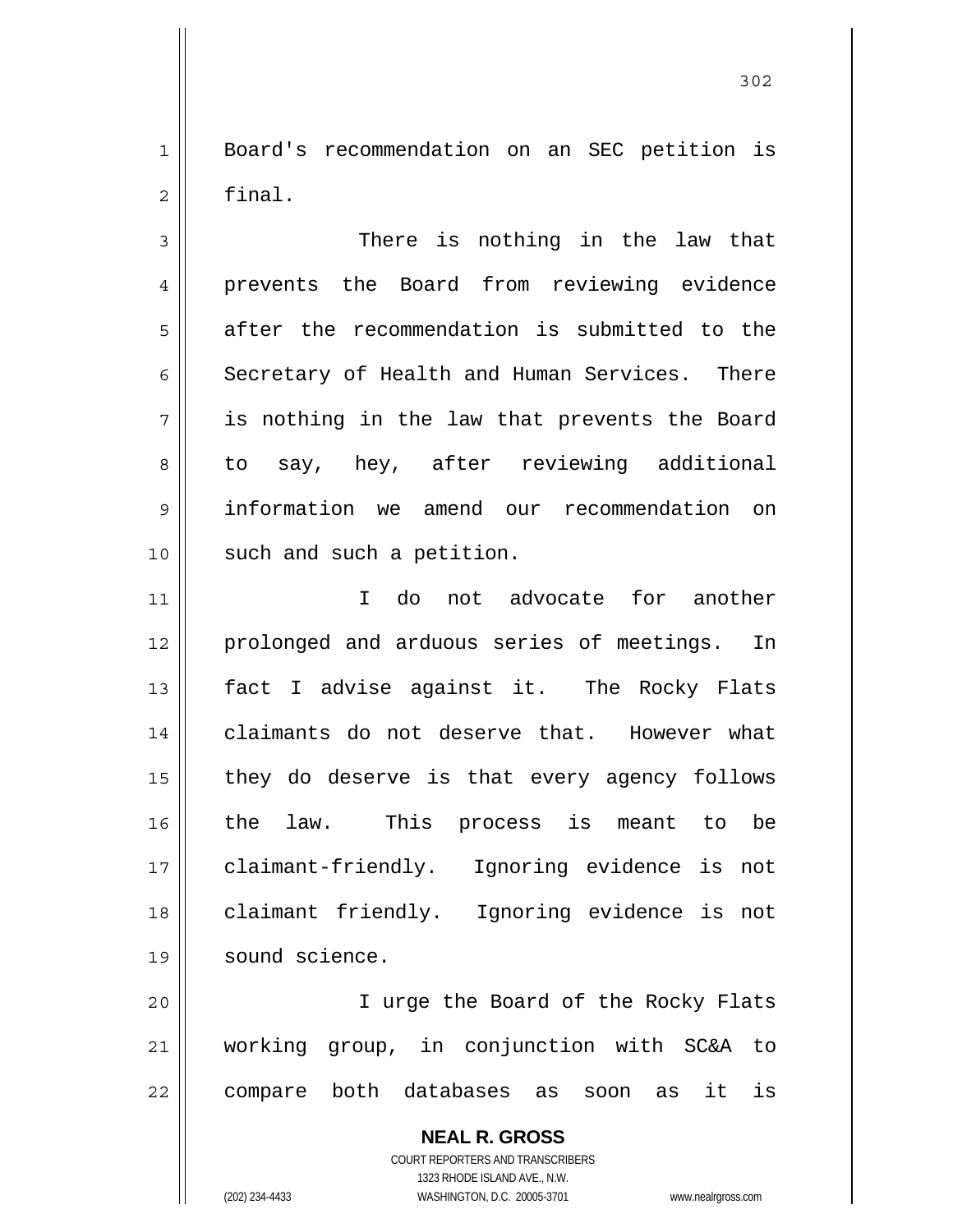Board's recommendation on an SEC petition is final.

There is nothing in the law that prevents the Board from reviewing evidence after the recommendation is submitted to the Secretary of Health and Human Services. There is nothing in the law that prevents the Board to say, hey, after reviewing additional information we amend our recommendation on such and such a petition.

I do not advocate for another prolonged and arduous series of meetings. In fact I advise against it. The Rocky Flats claimants do not deserve that. However what they do deserve is that every agency follows the law. This process is meant to be claimant-friendly. Ignoring evidence is not claimant friendly. Ignoring evidence is not sound science.

I urge the Board of the Rocky Flats working group, in conjunction with SC&A to compare both databases as soon as it is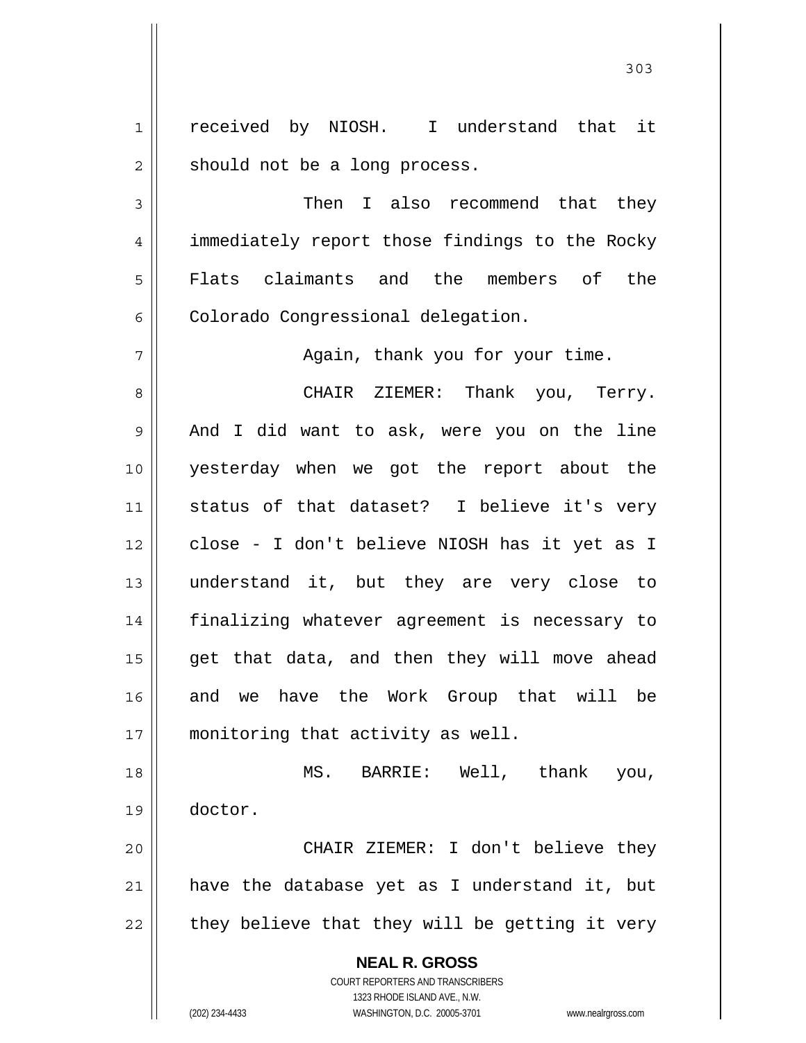received by NIOSH. I understand that it should not be a long process.

Then I also recommend that they immediately report those findings to the Rocky Flats claimants and the members of the Colorado Congressional delegation.

Again, thank you for your time.

CHAIR ZIEMER: Thank you, Terry. And I did want to ask, were you on the line yesterday when we got the report about the status of that dataset? I believe it's very close - I don't believe NIOSH has it yet as I understand it, but they are very close to finalizing whatever agreement is necessary to get that data, and then they will move ahead and we have the Work Group that will be monitoring that activity as well.

MS. BARRIE: Well, thank you, doctor.

CHAIR ZIEMER: I don't believe they have the database yet as I understand it, but they believe that they will be getting it very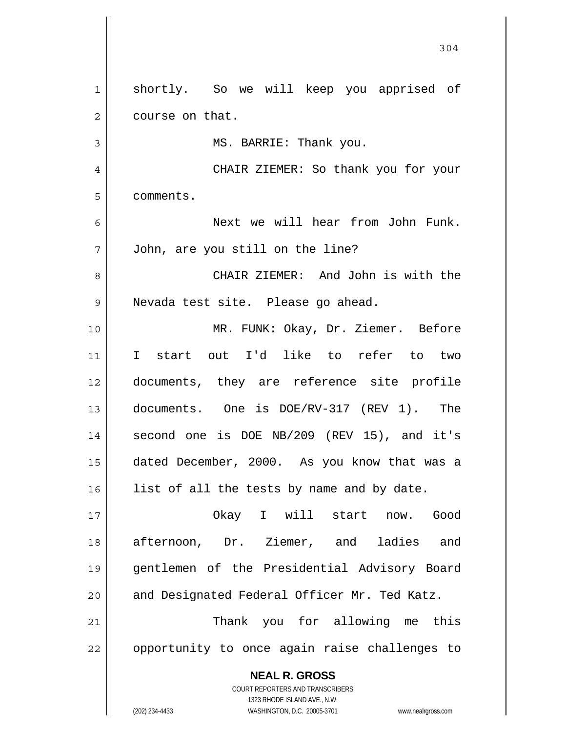shortly. So we will keep you apprised of course on that.

MS. BARRIE: Thank you.

CHAIR ZIEMER: So thank you for your comments.

Next we will hear from John Funk. John, are you still on the line?

CHAIR ZIEMER: And John is with the Nevada test site. Please go ahead.

MR. FUNK: Okay, Dr. Ziemer. Before I start out I'd like to refer to two documents, they are reference site profile documents. One is DOE/RV-317 (REV 1). The second one is DOE NB/209 (REV 15), and it's dated December, 2000. As you know that was a list of all the tests by name and by date.

Okay I will start now. Good afternoon, Dr. Ziemer, and ladies and gentlemen of the Presidential Advisory Board and Designated Federal Officer Mr. Ted Katz.

Thank you for allowing me this opportunity to once again raise challenges to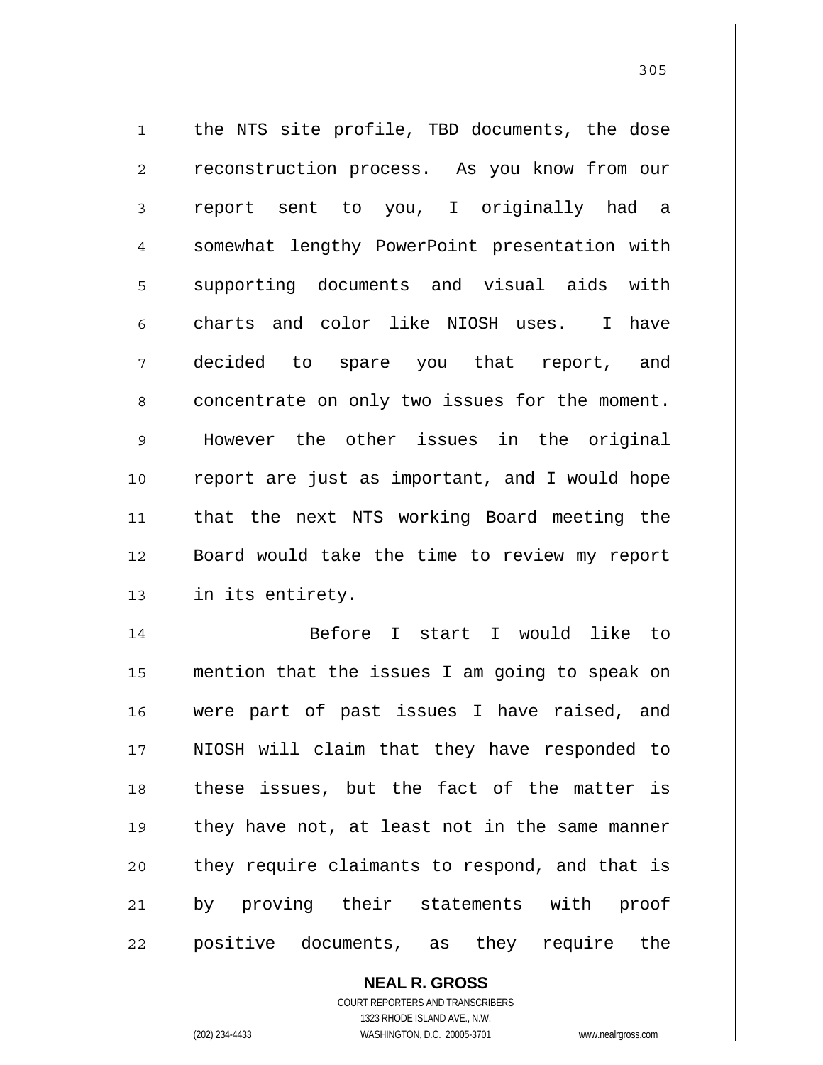the NTS site profile, TBD documents, the dose reconstruction process. As you know from our report sent to you, I originally had a somewhat lengthy PowerPoint presentation with supporting documents and visual aids with charts and color like NIOSH uses. I have decided to spare you that report, and concentrate on only two issues for the moment. However the other issues in the original report are just as important, and I would hope that the next NTS working Board meeting the Board would take the time to review my report in its entirety.

Before I start I would like to mention that the issues I am going to speak on were part of past issues I have raised, and NIOSH will claim that they have responded to these issues, but the fact of the matter is they have not, at least not in the same manner they require claimants to respond, and that is by proving their statements with proof positive documents, as they require the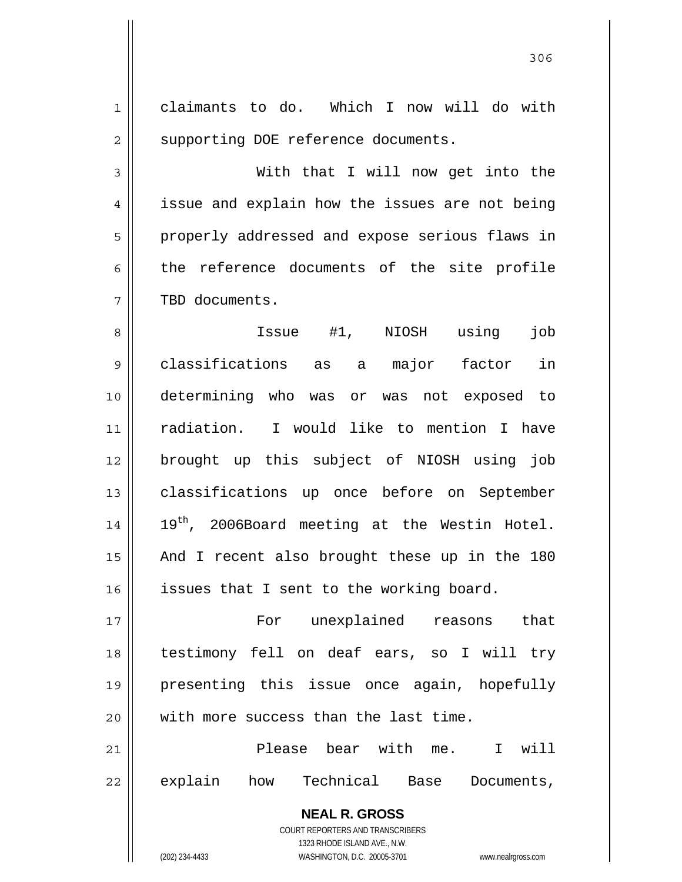claimants to do. Which I now will do with supporting DOE reference documents.

With that I will now get into the issue and explain how the issues are not being properly addressed and expose serious flaws in the reference documents of the site profile TBD documents.

Issue #1, NIOSH using job classifications as a major factor in determining who was or was not exposed to radiation. I would like to mention I have brought up this subject of NIOSH using job classifications up once before on September 19th, 2006Board meeting at the Westin Hotel. And I recent also brought these up in the 180 issues that I sent to the working board.

For unexplained reasons that testimony fell on deaf ears, so I will try presenting this issue once again, hopefully with more success than the last time.

Please bear with me. I will explain how Technical Base Documents,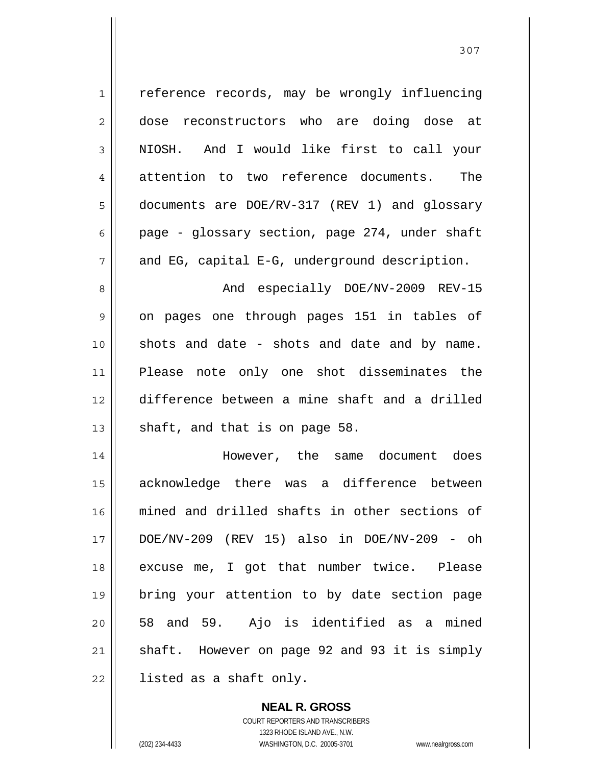reference records, may be wrongly influencing dose reconstructors who are doing dose at NIOSH. And I would like first to call your attention to two reference documents. The documents are DOE/RV-317 (REV 1) and glossary page - glossary section, page 274, under shaft and EG, capital E-G, underground description.

And especially DOE/NV-2009 REV-15 on pages one through pages 151 in tables of shots and date - shots and date and by name. Please note only one shot disseminates the difference between a mine shaft and a drilled shaft, and that is on page 58.

However, the same document does acknowledge there was a difference between mined and drilled shafts in other sections of DOE/NV-209 (REV 15) also in DOE/NV-209 - oh excuse me, I got that number twice. Please bring your attention to by date section page 58 and 59. Ajo is identified as a mined shaft. However on page 92 and 93 it is simply listed as a shaft only.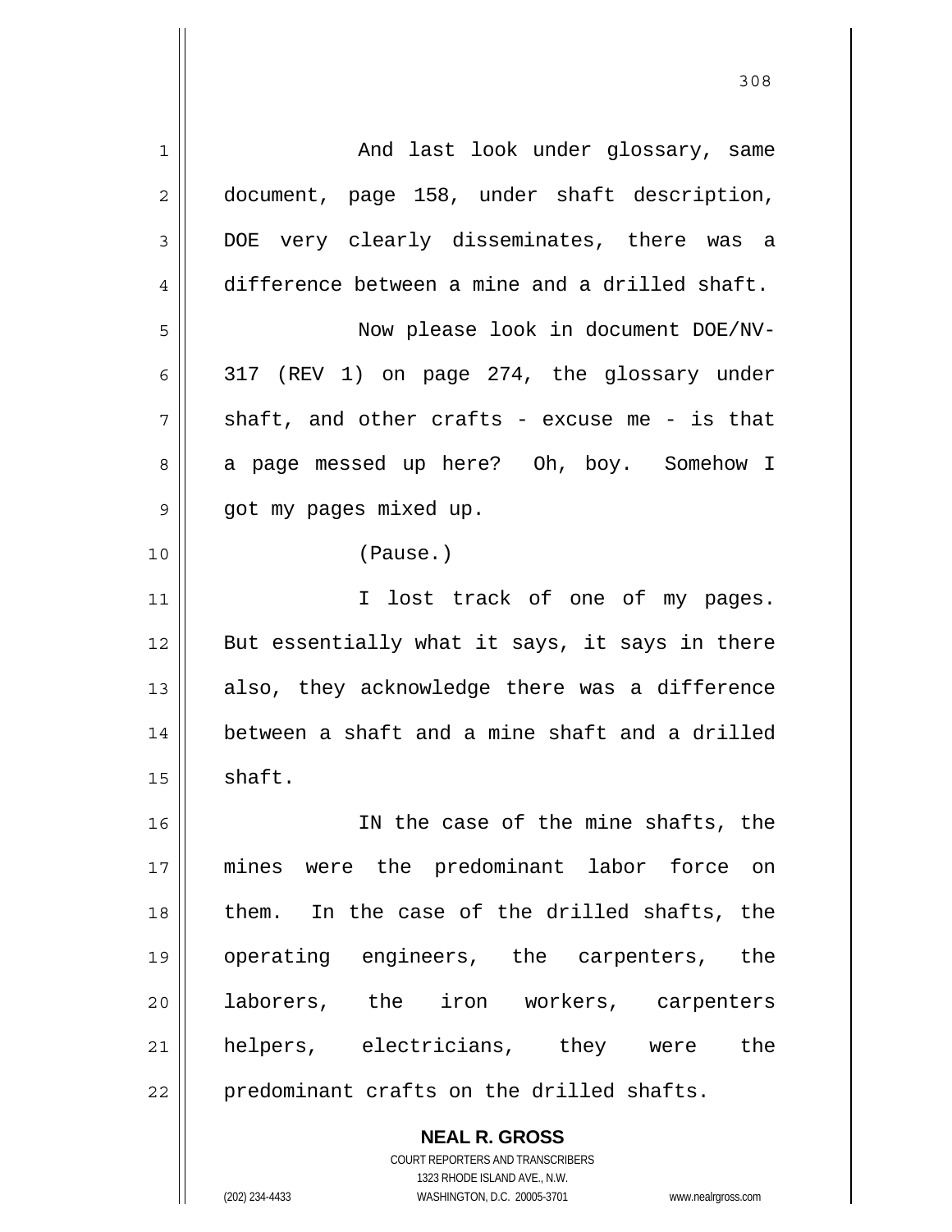And last look under glossary, same document, page 158, under shaft description, DOE very clearly disseminates, there was a difference between a mine and a drilled shaft.

Now please look in document DOE/NV-317 (REV 1) on page 274, the glossary under shaft, and other crafts - excuse me - is that a page messed up here? Oh, boy. Somehow I got my pages mixed up.

(Pause.)

I lost track of one of my pages. But essentially what it says, it says in there also, they acknowledge there was a difference between a shaft and a mine shaft and a drilled shaft.

IN the case of the mine shafts, the mines were the predominant labor force on them. In the case of the drilled shafts, the operating engineers, the carpenters, the laborers, the iron workers, carpenters helpers, electricians, they were the predominant crafts on the drilled shafts.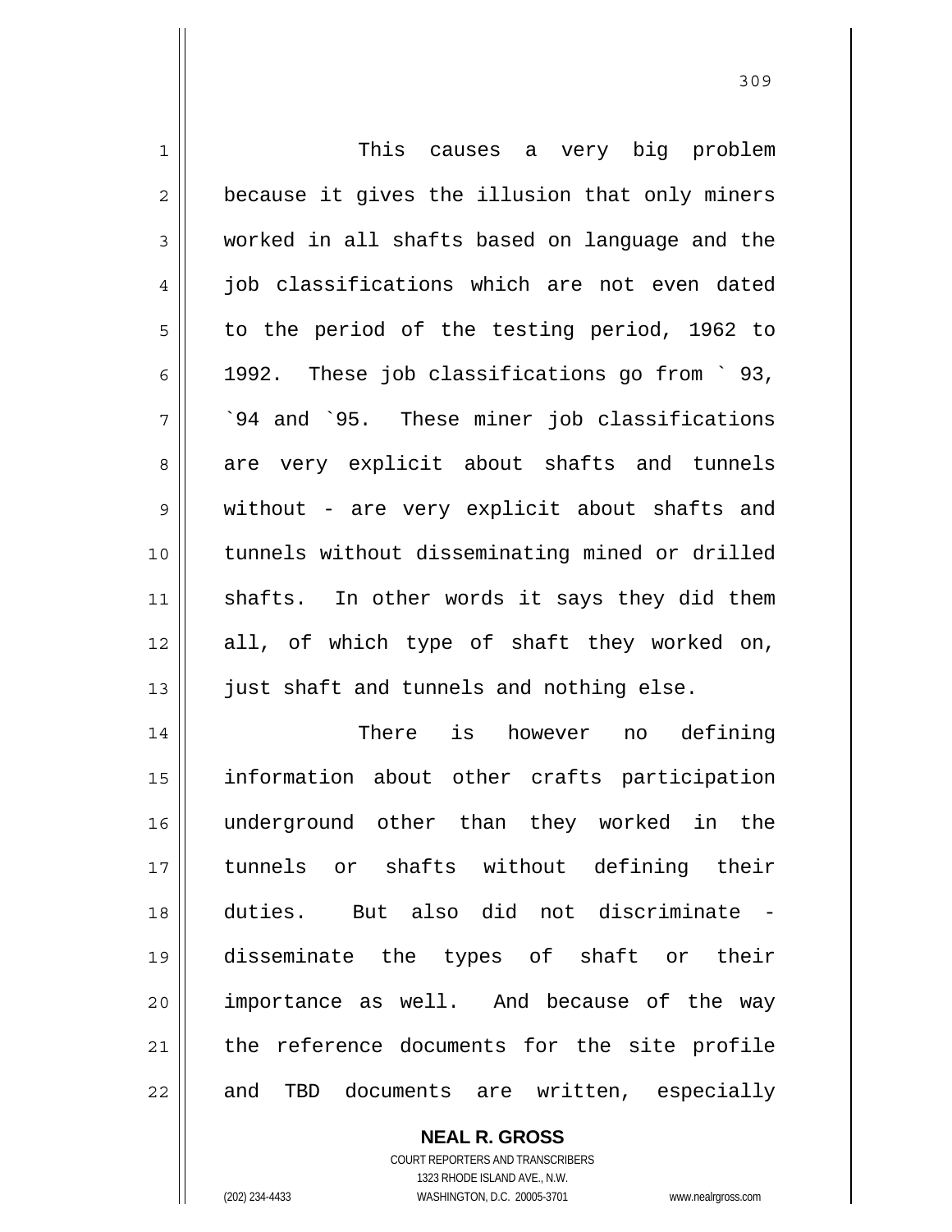This causes a very big problem because it gives the illusion that only miners worked in all shafts based on language and the job classifications which are not even dated to the period of the testing period, 1962 to 1992. These job classifications go from ` 93, `94 and `95. These miner job classifications are very explicit about shafts and tunnels without - are very explicit about shafts and tunnels without disseminating mined or drilled shafts. In other words it says they did them all, of which type of shaft they worked on, just shaft and tunnels and nothing else.

There is however no defining information about other crafts participation underground other than they worked in the tunnels or shafts without defining their duties. But also did not discriminate - disseminate the types of shaft or their importance as well. And because of the way the reference documents for the site profile and TBD documents are written, especially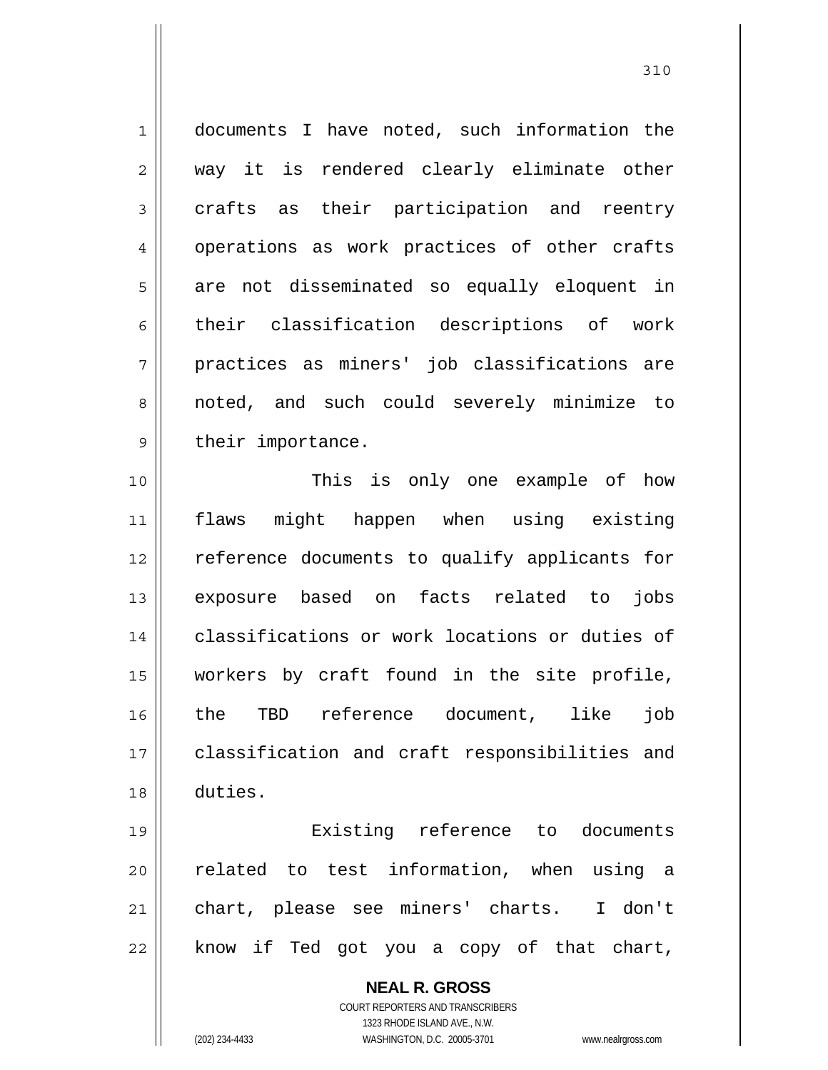documents I have noted, such information the way it is rendered clearly eliminate other crafts as their participation and reentry operations as work practices of other crafts are not disseminated so equally eloquent in their classification descriptions of work practices as miners' job classifications are noted, and such could severely minimize to their importance.

This is only one example of how flaws might happen when using existing reference documents to qualify applicants for exposure based on facts related to jobs classifications or work locations or duties of workers by craft found in the site profile, the TBD reference document, like job classification and craft responsibilities and duties.

Existing reference to documents related to test information, when using a chart, please see miners' charts. I don't know if Ted got you a copy of that chart,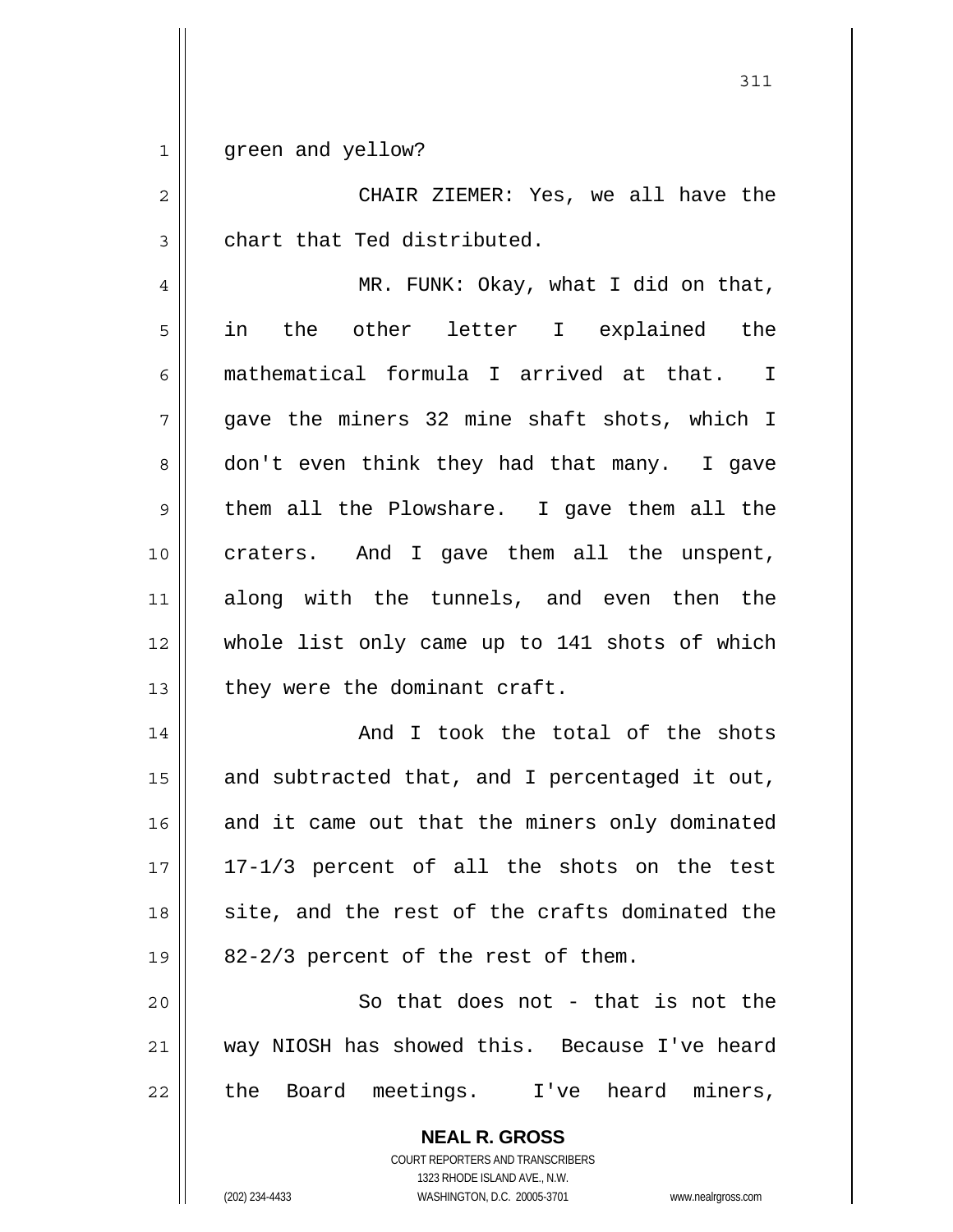green and yellow?

CHAIR ZIEMER: Yes, we all have the chart that Ted distributed.

MR. FUNK: Okay, what I did on that, in the other letter I explained the mathematical formula I arrived at that. I gave the miners 32 mine shaft shots, which I don't even think they had that many. I gave them all the Plowshare. I gave them all the craters. And I gave them all the unspent, along with the tunnels, and even then the whole list only came up to 141 shots of which they were the dominant craft.

And I took the total of the shots and subtracted that, and I percentaged it out, and it came out that the miners only dominated 17-1/3 percent of all the shots on the test site, and the rest of the crafts dominated the 82-2/3 percent of the rest of them.

So that does not - that is not the way NIOSH has showed this. Because I've heard the Board meetings. I've heard miners,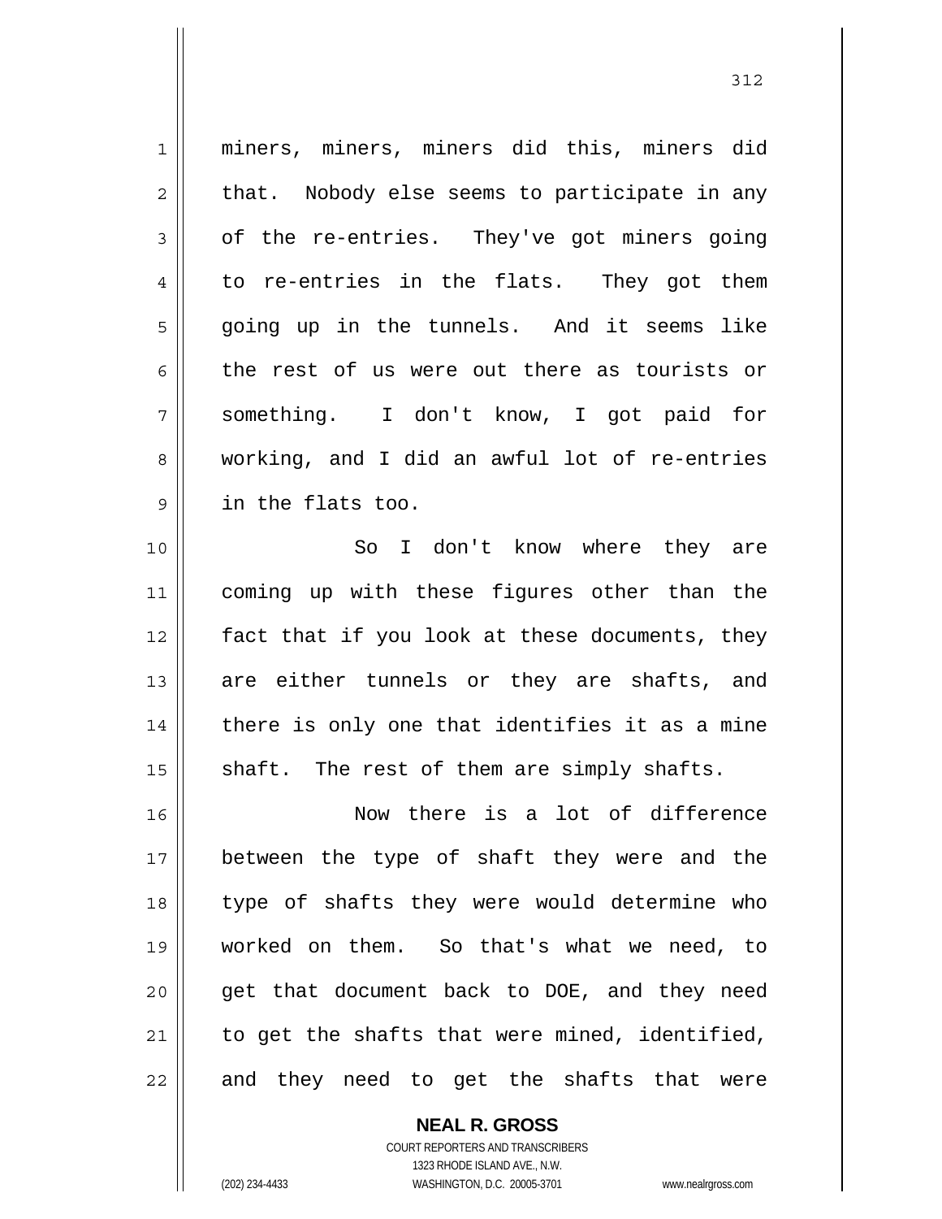miners, miners, miners did this, miners did that. Nobody else seems to participate in any of the re-entries. They've got miners going to re-entries in the flats. They got them going up in the tunnels. And it seems like the rest of us were out there as tourists or something. I don't know, I got paid for working, and I did an awful lot of re-entries in the flats too.

So I don't know where they are coming up with these figures other than the fact that if you look at these documents, they are either tunnels or they are shafts, and there is only one that identifies it as a mine shaft. The rest of them are simply shafts.

Now there is a lot of difference between the type of shaft they were and the type of shafts they were would determine who worked on them. So that's what we need, to get that document back to DOE, and they need to get the shafts that were mined, identified, and they need to get the shafts that were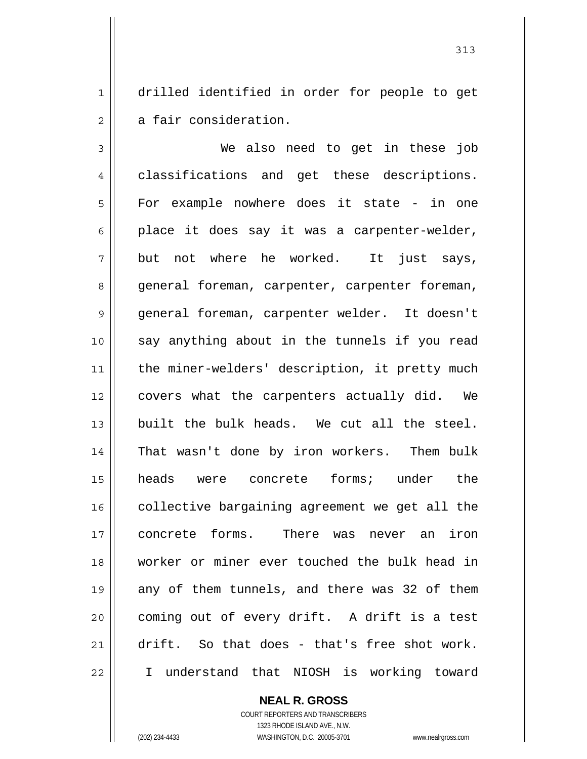drilled identified in order for people to get a fair consideration.

We also need to get in these job classifications and get these descriptions. For example nowhere does it state - in one place it does say it was a carpenter-welder, but not where he worked. It just says, general foreman, carpenter, carpenter foreman, general foreman, carpenter welder. It doesn't say anything about in the tunnels if you read the miner-welders' description, it pretty much covers what the carpenters actually did. We built the bulk heads. We cut all the steel. That wasn't done by iron workers. Them bulk heads were concrete forms; under the collective bargaining agreement we get all the concrete forms. There was never an iron worker or miner ever touched the bulk head in any of them tunnels, and there was 32 of them coming out of every drift. A drift is a test drift. So that does - that's free shot work. I understand that NIOSH is working toward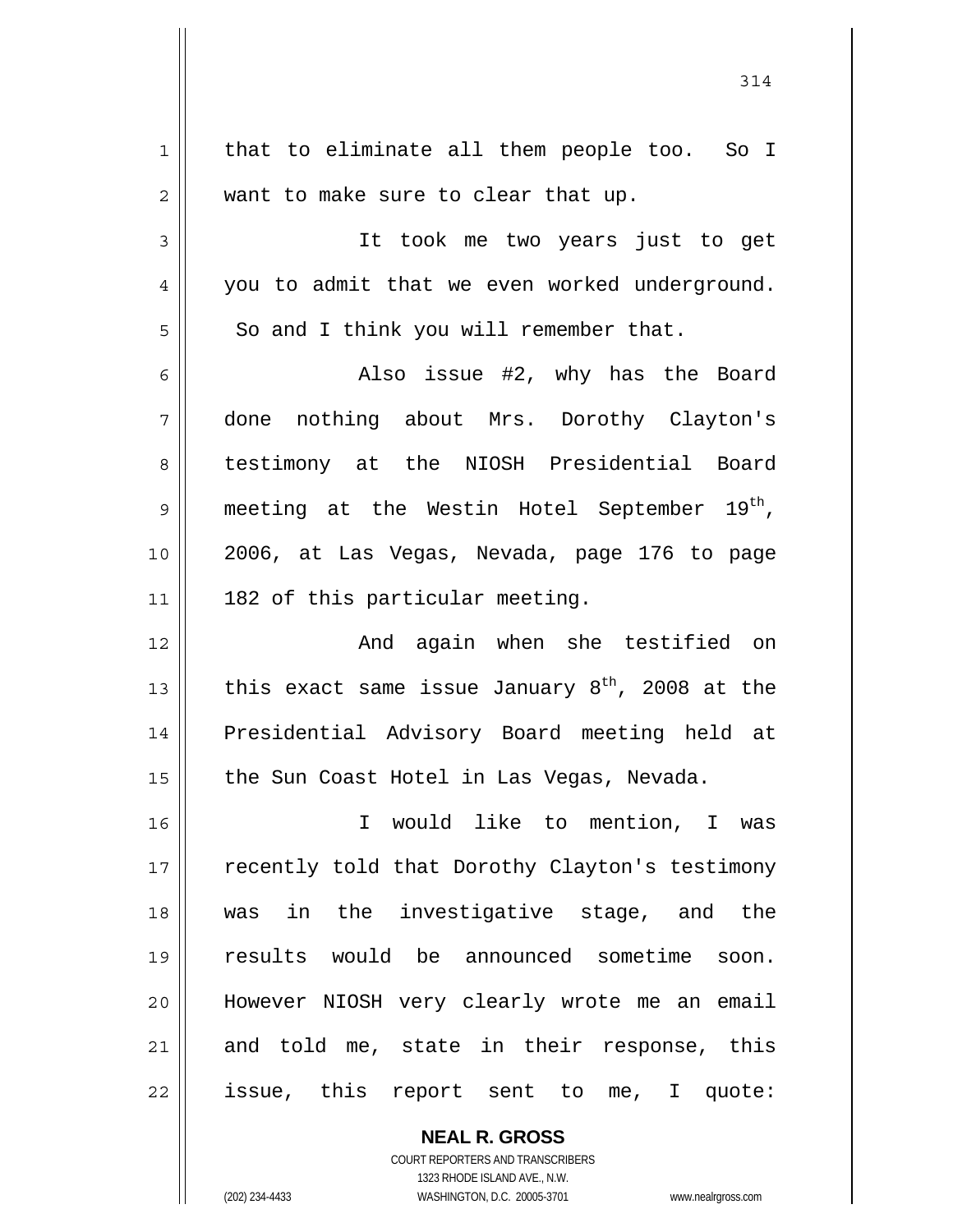that to eliminate all them people too. So I want to make sure to clear that up.

It took me two years just to get you to admit that we even worked underground. So and I think you will remember that.

Also issue #2, why has the Board done nothing about Mrs. Dorothy Clayton's testimony at the NIOSH Presidential Board meeting at the Westin Hotel September 19th, 2006, at Las Vegas, Nevada, page 176 to page 182 of this particular meeting.

And again when she testified on this exact same issue January 8th, 2008 at the Presidential Advisory Board meeting held at the Sun Coast Hotel in Las Vegas, Nevada.

I would like to mention, I was recently told that Dorothy Clayton's testimony was in the investigative stage, and the results would be announced sometime soon. However NIOSH very clearly wrote me an email and told me, state in their response, this issue, this report sent to me, I quote: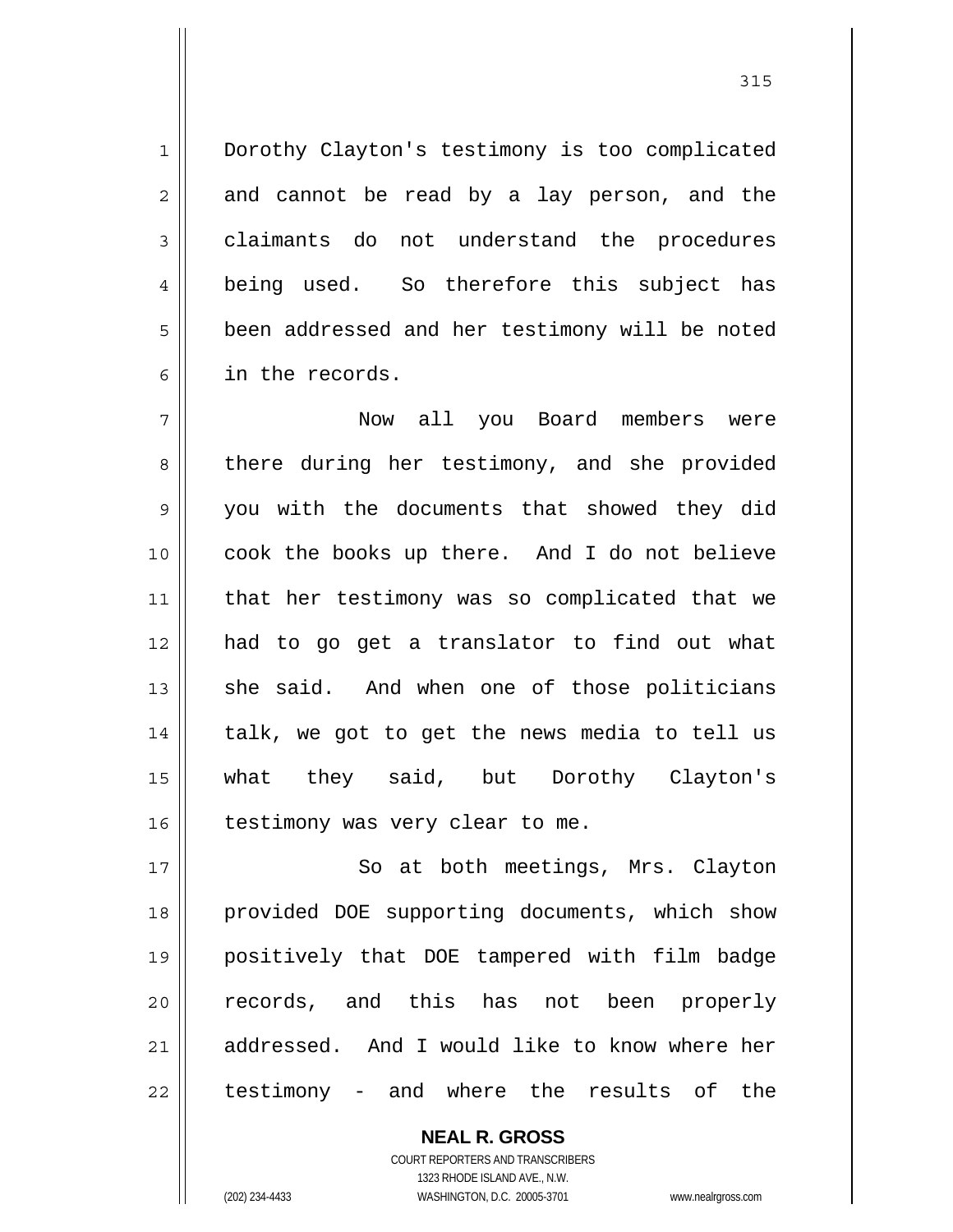Dorothy Clayton's testimony is too complicated and cannot be read by a lay person, and the claimants do not understand the procedures being used. So therefore this subject has been addressed and her testimony will be noted in the records.

Now all you Board members were there during her testimony, and she provided you with the documents that showed they did cook the books up there. And I do not believe that her testimony was so complicated that we had to go get a translator to find out what she said. And when one of those politicians talk, we got to get the news media to tell us what they said, but Dorothy Clayton's testimony was very clear to me.

So at both meetings, Mrs. Clayton provided DOE supporting documents, which show positively that DOE tampered with film badge records, and this has not been properly addressed. And I would like to know where her testimony - and where the results of the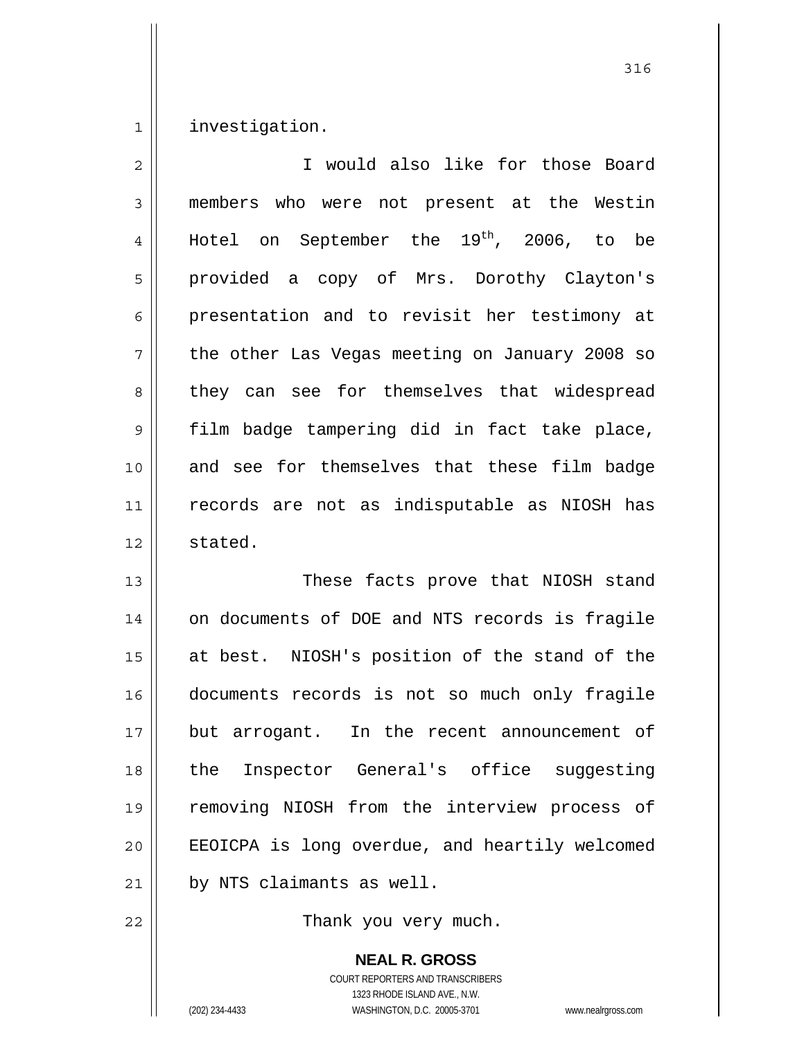investigation.

I would also like for those Board members who were not present at the Westin Hotel on September the 19th, 2006, to be provided a copy of Mrs. Dorothy Clayton's presentation and to revisit her testimony at the other Las Vegas meeting on January 2008 so they can see for themselves that widespread film badge tampering did in fact take place, and see for themselves that these film badge records are not as indisputable as NIOSH has stated.

These facts prove that NIOSH stand on documents of DOE and NTS records is fragile at best. NIOSH's position of the stand of the documents records is not so much only fragile but arrogant. In the recent announcement of the Inspector General's office suggesting removing NIOSH from the interview process of EEOICPA is long overdue, and heartily welcomed by NTS claimants as well.

Thank you very much.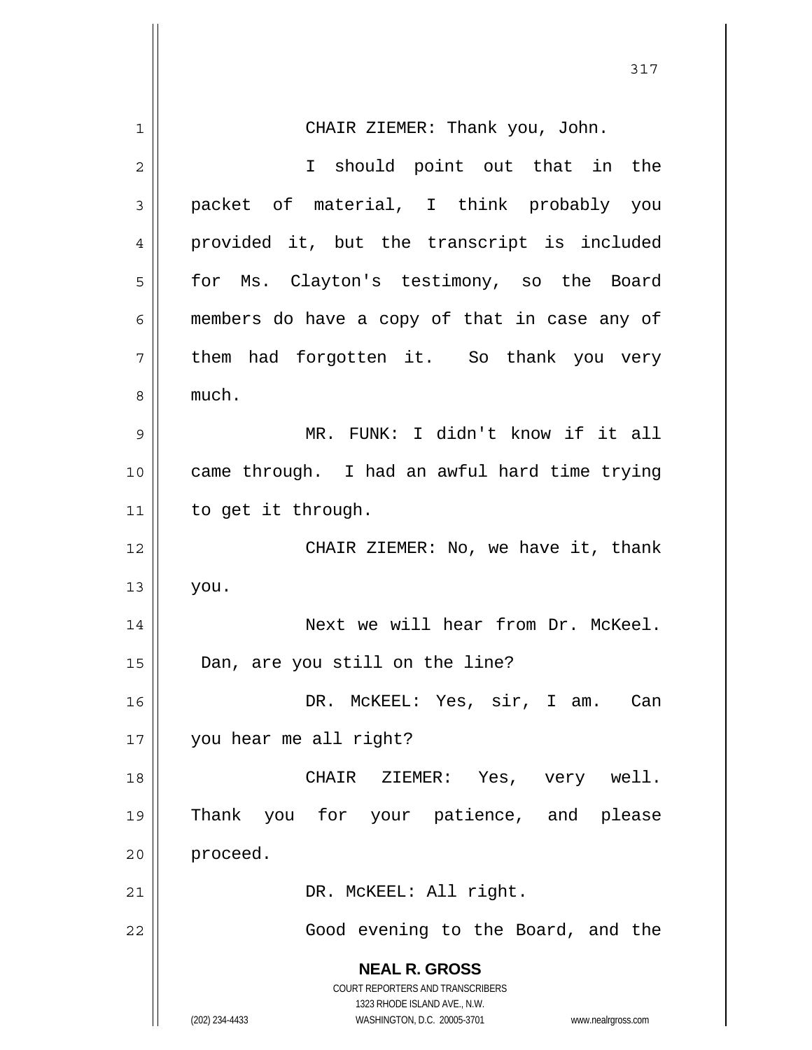CHAIR ZIEMER: Thank you, John.

I should point out that in the packet of material, I think probably you provided it, but the transcript is included for Ms. Clayton's testimony, so the Board members do have a copy of that in case any of them had forgotten it. So thank you very much.

MR. FUNK: I didn't know if it all came through. I had an awful hard time trying to get it through.

CHAIR ZIEMER: No, we have it, thank you.

Next we will hear from Dr. McKeel. Dan, are you still on the line?

DR. McKEEL: Yes, sir, I am. Can you hear me all right?

CHAIR ZIEMER: Yes, very well. Thank you for your patience, and please proceed.

DR. McKEEL: All right.

Good evening to the Board, and the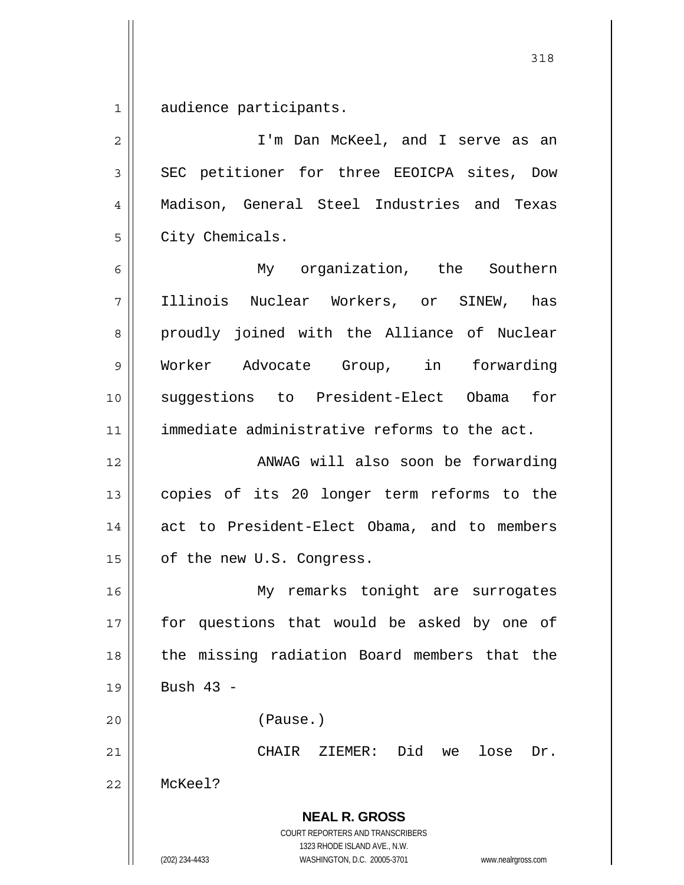audience participants.

I'm Dan McKeel, and I serve as an SEC petitioner for three EEOICPA sites, Dow Madison, General Steel Industries and Texas City Chemicals.

My organization, the Southern Illinois Nuclear Workers, or SINEW, has proudly joined with the Alliance of Nuclear Worker Advocate Group, in forwarding suggestions to President-Elect Obama for immediate administrative reforms to the act.

ANWAG will also soon be forwarding copies of its 20 longer term reforms to the act to President-Elect Obama, and to members of the new U.S. Congress.

My remarks tonight are surrogates for questions that would be asked by one of the missing radiation Board members that the Bush 43 -

(Pause.)

CHAIR ZIEMER: Did we lose Dr. McKeel?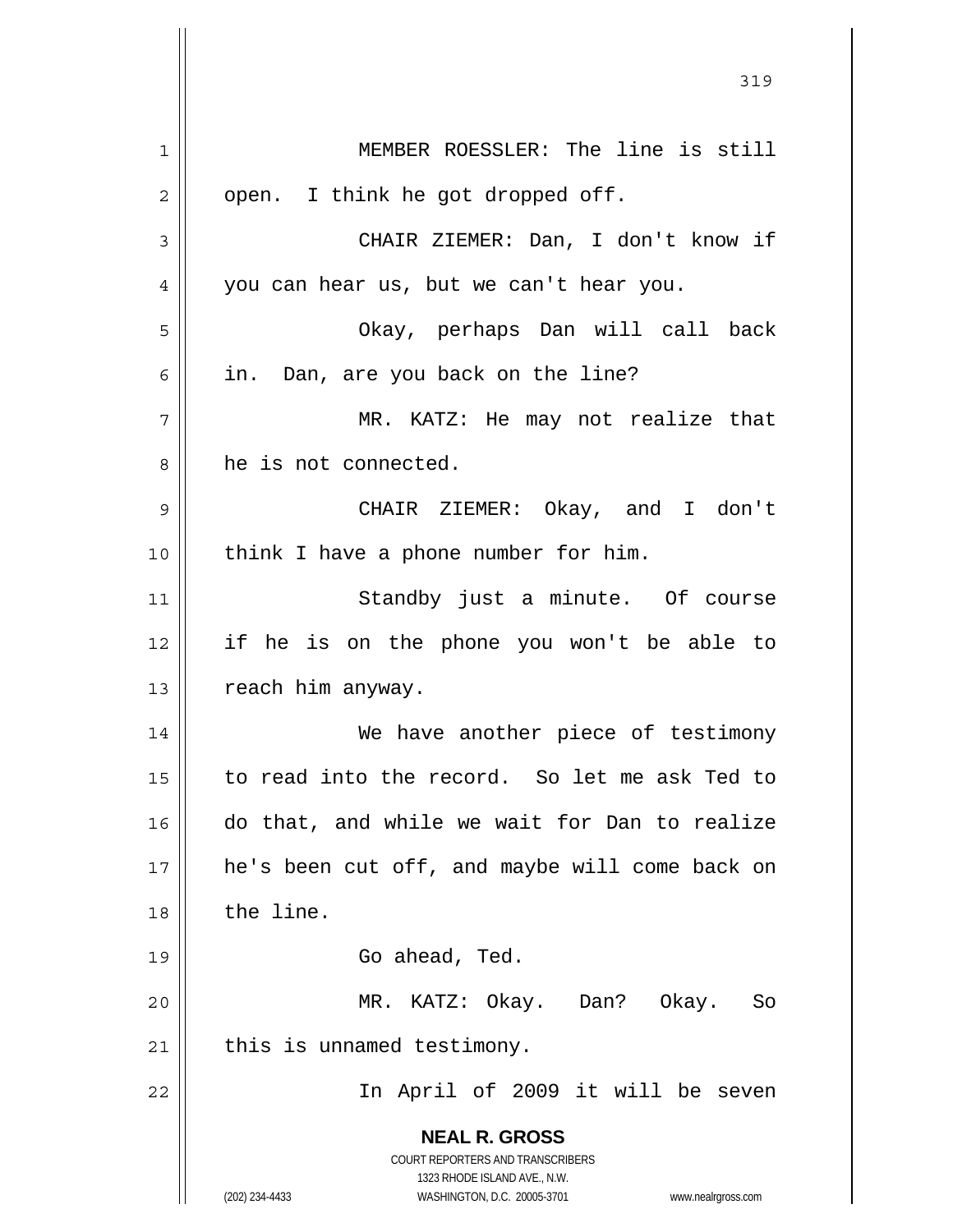MEMBER ROESSLER: The line is still open. I think he got dropped off.

CHAIR ZIEMER: Dan, I don't know if you can hear us, but we can't hear you.

Okay, perhaps Dan will call back in. Dan, are you back on the line?

MR. KATZ: He may not realize that he is not connected.

CHAIR ZIEMER: Okay, and I don't think I have a phone number for him.

Standby just a minute. Of course if he is on the phone you won't be able to reach him anyway.

We have another piece of testimony to read into the record. So let me ask Ted to do that, and while we wait for Dan to realize he's been cut off, and maybe will come back on the line.

Go ahead, Ted.

MR. KATZ: Okay. Dan? Okay. So this is unnamed testimony.

In April of 2009 it will be seven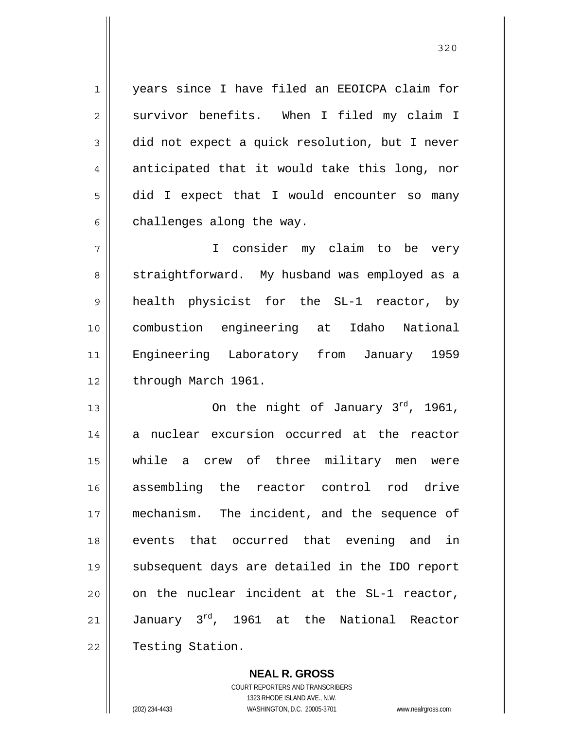years since I have filed an EEOICPA claim for survivor benefits. When I filed my claim I did not expect a quick resolution, but I never anticipated that it would take this long, nor did I expect that I would encounter so many challenges along the way.

I consider my claim to be very straightforward. My husband was employed as a health physicist for the SL-1 reactor, by combustion engineering at Idaho National Engineering Laboratory from January 1959 through March 1961.

On the night of January 3rd, 1961, a nuclear excursion occurred at the reactor while a crew of three military men were assembling the reactor control rod drive mechanism. The incident, and the sequence of events that occurred that evening and in subsequent days are detailed in the IDO report on the nuclear incident at the SL-1 reactor, January 3rd, 1961 at the National Reactor Testing Station.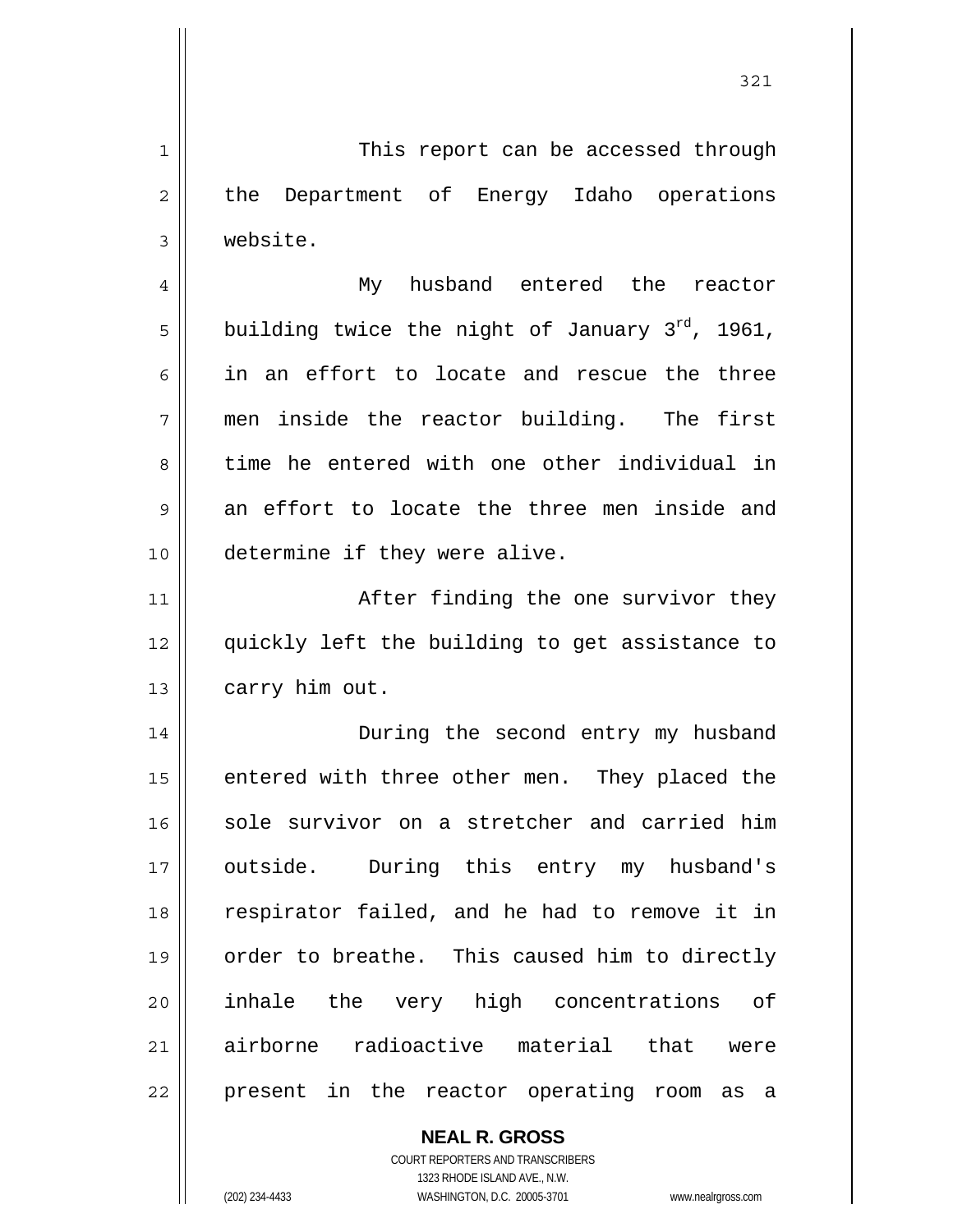This report can be accessed through the Department of Energy Idaho operations website.

My husband entered the reactor building twice the night of January 3rd, 1961, in an effort to locate and rescue the three men inside the reactor building. The first time he entered with one other individual in an effort to locate the three men inside and determine if they were alive.

After finding the one survivor they quickly left the building to get assistance to carry him out.

During the second entry my husband entered with three other men. They placed the sole survivor on a stretcher and carried him outside. During this entry my husband's respirator failed, and he had to remove it in order to breathe. This caused him to directly inhale the very high concentrations of airborne radioactive material that were present in the reactor operating room as a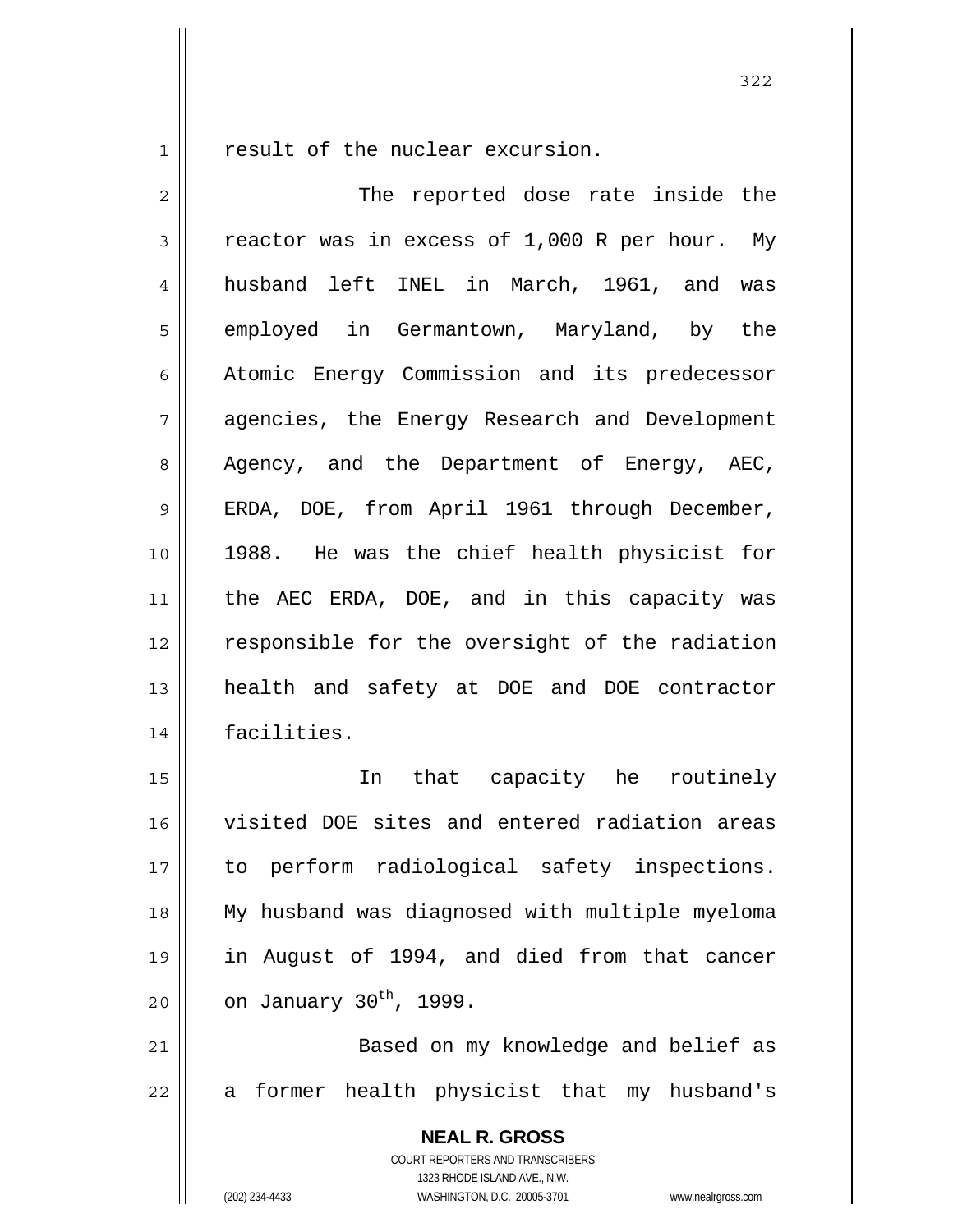result of the nuclear excursion.

The reported dose rate inside the reactor was in excess of 1,000 R per hour. My husband left INEL in March, 1961, and was employed in Germantown, Maryland, by the Atomic Energy Commission and its predecessor agencies, the Energy Research and Development Agency, and the Department of Energy, AEC, ERDA, DOE, from April 1961 through December, 1988. He was the chief health physicist for the AEC ERDA, DOE, and in this capacity was responsible for the oversight of the radiation health and safety at DOE and DOE contractor facilities.

In that capacity he routinely visited DOE sites and entered radiation areas to perform radiological safety inspections. My husband was diagnosed with multiple myeloma in August of 1994, and died from that cancer on January 30th, 1999.

Based on my knowledge and belief as a former health physicist that my husband's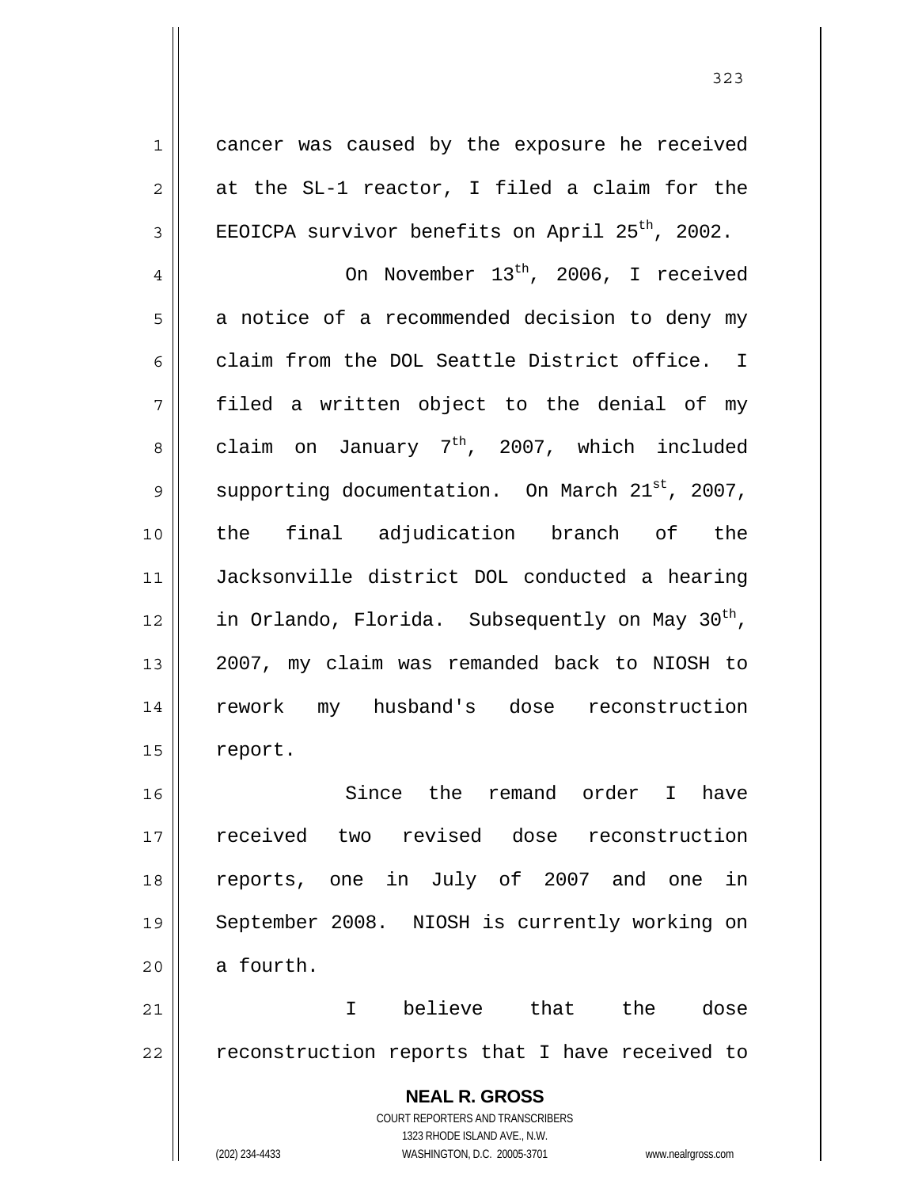cancer was caused by the exposure he received at the SL-1 reactor, I filed a claim for the EEOICPA survivor benefits on April 25th, 2002.

On November 13th, 2006, I received a notice of a recommended decision to deny my claim from the DOL Seattle District office. I filed a written object to the denial of my claim on January 7th, 2007, which included supporting documentation. On March 21st, 2007, the final adjudication branch of the Jacksonville district DOL conducted a hearing in Orlando, Florida. Subsequently on May 30th, 2007, my claim was remanded back to NIOSH to rework my husband's dose reconstruction report.

Since the remand order I have received two revised dose reconstruction reports, one in July of 2007 and one in September 2008. NIOSH is currently working on a fourth.

I believe that the dose reconstruction reports that I have received to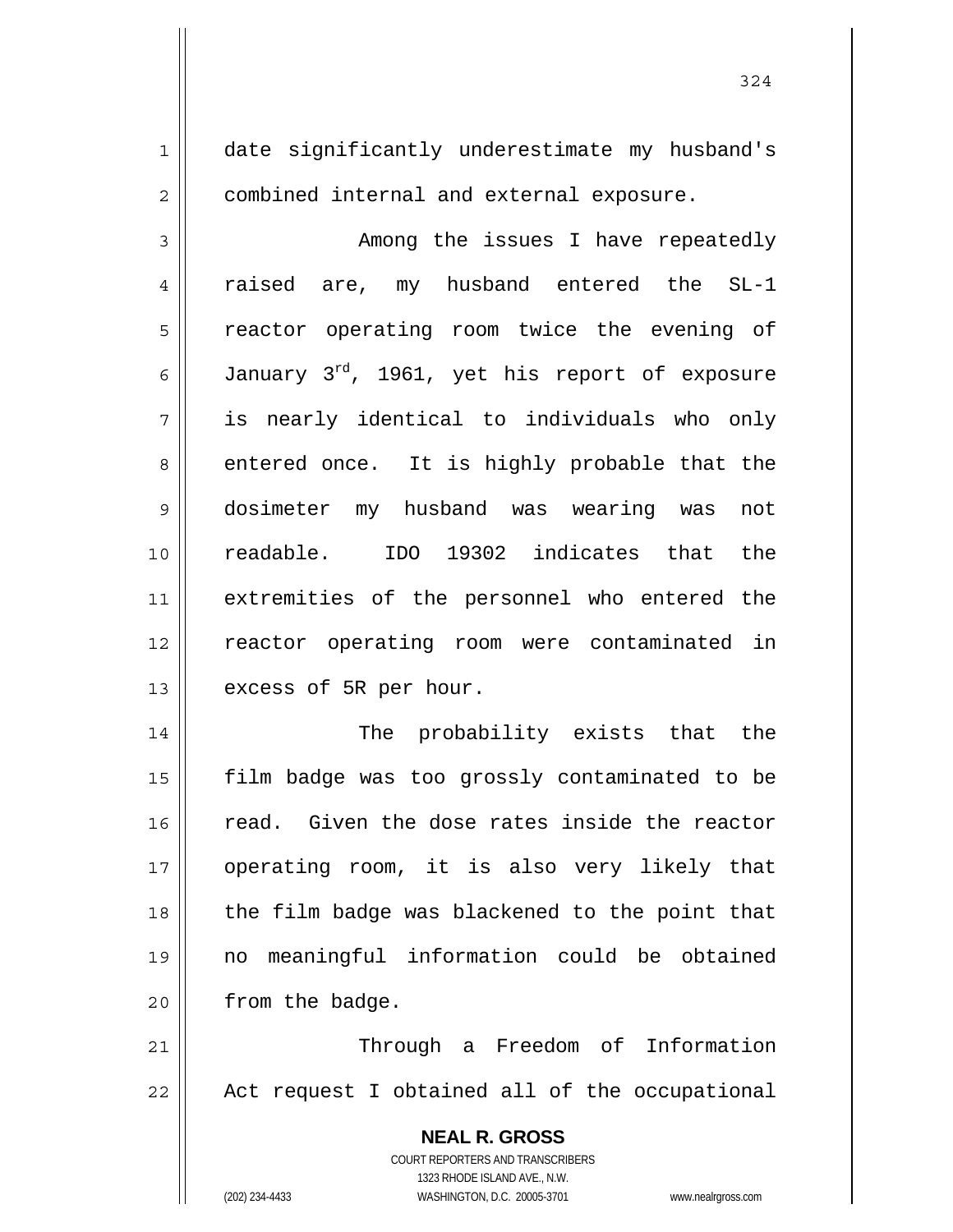date significantly underestimate my husband's combined internal and external exposure.

Among the issues I have repeatedly raised are, my husband entered the SL-1 reactor operating room twice the evening of January 3rd, 1961, yet his report of exposure is nearly identical to individuals who only entered once. It is highly probable that the dosimeter my husband was wearing was not readable. IDO 19302 indicates that the extremities of the personnel who entered the reactor operating room were contaminated in excess of 5R per hour.

The probability exists that the film badge was too grossly contaminated to be read. Given the dose rates inside the reactor operating room, it is also very likely that the film badge was blackened to the point that no meaningful information could be obtained from the badge.

Through a Freedom of Information Act request I obtained all of the occupational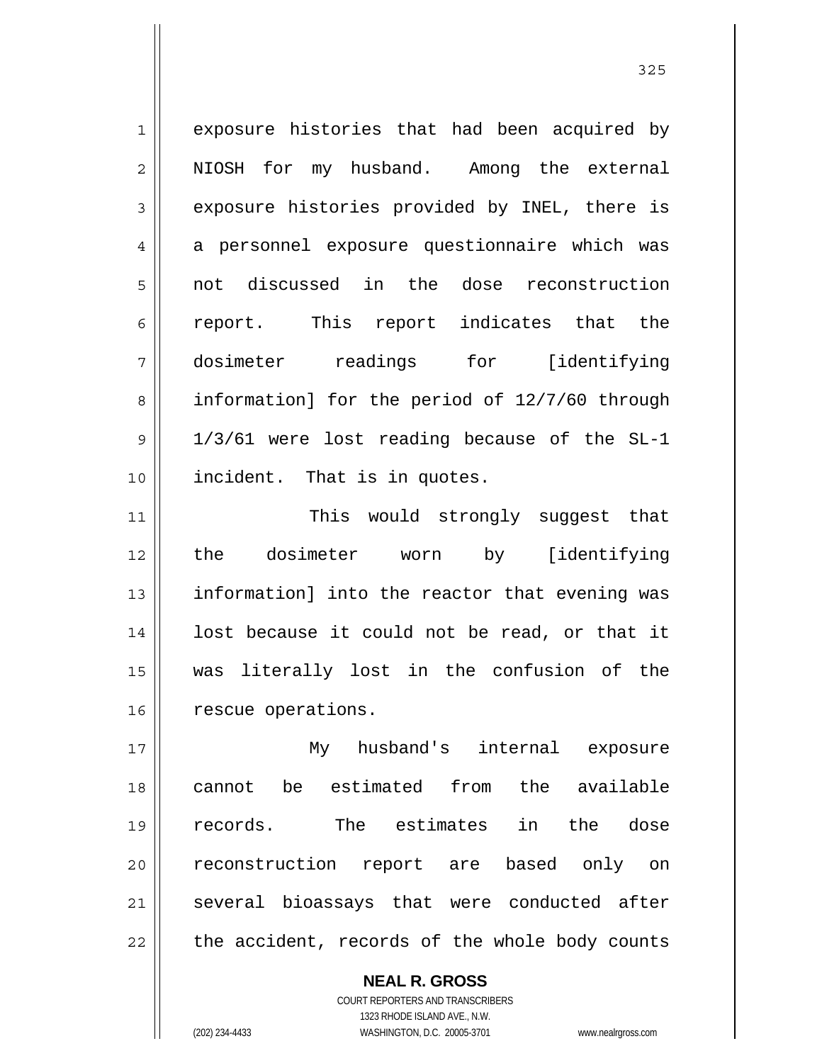exposure histories that had been acquired by NIOSH for my husband. Among the external exposure histories provided by INEL, there is a personnel exposure questionnaire which was not discussed in the dose reconstruction report. This report indicates that the dosimeter readings for [identifying information] for the period of 12/7/60 through 1/3/61 were lost reading because of the SL-1 incident. That is in quotes.

This would strongly suggest that the dosimeter worn by [identifying information] into the reactor that evening was lost because it could not be read, or that it was literally lost in the confusion of the rescue operations.

My husband's internal exposure cannot be estimated from the available records. The estimates in the dose reconstruction report are based only on several bioassays that were conducted after the accident, records of the whole body counts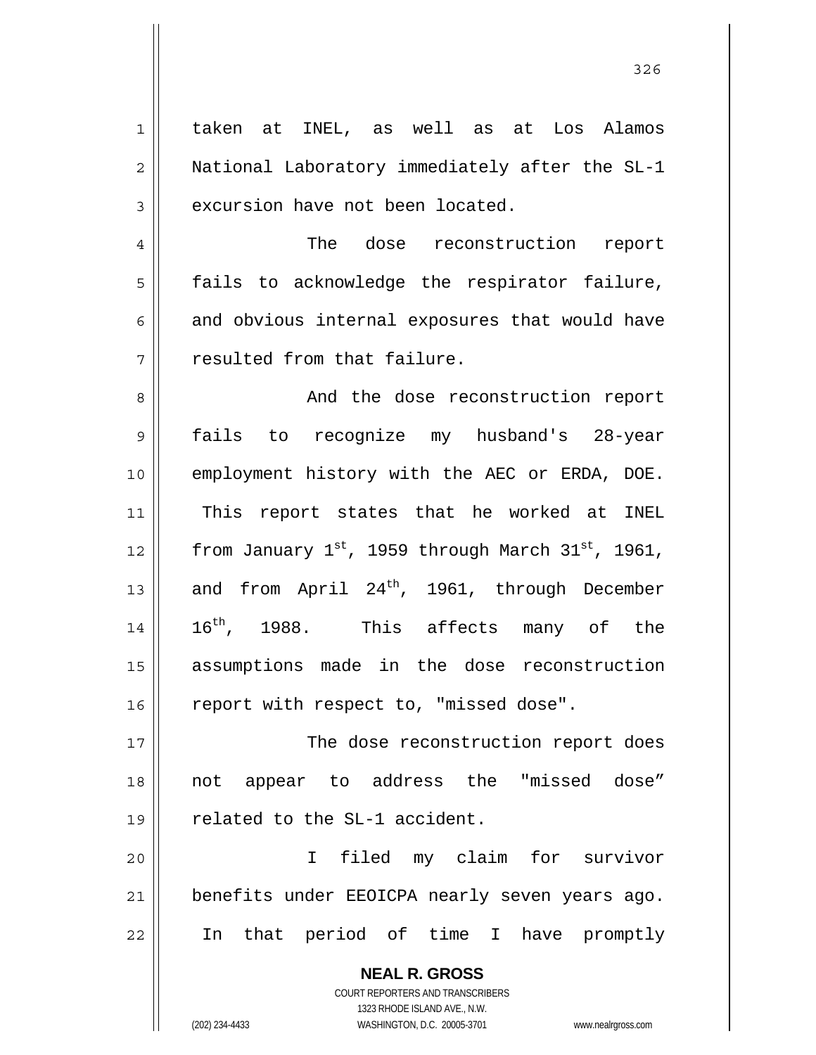taken at INEL, as well as at Los Alamos National Laboratory immediately after the SL-1 excursion have not been located.

The dose reconstruction report fails to acknowledge the respirator failure, and obvious internal exposures that would have resulted from that failure.

And the dose reconstruction report fails to recognize my husband's 28-year employment history with the AEC or ERDA, DOE. This report states that he worked at INEL from January 1st, 1959 through March 31st, 1961, and from April 24th, 1961, through December 16th, 1988. This affects many of the assumptions made in the dose reconstruction report with respect to, "missed dose".

The dose reconstruction report does not appear to address the "missed dose" related to the SL-1 accident.

I filed my claim for survivor benefits under EEOICPA nearly seven years ago. In that period of time I have promptly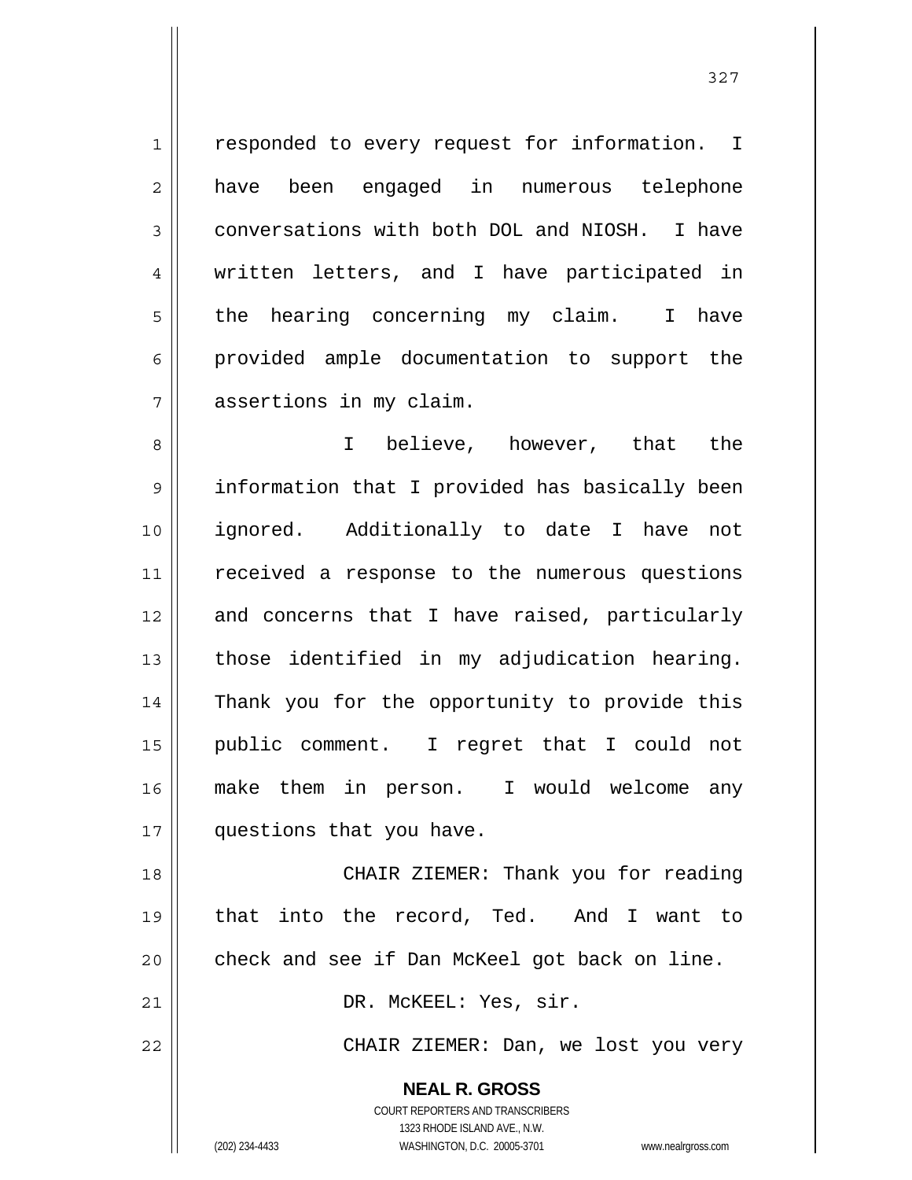responded to every request for information. I have been engaged in numerous telephone conversations with both DOL and NIOSH. I have written letters, and I have participated in the hearing concerning my claim. I have provided ample documentation to support the assertions in my claim.

I believe, however, that the information that I provided has basically been ignored. Additionally to date I have not received a response to the numerous questions and concerns that I have raised, particularly those identified in my adjudication hearing. Thank you for the opportunity to provide this public comment. I regret that I could not make them in person. I would welcome any questions that you have.

CHAIR ZIEMER: Thank you for reading that into the record, Ted. And I want to check and see if Dan McKeel got back on line.

DR. McKEEL: Yes, sir.

CHAIR ZIEMER: Dan, we lost you very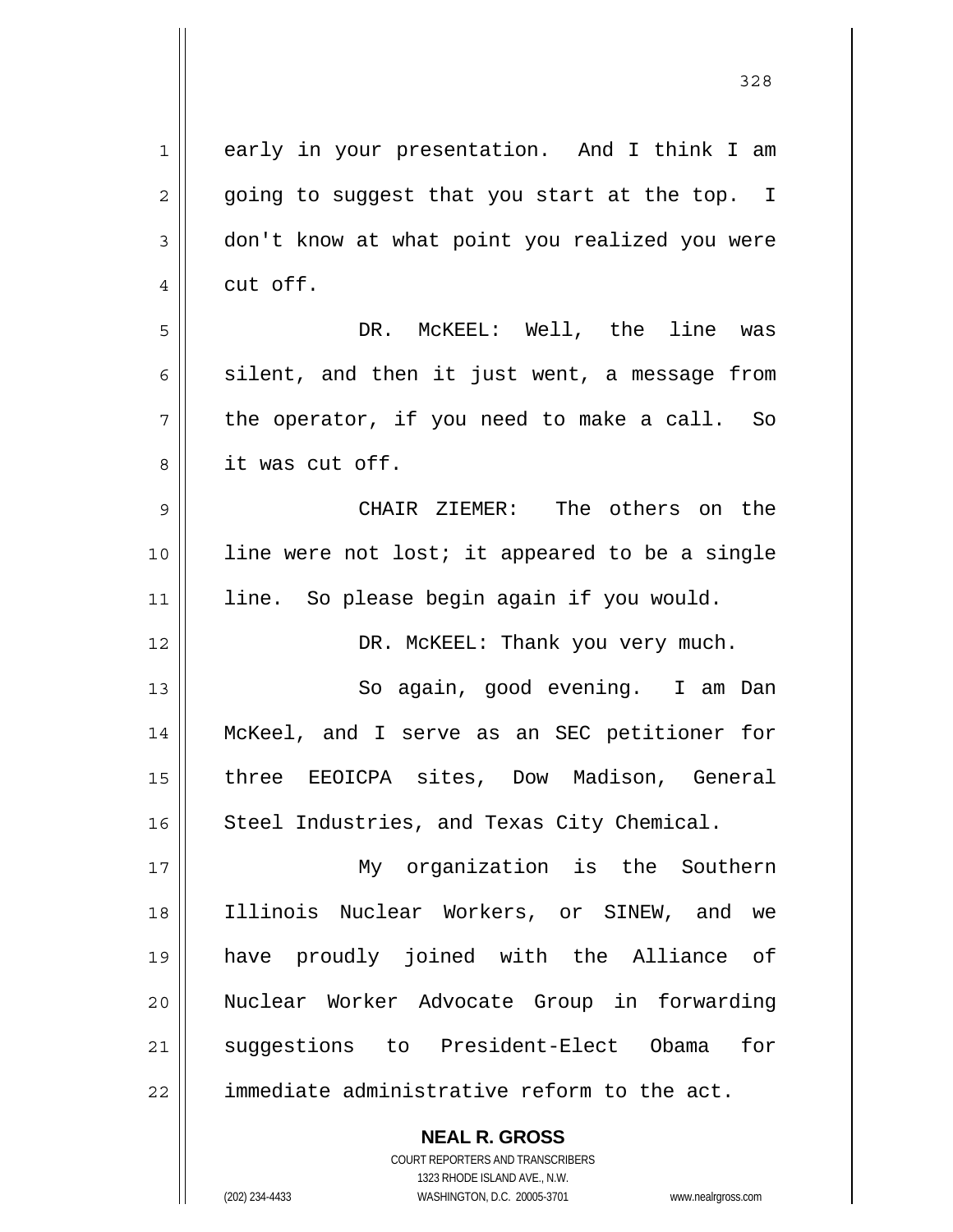early in your presentation. And I think I am going to suggest that you start at the top. I don't know at what point you realized you were cut off.

DR. McKEEL: Well, the line was silent, and then it just went, a message from the operator, if you need to make a call. So it was cut off.

CHAIR ZIEMER: The others on the line were not lost; it appeared to be a single line. So please begin again if you would.

DR. McKEEL: Thank you very much.

So again, good evening. I am Dan McKeel, and I serve as an SEC petitioner for three EEOICPA sites, Dow Madison, General Steel Industries, and Texas City Chemical.

My organization is the Southern Illinois Nuclear Workers, or SINEW, and we have proudly joined with the Alliance of Nuclear Worker Advocate Group in forwarding suggestions to President-Elect Obama for immediate administrative reform to the act.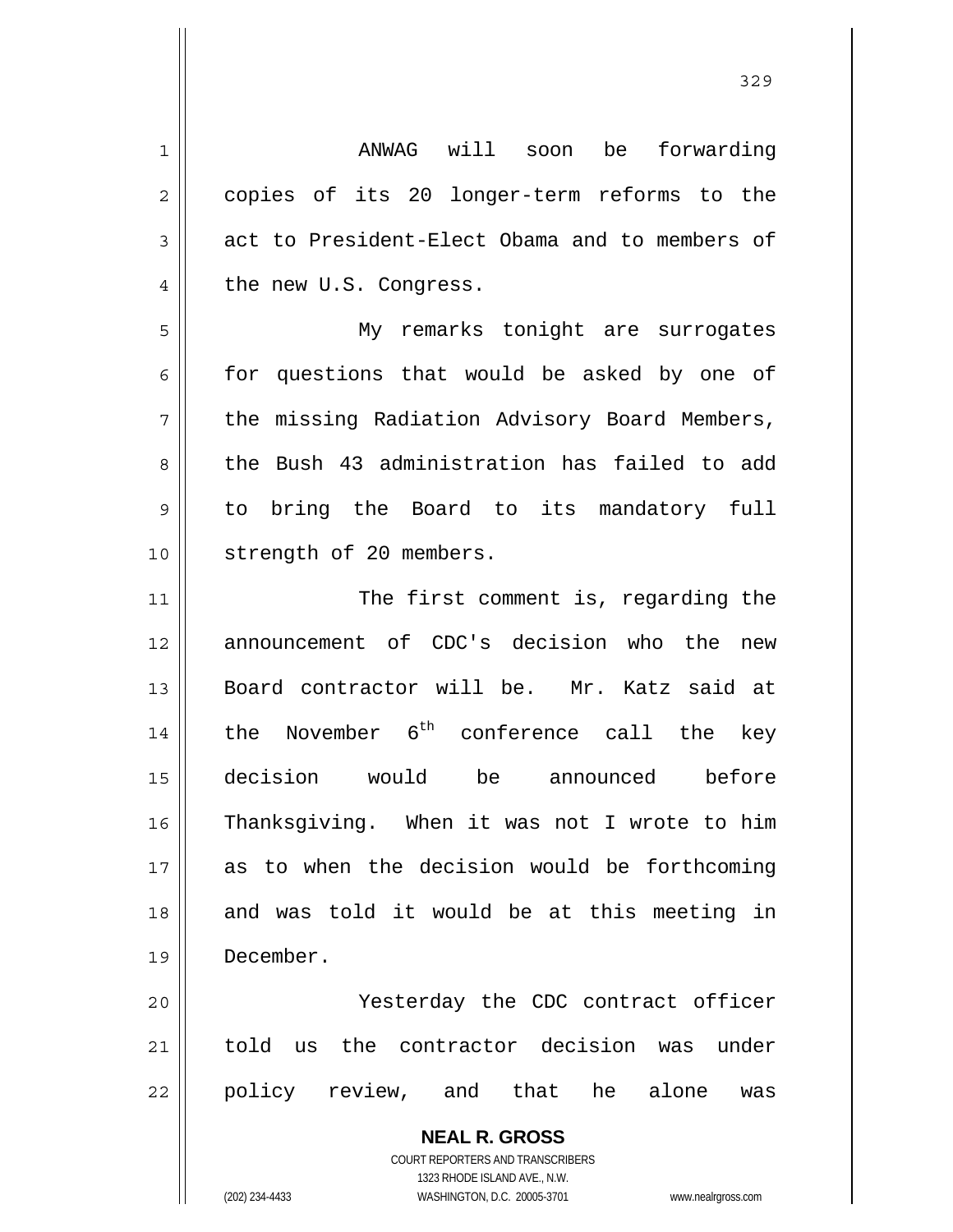ANWAG will soon be forwarding copies of its 20 longer-term reforms to the act to President-Elect Obama and to members of the new U.S. Congress.

My remarks tonight are surrogates for questions that would be asked by one of the missing Radiation Advisory Board Members, the Bush 43 administration has failed to add to bring the Board to its mandatory full strength of 20 members.

The first comment is, regarding the announcement of CDC's decision who the new Board contractor will be. Mr. Katz said at the November 6th conference call the key decision would be announced before Thanksgiving. When it was not I wrote to him as to when the decision would be forthcoming and was told it would be at this meeting in December.

Yesterday the CDC contract officer told us the contractor decision was under policy review, and that he alone was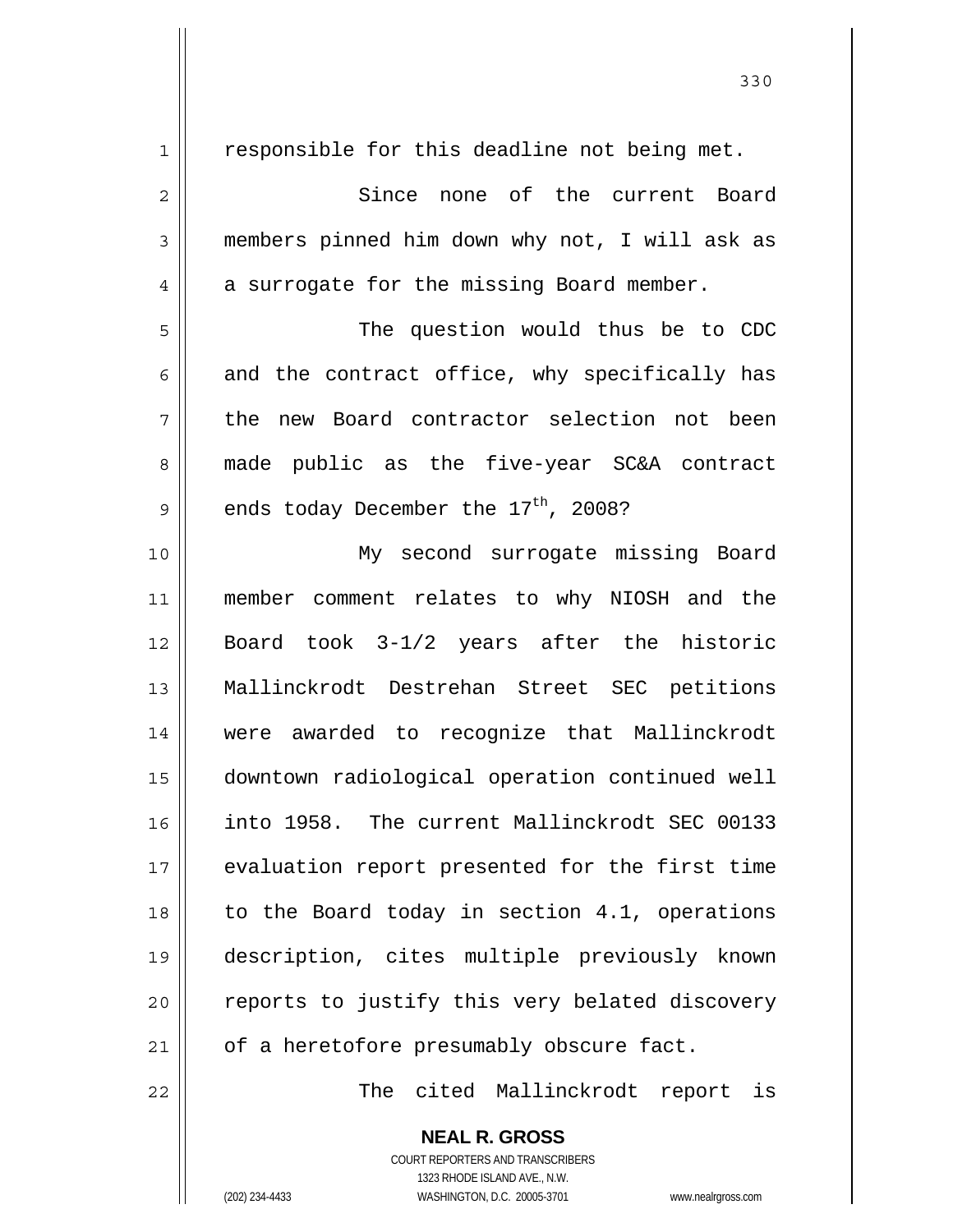responsible for this deadline not being met.

Since none of the current Board members pinned him down why not, I will ask as a surrogate for the missing Board member.

The question would thus be to CDC and the contract office, why specifically has the new Board contractor selection not been made public as the five-year SC&A contract ends today December the 17th, 2008?

My second surrogate missing Board member comment relates to why NIOSH and the Board took 3-1/2 years after the historic Mallinckrodt Destrehan Street SEC petitions were awarded to recognize that Mallinckrodt downtown radiological operation continued well into 1958. The current Mallinckrodt SEC 00133 evaluation report presented for the first time to the Board today in section 4.1, operations description, cites multiple previously known reports to justify this very belated discovery of a heretofore presumably obscure fact.

The cited Mallinckrodt report is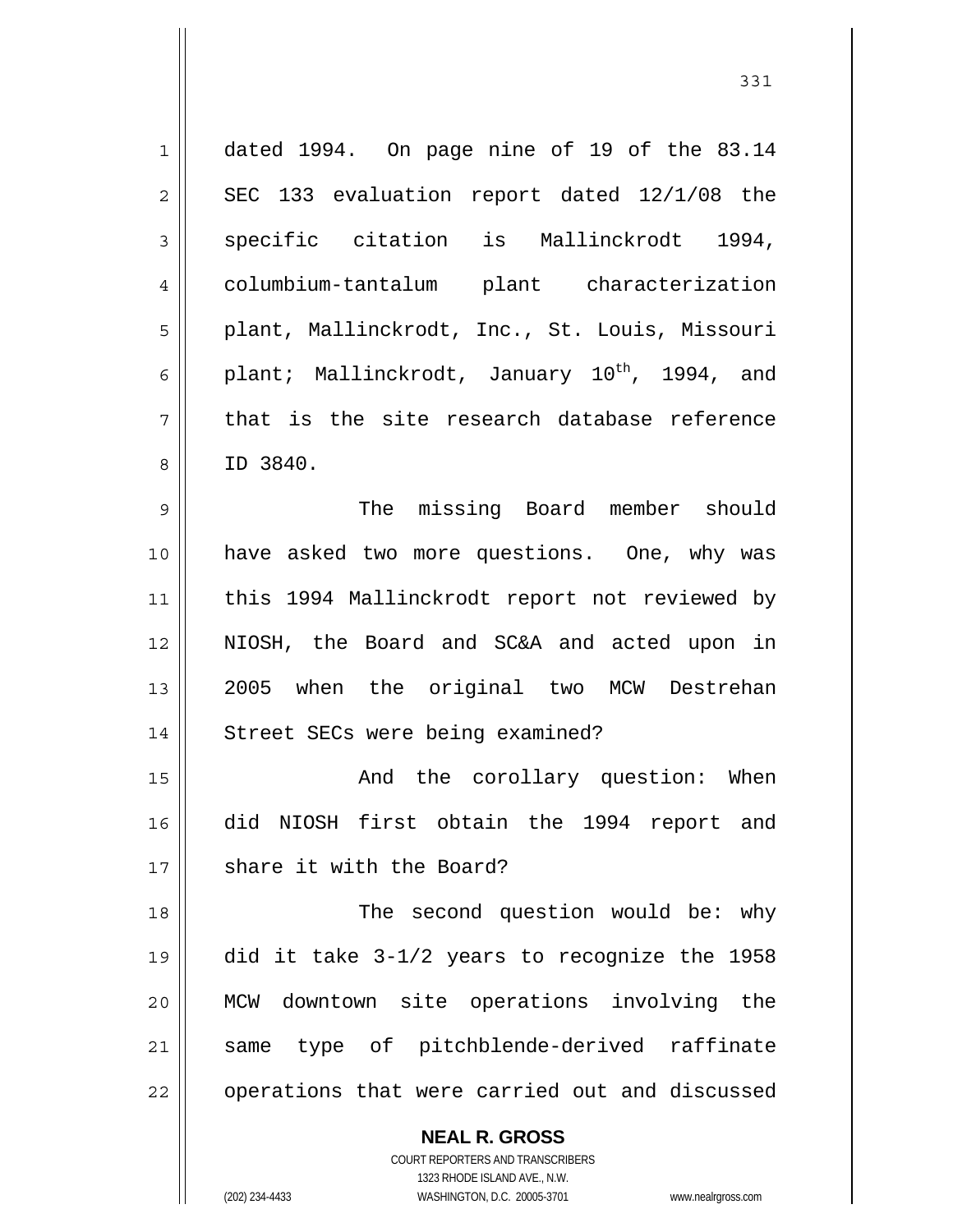dated 1994. On page nine of 19 of the 83.14 SEC 133 evaluation report dated 12/1/08 the specific citation is Mallinckrodt 1994, columbium-tantalum plant characterization plant, Mallinckrodt, Inc., St. Louis, Missouri plant; Mallinckrodt, January 10th, 1994, and that is the site research database reference ID 3840.

The missing Board member should have asked two more questions. One, why was this 1994 Mallinckrodt report not reviewed by NIOSH, the Board and SC&A and acted upon in 2005 when the original two MCW Destrehan Street SECs were being examined?

And the corollary question: When did NIOSH first obtain the 1994 report and share it with the Board?

The second question would be: why did it take 3-1/2 years to recognize the 1958 MCW downtown site operations involving the same type of pitchblende-derived raffinate operations that were carried out and discussed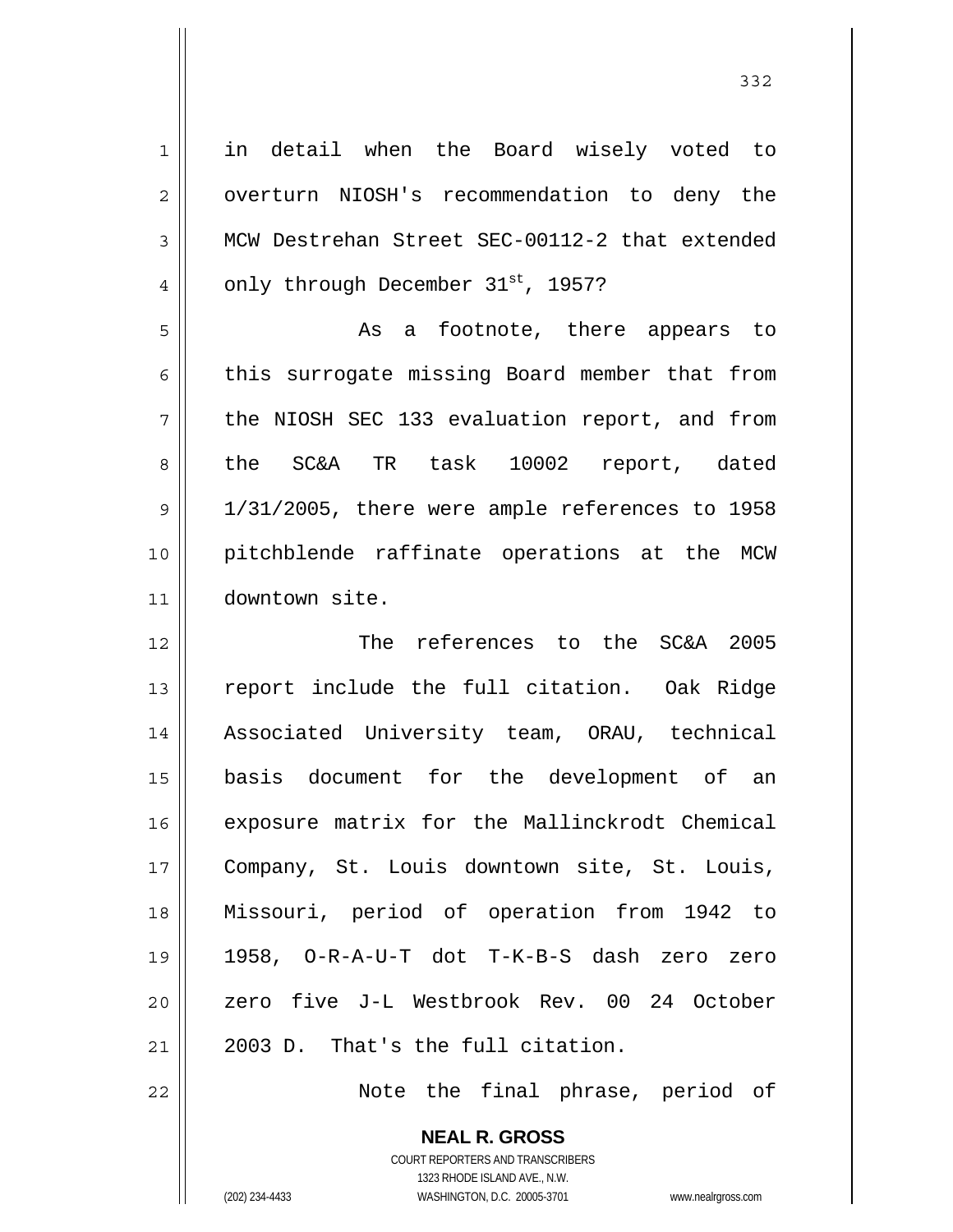in detail when the Board wisely voted to overturn NIOSH's recommendation to deny the MCW Destrehan Street SEC-00112-2 that extended only through December 31st, 1957?

As a footnote, there appears to this surrogate missing Board member that from the NIOSH SEC 133 evaluation report, and from the SC&A TR task 10002 report, dated 1/31/2005, there were ample references to 1958 pitchblende raffinate operations at the MCW downtown site.

The references to the SC&A 2005 report include the full citation. Oak Ridge Associated University team, ORAU, technical basis document for the development of an exposure matrix for the Mallinckrodt Chemical Company, St. Louis downtown site, St. Louis, Missouri, period of operation from 1942 to 1958, O-R-A-U-T dot T-K-B-S dash zero zero zero five J-L Westbrook Rev. 00 24 October 2003 D. That's the full citation.

Note the final phrase, period of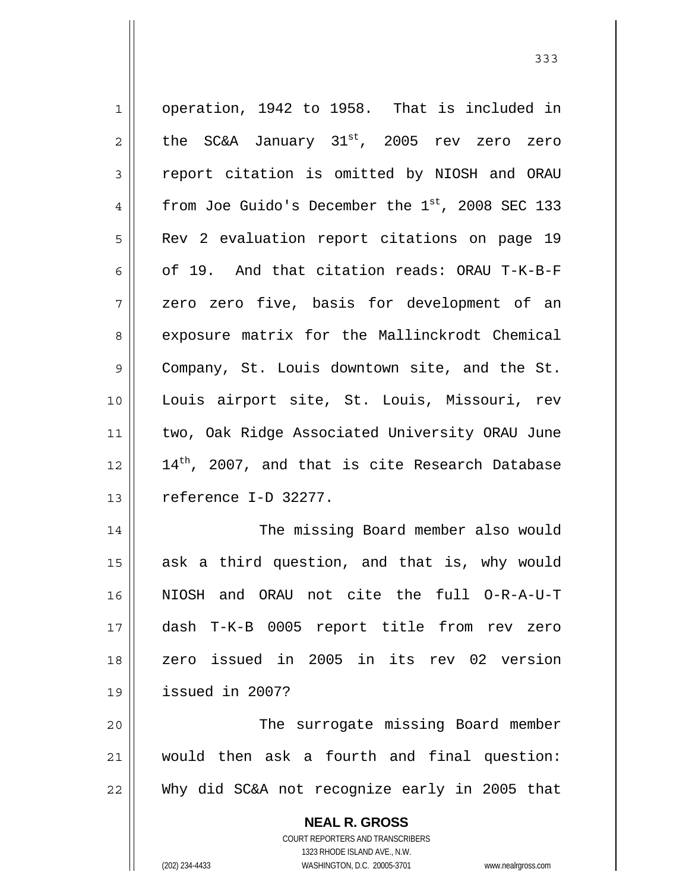operation, 1942 to 1958. That is included in the SC&A January 31st, 2005 rev zero zero report citation is omitted by NIOSH and ORAU from Joe Guido's December the 1st, 2008 SEC 133 Rev 2 evaluation report citations on page 19 of 19. And that citation reads: ORAU T-K-B-F zero zero five, basis for development of an exposure matrix for the Mallinckrodt Chemical Company, St. Louis downtown site, and the St. Louis airport site, St. Louis, Missouri, rev two, Oak Ridge Associated University ORAU June 14th, 2007, and that is cite Research Database reference I-D 32277.

The missing Board member also would ask a third question, and that is, why would NIOSH and ORAU not cite the full O-R-A-U-T dash T-K-B 0005 report title from rev zero zero issued in 2005 in its rev 02 version issued in 2007?

The surrogate missing Board member would then ask a fourth and final question: Why did SC&A not recognize early in 2005 that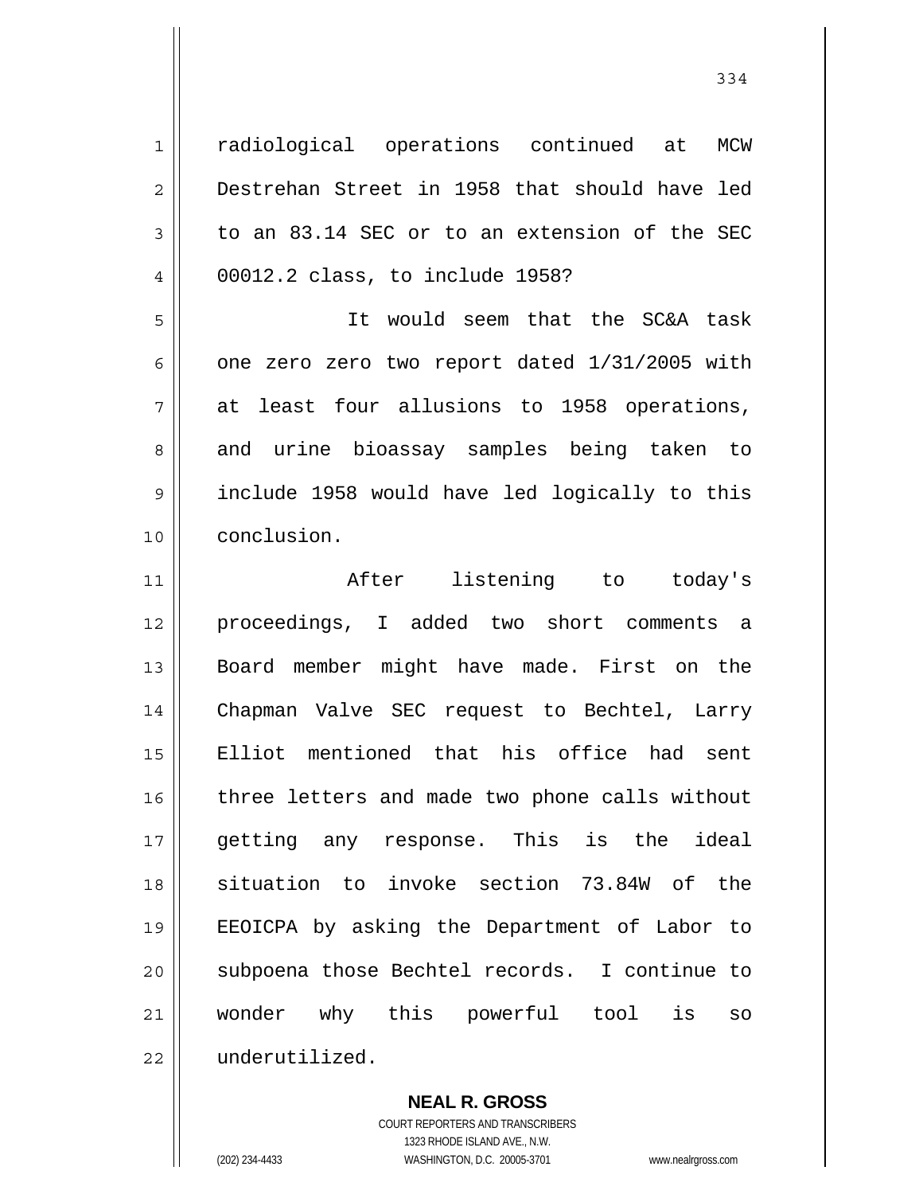radiological operations continued at MCW Destrehan Street in 1958 that should have led to an 83.14 SEC or to an extension of the SEC 00012.2 class, to include 1958?

It would seem that the SC&A task one zero zero two report dated 1/31/2005 with at least four allusions to 1958 operations, and urine bioassay samples being taken to include 1958 would have led logically to this conclusion.

After listening to today's proceedings, I added two short comments a Board member might have made. First on the Chapman Valve SEC request to Bechtel, Larry Elliot mentioned that his office had sent three letters and made two phone calls without getting any response. This is the ideal situation to invoke section 73.84W of the EEOICPA by asking the Department of Labor to subpoena those Bechtel records. I continue to wonder why this powerful tool is so underutilized.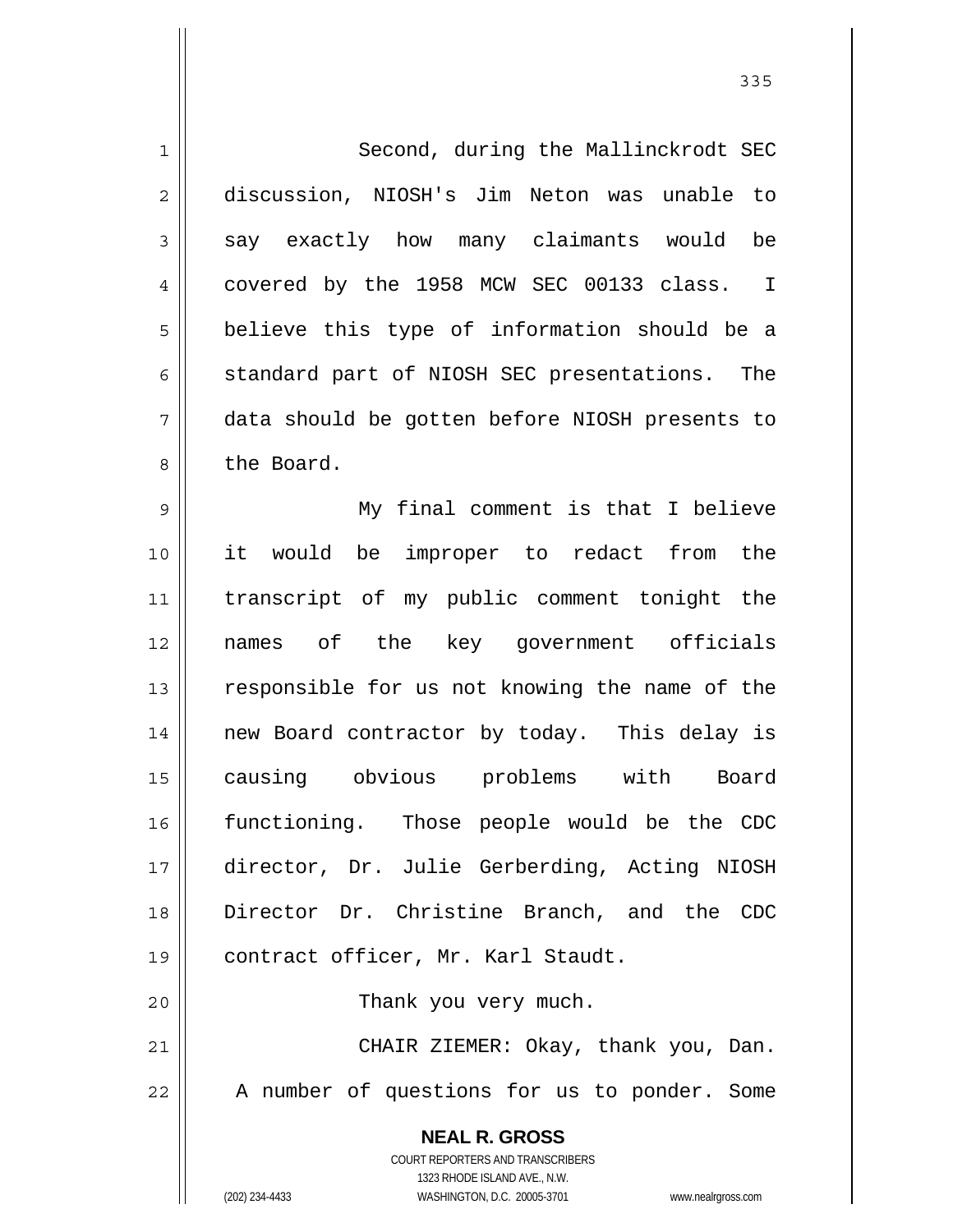Second, during the Mallinckrodt SEC discussion, NIOSH's Jim Neton was unable to say exactly how many claimants would be covered by the 1958 MCW SEC 00133 class. I believe this type of information should be a standard part of NIOSH SEC presentations. The data should be gotten before NIOSH presents to the Board.

My final comment is that I believe it would be improper to redact from the transcript of my public comment tonight the names of the key government officials responsible for us not knowing the name of the new Board contractor by today. This delay is causing obvious problems with Board functioning. Those people would be the CDC director, Dr. Julie Gerberding, Acting NIOSH Director Dr. Christine Branch, and the CDC contract officer, Mr. Karl Staudt.

Thank you very much.

CHAIR ZIEMER: Okay, thank you, Dan. A number of questions for us to ponder. Some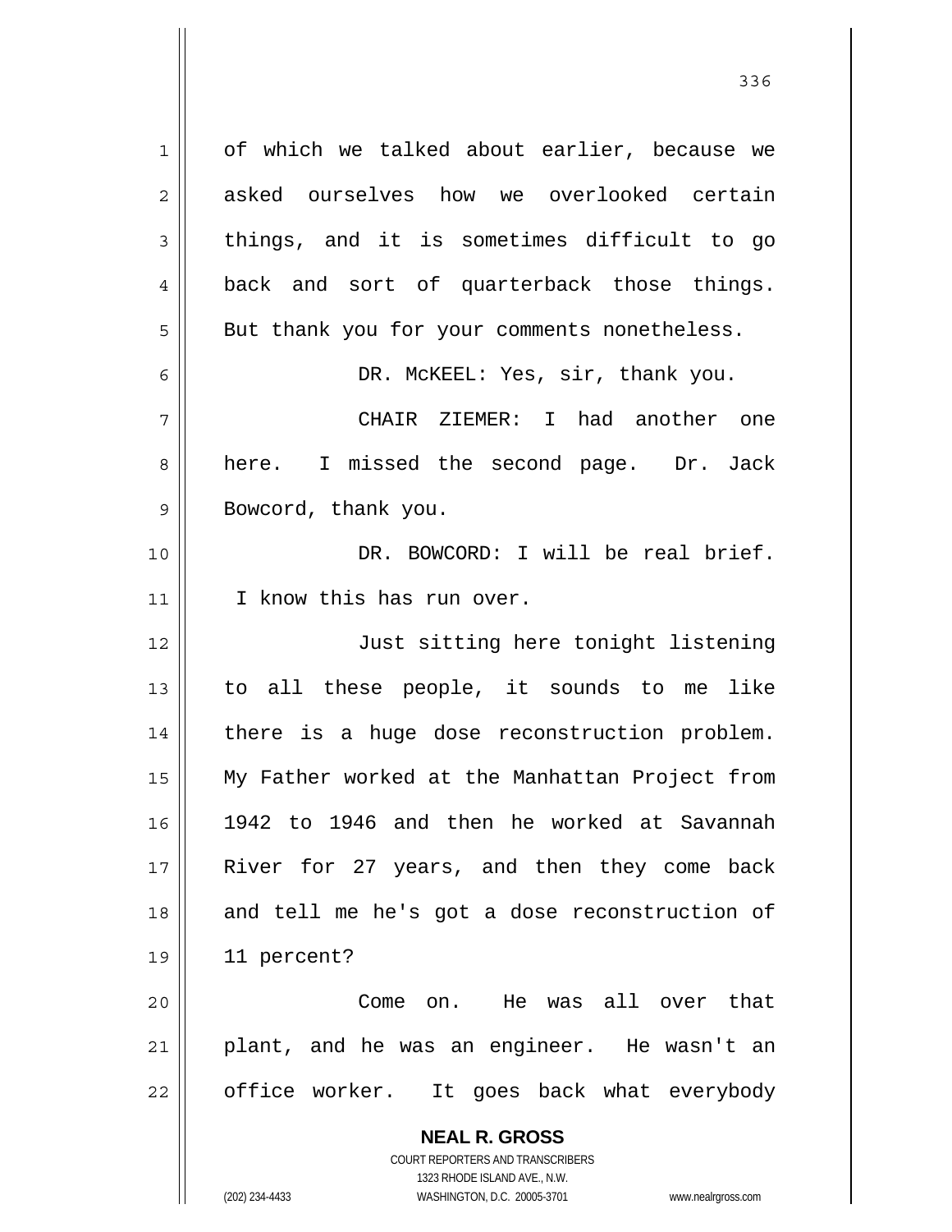of which we talked about earlier, because we asked ourselves how we overlooked certain things, and it is sometimes difficult to go back and sort of quarterback those things. But thank you for your comments nonetheless.

DR. McKEEL: Yes, sir, thank you.

CHAIR ZIEMER: I had another one here. I missed the second page. Dr. Jack Bowcord, thank you.

DR. BOWCORD: I will be real brief. I know this has run over.

Just sitting here tonight listening to all these people, it sounds to me like there is a huge dose reconstruction problem. My Father worked at the Manhattan Project from 1942 to 1946 and then he worked at Savannah River for 27 years, and then they come back and tell me he's got a dose reconstruction of 11 percent?

Come on. He was all over that plant, and he was an engineer. He wasn't an office worker. It goes back what everybody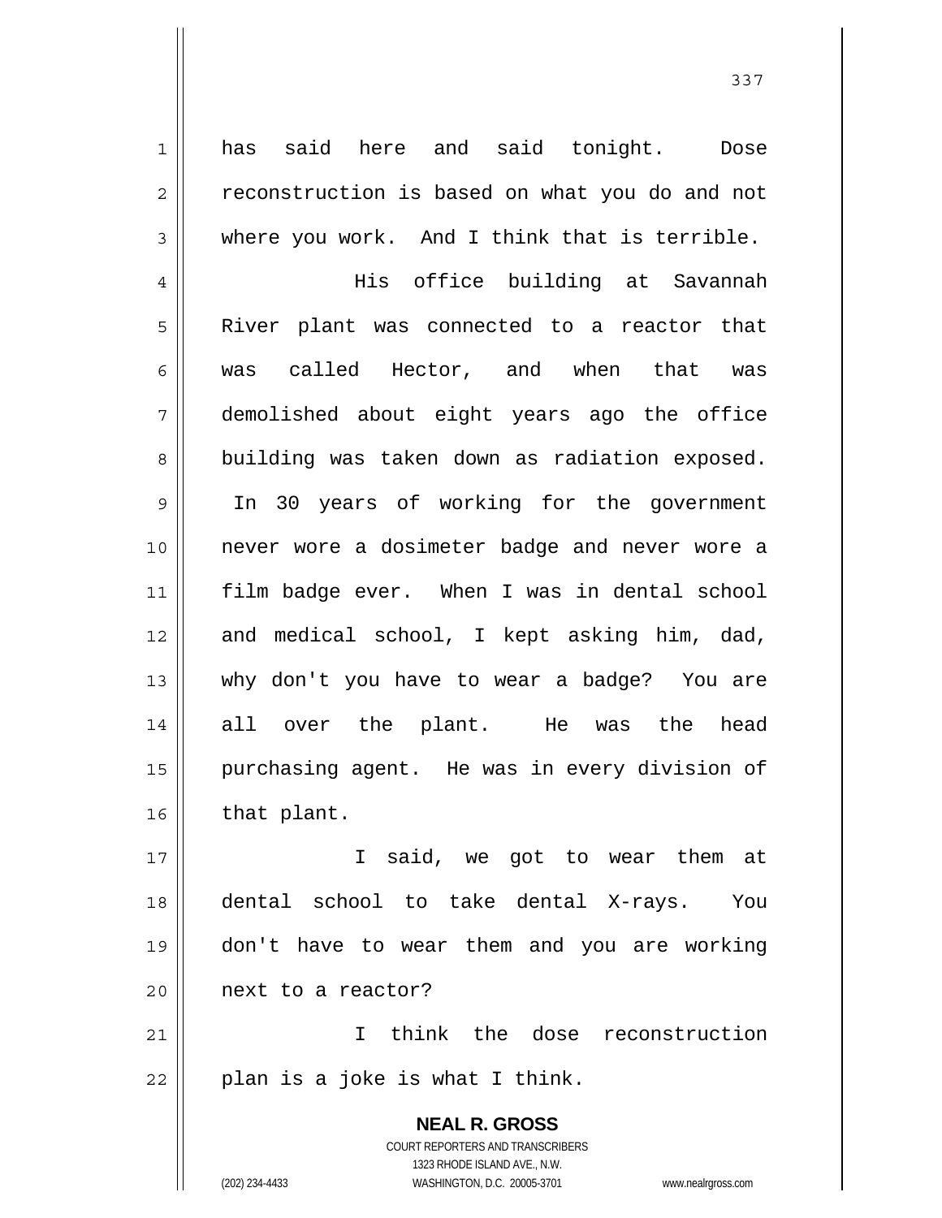has said here and said tonight. Dose reconstruction is based on what you do and not where you work. And I think that is terrible.

His office building at Savannah River plant was connected to a reactor that was called Hector, and when that was demolished about eight years ago the office building was taken down as radiation exposed. In 30 years of working for the government never wore a dosimeter badge and never wore a film badge ever. When I was in dental school and medical school, I kept asking him, dad, why don't you have to wear a badge? You are all over the plant. He was the head purchasing agent. He was in every division of that plant.

I said, we got to wear them at dental school to take dental X-rays. You don't have to wear them and you are working next to a reactor?

I think the dose reconstruction plan is a joke is what I think.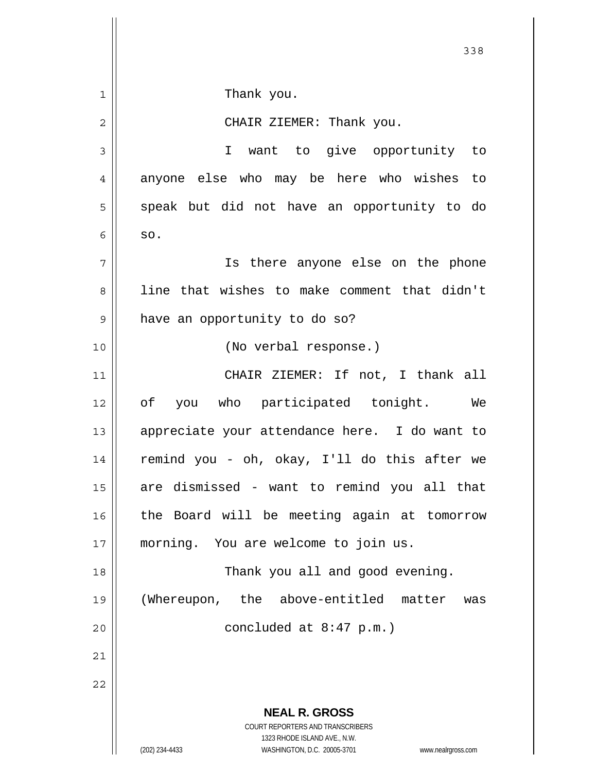Thank you.

CHAIR ZIEMER: Thank you.

I want to give opportunity to anyone else who may be here who wishes to speak but did not have an opportunity to do so.

Is there anyone else on the phone line that wishes to make comment that didn't have an opportunity to do so?

(No verbal response.)

CHAIR ZIEMER: If not, I thank all of you who participated tonight. We appreciate your attendance here. I do want to remind you - oh, okay, I'll do this after we are dismissed - want to remind you all that the Board will be meeting again at tomorrow morning. You are welcome to join us.

Thank you all and good evening.

(Whereupon, the above-entitled matter was concluded at 8:47 p.m.)